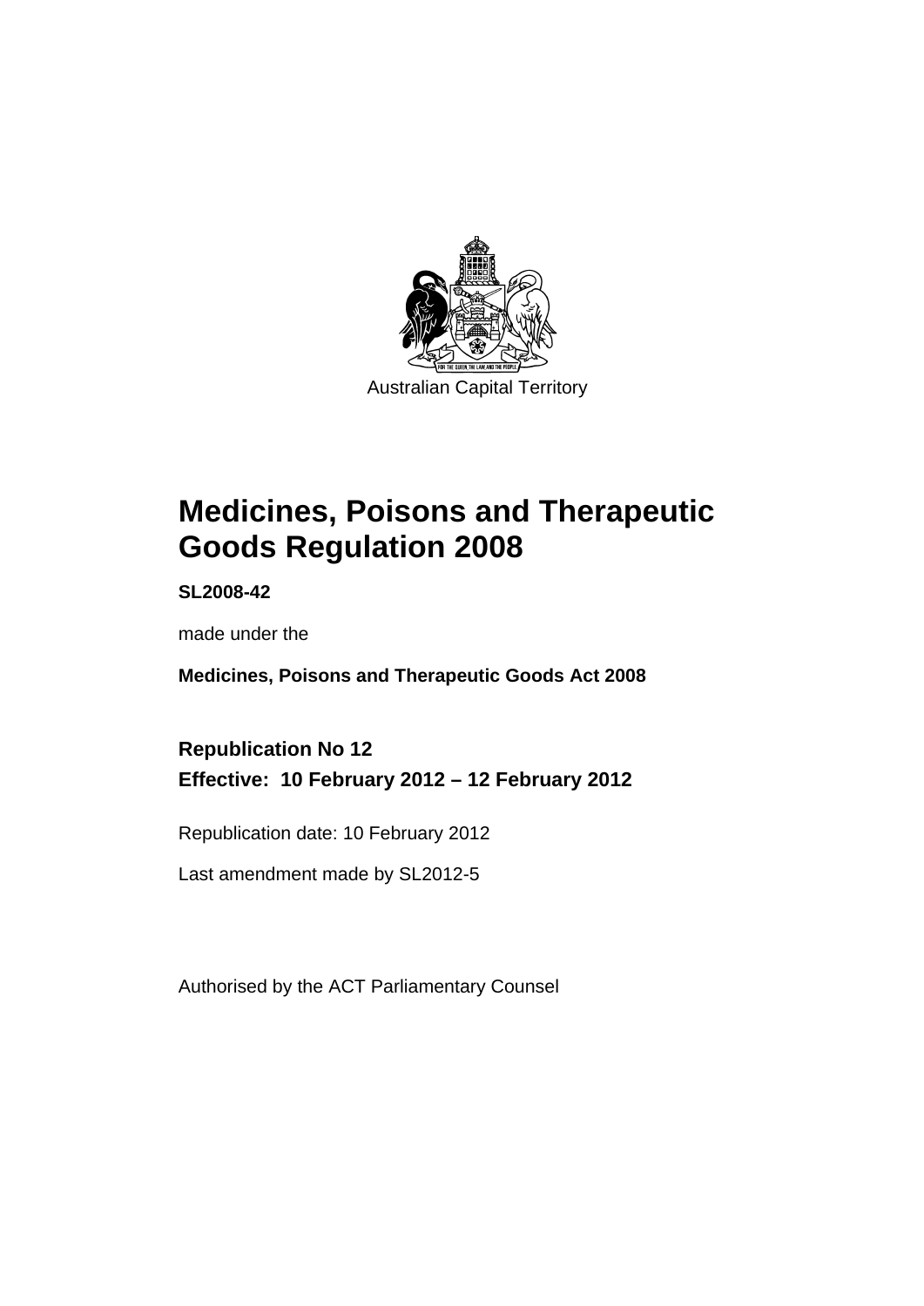Australian Capital Territory

# Medicines, Poisons and Therapeutic Goods Regulation 2008

**SL2008-42**

made under the

**Medicines, Poisons and Therapeutic Goods Act 2008**

## Republication No 12
## Effective: 10 February 2012 – 12 February 2012

Republication date: 10 February 2012

Last amendment made by SL2012-5

Authorised by the ACT Parliamentary Counsel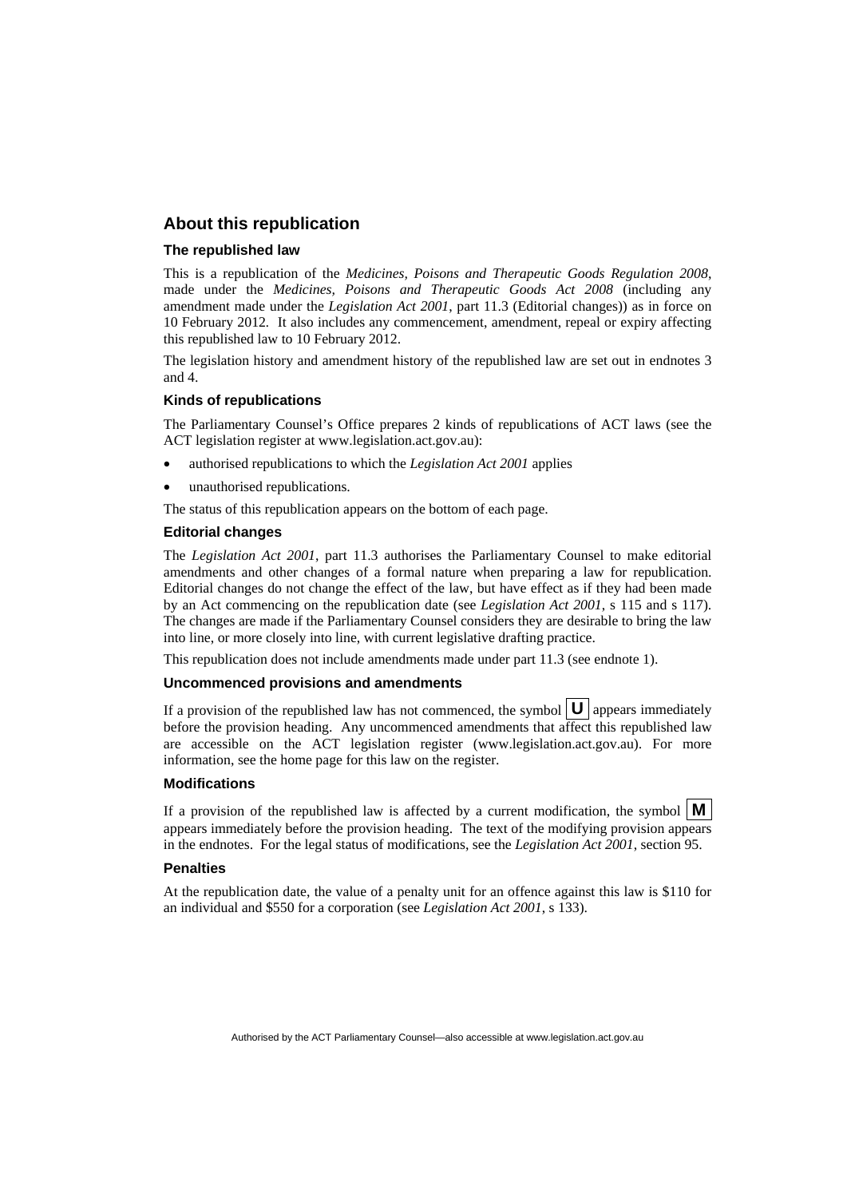## About this republication

### The republished law

This is a republication of the *Medicines, Poisons and Therapeutic Goods Regulation 2008*, made under the *Medicines, Poisons and Therapeutic Goods Act 2008* (including any amendment made under the *Legislation Act 2001*, part 11.3 (Editorial changes)) as in force on 10 February 2012. It also includes any commencement, amendment, repeal or expiry affecting this republished law to 10 February 2012.

The legislation history and amendment history of the republished law are set out in endnotes 3 and 4.

### Kinds of republications

The Parliamentary Counsel's Office prepares 2 kinds of republications of ACT laws (see the ACT legislation register at www.legislation.act.gov.au):

- authorised republications to which the *Legislation Act 2001* applies
- unauthorised republications.

The status of this republication appears on the bottom of each page.

### Editorial changes

The *Legislation Act 2001*, part 11.3 authorises the Parliamentary Counsel to make editorial amendments and other changes of a formal nature when preparing a law for republication. Editorial changes do not change the effect of the law, but have effect as if they had been made by an Act commencing on the republication date (see *Legislation Act 2001*, s 115 and s 117). The changes are made if the Parliamentary Counsel considers they are desirable to bring the law into line, or more closely into line, with current legislative drafting practice.

This republication does not include amendments made under part 11.3 (see endnote 1).

### Uncommenced provisions and amendments

If a provision of the republished law has not commenced, the symbol **U** appears immediately before the provision heading. Any uncommenced amendments that affect this republished law are accessible on the ACT legislation register (www.legislation.act.gov.au). For more information, see the home page for this law on the register.

### Modifications

If a provision of the republished law is affected by a current modification, the symbol **M** appears immediately before the provision heading. The text of the modifying provision appears in the endnotes. For the legal status of modifications, see the *Legislation Act 2001*, section 95.

### Penalties

At the republication date, the value of a penalty unit for an offence against this law is $110 for an individual and $550 for a corporation (see *Legislation Act 2001*, s 133).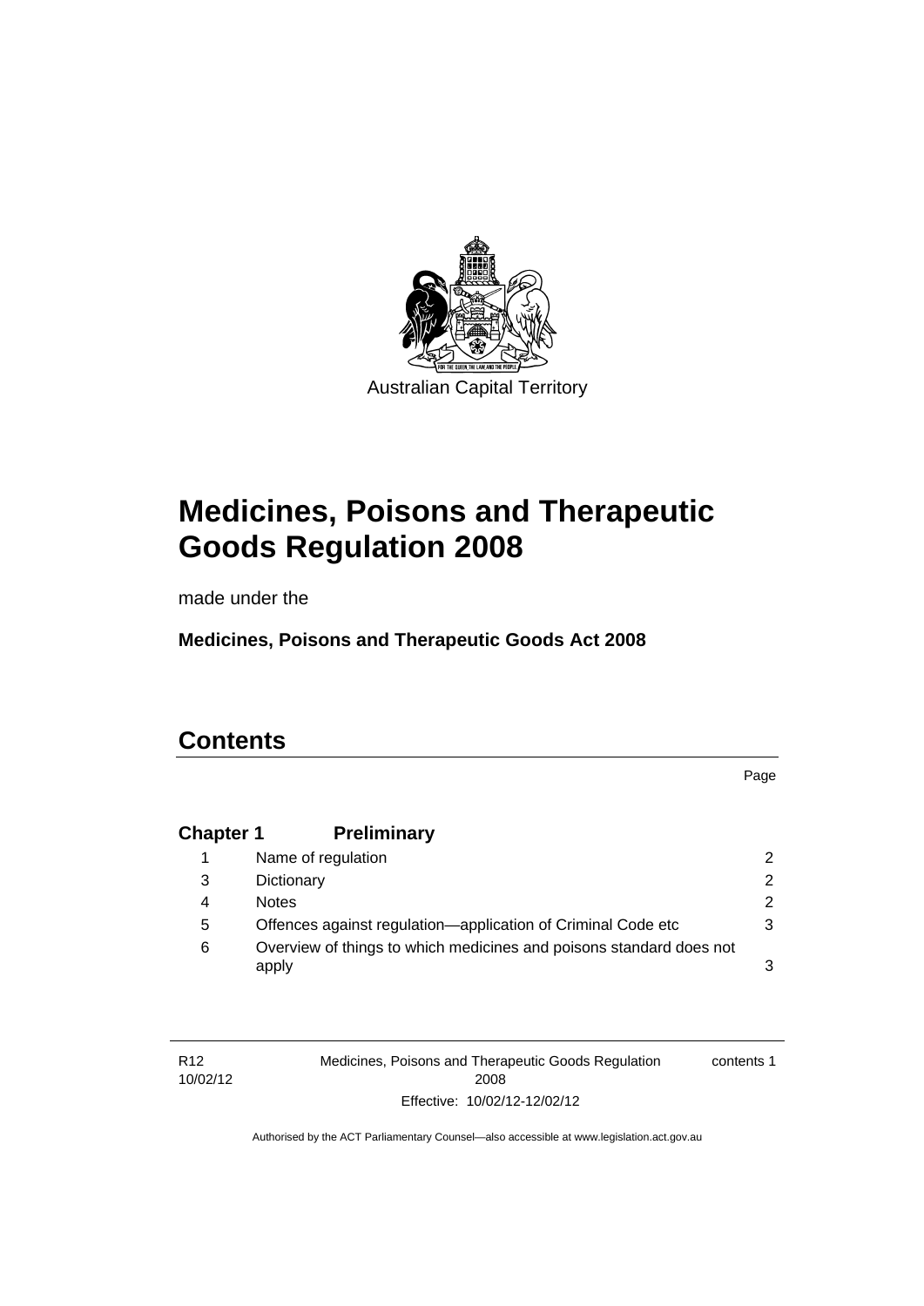Australian Capital Territory

# Medicines, Poisons and Therapeutic Goods Regulation 2008

made under the

**Medicines, Poisons and Therapeutic Goods Act 2008**

## Contents

Page

**Chapter 1 Preliminary**

| | | |
|---|---|---|
| 1 | Name of regulation | 2 |
| 3 | Dictionary | 2 |
| 4 | Notes | 2 |
| 5 | Offences against regulation—application of Criminal Code etc | 3 |
| 6 | Overview of things to which medicines and poisons standard does not apply | 3 |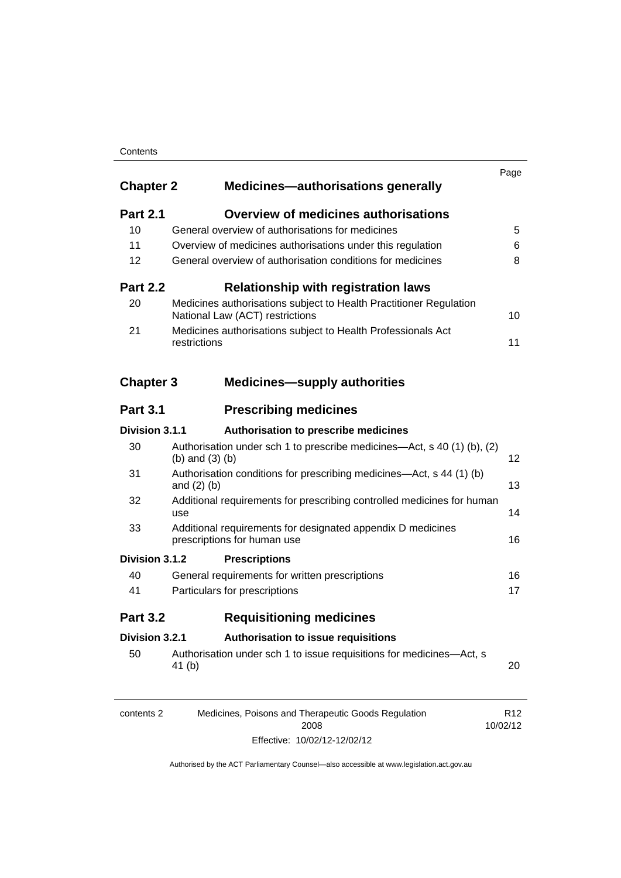| | | Page |
|---|---|---|
| **Chapter 2** | **Medicines—authorisations generally** | |
| **Part 2.1** | **Overview of medicines authorisations** | |
| 10 | General overview of authorisations for medicines | 5 |
| 11 | Overview of medicines authorisations under this regulation | 6 |
| 12 | General overview of authorisation conditions for medicines | 8 |
| **Part 2.2** | **Relationship with registration laws** | |
| 20 | Medicines authorisations subject to Health Practitioner Regulation National Law (ACT) restrictions | 10 |
| 21 | Medicines authorisations subject to Health Professionals Act restrictions | 11 |
| **Chapter 3** | **Medicines—supply authorities** | |
| **Part 3.1** | **Prescribing medicines** | |
| **Division 3.1.1** | **Authorisation to prescribe medicines** | |
| 30 | Authorisation under sch 1 to prescribe medicines—Act, s 40 (1) (b), (2) (b) and (3) (b) | 12 |
| 31 | Authorisation conditions for prescribing medicines—Act, s 44 (1) (b) and (2) (b) | 13 |
| 32 | Additional requirements for prescribing controlled medicines for human use | 14 |
| 33 | Additional requirements for designated appendix D medicines prescriptions for human use | 16 |
| **Division 3.1.2** | **Prescriptions** | |
| 40 | General requirements for written prescriptions | 16 |
| 41 | Particulars for prescriptions | 17 |
| **Part 3.2** | **Requisitioning medicines** | |
| **Division 3.2.1** | **Authorisation to issue requisitions** | |
| 50 | Authorisation under sch 1 to issue requisitions for medicines—Act, s 41 (b) | 20 |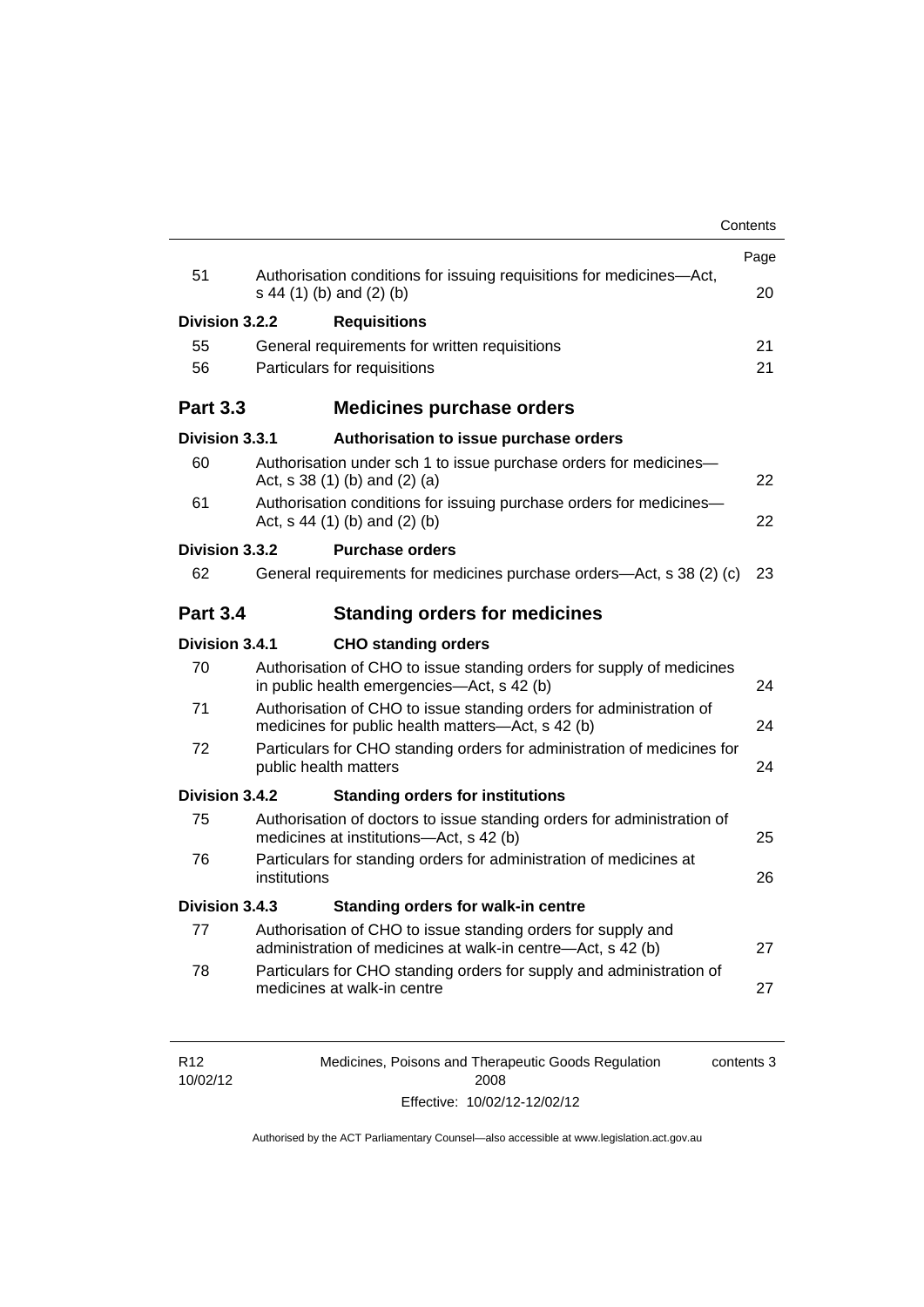| | | Page |
|---|---|---|
| 51 | Authorisation conditions for issuing requisitions for medicines—Act, s 44 (1) (b) and (2) (b) | 20 |
| **Division 3.2.2** | **Requisitions** | |
| 55 | General requirements for written requisitions | 21 |
| 56 | Particulars for requisitions | 21 |
| **Part 3.3** | **Medicines purchase orders** | |
| **Division 3.3.1** | **Authorisation to issue purchase orders** | |
| 60 | Authorisation under sch 1 to issue purchase orders for medicines—Act, s 38 (1) (b) and (2) (a) | 22 |
| 61 | Authorisation conditions for issuing purchase orders for medicines—Act, s 44 (1) (b) and (2) (b) | 22 |
| **Division 3.3.2** | **Purchase orders** | |
| 62 | General requirements for medicines purchase orders—Act, s 38 (2) (c) | 23 |
| **Part 3.4** | **Standing orders for medicines** | |
| **Division 3.4.1** | **CHO standing orders** | |
| 70 | Authorisation of CHO to issue standing orders for supply of medicines in public health emergencies—Act, s 42 (b) | 24 |
| 71 | Authorisation of CHO to issue standing orders for administration of medicines for public health matters—Act, s 42 (b) | 24 |
| 72 | Particulars for CHO standing orders for administration of medicines for public health matters | 24 |
| **Division 3.4.2** | **Standing orders for institutions** | |
| 75 | Authorisation of doctors to issue standing orders for administration of medicines at institutions—Act, s 42 (b) | 25 |
| 76 | Particulars for standing orders for administration of medicines at institutions | 26 |
| **Division 3.4.3** | **Standing orders for walk-in centre** | |
| 77 | Authorisation of CHO to issue standing orders for supply and administration of medicines at walk-in centre—Act, s 42 (b) | 27 |
| 78 | Particulars for CHO standing orders for supply and administration of medicines at walk-in centre | 27 |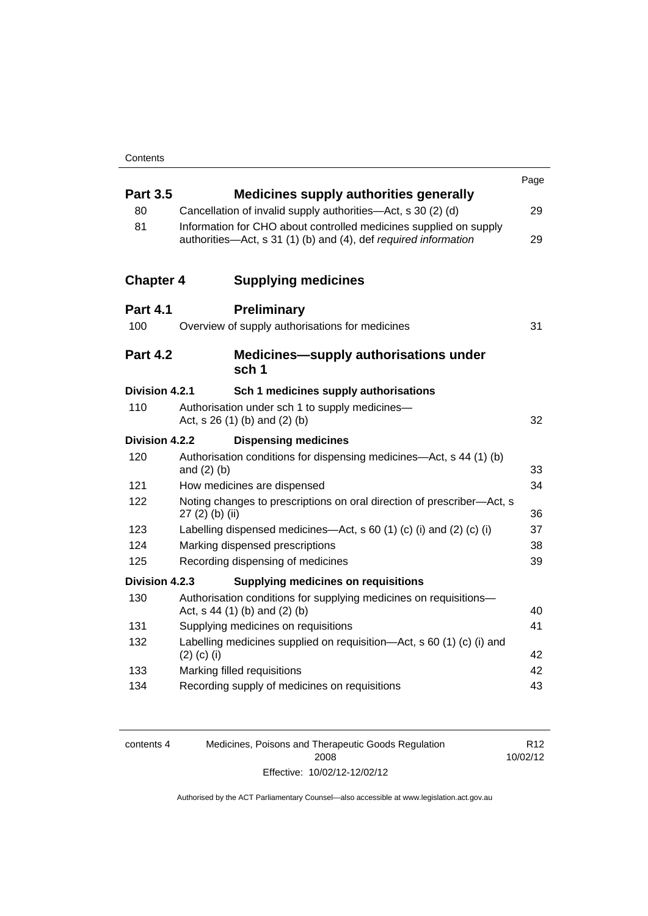| | | Page |
|---|---|---|
| **Part 3.5** | **Medicines supply authorities generally** | |
| 80 | Cancellation of invalid supply authorities—Act, s 30 (2) (d) | 29 |
| 81 | Information for CHO about controlled medicines supplied on supply authorities—Act, s 31 (1) (b) and (4), def *required information* | 29 |
| **Chapter 4** | **Supplying medicines** | |
| **Part 4.1** | **Preliminary** | |
| 100 | Overview of supply authorisations for medicines | 31 |
| **Part 4.2** | **Medicines—supply authorisations under sch 1** | |
| **Division 4.2.1** | **Sch 1 medicines supply authorisations** | |
| 110 | Authorisation under sch 1 to supply medicines—Act, s 26 (1) (b) and (2) (b) | 32 |
| **Division 4.2.2** | **Dispensing medicines** | |
| 120 | Authorisation conditions for dispensing medicines—Act, s 44 (1) (b) and (2) (b) | 33 |
| 121 | How medicines are dispensed | 34 |
| 122 | Noting changes to prescriptions on oral direction of prescriber—Act, s 27 (2) (b) (ii) | 36 |
| 123 | Labelling dispensed medicines—Act, s 60 (1) (c) (i) and (2) (c) (i) | 37 |
| 124 | Marking dispensed prescriptions | 38 |
| 125 | Recording dispensing of medicines | 39 |
| **Division 4.2.3** | **Supplying medicines on requisitions** | |
| 130 | Authorisation conditions for supplying medicines on requisitions—Act, s 44 (1) (b) and (2) (b) | 40 |
| 131 | Supplying medicines on requisitions | 41 |
| 132 | Labelling medicines supplied on requisition—Act, s 60 (1) (c) (i) and (2) (c) (i) | 42 |
| 133 | Marking filled requisitions | 42 |
| 134 | Recording supply of medicines on requisitions | 43 |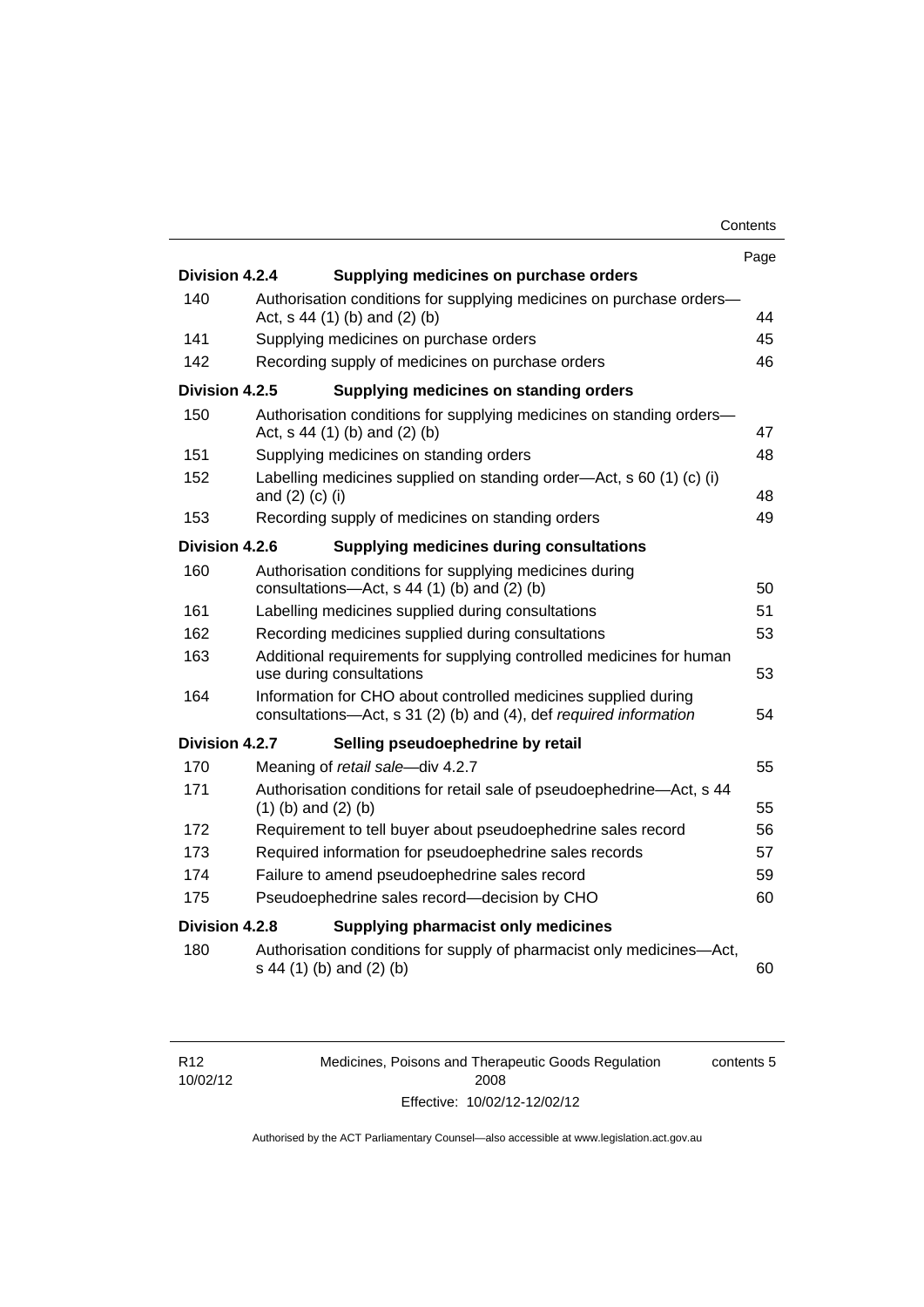| | | Page |
|---|---|---|
| **Division 4.2.4** | **Supplying medicines on purchase orders** | |
| 140 | Authorisation conditions for supplying medicines on purchase orders—Act, s 44 (1) (b) and (2) (b) | 44 |
| 141 | Supplying medicines on purchase orders | 45 |
| 142 | Recording supply of medicines on purchase orders | 46 |
| **Division 4.2.5** | **Supplying medicines on standing orders** | |
| 150 | Authorisation conditions for supplying medicines on standing orders—Act, s 44 (1) (b) and (2) (b) | 47 |
| 151 | Supplying medicines on standing orders | 48 |
| 152 | Labelling medicines supplied on standing order—Act, s 60 (1) (c) (i) and (2) (c) (i) | 48 |
| 153 | Recording supply of medicines on standing orders | 49 |
| **Division 4.2.6** | **Supplying medicines during consultations** | |
| 160 | Authorisation conditions for supplying medicines during consultations—Act, s 44 (1) (b) and (2) (b) | 50 |
| 161 | Labelling medicines supplied during consultations | 51 |
| 162 | Recording medicines supplied during consultations | 53 |
| 163 | Additional requirements for supplying controlled medicines for human use during consultations | 53 |
| 164 | Information for CHO about controlled medicines supplied during consultations—Act, s 31 (2) (b) and (4), def *required information* | 54 |
| **Division 4.2.7** | **Selling pseudoephedrine by retail** | |
| 170 | Meaning of *retail sale*—div 4.2.7 | 55 |
| 171 | Authorisation conditions for retail sale of pseudoephedrine—Act, s 44 (1) (b) and (2) (b) | 55 |
| 172 | Requirement to tell buyer about pseudoephedrine sales record | 56 |
| 173 | Required information for pseudoephedrine sales records | 57 |
| 174 | Failure to amend pseudoephedrine sales record | 59 |
| 175 | Pseudoephedrine sales record—decision by CHO | 60 |
| **Division 4.2.8** | **Supplying pharmacist only medicines** | |
| 180 | Authorisation conditions for supply of pharmacist only medicines—Act, s 44 (1) (b) and (2) (b) | 60 |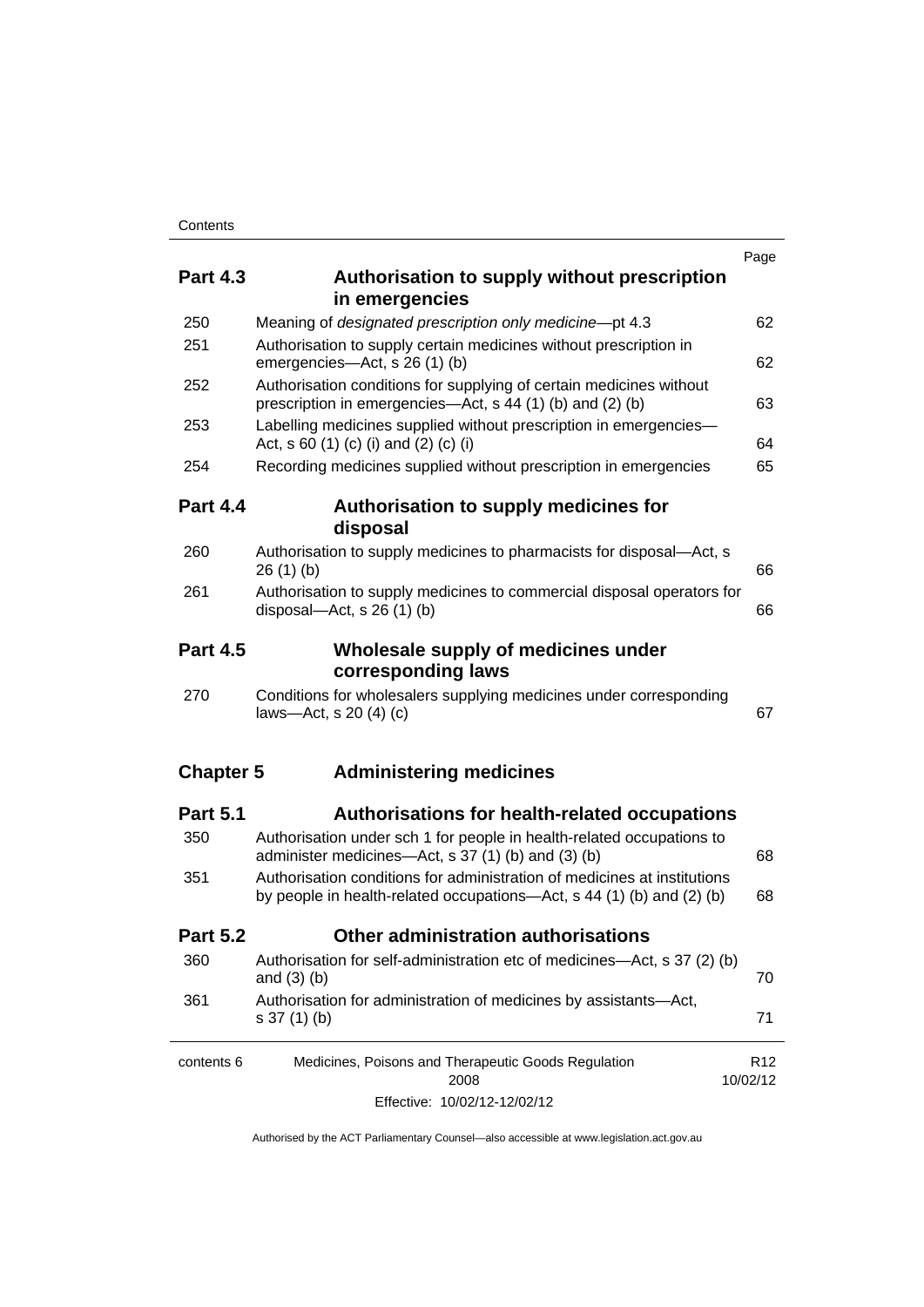| | | Page |
|---|---|---|
| **Part 4.3** | **Authorisation to supply without prescription in emergencies** | |
| 250 | Meaning of *designated prescription only medicine*—pt 4.3 | 62 |
| 251 | Authorisation to supply certain medicines without prescription in emergencies—Act, s 26 (1) (b) | 62 |
| 252 | Authorisation conditions for supplying of certain medicines without prescription in emergencies—Act, s 44 (1) (b) and (2) (b) | 63 |
| 253 | Labelling medicines supplied without prescription in emergencies—Act, s 60 (1) (c) (i) and (2) (c) (i) | 64 |
| 254 | Recording medicines supplied without prescription in emergencies | 65 |
| **Part 4.4** | **Authorisation to supply medicines for disposal** | |
| 260 | Authorisation to supply medicines to pharmacists for disposal—Act, s 26 (1) (b) | 66 |
| 261 | Authorisation to supply medicines to commercial disposal operators for disposal—Act, s 26 (1) (b) | 66 |
| **Part 4.5** | **Wholesale supply of medicines under corresponding laws** | |
| 270 | Conditions for wholesalers supplying medicines under corresponding laws—Act, s 20 (4) (c) | 67 |
| **Chapter 5** | **Administering medicines** | |
| **Part 5.1** | **Authorisations for health-related occupations** | |
| 350 | Authorisation under sch 1 for people in health-related occupations to administer medicines—Act, s 37 (1) (b) and (3) (b) | 68 |
| 351 | Authorisation conditions for administration of medicines at institutions by people in health-related occupations—Act, s 44 (1) (b) and (2) (b) | 68 |
| **Part 5.2** | **Other administration authorisations** | |
| 360 | Authorisation for self-administration etc of medicines—Act, s 37 (2) (b) and (3) (b) | 70 |
| 361 | Authorisation for administration of medicines by assistants—Act, s 37 (1) (b) | 71 |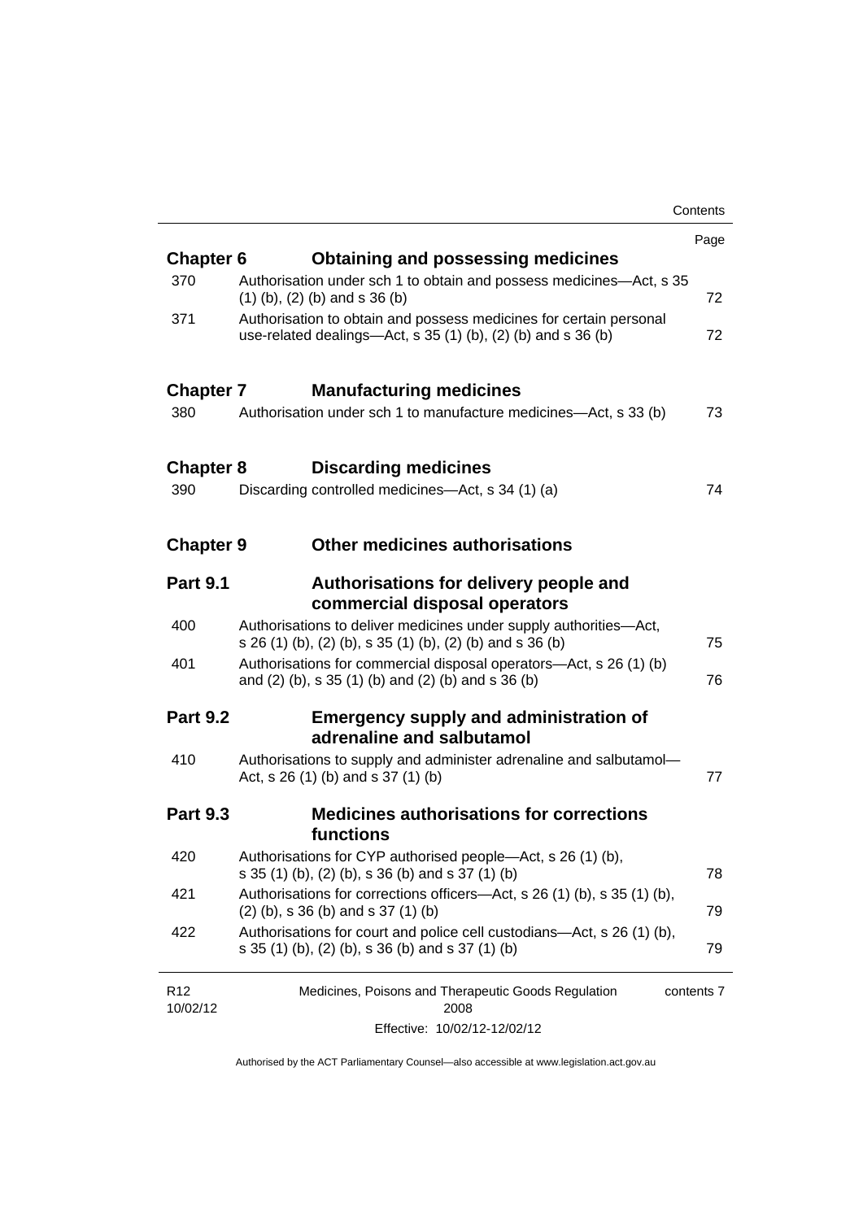| | | Page |
|---|---|---|
| **Chapter 6** | **Obtaining and possessing medicines** | |
| 370 | Authorisation under sch 1 to obtain and possess medicines—Act, s 35 (1) (b), (2) (b) and s 36 (b) | 72 |
| 371 | Authorisation to obtain and possess medicines for certain personal use-related dealings—Act, s 35 (1) (b), (2) (b) and s 36 (b) | 72 |
| **Chapter 7** | **Manufacturing medicines** | |
| 380 | Authorisation under sch 1 to manufacture medicines—Act, s 33 (b) | 73 |
| **Chapter 8** | **Discarding medicines** | |
| 390 | Discarding controlled medicines—Act, s 34 (1) (a) | 74 |
| **Chapter 9** | **Other medicines authorisations** | |
| **Part 9.1** | **Authorisations for delivery people and commercial disposal operators** | |
| 400 | Authorisations to deliver medicines under supply authorities—Act, s 26 (1) (b), (2) (b), s 35 (1) (b), (2) (b) and s 36 (b) | 75 |
| 401 | Authorisations for commercial disposal operators—Act, s 26 (1) (b) and (2) (b), s 35 (1) (b) and (2) (b) and s 36 (b) | 76 |
| **Part 9.2** | **Emergency supply and administration of adrenaline and salbutamol** | |
| 410 | Authorisations to supply and administer adrenaline and salbutamol—Act, s 26 (1) (b) and s 37 (1) (b) | 77 |
| **Part 9.3** | **Medicines authorisations for corrections functions** | |
| 420 | Authorisations for CYP authorised people—Act, s 26 (1) (b), s 35 (1) (b), (2) (b), s 36 (b) and s 37 (1) (b) | 78 |
| 421 | Authorisations for corrections officers—Act, s 26 (1) (b), s 35 (1) (b), (2) (b), s 36 (b) and s 37 (1) (b) | 79 |
| 422 | Authorisations for court and police cell custodians—Act, s 26 (1) (b), s 35 (1) (b), (2) (b), s 36 (b) and s 37 (1) (b) | 79 |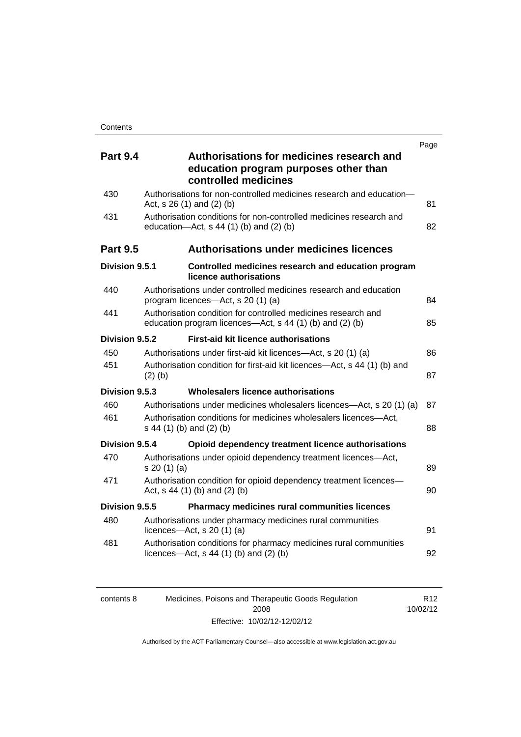| | | Page |
|---|---|---|
| **Part 9.4** | **Authorisations for medicines research and education program purposes other than controlled medicines** | |
| 430 | Authorisations for non-controlled medicines research and education—Act, s 26 (1) and (2) (b) | 81 |
| 431 | Authorisation conditions for non-controlled medicines research and education—Act, s 44 (1) (b) and (2) (b) | 82 |
| **Part 9.5** | **Authorisations under medicines licences** | |
| **Division 9.5.1** | **Controlled medicines research and education program licence authorisations** | |
| 440 | Authorisations under controlled medicines research and education program licences—Act, s 20 (1) (a) | 84 |
| 441 | Authorisation condition for controlled medicines research and education program licences—Act, s 44 (1) (b) and (2) (b) | 85 |
| **Division 9.5.2** | **First-aid kit licence authorisations** | |
| 450 | Authorisations under first-aid kit licences—Act, s 20 (1) (a) | 86 |
| 451 | Authorisation condition for first-aid kit licences—Act, s 44 (1) (b) and (2) (b) | 87 |
| **Division 9.5.3** | **Wholesalers licence authorisations** | |
| 460 | Authorisations under medicines wholesalers licences—Act, s 20 (1) (a) | 87 |
| 461 | Authorisation conditions for medicines wholesalers licences—Act, s 44 (1) (b) and (2) (b) | 88 |
| **Division 9.5.4** | **Opioid dependency treatment licence authorisations** | |
| 470 | Authorisations under opioid dependency treatment licences—Act, s 20 (1) (a) | 89 |
| 471 | Authorisation condition for opioid dependency treatment licences—Act, s 44 (1) (b) and (2) (b) | 90 |
| **Division 9.5.5** | **Pharmacy medicines rural communities licences** | |
| 480 | Authorisations under pharmacy medicines rural communities licences—Act, s 20 (1) (a) | 91 |
| 481 | Authorisation conditions for pharmacy medicines rural communities licences—Act, s 44 (1) (b) and (2) (b) | 92 |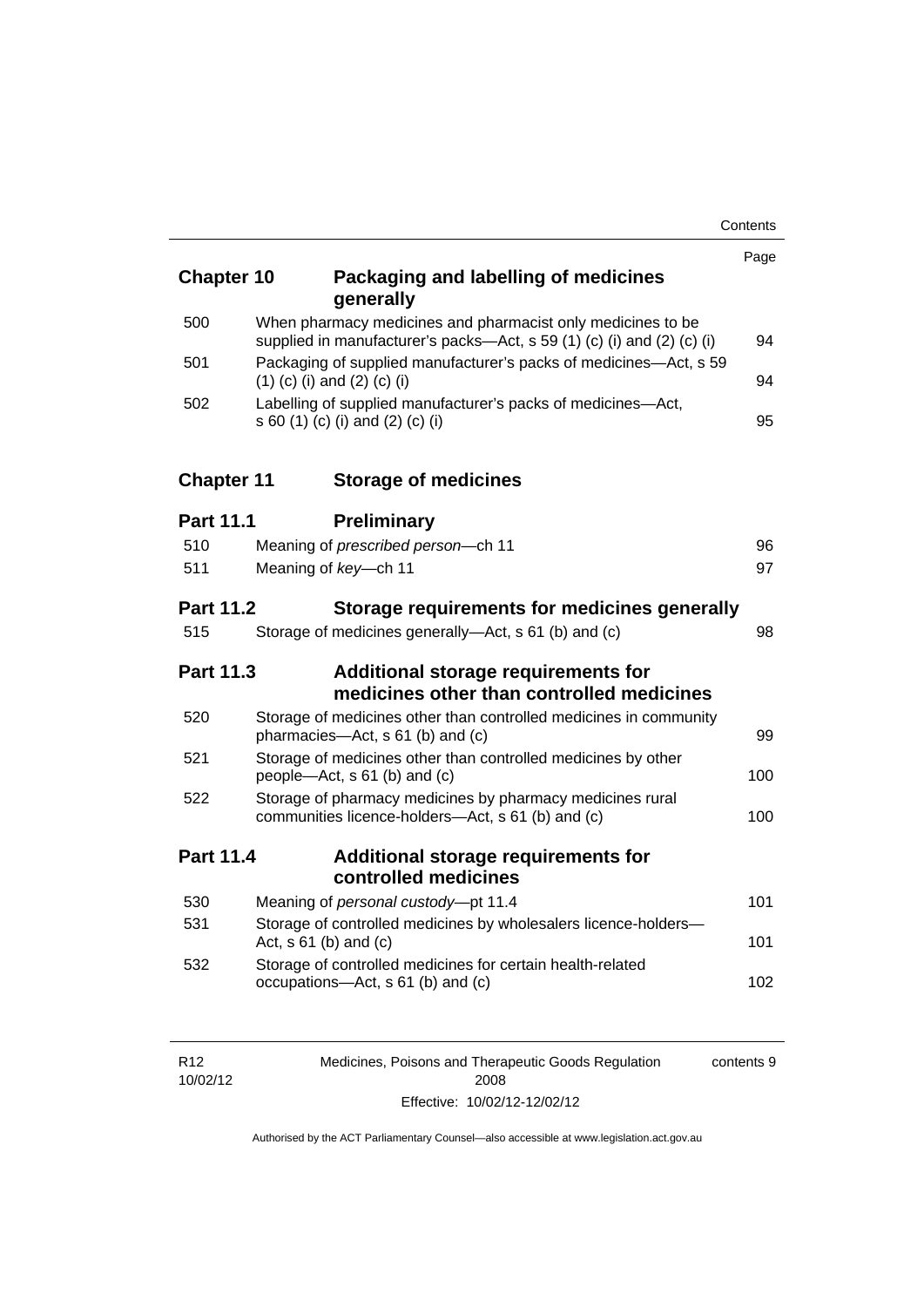| | | Page |
|---|---|---|
| **Chapter 10** | **Packaging and labelling of medicines generally** | |
| 500 | When pharmacy medicines and pharmacist only medicines to be supplied in manufacturer's packs—Act, s 59 (1) (c) (i) and (2) (c) (i) | 94 |
| 501 | Packaging of supplied manufacturer's packs of medicines—Act, s 59 (1) (c) (i) and (2) (c) (i) | 94 |
| 502 | Labelling of supplied manufacturer's packs of medicines—Act, s 60 (1) (c) (i) and (2) (c) (i) | 95 |
| **Chapter 11** | **Storage of medicines** | |
| **Part 11.1** | **Preliminary** | |
| 510 | Meaning of *prescribed person*—ch 11 | 96 |
| 511 | Meaning of *key*—ch 11 | 97 |
| **Part 11.2** | **Storage requirements for medicines generally** | |
| 515 | Storage of medicines generally—Act, s 61 (b) and (c) | 98 |
| **Part 11.3** | **Additional storage requirements for medicines other than controlled medicines** | |
| 520 | Storage of medicines other than controlled medicines in community pharmacies—Act, s 61 (b) and (c) | 99 |
| 521 | Storage of medicines other than controlled medicines by other people—Act, s 61 (b) and (c) | 100 |
| 522 | Storage of pharmacy medicines by pharmacy medicines rural communities licence-holders—Act, s 61 (b) and (c) | 100 |
| **Part 11.4** | **Additional storage requirements for controlled medicines** | |
| 530 | Meaning of *personal custody*—pt 11.4 | 101 |
| 531 | Storage of controlled medicines by wholesalers licence-holders—Act, s 61 (b) and (c) | 101 |
| 532 | Storage of controlled medicines for certain health-related occupations—Act, s 61 (b) and (c) | 102 |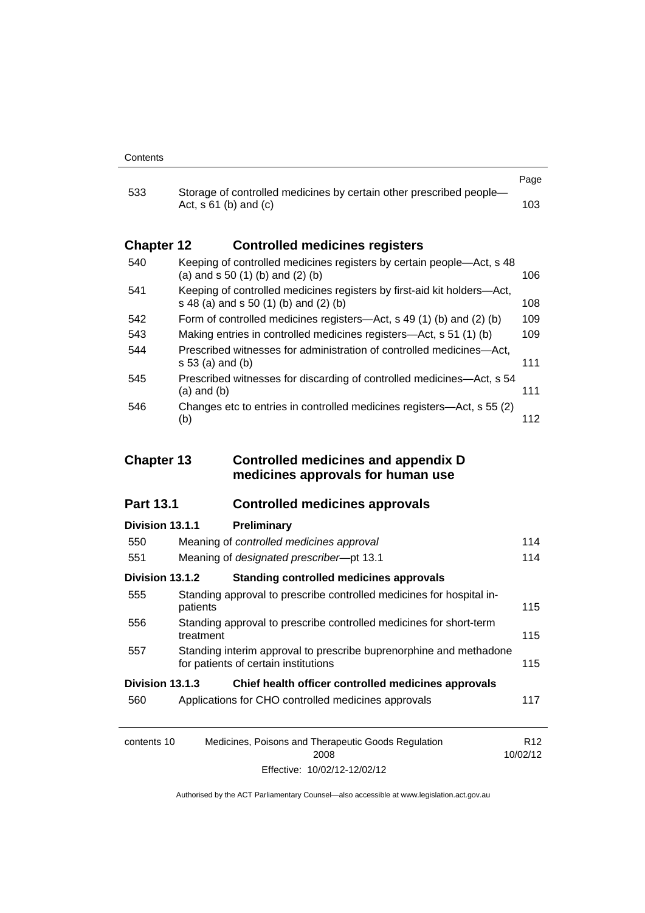| | | Page |
|---|---|---|
| 533 | Storage of controlled medicines by certain other prescribed people—Act, s 61 (b) and (c) | 103 |

## Chapter 12 Controlled medicines registers

| | | |
|---|---|---|
| 540 | Keeping of controlled medicines registers by certain people—Act, s 48 (a) and s 50 (1) (b) and (2) (b) | 106 |
| 541 | Keeping of controlled medicines registers by first-aid kit holders—Act, s 48 (a) and s 50 (1) (b) and (2) (b) | 108 |
| 542 | Form of controlled medicines registers—Act, s 49 (1) (b) and (2) (b) | 109 |
| 543 | Making entries in controlled medicines registers—Act, s 51 (1) (b) | 109 |
| 544 | Prescribed witnesses for administration of controlled medicines—Act, s 53 (a) and (b) | 111 |
| 545 | Prescribed witnesses for discarding of controlled medicines—Act, s 54 (a) and (b) | 111 |
| 546 | Changes etc to entries in controlled medicines registers—Act, s 55 (2) (b) | 112 |

## Chapter 13 Controlled medicines and appendix D medicines approvals for human use

### Part 13.1 Controlled medicines approvals

#### Division 13.1.1 Preliminary

| | | |
|---|---|---|
| 550 | Meaning of *controlled medicines approval* | 114 |
| 551 | Meaning of *designated prescriber*—pt 13.1 | 114 |

#### Division 13.1.2 Standing controlled medicines approvals

| | | |
|---|---|---|
| 555 | Standing approval to prescribe controlled medicines for hospital in-patients | 115 |
| 556 | Standing approval to prescribe controlled medicines for short-term treatment | 115 |
| 557 | Standing interim approval to prescribe buprenorphine and methadone for patients of certain institutions | 115 |

#### Division 13.1.3 Chief health officer controlled medicines approvals

| | | |
|---|---|---|
| 560 | Applications for CHO controlled medicines approvals | 117 |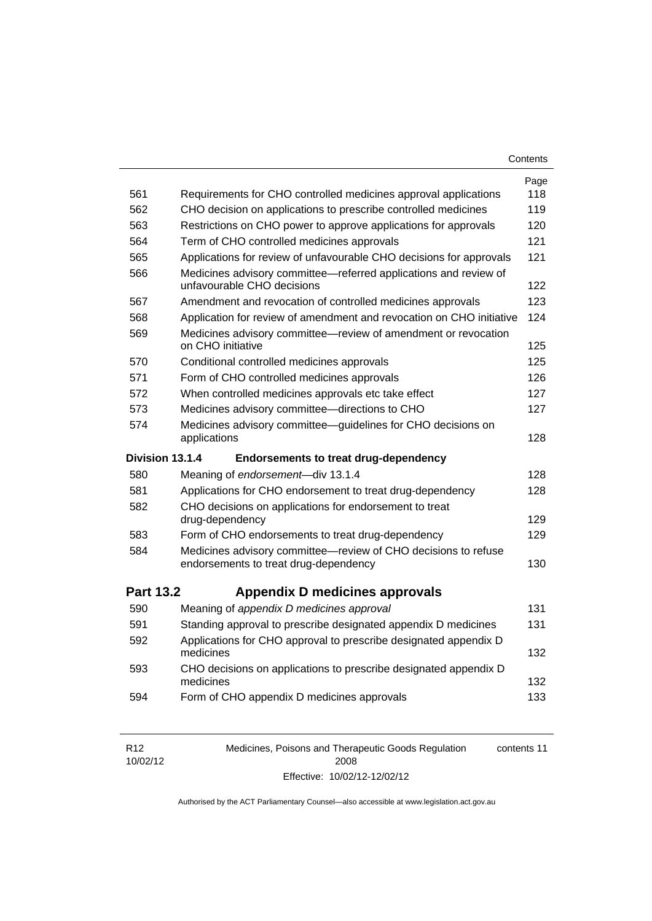| | | Page |
|---|---|---|
| 561 | Requirements for CHO controlled medicines approval applications | 118 |
| 562 | CHO decision on applications to prescribe controlled medicines | 119 |
| 563 | Restrictions on CHO power to approve applications for approvals | 120 |
| 564 | Term of CHO controlled medicines approvals | 121 |
| 565 | Applications for review of unfavourable CHO decisions for approvals | 121 |
| 566 | Medicines advisory committee—referred applications and review of unfavourable CHO decisions | 122 |
| 567 | Amendment and revocation of controlled medicines approvals | 123 |
| 568 | Application for review of amendment and revocation on CHO initiative | 124 |
| 569 | Medicines advisory committee—review of amendment or revocation on CHO initiative | 125 |
| 570 | Conditional controlled medicines approvals | 125 |
| 571 | Form of CHO controlled medicines approvals | 126 |
| 572 | When controlled medicines approvals etc take effect | 127 |
| 573 | Medicines advisory committee—directions to CHO | 127 |
| 574 | Medicines advisory committee—guidelines for CHO decisions on applications | 128 |
| **Division 13.1.4** | **Endorsements to treat drug-dependency** | |
| 580 | Meaning of *endorsement*—div 13.1.4 | 128 |
| 581 | Applications for CHO endorsement to treat drug-dependency | 128 |
| 582 | CHO decisions on applications for endorsement to treat drug-dependency | 129 |
| 583 | Form of CHO endorsements to treat drug-dependency | 129 |
| 584 | Medicines advisory committee—review of CHO decisions to refuse endorsements to treat drug-dependency | 130 |

## Part 13.2 Appendix D medicines approvals

| | | |
|---|---|---|
| 590 | Meaning of *appendix D medicines approval* | 131 |
| 591 | Standing approval to prescribe designated appendix D medicines | 131 |
| 592 | Applications for CHO approval to prescribe designated appendix D medicines | 132 |
| 593 | CHO decisions on applications to prescribe designated appendix D medicines | 132 |
| 594 | Form of CHO appendix D medicines approvals | 133 |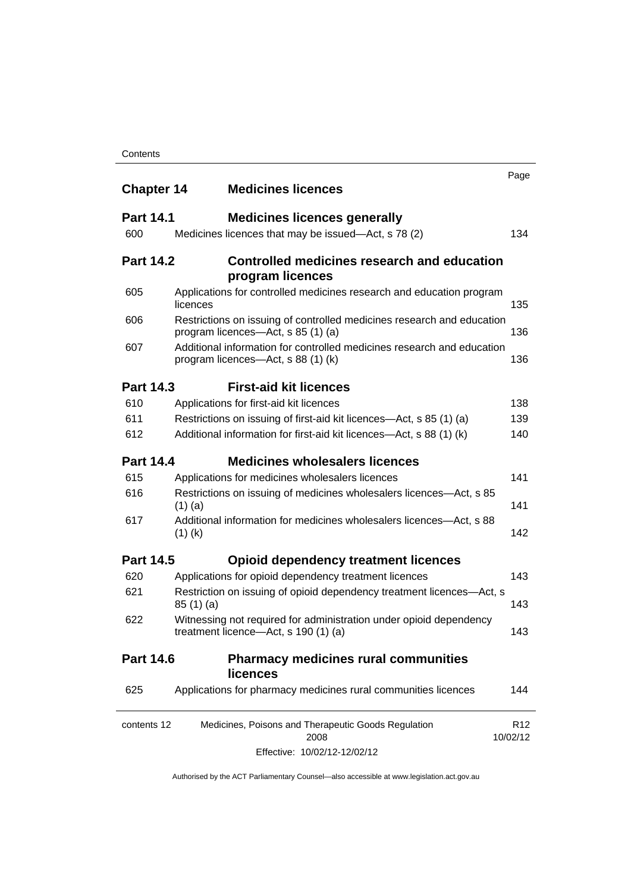| | | Page |
|---|---|---|
| **Chapter 14** | **Medicines licences** | |
| **Part 14.1** | **Medicines licences generally** | |
| 600 | Medicines licences that may be issued—Act, s 78 (2) | 134 |
| **Part 14.2** | **Controlled medicines research and education program licences** | |
| 605 | Applications for controlled medicines research and education program licences | 135 |
| 606 | Restrictions on issuing of controlled medicines research and education program licences—Act, s 85 (1) (a) | 136 |
| 607 | Additional information for controlled medicines research and education program licences—Act, s 88 (1) (k) | 136 |
| **Part 14.3** | **First-aid kit licences** | |
| 610 | Applications for first-aid kit licences | 138 |
| 611 | Restrictions on issuing of first-aid kit licences—Act, s 85 (1) (a) | 139 |
| 612 | Additional information for first-aid kit licences—Act, s 88 (1) (k) | 140 |
| **Part 14.4** | **Medicines wholesalers licences** | |
| 615 | Applications for medicines wholesalers licences | 141 |
| 616 | Restrictions on issuing of medicines wholesalers licences—Act, s 85 (1) (a) | 141 |
| 617 | Additional information for medicines wholesalers licences—Act, s 88 (1) (k) | 142 |
| **Part 14.5** | **Opioid dependency treatment licences** | |
| 620 | Applications for opioid dependency treatment licences | 143 |
| 621 | Restriction on issuing of opioid dependency treatment licences—Act, s 85 (1) (a) | 143 |
| 622 | Witnessing not required for administration under opioid dependency treatment licence—Act, s 190 (1) (a) | 143 |
| **Part 14.6** | **Pharmacy medicines rural communities licences** | |
| 625 | Applications for pharmacy medicines rural communities licences | 144 |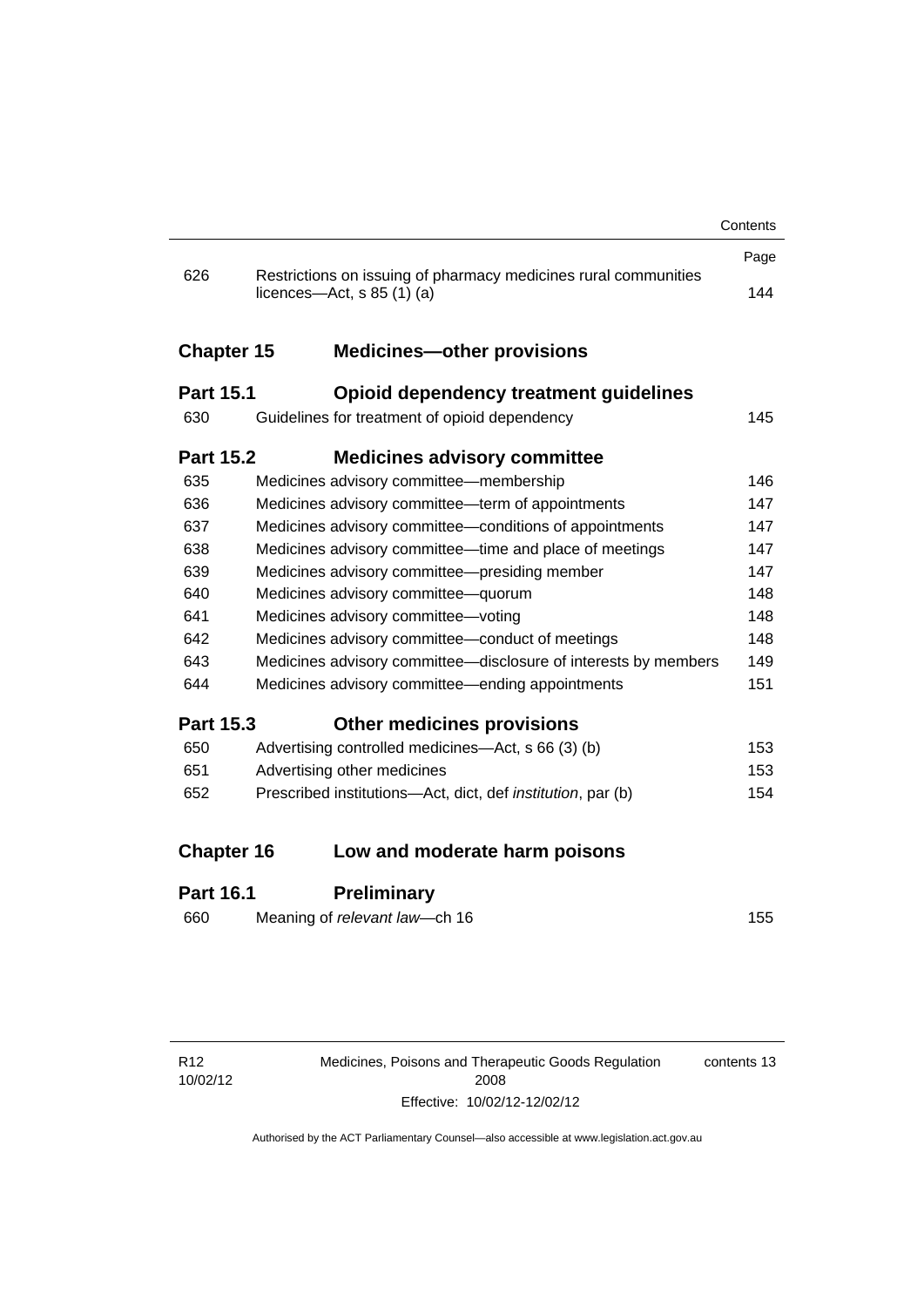| | | Page |
|---|---|---|
| 626 | Restrictions on issuing of pharmacy medicines rural communities licences—Act, s 85 (1) (a) | 144 |

## Chapter 15 Medicines—other provisions

### Part 15.1 Opioid dependency treatment guidelines

| | | |
|---|---|---|
| 630 | Guidelines for treatment of opioid dependency | 145 |

### Part 15.2 Medicines advisory committee

| | | |
|---|---|---|
| 635 | Medicines advisory committee—membership | 146 |
| 636 | Medicines advisory committee—term of appointments | 147 |
| 637 | Medicines advisory committee—conditions of appointments | 147 |
| 638 | Medicines advisory committee—time and place of meetings | 147 |
| 639 | Medicines advisory committee—presiding member | 147 |
| 640 | Medicines advisory committee—quorum | 148 |
| 641 | Medicines advisory committee—voting | 148 |
| 642 | Medicines advisory committee—conduct of meetings | 148 |
| 643 | Medicines advisory committee—disclosure of interests by members | 149 |
| 644 | Medicines advisory committee—ending appointments | 151 |

### Part 15.3 Other medicines provisions

| | | |
|---|---|---|
| 650 | Advertising controlled medicines—Act, s 66 (3) (b) | 153 |
| 651 | Advertising other medicines | 153 |
| 652 | Prescribed institutions—Act, dict, def *institution*, par (b) | 154 |

## Chapter 16 Low and moderate harm poisons

### Part 16.1 Preliminary

| | | |
|---|---|---|
| 660 | Meaning of *relevant law*—ch 16 | 155 |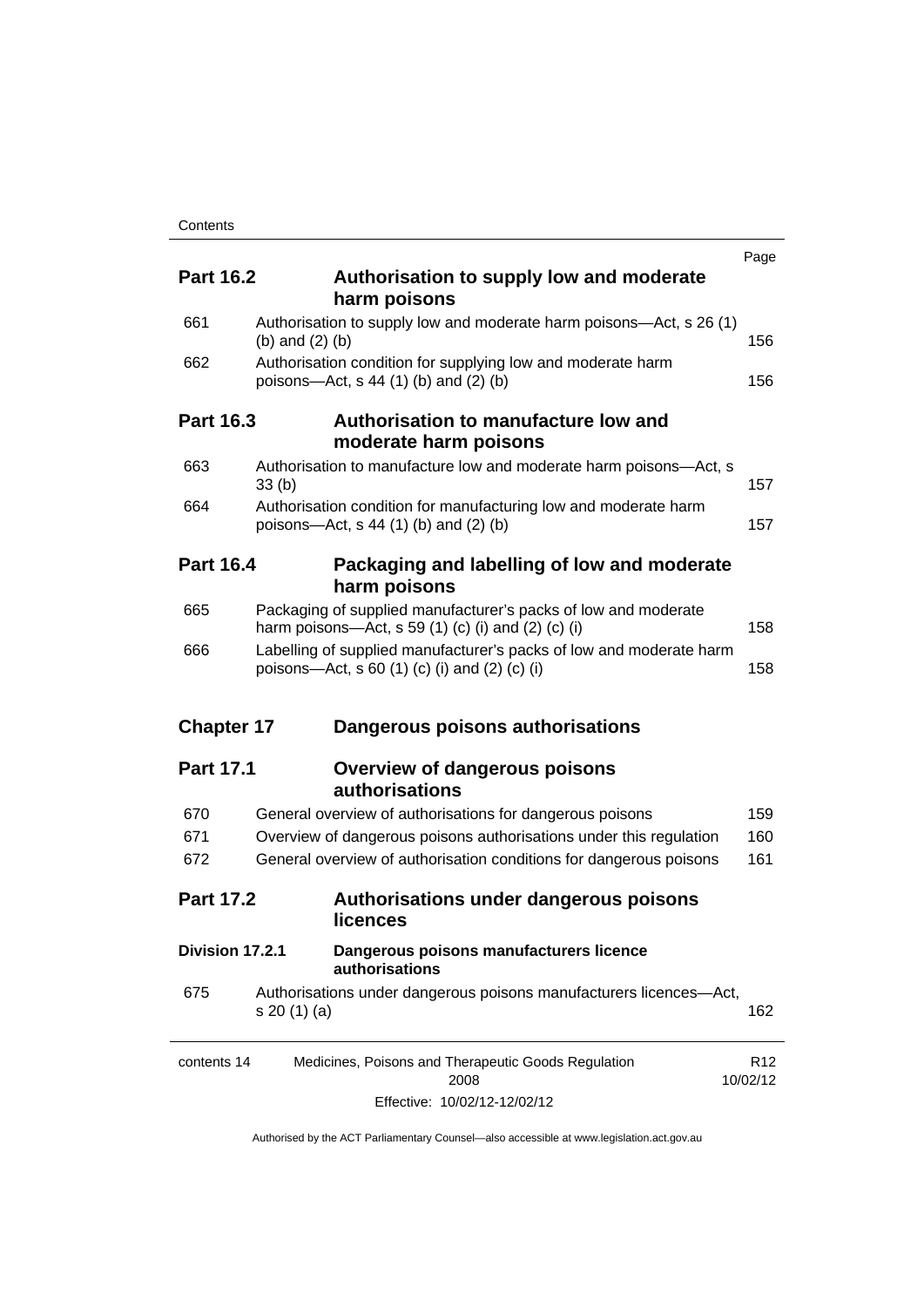| | | Page |
|---|---|---|
| **Part 16.2** | **Authorisation to supply low and moderate harm poisons** | |
| 661 | Authorisation to supply low and moderate harm poisons—Act, s 26 (1) (b) and (2) (b) | 156 |
| 662 | Authorisation condition for supplying low and moderate harm poisons—Act, s 44 (1) (b) and (2) (b) | 156 |
| **Part 16.3** | **Authorisation to manufacture low and moderate harm poisons** | |
| 663 | Authorisation to manufacture low and moderate harm poisons—Act, s 33 (b) | 157 |
| 664 | Authorisation condition for manufacturing low and moderate harm poisons—Act, s 44 (1) (b) and (2) (b) | 157 |
| **Part 16.4** | **Packaging and labelling of low and moderate harm poisons** | |
| 665 | Packaging of supplied manufacturer's packs of low and moderate harm poisons—Act, s 59 (1) (c) (i) and (2) (c) (i) | 158 |
| 666 | Labelling of supplied manufacturer's packs of low and moderate harm poisons—Act, s 60 (1) (c) (i) and (2) (c) (i) | 158 |
| **Chapter 17** | **Dangerous poisons authorisations** | |
| **Part 17.1** | **Overview of dangerous poisons authorisations** | |
| 670 | General overview of authorisations for dangerous poisons | 159 |
| 671 | Overview of dangerous poisons authorisations under this regulation | 160 |
| 672 | General overview of authorisation conditions for dangerous poisons | 161 |
| **Part 17.2** | **Authorisations under dangerous poisons licences** | |
| **Division 17.2.1** | **Dangerous poisons manufacturers licence authorisations** | |
| 675 | Authorisations under dangerous poisons manufacturers licences—Act, s 20 (1) (a) | 162 |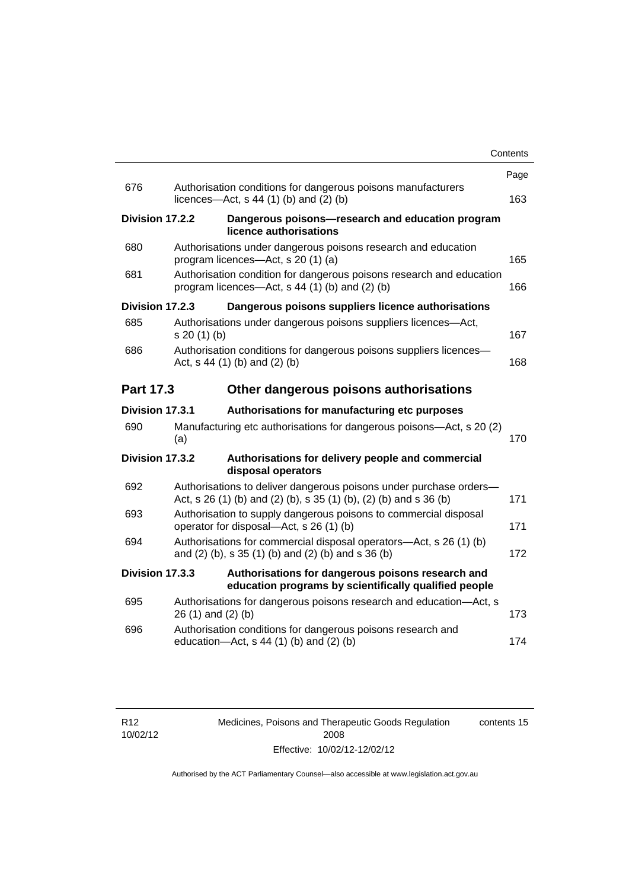| | | Page |
|---|---|---|
| 676 | Authorisation conditions for dangerous poisons manufacturers licences—Act, s 44 (1) (b) and (2) (b) | 163 |
| **Division 17.2.2** | **Dangerous poisons—research and education program licence authorisations** | |
| 680 | Authorisations under dangerous poisons research and education program licences—Act, s 20 (1) (a) | 165 |
| 681 | Authorisation condition for dangerous poisons research and education program licences—Act, s 44 (1) (b) and (2) (b) | 166 |
| **Division 17.2.3** | **Dangerous poisons suppliers licence authorisations** | |
| 685 | Authorisations under dangerous poisons suppliers licences—Act, s 20 (1) (b) | 167 |
| 686 | Authorisation conditions for dangerous poisons suppliers licences—Act, s 44 (1) (b) and (2) (b) | 168 |
| **Part 17.3** | **Other dangerous poisons authorisations** | |
| **Division 17.3.1** | **Authorisations for manufacturing etc purposes** | |
| 690 | Manufacturing etc authorisations for dangerous poisons—Act, s 20 (2) (a) | 170 |
| **Division 17.3.2** | **Authorisations for delivery people and commercial disposal operators** | |
| 692 | Authorisations to deliver dangerous poisons under purchase orders—Act, s 26 (1) (b) and (2) (b), s 35 (1) (b), (2) (b) and s 36 (b) | 171 |
| 693 | Authorisation to supply dangerous poisons to commercial disposal operator for disposal—Act, s 26 (1) (b) | 171 |
| 694 | Authorisations for commercial disposal operators—Act, s 26 (1) (b) and (2) (b), s 35 (1) (b) and (2) (b) and s 36 (b) | 172 |
| **Division 17.3.3** | **Authorisations for dangerous poisons research and education programs by scientifically qualified people** | |
| 695 | Authorisations for dangerous poisons research and education—Act, s 26 (1) and (2) (b) | 173 |
| 696 | Authorisation conditions for dangerous poisons research and education—Act, s 44 (1) (b) and (2) (b) | 174 |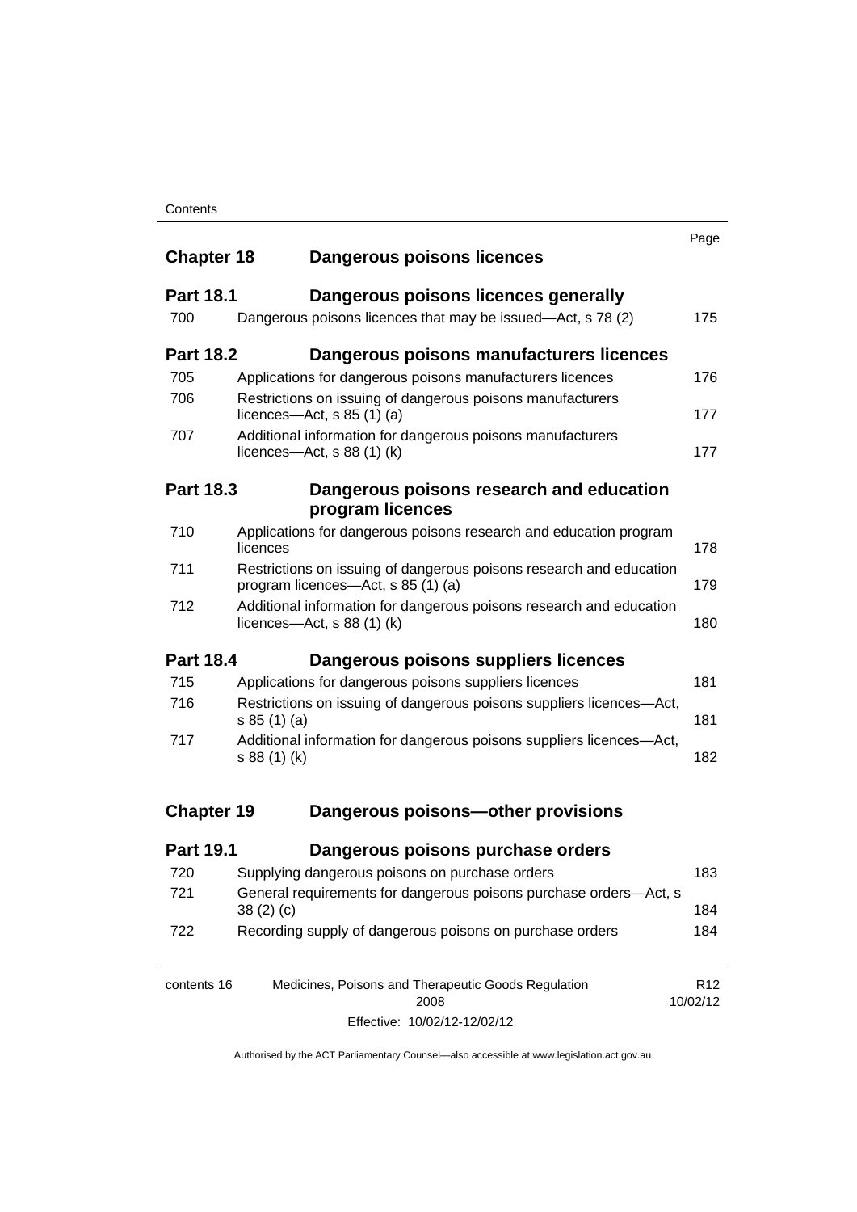| | | Page |
|---|---|---|
| **Chapter 18** | **Dangerous poisons licences** | |
| **Part 18.1** | **Dangerous poisons licences generally** | |
| 700 | Dangerous poisons licences that may be issued—Act, s 78 (2) | 175 |
| **Part 18.2** | **Dangerous poisons manufacturers licences** | |
| 705 | Applications for dangerous poisons manufacturers licences | 176 |
| 706 | Restrictions on issuing of dangerous poisons manufacturers licences—Act, s 85 (1) (a) | 177 |
| 707 | Additional information for dangerous poisons manufacturers licences—Act, s 88 (1) (k) | 177 |
| **Part 18.3** | **Dangerous poisons research and education program licences** | |
| 710 | Applications for dangerous poisons research and education program licences | 178 |
| 711 | Restrictions on issuing of dangerous poisons research and education program licences—Act, s 85 (1) (a) | 179 |
| 712 | Additional information for dangerous poisons research and education licences—Act, s 88 (1) (k) | 180 |
| **Part 18.4** | **Dangerous poisons suppliers licences** | |
| 715 | Applications for dangerous poisons suppliers licences | 181 |
| 716 | Restrictions on issuing of dangerous poisons suppliers licences—Act, s 85 (1) (a) | 181 |
| 717 | Additional information for dangerous poisons suppliers licences—Act, s 88 (1) (k) | 182 |
| **Chapter 19** | **Dangerous poisons—other provisions** | |
| **Part 19.1** | **Dangerous poisons purchase orders** | |
| 720 | Supplying dangerous poisons on purchase orders | 183 |
| 721 | General requirements for dangerous poisons purchase orders—Act, s 38 (2) (c) | 184 |
| 722 | Recording supply of dangerous poisons on purchase orders | 184 |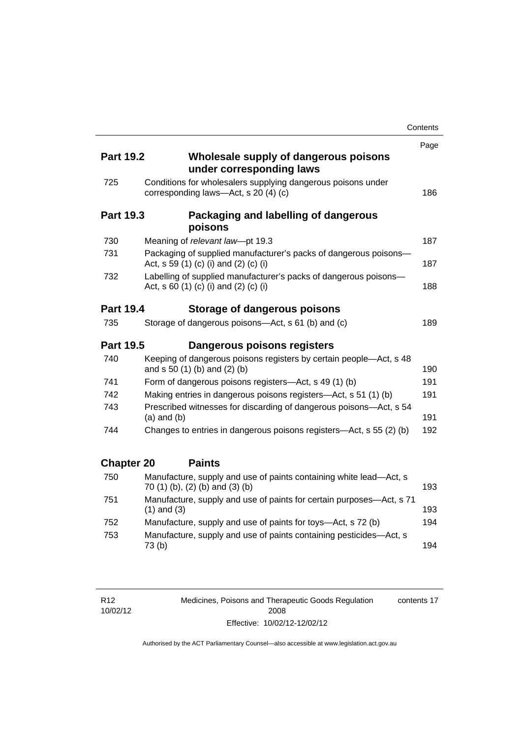| | | Page |
|---|---|---|
| **Part 19.2** | **Wholesale supply of dangerous poisons under corresponding laws** | |
| 725 | Conditions for wholesalers supplying dangerous poisons under corresponding laws—Act, s 20 (4) (c) | 186 |
| **Part 19.3** | **Packaging and labelling of dangerous poisons** | |
| 730 | Meaning of *relevant law*—pt 19.3 | 187 |
| 731 | Packaging of supplied manufacturer's packs of dangerous poisons—Act, s 59 (1) (c) (i) and (2) (c) (i) | 187 |
| 732 | Labelling of supplied manufacturer's packs of dangerous poisons—Act, s 60 (1) (c) (i) and (2) (c) (i) | 188 |
| **Part 19.4** | **Storage of dangerous poisons** | |
| 735 | Storage of dangerous poisons—Act, s 61 (b) and (c) | 189 |
| **Part 19.5** | **Dangerous poisons registers** | |
| 740 | Keeping of dangerous poisons registers by certain people—Act, s 48 and s 50 (1) (b) and (2) (b) | 190 |
| 741 | Form of dangerous poisons registers—Act, s 49 (1) (b) | 191 |
| 742 | Making entries in dangerous poisons registers—Act, s 51 (1) (b) | 191 |
| 743 | Prescribed witnesses for discarding of dangerous poisons—Act, s 54 (a) and (b) | 191 |
| 744 | Changes to entries in dangerous poisons registers—Act, s 55 (2) (b) | 192 |
| **Chapter 20** | **Paints** | |
| 750 | Manufacture, supply and use of paints containing white lead—Act, s 70 (1) (b), (2) (b) and (3) (b) | 193 |
| 751 | Manufacture, supply and use of paints for certain purposes—Act, s 71 (1) and (3) | 193 |
| 752 | Manufacture, supply and use of paints for toys—Act, s 72 (b) | 194 |
| 753 | Manufacture, supply and use of paints containing pesticides—Act, s 73 (b) | 194 |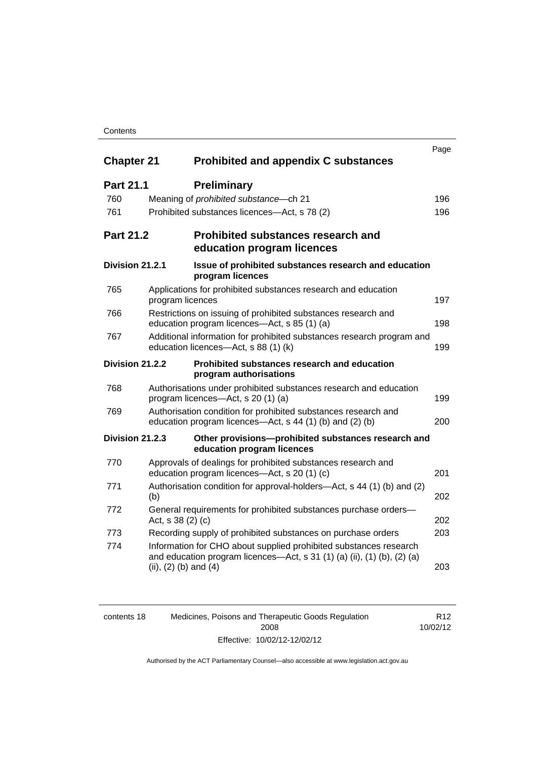| | | Page |
|---|---|---|
| **Chapter 21** | **Prohibited and appendix C substances** | |
| **Part 21.1** | **Preliminary** | |
| 760 | Meaning of *prohibited substance*—ch 21 | 196 |
| 761 | Prohibited substances licences—Act, s 78 (2) | 196 |
| **Part 21.2** | **Prohibited substances research and education program licences** | |
| **Division 21.2.1** | **Issue of prohibited substances research and education program licences** | |
| 765 | Applications for prohibited substances research and education program licences | 197 |
| 766 | Restrictions on issuing of prohibited substances research and education program licences—Act, s 85 (1) (a) | 198 |
| 767 | Additional information for prohibited substances research program and education licences—Act, s 88 (1) (k) | 199 |
| **Division 21.2.2** | **Prohibited substances research and education program authorisations** | |
| 768 | Authorisations under prohibited substances research and education program licences—Act, s 20 (1) (a) | 199 |
| 769 | Authorisation condition for prohibited substances research and education program licences—Act, s 44 (1) (b) and (2) (b) | 200 |
| **Division 21.2.3** | **Other provisions—prohibited substances research and education program licences** | |
| 770 | Approvals of dealings for prohibited substances research and education program licences—Act, s 20 (1) (c) | 201 |
| 771 | Authorisation condition for approval-holders—Act, s 44 (1) (b) and (2) (b) | 202 |
| 772 | General requirements for prohibited substances purchase orders—Act, s 38 (2) (c) | 202 |
| 773 | Recording supply of prohibited substances on purchase orders | 203 |
| 774 | Information for CHO about supplied prohibited substances research and education program licences—Act, s 31 (1) (a) (ii), (1) (b), (2) (a) (ii), (2) (b) and (4) | 203 |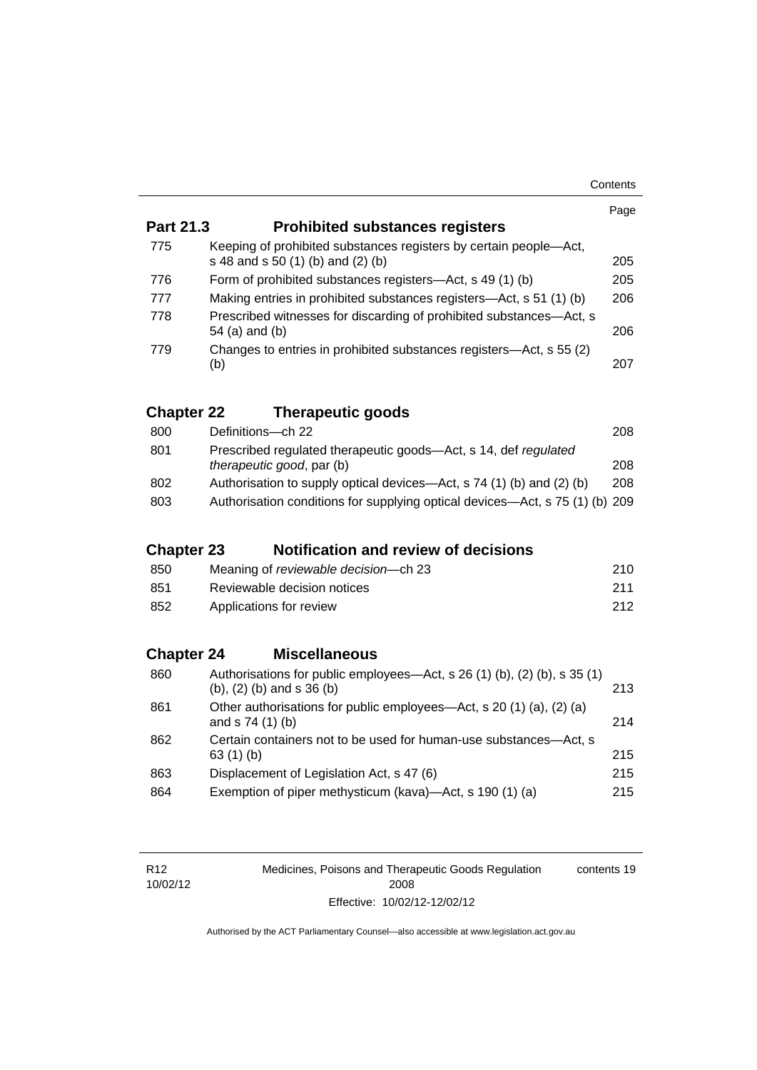| | | Page |
|---|---|---|
| **Part 21.3** | **Prohibited substances registers** | |
| 775 | Keeping of prohibited substances registers by certain people—Act, s 48 and s 50 (1) (b) and (2) (b) | 205 |
| 776 | Form of prohibited substances registers—Act, s 49 (1) (b) | 205 |
| 777 | Making entries in prohibited substances registers—Act, s 51 (1) (b) | 206 |
| 778 | Prescribed witnesses for discarding of prohibited substances—Act, s 54 (a) and (b) | 206 |
| 779 | Changes to entries in prohibited substances registers—Act, s 55 (2) (b) | 207 |
| **Chapter 22** | **Therapeutic goods** | |
| 800 | Definitions—ch 22 | 208 |
| 801 | Prescribed regulated therapeutic goods—Act, s 14, def *regulated therapeutic good*, par (b) | 208 |
| 802 | Authorisation to supply optical devices—Act, s 74 (1) (b) and (2) (b) | 208 |
| 803 | Authorisation conditions for supplying optical devices—Act, s 75 (1) (b) | 209 |
| **Chapter 23** | **Notification and review of decisions** | |
| 850 | Meaning of *reviewable decision*—ch 23 | 210 |
| 851 | Reviewable decision notices | 211 |
| 852 | Applications for review | 212 |
| **Chapter 24** | **Miscellaneous** | |
| 860 | Authorisations for public employees—Act, s 26 (1) (b), (2) (b), s 35 (1) (b), (2) (b) and s 36 (b) | 213 |
| 861 | Other authorisations for public employees—Act, s 20 (1) (a), (2) (a) and s 74 (1) (b) | 214 |
| 862 | Certain containers not to be used for human-use substances—Act, s 63 (1) (b) | 215 |
| 863 | Displacement of Legislation Act, s 47 (6) | 215 |
| 864 | Exemption of piper methysticum (kava)—Act, s 190 (1) (a) | 215 |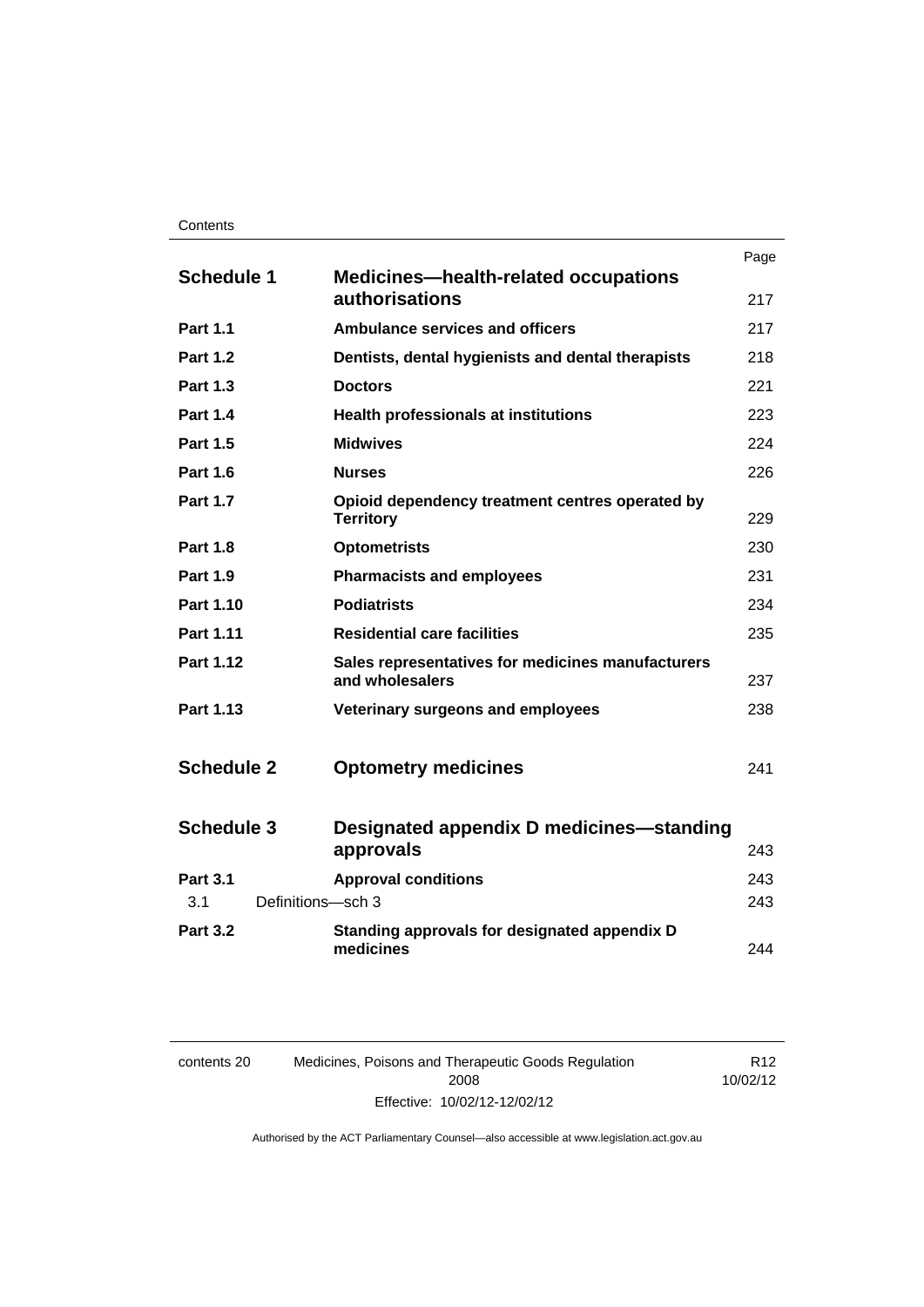| | | Page |
|---|---|---|
| **Schedule 1** | **Medicines—health-related occupations authorisations** | 217 |
| **Part 1.1** | **Ambulance services and officers** | 217 |
| **Part 1.2** | **Dentists, dental hygienists and dental therapists** | 218 |
| **Part 1.3** | **Doctors** | 221 |
| **Part 1.4** | **Health professionals at institutions** | 223 |
| **Part 1.5** | **Midwives** | 224 |
| **Part 1.6** | **Nurses** | 226 |
| **Part 1.7** | **Opioid dependency treatment centres operated by Territory** | 229 |
| **Part 1.8** | **Optometrists** | 230 |
| **Part 1.9** | **Pharmacists and employees** | 231 |
| **Part 1.10** | **Podiatrists** | 234 |
| **Part 1.11** | **Residential care facilities** | 235 |
| **Part 1.12** | **Sales representatives for medicines manufacturers and wholesalers** | 237 |
| **Part 1.13** | **Veterinary surgeons and employees** | 238 |
| **Schedule 2** | **Optometry medicines** | 241 |
| **Schedule 3** | **Designated appendix D medicines—standing approvals** | 243 |
| **Part 3.1** | **Approval conditions** | 243 |
| 3.1 | Definitions—sch 3 | 243 |
| **Part 3.2** | **Standing approvals for designated appendix D medicines** | 244 |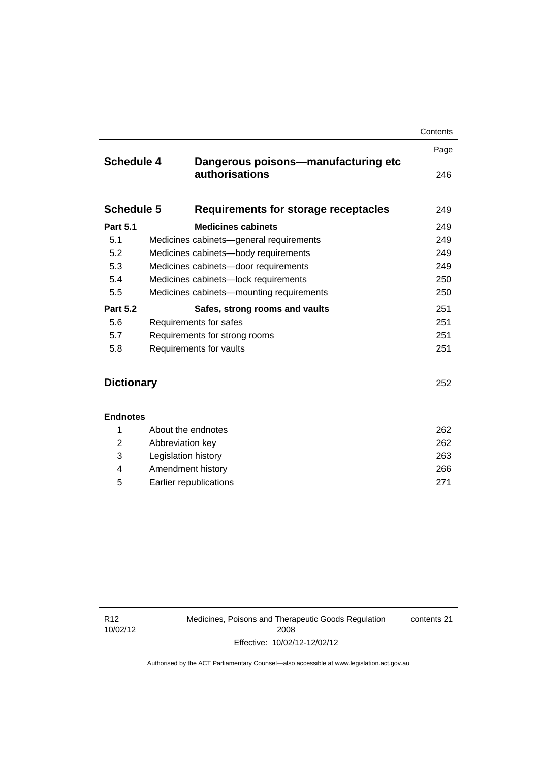| | | Page |
|---|---|---|
| **Schedule 4** | **Dangerous poisons—manufacturing etc authorisations** | 246 |
| **Schedule 5** | **Requirements for storage receptacles** | 249 |
| **Part 5.1** | **Medicines cabinets** | 249 |
| 5.1 | Medicines cabinets—general requirements | 249 |
| 5.2 | Medicines cabinets—body requirements | 249 |
| 5.3 | Medicines cabinets—door requirements | 249 |
| 5.4 | Medicines cabinets—lock requirements | 250 |
| 5.5 | Medicines cabinets—mounting requirements | 250 |
| **Part 5.2** | **Safes, strong rooms and vaults** | 251 |
| 5.6 | Requirements for safes | 251 |
| 5.7 | Requirements for strong rooms | 251 |
| 5.8 | Requirements for vaults | 251 |
| **Dictionary** | | 252 |
| **Endnotes** | | |
| 1 | About the endnotes | 262 |
| 2 | Abbreviation key | 262 |
| 3 | Legislation history | 263 |
| 4 | Amendment history | 266 |
| 5 | Earlier republications | 271 |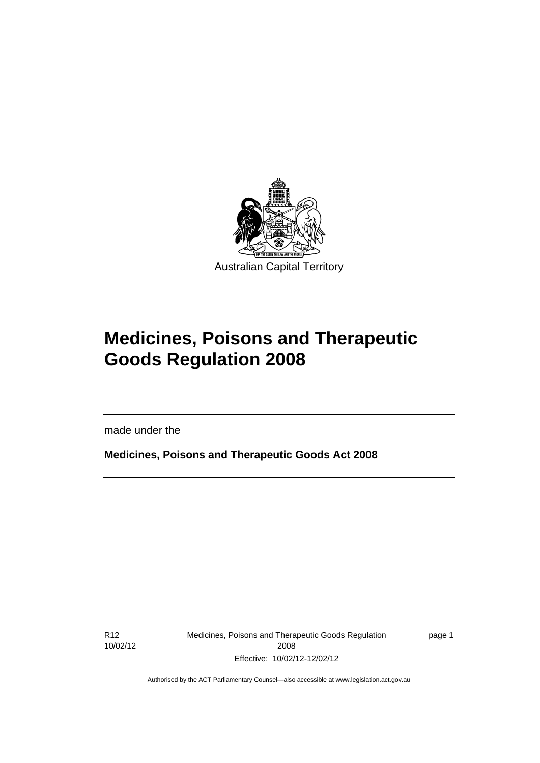Australian Capital Territory

# Medicines, Poisons and Therapeutic Goods Regulation 2008

made under the

**Medicines, Poisons and Therapeutic Goods Act 2008**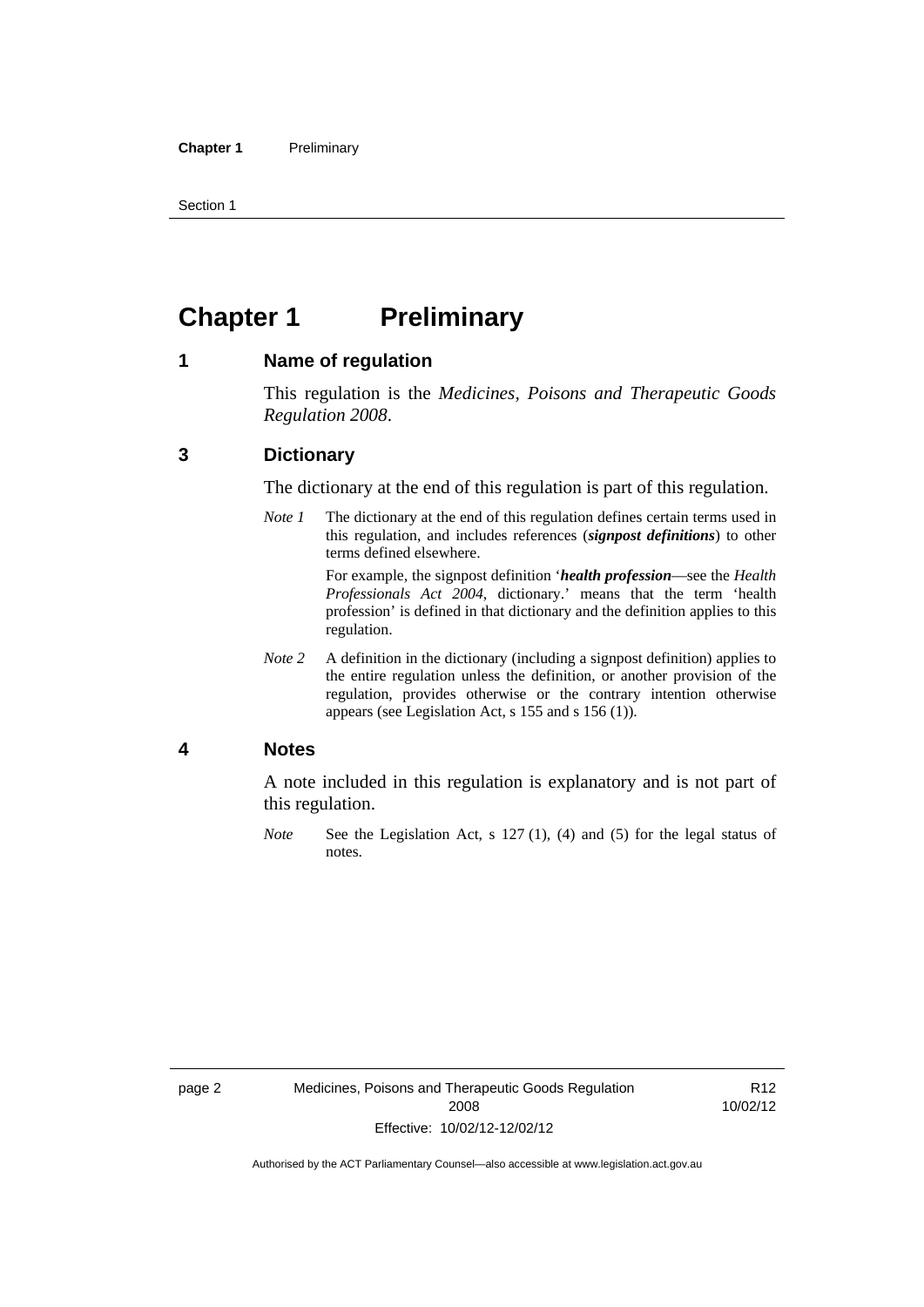# Chapter 1 Preliminary

## 1 Name of regulation

This regulation is the *Medicines, Poisons and Therapeutic Goods Regulation 2008*.

## 3 Dictionary

The dictionary at the end of this regulation is part of this regulation.

*Note 1* The dictionary at the end of this regulation defines certain terms used in this regulation, and includes references (***signpost definitions***) to other terms defined elsewhere.

For example, the signpost definition '***health profession***—see the *Health Professionals Act 2004*, dictionary.' means that the term 'health profession' is defined in that dictionary and the definition applies to this regulation.

*Note 2* A definition in the dictionary (including a signpost definition) applies to the entire regulation unless the definition, or another provision of the regulation, provides otherwise or the contrary intention otherwise appears (see Legislation Act, s 155 and s 156 (1)).

## 4 Notes

A note included in this regulation is explanatory and is not part of this regulation.

*Note* See the Legislation Act, s 127 (1), (4) and (5) for the legal status of notes.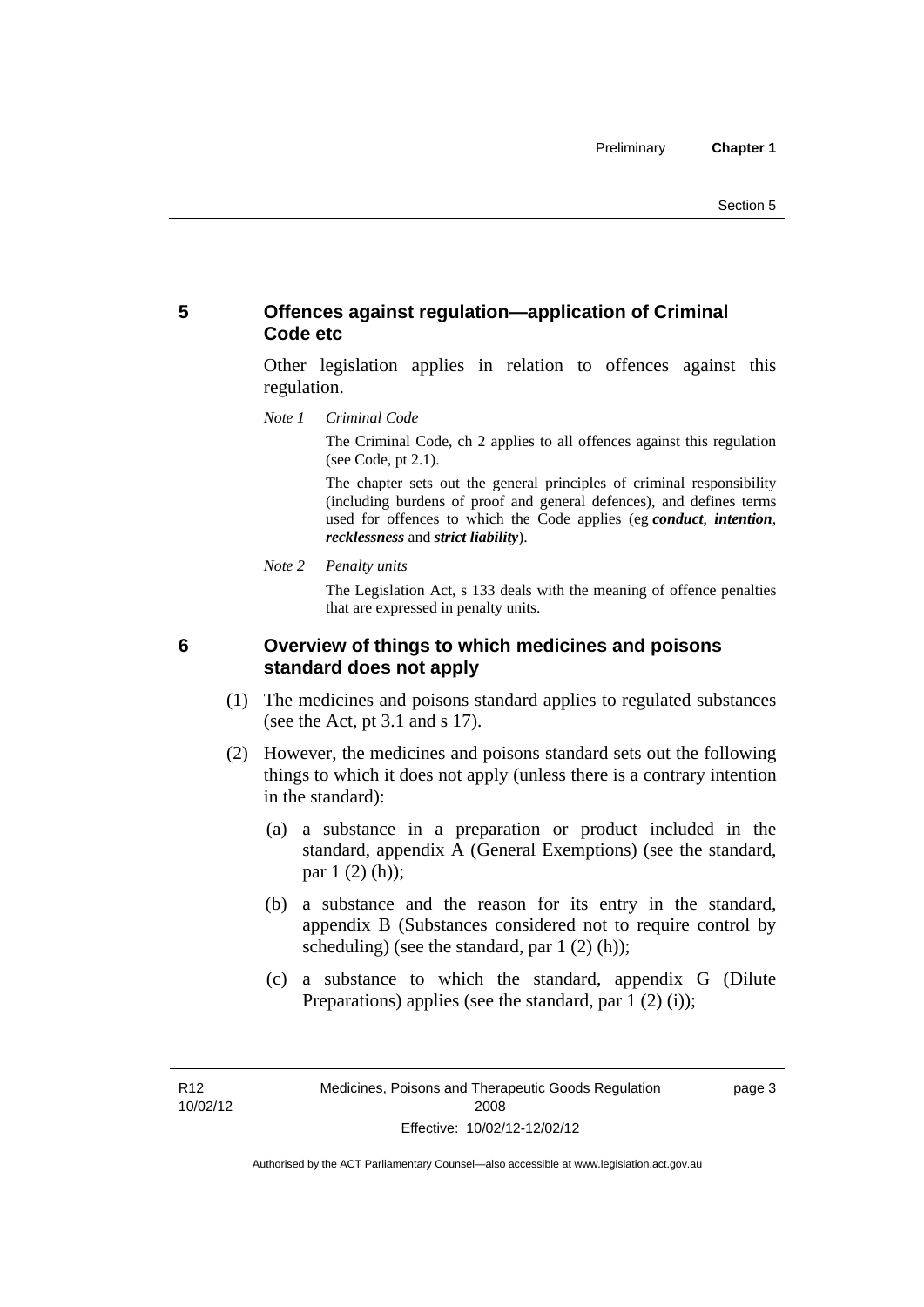## 5 Offences against regulation—application of Criminal Code etc

Other legislation applies in relation to offences against this regulation.

*Note 1 Criminal Code*

The Criminal Code, ch 2 applies to all offences against this regulation (see Code, pt 2.1).

The chapter sets out the general principles of criminal responsibility (including burdens of proof and general defences), and defines terms used for offences to which the Code applies (eg ***conduct***, ***intention***, ***recklessness*** and ***strict liability***).

*Note 2 Penalty units*

The Legislation Act, s 133 deals with the meaning of offence penalties that are expressed in penalty units.

## 6 Overview of things to which medicines and poisons standard does not apply

(1) The medicines and poisons standard applies to regulated substances (see the Act, pt 3.1 and s 17).

(2) However, the medicines and poisons standard sets out the following things to which it does not apply (unless there is a contrary intention in the standard):

(a) a substance in a preparation or product included in the standard, appendix A (General Exemptions) (see the standard, par 1 (2) (h));

(b) a substance and the reason for its entry in the standard, appendix B (Substances considered not to require control by scheduling) (see the standard, par 1 (2) (h));

(c) a substance to which the standard, appendix G (Dilute Preparations) applies (see the standard, par 1 (2) (i));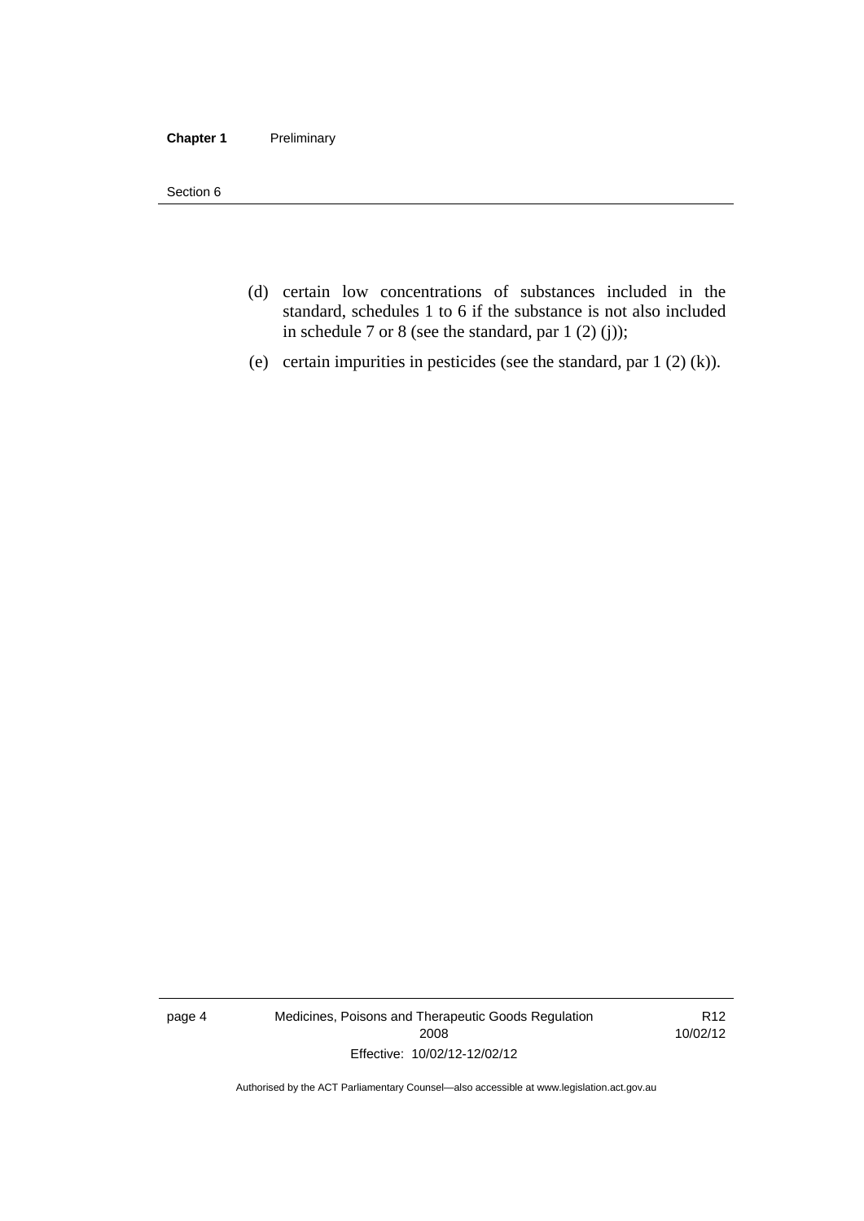(d) certain low concentrations of substances included in the standard, schedules 1 to 6 if the substance is not also included in schedule 7 or 8 (see the standard, par 1 (2) (j));

(e) certain impurities in pesticides (see the standard, par 1 (2) (k)).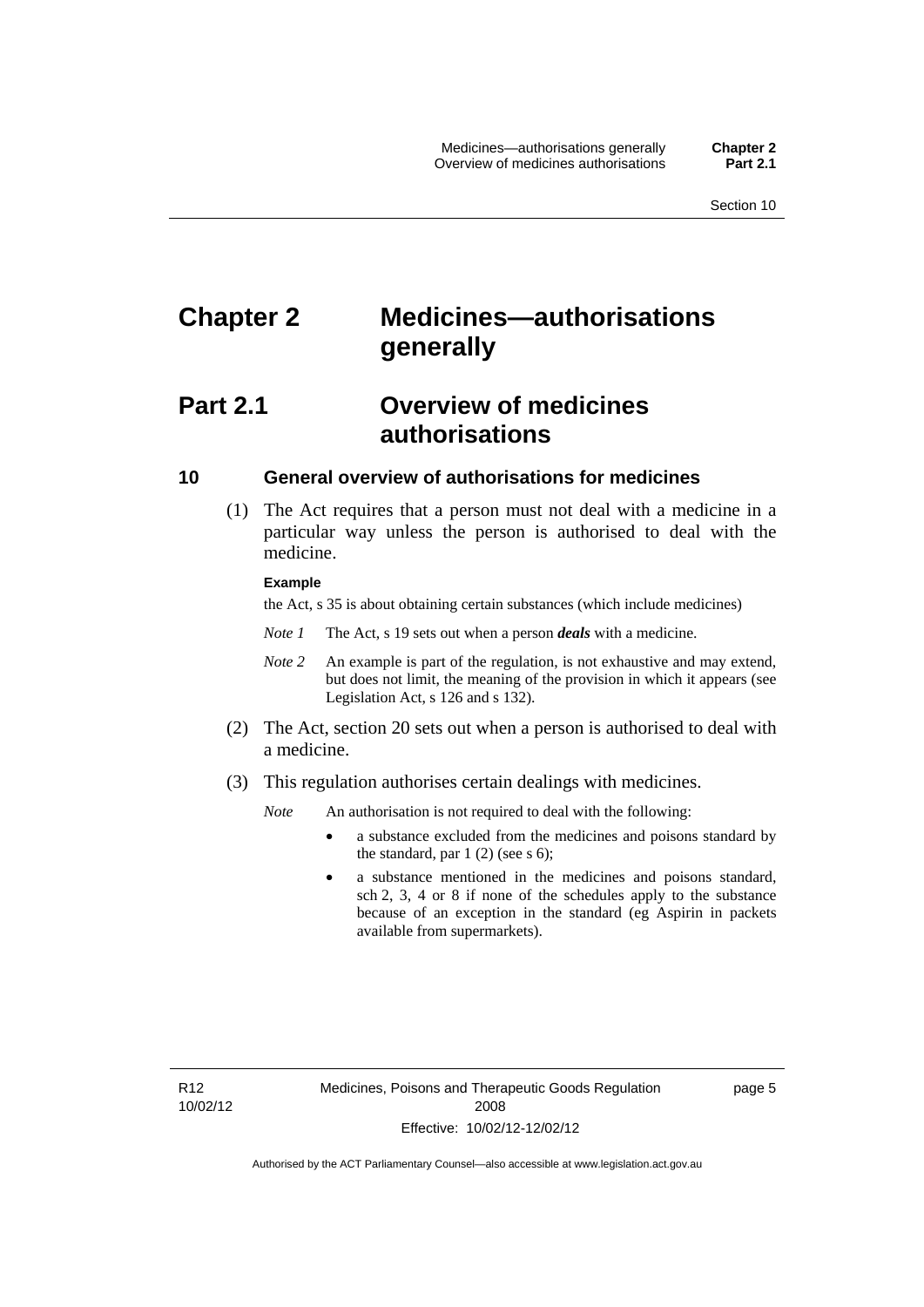# Chapter 2 Medicines—authorisations generally

## Part 2.1 Overview of medicines authorisations

### 10 General overview of authorisations for medicines

(1) The Act requires that a person must not deal with a medicine in a particular way unless the person is authorised to deal with the medicine.

**Example**

the Act, s 35 is about obtaining certain substances (which include medicines)

*Note 1* The Act, s 19 sets out when a person ***deals*** with a medicine.

*Note 2* An example is part of the regulation, is not exhaustive and may extend, but does not limit, the meaning of the provision in which it appears (see Legislation Act, s 126 and s 132).

(2) The Act, section 20 sets out when a person is authorised to deal with a medicine.

(3) This regulation authorises certain dealings with medicines.

*Note* An authorisation is not required to deal with the following:

- a substance excluded from the medicines and poisons standard by the standard, par 1 (2) (see s 6);
- a substance mentioned in the medicines and poisons standard, sch 2, 3, 4 or 8 if none of the schedules apply to the substance because of an exception in the standard (eg Aspirin in packets available from supermarkets).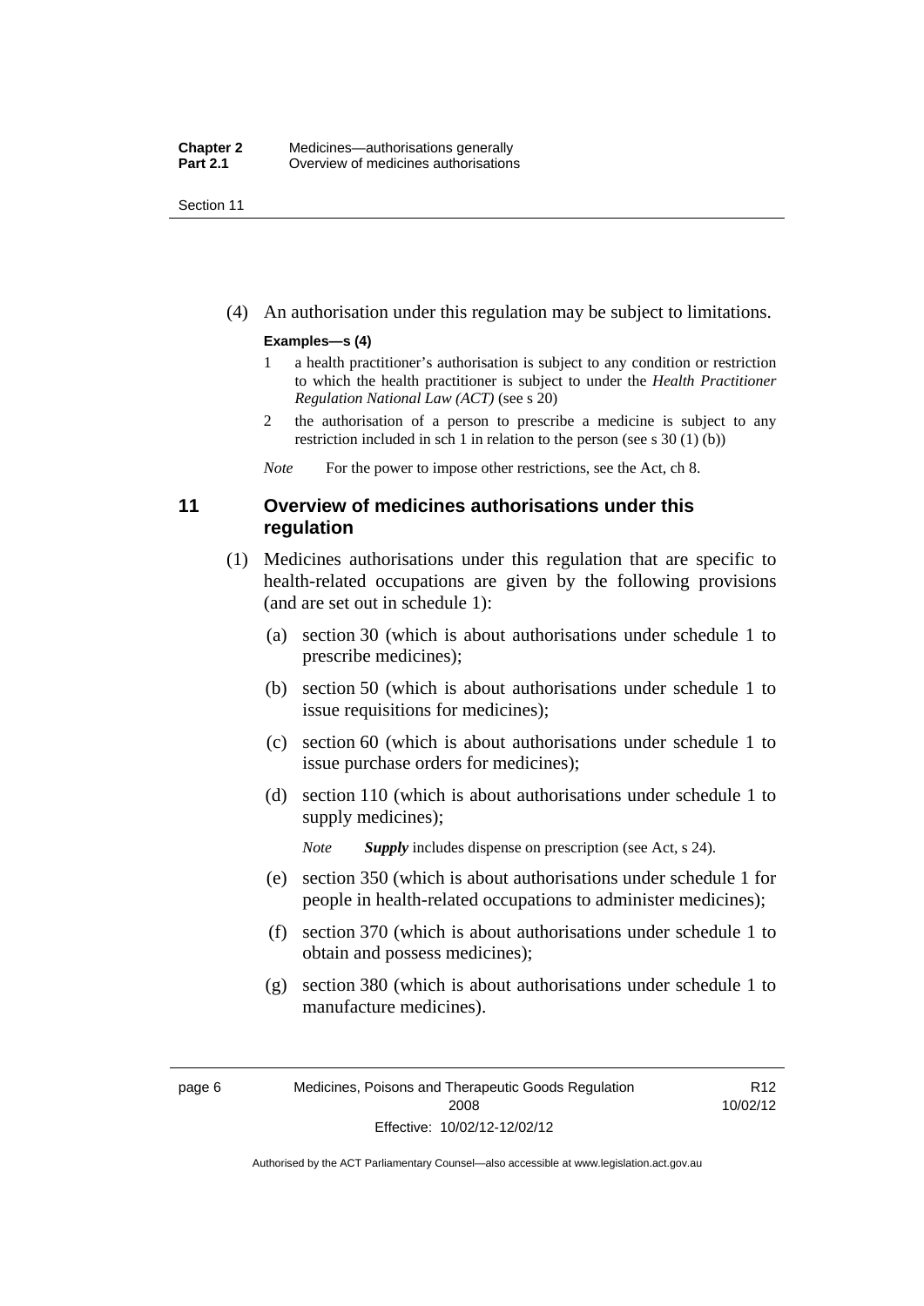(4) An authorisation under this regulation may be subject to limitations.

**Examples—s (4)**

1 a health practitioner's authorisation is subject to any condition or restriction to which the health practitioner is subject to under the *Health Practitioner Regulation National Law (ACT)* (see s 20)

2 the authorisation of a person to prescribe a medicine is subject to any restriction included in sch 1 in relation to the person (see s 30 (1) (b))

*Note* For the power to impose other restrictions, see the Act, ch 8.

## 11 Overview of medicines authorisations under this regulation

(1) Medicines authorisations under this regulation that are specific to health-related occupations are given by the following provisions (and are set out in schedule 1):

(a) section 30 (which is about authorisations under schedule 1 to prescribe medicines);

(b) section 50 (which is about authorisations under schedule 1 to issue requisitions for medicines);

(c) section 60 (which is about authorisations under schedule 1 to issue purchase orders for medicines);

(d) section 110 (which is about authorisations under schedule 1 to supply medicines);

*Note* ***Supply*** includes dispense on prescription (see Act, s 24).

(e) section 350 (which is about authorisations under schedule 1 for people in health-related occupations to administer medicines);

(f) section 370 (which is about authorisations under schedule 1 to obtain and possess medicines);

(g) section 380 (which is about authorisations under schedule 1 to manufacture medicines).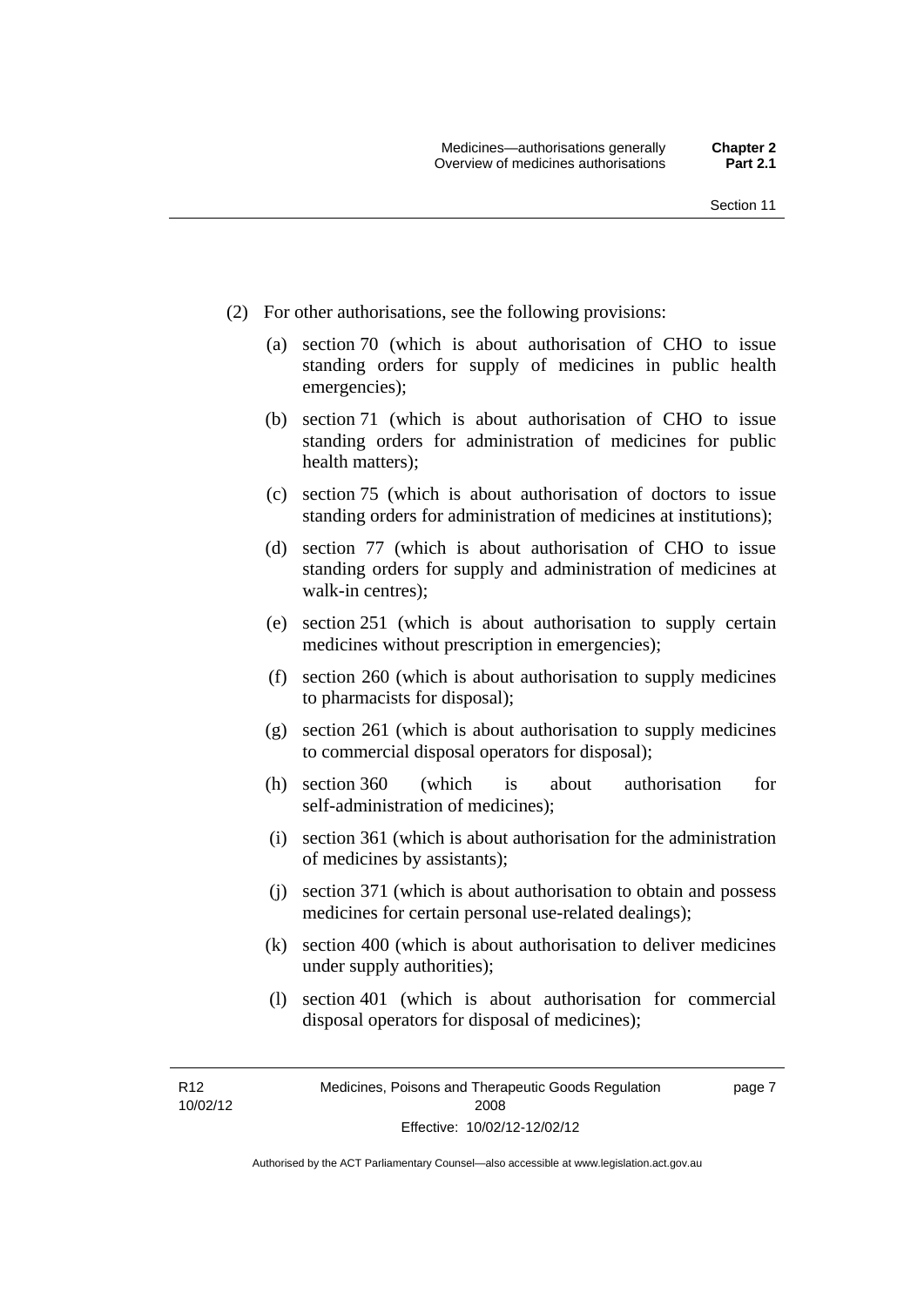(2) For other authorisations, see the following provisions:

(a) section 70 (which is about authorisation of CHO to issue standing orders for supply of medicines in public health emergencies);

(b) section 71 (which is about authorisation of CHO to issue standing orders for administration of medicines for public health matters);

(c) section 75 (which is about authorisation of doctors to issue standing orders for administration of medicines at institutions);

(d) section 77 (which is about authorisation of CHO to issue standing orders for supply and administration of medicines at walk-in centres);

(e) section 251 (which is about authorisation to supply certain medicines without prescription in emergencies);

(f) section 260 (which is about authorisation to supply medicines to pharmacists for disposal);

(g) section 261 (which is about authorisation to supply medicines to commercial disposal operators for disposal);

(h) section 360 (which is about authorisation for self-administration of medicines);

(i) section 361 (which is about authorisation for the administration of medicines by assistants);

(j) section 371 (which is about authorisation to obtain and possess medicines for certain personal use-related dealings);

(k) section 400 (which is about authorisation to deliver medicines under supply authorities);

(l) section 401 (which is about authorisation for commercial disposal operators for disposal of medicines);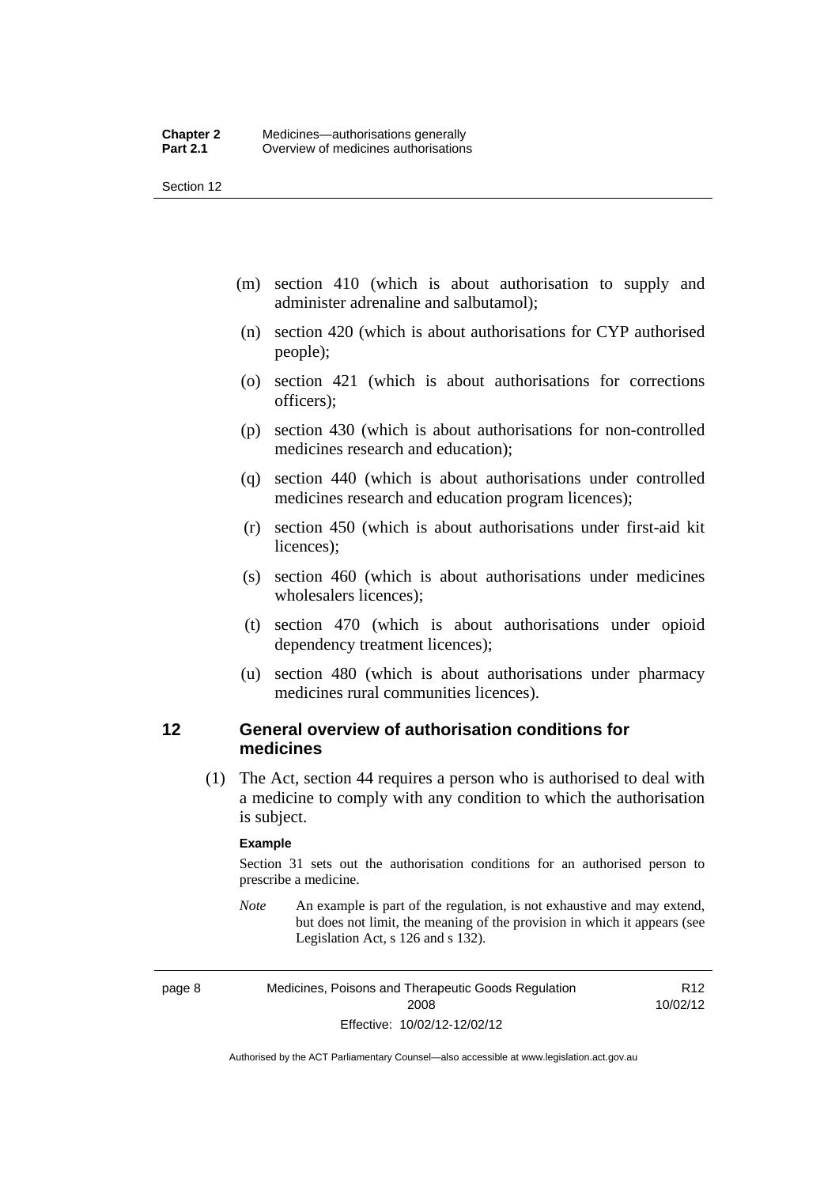(m) section 410 (which is about authorisation to supply and administer adrenaline and salbutamol);

(n) section 420 (which is about authorisations for CYP authorised people);

(o) section 421 (which is about authorisations for corrections officers);

(p) section 430 (which is about authorisations for non-controlled medicines research and education);

(q) section 440 (which is about authorisations under controlled medicines research and education program licences);

(r) section 450 (which is about authorisations under first-aid kit licences);

(s) section 460 (which is about authorisations under medicines wholesalers licences);

(t) section 470 (which is about authorisations under opioid dependency treatment licences);

(u) section 480 (which is about authorisations under pharmacy medicines rural communities licences).

## 12 General overview of authorisation conditions for medicines

(1) The Act, section 44 requires a person who is authorised to deal with a medicine to comply with any condition to which the authorisation is subject.

**Example**

Section 31 sets out the authorisation conditions for an authorised person to prescribe a medicine.

*Note* An example is part of the regulation, is not exhaustive and may extend, but does not limit, the meaning of the provision in which it appears (see Legislation Act, s 126 and s 132).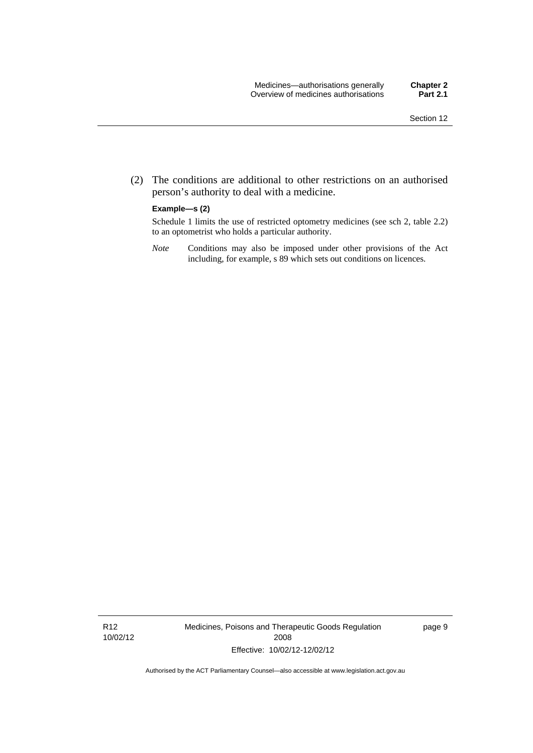(2) The conditions are additional to other restrictions on an authorised person's authority to deal with a medicine.

**Example—s (2)**

Schedule 1 limits the use of restricted optometry medicines (see sch 2, table 2.2) to an optometrist who holds a particular authority.

*Note* Conditions may also be imposed under other provisions of the Act including, for example, s 89 which sets out conditions on licences.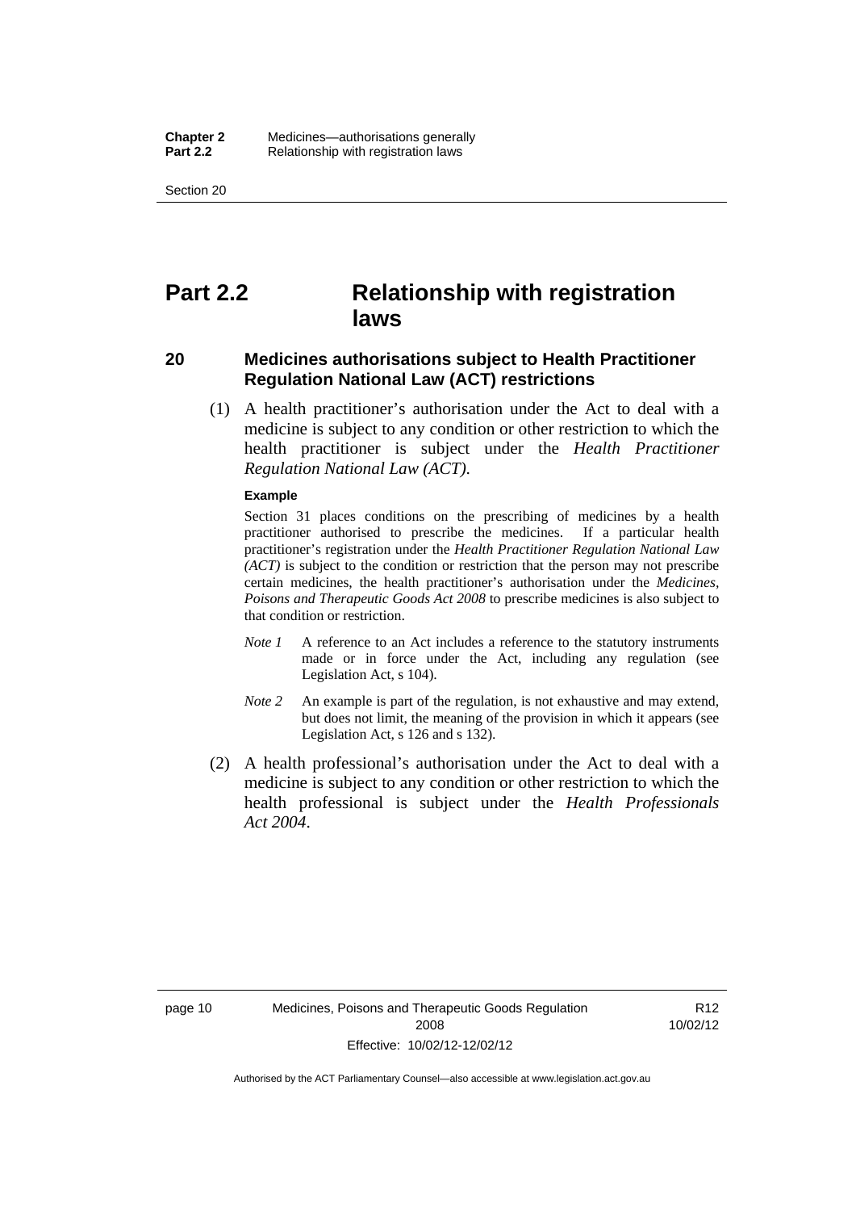# Part 2.2 Relationship with registration laws

## 20 Medicines authorisations subject to Health Practitioner Regulation National Law (ACT) restrictions

(1) A health practitioner's authorisation under the Act to deal with a medicine is subject to any condition or other restriction to which the health practitioner is subject under the *Health Practitioner Regulation National Law (ACT)*.

**Example**

Section 31 places conditions on the prescribing of medicines by a health practitioner authorised to prescribe the medicines. If a particular health practitioner's registration under the *Health Practitioner Regulation National Law (ACT)* is subject to the condition or restriction that the person may not prescribe certain medicines, the health practitioner's authorisation under the *Medicines, Poisons and Therapeutic Goods Act 2008* to prescribe medicines is also subject to that condition or restriction.

*Note 1* A reference to an Act includes a reference to the statutory instruments made or in force under the Act, including any regulation (see Legislation Act, s 104).

*Note 2* An example is part of the regulation, is not exhaustive and may extend, but does not limit, the meaning of the provision in which it appears (see Legislation Act, s 126 and s 132).

(2) A health professional's authorisation under the Act to deal with a medicine is subject to any condition or other restriction to which the health professional is subject under the *Health Professionals Act 2004*.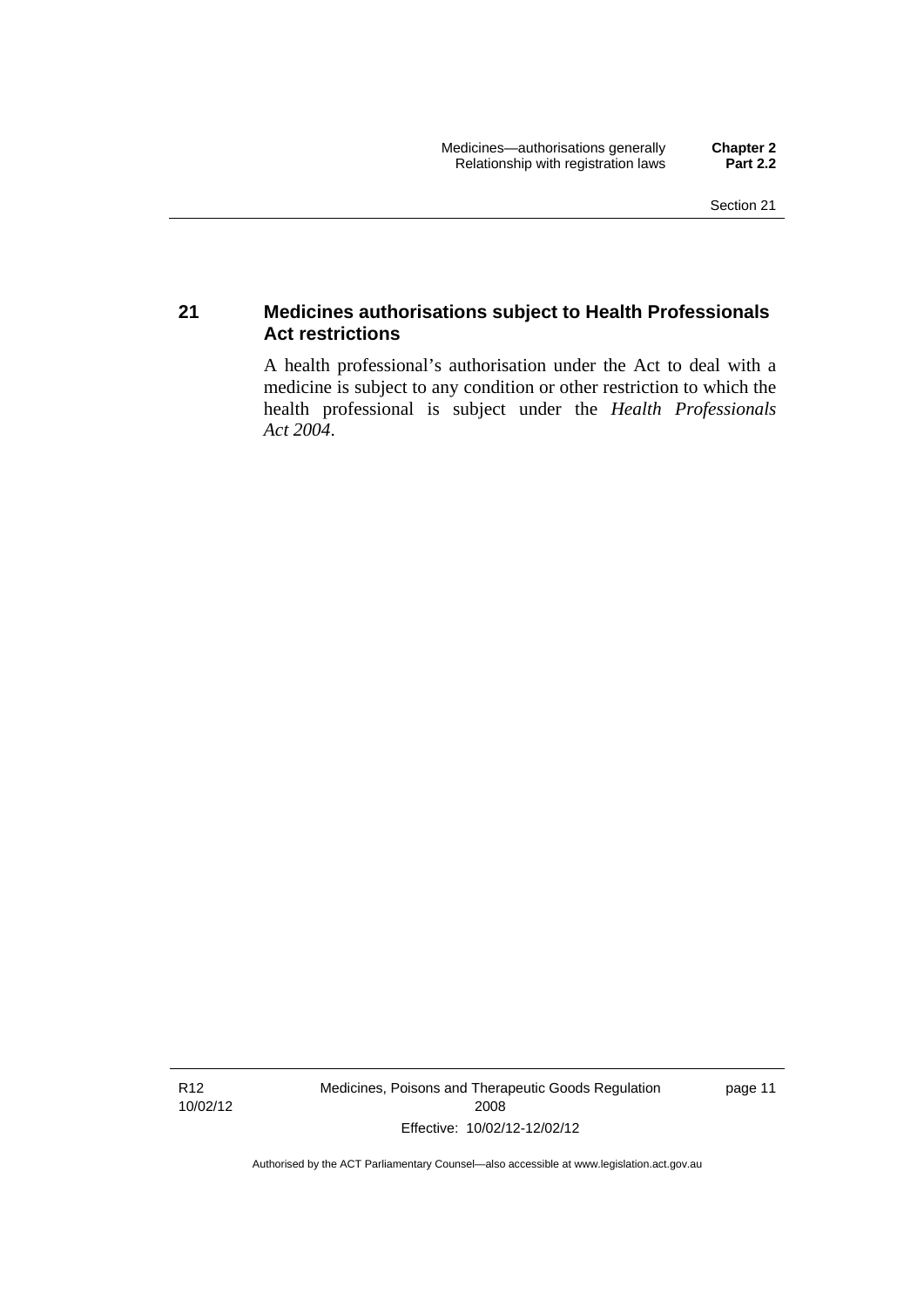## 21 Medicines authorisations subject to Health Professionals Act restrictions

A health professional's authorisation under the Act to deal with a medicine is subject to any condition or other restriction to which the health professional is subject under the *Health Professionals Act 2004*.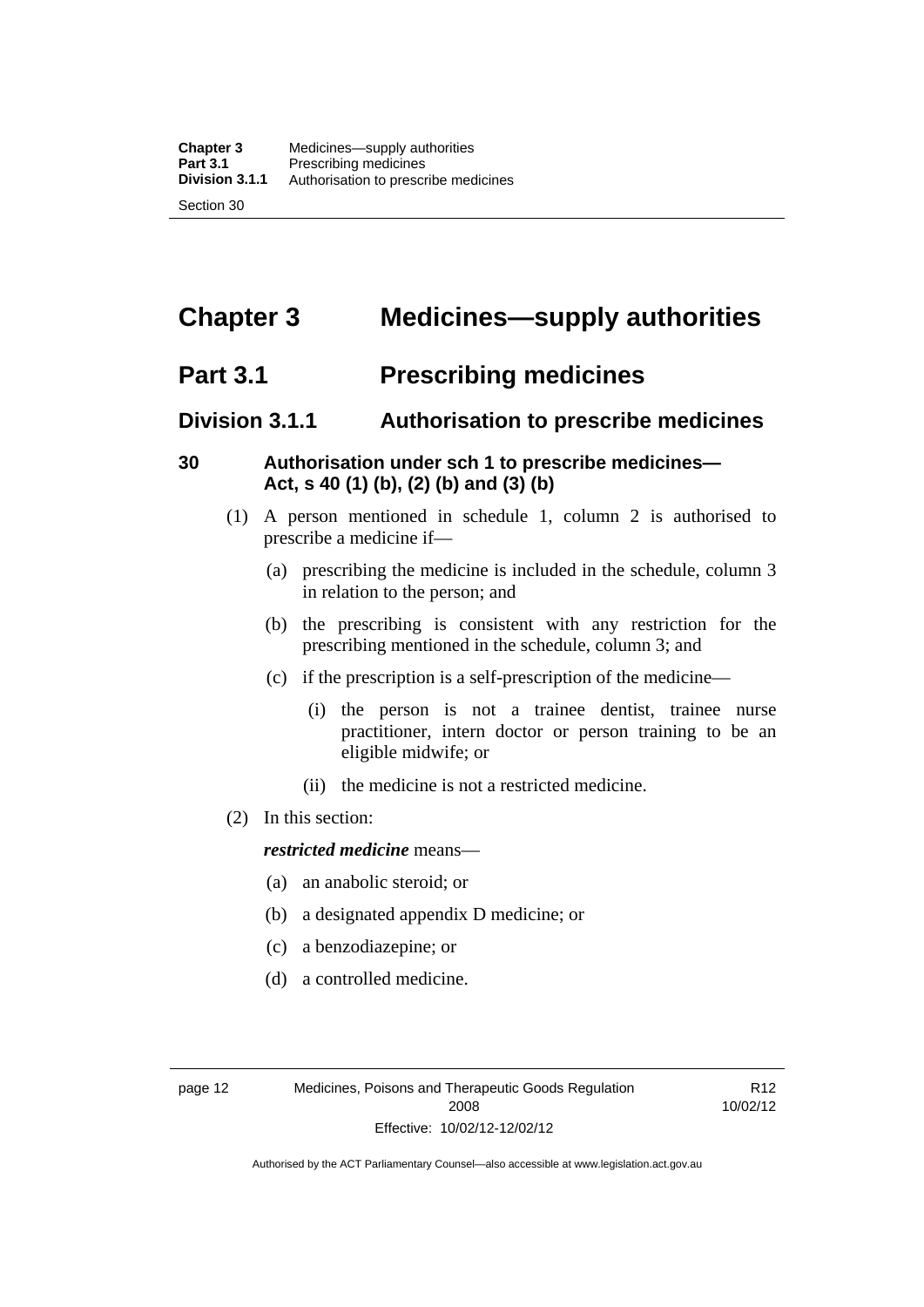# Chapter 3 Medicines—supply authorities

## Part 3.1 Prescribing medicines

### Division 3.1.1 Authorisation to prescribe medicines

#### 30 Authorisation under sch 1 to prescribe medicines—Act, s 40 (1) (b), (2) (b) and (3) (b)

(1) A person mentioned in schedule 1, column 2 is authorised to prescribe a medicine if—

(a) prescribing the medicine is included in the schedule, column 3 in relation to the person; and

(b) the prescribing is consistent with any restriction for the prescribing mentioned in the schedule, column 3; and

(c) if the prescription is a self-prescription of the medicine—

(i) the person is not a trainee dentist, trainee nurse practitioner, intern doctor or person training to be an eligible midwife; or

(ii) the medicine is not a restricted medicine.

(2) In this section:

***restricted medicine*** means—

(a) an anabolic steroid; or

(b) a designated appendix D medicine; or

(c) a benzodiazepine; or

(d) a controlled medicine.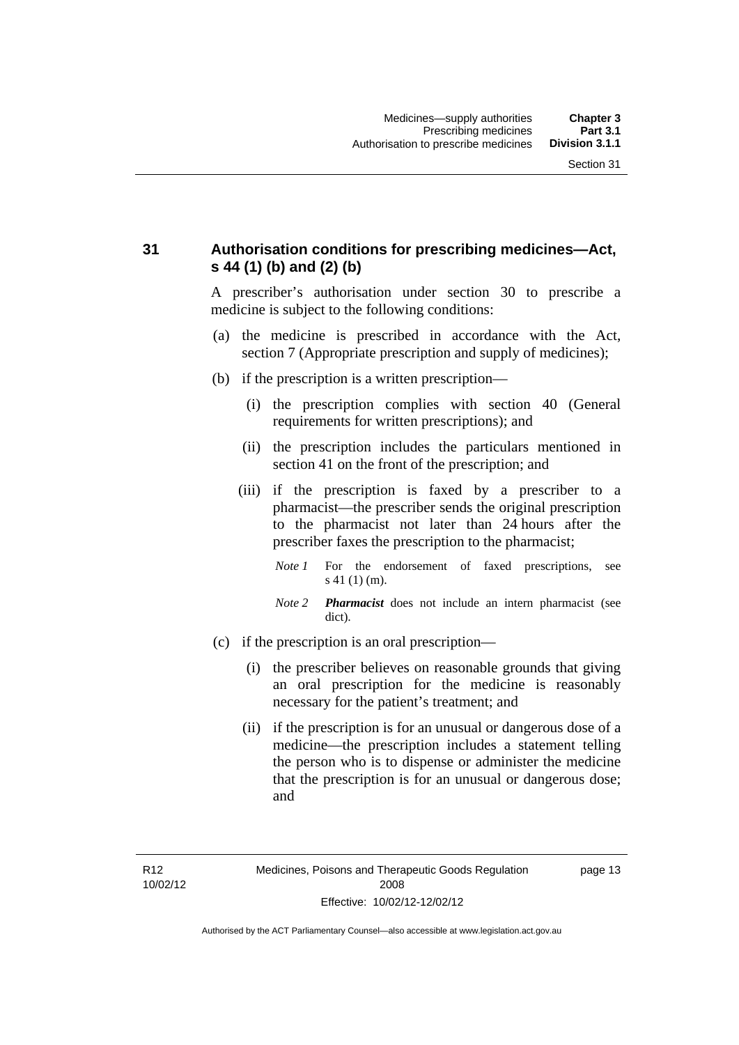## 31 Authorisation conditions for prescribing medicines—Act, s 44 (1) (b) and (2) (b)

A prescriber's authorisation under section 30 to prescribe a medicine is subject to the following conditions:

(a) the medicine is prescribed in accordance with the Act, section 7 (Appropriate prescription and supply of medicines);

(b) if the prescription is a written prescription—

  (i) the prescription complies with section 40 (General requirements for written prescriptions); and

  (ii) the prescription includes the particulars mentioned in section 41 on the front of the prescription; and

  (iii) if the prescription is faxed by a prescriber to a pharmacist—the prescriber sends the original prescription to the pharmacist not later than 24 hours after the prescriber faxes the prescription to the pharmacist;

  *Note 1* For the endorsement of faxed prescriptions, see s 41 (1) (m).

  *Note 2* ***Pharmacist*** does not include an intern pharmacist (see dict).

(c) if the prescription is an oral prescription—

  (i) the prescriber believes on reasonable grounds that giving an oral prescription for the medicine is reasonably necessary for the patient's treatment; and

  (ii) if the prescription is for an unusual or dangerous dose of a medicine—the prescription includes a statement telling the person who is to dispense or administer the medicine that the prescription is for an unusual or dangerous dose; and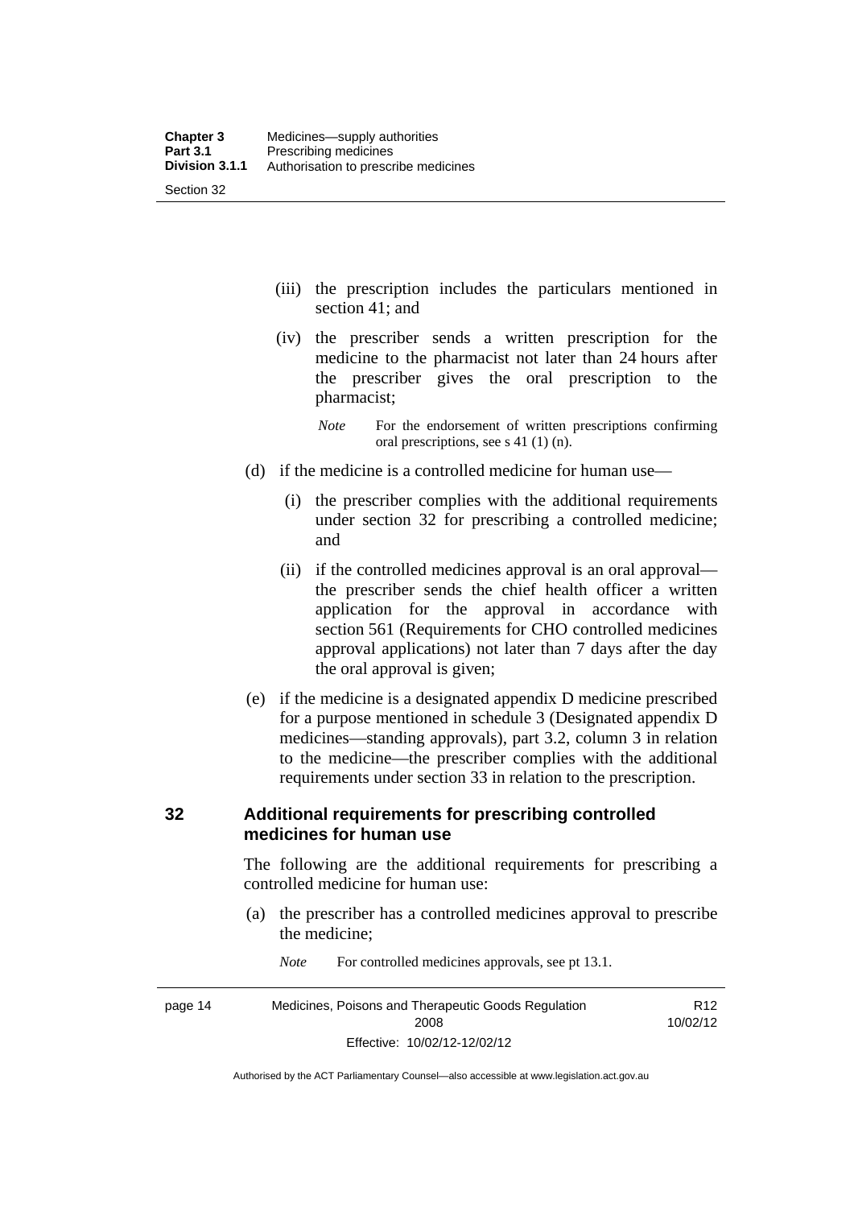(iii) the prescription includes the particulars mentioned in section 41; and

(iv) the prescriber sends a written prescription for the medicine to the pharmacist not later than 24 hours after the prescriber gives the oral prescription to the pharmacist;

*Note* For the endorsement of written prescriptions confirming oral prescriptions, see s 41 (1) (n).

(d) if the medicine is a controlled medicine for human use—

(i) the prescriber complies with the additional requirements under section 32 for prescribing a controlled medicine; and

(ii) if the controlled medicines approval is an oral approval—the prescriber sends the chief health officer a written application for the approval in accordance with section 561 (Requirements for CHO controlled medicines approval applications) not later than 7 days after the day the oral approval is given;

(e) if the medicine is a designated appendix D medicine prescribed for a purpose mentioned in schedule 3 (Designated appendix D medicines—standing approvals), part 3.2, column 3 in relation to the medicine—the prescriber complies with the additional requirements under section 33 in relation to the prescription.

## 32 Additional requirements for prescribing controlled medicines for human use

The following are the additional requirements for prescribing a controlled medicine for human use:

(a) the prescriber has a controlled medicines approval to prescribe the medicine;

*Note* For controlled medicines approvals, see pt 13.1.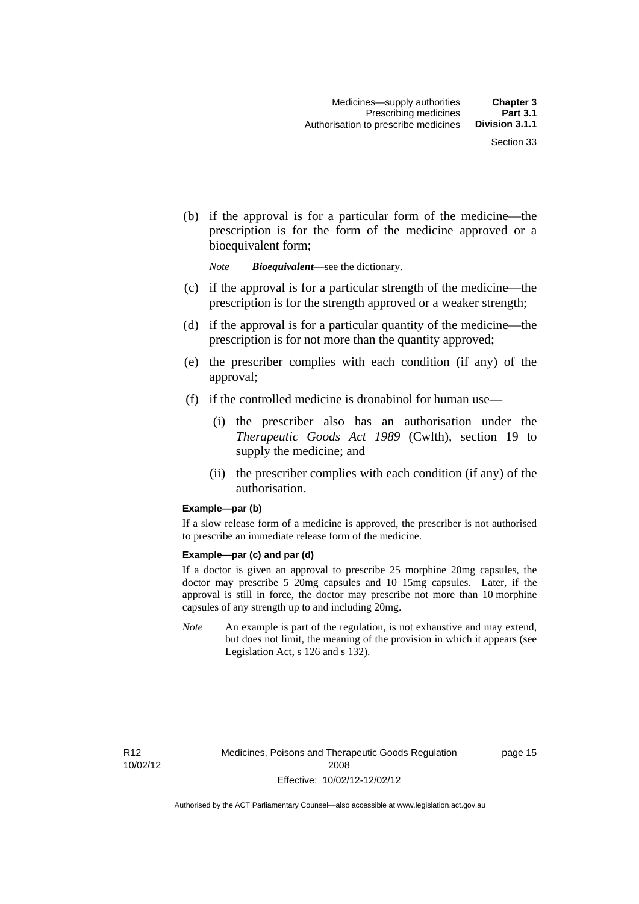(b) if the approval is for a particular form of the medicine—the prescription is for the form of the medicine approved or a bioequivalent form;

*Note* ***Bioequivalent***—see the dictionary.

(c) if the approval is for a particular strength of the medicine—the prescription is for the strength approved or a weaker strength;

(d) if the approval is for a particular quantity of the medicine—the prescription is for not more than the quantity approved;

(e) the prescriber complies with each condition (if any) of the approval;

(f) if the controlled medicine is dronabinol for human use—

(i) the prescriber also has an authorisation under the *Therapeutic Goods Act 1989* (Cwlth), section 19 to supply the medicine; and

(ii) the prescriber complies with each condition (if any) of the authorisation.

**Example—par (b)**

If a slow release form of a medicine is approved, the prescriber is not authorised to prescribe an immediate release form of the medicine.

**Example—par (c) and par (d)**

If a doctor is given an approval to prescribe 25 morphine 20mg capsules, the doctor may prescribe 5 20mg capsules and 10 15mg capsules. Later, if the approval is still in force, the doctor may prescribe not more than 10 morphine capsules of any strength up to and including 20mg.

*Note* An example is part of the regulation, is not exhaustive and may extend, but does not limit, the meaning of the provision in which it appears (see Legislation Act, s 126 and s 132).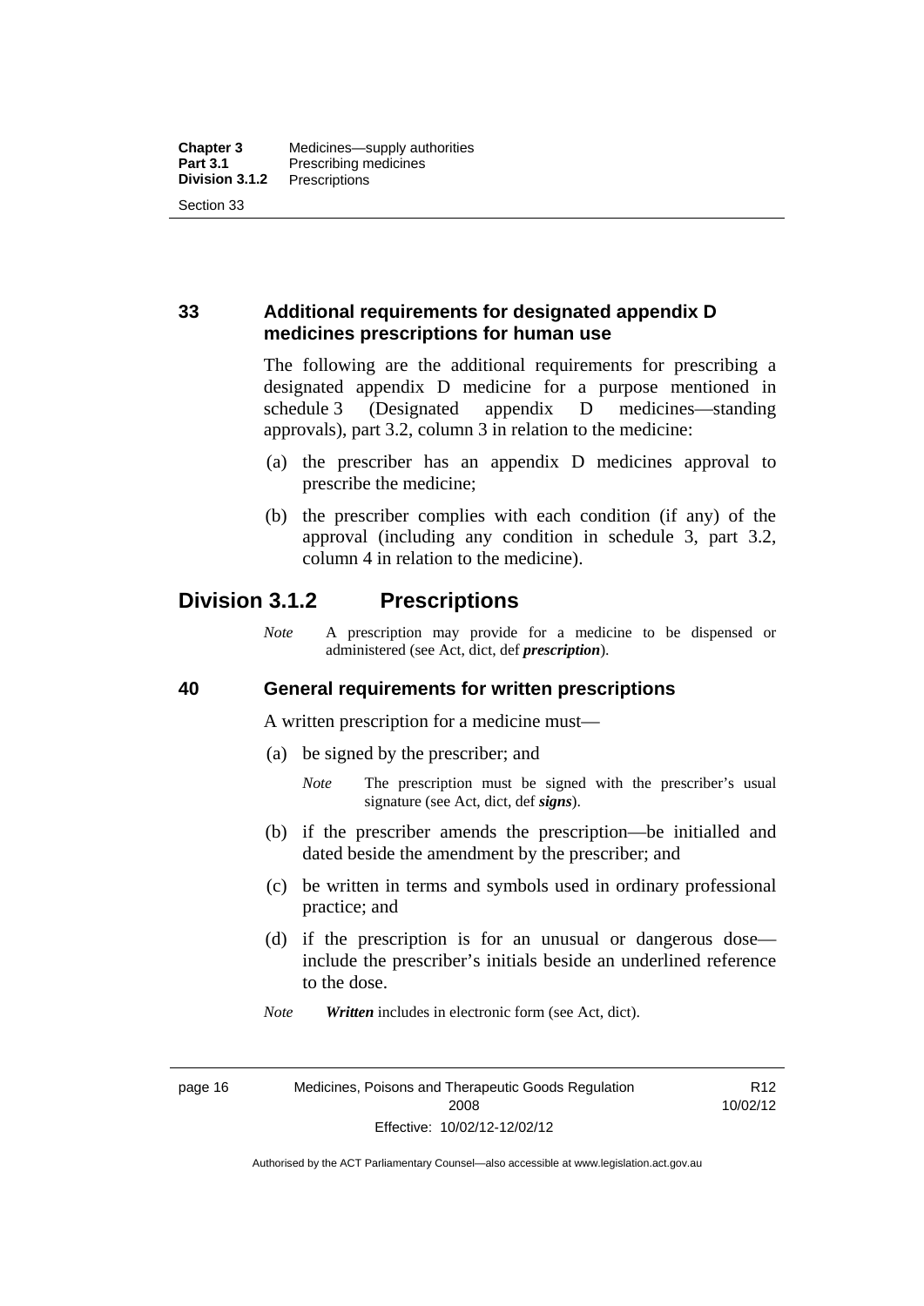## 33 Additional requirements for designated appendix D medicines prescriptions for human use

The following are the additional requirements for prescribing a designated appendix D medicine for a purpose mentioned in schedule 3 (Designated appendix D medicines—standing approvals), part 3.2, column 3 in relation to the medicine:

(a) the prescriber has an appendix D medicines approval to prescribe the medicine;

(b) the prescriber complies with each condition (if any) of the approval (including any condition in schedule 3, part 3.2, column 4 in relation to the medicine).

# Division 3.1.2 Prescriptions

*Note* A prescription may provide for a medicine to be dispensed or administered (see Act, dict, def ***prescription***).

## 40 General requirements for written prescriptions

A written prescription for a medicine must—

(a) be signed by the prescriber; and

*Note* The prescription must be signed with the prescriber's usual signature (see Act, dict, def ***signs***).

(b) if the prescriber amends the prescription—be initialled and dated beside the amendment by the prescriber; and

(c) be written in terms and symbols used in ordinary professional practice; and

(d) if the prescription is for an unusual or dangerous dose—include the prescriber's initials beside an underlined reference to the dose.

*Note* ***Written*** includes in electronic form (see Act, dict).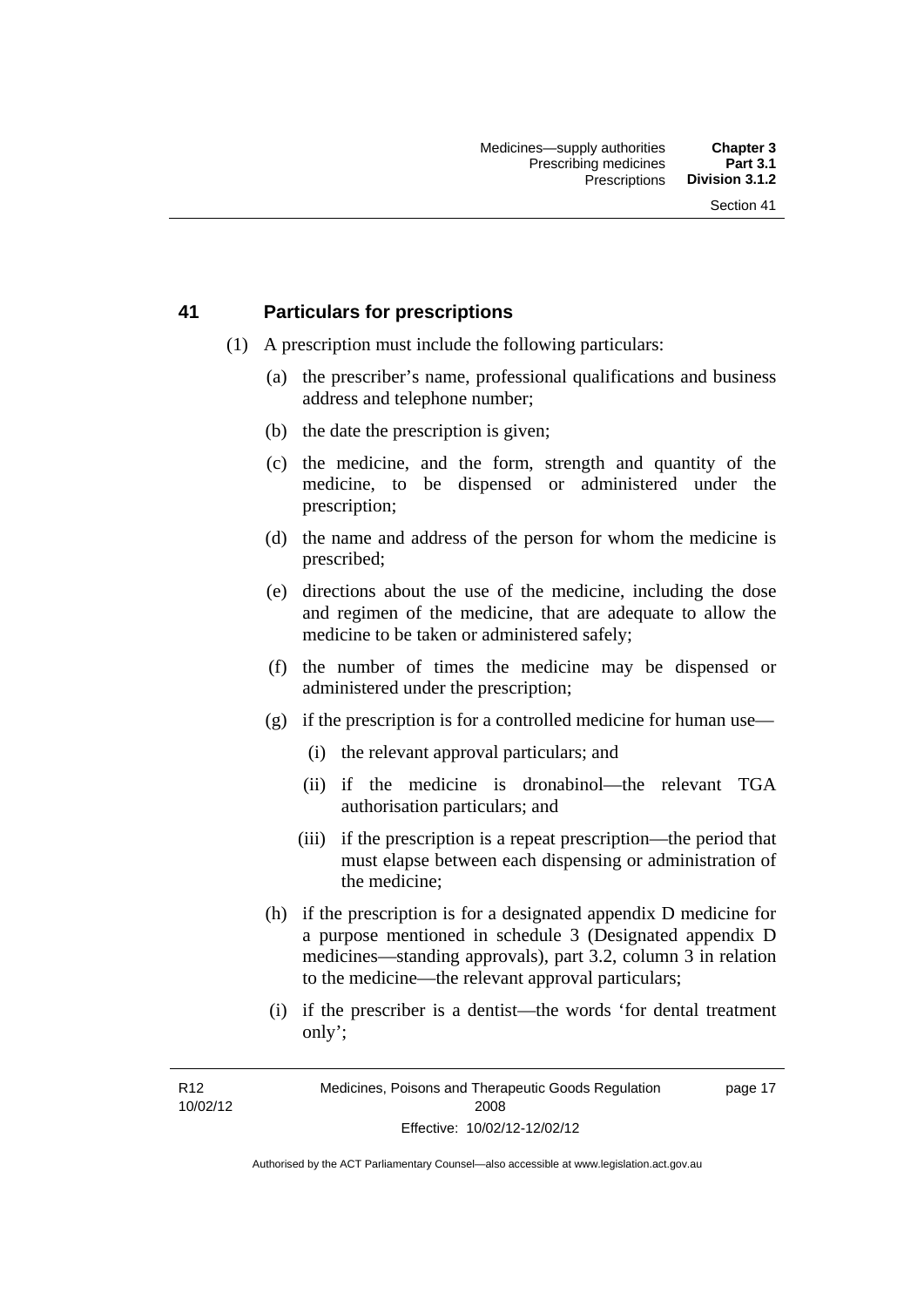## 41 Particulars for prescriptions

(1) A prescription must include the following particulars:

(a) the prescriber's name, professional qualifications and business address and telephone number;

(b) the date the prescription is given;

(c) the medicine, and the form, strength and quantity of the medicine, to be dispensed or administered under the prescription;

(d) the name and address of the person for whom the medicine is prescribed;

(e) directions about the use of the medicine, including the dose and regimen of the medicine, that are adequate to allow the medicine to be taken or administered safely;

(f) the number of times the medicine may be dispensed or administered under the prescription;

(g) if the prescription is for a controlled medicine for human use—

(i) the relevant approval particulars; and

(ii) if the medicine is dronabinol—the relevant TGA authorisation particulars; and

(iii) if the prescription is a repeat prescription—the period that must elapse between each dispensing or administration of the medicine;

(h) if the prescription is for a designated appendix D medicine for a purpose mentioned in schedule 3 (Designated appendix D medicines—standing approvals), part 3.2, column 3 in relation to the medicine—the relevant approval particulars;

(i) if the prescriber is a dentist—the words 'for dental treatment only';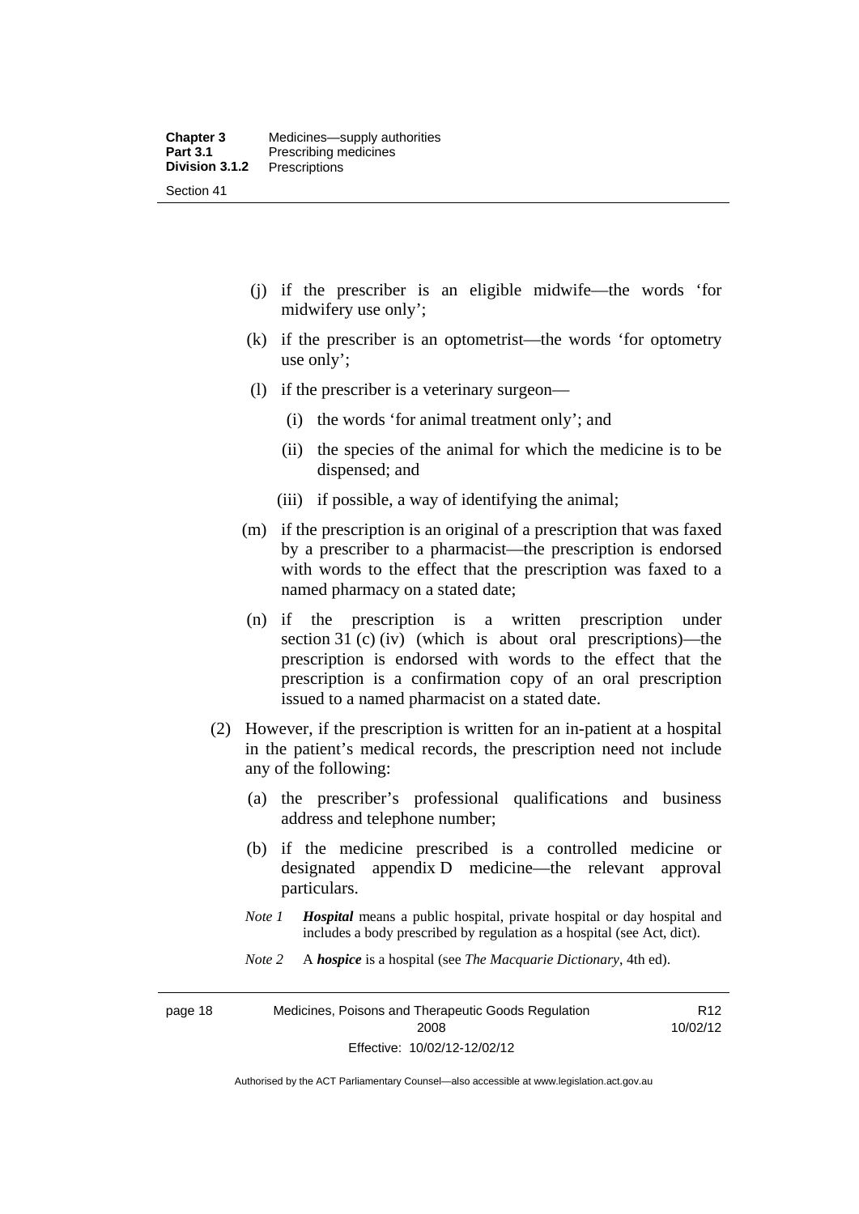(j) if the prescriber is an eligible midwife—the words 'for midwifery use only';

(k) if the prescriber is an optometrist—the words 'for optometry use only';

(l) if the prescriber is a veterinary surgeon—

(i) the words 'for animal treatment only'; and

(ii) the species of the animal for which the medicine is to be dispensed; and

(iii) if possible, a way of identifying the animal;

(m) if the prescription is an original of a prescription that was faxed by a prescriber to a pharmacist—the prescription is endorsed with words to the effect that the prescription was faxed to a named pharmacy on a stated date;

(n) if the prescription is a written prescription under section 31 (c) (iv) (which is about oral prescriptions)—the prescription is endorsed with words to the effect that the prescription is a confirmation copy of an oral prescription issued to a named pharmacist on a stated date.

(2) However, if the prescription is written for an in-patient at a hospital in the patient's medical records, the prescription need not include any of the following:

(a) the prescriber's professional qualifications and business address and telephone number;

(b) if the medicine prescribed is a controlled medicine or designated appendix D medicine—the relevant approval particulars.

*Note 1* ***Hospital*** means a public hospital, private hospital or day hospital and includes a body prescribed by regulation as a hospital (see Act, dict).

*Note 2* A ***hospice*** is a hospital (see *The Macquarie Dictionary*, 4th ed).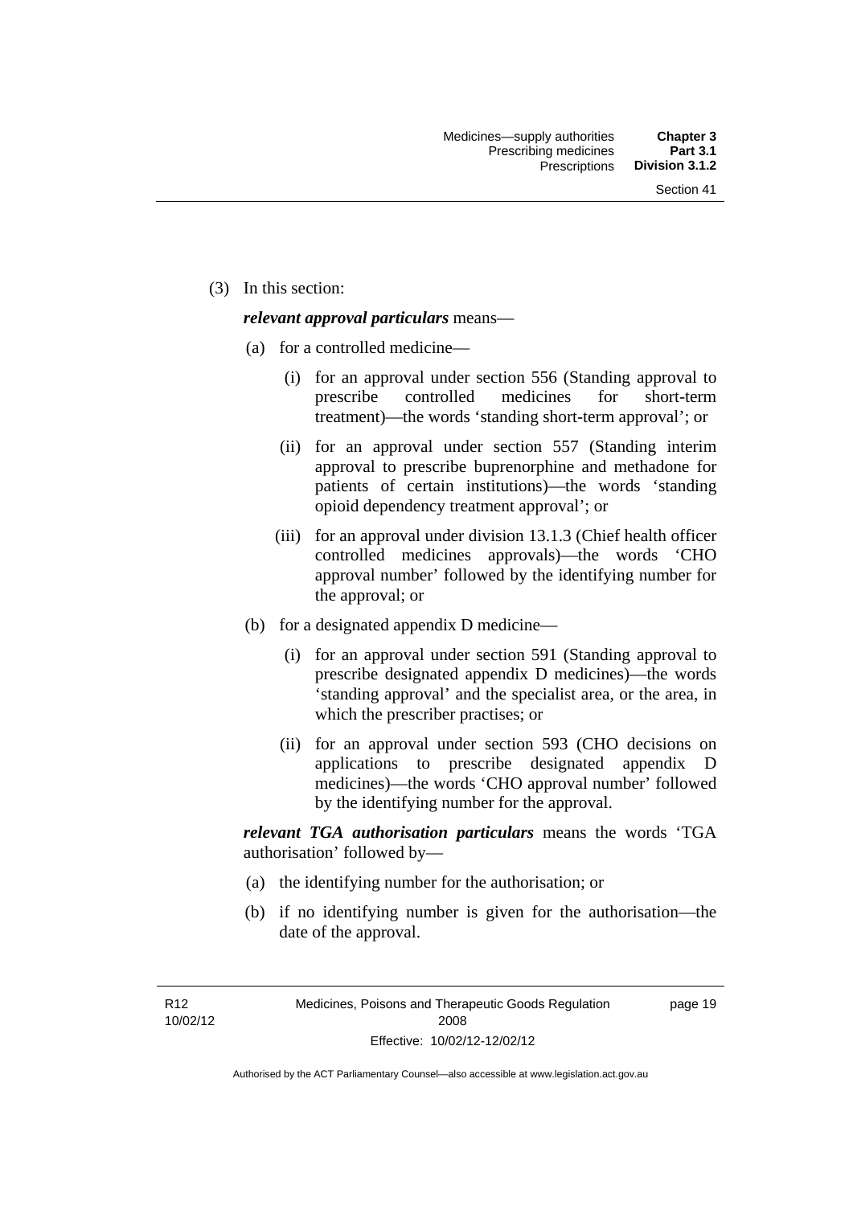(3) In this section:

***relevant approval particulars*** means—

(a) for a controlled medicine—

(i) for an approval under section 556 (Standing approval to prescribe controlled medicines for short-term treatment)—the words 'standing short-term approval'; or

(ii) for an approval under section 557 (Standing interim approval to prescribe buprenorphine and methadone for patients of certain institutions)—the words 'standing opioid dependency treatment approval'; or

(iii) for an approval under division 13.1.3 (Chief health officer controlled medicines approvals)—the words 'CHO approval number' followed by the identifying number for the approval; or

(b) for a designated appendix D medicine—

(i) for an approval under section 591 (Standing approval to prescribe designated appendix D medicines)—the words 'standing approval' and the specialist area, or the area, in which the prescriber practises; or

(ii) for an approval under section 593 (CHO decisions on applications to prescribe designated appendix D medicines)—the words 'CHO approval number' followed by the identifying number for the approval.

***relevant TGA authorisation particulars*** means the words 'TGA authorisation' followed by—

(a) the identifying number for the authorisation; or

(b) if no identifying number is given for the authorisation—the date of the approval.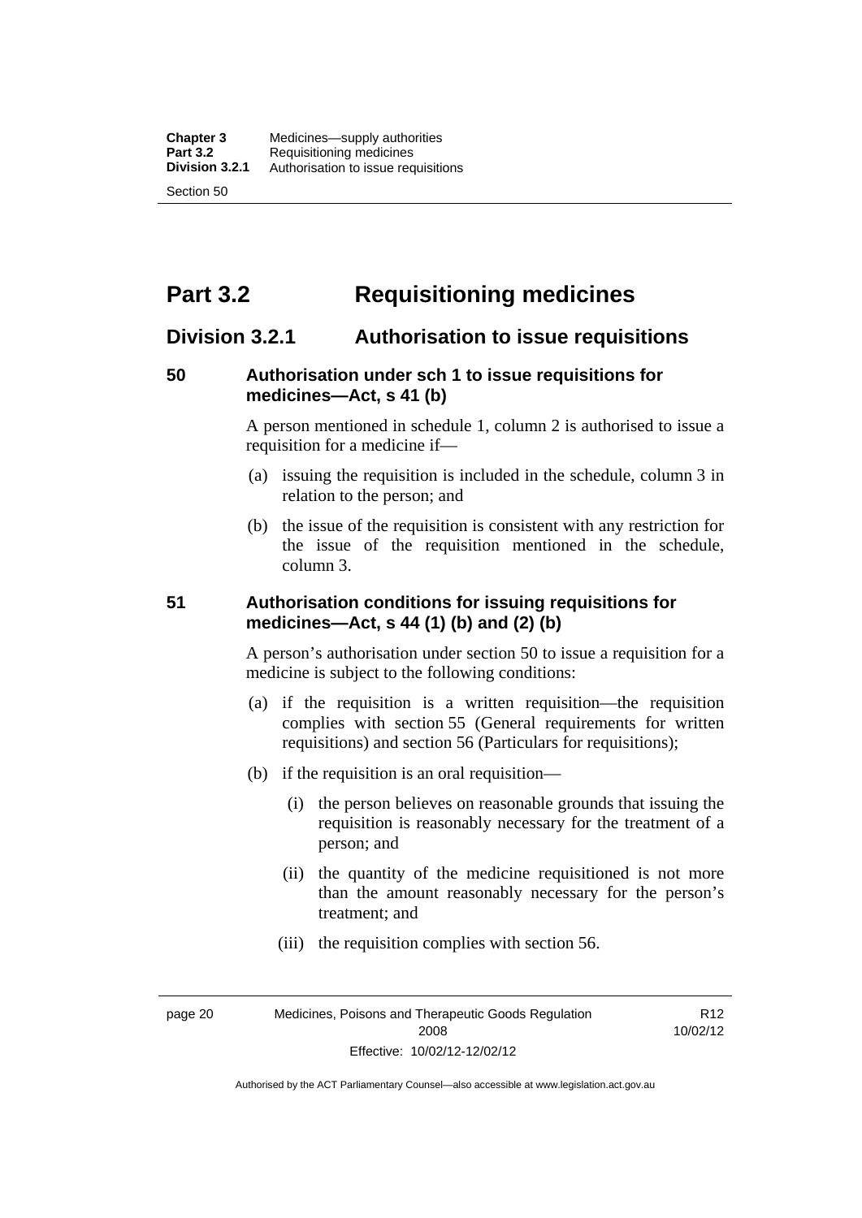# Part 3.2 Requisitioning medicines

## Division 3.2.1 Authorisation to issue requisitions

### 50 Authorisation under sch 1 to issue requisitions for medicines—Act, s 41 (b)

A person mentioned in schedule 1, column 2 is authorised to issue a requisition for a medicine if—

(a) issuing the requisition is included in the schedule, column 3 in relation to the person; and

(b) the issue of the requisition is consistent with any restriction for the issue of the requisition mentioned in the schedule, column 3.

### 51 Authorisation conditions for issuing requisitions for medicines—Act, s 44 (1) (b) and (2) (b)

A person's authorisation under section 50 to issue a requisition for a medicine is subject to the following conditions:

(a) if the requisition is a written requisition—the requisition complies with section 55 (General requirements for written requisitions) and section 56 (Particulars for requisitions);

(b) if the requisition is an oral requisition—

(i) the person believes on reasonable grounds that issuing the requisition is reasonably necessary for the treatment of a person; and

(ii) the quantity of the medicine requisitioned is not more than the amount reasonably necessary for the person's treatment; and

(iii) the requisition complies with section 56.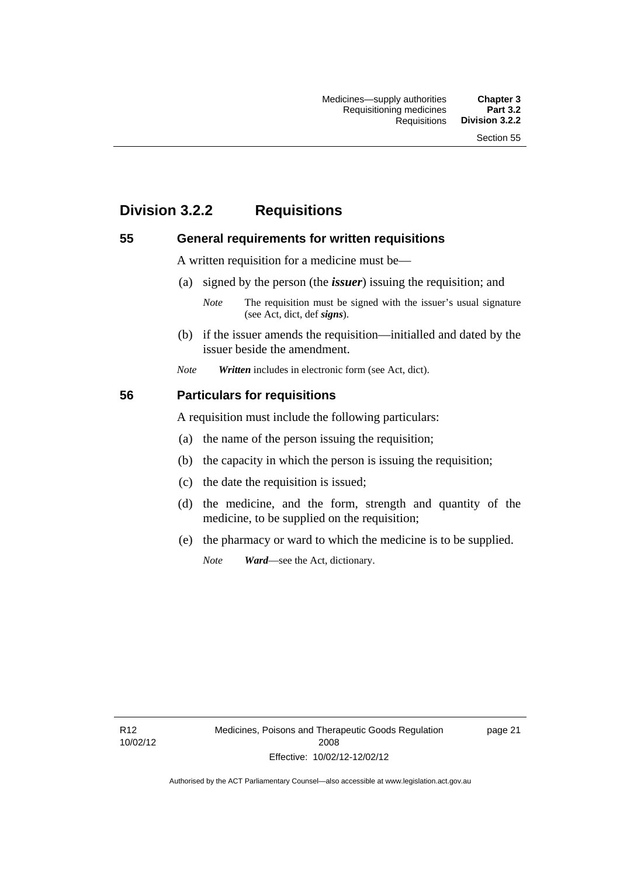## Division 3.2.2 Requisitions

### 55 General requirements for written requisitions

A written requisition for a medicine must be—

(a) signed by the person (the ***issuer***) issuing the requisition; and

*Note* The requisition must be signed with the issuer's usual signature (see Act, dict, def ***signs***).

(b) if the issuer amends the requisition—initialled and dated by the issuer beside the amendment.

*Note* ***Written*** includes in electronic form (see Act, dict).

### 56 Particulars for requisitions

A requisition must include the following particulars:

(a) the name of the person issuing the requisition;

(b) the capacity in which the person is issuing the requisition;

(c) the date the requisition is issued;

(d) the medicine, and the form, strength and quantity of the medicine, to be supplied on the requisition;

(e) the pharmacy or ward to which the medicine is to be supplied.

*Note* ***Ward***—see the Act, dictionary.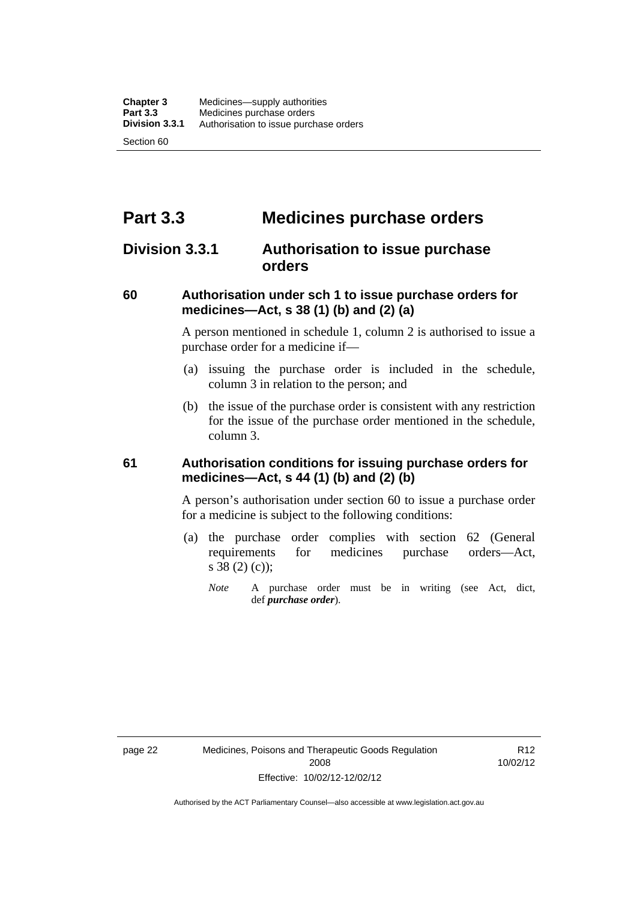# Part 3.3 Medicines purchase orders

## Division 3.3.1 Authorisation to issue purchase orders

### 60 Authorisation under sch 1 to issue purchase orders for medicines—Act, s 38 (1) (b) and (2) (a)

A person mentioned in schedule 1, column 2 is authorised to issue a purchase order for a medicine if—

(a) issuing the purchase order is included in the schedule, column 3 in relation to the person; and

(b) the issue of the purchase order is consistent with any restriction for the issue of the purchase order mentioned in the schedule, column 3.

### 61 Authorisation conditions for issuing purchase orders for medicines—Act, s 44 (1) (b) and (2) (b)

A person's authorisation under section 60 to issue a purchase order for a medicine is subject to the following conditions:

(a) the purchase order complies with section 62 (General requirements for medicines purchase orders—Act, s 38 (2) (c));

*Note* A purchase order must be in writing (see Act, dict, def ***purchase order***).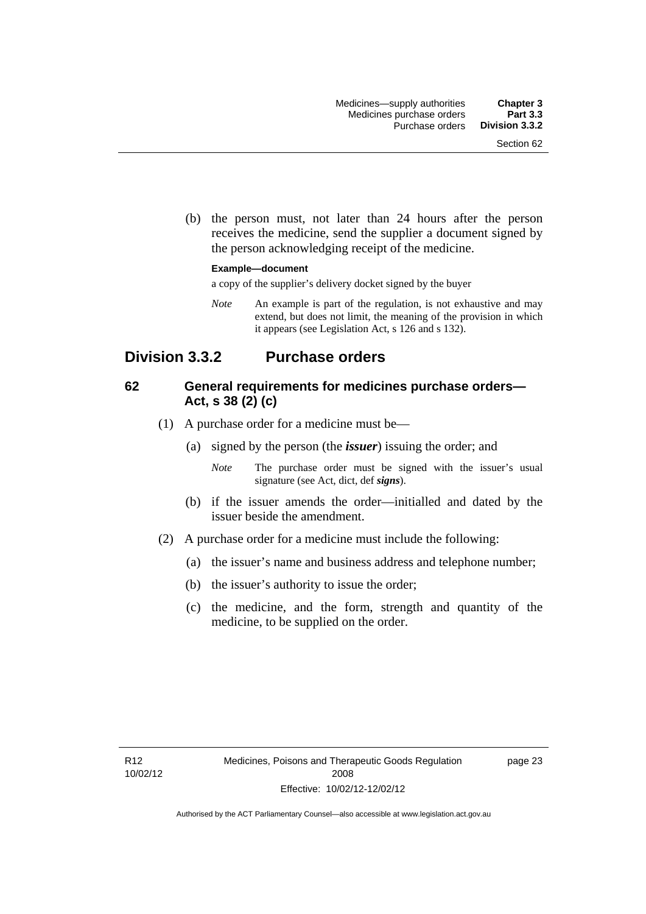(b) the person must, not later than 24 hours after the person receives the medicine, send the supplier a document signed by the person acknowledging receipt of the medicine.

**Example—document**

a copy of the supplier's delivery docket signed by the buyer

*Note* An example is part of the regulation, is not exhaustive and may extend, but does not limit, the meaning of the provision in which it appears (see Legislation Act, s 126 and s 132).

## Division 3.3.2 Purchase orders

### 62 General requirements for medicines purchase orders—Act, s 38 (2) (c)

(1) A purchase order for a medicine must be—

(a) signed by the person (the ***issuer***) issuing the order; and

*Note* The purchase order must be signed with the issuer's usual signature (see Act, dict, def ***signs***).

(b) if the issuer amends the order—initialled and dated by the issuer beside the amendment.

(2) A purchase order for a medicine must include the following:

(a) the issuer's name and business address and telephone number;

(b) the issuer's authority to issue the order;

(c) the medicine, and the form, strength and quantity of the medicine, to be supplied on the order.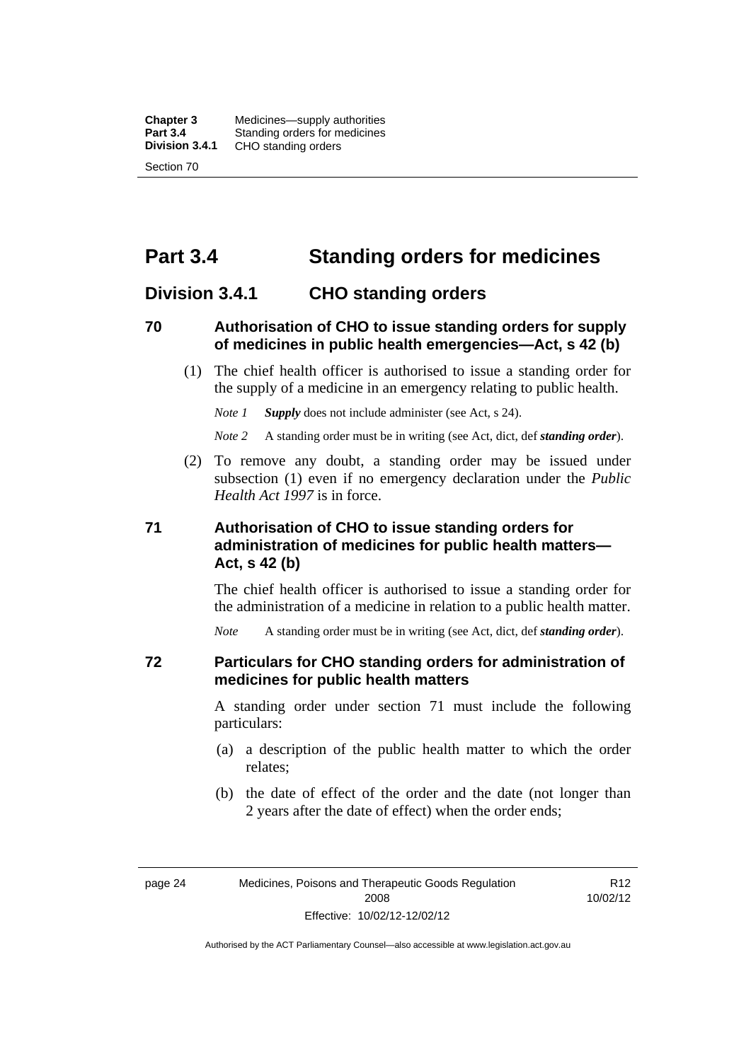# Part 3.4 Standing orders for medicines

## Division 3.4.1 CHO standing orders

### 70 Authorisation of CHO to issue standing orders for supply of medicines in public health emergencies—Act, s 42 (b)

(1) The chief health officer is authorised to issue a standing order for the supply of a medicine in an emergency relating to public health.

*Note 1* ***Supply*** does not include administer (see Act, s 24).

*Note 2* A standing order must be in writing (see Act, dict, def ***standing order***).

(2) To remove any doubt, a standing order may be issued under subsection (1) even if no emergency declaration under the *Public Health Act 1997* is in force.

### 71 Authorisation of CHO to issue standing orders for administration of medicines for public health matters—Act, s 42 (b)

The chief health officer is authorised to issue a standing order for the administration of a medicine in relation to a public health matter.

*Note* A standing order must be in writing (see Act, dict, def ***standing order***).

### 72 Particulars for CHO standing orders for administration of medicines for public health matters

A standing order under section 71 must include the following particulars:

(a) a description of the public health matter to which the order relates;

(b) the date of effect of the order and the date (not longer than 2 years after the date of effect) when the order ends;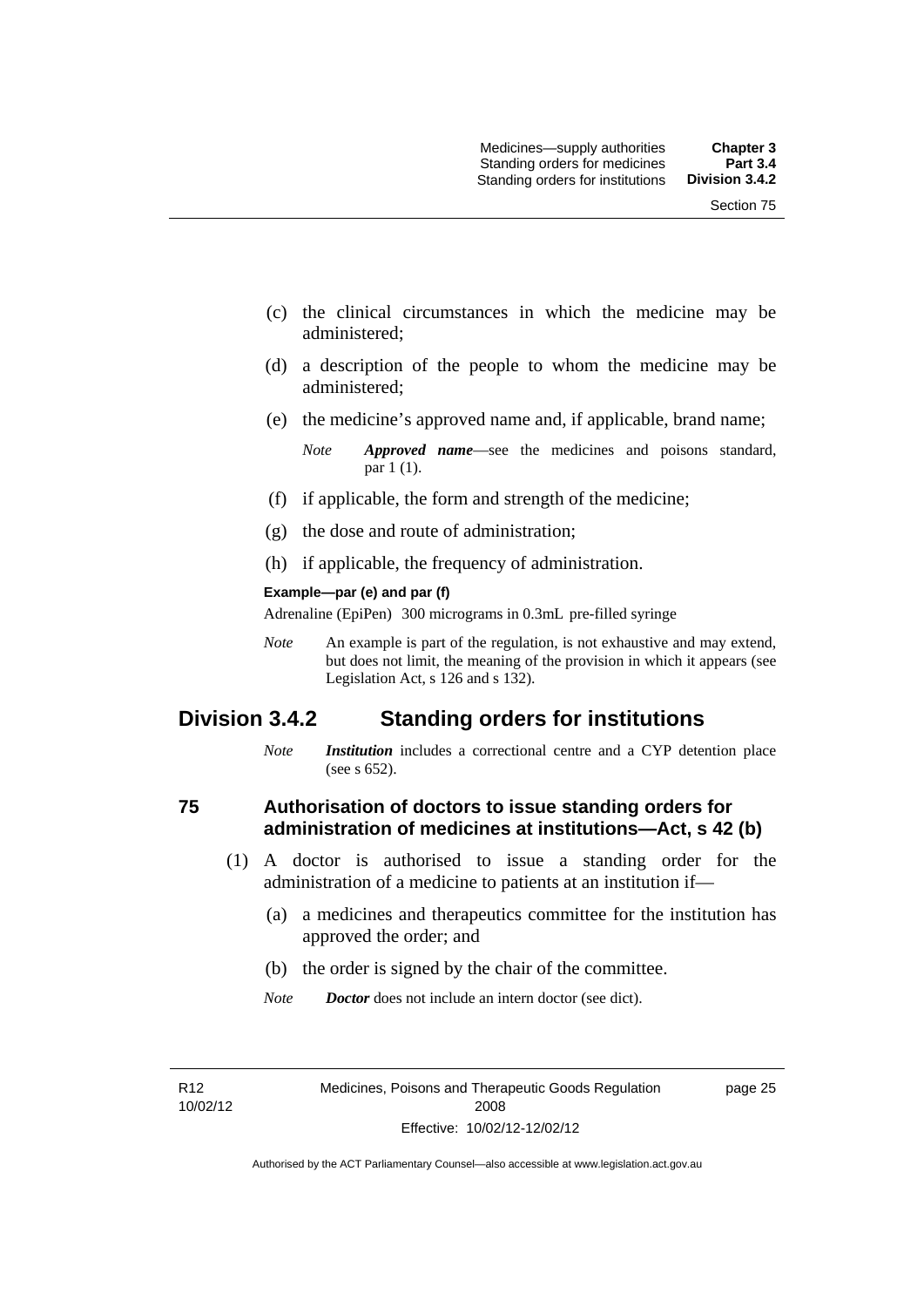(c) the clinical circumstances in which the medicine may be administered;

(d) a description of the people to whom the medicine may be administered;

(e) the medicine's approved name and, if applicable, brand name;

*Note* ***Approved name***—see the medicines and poisons standard, par 1 (1).

(f) if applicable, the form and strength of the medicine;

(g) the dose and route of administration;

(h) if applicable, the frequency of administration.

**Example—par (e) and par (f)**

Adrenaline (EpiPen) 300 micrograms in 0.3mL pre-filled syringe

*Note* An example is part of the regulation, is not exhaustive and may extend, but does not limit, the meaning of the provision in which it appears (see Legislation Act, s 126 and s 132).

## Division 3.4.2 Standing orders for institutions

*Note* ***Institution*** includes a correctional centre and a CYP detention place (see s 652).

### 75 Authorisation of doctors to issue standing orders for administration of medicines at institutions—Act, s 42 (b)

(1) A doctor is authorised to issue a standing order for the administration of a medicine to patients at an institution if—

(a) a medicines and therapeutics committee for the institution has approved the order; and

(b) the order is signed by the chair of the committee.

*Note* ***Doctor*** does not include an intern doctor (see dict).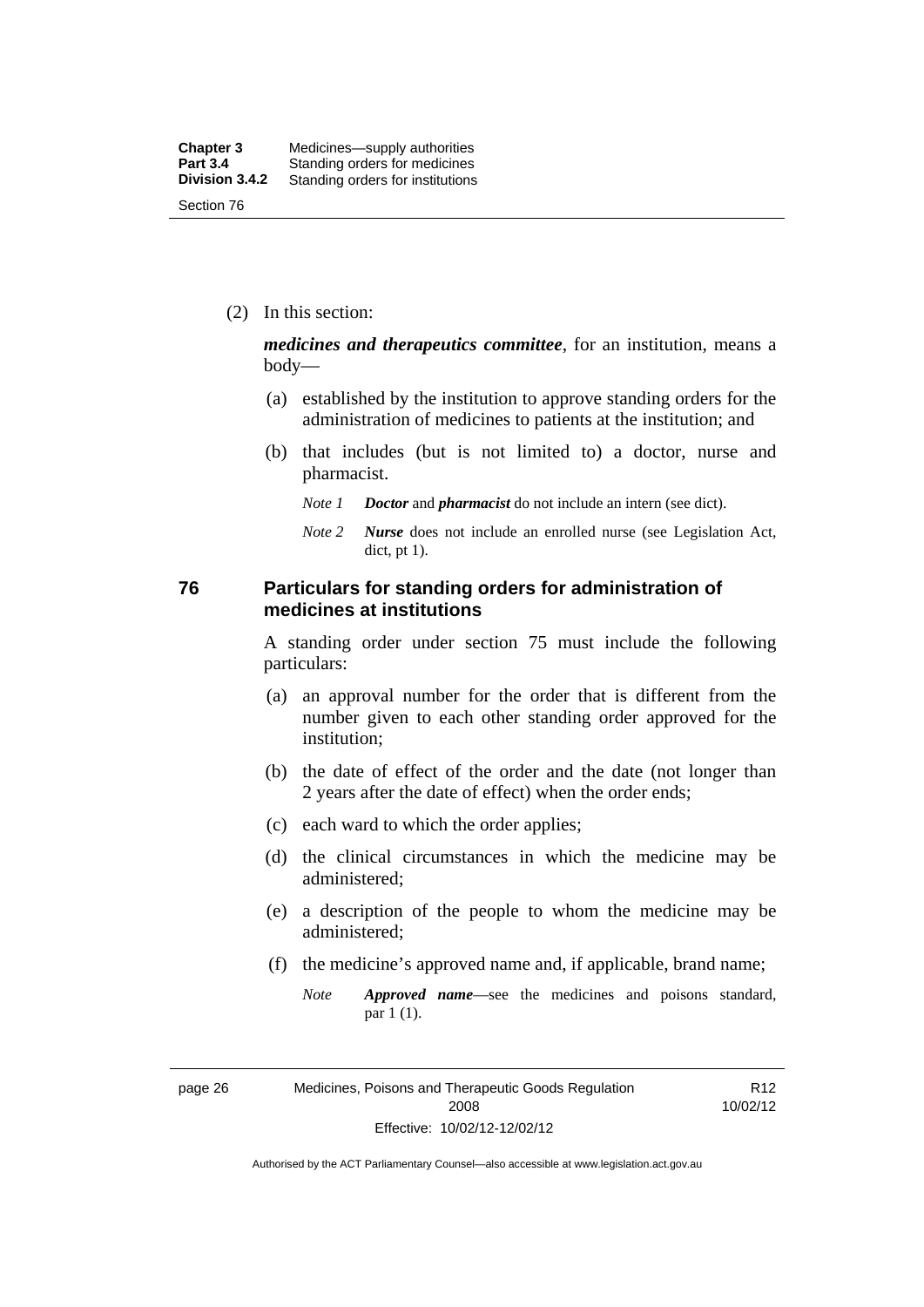(2) In this section:

***medicines and therapeutics committee***, for an institution, means a body—

(a) established by the institution to approve standing orders for the administration of medicines to patients at the institution; and

(b) that includes (but is not limited to) a doctor, nurse and pharmacist.

*Note 1* ***Doctor*** and ***pharmacist*** do not include an intern (see dict).

*Note 2* ***Nurse*** does not include an enrolled nurse (see Legislation Act, dict, pt 1).

## 76 Particulars for standing orders for administration of medicines at institutions

A standing order under section 75 must include the following particulars:

(a) an approval number for the order that is different from the number given to each other standing order approved for the institution;

(b) the date of effect of the order and the date (not longer than 2 years after the date of effect) when the order ends;

(c) each ward to which the order applies;

(d) the clinical circumstances in which the medicine may be administered;

(e) a description of the people to whom the medicine may be administered;

(f) the medicine's approved name and, if applicable, brand name;

*Note* ***Approved name***—see the medicines and poisons standard, par 1 (1).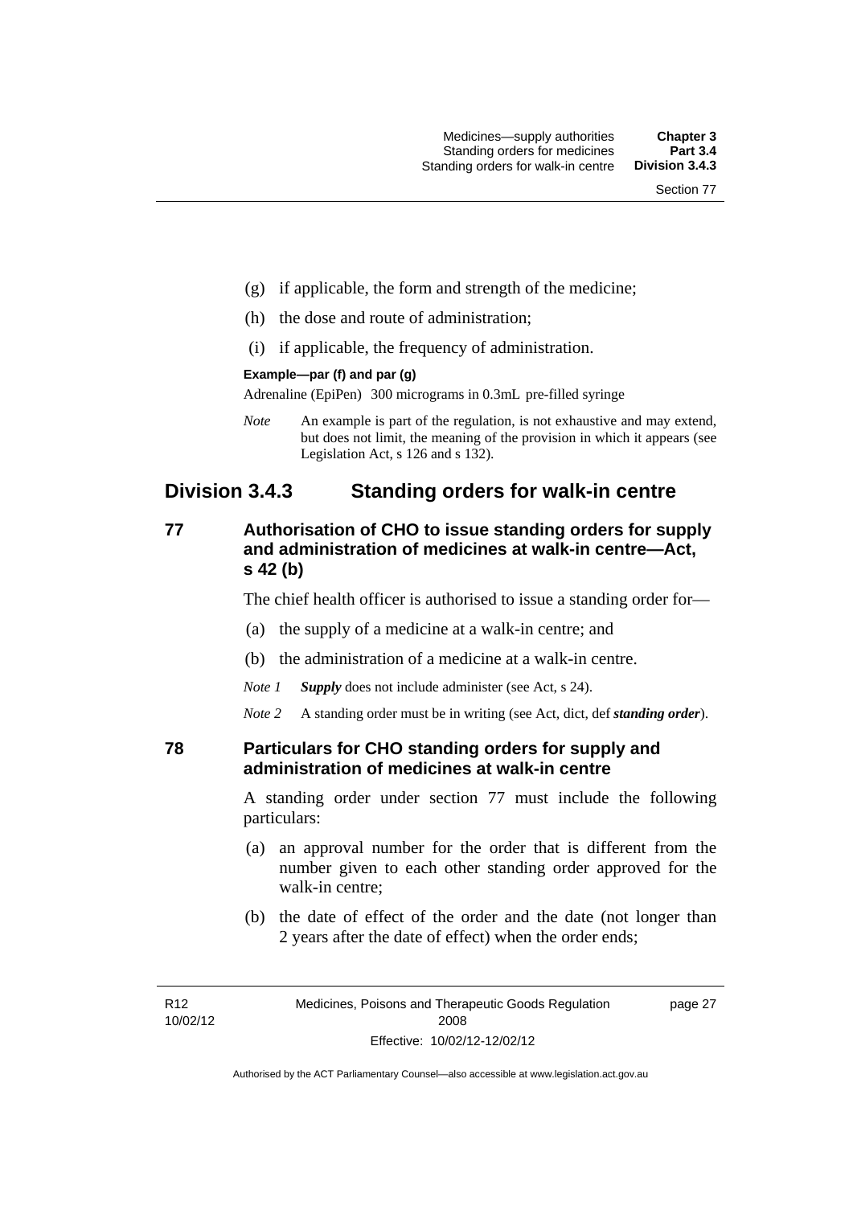(g) if applicable, the form and strength of the medicine;

(h) the dose and route of administration;

(i) if applicable, the frequency of administration.

**Example—par (f) and par (g)**

Adrenaline (EpiPen) 300 micrograms in 0.3mL pre-filled syringe

*Note* An example is part of the regulation, is not exhaustive and may extend, but does not limit, the meaning of the provision in which it appears (see Legislation Act, s 126 and s 132).

## Division 3.4.3 Standing orders for walk-in centre

### 77 Authorisation of CHO to issue standing orders for supply and administration of medicines at walk-in centre—Act, s 42 (b)

The chief health officer is authorised to issue a standing order for—

(a) the supply of a medicine at a walk-in centre; and

(b) the administration of a medicine at a walk-in centre.

*Note 1* ***Supply*** does not include administer (see Act, s 24).

*Note 2* A standing order must be in writing (see Act, dict, def ***standing order***).

### 78 Particulars for CHO standing orders for supply and administration of medicines at walk-in centre

A standing order under section 77 must include the following particulars:

(a) an approval number for the order that is different from the number given to each other standing order approved for the walk-in centre;

(b) the date of effect of the order and the date (not longer than 2 years after the date of effect) when the order ends;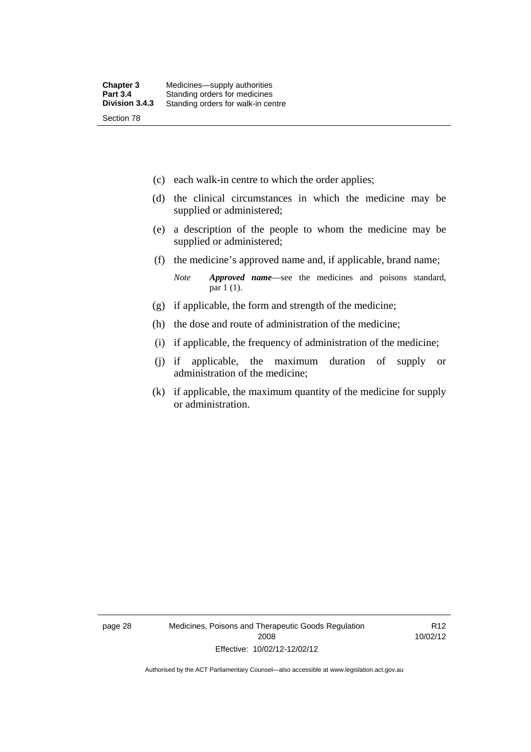(c) each walk-in centre to which the order applies;

(d) the clinical circumstances in which the medicine may be supplied or administered;

(e) a description of the people to whom the medicine may be supplied or administered;

(f) the medicine's approved name and, if applicable, brand name;

*Note* ***Approved name***—see the medicines and poisons standard, par 1 (1).

(g) if applicable, the form and strength of the medicine;

(h) the dose and route of administration of the medicine;

(i) if applicable, the frequency of administration of the medicine;

(j) if applicable, the maximum duration of supply or administration of the medicine;

(k) if applicable, the maximum quantity of the medicine for supply or administration.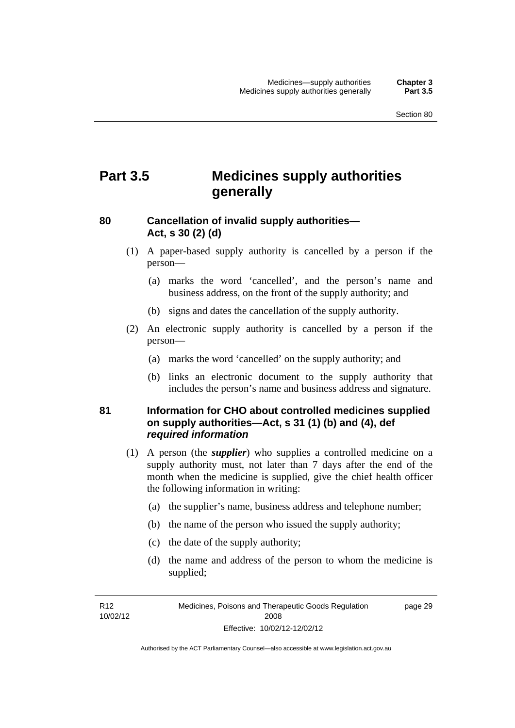# Part 3.5 Medicines supply authorities generally

## 80 Cancellation of invalid supply authorities—Act, s 30 (2) (d)

(1) A paper-based supply authority is cancelled by a person if the person—

(a) marks the word 'cancelled', and the person's name and business address, on the front of the supply authority; and

(b) signs and dates the cancellation of the supply authority.

(2) An electronic supply authority is cancelled by a person if the person—

(a) marks the word 'cancelled' on the supply authority; and

(b) links an electronic document to the supply authority that includes the person's name and business address and signature.

## 81 Information for CHO about controlled medicines supplied on supply authorities—Act, s 31 (1) (b) and (4), def *required information*

(1) A person (the ***supplier***) who supplies a controlled medicine on a supply authority must, not later than 7 days after the end of the month when the medicine is supplied, give the chief health officer the following information in writing:

(a) the supplier's name, business address and telephone number;

(b) the name of the person who issued the supply authority;

(c) the date of the supply authority;

(d) the name and address of the person to whom the medicine is supplied;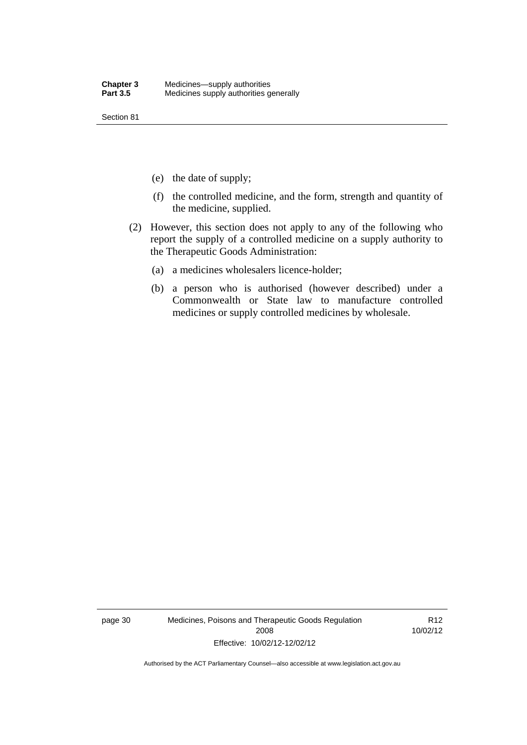(e) the date of supply;

(f) the controlled medicine, and the form, strength and quantity of the medicine, supplied.

(2) However, this section does not apply to any of the following who report the supply of a controlled medicine on a supply authority to the Therapeutic Goods Administration:

(a) a medicines wholesalers licence-holder;

(b) a person who is authorised (however described) under a Commonwealth or State law to manufacture controlled medicines or supply controlled medicines by wholesale.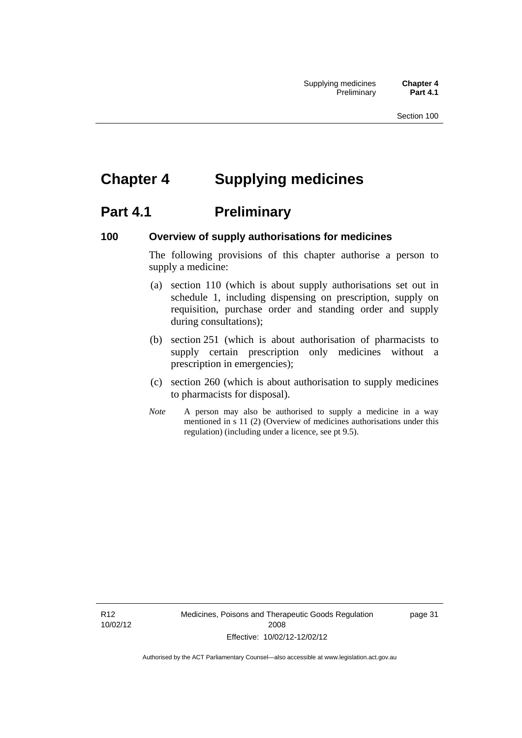# Chapter 4 Supplying medicines

## Part 4.1 Preliminary

### 100 Overview of supply authorisations for medicines

The following provisions of this chapter authorise a person to supply a medicine:

(a) section 110 (which is about supply authorisations set out in schedule 1, including dispensing on prescription, supply on requisition, purchase order and standing order and supply during consultations);

(b) section 251 (which is about authorisation of pharmacists to supply certain prescription only medicines without a prescription in emergencies);

(c) section 260 (which is about authorisation to supply medicines to pharmacists for disposal).

*Note* A person may also be authorised to supply a medicine in a way mentioned in s 11 (2) (Overview of medicines authorisations under this regulation) (including under a licence, see pt 9.5).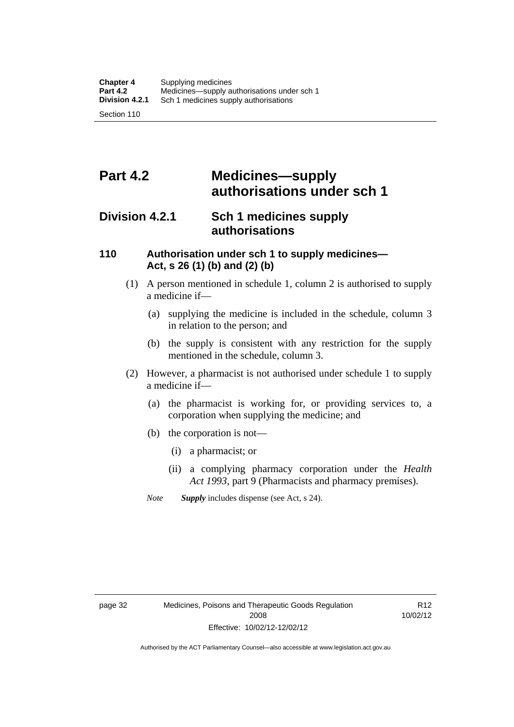# Part 4.2 Medicines—supply authorisations under sch 1

## Division 4.2.1 Sch 1 medicines supply authorisations

### 110 Authorisation under sch 1 to supply medicines—Act, s 26 (1) (b) and (2) (b)

(1) A person mentioned in schedule 1, column 2 is authorised to supply a medicine if—

(a) supplying the medicine is included in the schedule, column 3 in relation to the person; and

(b) the supply is consistent with any restriction for the supply mentioned in the schedule, column 3.

(2) However, a pharmacist is not authorised under schedule 1 to supply a medicine if—

(a) the pharmacist is working for, or providing services to, a corporation when supplying the medicine; and

(b) the corporation is not—

(i) a pharmacist; or

(ii) a complying pharmacy corporation under the *Health Act 1993*, part 9 (Pharmacists and pharmacy premises).

*Note* ***Supply*** includes dispense (see Act, s 24).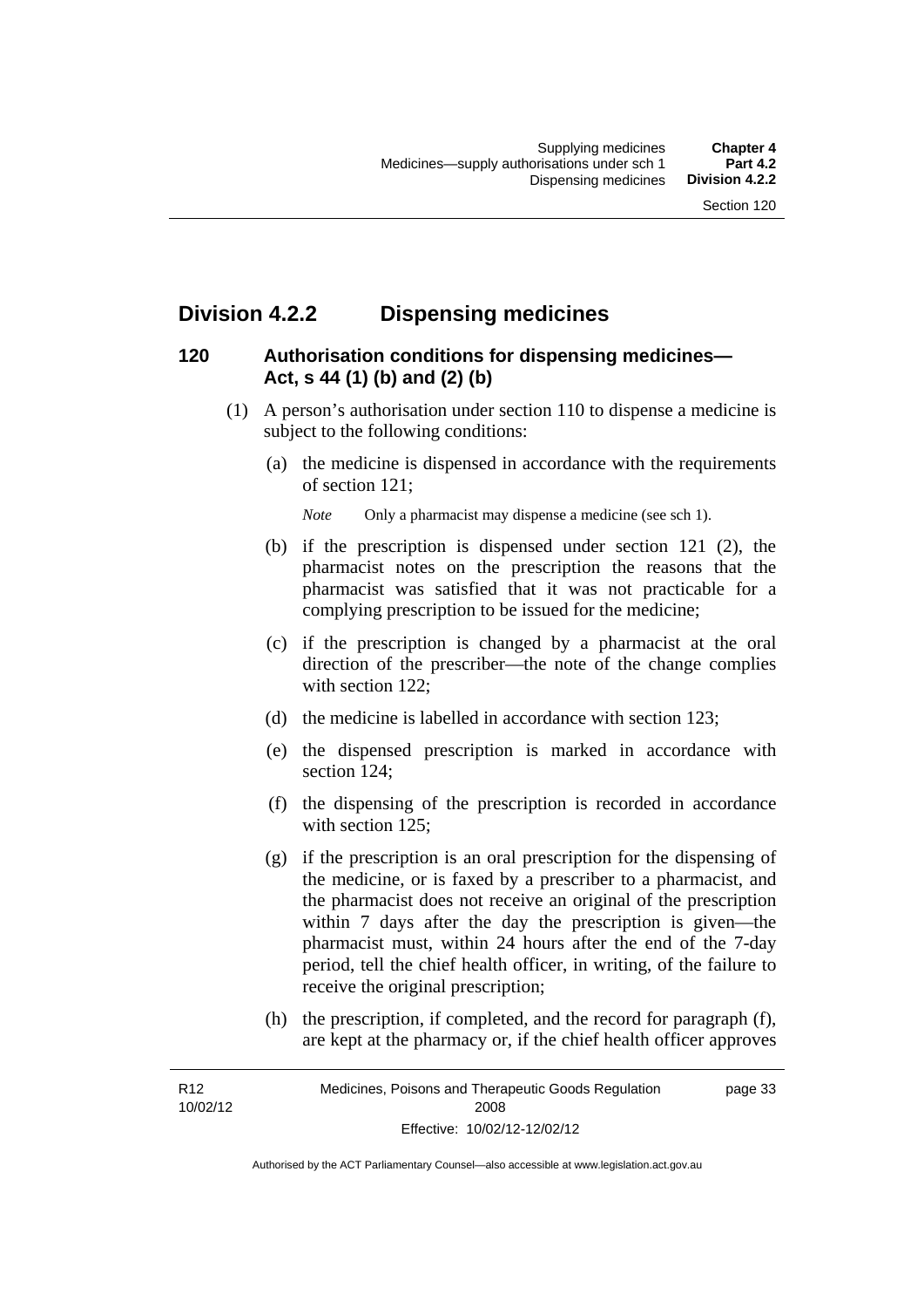## Division 4.2.2 Dispensing medicines

### 120 Authorisation conditions for dispensing medicines—Act, s 44 (1) (b) and (2) (b)

(1) A person's authorisation under section 110 to dispense a medicine is subject to the following conditions:

(a) the medicine is dispensed in accordance with the requirements of section 121;

*Note* Only a pharmacist may dispense a medicine (see sch 1).

(b) if the prescription is dispensed under section 121 (2), the pharmacist notes on the prescription the reasons that the pharmacist was satisfied that it was not practicable for a complying prescription to be issued for the medicine;

(c) if the prescription is changed by a pharmacist at the oral direction of the prescriber—the note of the change complies with section 122;

(d) the medicine is labelled in accordance with section 123;

(e) the dispensed prescription is marked in accordance with section 124;

(f) the dispensing of the prescription is recorded in accordance with section 125;

(g) if the prescription is an oral prescription for the dispensing of the medicine, or is faxed by a prescriber to a pharmacist, and the pharmacist does not receive an original of the prescription within 7 days after the day the prescription is given—the pharmacist must, within 24 hours after the end of the 7-day period, tell the chief health officer, in writing, of the failure to receive the original prescription;

(h) the prescription, if completed, and the record for paragraph (f), are kept at the pharmacy or, if the chief health officer approves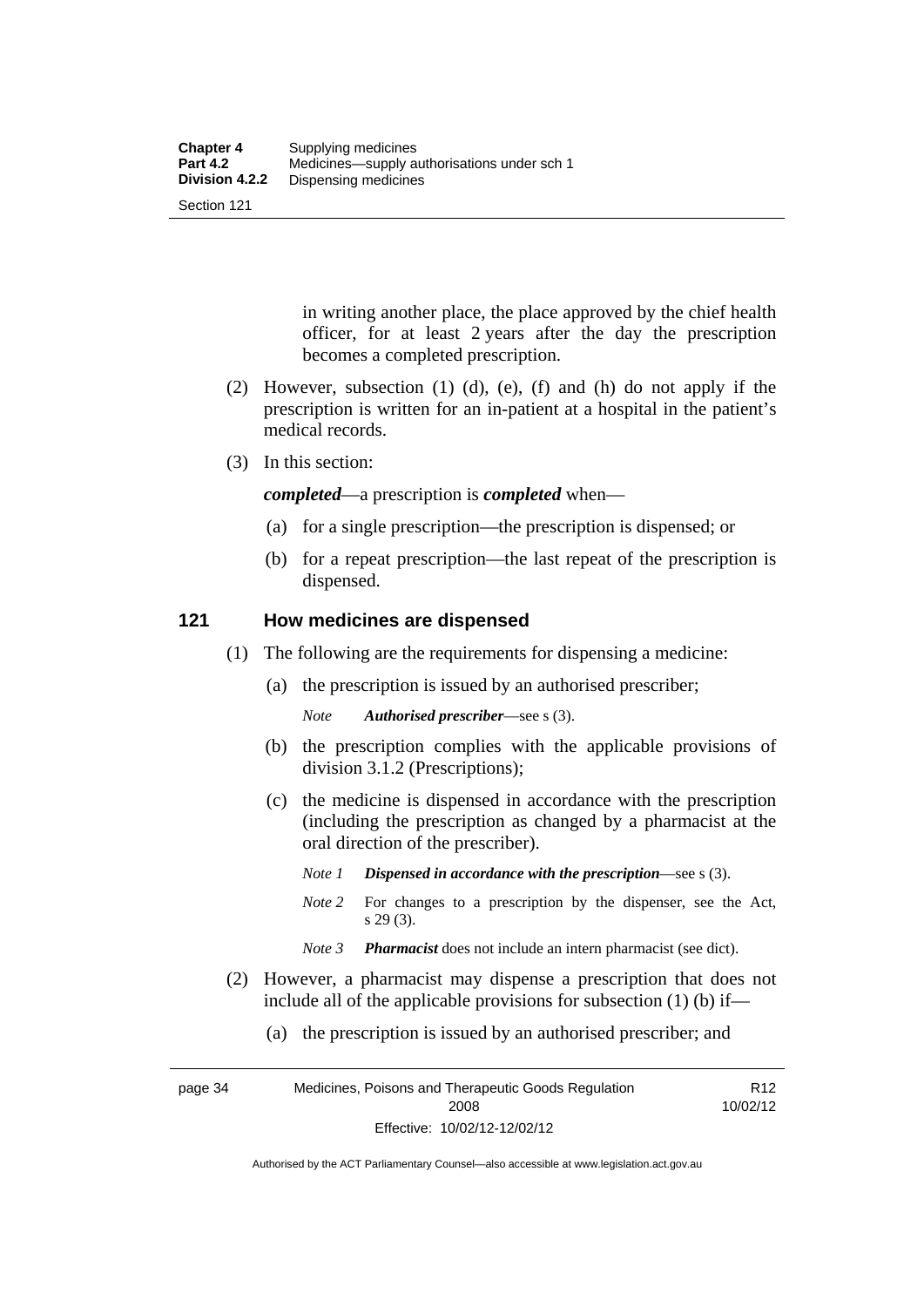in writing another place, the place approved by the chief health officer, for at least 2 years after the day the prescription becomes a completed prescription.

(2) However, subsection (1) (d), (e), (f) and (h) do not apply if the prescription is written for an in-patient at a hospital in the patient's medical records.

(3) In this section:

***completed***—a prescription is ***completed*** when—

(a) for a single prescription—the prescription is dispensed; or

(b) for a repeat prescription—the last repeat of the prescription is dispensed.

## 121 How medicines are dispensed

(1) The following are the requirements for dispensing a medicine:

(a) the prescription is issued by an authorised prescriber;

*Note* ***Authorised prescriber***—see s (3).

(b) the prescription complies with the applicable provisions of division 3.1.2 (Prescriptions);

(c) the medicine is dispensed in accordance with the prescription (including the prescription as changed by a pharmacist at the oral direction of the prescriber).

*Note 1* ***Dispensed in accordance with the prescription***—see s (3).

*Note 2* For changes to a prescription by the dispenser, see the Act, s 29 (3).

*Note 3* ***Pharmacist*** does not include an intern pharmacist (see dict).

(2) However, a pharmacist may dispense a prescription that does not include all of the applicable provisions for subsection (1) (b) if—

(a) the prescription is issued by an authorised prescriber; and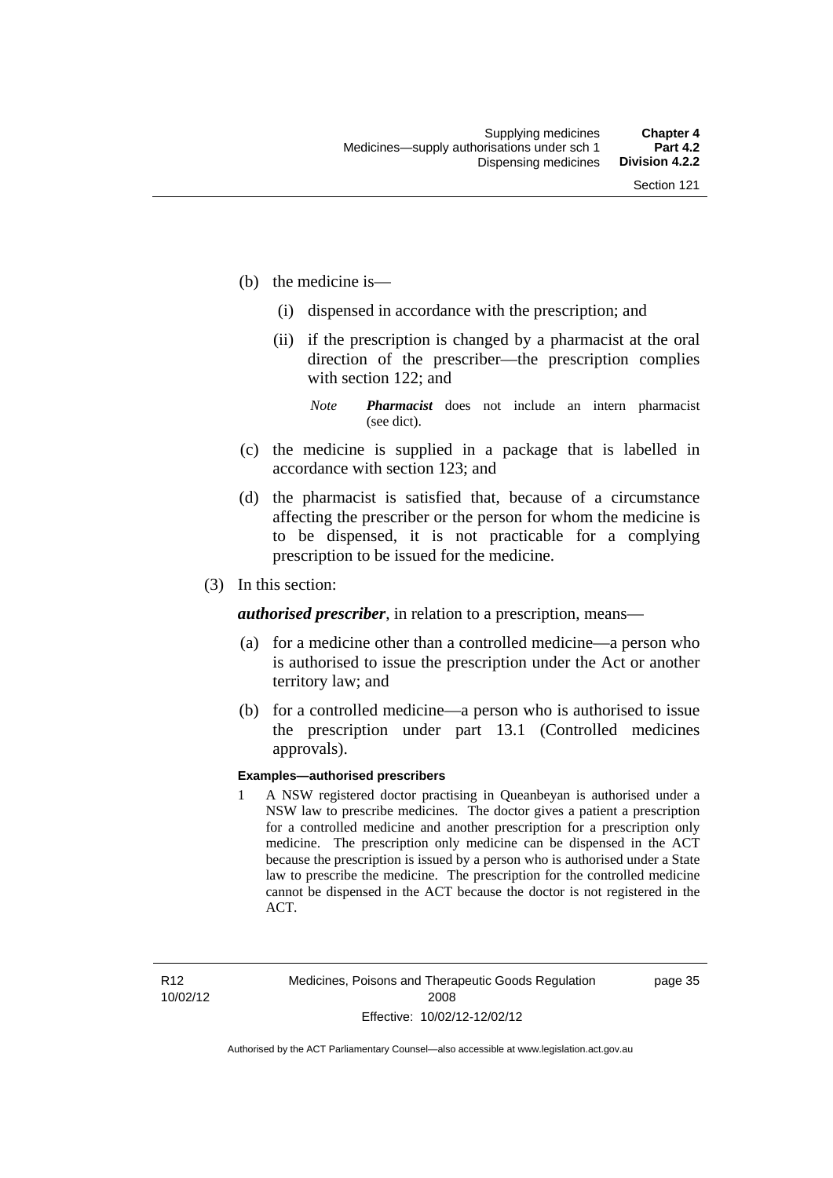(b) the medicine is—

  (i) dispensed in accordance with the prescription; and

  (ii) if the prescription is changed by a pharmacist at the oral direction of the prescriber—the prescription complies with section 122; and

  *Note* ***Pharmacist*** does not include an intern pharmacist (see dict).

(c) the medicine is supplied in a package that is labelled in accordance with section 123; and

(d) the pharmacist is satisfied that, because of a circumstance affecting the prescriber or the person for whom the medicine is to be dispensed, it is not practicable for a complying prescription to be issued for the medicine.

(3) In this section:

***authorised prescriber***, in relation to a prescription, means—

(a) for a medicine other than a controlled medicine—a person who is authorised to issue the prescription under the Act or another territory law; and

(b) for a controlled medicine—a person who is authorised to issue the prescription under part 13.1 (Controlled medicines approvals).

**Examples—authorised prescribers**

1 A NSW registered doctor practising in Queanbeyan is authorised under a NSW law to prescribe medicines. The doctor gives a patient a prescription for a controlled medicine and another prescription for a prescription only medicine. The prescription only medicine can be dispensed in the ACT because the prescription is issued by a person who is authorised under a State law to prescribe the medicine. The prescription for the controlled medicine cannot be dispensed in the ACT because the doctor is not registered in the ACT.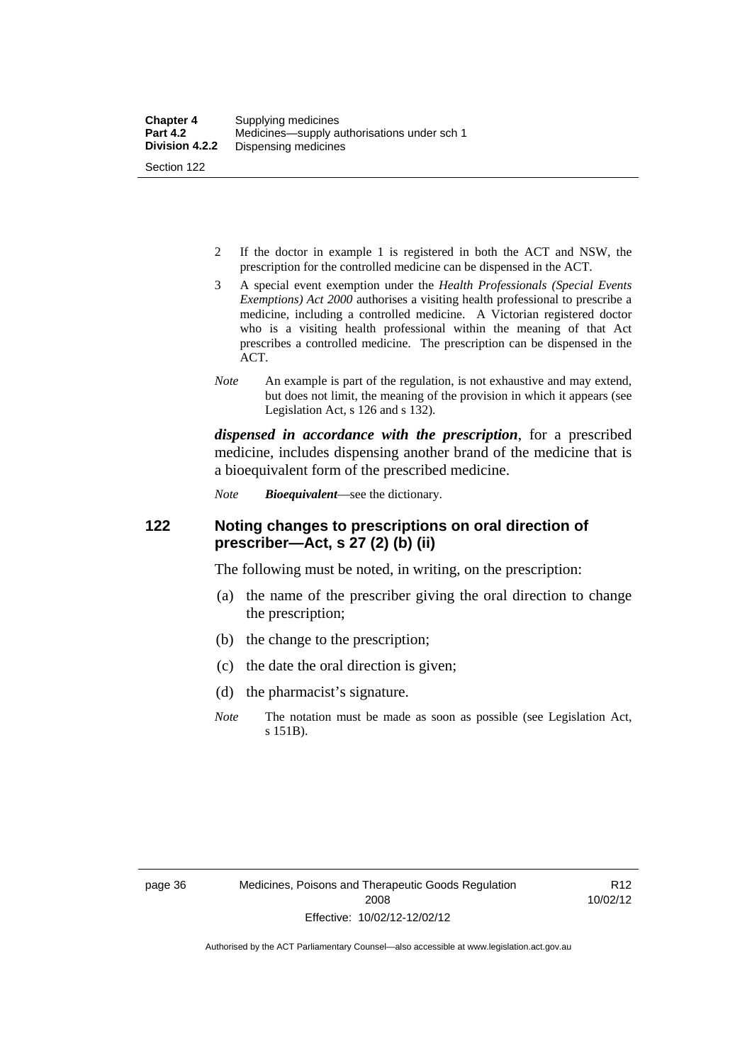2 If the doctor in example 1 is registered in both the ACT and NSW, the prescription for the controlled medicine can be dispensed in the ACT.

3 A special event exemption under the *Health Professionals (Special Events Exemptions) Act 2000* authorises a visiting health professional to prescribe a medicine, including a controlled medicine. A Victorian registered doctor who is a visiting health professional within the meaning of that Act prescribes a controlled medicine. The prescription can be dispensed in the ACT.

*Note* An example is part of the regulation, is not exhaustive and may extend, but does not limit, the meaning of the provision in which it appears (see Legislation Act, s 126 and s 132).

***dispensed in accordance with the prescription***, for a prescribed medicine, includes dispensing another brand of the medicine that is a bioequivalent form of the prescribed medicine.

*Note* ***Bioequivalent***—see the dictionary.

## 122 Noting changes to prescriptions on oral direction of prescriber—Act, s 27 (2) (b) (ii)

The following must be noted, in writing, on the prescription:

(a) the name of the prescriber giving the oral direction to change the prescription;

(b) the change to the prescription;

(c) the date the oral direction is given;

(d) the pharmacist's signature.

*Note* The notation must be made as soon as possible (see Legislation Act, s 151B).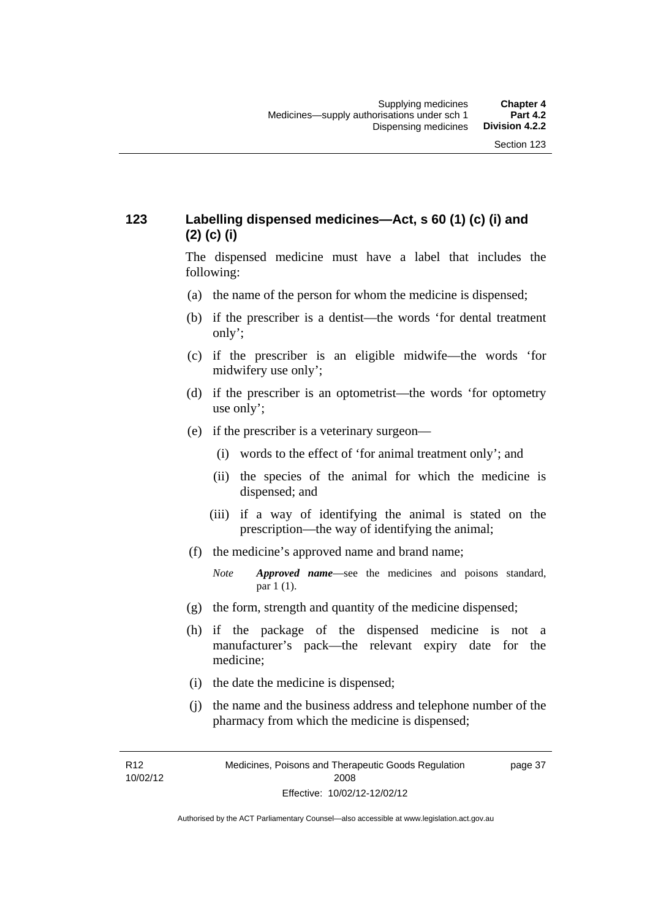## 123 Labelling dispensed medicines—Act, s 60 (1) (c) (i) and (2) (c) (i)

The dispensed medicine must have a label that includes the following:

(a) the name of the person for whom the medicine is dispensed;

(b) if the prescriber is a dentist—the words 'for dental treatment only';

(c) if the prescriber is an eligible midwife—the words 'for midwifery use only';

(d) if the prescriber is an optometrist—the words 'for optometry use only';

(e) if the prescriber is a veterinary surgeon—

  (i) words to the effect of 'for animal treatment only'; and

  (ii) the species of the animal for which the medicine is dispensed; and

  (iii) if a way of identifying the animal is stated on the prescription—the way of identifying the animal;

(f) the medicine's approved name and brand name;

*Note* ***Approved name***—see the medicines and poisons standard, par 1 (1).

(g) the form, strength and quantity of the medicine dispensed;

(h) if the package of the dispensed medicine is not a manufacturer's pack—the relevant expiry date for the medicine;

(i) the date the medicine is dispensed;

(j) the name and the business address and telephone number of the pharmacy from which the medicine is dispensed;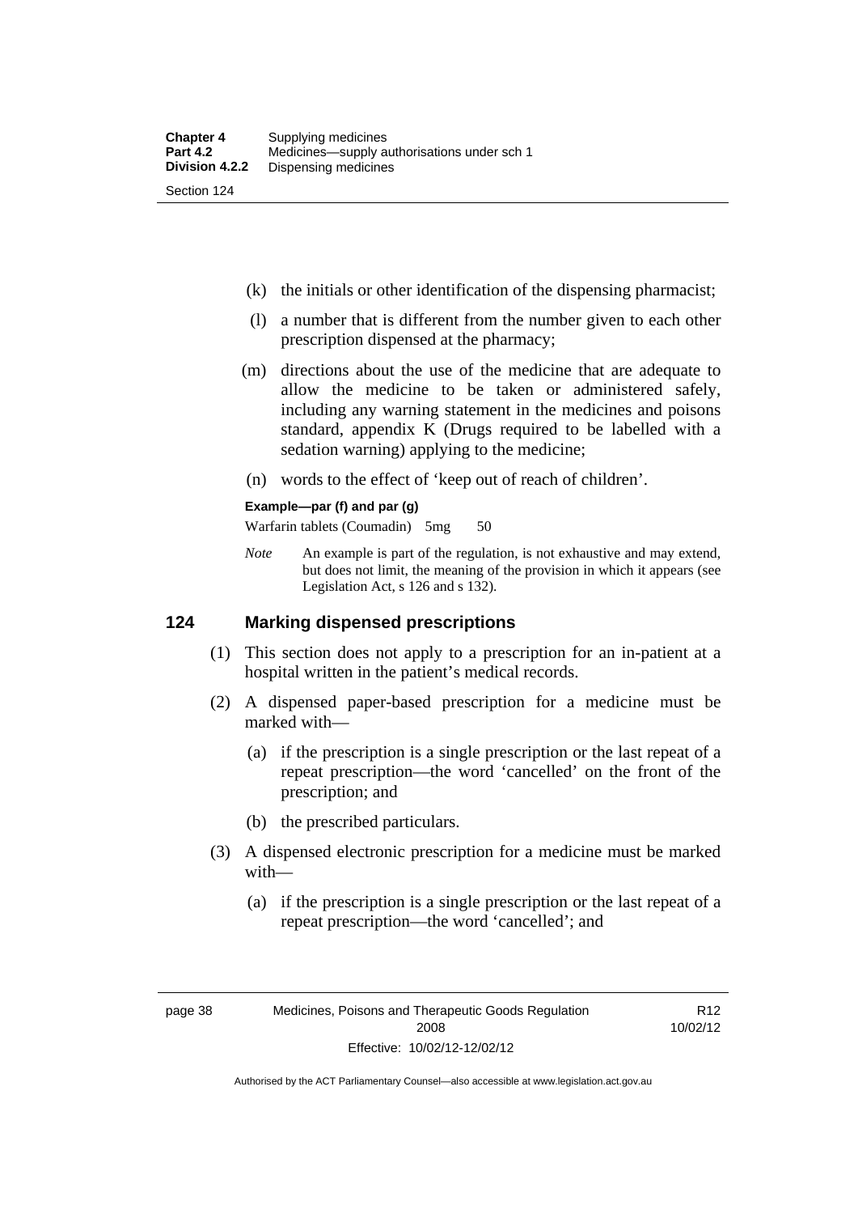(k) the initials or other identification of the dispensing pharmacist;

(l) a number that is different from the number given to each other prescription dispensed at the pharmacy;

(m) directions about the use of the medicine that are adequate to allow the medicine to be taken or administered safely, including any warning statement in the medicines and poisons standard, appendix K (Drugs required to be labelled with a sedation warning) applying to the medicine;

(n) words to the effect of 'keep out of reach of children'.

**Example—par (f) and par (g)**

Warfarin tablets (Coumadin) 5mg 50

*Note* An example is part of the regulation, is not exhaustive and may extend, but does not limit, the meaning of the provision in which it appears (see Legislation Act, s 126 and s 132).

## 124 Marking dispensed prescriptions

(1) This section does not apply to a prescription for an in-patient at a hospital written in the patient's medical records.

(2) A dispensed paper-based prescription for a medicine must be marked with—

(a) if the prescription is a single prescription or the last repeat of a repeat prescription—the word 'cancelled' on the front of the prescription; and

(b) the prescribed particulars.

(3) A dispensed electronic prescription for a medicine must be marked with—

(a) if the prescription is a single prescription or the last repeat of a repeat prescription—the word 'cancelled'; and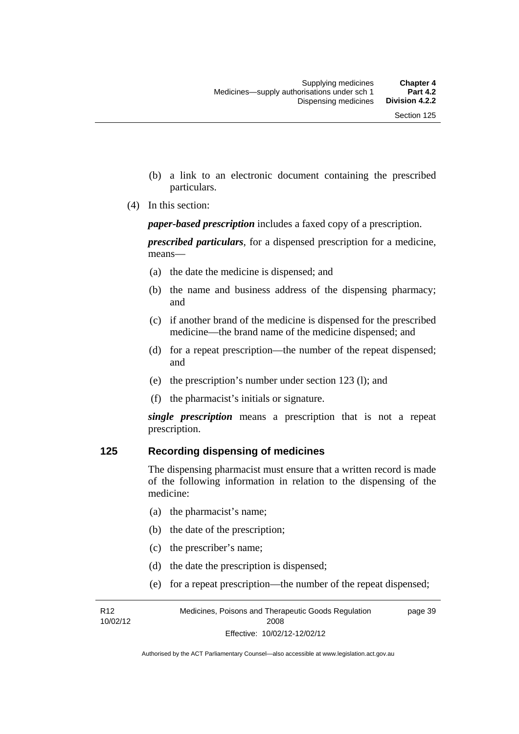(b) a link to an electronic document containing the prescribed particulars.

(4) In this section:

***paper-based prescription*** includes a faxed copy of a prescription.

***prescribed particulars***, for a dispensed prescription for a medicine, means—

(a) the date the medicine is dispensed; and

(b) the name and business address of the dispensing pharmacy; and

(c) if another brand of the medicine is dispensed for the prescribed medicine—the brand name of the medicine dispensed; and

(d) for a repeat prescription—the number of the repeat dispensed; and

(e) the prescription's number under section 123 (l); and

(f) the pharmacist's initials or signature.

***single prescription*** means a prescription that is not a repeat prescription.

## 125 Recording dispensing of medicines

The dispensing pharmacist must ensure that a written record is made of the following information in relation to the dispensing of the medicine:

(a) the pharmacist's name;

(b) the date of the prescription;

(c) the prescriber's name;

(d) the date the prescription is dispensed;

(e) for a repeat prescription—the number of the repeat dispensed;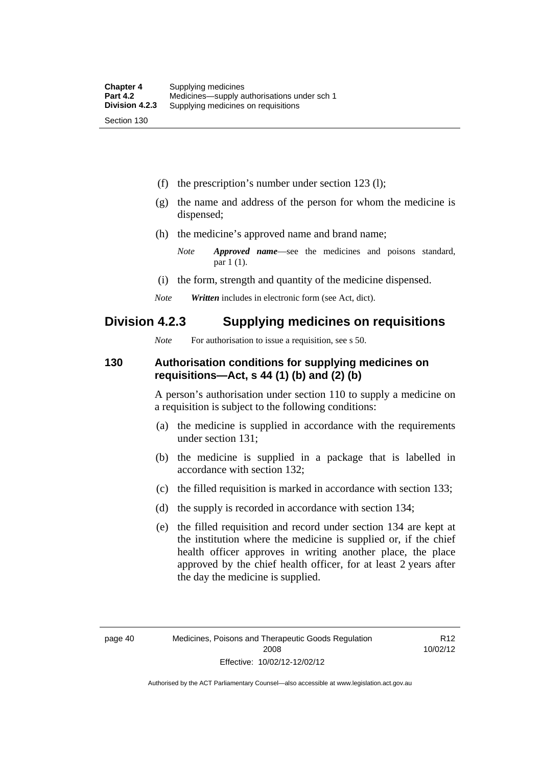(f) the prescription's number under section 123 (l);

(g) the name and address of the person for whom the medicine is dispensed;

(h) the medicine's approved name and brand name;

*Note* ***Approved name***—see the medicines and poisons standard, par 1 (1).

(i) the form, strength and quantity of the medicine dispensed.

*Note* ***Written*** includes in electronic form (see Act, dict).

## Division 4.2.3 Supplying medicines on requisitions

*Note* For authorisation to issue a requisition, see s 50.

### 130 Authorisation conditions for supplying medicines on requisitions—Act, s 44 (1) (b) and (2) (b)

A person's authorisation under section 110 to supply a medicine on a requisition is subject to the following conditions:

(a) the medicine is supplied in accordance with the requirements under section 131;

(b) the medicine is supplied in a package that is labelled in accordance with section 132;

(c) the filled requisition is marked in accordance with section 133;

(d) the supply is recorded in accordance with section 134;

(e) the filled requisition and record under section 134 are kept at the institution where the medicine is supplied or, if the chief health officer approves in writing another place, the place approved by the chief health officer, for at least 2 years after the day the medicine is supplied.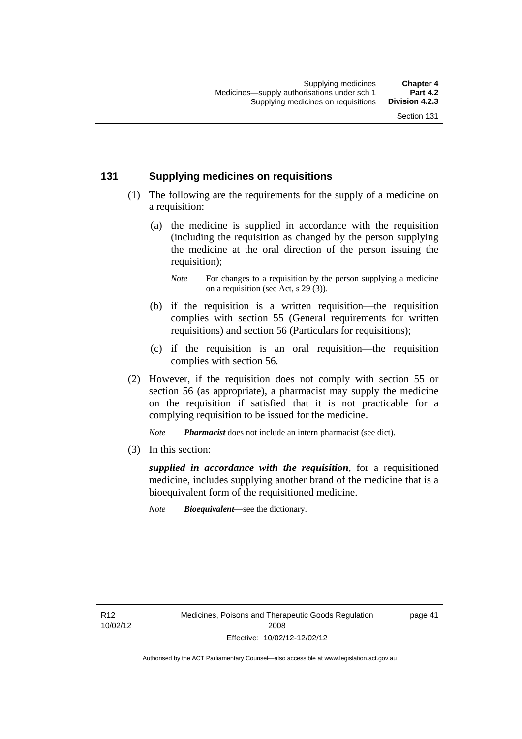## 131 Supplying medicines on requisitions

(1) The following are the requirements for the supply of a medicine on a requisition:

(a) the medicine is supplied in accordance with the requisition (including the requisition as changed by the person supplying the medicine at the oral direction of the person issuing the requisition);

*Note* For changes to a requisition by the person supplying a medicine on a requisition (see Act, s 29 (3)).

(b) if the requisition is a written requisition—the requisition complies with section 55 (General requirements for written requisitions) and section 56 (Particulars for requisitions);

(c) if the requisition is an oral requisition—the requisition complies with section 56.

(2) However, if the requisition does not comply with section 55 or section 56 (as appropriate), a pharmacist may supply the medicine on the requisition if satisfied that it is not practicable for a complying requisition to be issued for the medicine.

*Note* ***Pharmacist*** does not include an intern pharmacist (see dict).

(3) In this section:

***supplied in accordance with the requisition***, for a requisitioned medicine, includes supplying another brand of the medicine that is a bioequivalent form of the requisitioned medicine.

*Note* ***Bioequivalent***—see the dictionary.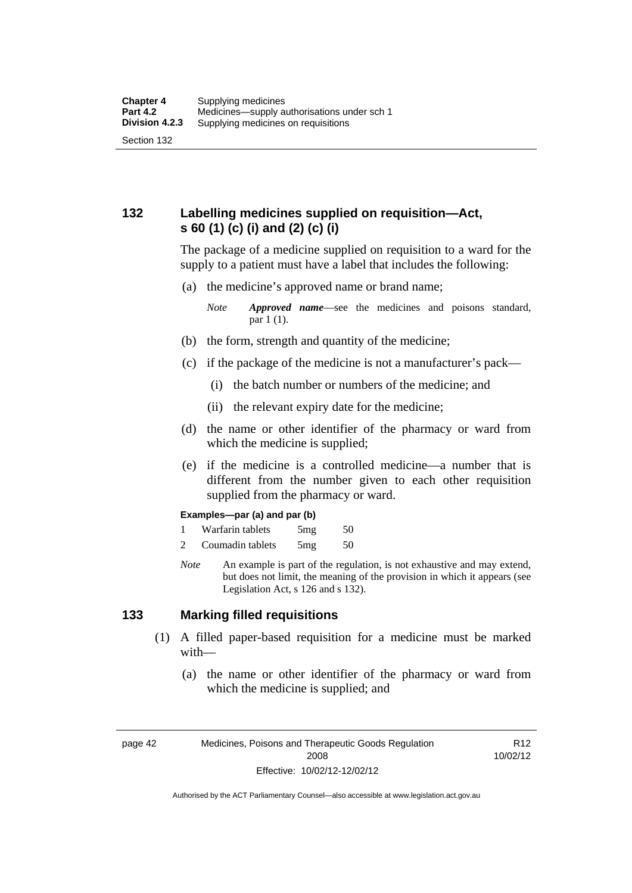## 132 Labelling medicines supplied on requisition—Act, s 60 (1) (c) (i) and (2) (c) (i)

The package of a medicine supplied on requisition to a ward for the supply to a patient must have a label that includes the following:

(a) the medicine's approved name or brand name;

*Note* ***Approved name***—see the medicines and poisons standard, par 1 (1).

(b) the form, strength and quantity of the medicine;

(c) if the package of the medicine is not a manufacturer's pack—

(i) the batch number or numbers of the medicine; and

(ii) the relevant expiry date for the medicine;

(d) the name or other identifier of the pharmacy or ward from which the medicine is supplied;

(e) if the medicine is a controlled medicine—a number that is different from the number given to each other requisition supplied from the pharmacy or ward.

**Examples—par (a) and par (b)**

| | | | |
|---|---|---|---|
| 1 | Warfarin tablets | 5mg | 50 |
| 2 | Coumadin tablets | 5mg | 50 |

*Note* An example is part of the regulation, is not exhaustive and may extend, but does not limit, the meaning of the provision in which it appears (see Legislation Act, s 126 and s 132).

## 133 Marking filled requisitions

(1) A filled paper-based requisition for a medicine must be marked with—

(a) the name or other identifier of the pharmacy or ward from which the medicine is supplied; and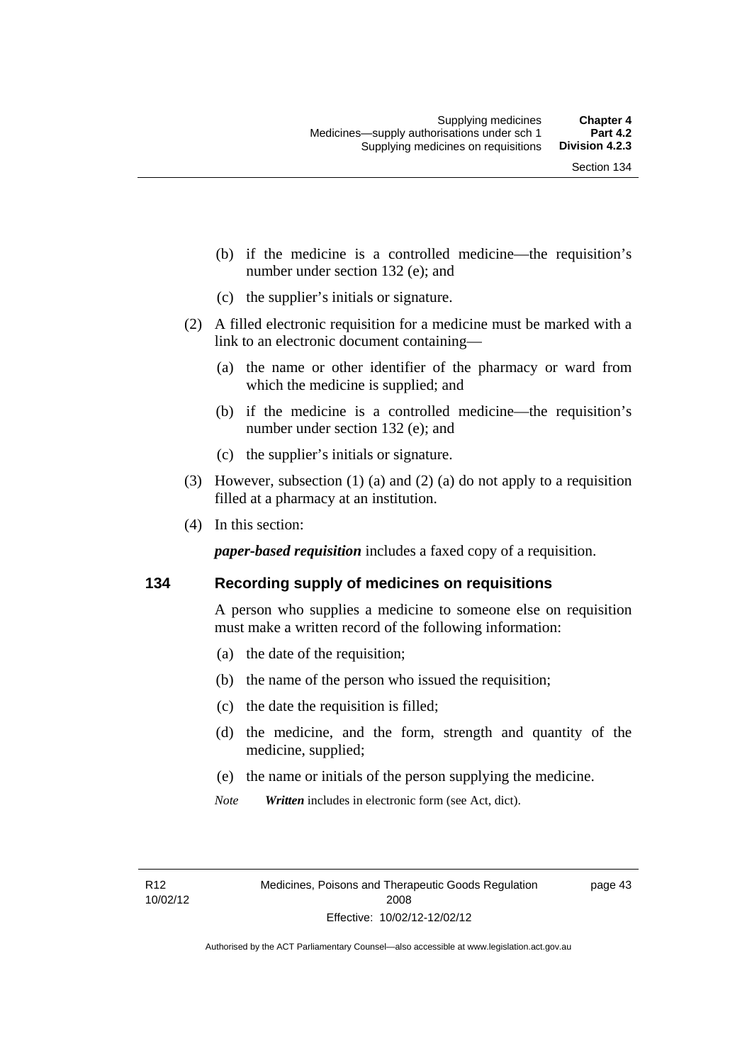(b) if the medicine is a controlled medicine—the requisition's number under section 132 (e); and

(c) the supplier's initials or signature.

(2) A filled electronic requisition for a medicine must be marked with a link to an electronic document containing—

(a) the name or other identifier of the pharmacy or ward from which the medicine is supplied; and

(b) if the medicine is a controlled medicine—the requisition's number under section 132 (e); and

(c) the supplier's initials or signature.

(3) However, subsection (1) (a) and (2) (a) do not apply to a requisition filled at a pharmacy at an institution.

(4) In this section:

***paper-based requisition*** includes a faxed copy of a requisition.

## 134 Recording supply of medicines on requisitions

A person who supplies a medicine to someone else on requisition must make a written record of the following information:

(a) the date of the requisition;

(b) the name of the person who issued the requisition;

(c) the date the requisition is filled;

(d) the medicine, and the form, strength and quantity of the medicine, supplied;

(e) the name or initials of the person supplying the medicine.

*Note* ***Written*** includes in electronic form (see Act, dict).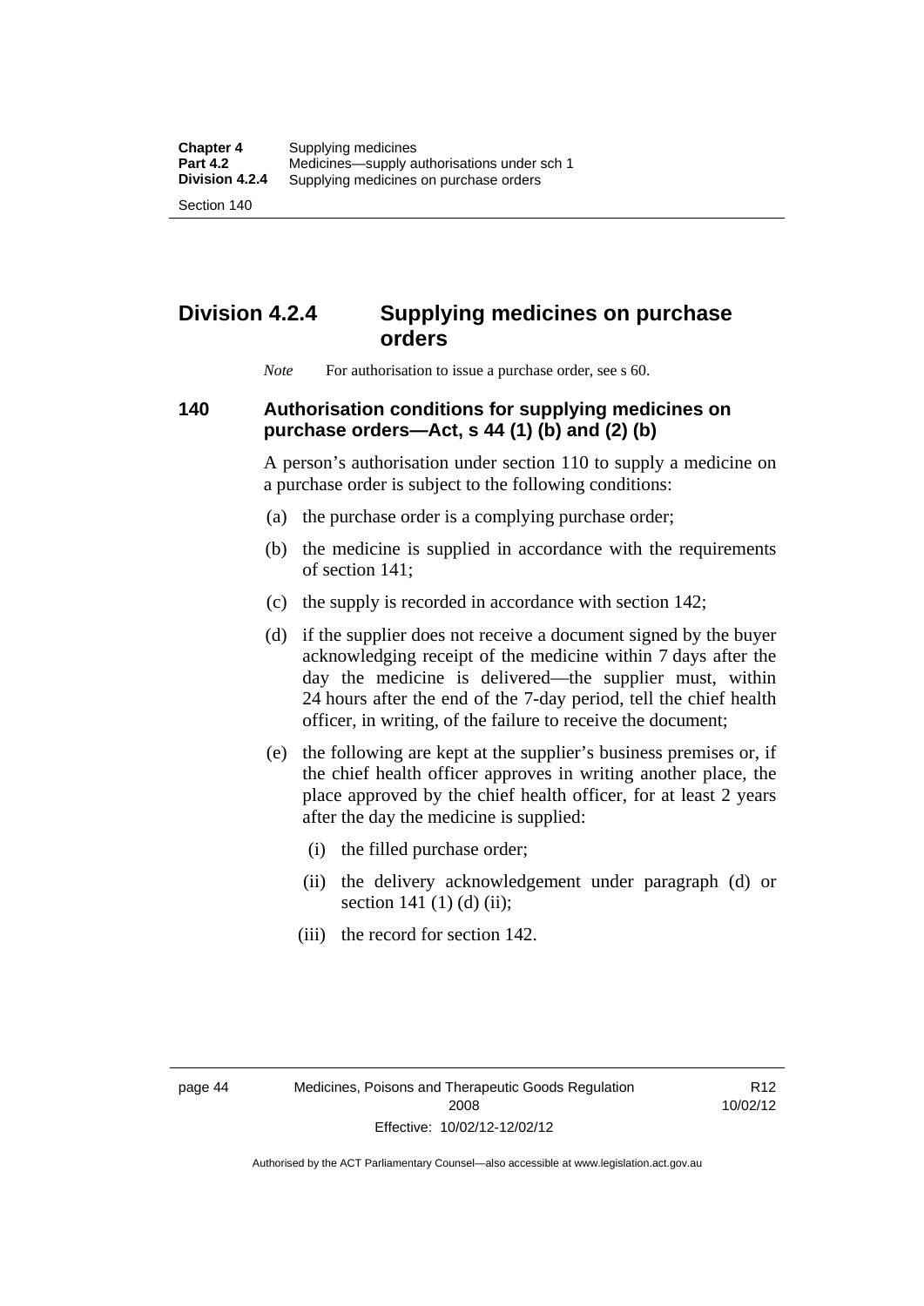## Division 4.2.4 Supplying medicines on purchase orders

*Note* For authorisation to issue a purchase order, see s 60.

### 140 Authorisation conditions for supplying medicines on purchase orders—Act, s 44 (1) (b) and (2) (b)

A person's authorisation under section 110 to supply a medicine on a purchase order is subject to the following conditions:

(a) the purchase order is a complying purchase order;

(b) the medicine is supplied in accordance with the requirements of section 141;

(c) the supply is recorded in accordance with section 142;

(d) if the supplier does not receive a document signed by the buyer acknowledging receipt of the medicine within 7 days after the day the medicine is delivered—the supplier must, within 24 hours after the end of the 7-day period, tell the chief health officer, in writing, of the failure to receive the document;

(e) the following are kept at the supplier's business premises or, if the chief health officer approves in writing another place, the place approved by the chief health officer, for at least 2 years after the day the medicine is supplied:

(i) the filled purchase order;

(ii) the delivery acknowledgement under paragraph (d) or section 141 (1) (d) (ii);

(iii) the record for section 142.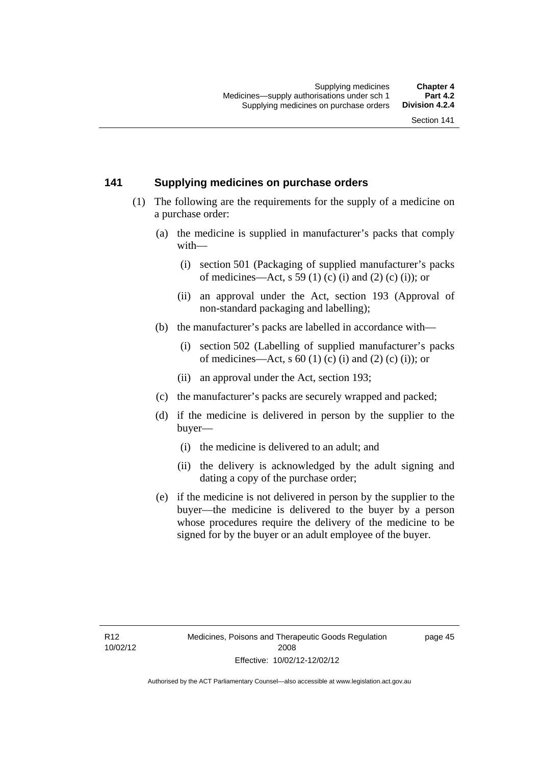## 141 Supplying medicines on purchase orders

(1) The following are the requirements for the supply of a medicine on a purchase order:

(a) the medicine is supplied in manufacturer's packs that comply with—

(i) section 501 (Packaging of supplied manufacturer's packs of medicines—Act, s 59 (1) (c) (i) and (2) (c) (i)); or

(ii) an approval under the Act, section 193 (Approval of non-standard packaging and labelling);

(b) the manufacturer's packs are labelled in accordance with—

(i) section 502 (Labelling of supplied manufacturer's packs of medicines—Act, s 60 (1) (c) (i) and (2) (c) (i)); or

(ii) an approval under the Act, section 193;

(c) the manufacturer's packs are securely wrapped and packed;

(d) if the medicine is delivered in person by the supplier to the buyer—

(i) the medicine is delivered to an adult; and

(ii) the delivery is acknowledged by the adult signing and dating a copy of the purchase order;

(e) if the medicine is not delivered in person by the supplier to the buyer—the medicine is delivered to the buyer by a person whose procedures require the delivery of the medicine to be signed for by the buyer or an adult employee of the buyer.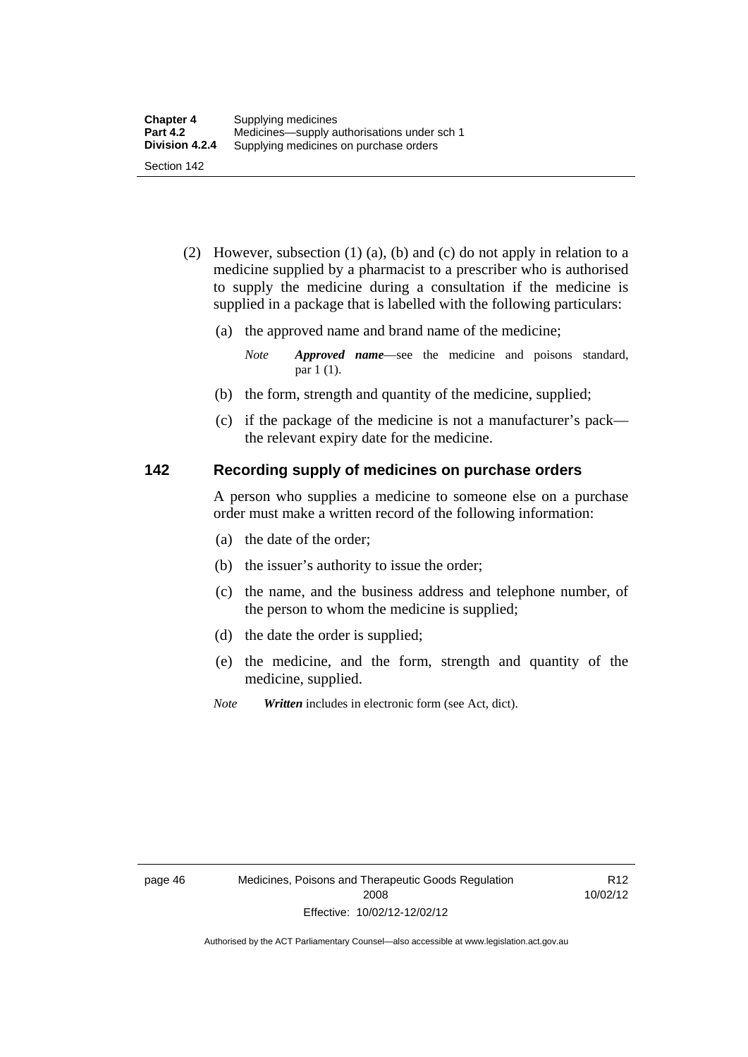(2) However, subsection (1) (a), (b) and (c) do not apply in relation to a medicine supplied by a pharmacist to a prescriber who is authorised to supply the medicine during a consultation if the medicine is supplied in a package that is labelled with the following particulars:

(a) the approved name and brand name of the medicine;

*Note* ***Approved name***—see the medicine and poisons standard, par 1 (1).

(b) the form, strength and quantity of the medicine, supplied;

(c) if the package of the medicine is not a manufacturer's pack—the relevant expiry date for the medicine.

## 142 Recording supply of medicines on purchase orders

A person who supplies a medicine to someone else on a purchase order must make a written record of the following information:

(a) the date of the order;

(b) the issuer's authority to issue the order;

(c) the name, and the business address and telephone number, of the person to whom the medicine is supplied;

(d) the date the order is supplied;

(e) the medicine, and the form, strength and quantity of the medicine, supplied.

*Note* ***Written*** includes in electronic form (see Act, dict).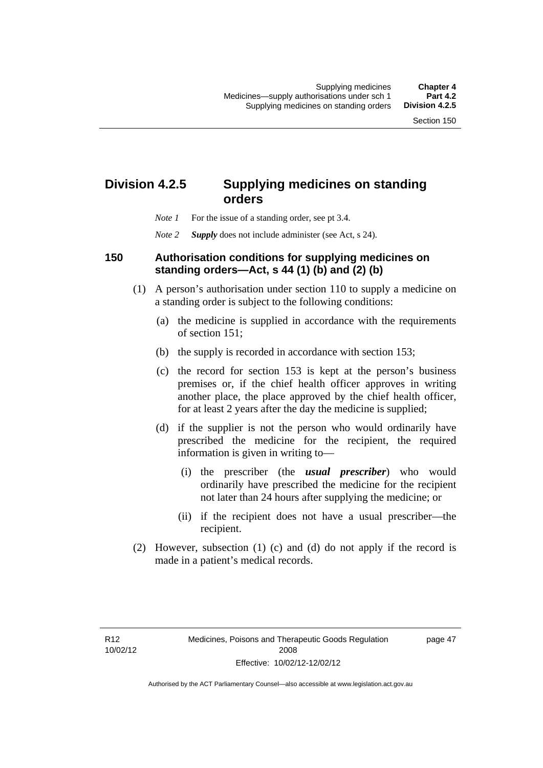## Division 4.2.5 Supplying medicines on standing orders

*Note 1* For the issue of a standing order, see pt 3.4.

*Note 2* ***Supply*** does not include administer (see Act, s 24).

### 150 Authorisation conditions for supplying medicines on standing orders—Act, s 44 (1) (b) and (2) (b)

(1) A person's authorisation under section 110 to supply a medicine on a standing order is subject to the following conditions:

(a) the medicine is supplied in accordance with the requirements of section 151;

(b) the supply is recorded in accordance with section 153;

(c) the record for section 153 is kept at the person's business premises or, if the chief health officer approves in writing another place, the place approved by the chief health officer, for at least 2 years after the day the medicine is supplied;

(d) if the supplier is not the person who would ordinarily have prescribed the medicine for the recipient, the required information is given in writing to—

(i) the prescriber (the ***usual prescriber***) who would ordinarily have prescribed the medicine for the recipient not later than 24 hours after supplying the medicine; or

(ii) if the recipient does not have a usual prescriber—the recipient.

(2) However, subsection (1) (c) and (d) do not apply if the record is made in a patient's medical records.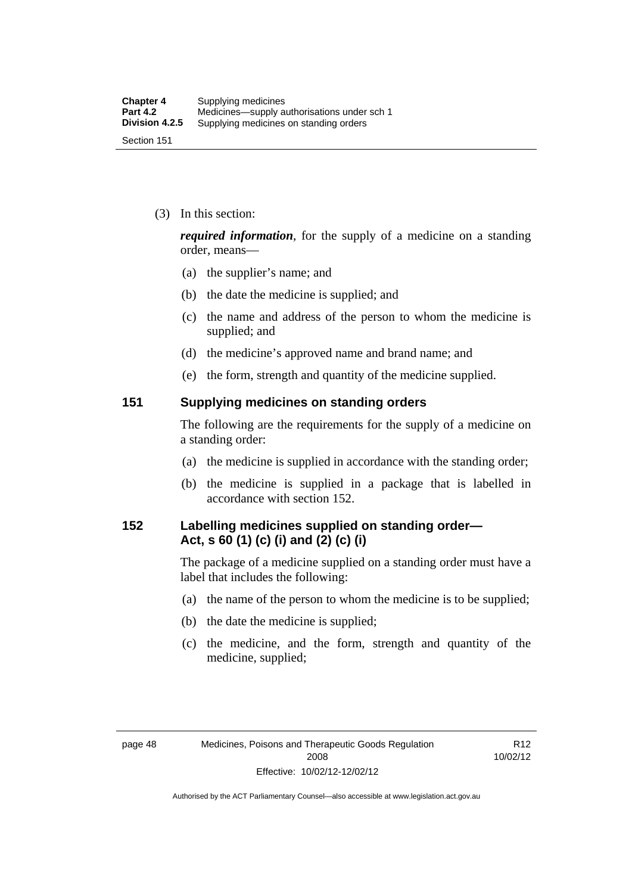(3) In this section:

***required information***, for the supply of a medicine on a standing order, means—

(a) the supplier's name; and

(b) the date the medicine is supplied; and

(c) the name and address of the person to whom the medicine is supplied; and

(d) the medicine's approved name and brand name; and

(e) the form, strength and quantity of the medicine supplied.

## 151 Supplying medicines on standing orders

The following are the requirements for the supply of a medicine on a standing order:

(a) the medicine is supplied in accordance with the standing order;

(b) the medicine is supplied in a package that is labelled in accordance with section 152.

## 152 Labelling medicines supplied on standing order—Act, s 60 (1) (c) (i) and (2) (c) (i)

The package of a medicine supplied on a standing order must have a label that includes the following:

(a) the name of the person to whom the medicine is to be supplied;

(b) the date the medicine is supplied;

(c) the medicine, and the form, strength and quantity of the medicine, supplied;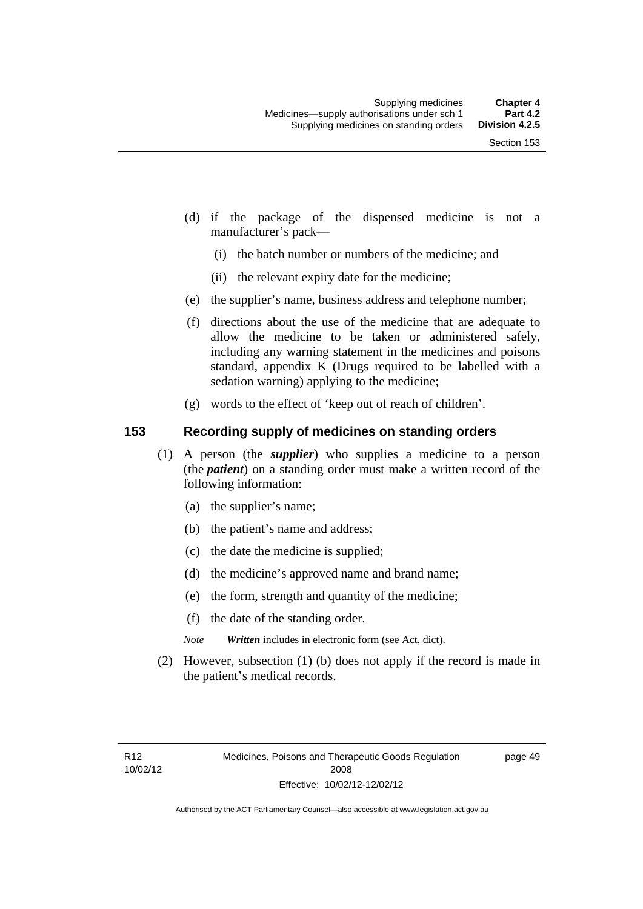(d) if the package of the dispensed medicine is not a manufacturer's pack—

   (i) the batch number or numbers of the medicine; and

   (ii) the relevant expiry date for the medicine;

(e) the supplier's name, business address and telephone number;

(f) directions about the use of the medicine that are adequate to allow the medicine to be taken or administered safely, including any warning statement in the medicines and poisons standard, appendix K (Drugs required to be labelled with a sedation warning) applying to the medicine;

(g) words to the effect of 'keep out of reach of children'.

## 153 Recording supply of medicines on standing orders

(1) A person (the ***supplier***) who supplies a medicine to a person (the ***patient***) on a standing order must make a written record of the following information:

   (a) the supplier's name;

   (b) the patient's name and address;

   (c) the date the medicine is supplied;

   (d) the medicine's approved name and brand name;

   (e) the form, strength and quantity of the medicine;

   (f) the date of the standing order.

   *Note* ***Written*** includes in electronic form (see Act, dict).

(2) However, subsection (1) (b) does not apply if the record is made in the patient's medical records.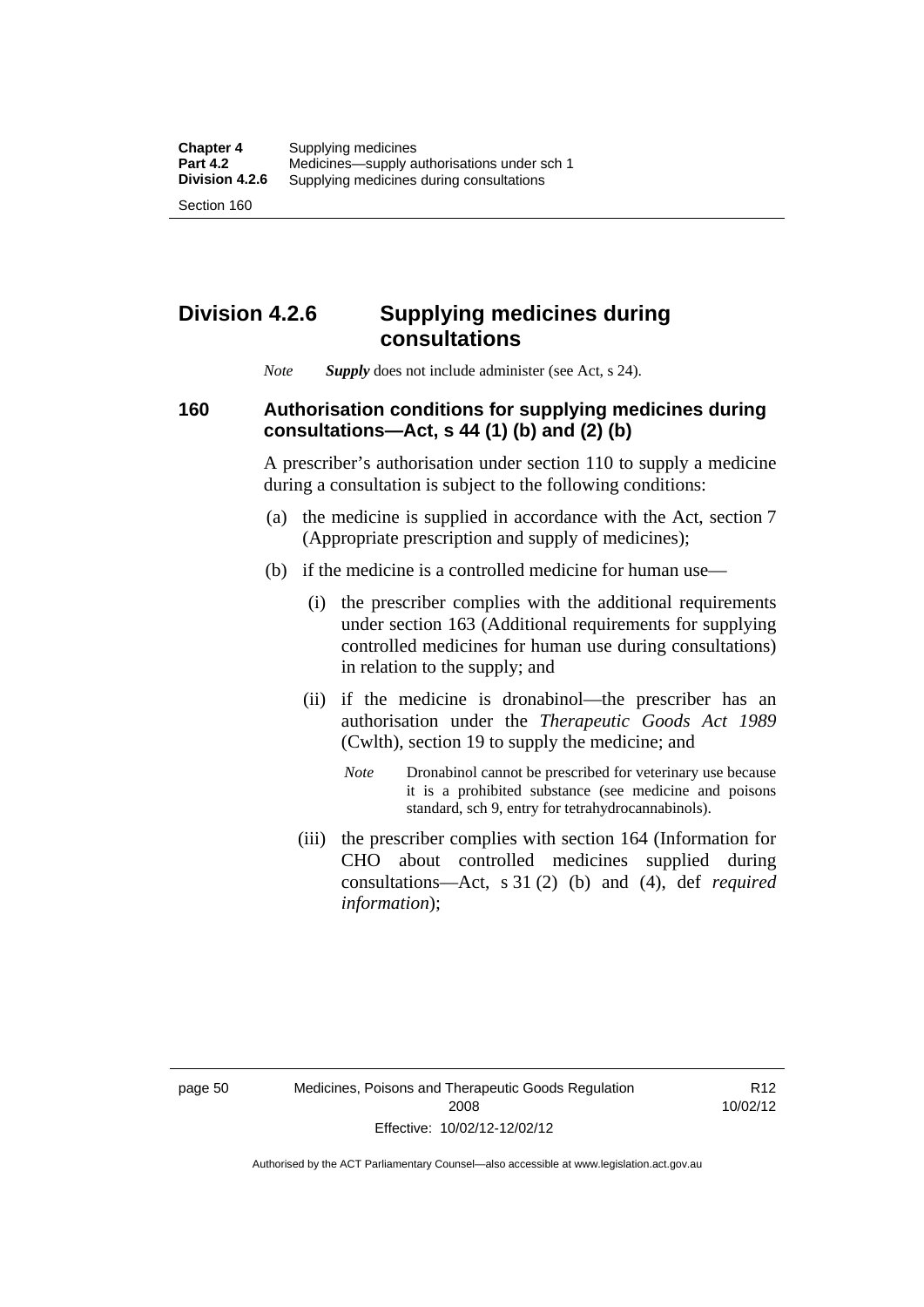## Division 4.2.6 Supplying medicines during consultations

*Note* ***Supply*** does not include administer (see Act, s 24).

### 160 Authorisation conditions for supplying medicines during consultations—Act, s 44 (1) (b) and (2) (b)

A prescriber's authorisation under section 110 to supply a medicine during a consultation is subject to the following conditions:

(a) the medicine is supplied in accordance with the Act, section 7 (Appropriate prescription and supply of medicines);

(b) if the medicine is a controlled medicine for human use—

(i) the prescriber complies with the additional requirements under section 163 (Additional requirements for supplying controlled medicines for human use during consultations) in relation to the supply; and

(ii) if the medicine is dronabinol—the prescriber has an authorisation under the *Therapeutic Goods Act 1989* (Cwlth), section 19 to supply the medicine; and

*Note* Dronabinol cannot be prescribed for veterinary use because it is a prohibited substance (see medicine and poisons standard, sch 9, entry for tetrahydrocannabinols).

(iii) the prescriber complies with section 164 (Information for CHO about controlled medicines supplied during consultations—Act, s 31 (2) (b) and (4), def *required information*);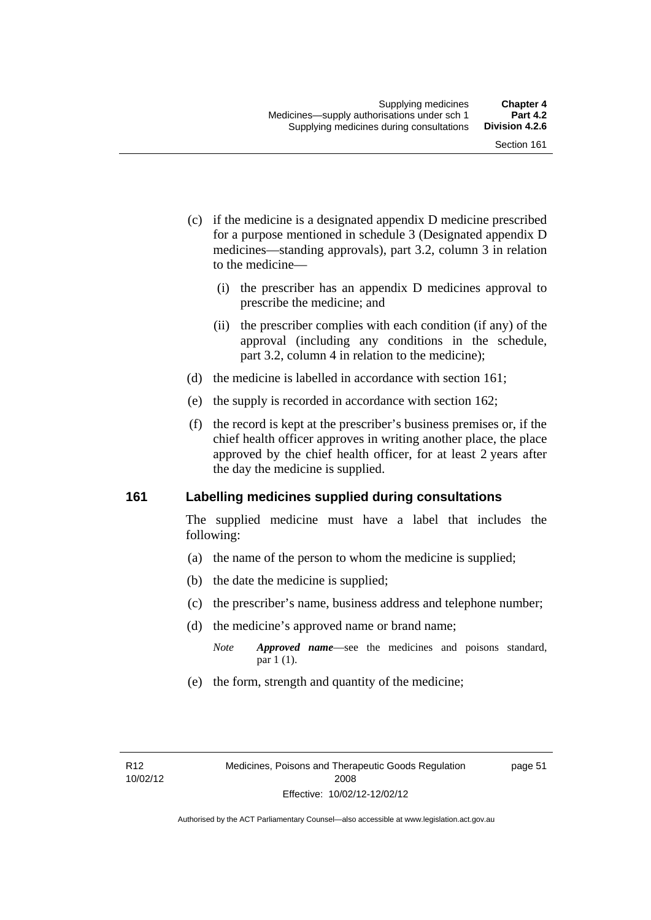(c) if the medicine is a designated appendix D medicine prescribed for a purpose mentioned in schedule 3 (Designated appendix D medicines—standing approvals), part 3.2, column 3 in relation to the medicine—

(i) the prescriber has an appendix D medicines approval to prescribe the medicine; and

(ii) the prescriber complies with each condition (if any) of the approval (including any conditions in the schedule, part 3.2, column 4 in relation to the medicine);

(d) the medicine is labelled in accordance with section 161;

(e) the supply is recorded in accordance with section 162;

(f) the record is kept at the prescriber's business premises or, if the chief health officer approves in writing another place, the place approved by the chief health officer, for at least 2 years after the day the medicine is supplied.

## 161 Labelling medicines supplied during consultations

The supplied medicine must have a label that includes the following:

(a) the name of the person to whom the medicine is supplied;

(b) the date the medicine is supplied;

(c) the prescriber's name, business address and telephone number;

(d) the medicine's approved name or brand name;

*Note* ***Approved name***—see the medicines and poisons standard, par 1 (1).

(e) the form, strength and quantity of the medicine;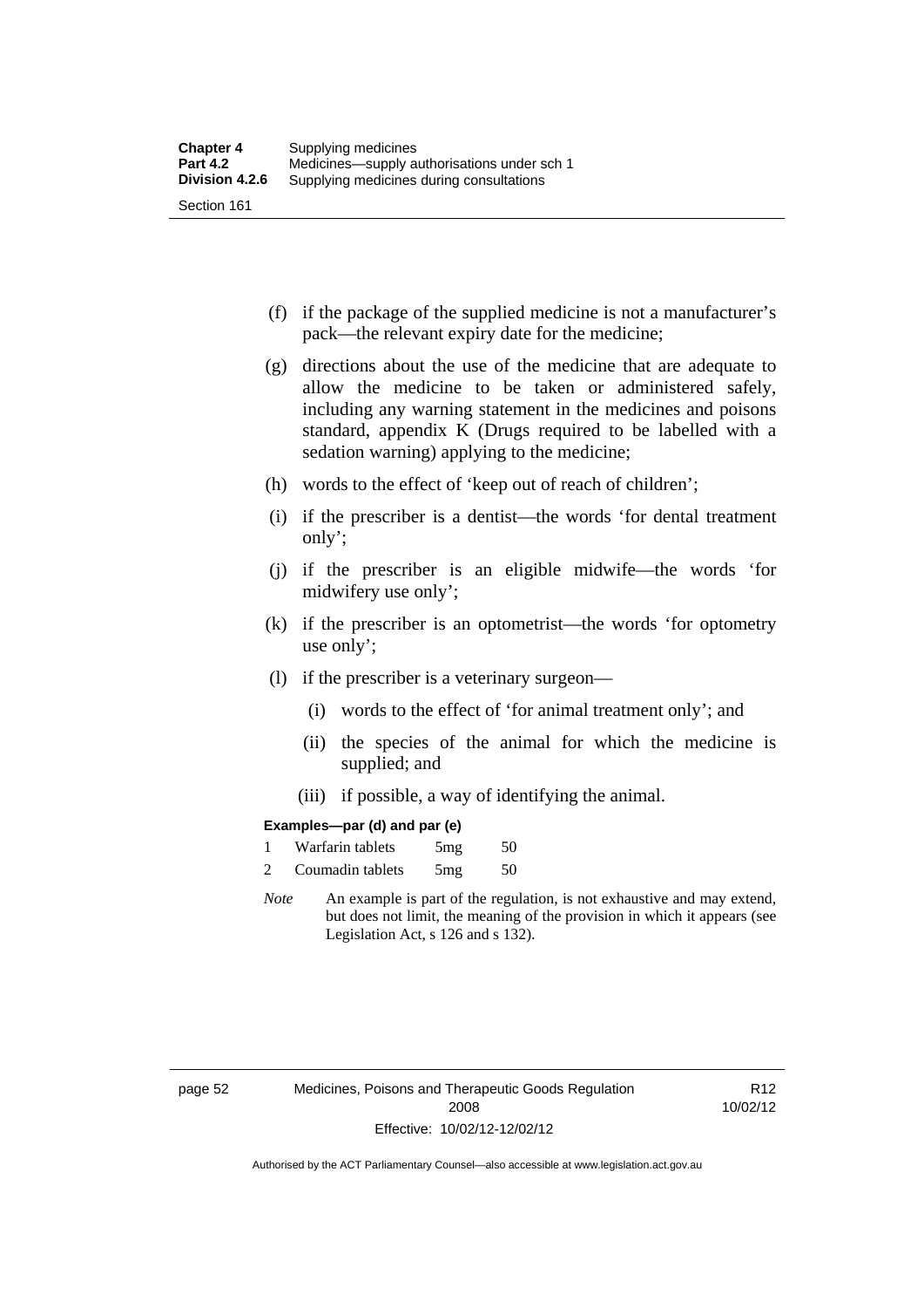(f) if the package of the supplied medicine is not a manufacturer's pack—the relevant expiry date for the medicine;

(g) directions about the use of the medicine that are adequate to allow the medicine to be taken or administered safely, including any warning statement in the medicines and poisons standard, appendix K (Drugs required to be labelled with a sedation warning) applying to the medicine;

(h) words to the effect of 'keep out of reach of children';

(i) if the prescriber is a dentist—the words 'for dental treatment only';

(j) if the prescriber is an eligible midwife—the words 'for midwifery use only';

(k) if the prescriber is an optometrist—the words 'for optometry use only';

(l) if the prescriber is a veterinary surgeon—

(i) words to the effect of 'for animal treatment only'; and

(ii) the species of the animal for which the medicine is supplied; and

(iii) if possible, a way of identifying the animal.

**Examples—par (d) and par (e)**

| | | | |
|---|---|---|---|
| 1 | Warfarin tablets | 5mg | 50 |
| 2 | Coumadin tablets | 5mg | 50 |

*Note* An example is part of the regulation, is not exhaustive and may extend, but does not limit, the meaning of the provision in which it appears (see Legislation Act, s 126 and s 132).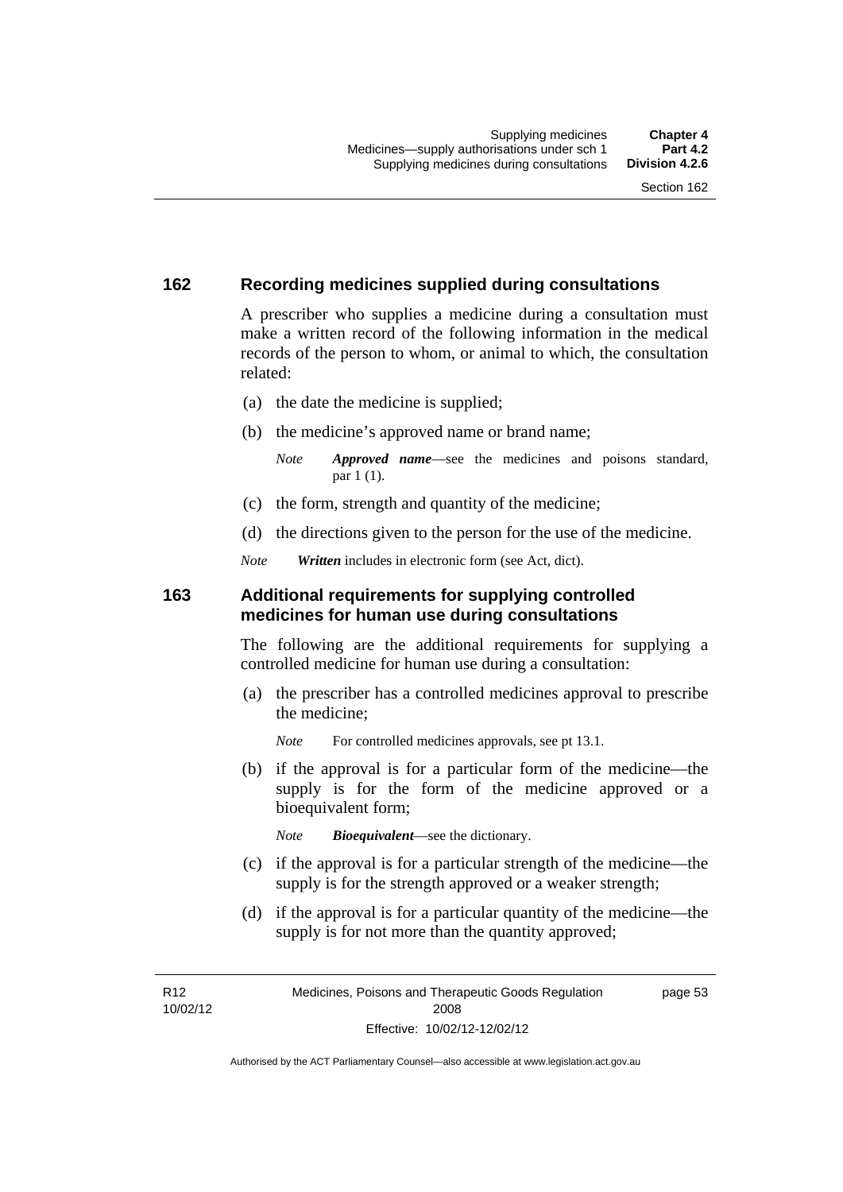## 162 Recording medicines supplied during consultations

A prescriber who supplies a medicine during a consultation must make a written record of the following information in the medical records of the person to whom, or animal to which, the consultation related:

(a) the date the medicine is supplied;

(b) the medicine's approved name or brand name;

*Note* ***Approved name***—see the medicines and poisons standard, par 1 (1).

(c) the form, strength and quantity of the medicine;

(d) the directions given to the person for the use of the medicine.

*Note* ***Written*** includes in electronic form (see Act, dict).

## 163 Additional requirements for supplying controlled medicines for human use during consultations

The following are the additional requirements for supplying a controlled medicine for human use during a consultation:

(a) the prescriber has a controlled medicines approval to prescribe the medicine;

*Note* For controlled medicines approvals, see pt 13.1.

(b) if the approval is for a particular form of the medicine—the supply is for the form of the medicine approved or a bioequivalent form;

*Note* ***Bioequivalent***—see the dictionary.

(c) if the approval is for a particular strength of the medicine—the supply is for the strength approved or a weaker strength;

(d) if the approval is for a particular quantity of the medicine—the supply is for not more than the quantity approved;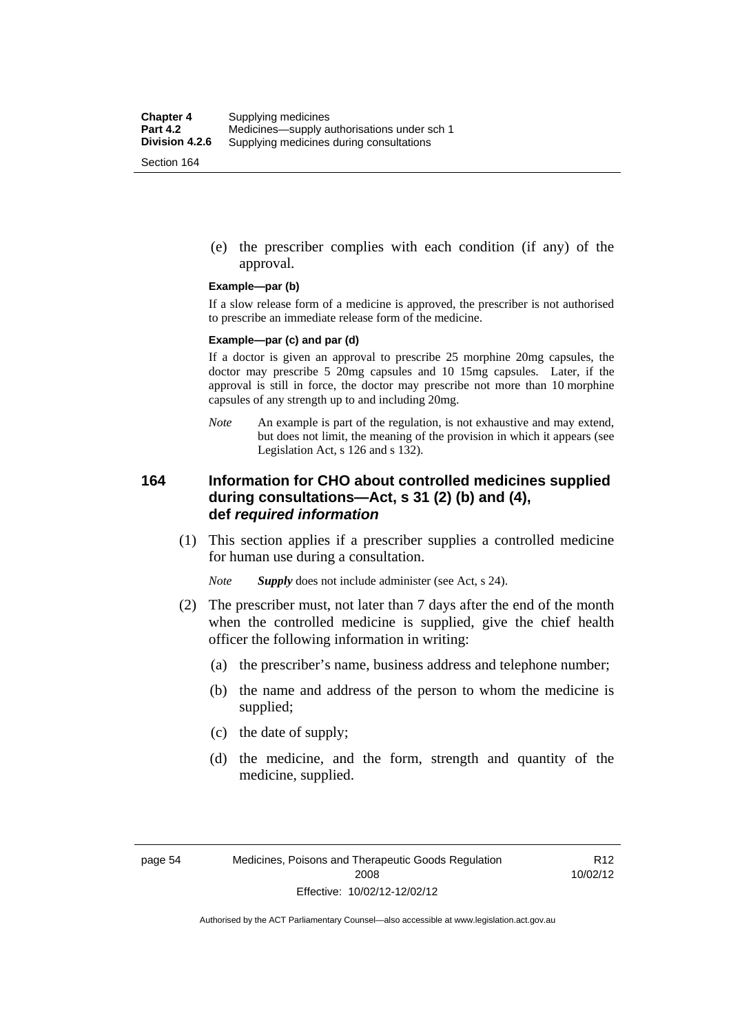(e) the prescriber complies with each condition (if any) of the approval.

**Example—par (b)**

If a slow release form of a medicine is approved, the prescriber is not authorised to prescribe an immediate release form of the medicine.

**Example—par (c) and par (d)**

If a doctor is given an approval to prescribe 25 morphine 20mg capsules, the doctor may prescribe 5 20mg capsules and 10 15mg capsules. Later, if the approval is still in force, the doctor may prescribe not more than 10 morphine capsules of any strength up to and including 20mg.

*Note* An example is part of the regulation, is not exhaustive and may extend, but does not limit, the meaning of the provision in which it appears (see Legislation Act, s 126 and s 132).

## 164 Information for CHO about controlled medicines supplied during consultations—Act, s 31 (2) (b) and (4), def *required information*

(1) This section applies if a prescriber supplies a controlled medicine for human use during a consultation.

*Note* ***Supply*** does not include administer (see Act, s 24).

(2) The prescriber must, not later than 7 days after the end of the month when the controlled medicine is supplied, give the chief health officer the following information in writing:

(a) the prescriber's name, business address and telephone number;

(b) the name and address of the person to whom the medicine is supplied;

(c) the date of supply;

(d) the medicine, and the form, strength and quantity of the medicine, supplied.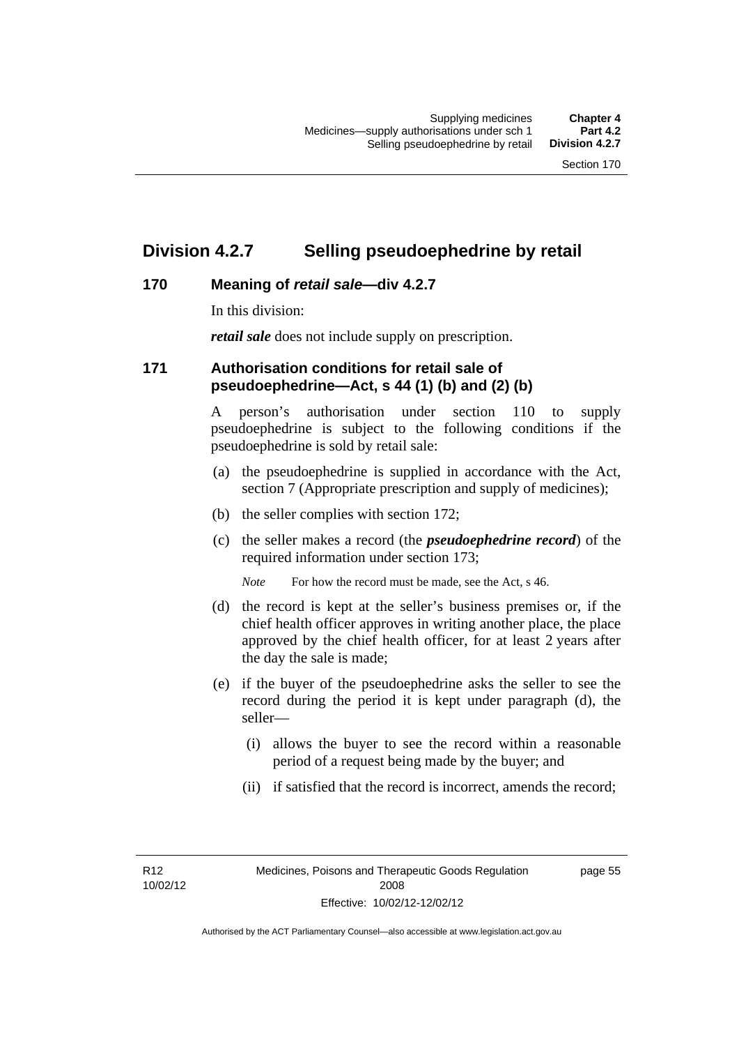## Division 4.2.7 Selling pseudoephedrine by retail

### 170 Meaning of *retail sale*—div 4.2.7

In this division:

***retail sale*** does not include supply on prescription.

### 171 Authorisation conditions for retail sale of pseudoephedrine—Act, s 44 (1) (b) and (2) (b)

A person's authorisation under section 110 to supply pseudoephedrine is subject to the following conditions if the pseudoephedrine is sold by retail sale:

(a) the pseudoephedrine is supplied in accordance with the Act, section 7 (Appropriate prescription and supply of medicines);

(b) the seller complies with section 172;

(c) the seller makes a record (the ***pseudoephedrine record***) of the required information under section 173;

*Note* For how the record must be made, see the Act, s 46.

(d) the record is kept at the seller's business premises or, if the chief health officer approves in writing another place, the place approved by the chief health officer, for at least 2 years after the day the sale is made;

(e) if the buyer of the pseudoephedrine asks the seller to see the record during the period it is kept under paragraph (d), the seller—

(i) allows the buyer to see the record within a reasonable period of a request being made by the buyer; and

(ii) if satisfied that the record is incorrect, amends the record;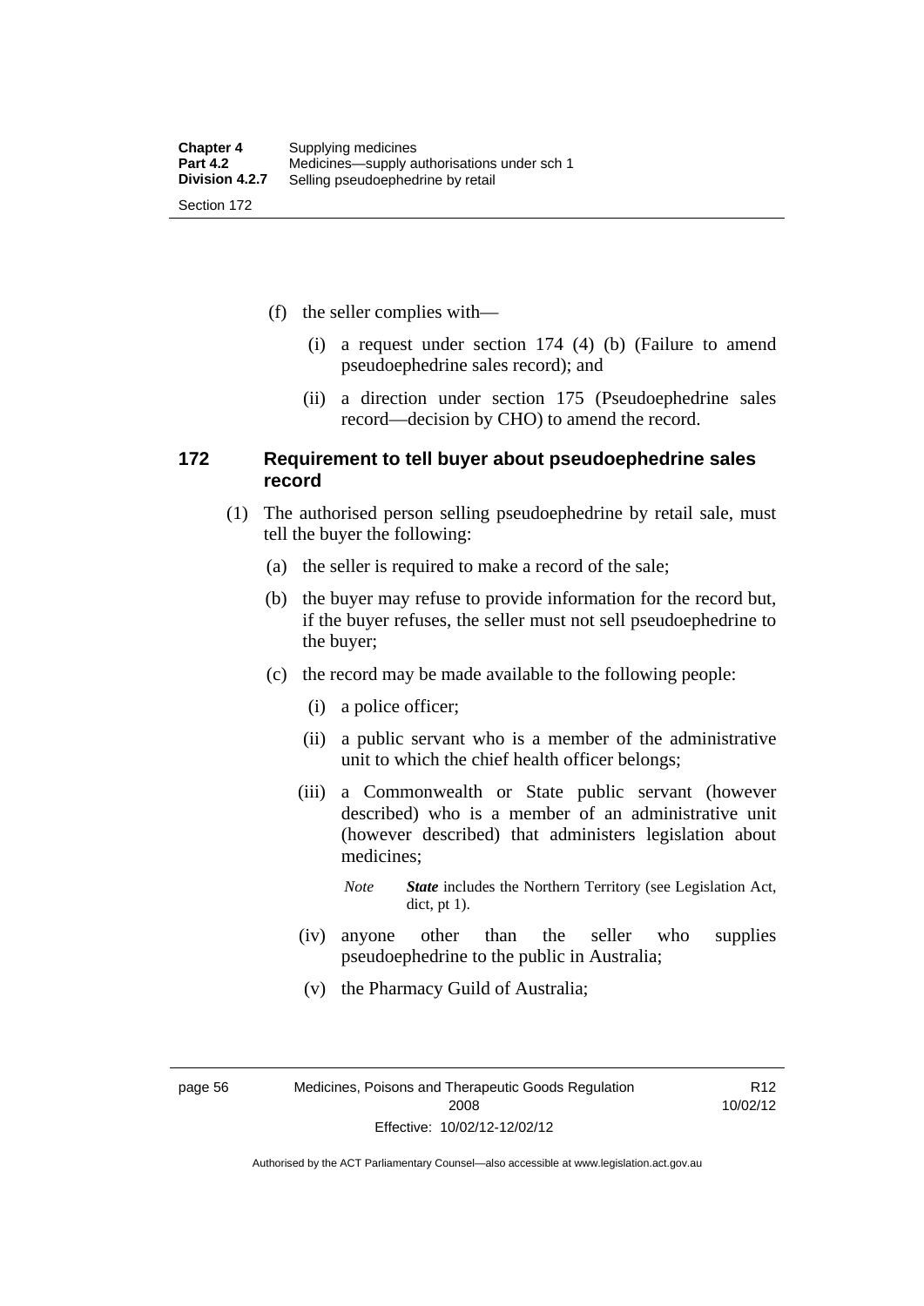(f) the seller complies with—

(i) a request under section 174 (4) (b) (Failure to amend pseudoephedrine sales record); and

(ii) a direction under section 175 (Pseudoephedrine sales record—decision by CHO) to amend the record.

### 172 Requirement to tell buyer about pseudoephedrine sales record

(1) The authorised person selling pseudoephedrine by retail sale, must tell the buyer the following:

(a) the seller is required to make a record of the sale;

(b) the buyer may refuse to provide information for the record but, if the buyer refuses, the seller must not sell pseudoephedrine to the buyer;

(c) the record may be made available to the following people:

(i) a police officer;

(ii) a public servant who is a member of the administrative unit to which the chief health officer belongs;

(iii) a Commonwealth or State public servant (however described) who is a member of an administrative unit (however described) that administers legislation about medicines;

*Note* ***State*** includes the Northern Territory (see Legislation Act, dict, pt 1).

(iv) anyone other than the seller who supplies pseudoephedrine to the public in Australia;

(v) the Pharmacy Guild of Australia;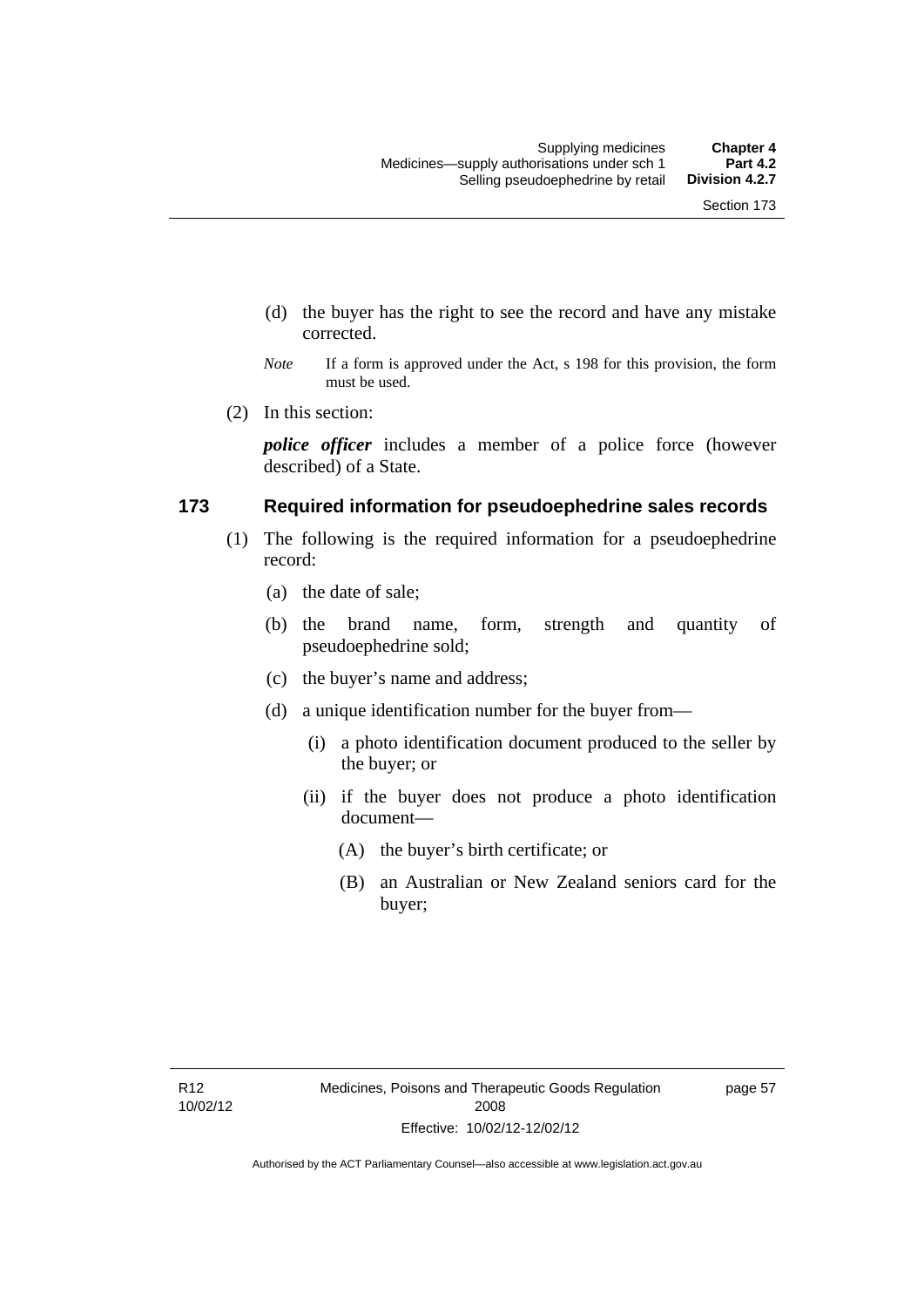(d) the buyer has the right to see the record and have any mistake corrected.

*Note* If a form is approved under the Act, s 198 for this provision, the form must be used.

(2) In this section:

***police officer*** includes a member of a police force (however described) of a State.

### 173 Required information for pseudoephedrine sales records

(1) The following is the required information for a pseudoephedrine record:

(a) the date of sale;

(b) the brand name, form, strength and quantity of pseudoephedrine sold;

(c) the buyer's name and address;

(d) a unique identification number for the buyer from—

(i) a photo identification document produced to the seller by the buyer; or

(ii) if the buyer does not produce a photo identification document—

(A) the buyer's birth certificate; or

(B) an Australian or New Zealand seniors card for the buyer;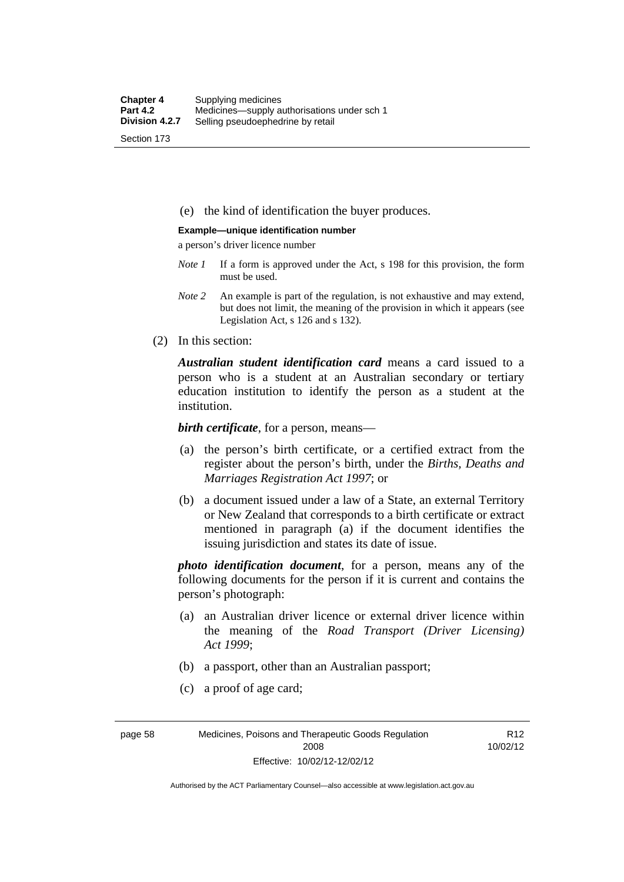(e) the kind of identification the buyer produces.

**Example—unique identification number**

a person's driver licence number

*Note 1* If a form is approved under the Act, s 198 for this provision, the form must be used.

*Note 2* An example is part of the regulation, is not exhaustive and may extend, but does not limit, the meaning of the provision in which it appears (see Legislation Act, s 126 and s 132).

(2) In this section:

***Australian student identification card*** means a card issued to a person who is a student at an Australian secondary or tertiary education institution to identify the person as a student at the institution.

***birth certificate***, for a person, means—

(a) the person's birth certificate, or a certified extract from the register about the person's birth, under the *Births, Deaths and Marriages Registration Act 1997*; or

(b) a document issued under a law of a State, an external Territory or New Zealand that corresponds to a birth certificate or extract mentioned in paragraph (a) if the document identifies the issuing jurisdiction and states its date of issue.

***photo identification document***, for a person, means any of the following documents for the person if it is current and contains the person's photograph:

(a) an Australian driver licence or external driver licence within the meaning of the *Road Transport (Driver Licensing) Act 1999*;

(b) a passport, other than an Australian passport;

(c) a proof of age card;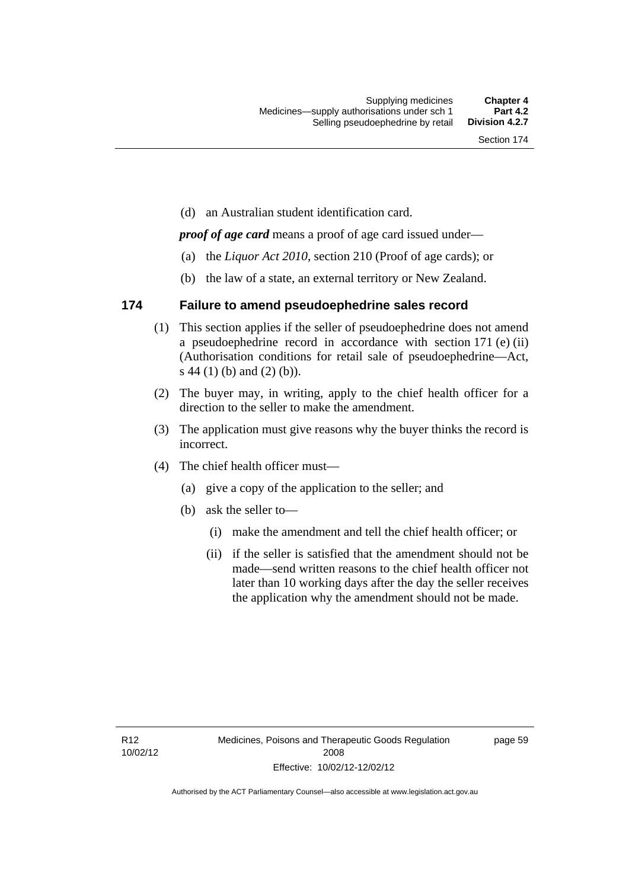(d) an Australian student identification card.

***proof of age card*** means a proof of age card issued under—

(a) the *Liquor Act 2010*, section 210 (Proof of age cards); or

(b) the law of a state, an external territory or New Zealand.

## 174 Failure to amend pseudoephedrine sales record

(1) This section applies if the seller of pseudoephedrine does not amend a pseudoephedrine record in accordance with section 171 (e) (ii) (Authorisation conditions for retail sale of pseudoephedrine—Act, s 44 (1) (b) and (2) (b)).

(2) The buyer may, in writing, apply to the chief health officer for a direction to the seller to make the amendment.

(3) The application must give reasons why the buyer thinks the record is incorrect.

(4) The chief health officer must—

(a) give a copy of the application to the seller; and

(b) ask the seller to—

(i) make the amendment and tell the chief health officer; or

(ii) if the seller is satisfied that the amendment should not be made—send written reasons to the chief health officer not later than 10 working days after the day the seller receives the application why the amendment should not be made.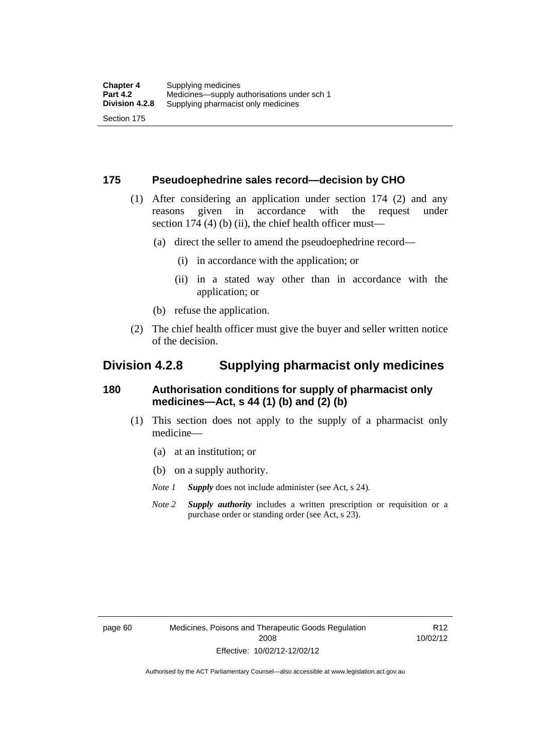### 175 Pseudoephedrine sales record—decision by CHO

(1) After considering an application under section 174 (2) and any reasons given in accordance with the request under section 174 (4) (b) (ii), the chief health officer must—

(a) direct the seller to amend the pseudoephedrine record—

(i) in accordance with the application; or

(ii) in a stated way other than in accordance with the application; or

(b) refuse the application.

(2) The chief health officer must give the buyer and seller written notice of the decision.

## Division 4.2.8 Supplying pharmacist only medicines

### 180 Authorisation conditions for supply of pharmacist only medicines—Act, s 44 (1) (b) and (2) (b)

(1) This section does not apply to the supply of a pharmacist only medicine—

(a) at an institution; or

(b) on a supply authority.

*Note 1* ***Supply*** does not include administer (see Act, s 24).

*Note 2* ***Supply authority*** includes a written prescription or requisition or a purchase order or standing order (see Act, s 23).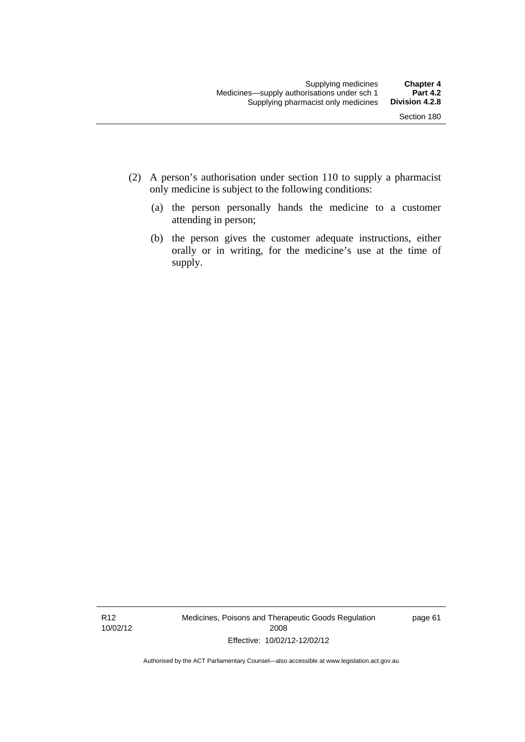(2) A person's authorisation under section 110 to supply a pharmacist only medicine is subject to the following conditions:

(a) the person personally hands the medicine to a customer attending in person;

(b) the person gives the customer adequate instructions, either orally or in writing, for the medicine's use at the time of supply.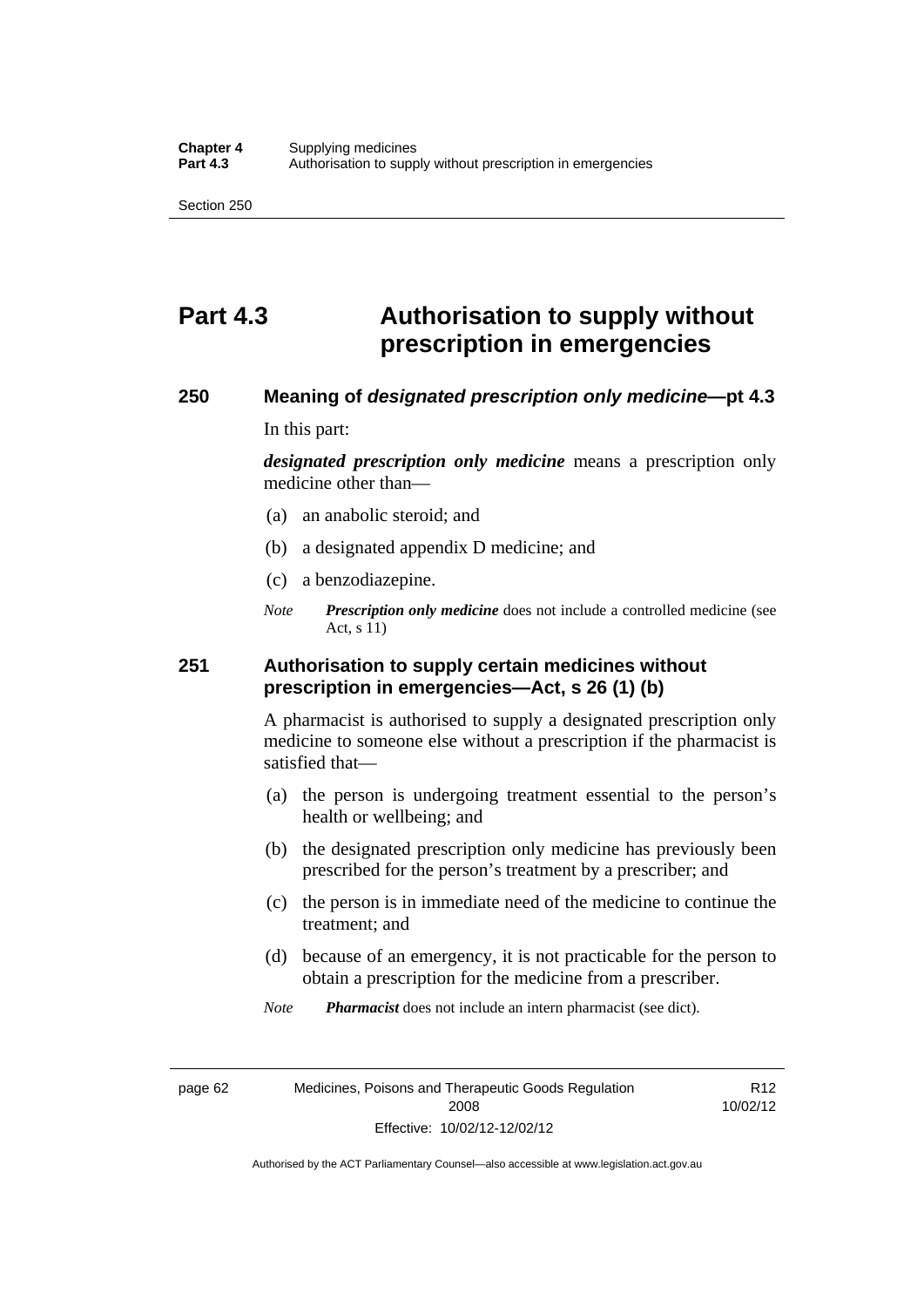# Part 4.3 Authorisation to supply without prescription in emergencies

## 250 Meaning of *designated prescription only medicine*—pt 4.3

In this part:

***designated prescription only medicine*** means a prescription only medicine other than—

(a) an anabolic steroid; and

(b) a designated appendix D medicine; and

(c) a benzodiazepine.

*Note* ***Prescription only medicine*** does not include a controlled medicine (see Act, s 11)

## 251 Authorisation to supply certain medicines without prescription in emergencies—Act, s 26 (1) (b)

A pharmacist is authorised to supply a designated prescription only medicine to someone else without a prescription if the pharmacist is satisfied that—

(a) the person is undergoing treatment essential to the person's health or wellbeing; and

(b) the designated prescription only medicine has previously been prescribed for the person's treatment by a prescriber; and

(c) the person is in immediate need of the medicine to continue the treatment; and

(d) because of an emergency, it is not practicable for the person to obtain a prescription for the medicine from a prescriber.

*Note* ***Pharmacist*** does not include an intern pharmacist (see dict).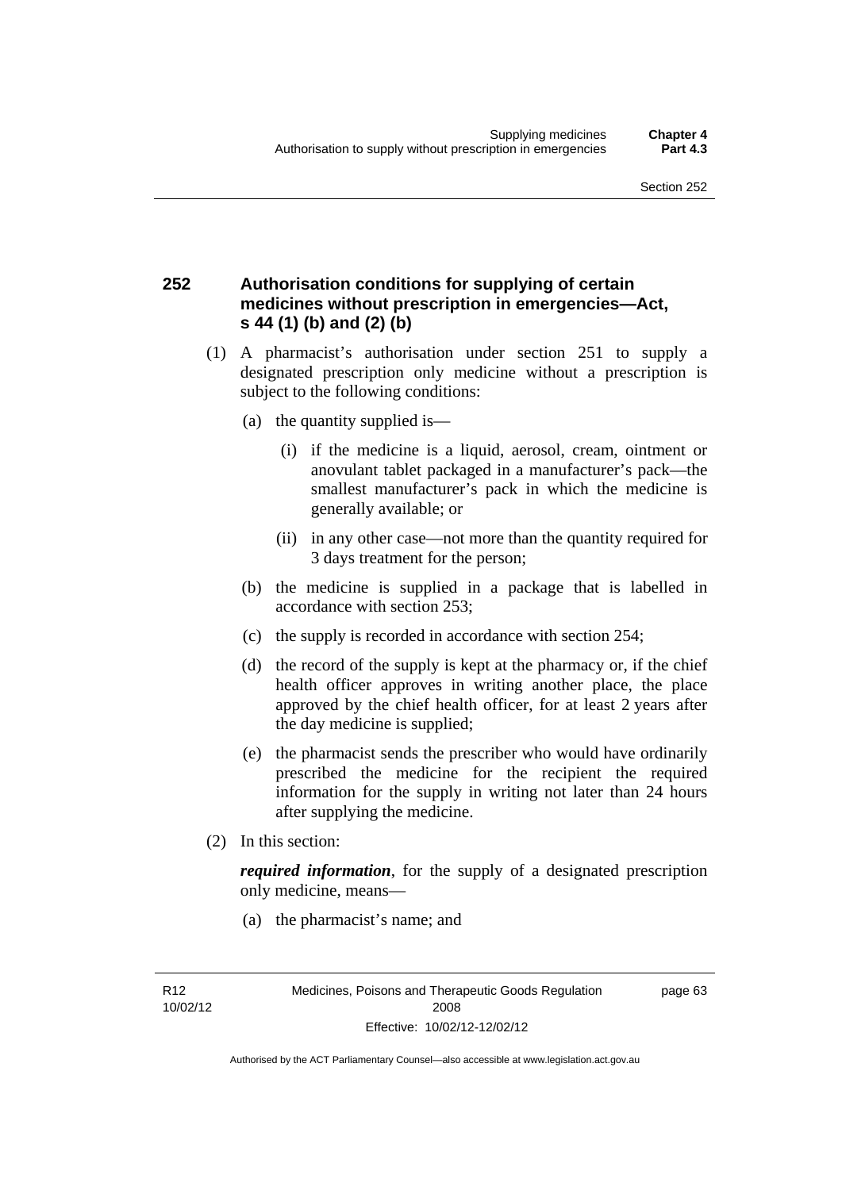## 252 Authorisation conditions for supplying of certain medicines without prescription in emergencies—Act, s 44 (1) (b) and (2) (b)

(1) A pharmacist's authorisation under section 251 to supply a designated prescription only medicine without a prescription is subject to the following conditions:

(a) the quantity supplied is—

(i) if the medicine is a liquid, aerosol, cream, ointment or anovulant tablet packaged in a manufacturer's pack—the smallest manufacturer's pack in which the medicine is generally available; or

(ii) in any other case—not more than the quantity required for 3 days treatment for the person;

(b) the medicine is supplied in a package that is labelled in accordance with section 253;

(c) the supply is recorded in accordance with section 254;

(d) the record of the supply is kept at the pharmacy or, if the chief health officer approves in writing another place, the place approved by the chief health officer, for at least 2 years after the day medicine is supplied;

(e) the pharmacist sends the prescriber who would have ordinarily prescribed the medicine for the recipient the required information for the supply in writing not later than 24 hours after supplying the medicine.

(2) In this section:

***required information***, for the supply of a designated prescription only medicine, means—

(a) the pharmacist's name; and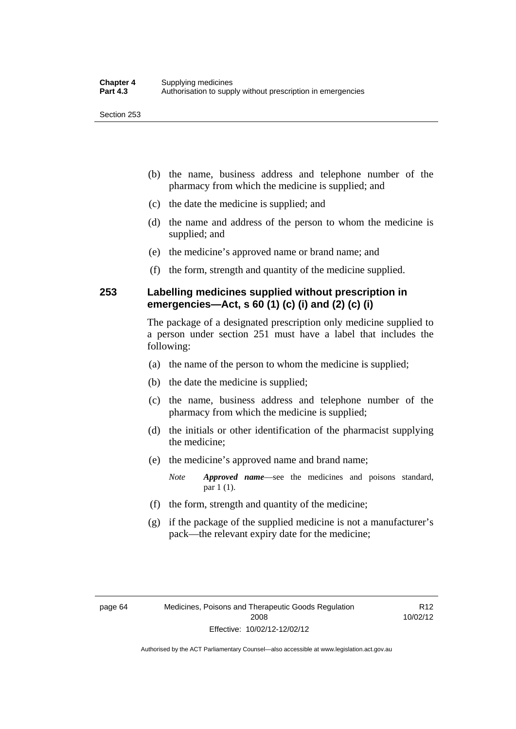(b) the name, business address and telephone number of the pharmacy from which the medicine is supplied; and

(c) the date the medicine is supplied; and

(d) the name and address of the person to whom the medicine is supplied; and

(e) the medicine's approved name or brand name; and

(f) the form, strength and quantity of the medicine supplied.

### 253 Labelling medicines supplied without prescription in emergencies—Act, s 60 (1) (c) (i) and (2) (c) (i)

The package of a designated prescription only medicine supplied to a person under section 251 must have a label that includes the following:

(a) the name of the person to whom the medicine is supplied;

(b) the date the medicine is supplied;

(c) the name, business address and telephone number of the pharmacy from which the medicine is supplied;

(d) the initials or other identification of the pharmacist supplying the medicine;

(e) the medicine's approved name and brand name;

*Note* ***Approved name***—see the medicines and poisons standard, par 1 (1).

(f) the form, strength and quantity of the medicine;

(g) if the package of the supplied medicine is not a manufacturer's pack—the relevant expiry date for the medicine;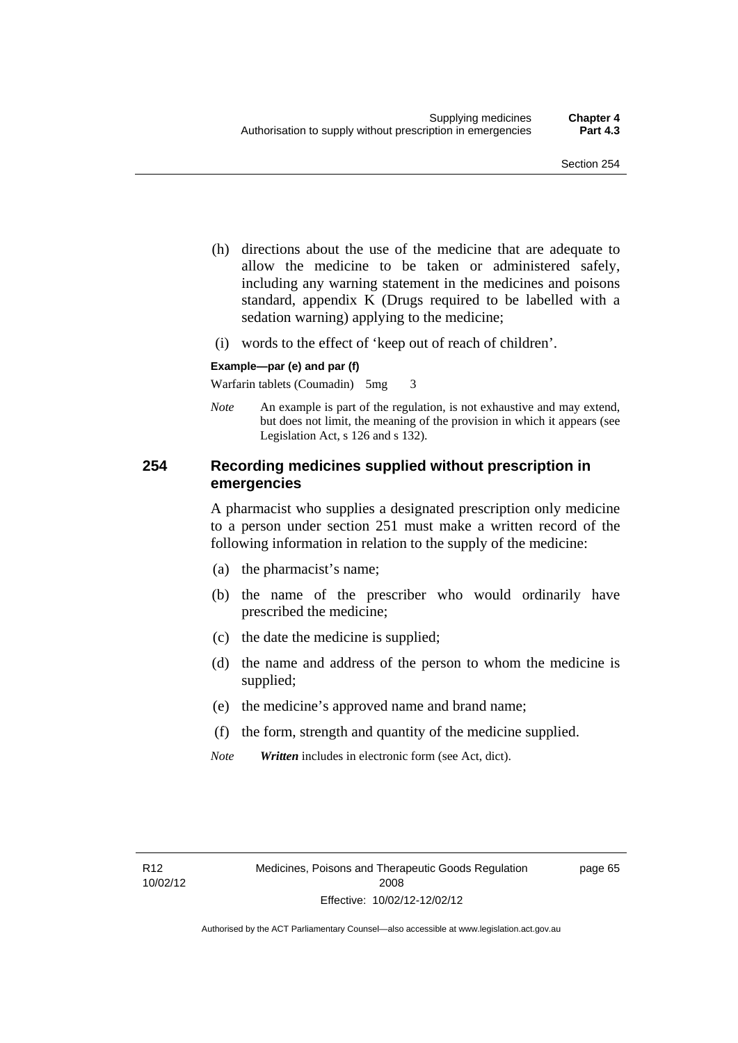(h) directions about the use of the medicine that are adequate to allow the medicine to be taken or administered safely, including any warning statement in the medicines and poisons standard, appendix K (Drugs required to be labelled with a sedation warning) applying to the medicine;

(i) words to the effect of 'keep out of reach of children'.

**Example—par (e) and par (f)**

Warfarin tablets (Coumadin) 5mg 3

*Note* An example is part of the regulation, is not exhaustive and may extend, but does not limit, the meaning of the provision in which it appears (see Legislation Act, s 126 and s 132).

## 254 Recording medicines supplied without prescription in emergencies

A pharmacist who supplies a designated prescription only medicine to a person under section 251 must make a written record of the following information in relation to the supply of the medicine:

(a) the pharmacist's name;

(b) the name of the prescriber who would ordinarily have prescribed the medicine;

(c) the date the medicine is supplied;

(d) the name and address of the person to whom the medicine is supplied;

(e) the medicine's approved name and brand name;

(f) the form, strength and quantity of the medicine supplied.

*Note* ***Written*** includes in electronic form (see Act, dict).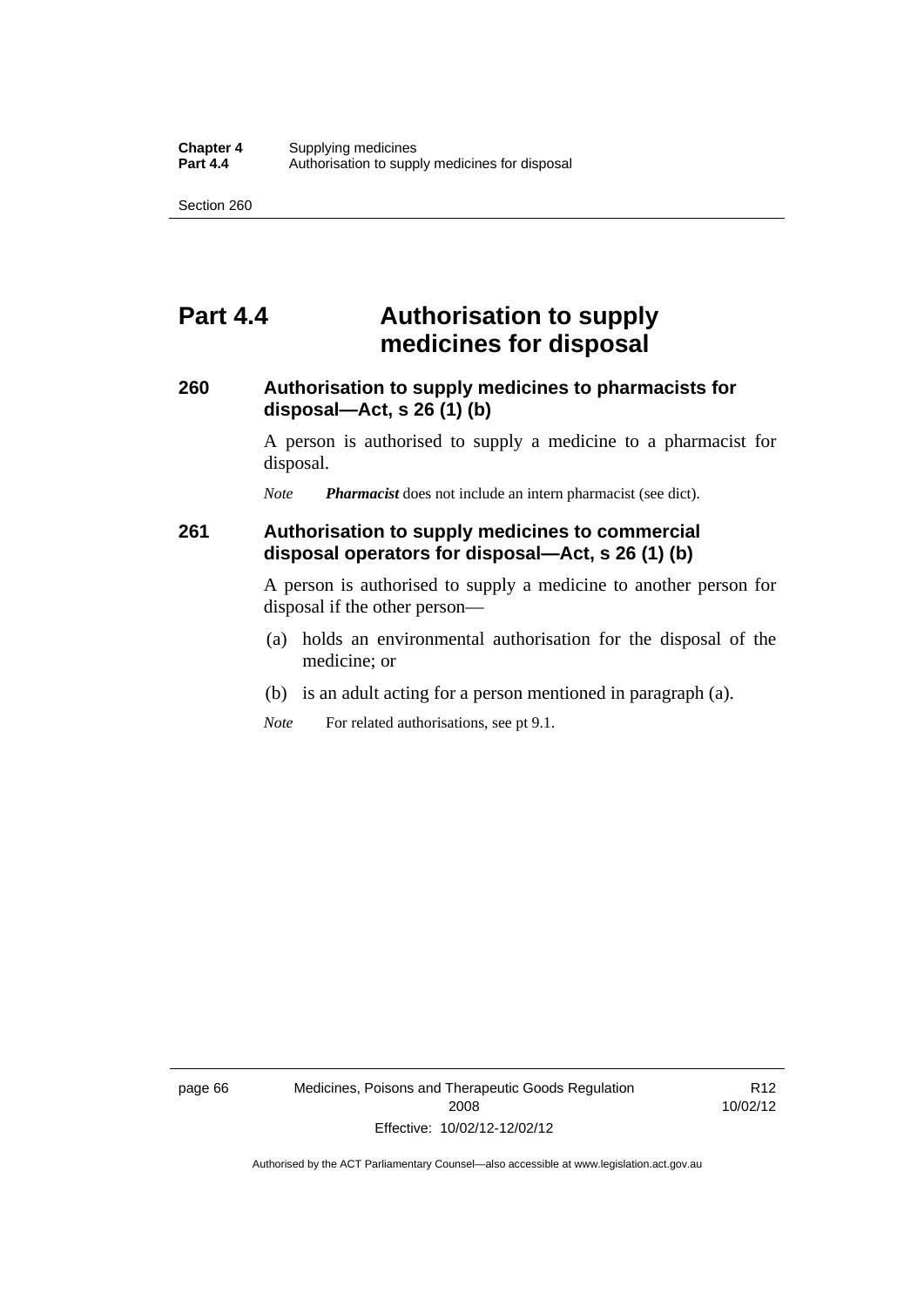# Part 4.4 Authorisation to supply medicines for disposal

## 260 Authorisation to supply medicines to pharmacists for disposal—Act, s 26 (1) (b)

A person is authorised to supply a medicine to a pharmacist for disposal.

*Note* ***Pharmacist*** does not include an intern pharmacist (see dict).

## 261 Authorisation to supply medicines to commercial disposal operators for disposal—Act, s 26 (1) (b)

A person is authorised to supply a medicine to another person for disposal if the other person—

(a) holds an environmental authorisation for the disposal of the medicine; or

(b) is an adult acting for a person mentioned in paragraph (a).

*Note* For related authorisations, see pt 9.1.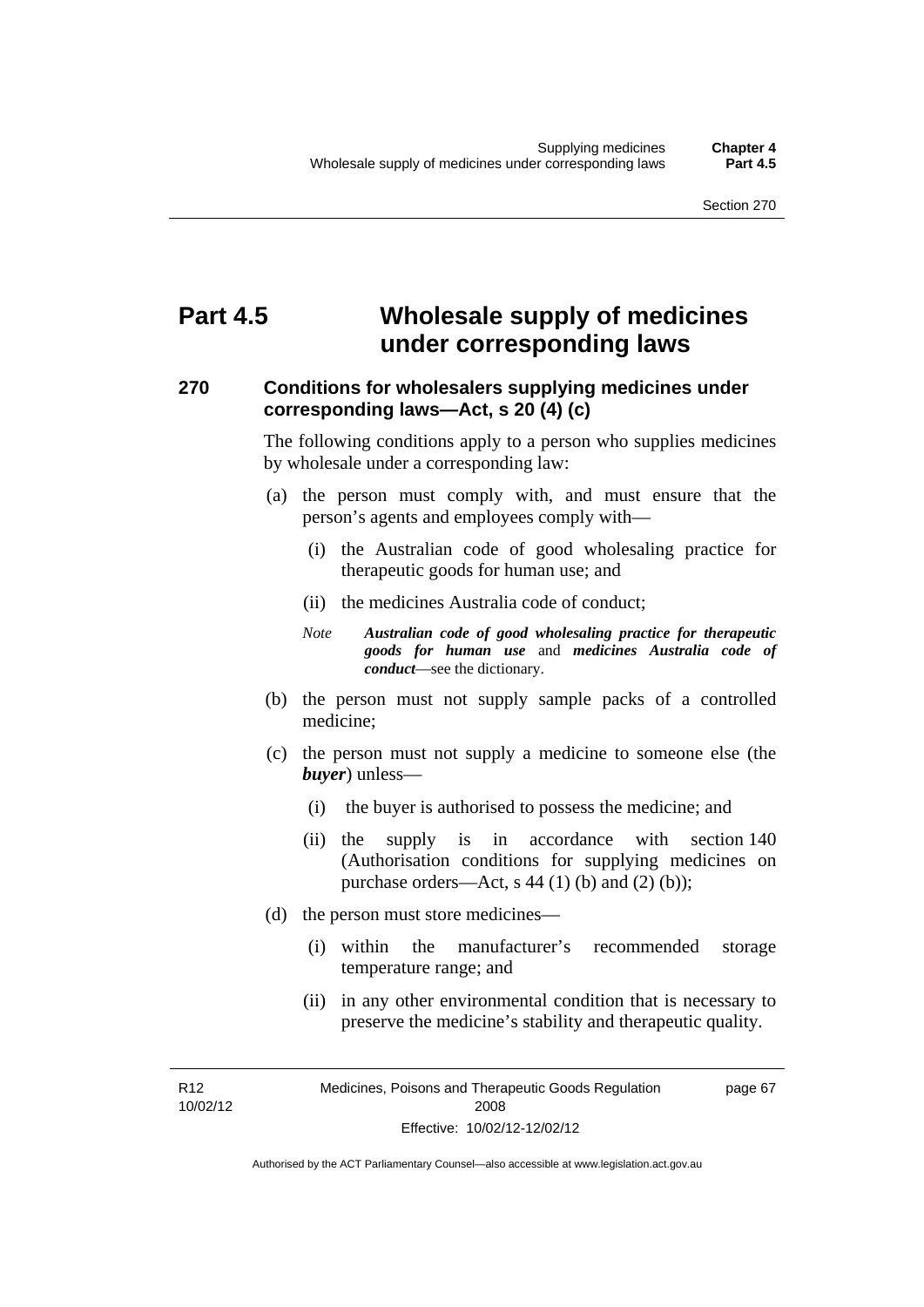# Part 4.5 Wholesale supply of medicines under corresponding laws

## 270 Conditions for wholesalers supplying medicines under corresponding laws—Act, s 20 (4) (c)

The following conditions apply to a person who supplies medicines by wholesale under a corresponding law:

(a) the person must comply with, and must ensure that the person's agents and employees comply with—

(i) the Australian code of good wholesaling practice for therapeutic goods for human use; and

(ii) the medicines Australia code of conduct;

*Note* ***Australian code of good wholesaling practice for therapeutic goods for human use*** and ***medicines Australia code of conduct***—see the dictionary.

(b) the person must not supply sample packs of a controlled medicine;

(c) the person must not supply a medicine to someone else (the ***buyer***) unless—

(i) the buyer is authorised to possess the medicine; and

(ii) the supply is in accordance with section 140 (Authorisation conditions for supplying medicines on purchase orders—Act, s 44 (1) (b) and (2) (b));

(d) the person must store medicines—

(i) within the manufacturer's recommended storage temperature range; and

(ii) in any other environmental condition that is necessary to preserve the medicine's stability and therapeutic quality.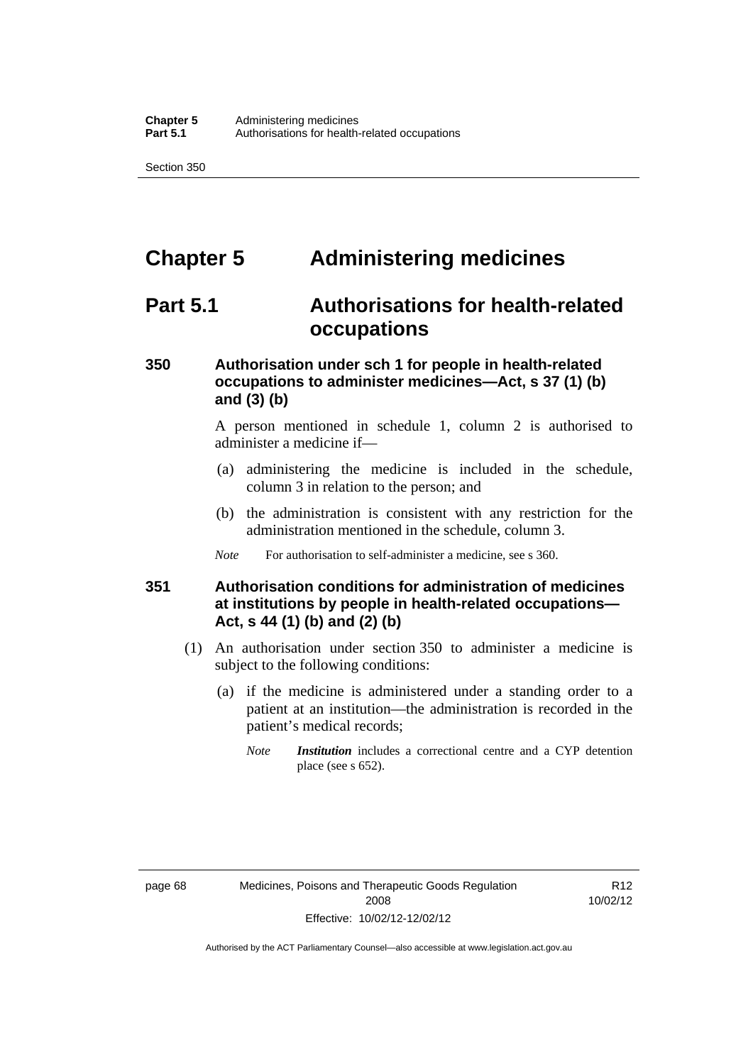# Chapter 5 Administering medicines

## Part 5.1 Authorisations for health-related occupations

### 350 Authorisation under sch 1 for people in health-related occupations to administer medicines—Act, s 37 (1) (b) and (3) (b)

A person mentioned in schedule 1, column 2 is authorised to administer a medicine if—

(a) administering the medicine is included in the schedule, column 3 in relation to the person; and

(b) the administration is consistent with any restriction for the administration mentioned in the schedule, column 3.

*Note* For authorisation to self-administer a medicine, see s 360.

### 351 Authorisation conditions for administration of medicines at institutions by people in health-related occupations—Act, s 44 (1) (b) and (2) (b)

(1) An authorisation under section 350 to administer a medicine is subject to the following conditions:

(a) if the medicine is administered under a standing order to a patient at an institution—the administration is recorded in the patient's medical records;

*Note* ***Institution*** includes a correctional centre and a CYP detention place (see s 652).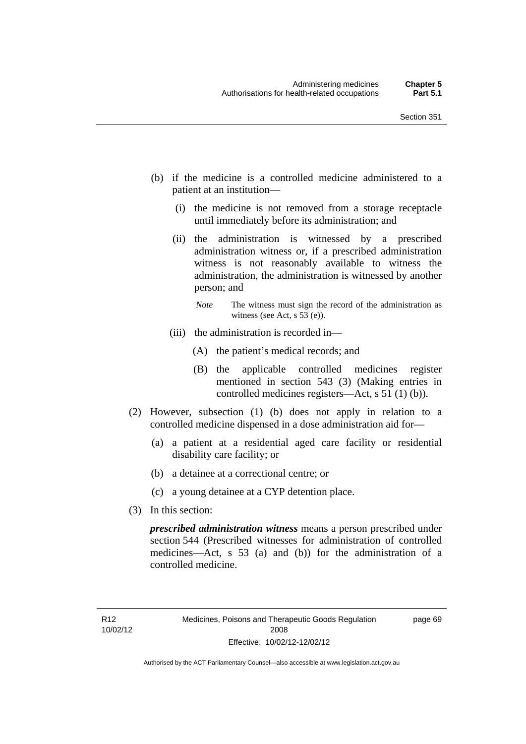(b) if the medicine is a controlled medicine administered to a patient at an institution—

   (i) the medicine is not removed from a storage receptacle until immediately before its administration; and

   (ii) the administration is witnessed by a prescribed administration witness or, if a prescribed administration witness is not reasonably available to witness the administration, the administration is witnessed by another person; and

   *Note* The witness must sign the record of the administration as witness (see Act, s 53 (e)).

   (iii) the administration is recorded in—

      (A) the patient's medical records; and

      (B) the applicable controlled medicines register mentioned in section 543 (3) (Making entries in controlled medicines registers—Act, s 51 (1) (b)).

(2) However, subsection (1) (b) does not apply in relation to a controlled medicine dispensed in a dose administration aid for—

   (a) a patient at a residential aged care facility or residential disability care facility; or

   (b) a detainee at a correctional centre; or

   (c) a young detainee at a CYP detention place.

(3) In this section:

***prescribed administration witness*** means a person prescribed under section 544 (Prescribed witnesses for administration of controlled medicines—Act, s 53 (a) and (b)) for the administration of a controlled medicine.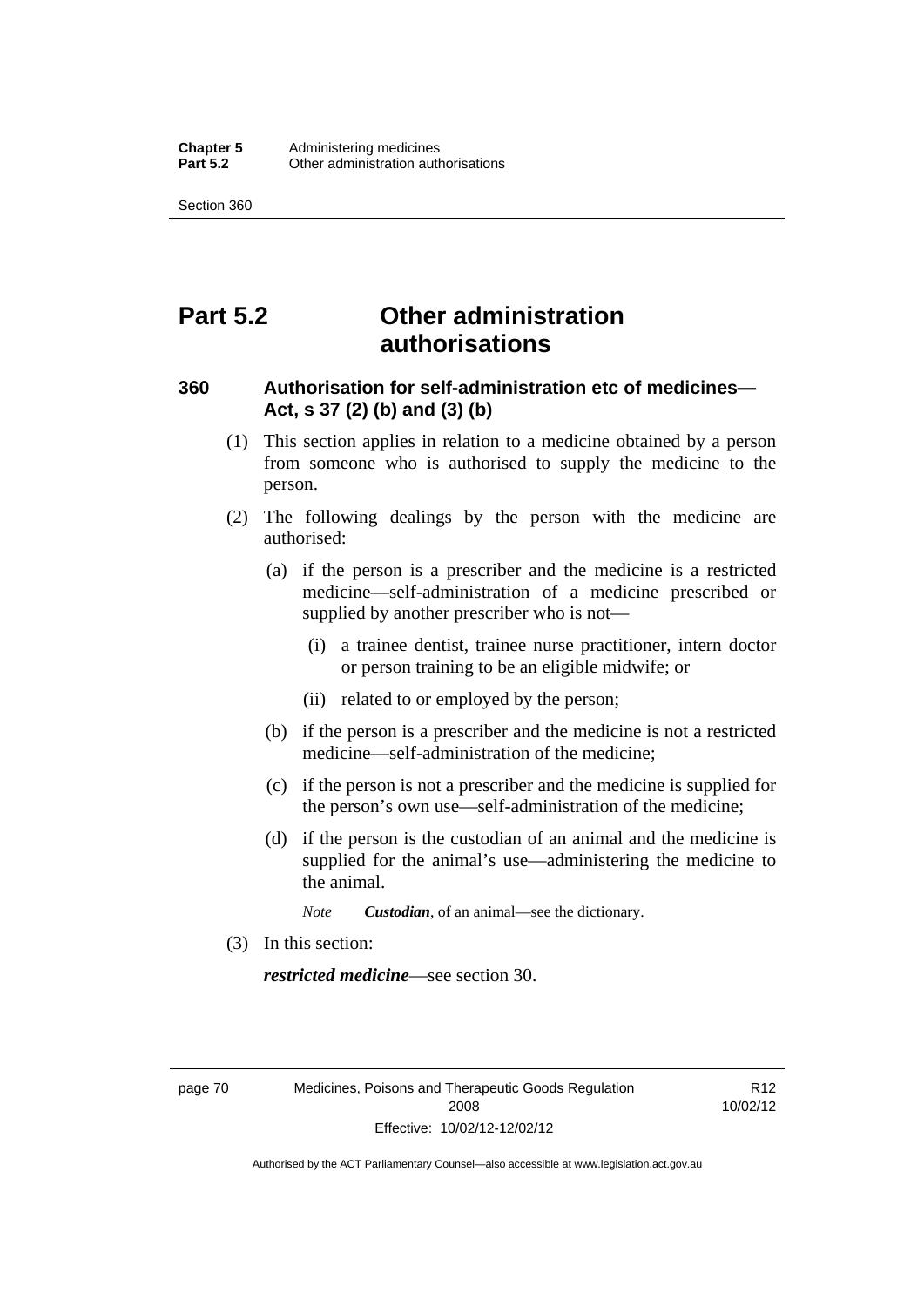# Part 5.2 Other administration authorisations

### 360 Authorisation for self-administration etc of medicines—Act, s 37 (2) (b) and (3) (b)

(1) This section applies in relation to a medicine obtained by a person from someone who is authorised to supply the medicine to the person.

(2) The following dealings by the person with the medicine are authorised:

(a) if the person is a prescriber and the medicine is a restricted medicine—self-administration of a medicine prescribed or supplied by another prescriber who is not—

(i) a trainee dentist, trainee nurse practitioner, intern doctor or person training to be an eligible midwife; or

(ii) related to or employed by the person;

(b) if the person is a prescriber and the medicine is not a restricted medicine—self-administration of the medicine;

(c) if the person is not a prescriber and the medicine is supplied for the person's own use—self-administration of the medicine;

(d) if the person is the custodian of an animal and the medicine is supplied for the animal's use—administering the medicine to the animal.

*Note* ***Custodian***, of an animal—see the dictionary.

(3) In this section:

***restricted medicine***—see section 30.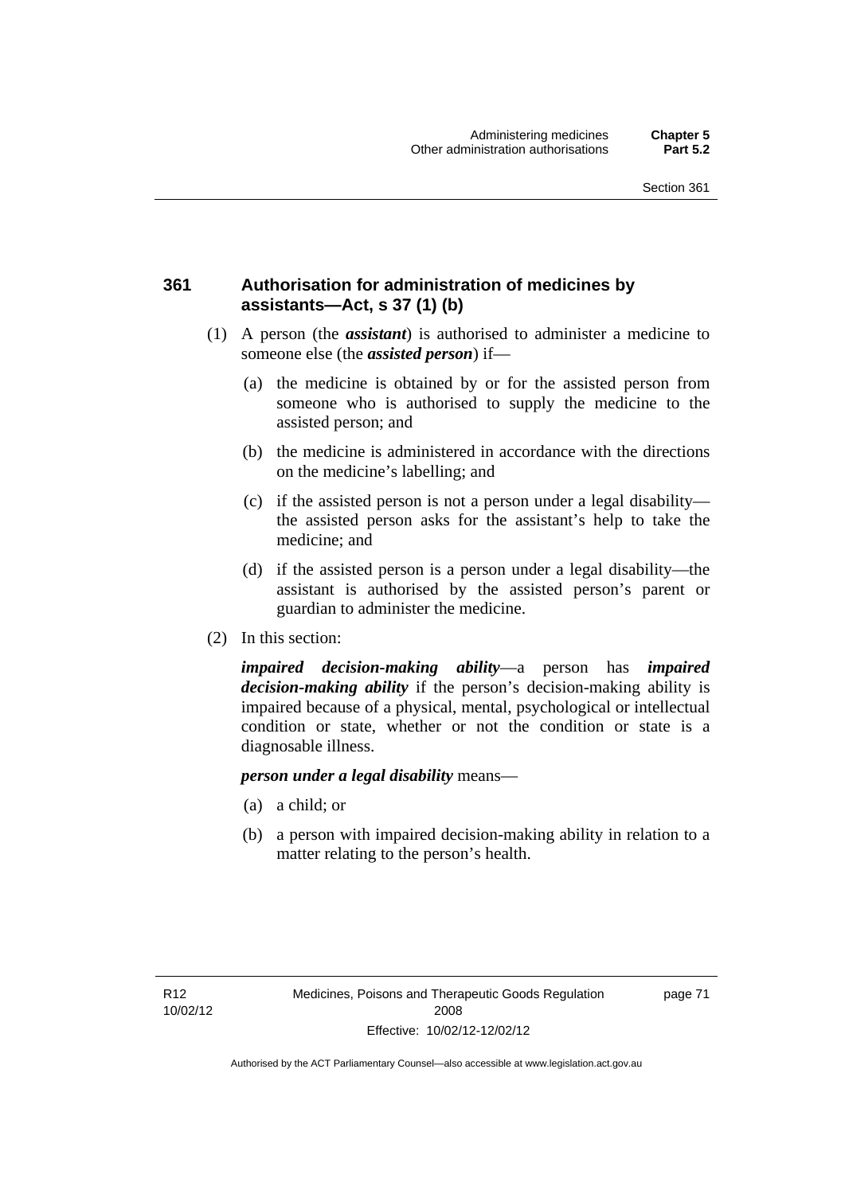## 361 Authorisation for administration of medicines by assistants—Act, s 37 (1) (b)

(1) A person (the ***assistant***) is authorised to administer a medicine to someone else (the ***assisted person***) if—

(a) the medicine is obtained by or for the assisted person from someone who is authorised to supply the medicine to the assisted person; and

(b) the medicine is administered in accordance with the directions on the medicine's labelling; and

(c) if the assisted person is not a person under a legal disability—the assisted person asks for the assistant's help to take the medicine; and

(d) if the assisted person is a person under a legal disability—the assistant is authorised by the assisted person's parent or guardian to administer the medicine.

(2) In this section:

***impaired decision-making ability***—a person has ***impaired decision-making ability*** if the person's decision-making ability is impaired because of a physical, mental, psychological or intellectual condition or state, whether or not the condition or state is a diagnosable illness.

***person under a legal disability*** means—

(a) a child; or

(b) a person with impaired decision-making ability in relation to a matter relating to the person's health.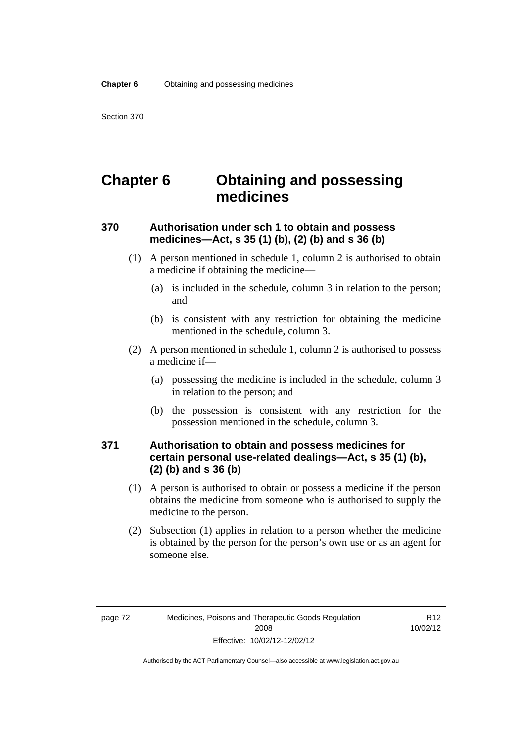# Chapter 6 Obtaining and possessing medicines

### 370 Authorisation under sch 1 to obtain and possess medicines—Act, s 35 (1) (b), (2) (b) and s 36 (b)

(1) A person mentioned in schedule 1, column 2 is authorised to obtain a medicine if obtaining the medicine—

(a) is included in the schedule, column 3 in relation to the person; and

(b) is consistent with any restriction for obtaining the medicine mentioned in the schedule, column 3.

(2) A person mentioned in schedule 1, column 2 is authorised to possess a medicine if—

(a) possessing the medicine is included in the schedule, column 3 in relation to the person; and

(b) the possession is consistent with any restriction for the possession mentioned in the schedule, column 3.

### 371 Authorisation to obtain and possess medicines for certain personal use-related dealings—Act, s 35 (1) (b), (2) (b) and s 36 (b)

(1) A person is authorised to obtain or possess a medicine if the person obtains the medicine from someone who is authorised to supply the medicine to the person.

(2) Subsection (1) applies in relation to a person whether the medicine is obtained by the person for the person's own use or as an agent for someone else.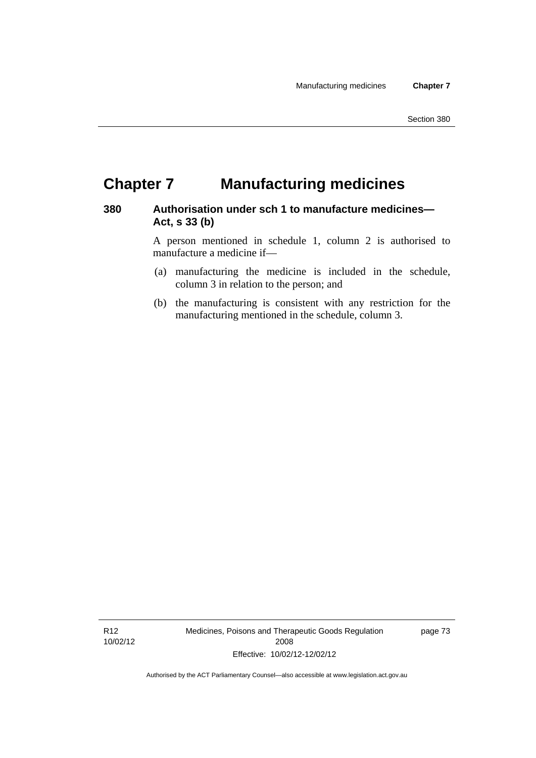# Chapter 7 Manufacturing medicines

## 380 Authorisation under sch 1 to manufacture medicines—Act, s 33 (b)

A person mentioned in schedule 1, column 2 is authorised to manufacture a medicine if—

(a) manufacturing the medicine is included in the schedule, column 3 in relation to the person; and

(b) the manufacturing is consistent with any restriction for the manufacturing mentioned in the schedule, column 3.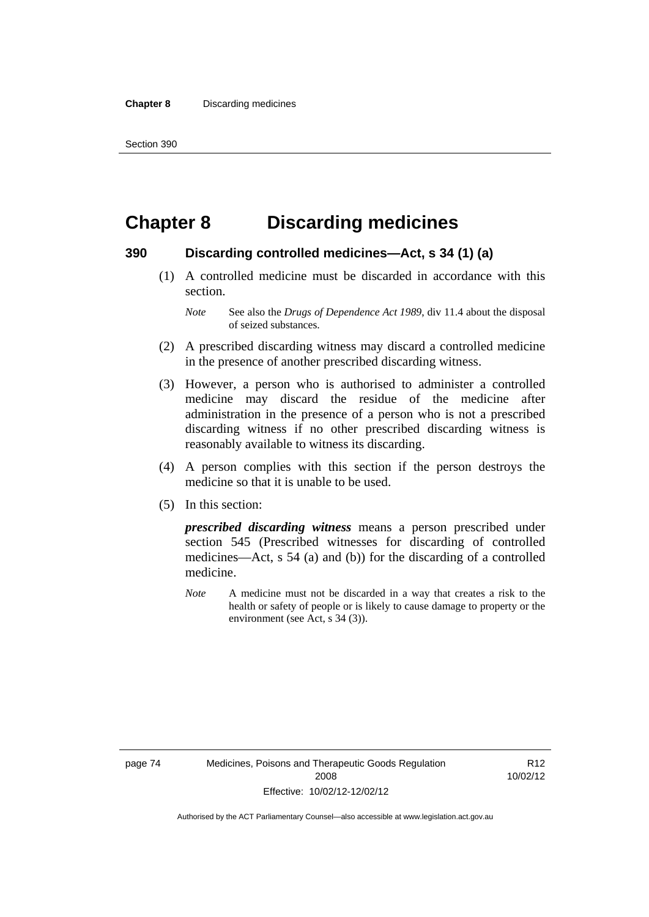# Chapter 8 Discarding medicines

## 390 Discarding controlled medicines—Act, s 34 (1) (a)

(1) A controlled medicine must be discarded in accordance with this section.

*Note* See also the *Drugs of Dependence Act 1989*, div 11.4 about the disposal of seized substances.

(2) A prescribed discarding witness may discard a controlled medicine in the presence of another prescribed discarding witness.

(3) However, a person who is authorised to administer a controlled medicine may discard the residue of the medicine after administration in the presence of a person who is not a prescribed discarding witness if no other prescribed discarding witness is reasonably available to witness its discarding.

(4) A person complies with this section if the person destroys the medicine so that it is unable to be used.

(5) In this section:

***prescribed discarding witness*** means a person prescribed under section 545 (Prescribed witnesses for discarding of controlled medicines—Act, s 54 (a) and (b)) for the discarding of a controlled medicine.

*Note* A medicine must not be discarded in a way that creates a risk to the health or safety of people or is likely to cause damage to property or the environment (see Act, s 34 (3)).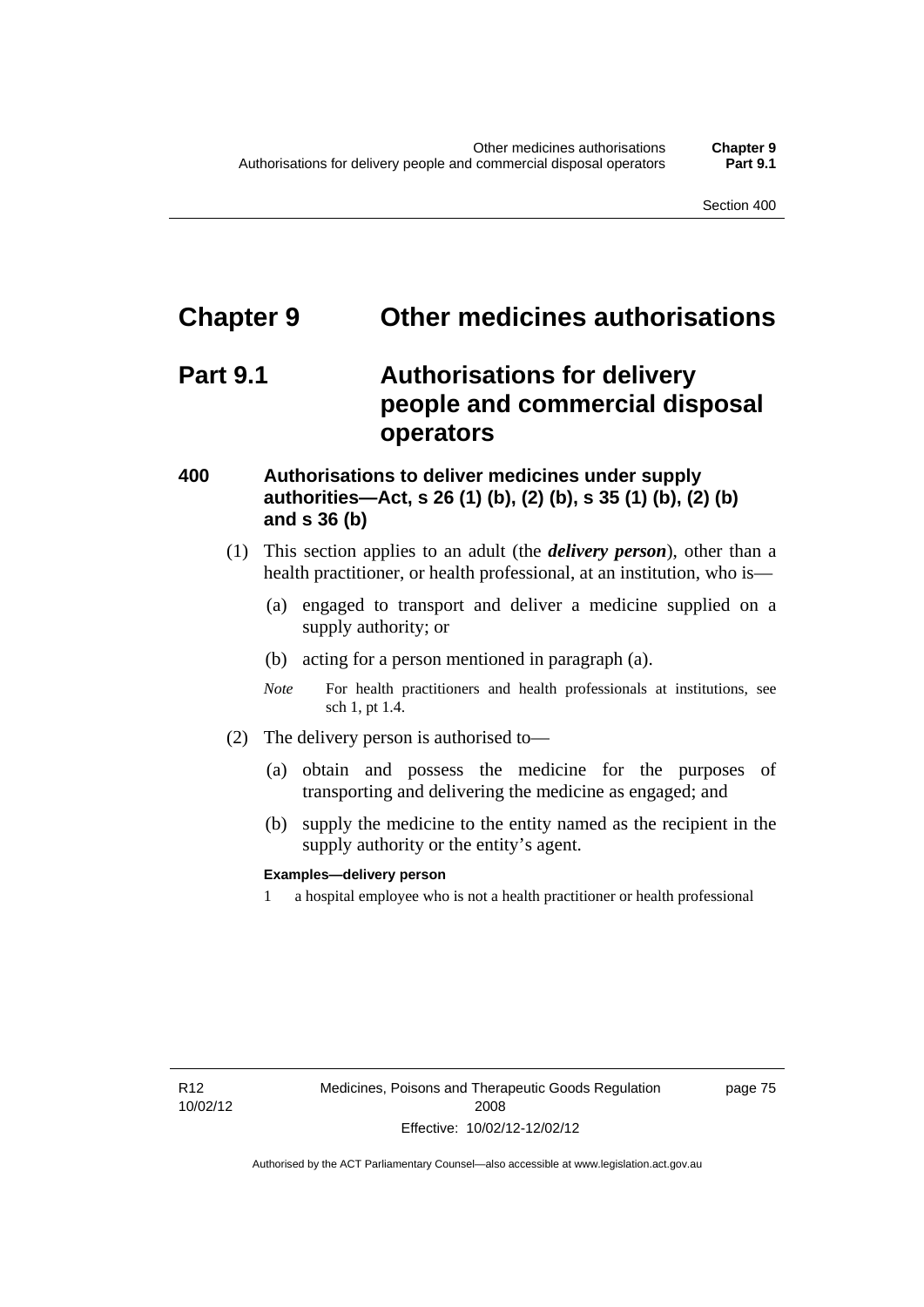# Chapter 9 Other medicines authorisations

## Part 9.1 Authorisations for delivery people and commercial disposal operators

### 400 Authorisations to deliver medicines under supply authorities—Act, s 26 (1) (b), (2) (b), s 35 (1) (b), (2) (b) and s 36 (b)

(1) This section applies to an adult (the ***delivery person***), other than a health practitioner, or health professional, at an institution, who is—

(a) engaged to transport and deliver a medicine supplied on a supply authority; or

(b) acting for a person mentioned in paragraph (a).

*Note* For health practitioners and health professionals at institutions, see sch 1, pt 1.4.

(2) The delivery person is authorised to—

(a) obtain and possess the medicine for the purposes of transporting and delivering the medicine as engaged; and

(b) supply the medicine to the entity named as the recipient in the supply authority or the entity's agent.

**Examples—delivery person**

1 a hospital employee who is not a health practitioner or health professional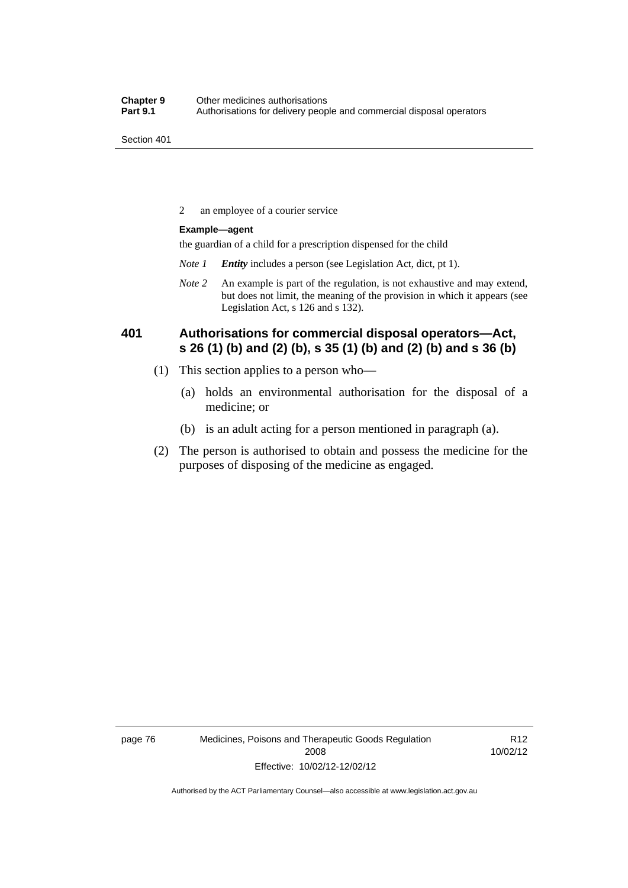2 an employee of a courier service

**Example—agent**

the guardian of a child for a prescription dispensed for the child

*Note 1* ***Entity*** includes a person (see Legislation Act, dict, pt 1).

*Note 2* An example is part of the regulation, is not exhaustive and may extend, but does not limit, the meaning of the provision in which it appears (see Legislation Act, s 126 and s 132).

## 401 Authorisations for commercial disposal operators—Act, s 26 (1) (b) and (2) (b), s 35 (1) (b) and (2) (b) and s 36 (b)

(1) This section applies to a person who—

(a) holds an environmental authorisation for the disposal of a medicine; or

(b) is an adult acting for a person mentioned in paragraph (a).

(2) The person is authorised to obtain and possess the medicine for the purposes of disposing of the medicine as engaged.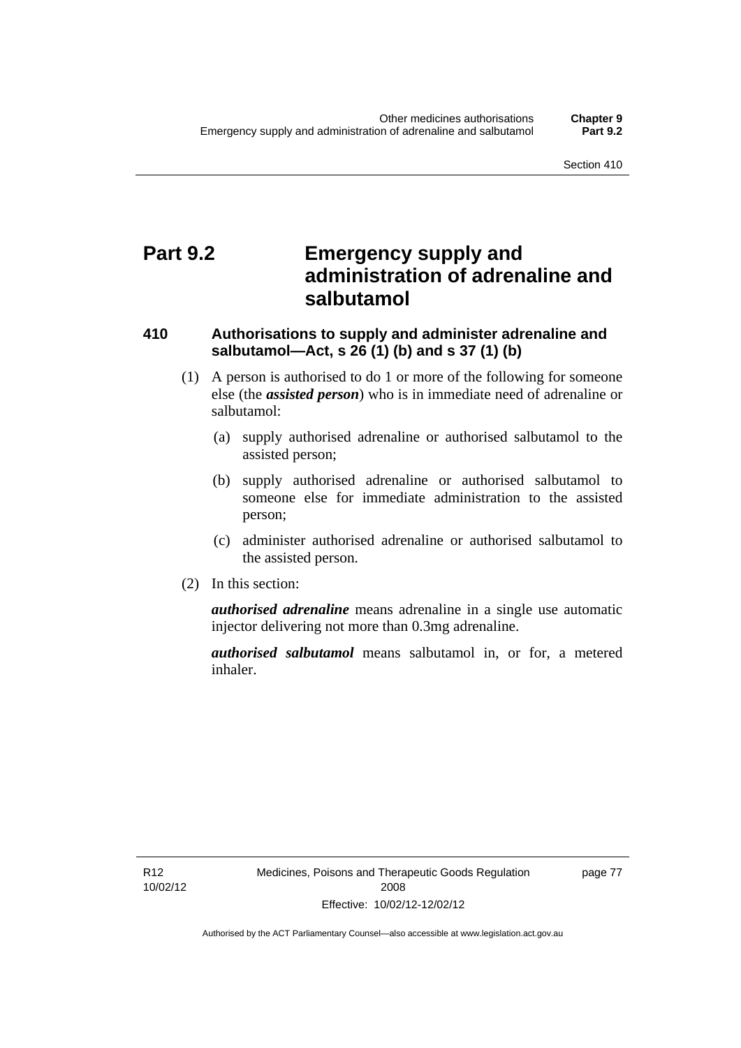# Part 9.2 Emergency supply and administration of adrenaline and salbutamol

### 410 Authorisations to supply and administer adrenaline and salbutamol—Act, s 26 (1) (b) and s 37 (1) (b)

(1) A person is authorised to do 1 or more of the following for someone else (the ***assisted person***) who is in immediate need of adrenaline or salbutamol:

(a) supply authorised adrenaline or authorised salbutamol to the assisted person;

(b) supply authorised adrenaline or authorised salbutamol to someone else for immediate administration to the assisted person;

(c) administer authorised adrenaline or authorised salbutamol to the assisted person.

(2) In this section:

***authorised adrenaline*** means adrenaline in a single use automatic injector delivering not more than 0.3mg adrenaline.

***authorised salbutamol*** means salbutamol in, or for, a metered inhaler.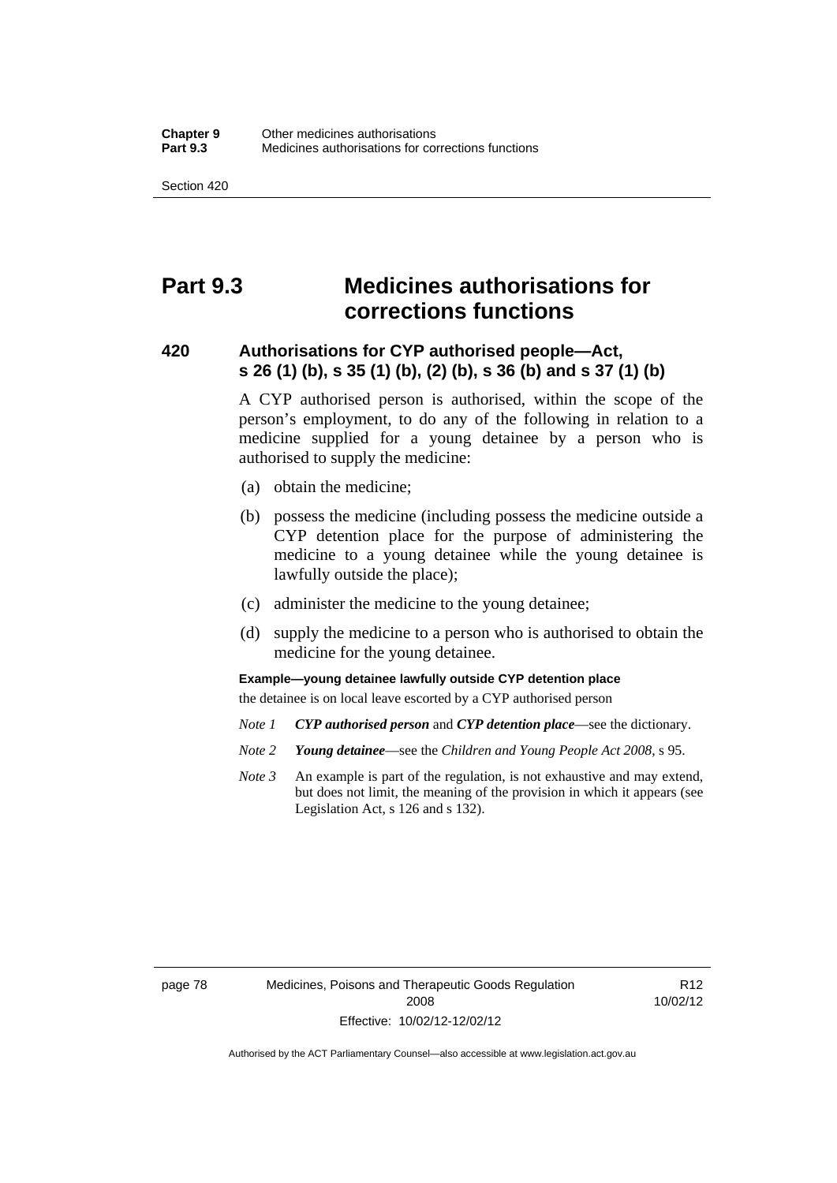# Part 9.3 Medicines authorisations for corrections functions

## 420 Authorisations for CYP authorised people—Act, s 26 (1) (b), s 35 (1) (b), (2) (b), s 36 (b) and s 37 (1) (b)

A CYP authorised person is authorised, within the scope of the person's employment, to do any of the following in relation to a medicine supplied for a young detainee by a person who is authorised to supply the medicine:

(a) obtain the medicine;

(b) possess the medicine (including possess the medicine outside a CYP detention place for the purpose of administering the medicine to a young detainee while the young detainee is lawfully outside the place);

(c) administer the medicine to the young detainee;

(d) supply the medicine to a person who is authorised to obtain the medicine for the young detainee.

**Example—young detainee lawfully outside CYP detention place**

the detainee is on local leave escorted by a CYP authorised person

*Note 1* ***CYP authorised person*** and ***CYP detention place***—see the dictionary.

*Note 2* ***Young detainee***—see the *Children and Young People Act 2008*, s 95.

*Note 3* An example is part of the regulation, is not exhaustive and may extend, but does not limit, the meaning of the provision in which it appears (see Legislation Act, s 126 and s 132).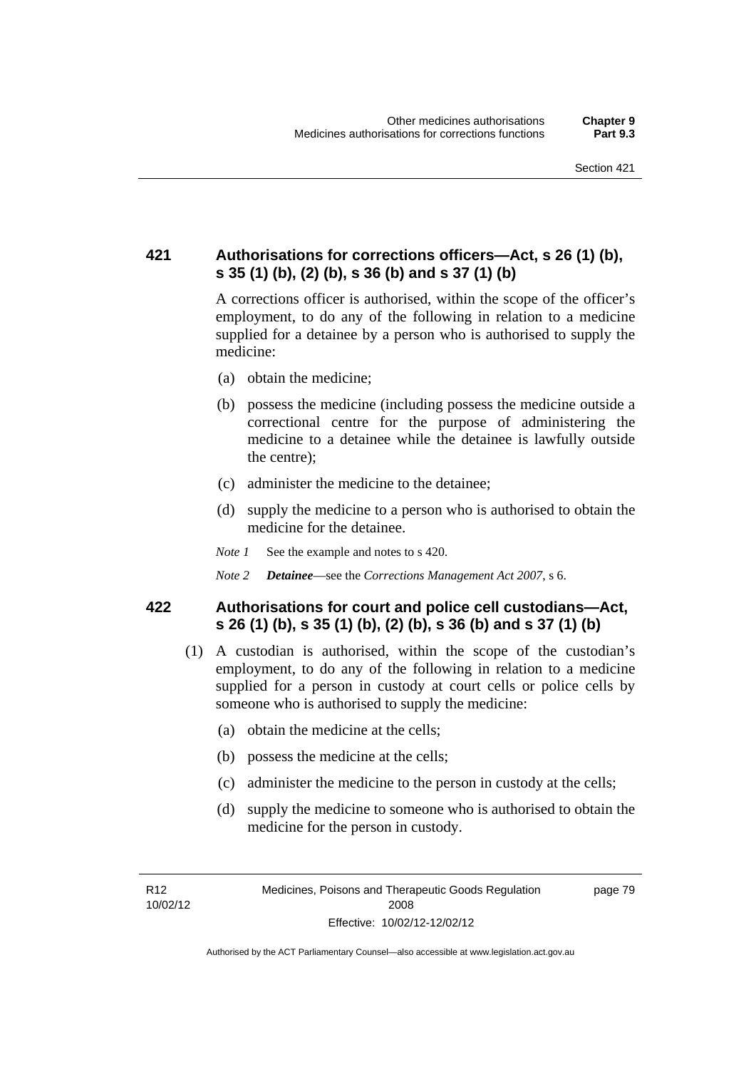## 421 Authorisations for corrections officers—Act, s 26 (1) (b), s 35 (1) (b), (2) (b), s 36 (b) and s 37 (1) (b)

A corrections officer is authorised, within the scope of the officer's employment, to do any of the following in relation to a medicine supplied for a detainee by a person who is authorised to supply the medicine:

(a) obtain the medicine;

(b) possess the medicine (including possess the medicine outside a correctional centre for the purpose of administering the medicine to a detainee while the detainee is lawfully outside the centre);

(c) administer the medicine to the detainee;

(d) supply the medicine to a person who is authorised to obtain the medicine for the detainee.

*Note 1* See the example and notes to s 420.

*Note 2* ***Detainee***—see the *Corrections Management Act 2007*, s 6.

## 422 Authorisations for court and police cell custodians—Act, s 26 (1) (b), s 35 (1) (b), (2) (b), s 36 (b) and s 37 (1) (b)

(1) A custodian is authorised, within the scope of the custodian's employment, to do any of the following in relation to a medicine supplied for a person in custody at court cells or police cells by someone who is authorised to supply the medicine:

(a) obtain the medicine at the cells;

(b) possess the medicine at the cells;

(c) administer the medicine to the person in custody at the cells;

(d) supply the medicine to someone who is authorised to obtain the medicine for the person in custody.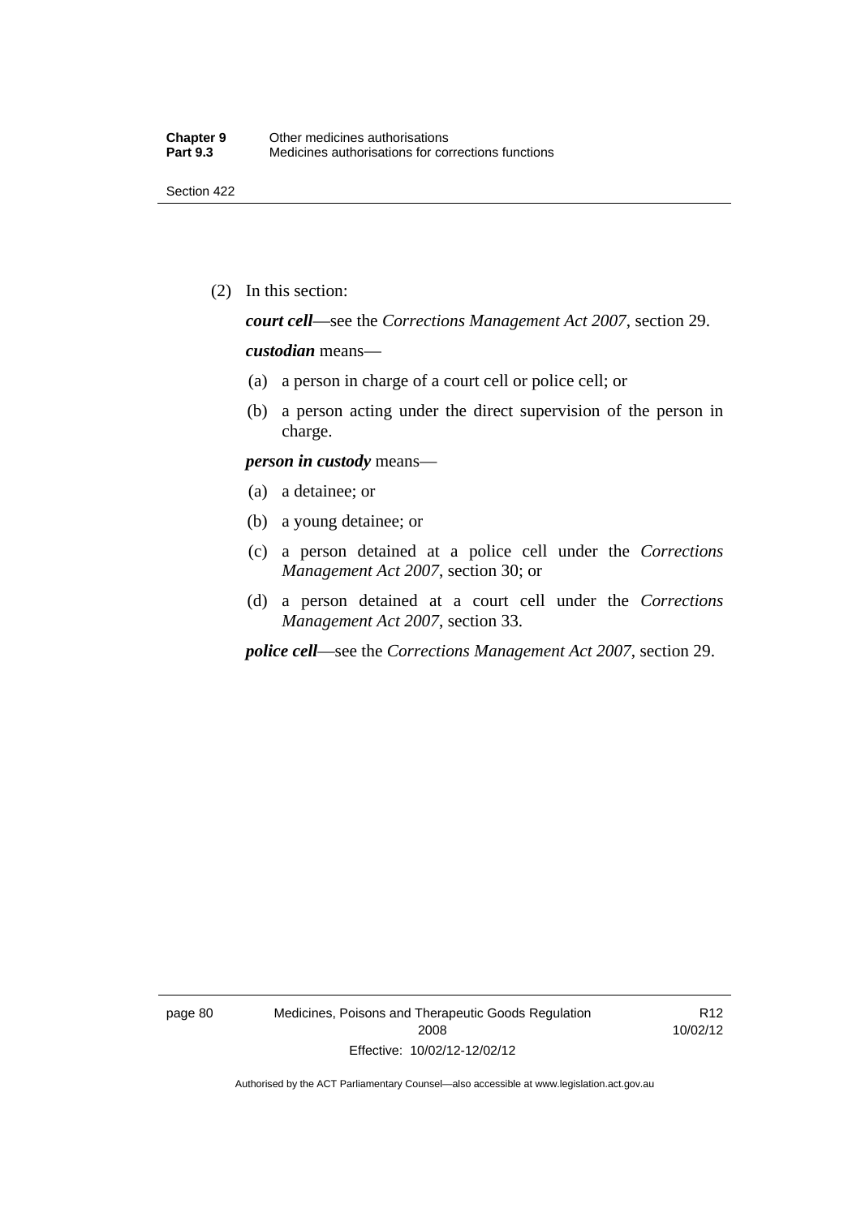(2) In this section:

***court cell***—see the *Corrections Management Act 2007*, section 29.

***custodian*** means—

(a) a person in charge of a court cell or police cell; or

(b) a person acting under the direct supervision of the person in charge.

***person in custody*** means—

(a) a detainee; or

(b) a young detainee; or

(c) a person detained at a police cell under the *Corrections Management Act 2007*, section 30; or

(d) a person detained at a court cell under the *Corrections Management Act 2007*, section 33.

***police cell***—see the *Corrections Management Act 2007*, section 29.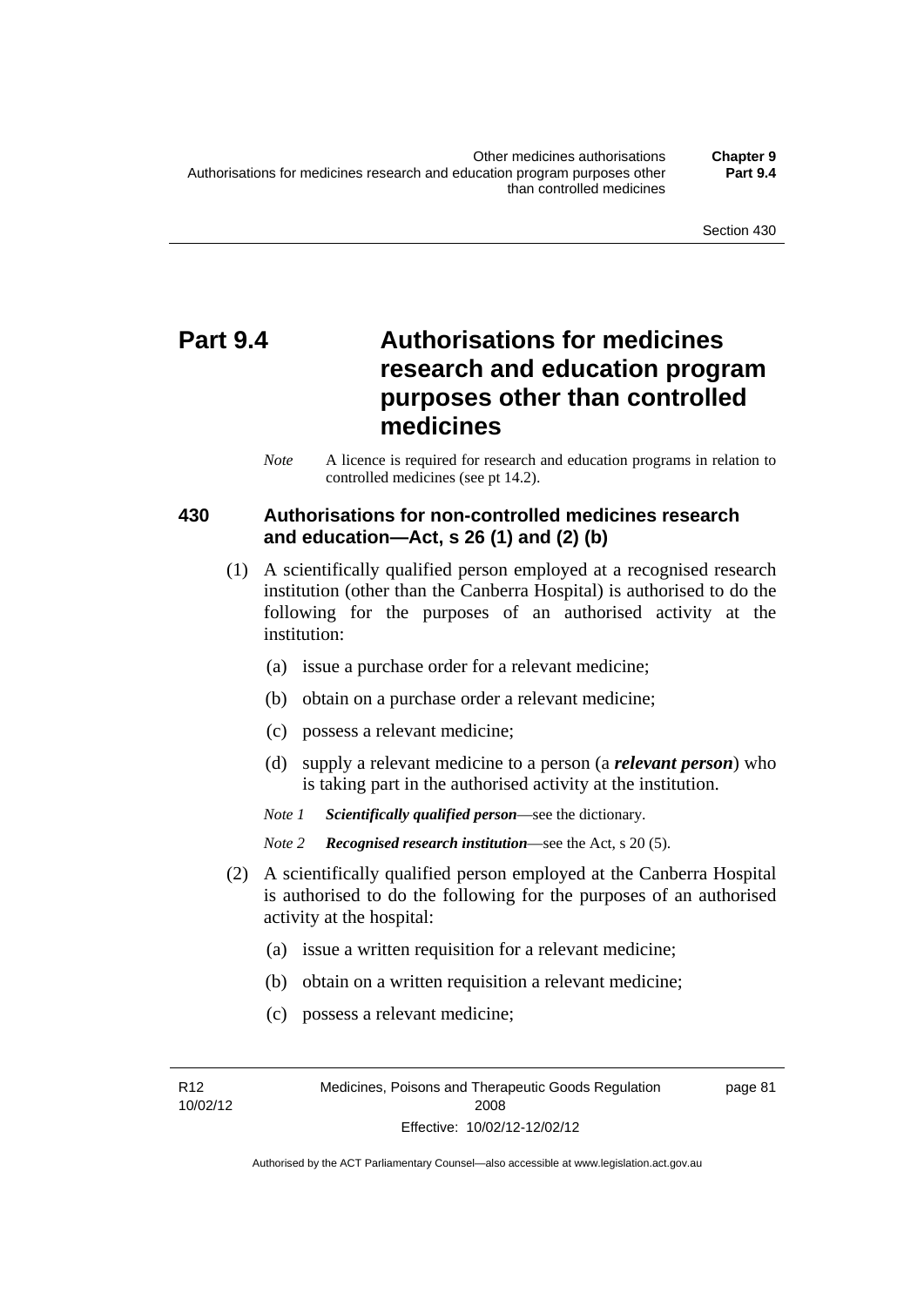# Part 9.4 Authorisations for medicines research and education program purposes other than controlled medicines

*Note* A licence is required for research and education programs in relation to controlled medicines (see pt 14.2).

## 430 Authorisations for non-controlled medicines research and education—Act, s 26 (1) and (2) (b)

(1) A scientifically qualified person employed at a recognised research institution (other than the Canberra Hospital) is authorised to do the following for the purposes of an authorised activity at the institution:

(a) issue a purchase order for a relevant medicine;

(b) obtain on a purchase order a relevant medicine;

(c) possess a relevant medicine;

(d) supply a relevant medicine to a person (a ***relevant person***) who is taking part in the authorised activity at the institution.

*Note 1* ***Scientifically qualified person***—see the dictionary.

*Note 2* ***Recognised research institution***—see the Act, s 20 (5).

(2) A scientifically qualified person employed at the Canberra Hospital is authorised to do the following for the purposes of an authorised activity at the hospital:

(a) issue a written requisition for a relevant medicine;

(b) obtain on a written requisition a relevant medicine;

(c) possess a relevant medicine;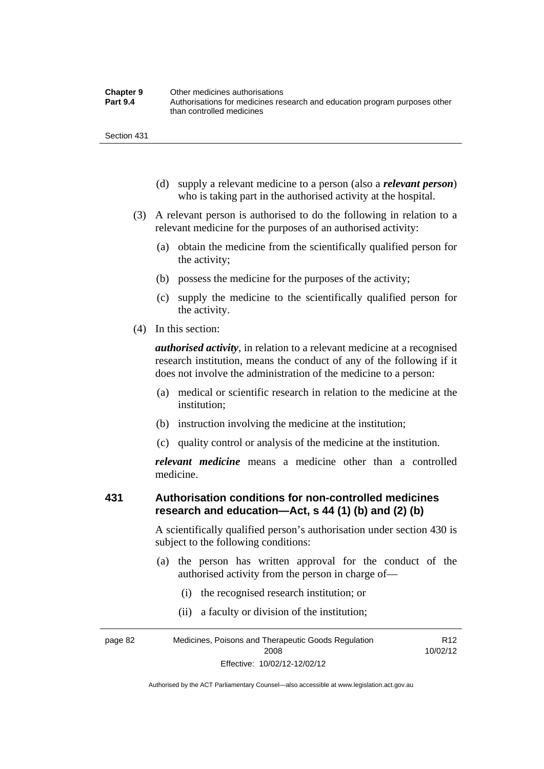(d) supply a relevant medicine to a person (also a ***relevant person***) who is taking part in the authorised activity at the hospital.

(3) A relevant person is authorised to do the following in relation to a relevant medicine for the purposes of an authorised activity:

(a) obtain the medicine from the scientifically qualified person for the activity;

(b) possess the medicine for the purposes of the activity;

(c) supply the medicine to the scientifically qualified person for the activity.

(4) In this section:

***authorised activity***, in relation to a relevant medicine at a recognised research institution, means the conduct of any of the following if it does not involve the administration of the medicine to a person:

(a) medical or scientific research in relation to the medicine at the institution;

(b) instruction involving the medicine at the institution;

(c) quality control or analysis of the medicine at the institution.

***relevant medicine*** means a medicine other than a controlled medicine.

## 431 Authorisation conditions for non-controlled medicines research and education—Act, s 44 (1) (b) and (2) (b)

A scientifically qualified person's authorisation under section 430 is subject to the following conditions:

(a) the person has written approval for the conduct of the authorised activity from the person in charge of—

(i) the recognised research institution; or

(ii) a faculty or division of the institution;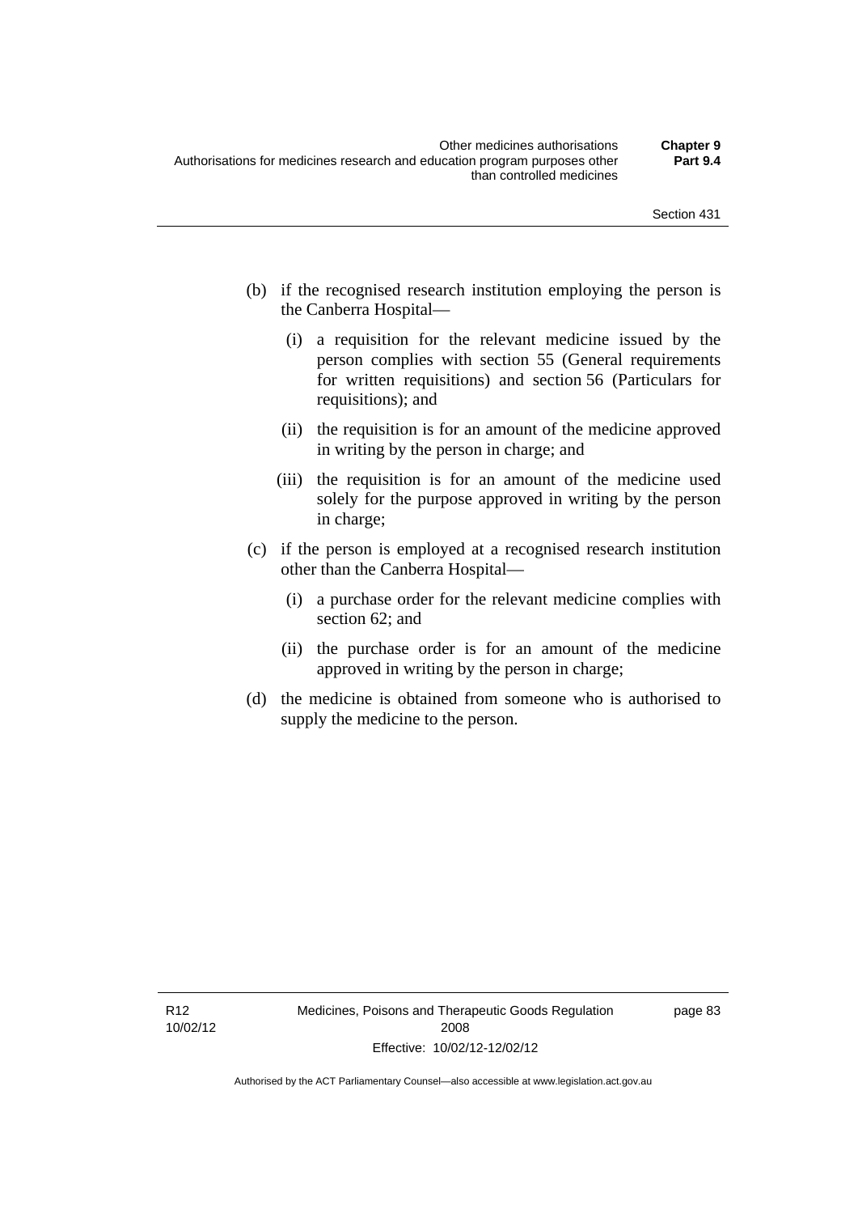(b) if the recognised research institution employing the person is the Canberra Hospital—

   (i) a requisition for the relevant medicine issued by the person complies with section 55 (General requirements for written requisitions) and section 56 (Particulars for requisitions); and

   (ii) the requisition is for an amount of the medicine approved in writing by the person in charge; and

   (iii) the requisition is for an amount of the medicine used solely for the purpose approved in writing by the person in charge;

(c) if the person is employed at a recognised research institution other than the Canberra Hospital—

   (i) a purchase order for the relevant medicine complies with section 62; and

   (ii) the purchase order is for an amount of the medicine approved in writing by the person in charge;

(d) the medicine is obtained from someone who is authorised to supply the medicine to the person.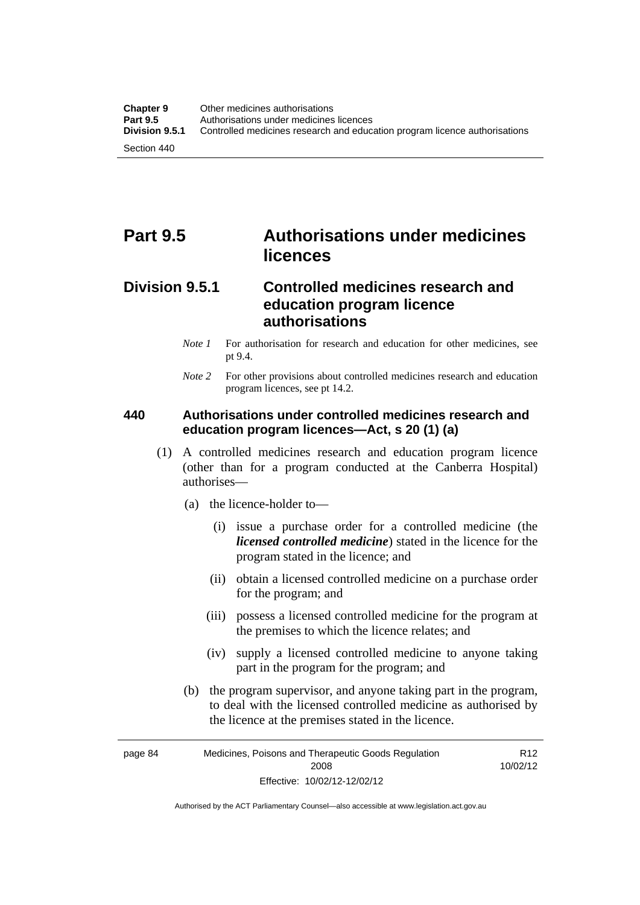# Part 9.5 Authorisations under medicines licences

## Division 9.5.1 Controlled medicines research and education program licence authorisations

*Note 1* For authorisation for research and education for other medicines, see pt 9.4.

*Note 2* For other provisions about controlled medicines research and education program licences, see pt 14.2.

### 440 Authorisations under controlled medicines research and education program licences—Act, s 20 (1) (a)

(1) A controlled medicines research and education program licence (other than for a program conducted at the Canberra Hospital) authorises—

(a) the licence-holder to—

(i) issue a purchase order for a controlled medicine (the ***licensed controlled medicine***) stated in the licence for the program stated in the licence; and

(ii) obtain a licensed controlled medicine on a purchase order for the program; and

(iii) possess a licensed controlled medicine for the program at the premises to which the licence relates; and

(iv) supply a licensed controlled medicine to anyone taking part in the program for the program; and

(b) the program supervisor, and anyone taking part in the program, to deal with the licensed controlled medicine as authorised by the licence at the premises stated in the licence.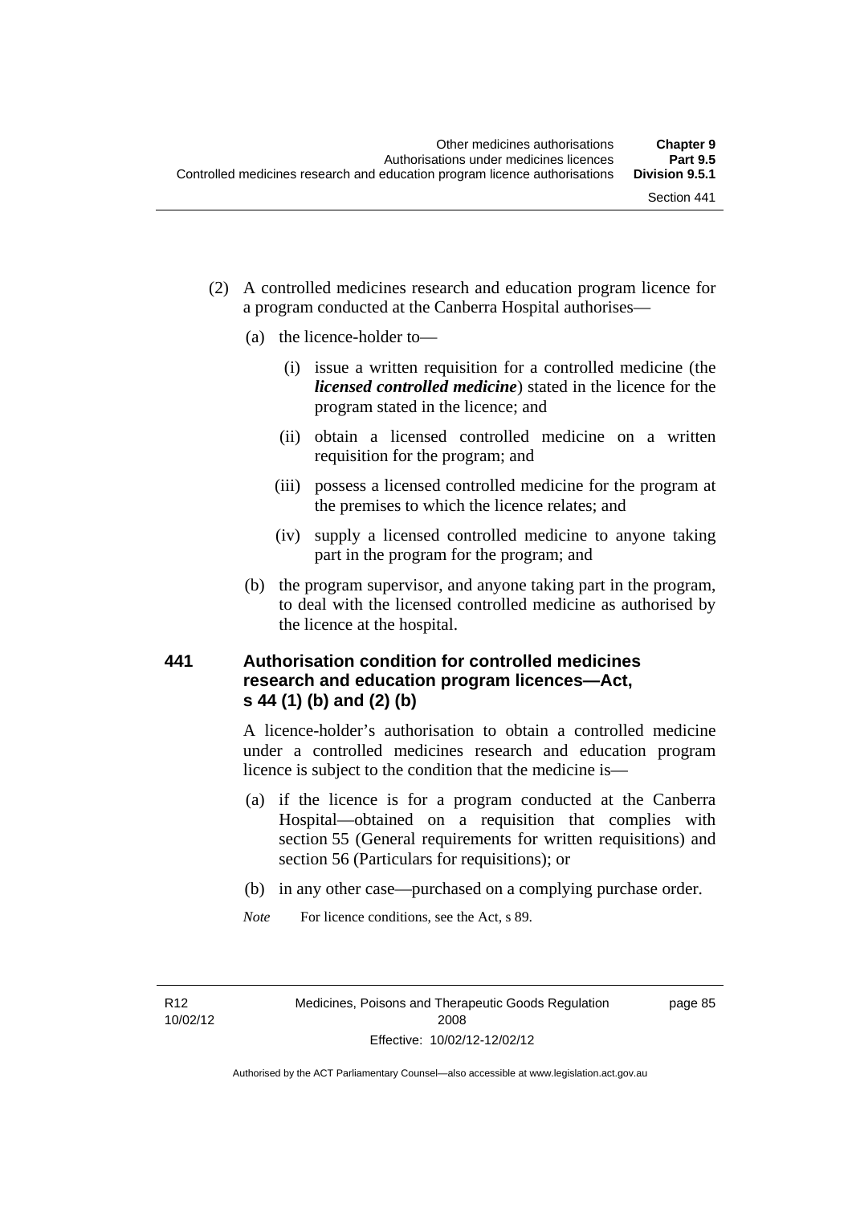(2) A controlled medicines research and education program licence for a program conducted at the Canberra Hospital authorises—

(a) the licence-holder to—

(i) issue a written requisition for a controlled medicine (the ***licensed controlled medicine***) stated in the licence for the program stated in the licence; and

(ii) obtain a licensed controlled medicine on a written requisition for the program; and

(iii) possess a licensed controlled medicine for the program at the premises to which the licence relates; and

(iv) supply a licensed controlled medicine to anyone taking part in the program for the program; and

(b) the program supervisor, and anyone taking part in the program, to deal with the licensed controlled medicine as authorised by the licence at the hospital.

## 441 Authorisation condition for controlled medicines research and education program licences—Act, s 44 (1) (b) and (2) (b)

A licence-holder's authorisation to obtain a controlled medicine under a controlled medicines research and education program licence is subject to the condition that the medicine is—

(a) if the licence is for a program conducted at the Canberra Hospital—obtained on a requisition that complies with section 55 (General requirements for written requisitions) and section 56 (Particulars for requisitions); or

(b) in any other case—purchased on a complying purchase order.

*Note* For licence conditions, see the Act, s 89.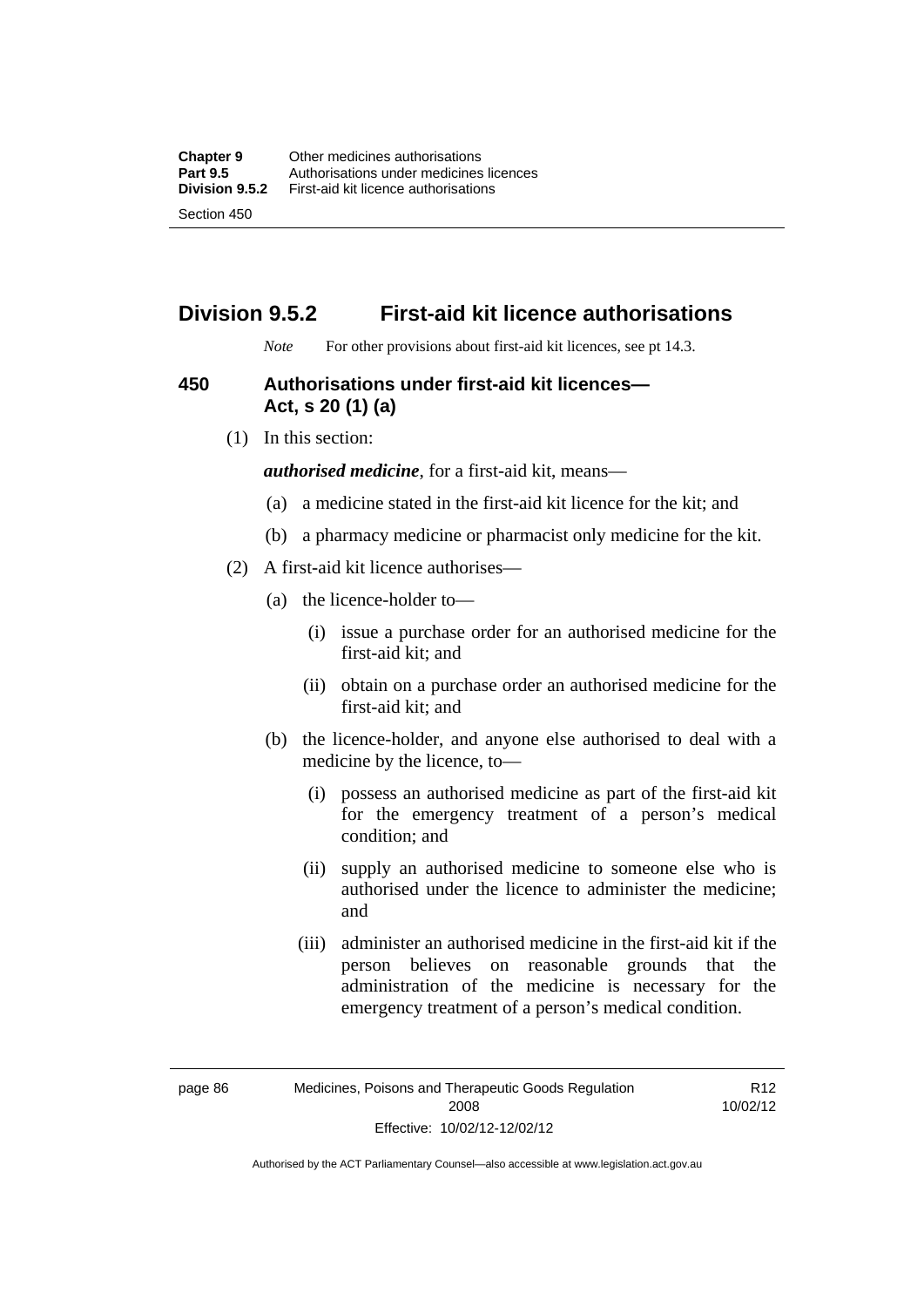## Division 9.5.2 First-aid kit licence authorisations

*Note* For other provisions about first-aid kit licences, see pt 14.3.

### 450 Authorisations under first-aid kit licences—Act, s 20 (1) (a)

(1) In this section:

***authorised medicine***, for a first-aid kit, means—

(a) a medicine stated in the first-aid kit licence for the kit; and

(b) a pharmacy medicine or pharmacist only medicine for the kit.

(2) A first-aid kit licence authorises—

(a) the licence-holder to—

(i) issue a purchase order for an authorised medicine for the first-aid kit; and

(ii) obtain on a purchase order an authorised medicine for the first-aid kit; and

(b) the licence-holder, and anyone else authorised to deal with a medicine by the licence, to—

(i) possess an authorised medicine as part of the first-aid kit for the emergency treatment of a person's medical condition; and

(ii) supply an authorised medicine to someone else who is authorised under the licence to administer the medicine; and

(iii) administer an authorised medicine in the first-aid kit if the person believes on reasonable grounds that the administration of the medicine is necessary for the emergency treatment of a person's medical condition.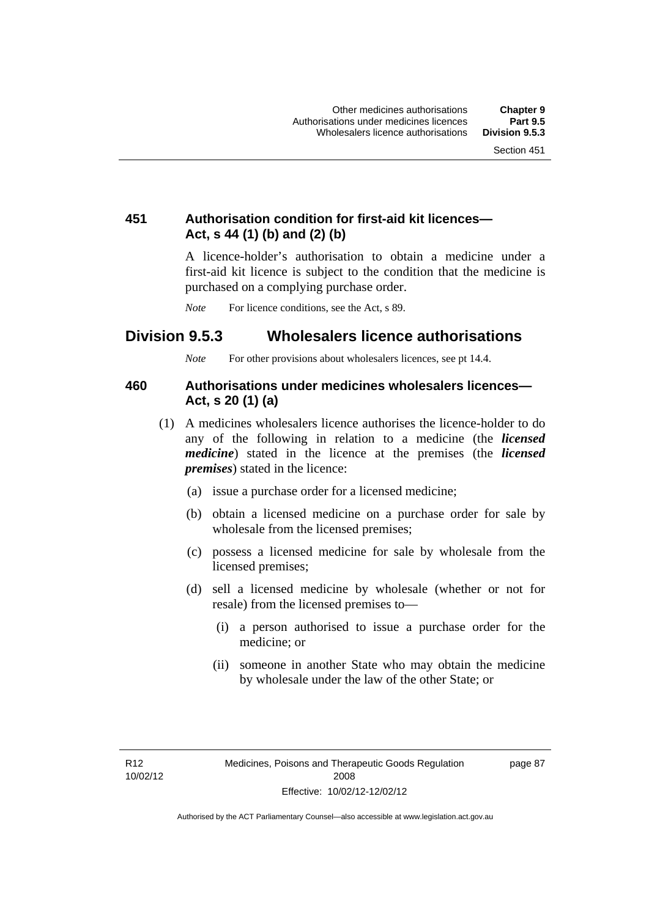### 451 Authorisation condition for first-aid kit licences—Act, s 44 (1) (b) and (2) (b)

A licence-holder's authorisation to obtain a medicine under a first-aid kit licence is subject to the condition that the medicine is purchased on a complying purchase order.

*Note* For licence conditions, see the Act, s 89.

## Division 9.5.3 Wholesalers licence authorisations

*Note* For other provisions about wholesalers licences, see pt 14.4.

### 460 Authorisations under medicines wholesalers licences—Act, s 20 (1) (a)

(1) A medicines wholesalers licence authorises the licence-holder to do any of the following in relation to a medicine (the ***licensed medicine***) stated in the licence at the premises (the ***licensed premises***) stated in the licence:

(a) issue a purchase order for a licensed medicine;

(b) obtain a licensed medicine on a purchase order for sale by wholesale from the licensed premises;

(c) possess a licensed medicine for sale by wholesale from the licensed premises;

(d) sell a licensed medicine by wholesale (whether or not for resale) from the licensed premises to—

(i) a person authorised to issue a purchase order for the medicine; or

(ii) someone in another State who may obtain the medicine by wholesale under the law of the other State; or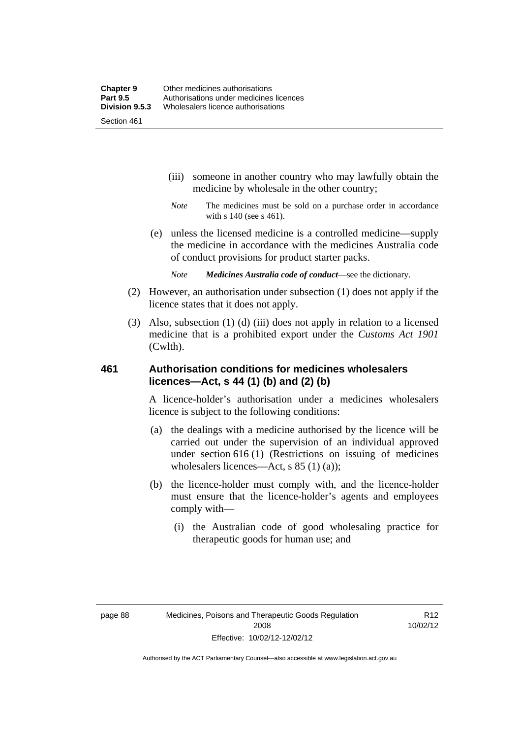(iii) someone in another country who may lawfully obtain the medicine by wholesale in the other country;

*Note* The medicines must be sold on a purchase order in accordance with s 140 (see s 461).

(e) unless the licensed medicine is a controlled medicine—supply the medicine in accordance with the medicines Australia code of conduct provisions for product starter packs.

*Note* ***Medicines Australia code of conduct***—see the dictionary.

(2) However, an authorisation under subsection (1) does not apply if the licence states that it does not apply.

(3) Also, subsection (1) (d) (iii) does not apply in relation to a licensed medicine that is a prohibited export under the *Customs Act 1901* (Cwlth).

## 461 Authorisation conditions for medicines wholesalers licences—Act, s 44 (1) (b) and (2) (b)

A licence-holder's authorisation under a medicines wholesalers licence is subject to the following conditions:

(a) the dealings with a medicine authorised by the licence will be carried out under the supervision of an individual approved under section 616 (1) (Restrictions on issuing of medicines wholesalers licences—Act, s 85 (1) (a));

(b) the licence-holder must comply with, and the licence-holder must ensure that the licence-holder's agents and employees comply with—

(i) the Australian code of good wholesaling practice for therapeutic goods for human use; and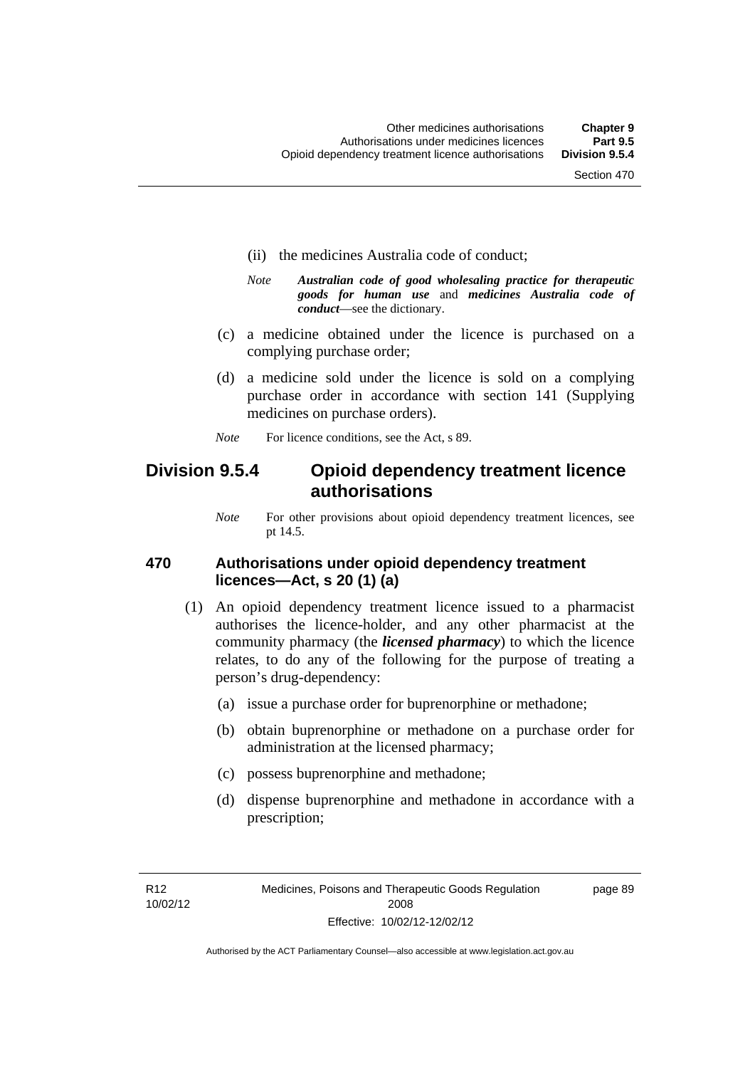(ii) the medicines Australia code of conduct;

*Note* ***Australian code of good wholesaling practice for therapeutic goods for human use*** and ***medicines Australia code of conduct***—see the dictionary.

(c) a medicine obtained under the licence is purchased on a complying purchase order;

(d) a medicine sold under the licence is sold on a complying purchase order in accordance with section 141 (Supplying medicines on purchase orders).

*Note* For licence conditions, see the Act, s 89.

## Division 9.5.4 Opioid dependency treatment licence authorisations

*Note* For other provisions about opioid dependency treatment licences, see pt 14.5.

### 470 Authorisations under opioid dependency treatment licences—Act, s 20 (1) (a)

(1) An opioid dependency treatment licence issued to a pharmacist authorises the licence-holder, and any other pharmacist at the community pharmacy (the ***licensed pharmacy***) to which the licence relates, to do any of the following for the purpose of treating a person's drug-dependency:

(a) issue a purchase order for buprenorphine or methadone;

(b) obtain buprenorphine or methadone on a purchase order for administration at the licensed pharmacy;

(c) possess buprenorphine and methadone;

(d) dispense buprenorphine and methadone in accordance with a prescription;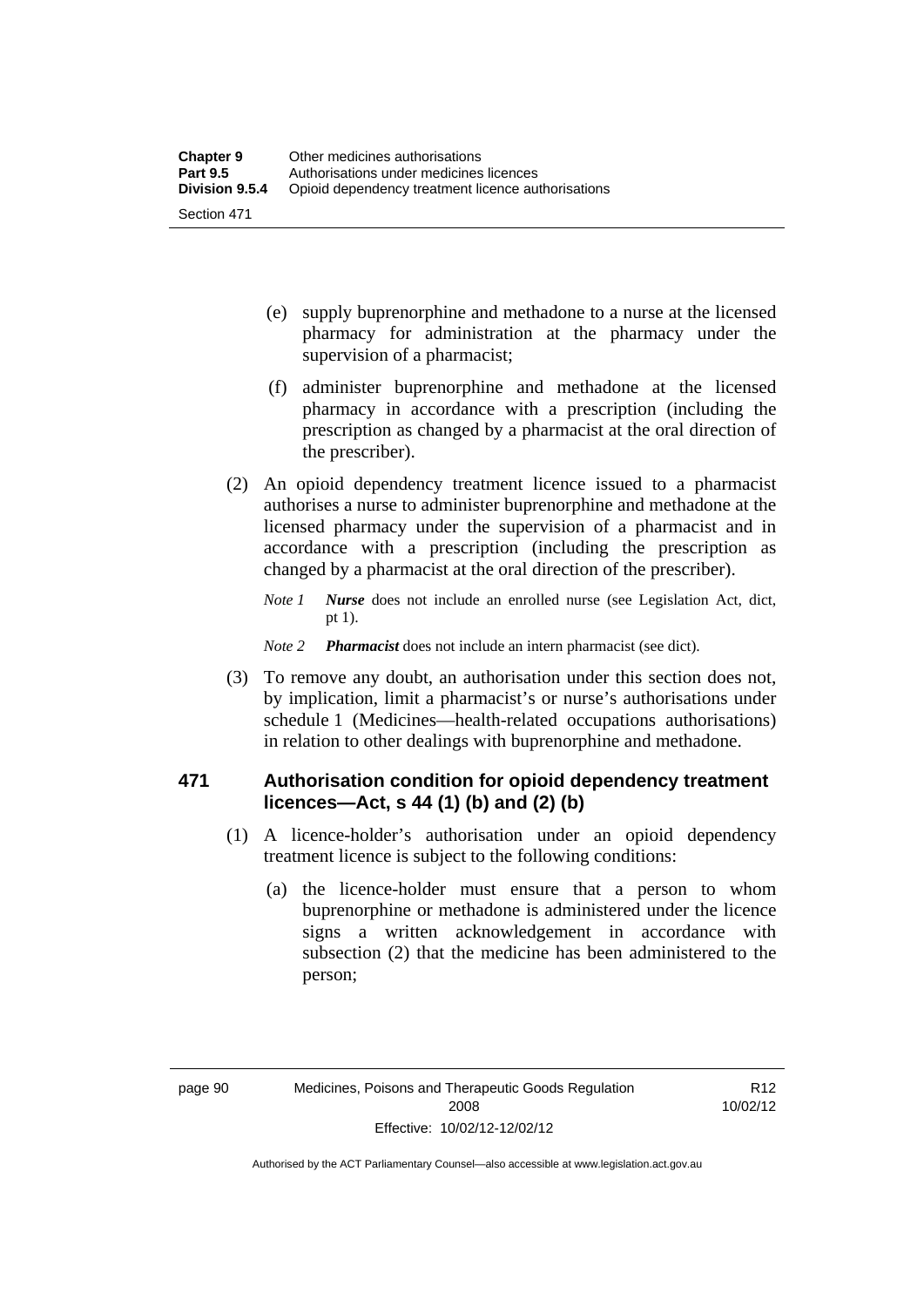(e) supply buprenorphine and methadone to a nurse at the licensed pharmacy for administration at the pharmacy under the supervision of a pharmacist;

(f) administer buprenorphine and methadone at the licensed pharmacy in accordance with a prescription (including the prescription as changed by a pharmacist at the oral direction of the prescriber).

(2) An opioid dependency treatment licence issued to a pharmacist authorises a nurse to administer buprenorphine and methadone at the licensed pharmacy under the supervision of a pharmacist and in accordance with a prescription (including the prescription as changed by a pharmacist at the oral direction of the prescriber).

*Note 1* ***Nurse*** does not include an enrolled nurse (see Legislation Act, dict, pt 1).

*Note 2* ***Pharmacist*** does not include an intern pharmacist (see dict).

(3) To remove any doubt, an authorisation under this section does not, by implication, limit a pharmacist's or nurse's authorisations under schedule 1 (Medicines—health-related occupations authorisations) in relation to other dealings with buprenorphine and methadone.

### 471 Authorisation condition for opioid dependency treatment licences—Act, s 44 (1) (b) and (2) (b)

(1) A licence-holder's authorisation under an opioid dependency treatment licence is subject to the following conditions:

(a) the licence-holder must ensure that a person to whom buprenorphine or methadone is administered under the licence signs a written acknowledgement in accordance with subsection (2) that the medicine has been administered to the person;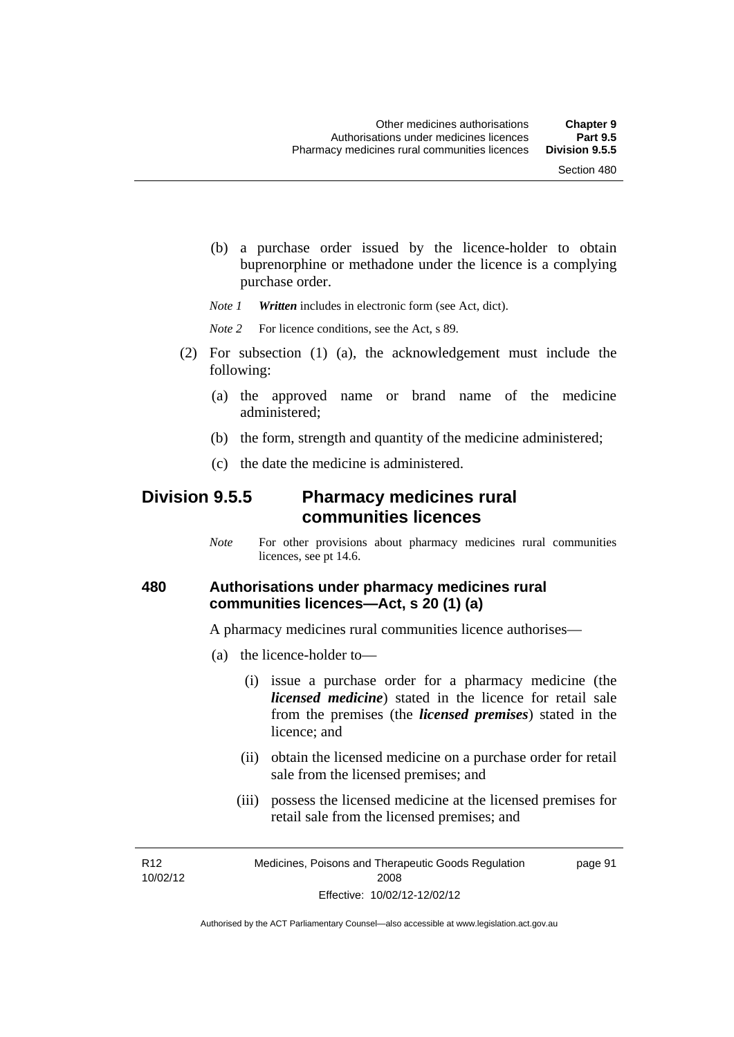(b) a purchase order issued by the licence-holder to obtain buprenorphine or methadone under the licence is a complying purchase order.

*Note 1* ***Written*** includes in electronic form (see Act, dict).

*Note 2* For licence conditions, see the Act, s 89.

(2) For subsection (1) (a), the acknowledgement must include the following:

(a) the approved name or brand name of the medicine administered;

(b) the form, strength and quantity of the medicine administered;

(c) the date the medicine is administered.

## Division 9.5.5 Pharmacy medicines rural communities licences

*Note* For other provisions about pharmacy medicines rural communities licences, see pt 14.6.

### 480 Authorisations under pharmacy medicines rural communities licences—Act, s 20 (1) (a)

A pharmacy medicines rural communities licence authorises—

(a) the licence-holder to—

(i) issue a purchase order for a pharmacy medicine (the ***licensed medicine***) stated in the licence for retail sale from the premises (the ***licensed premises***) stated in the licence; and

(ii) obtain the licensed medicine on a purchase order for retail sale from the licensed premises; and

(iii) possess the licensed medicine at the licensed premises for retail sale from the licensed premises; and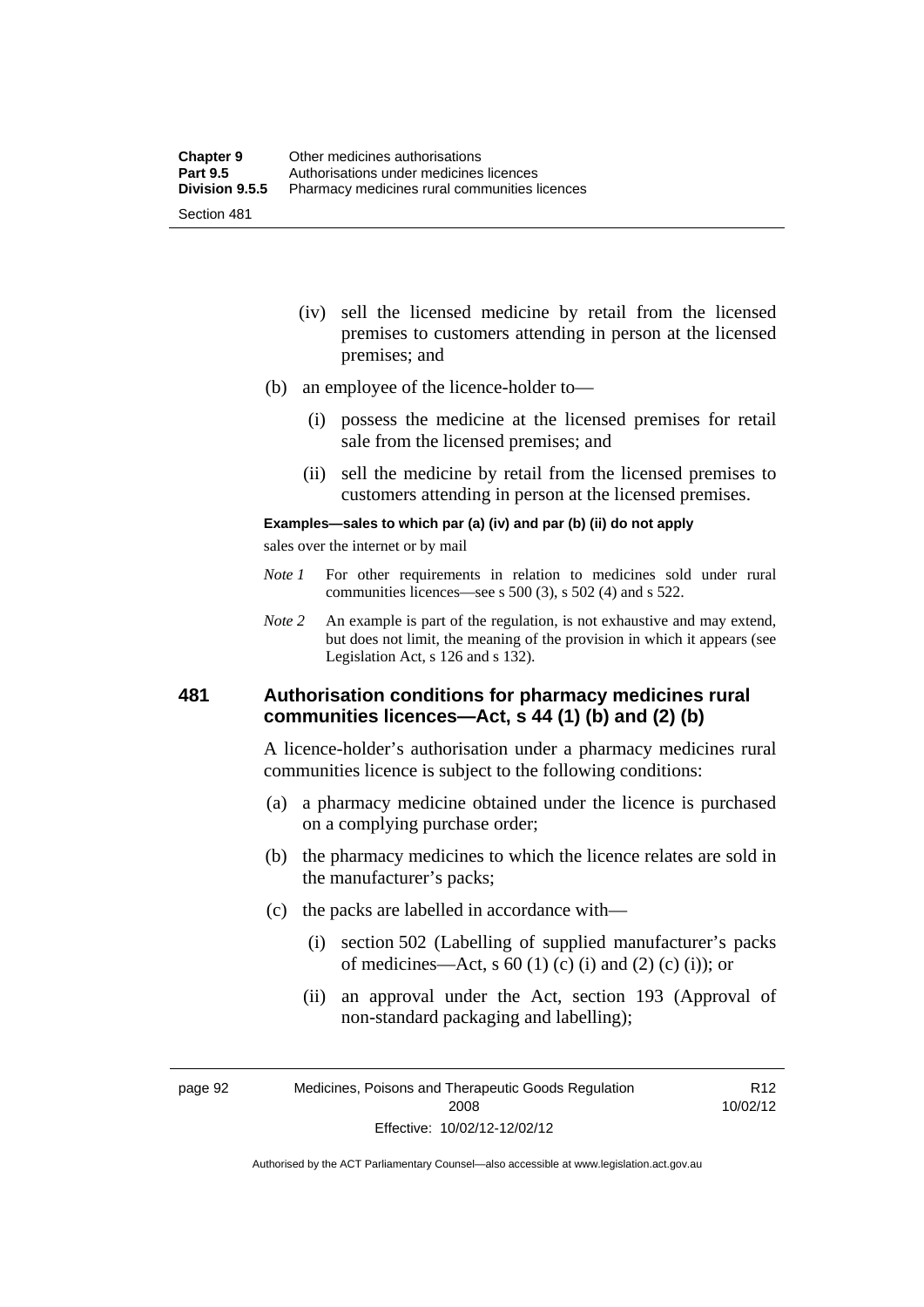(iv) sell the licensed medicine by retail from the licensed premises to customers attending in person at the licensed premises; and

(b) an employee of the licence-holder to—

(i) possess the medicine at the licensed premises for retail sale from the licensed premises; and

(ii) sell the medicine by retail from the licensed premises to customers attending in person at the licensed premises.

**Examples—sales to which par (a) (iv) and par (b) (ii) do not apply**

sales over the internet or by mail

*Note 1* For other requirements in relation to medicines sold under rural communities licences—see s 500 (3), s 502 (4) and s 522.

*Note 2* An example is part of the regulation, is not exhaustive and may extend, but does not limit, the meaning of the provision in which it appears (see Legislation Act, s 126 and s 132).

## 481 Authorisation conditions for pharmacy medicines rural communities licences—Act, s 44 (1) (b) and (2) (b)

A licence-holder's authorisation under a pharmacy medicines rural communities licence is subject to the following conditions:

(a) a pharmacy medicine obtained under the licence is purchased on a complying purchase order;

(b) the pharmacy medicines to which the licence relates are sold in the manufacturer's packs;

(c) the packs are labelled in accordance with—

(i) section 502 (Labelling of supplied manufacturer's packs of medicines—Act, s 60 (1) (c) (i) and (2) (c) (i)); or

(ii) an approval under the Act, section 193 (Approval of non-standard packaging and labelling);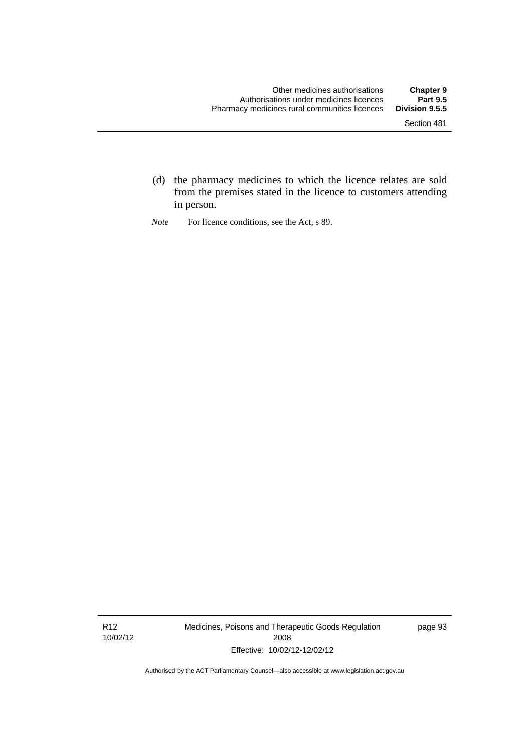(d) the pharmacy medicines to which the licence relates are sold from the premises stated in the licence to customers attending in person.

*Note* For licence conditions, see the Act, s 89.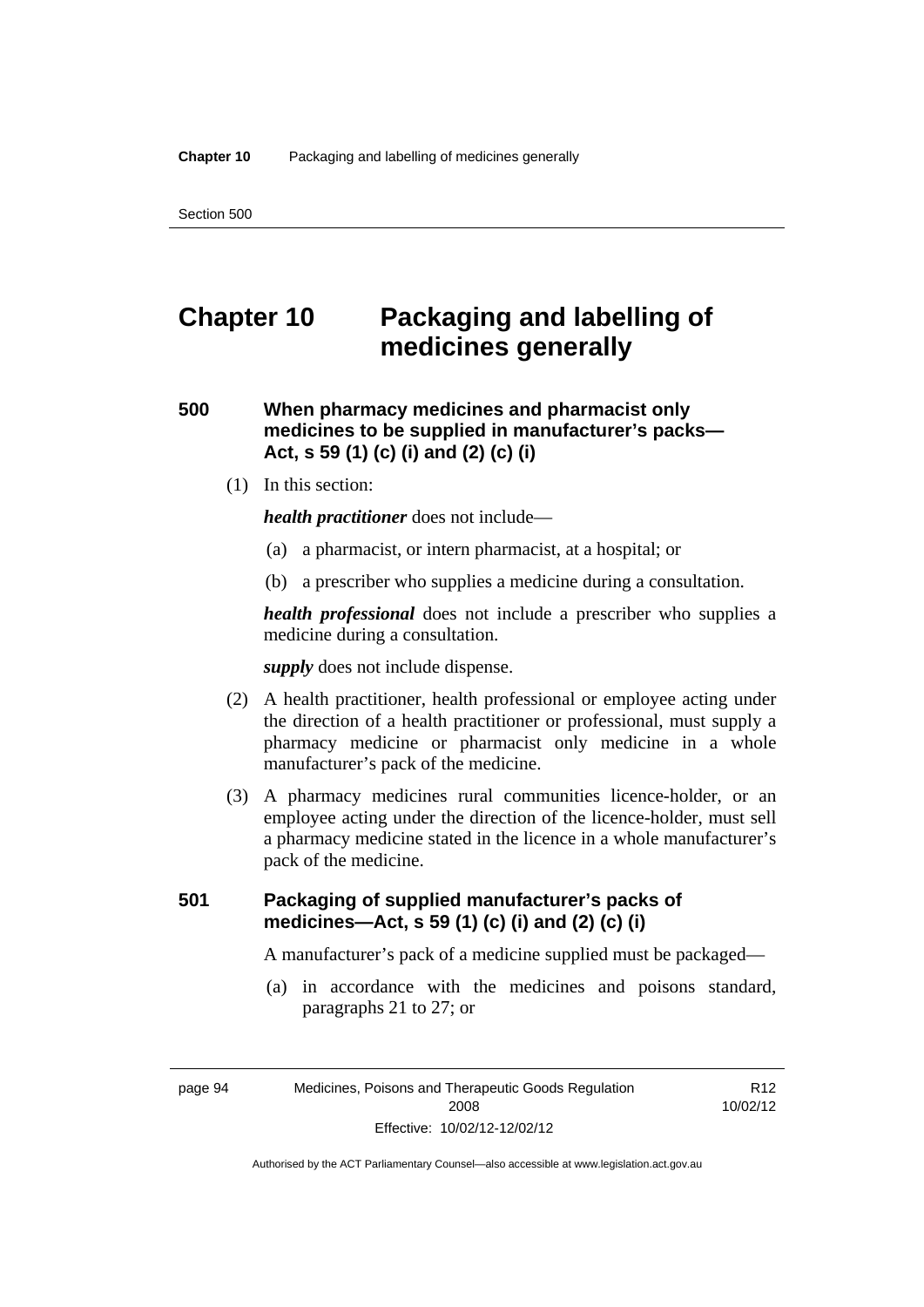# Chapter 10 Packaging and labelling of medicines generally

## 500 When pharmacy medicines and pharmacist only medicines to be supplied in manufacturer's packs—Act, s 59 (1) (c) (i) and (2) (c) (i)

(1) In this section:

***health practitioner*** does not include—

(a) a pharmacist, or intern pharmacist, at a hospital; or

(b) a prescriber who supplies a medicine during a consultation.

***health professional*** does not include a prescriber who supplies a medicine during a consultation.

***supply*** does not include dispense.

(2) A health practitioner, health professional or employee acting under the direction of a health practitioner or professional, must supply a pharmacy medicine or pharmacist only medicine in a whole manufacturer's pack of the medicine.

(3) A pharmacy medicines rural communities licence-holder, or an employee acting under the direction of the licence-holder, must sell a pharmacy medicine stated in the licence in a whole manufacturer's pack of the medicine.

## 501 Packaging of supplied manufacturer's packs of medicines—Act, s 59 (1) (c) (i) and (2) (c) (i)

A manufacturer's pack of a medicine supplied must be packaged—

(a) in accordance with the medicines and poisons standard, paragraphs 21 to 27; or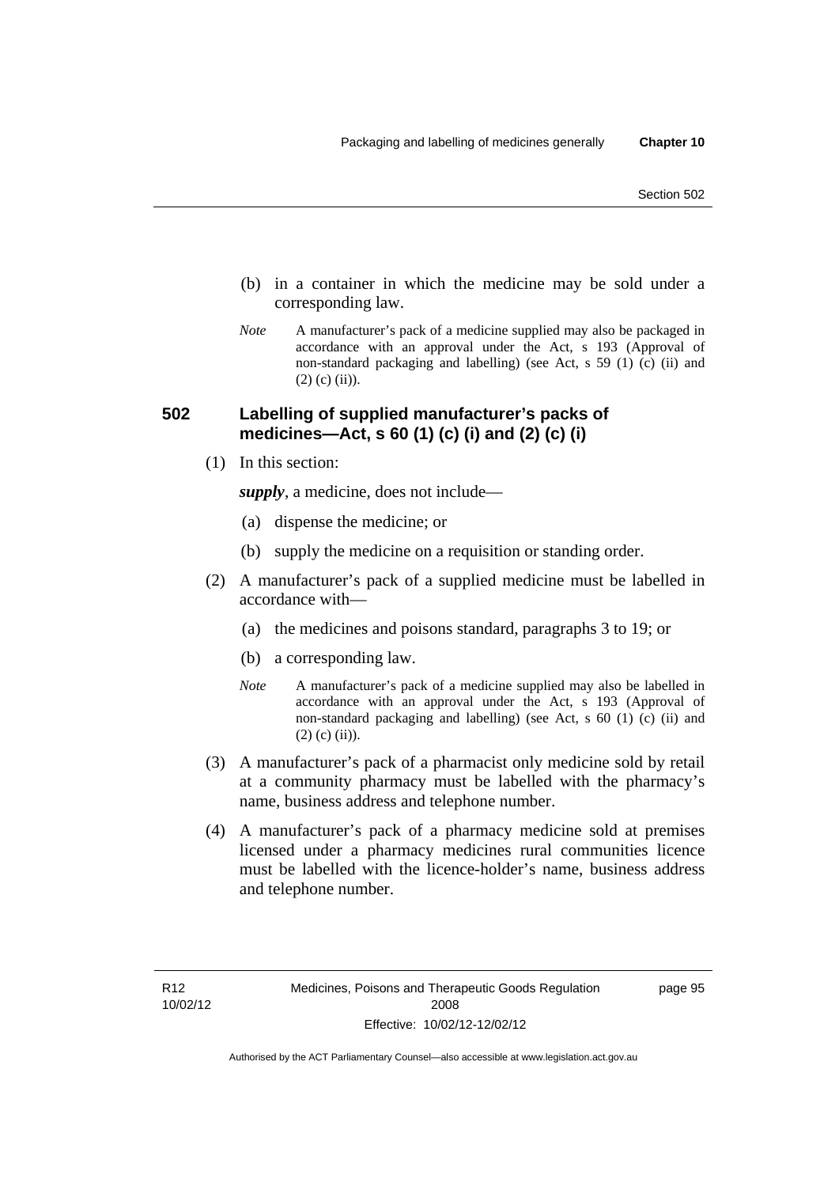(b) in a container in which the medicine may be sold under a corresponding law.

*Note* A manufacturer's pack of a medicine supplied may also be packaged in accordance with an approval under the Act, s 193 (Approval of non-standard packaging and labelling) (see Act, s 59 (1) (c) (ii) and (2) (c) (ii)).

### 502 Labelling of supplied manufacturer's packs of medicines—Act, s 60 (1) (c) (i) and (2) (c) (i)

(1) In this section:

***supply***, a medicine, does not include—

(a) dispense the medicine; or

(b) supply the medicine on a requisition or standing order.

(2) A manufacturer's pack of a supplied medicine must be labelled in accordance with—

(a) the medicines and poisons standard, paragraphs 3 to 19; or

(b) a corresponding law.

*Note* A manufacturer's pack of a medicine supplied may also be labelled in accordance with an approval under the Act, s 193 (Approval of non-standard packaging and labelling) (see Act, s 60 (1) (c) (ii) and (2) (c) (ii)).

(3) A manufacturer's pack of a pharmacist only medicine sold by retail at a community pharmacy must be labelled with the pharmacy's name, business address and telephone number.

(4) A manufacturer's pack of a pharmacy medicine sold at premises licensed under a pharmacy medicines rural communities licence must be labelled with the licence-holder's name, business address and telephone number.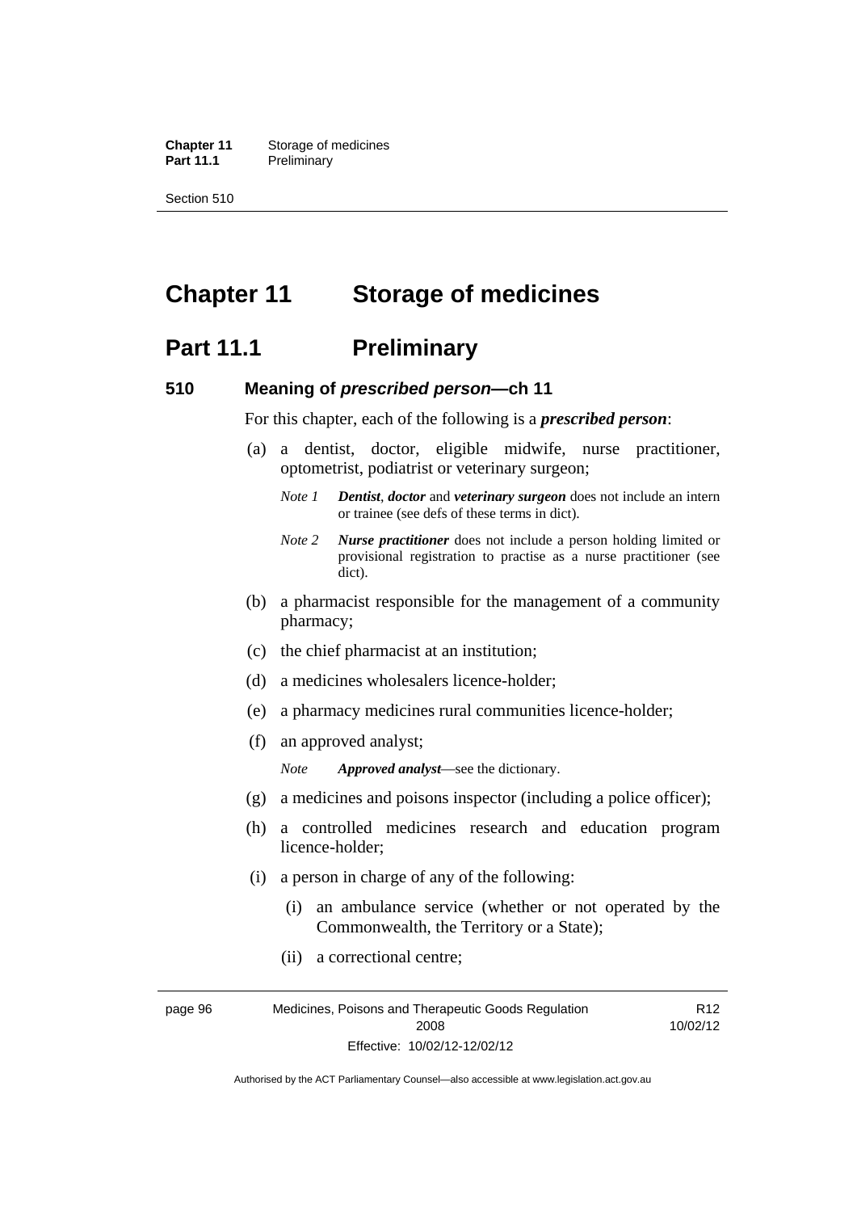# Chapter 11 Storage of medicines

## Part 11.1 Preliminary

### 510 Meaning of *prescribed person*—ch 11

For this chapter, each of the following is a ***prescribed person***:

(a) a dentist, doctor, eligible midwife, nurse practitioner, optometrist, podiatrist or veterinary surgeon;

*Note 1* ***Dentist***, ***doctor*** and ***veterinary surgeon*** does not include an intern or trainee (see defs of these terms in dict).

*Note 2* ***Nurse practitioner*** does not include a person holding limited or provisional registration to practise as a nurse practitioner (see dict).

(b) a pharmacist responsible for the management of a community pharmacy;

(c) the chief pharmacist at an institution;

(d) a medicines wholesalers licence-holder;

(e) a pharmacy medicines rural communities licence-holder;

(f) an approved analyst;

*Note* ***Approved analyst***—see the dictionary.

(g) a medicines and poisons inspector (including a police officer);

(h) a controlled medicines research and education program licence-holder;

(i) a person in charge of any of the following:

(i) an ambulance service (whether or not operated by the Commonwealth, the Territory or a State);

(ii) a correctional centre;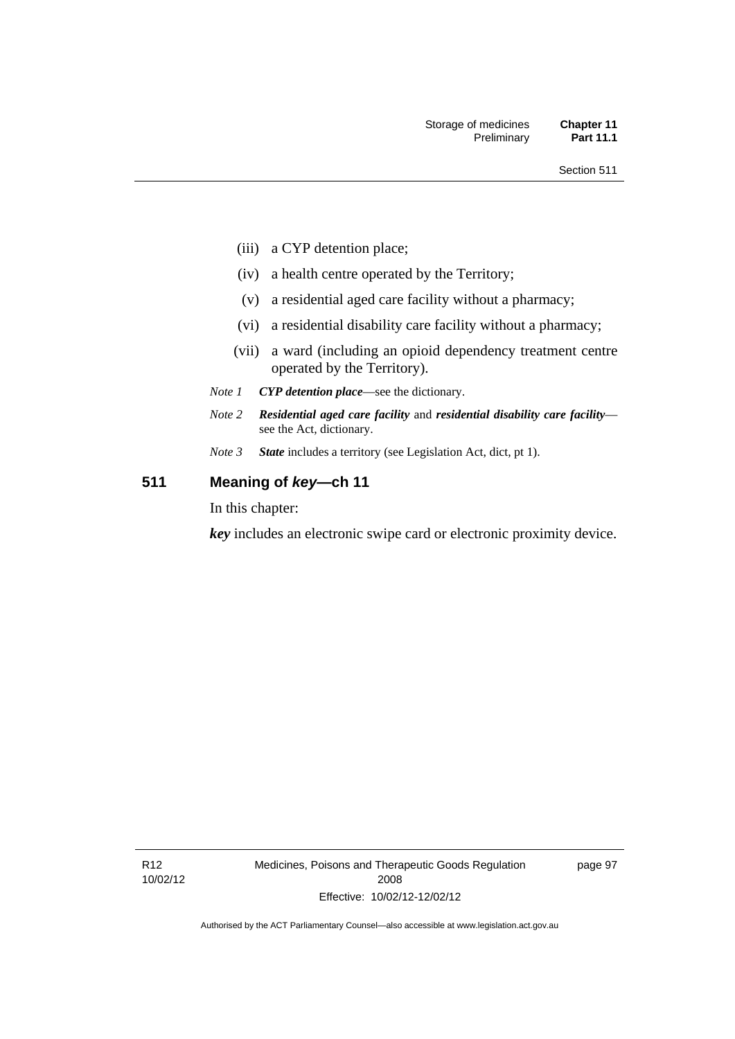(iii) a CYP detention place;

(iv) a health centre operated by the Territory;

(v) a residential aged care facility without a pharmacy;

(vi) a residential disability care facility without a pharmacy;

(vii) a ward (including an opioid dependency treatment centre operated by the Territory).

*Note 1* ***CYP detention place***—see the dictionary.

*Note 2* ***Residential aged care facility*** and ***residential disability care facility***—see the Act, dictionary.

*Note 3* ***State*** includes a territory (see Legislation Act, dict, pt 1).

## 511 Meaning of *key*—ch 11

In this chapter:

***key*** includes an electronic swipe card or electronic proximity device.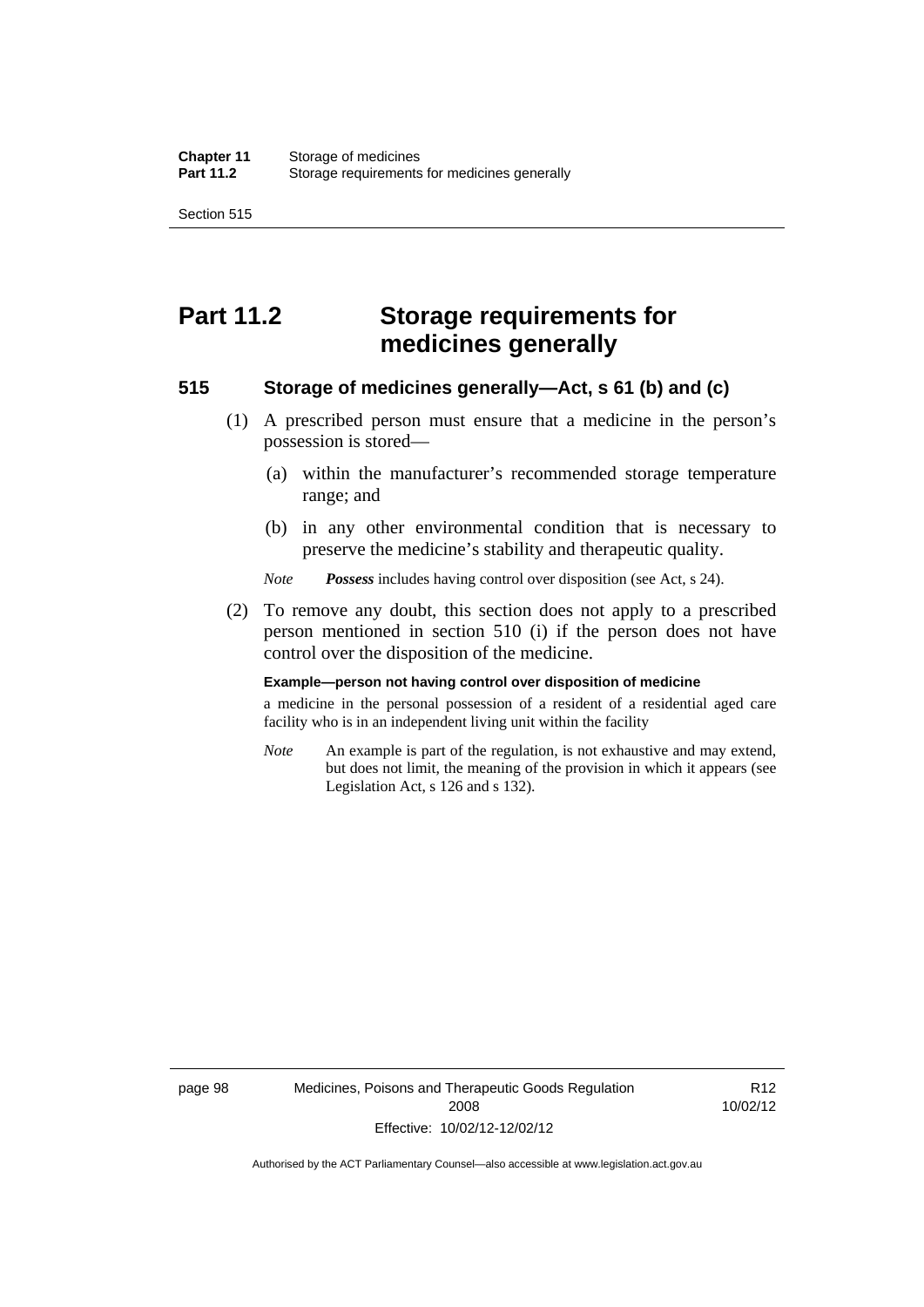# Part 11.2 Storage requirements for medicines generally

## 515 Storage of medicines generally—Act, s 61 (b) and (c)

(1) A prescribed person must ensure that a medicine in the person's possession is stored—

(a) within the manufacturer's recommended storage temperature range; and

(b) in any other environmental condition that is necessary to preserve the medicine's stability and therapeutic quality.

*Note* ***Possess*** includes having control over disposition (see Act, s 24).

(2) To remove any doubt, this section does not apply to a prescribed person mentioned in section 510 (i) if the person does not have control over the disposition of the medicine.

**Example—person not having control over disposition of medicine**

a medicine in the personal possession of a resident of a residential aged care facility who is in an independent living unit within the facility

*Note* An example is part of the regulation, is not exhaustive and may extend, but does not limit, the meaning of the provision in which it appears (see Legislation Act, s 126 and s 132).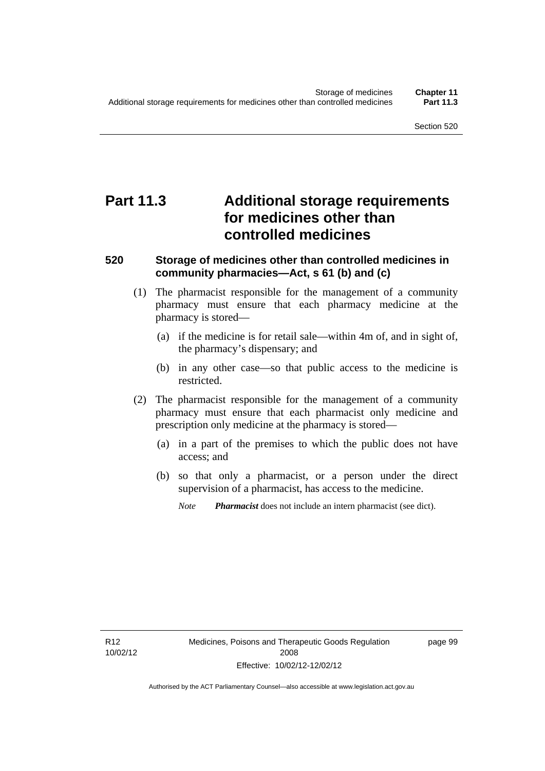# Part 11.3 Additional storage requirements for medicines other than controlled medicines

## 520 Storage of medicines other than controlled medicines in community pharmacies—Act, s 61 (b) and (c)

(1) The pharmacist responsible for the management of a community pharmacy must ensure that each pharmacy medicine at the pharmacy is stored—

(a) if the medicine is for retail sale—within 4m of, and in sight of, the pharmacy's dispensary; and

(b) in any other case—so that public access to the medicine is restricted.

(2) The pharmacist responsible for the management of a community pharmacy must ensure that each pharmacist only medicine and prescription only medicine at the pharmacy is stored—

(a) in a part of the premises to which the public does not have access; and

(b) so that only a pharmacist, or a person under the direct supervision of a pharmacist, has access to the medicine.

*Note* ***Pharmacist*** does not include an intern pharmacist (see dict).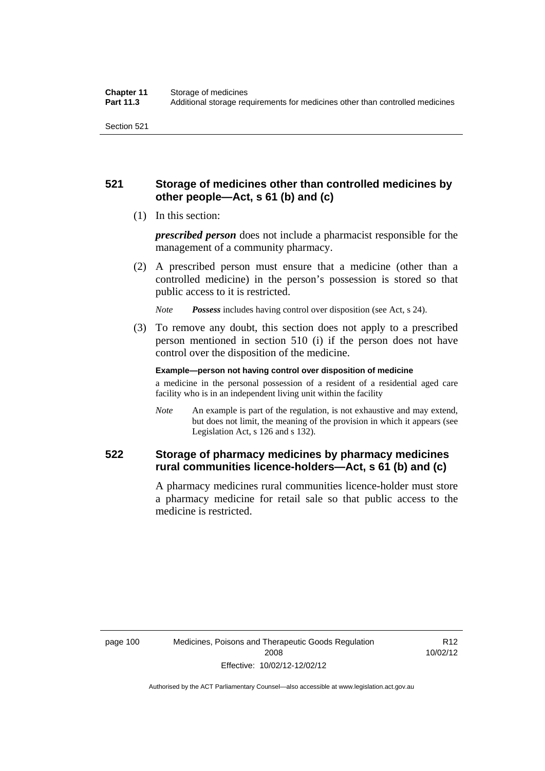## 521 Storage of medicines other than controlled medicines by other people—Act, s 61 (b) and (c)

(1) In this section:

***prescribed person*** does not include a pharmacist responsible for the management of a community pharmacy.

(2) A prescribed person must ensure that a medicine (other than a controlled medicine) in the person's possession is stored so that public access to it is restricted.

*Note* ***Possess*** includes having control over disposition (see Act, s 24).

(3) To remove any doubt, this section does not apply to a prescribed person mentioned in section 510 (i) if the person does not have control over the disposition of the medicine.

**Example—person not having control over disposition of medicine**

a medicine in the personal possession of a resident of a residential aged care facility who is in an independent living unit within the facility

*Note* An example is part of the regulation, is not exhaustive and may extend, but does not limit, the meaning of the provision in which it appears (see Legislation Act, s 126 and s 132).

## 522 Storage of pharmacy medicines by pharmacy medicines rural communities licence-holders—Act, s 61 (b) and (c)

A pharmacy medicines rural communities licence-holder must store a pharmacy medicine for retail sale so that public access to the medicine is restricted.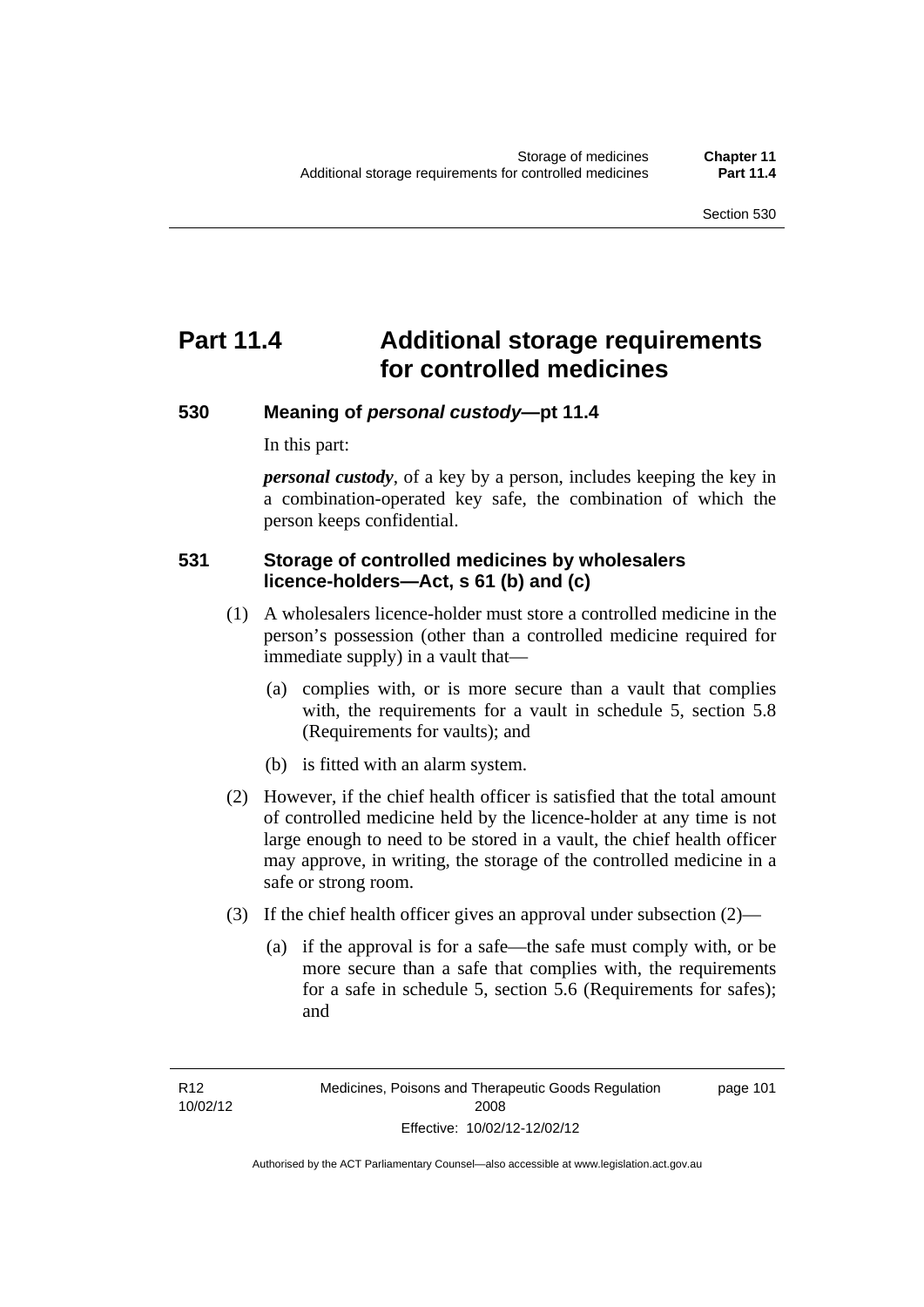# Part 11.4 Additional storage requirements for controlled medicines

## 530 Meaning of *personal custody*—pt 11.4

In this part:

***personal custody***, of a key by a person, includes keeping the key in a combination-operated key safe, the combination of which the person keeps confidential.

## 531 Storage of controlled medicines by wholesalers licence-holders—Act, s 61 (b) and (c)

(1) A wholesalers licence-holder must store a controlled medicine in the person's possession (other than a controlled medicine required for immediate supply) in a vault that—

(a) complies with, or is more secure than a vault that complies with, the requirements for a vault in schedule 5, section 5.8 (Requirements for vaults); and

(b) is fitted with an alarm system.

(2) However, if the chief health officer is satisfied that the total amount of controlled medicine held by the licence-holder at any time is not large enough to need to be stored in a vault, the chief health officer may approve, in writing, the storage of the controlled medicine in a safe or strong room.

(3) If the chief health officer gives an approval under subsection (2)—

(a) if the approval is for a safe—the safe must comply with, or be more secure than a safe that complies with, the requirements for a safe in schedule 5, section 5.6 (Requirements for safes); and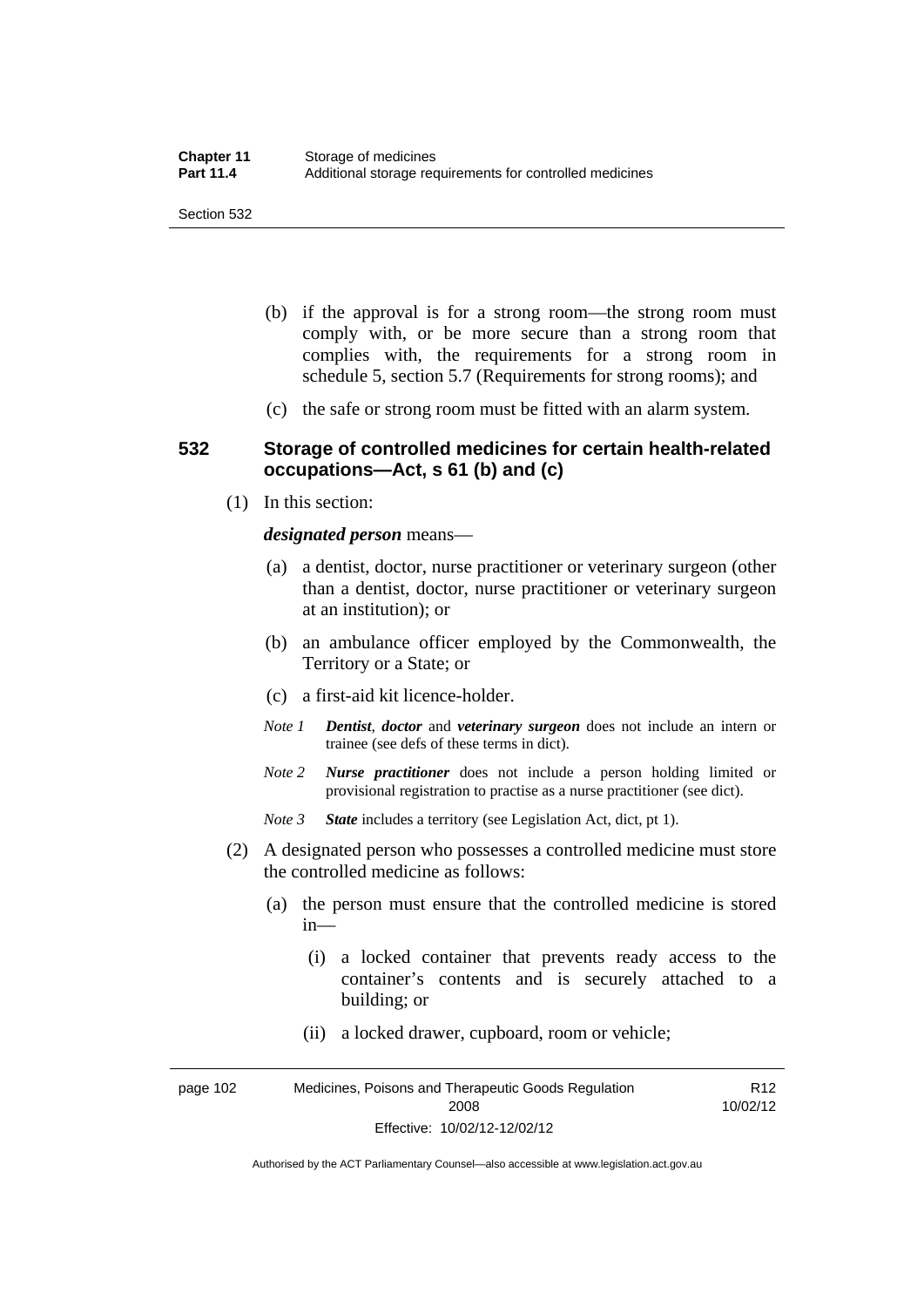(b) if the approval is for a strong room—the strong room must comply with, or be more secure than a strong room that complies with, the requirements for a strong room in schedule 5, section 5.7 (Requirements for strong rooms); and

(c) the safe or strong room must be fitted with an alarm system.

### 532 Storage of controlled medicines for certain health-related occupations—Act, s 61 (b) and (c)

(1) In this section:

***designated person*** means—

(a) a dentist, doctor, nurse practitioner or veterinary surgeon (other than a dentist, doctor, nurse practitioner or veterinary surgeon at an institution); or

(b) an ambulance officer employed by the Commonwealth, the Territory or a State; or

(c) a first-aid kit licence-holder.

*Note 1* ***Dentist***, ***doctor*** and ***veterinary surgeon*** does not include an intern or trainee (see defs of these terms in dict).

*Note 2* ***Nurse practitioner*** does not include a person holding limited or provisional registration to practise as a nurse practitioner (see dict).

*Note 3* ***State*** includes a territory (see Legislation Act, dict, pt 1).

(2) A designated person who possesses a controlled medicine must store the controlled medicine as follows:

(a) the person must ensure that the controlled medicine is stored in—

(i) a locked container that prevents ready access to the container's contents and is securely attached to a building; or

(ii) a locked drawer, cupboard, room or vehicle;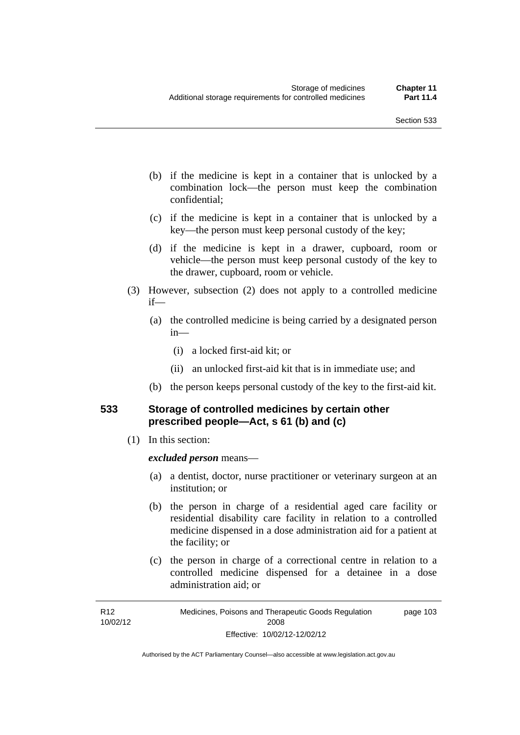(b) if the medicine is kept in a container that is unlocked by a combination lock—the person must keep the combination confidential;

(c) if the medicine is kept in a container that is unlocked by a key—the person must keep personal custody of the key;

(d) if the medicine is kept in a drawer, cupboard, room or vehicle—the person must keep personal custody of the key to the drawer, cupboard, room or vehicle.

(3) However, subsection (2) does not apply to a controlled medicine if—

(a) the controlled medicine is being carried by a designated person in—

(i) a locked first-aid kit; or

(ii) an unlocked first-aid kit that is in immediate use; and

(b) the person keeps personal custody of the key to the first-aid kit.

### 533 Storage of controlled medicines by certain other prescribed people—Act, s 61 (b) and (c)

(1) In this section:

***excluded person*** means—

(a) a dentist, doctor, nurse practitioner or veterinary surgeon at an institution; or

(b) the person in charge of a residential aged care facility or residential disability care facility in relation to a controlled medicine dispensed in a dose administration aid for a patient at the facility; or

(c) the person in charge of a correctional centre in relation to a controlled medicine dispensed for a detainee in a dose administration aid; or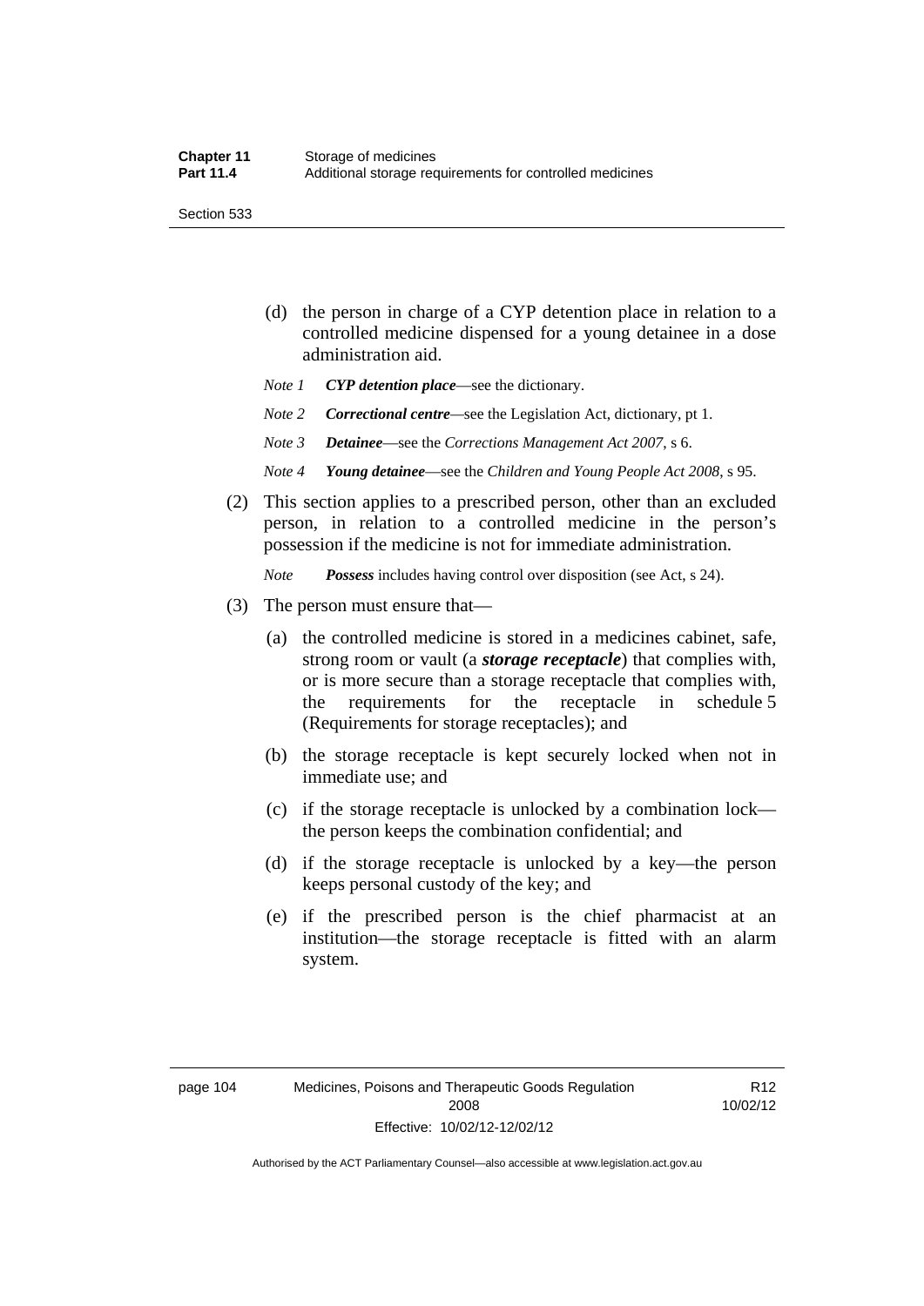(d) the person in charge of a CYP detention place in relation to a controlled medicine dispensed for a young detainee in a dose administration aid.

*Note 1* ***CYP detention place***—see the dictionary.

*Note 2* ***Correctional centre***—see the Legislation Act, dictionary, pt 1.

*Note 3* ***Detainee***—see the *Corrections Management Act 2007*, s 6.

*Note 4* ***Young detainee***—see the *Children and Young People Act 2008*, s 95.

(2) This section applies to a prescribed person, other than an excluded person, in relation to a controlled medicine in the person's possession if the medicine is not for immediate administration.

*Note* ***Possess*** includes having control over disposition (see Act, s 24).

(3) The person must ensure that—

(a) the controlled medicine is stored in a medicines cabinet, safe, strong room or vault (a ***storage receptacle***) that complies with, or is more secure than a storage receptacle that complies with, the requirements for the receptacle in schedule 5 (Requirements for storage receptacles); and

(b) the storage receptacle is kept securely locked when not in immediate use; and

(c) if the storage receptacle is unlocked by a combination lock—the person keeps the combination confidential; and

(d) if the storage receptacle is unlocked by a key—the person keeps personal custody of the key; and

(e) if the prescribed person is the chief pharmacist at an institution—the storage receptacle is fitted with an alarm system.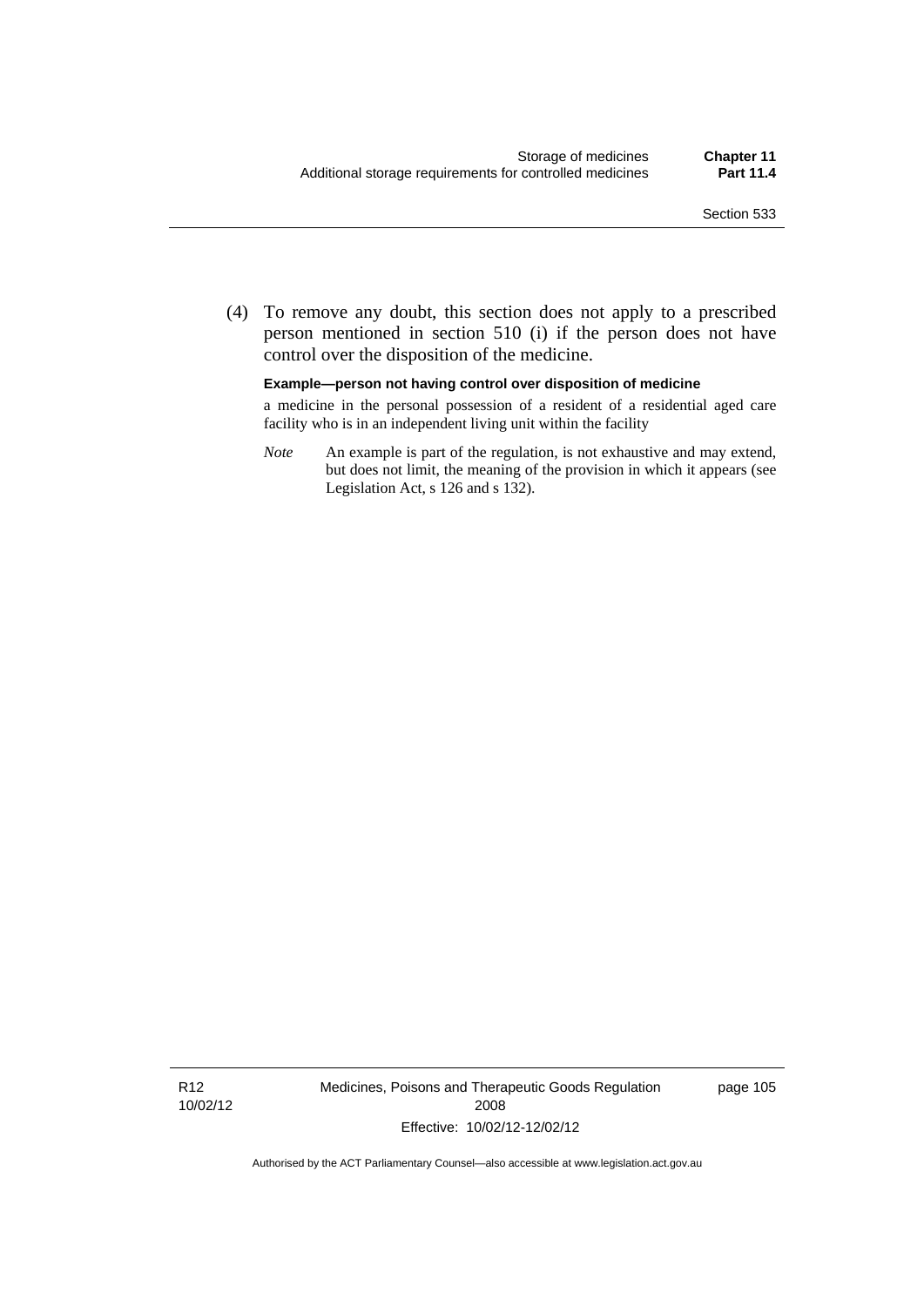(4) To remove any doubt, this section does not apply to a prescribed person mentioned in section 510 (i) if the person does not have control over the disposition of the medicine.

**Example—person not having control over disposition of medicine**

a medicine in the personal possession of a resident of a residential aged care facility who is in an independent living unit within the facility

*Note* An example is part of the regulation, is not exhaustive and may extend, but does not limit, the meaning of the provision in which it appears (see Legislation Act, s 126 and s 132).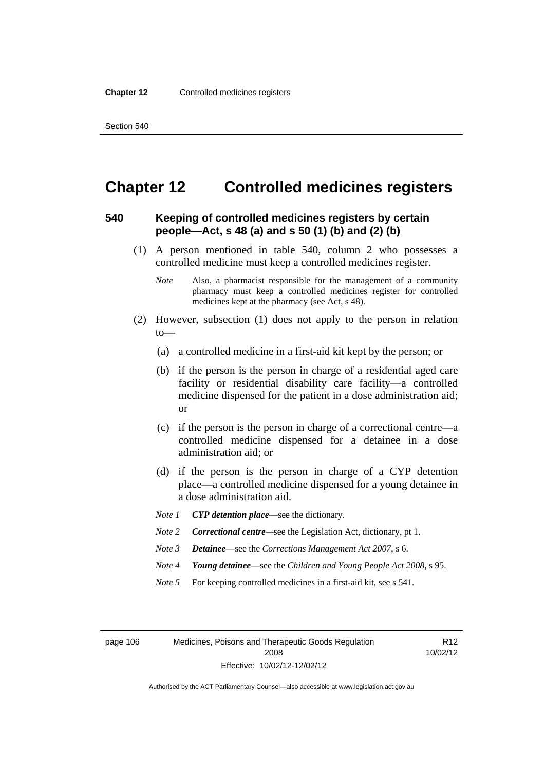# Chapter 12 Controlled medicines registers

## 540 Keeping of controlled medicines registers by certain people—Act, s 48 (a) and s 50 (1) (b) and (2) (b)

(1) A person mentioned in table 540, column 2 who possesses a controlled medicine must keep a controlled medicines register.

*Note* Also, a pharmacist responsible for the management of a community pharmacy must keep a controlled medicines register for controlled medicines kept at the pharmacy (see Act, s 48).

(2) However, subsection (1) does not apply to the person in relation to—

(a) a controlled medicine in a first-aid kit kept by the person; or

(b) if the person is the person in charge of a residential aged care facility or residential disability care facility—a controlled medicine dispensed for the patient in a dose administration aid; or

(c) if the person is the person in charge of a correctional centre—a controlled medicine dispensed for a detainee in a dose administration aid; or

(d) if the person is the person in charge of a CYP detention place—a controlled medicine dispensed for a young detainee in a dose administration aid.

*Note 1* ***CYP detention place***—see the dictionary.

*Note 2* ***Correctional centre***—see the Legislation Act, dictionary, pt 1.

*Note 3* ***Detainee***—see the *Corrections Management Act 2007*, s 6.

*Note 4* ***Young detainee***—see the *Children and Young People Act 2008*, s 95.

*Note 5* For keeping controlled medicines in a first-aid kit, see s 541.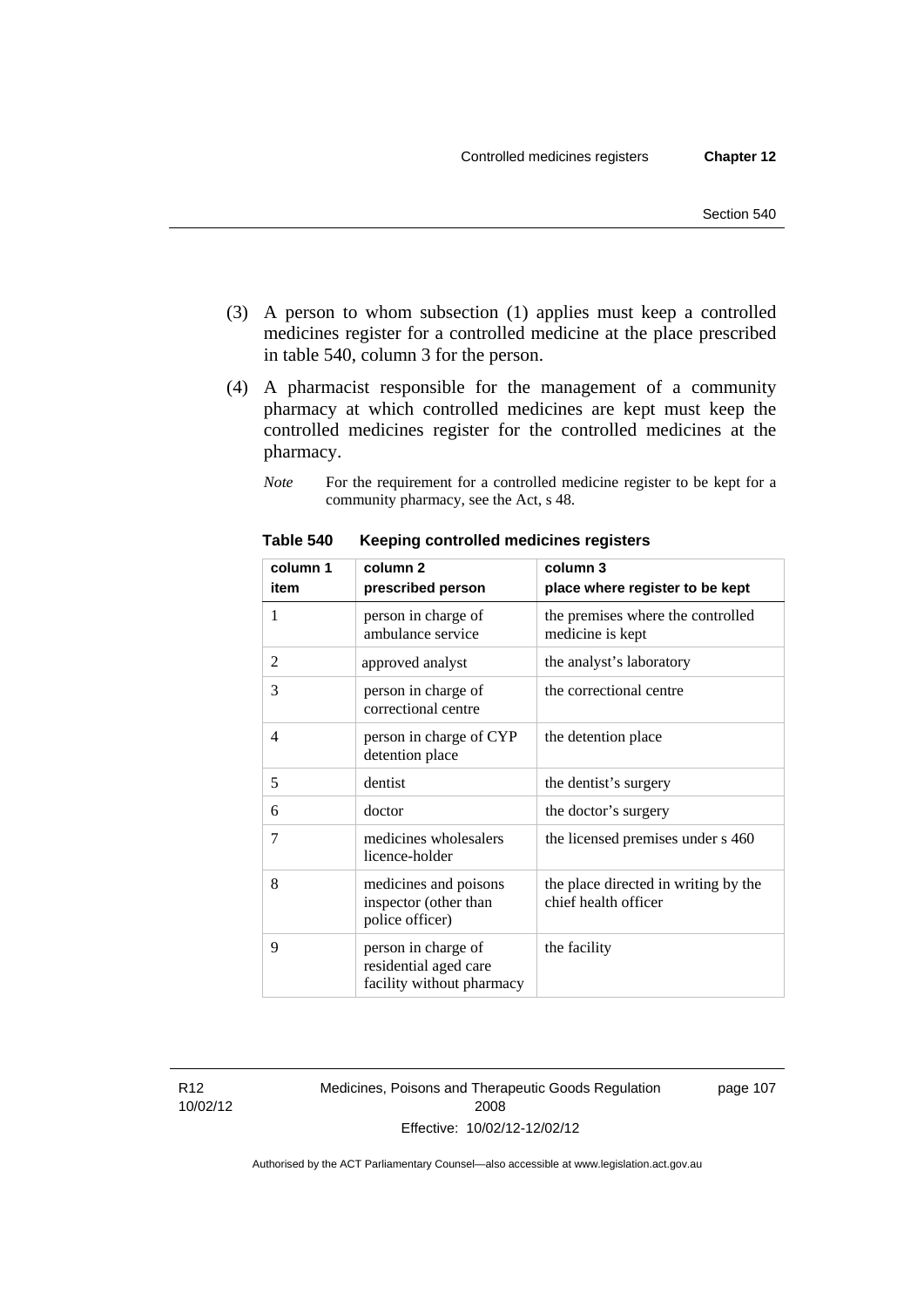(3) A person to whom subsection (1) applies must keep a controlled medicines register for a controlled medicine at the place prescribed in table 540, column 3 for the person.

(4) A pharmacist responsible for the management of a community pharmacy at which controlled medicines are kept must keep the controlled medicines register for the controlled medicines at the pharmacy.

*Note* For the requirement for a controlled medicine register to be kept for a community pharmacy, see the Act, s 48.

**Table 540 Keeping controlled medicines registers**

| column 1<br>item | column 2<br>prescribed person | column 3<br>place where register to be kept |
|---|---|---|
| 1 | person in charge of ambulance service | the premises where the controlled medicine is kept |
| 2 | approved analyst | the analyst's laboratory |
| 3 | person in charge of correctional centre | the correctional centre |
| 4 | person in charge of CYP detention place | the detention place |
| 5 | dentist | the dentist's surgery |
| 6 | doctor | the doctor's surgery |
| 7 | medicines wholesalers licence-holder | the licensed premises under s 460 |
| 8 | medicines and poisons inspector (other than police officer) | the place directed in writing by the chief health officer |
| 9 | person in charge of residential aged care facility without pharmacy | the facility |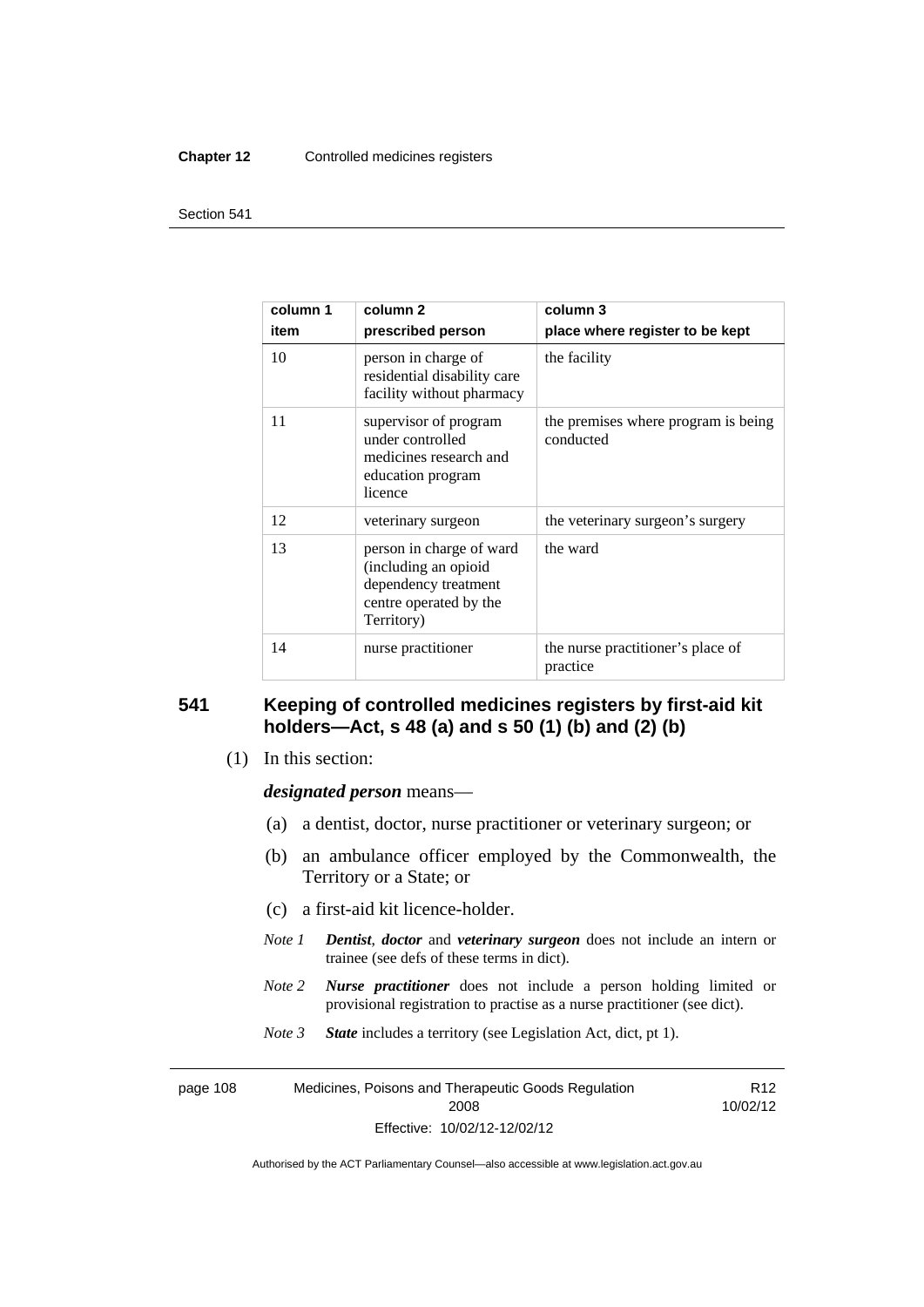| column 1<br>item | column 2<br>prescribed person | column 3<br>place where register to be kept |
|---|---|---|
| 10 | person in charge of residential disability care facility without pharmacy | the facility |
| 11 | supervisor of program under controlled medicines research and education program licence | the premises where program is being conducted |
| 12 | veterinary surgeon | the veterinary surgeon's surgery |
| 13 | person in charge of ward (including an opioid dependency treatment centre operated by the Territory) | the ward |
| 14 | nurse practitioner | the nurse practitioner's place of practice |

## 541 Keeping of controlled medicines registers by first-aid kit holders—Act, s 48 (a) and s 50 (1) (b) and (2) (b)

(1) In this section:

***designated person*** means—

(a) a dentist, doctor, nurse practitioner or veterinary surgeon; or

(b) an ambulance officer employed by the Commonwealth, the Territory or a State; or

(c) a first-aid kit licence-holder.

*Note 1* ***Dentist***, ***doctor*** and ***veterinary surgeon*** does not include an intern or trainee (see defs of these terms in dict).

*Note 2* ***Nurse practitioner*** does not include a person holding limited or provisional registration to practise as a nurse practitioner (see dict).

*Note 3* ***State*** includes a territory (see Legislation Act, dict, pt 1).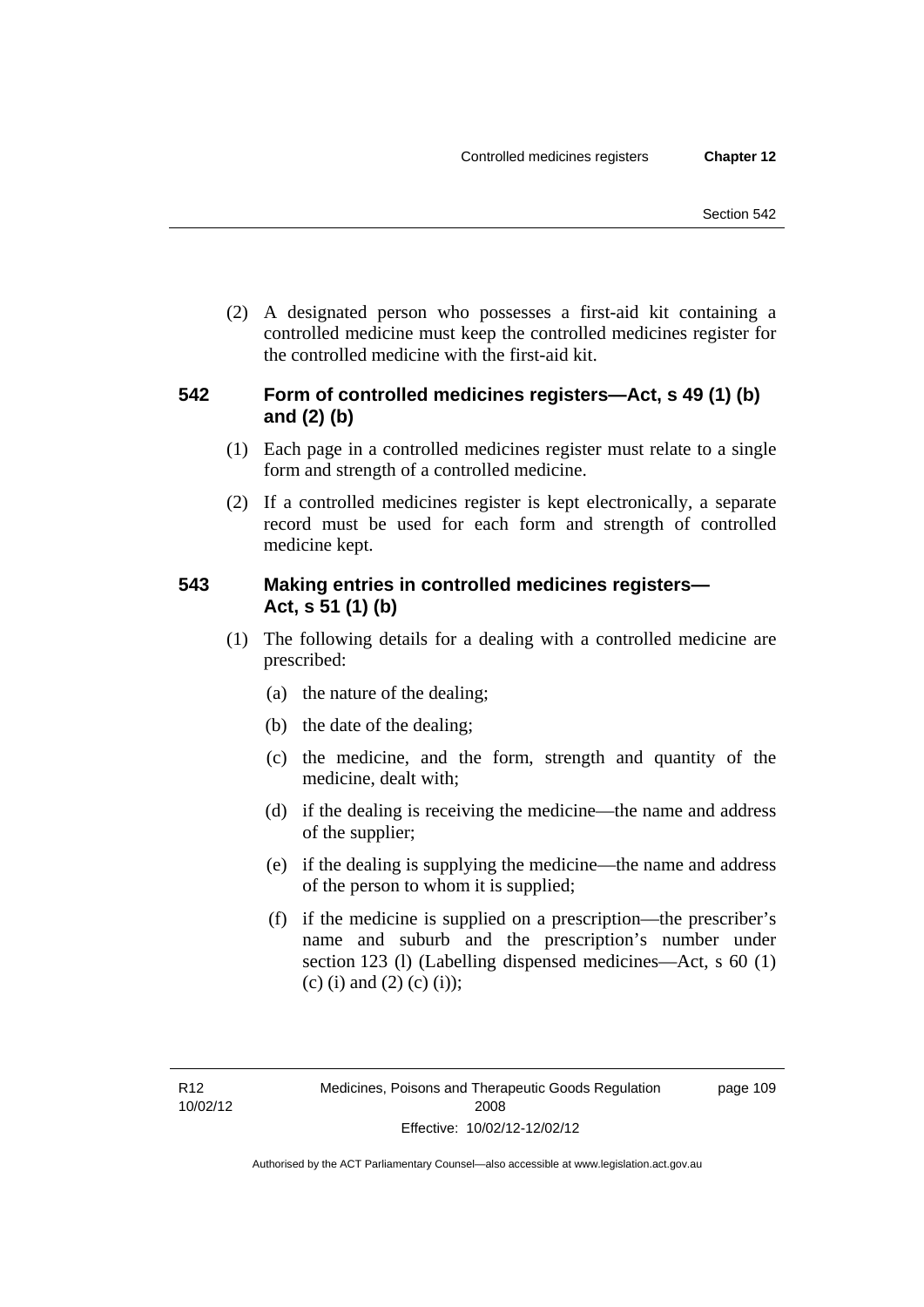(2) A designated person who possesses a first-aid kit containing a controlled medicine must keep the controlled medicines register for the controlled medicine with the first-aid kit.

### 542 Form of controlled medicines registers—Act, s 49 (1) (b) and (2) (b)

(1) Each page in a controlled medicines register must relate to a single form and strength of a controlled medicine.

(2) If a controlled medicines register is kept electronically, a separate record must be used for each form and strength of controlled medicine kept.

### 543 Making entries in controlled medicines registers—Act, s 51 (1) (b)

(1) The following details for a dealing with a controlled medicine are prescribed:

(a) the nature of the dealing;

(b) the date of the dealing;

(c) the medicine, and the form, strength and quantity of the medicine, dealt with;

(d) if the dealing is receiving the medicine—the name and address of the supplier;

(e) if the dealing is supplying the medicine—the name and address of the person to whom it is supplied;

(f) if the medicine is supplied on a prescription—the prescriber's name and suburb and the prescription's number under section 123 (l) (Labelling dispensed medicines—Act, s 60 (1) (c) (i) and (2) (c) (i));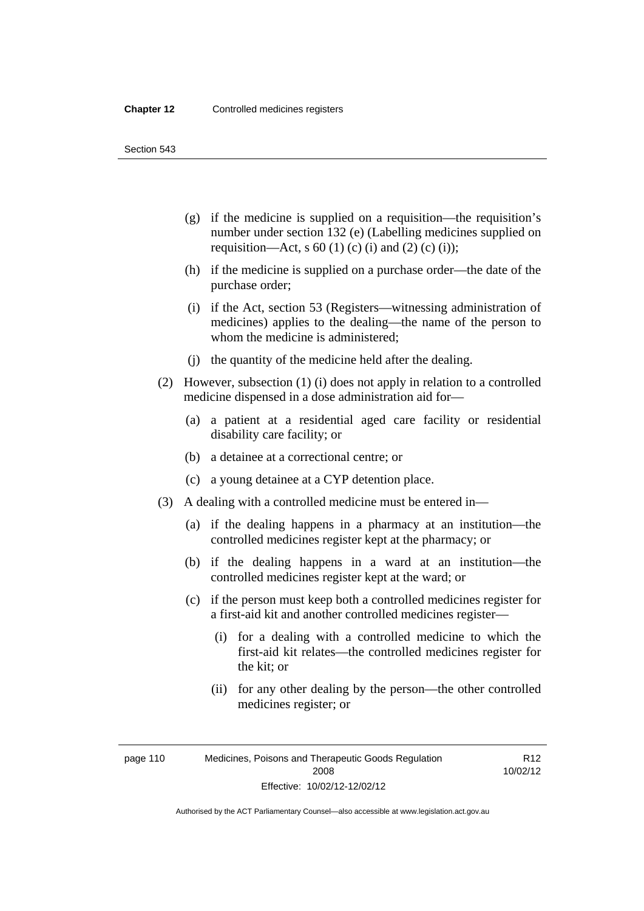(g) if the medicine is supplied on a requisition—the requisition's number under section 132 (e) (Labelling medicines supplied on requisition—Act, s 60 (1) (c) (i) and (2) (c) (i));

(h) if the medicine is supplied on a purchase order—the date of the purchase order;

(i) if the Act, section 53 (Registers—witnessing administration of medicines) applies to the dealing—the name of the person to whom the medicine is administered;

(j) the quantity of the medicine held after the dealing.

(2) However, subsection (1) (i) does not apply in relation to a controlled medicine dispensed in a dose administration aid for—

(a) a patient at a residential aged care facility or residential disability care facility; or

(b) a detainee at a correctional centre; or

(c) a young detainee at a CYP detention place.

(3) A dealing with a controlled medicine must be entered in—

(a) if the dealing happens in a pharmacy at an institution—the controlled medicines register kept at the pharmacy; or

(b) if the dealing happens in a ward at an institution—the controlled medicines register kept at the ward; or

(c) if the person must keep both a controlled medicines register for a first-aid kit and another controlled medicines register—

(i) for a dealing with a controlled medicine to which the first-aid kit relates—the controlled medicines register for the kit; or

(ii) for any other dealing by the person—the other controlled medicines register; or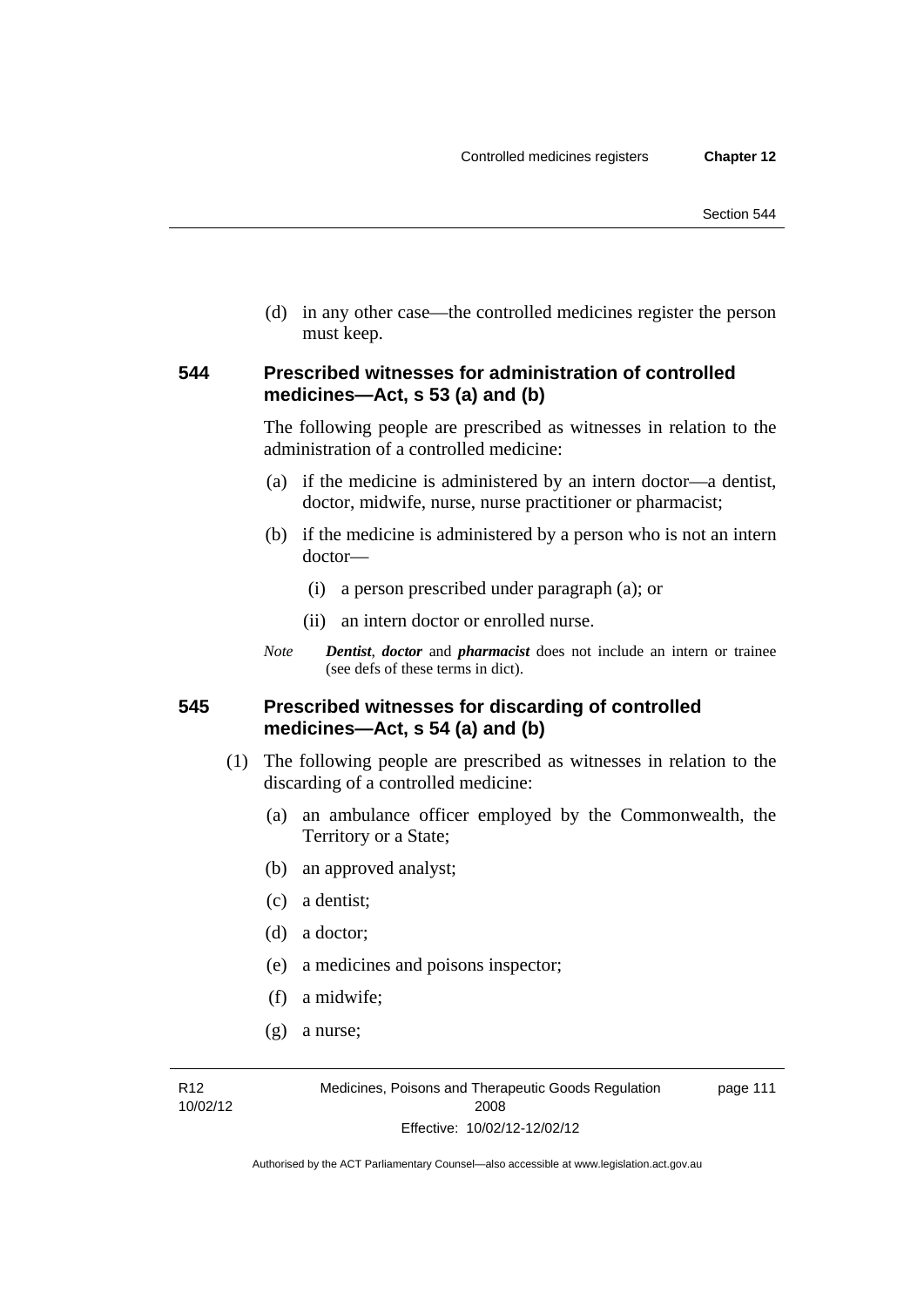(d) in any other case—the controlled medicines register the person must keep.

## 544 Prescribed witnesses for administration of controlled medicines—Act, s 53 (a) and (b)

The following people are prescribed as witnesses in relation to the administration of a controlled medicine:

(a) if the medicine is administered by an intern doctor—a dentist, doctor, midwife, nurse, nurse practitioner or pharmacist;

(b) if the medicine is administered by a person who is not an intern doctor—

(i) a person prescribed under paragraph (a); or

(ii) an intern doctor or enrolled nurse.

*Note* ***Dentist***, ***doctor*** and ***pharmacist*** does not include an intern or trainee (see defs of these terms in dict).

## 545 Prescribed witnesses for discarding of controlled medicines—Act, s 54 (a) and (b)

(1) The following people are prescribed as witnesses in relation to the discarding of a controlled medicine:

(a) an ambulance officer employed by the Commonwealth, the Territory or a State;

(b) an approved analyst;

(c) a dentist;

(d) a doctor;

(e) a medicines and poisons inspector;

(f) a midwife;

(g) a nurse;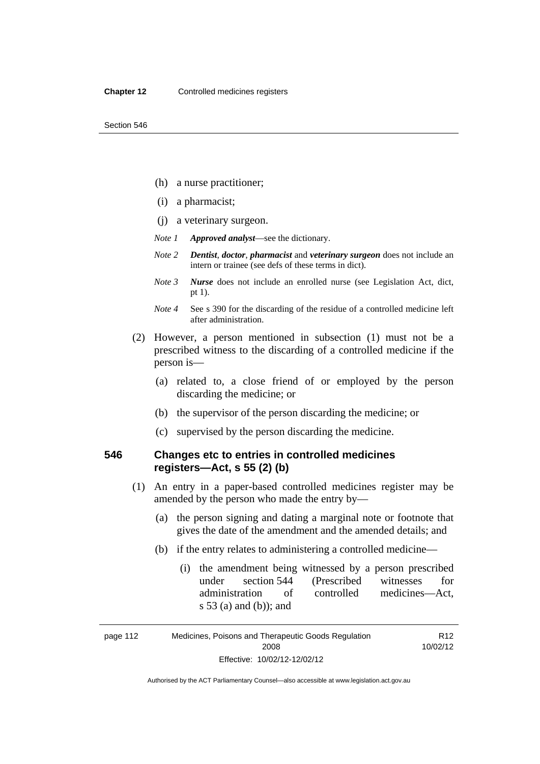(h) a nurse practitioner;

(i) a pharmacist;

(j) a veterinary surgeon.

*Note 1* ***Approved analyst***—see the dictionary.

*Note 2* ***Dentist***, ***doctor***, ***pharmacist*** and ***veterinary surgeon*** does not include an intern or trainee (see defs of these terms in dict).

*Note 3* ***Nurse*** does not include an enrolled nurse (see Legislation Act, dict, pt 1).

*Note 4* See s 390 for the discarding of the residue of a controlled medicine left after administration.

(2) However, a person mentioned in subsection (1) must not be a prescribed witness to the discarding of a controlled medicine if the person is—

(a) related to, a close friend of or employed by the person discarding the medicine; or

(b) the supervisor of the person discarding the medicine; or

(c) supervised by the person discarding the medicine.

### 546 Changes etc to entries in controlled medicines registers—Act, s 55 (2) (b)

(1) An entry in a paper-based controlled medicines register may be amended by the person who made the entry by—

(a) the person signing and dating a marginal note or footnote that gives the date of the amendment and the amended details; and

(b) if the entry relates to administering a controlled medicine—

(i) the amendment being witnessed by a person prescribed under section 544 (Prescribed witnesses for administration of controlled medicines—Act, s 53 (a) and (b)); and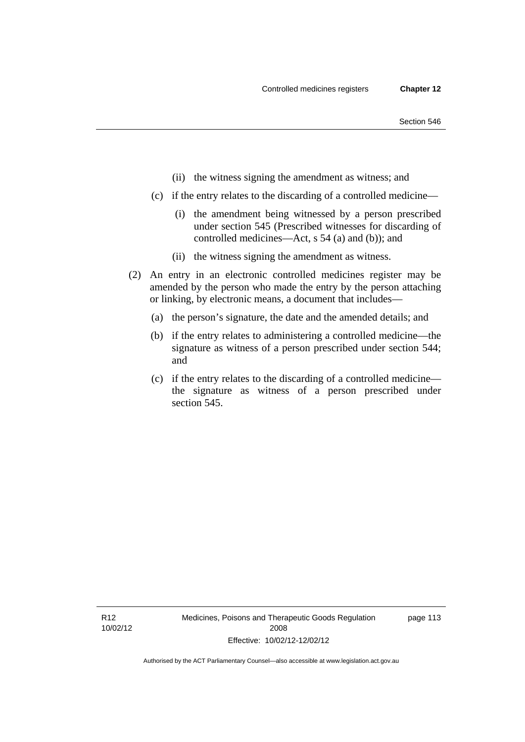(ii) the witness signing the amendment as witness; and

(c) if the entry relates to the discarding of a controlled medicine—

(i) the amendment being witnessed by a person prescribed under section 545 (Prescribed witnesses for discarding of controlled medicines—Act, s 54 (a) and (b)); and

(ii) the witness signing the amendment as witness.

(2) An entry in an electronic controlled medicines register may be amended by the person who made the entry by the person attaching or linking, by electronic means, a document that includes—

(a) the person's signature, the date and the amended details; and

(b) if the entry relates to administering a controlled medicine—the signature as witness of a person prescribed under section 544; and

(c) if the entry relates to the discarding of a controlled medicine—the signature as witness of a person prescribed under section 545.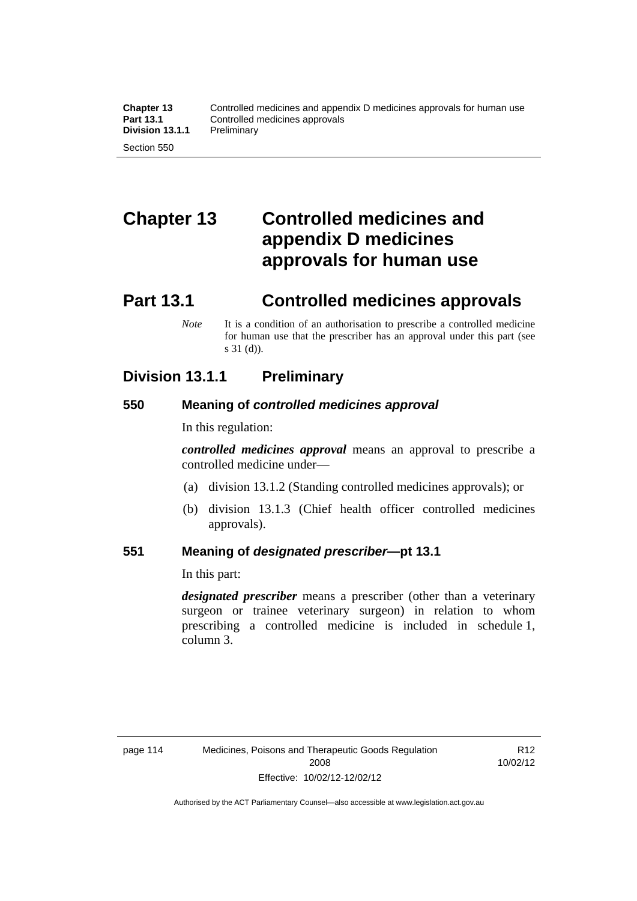# Chapter 13 Controlled medicines and appendix D medicines approvals for human use

## Part 13.1 Controlled medicines approvals

*Note* It is a condition of an authorisation to prescribe a controlled medicine for human use that the prescriber has an approval under this part (see s 31 (d)).

### Division 13.1.1 Preliminary

#### 550 Meaning of *controlled medicines approval*

In this regulation:

***controlled medicines approval*** means an approval to prescribe a controlled medicine under—

(a) division 13.1.2 (Standing controlled medicines approvals); or

(b) division 13.1.3 (Chief health officer controlled medicines approvals).

#### 551 Meaning of *designated prescriber*—pt 13.1

In this part:

***designated prescriber*** means a prescriber (other than a veterinary surgeon or trainee veterinary surgeon) in relation to whom prescribing a controlled medicine is included in schedule 1, column 3.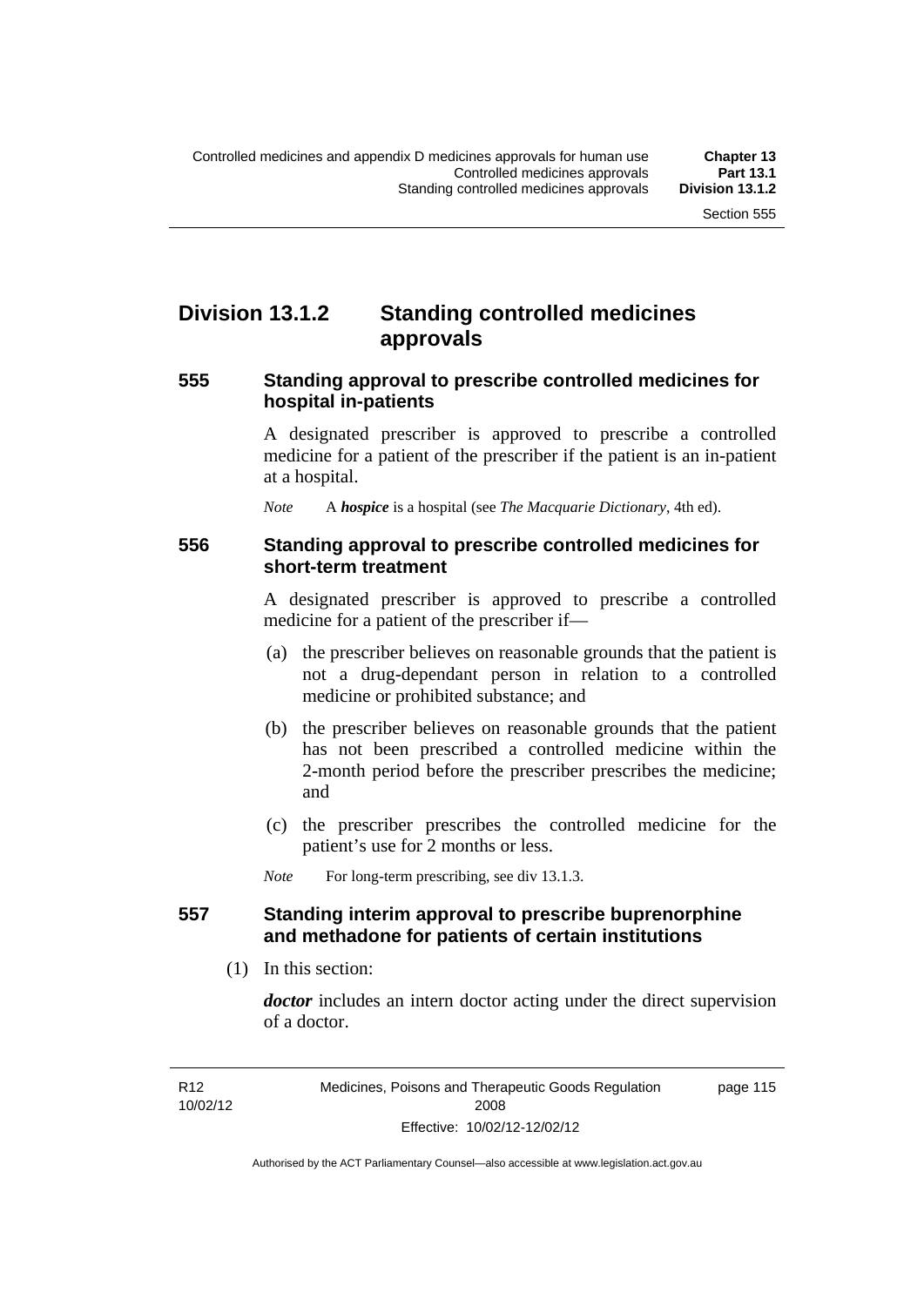## Division 13.1.2 Standing controlled medicines approvals

### 555 Standing approval to prescribe controlled medicines for hospital in-patients

A designated prescriber is approved to prescribe a controlled medicine for a patient of the prescriber if the patient is an in-patient at a hospital.

*Note* A ***hospice*** is a hospital (see *The Macquarie Dictionary*, 4th ed).

### 556 Standing approval to prescribe controlled medicines for short-term treatment

A designated prescriber is approved to prescribe a controlled medicine for a patient of the prescriber if—

(a) the prescriber believes on reasonable grounds that the patient is not a drug-dependant person in relation to a controlled medicine or prohibited substance; and

(b) the prescriber believes on reasonable grounds that the patient has not been prescribed a controlled medicine within the 2-month period before the prescriber prescribes the medicine; and

(c) the prescriber prescribes the controlled medicine for the patient's use for 2 months or less.

*Note* For long-term prescribing, see div 13.1.3.

### 557 Standing interim approval to prescribe buprenorphine and methadone for patients of certain institutions

(1) In this section:

***doctor*** includes an intern doctor acting under the direct supervision of a doctor.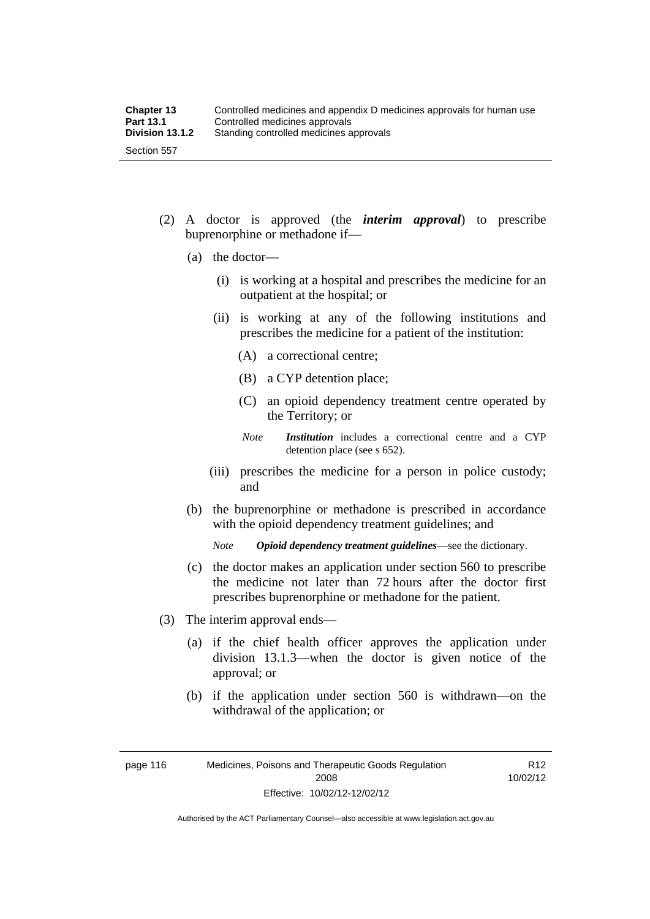(2) A doctor is approved (the ***interim approval***) to prescribe buprenorphine or methadone if—

(a) the doctor—

(i) is working at a hospital and prescribes the medicine for an outpatient at the hospital; or

(ii) is working at any of the following institutions and prescribes the medicine for a patient of the institution:

(A) a correctional centre;

(B) a CYP detention place;

(C) an opioid dependency treatment centre operated by the Territory; or

*Note* ***Institution*** includes a correctional centre and a CYP detention place (see s 652).

(iii) prescribes the medicine for a person in police custody; and

(b) the buprenorphine or methadone is prescribed in accordance with the opioid dependency treatment guidelines; and

*Note* ***Opioid dependency treatment guidelines***—see the dictionary.

(c) the doctor makes an application under section 560 to prescribe the medicine not later than 72 hours after the doctor first prescribes buprenorphine or methadone for the patient.

(3) The interim approval ends—

(a) if the chief health officer approves the application under division 13.1.3—when the doctor is given notice of the approval; or

(b) if the application under section 560 is withdrawn—on the withdrawal of the application; or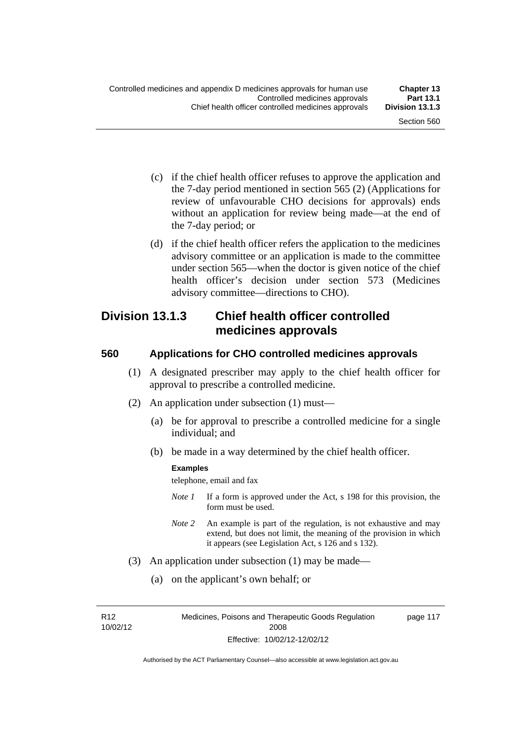(c) if the chief health officer refuses to approve the application and the 7-day period mentioned in section 565 (2) (Applications for review of unfavourable CHO decisions for approvals) ends without an application for review being made—at the end of the 7-day period; or

(d) if the chief health officer refers the application to the medicines advisory committee or an application is made to the committee under section 565—when the doctor is given notice of the chief health officer's decision under section 573 (Medicines advisory committee—directions to CHO).

## Division 13.1.3 Chief health officer controlled medicines approvals

### 560 Applications for CHO controlled medicines approvals

(1) A designated prescriber may apply to the chief health officer for approval to prescribe a controlled medicine.

(2) An application under subsection (1) must—

(a) be for approval to prescribe a controlled medicine for a single individual; and

(b) be made in a way determined by the chief health officer.

**Examples**

telephone, email and fax

*Note 1* If a form is approved under the Act, s 198 for this provision, the form must be used.

*Note 2* An example is part of the regulation, is not exhaustive and may extend, but does not limit, the meaning of the provision in which it appears (see Legislation Act, s 126 and s 132).

(3) An application under subsection (1) may be made—

(a) on the applicant's own behalf; or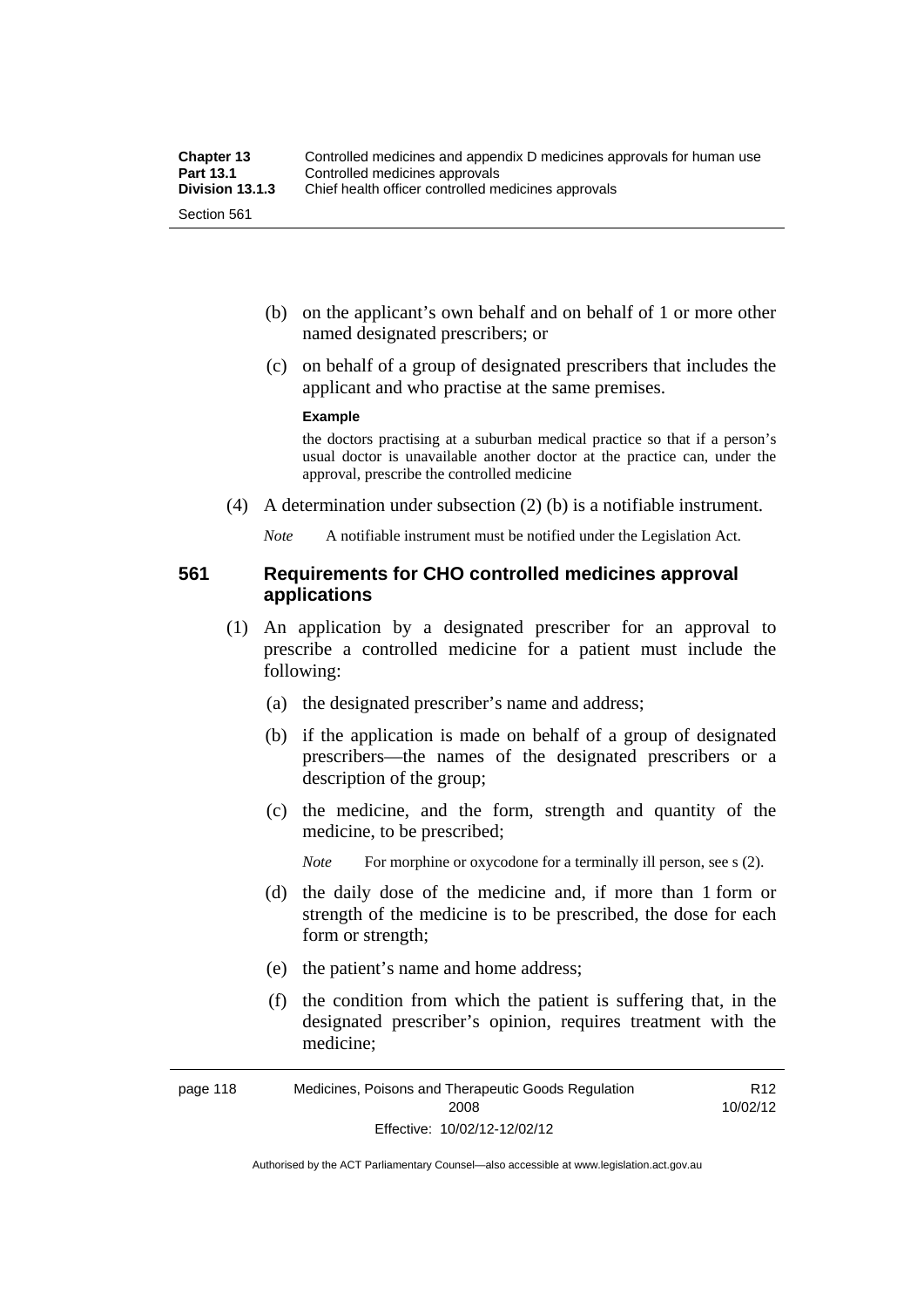(b) on the applicant's own behalf and on behalf of 1 or more other named designated prescribers; or

(c) on behalf of a group of designated prescribers that includes the applicant and who practise at the same premises.

**Example**

the doctors practising at a suburban medical practice so that if a person's usual doctor is unavailable another doctor at the practice can, under the approval, prescribe the controlled medicine

(4) A determination under subsection (2) (b) is a notifiable instrument.

*Note* A notifiable instrument must be notified under the Legislation Act.

### 561 Requirements for CHO controlled medicines approval applications

(1) An application by a designated prescriber for an approval to prescribe a controlled medicine for a patient must include the following:

(a) the designated prescriber's name and address;

(b) if the application is made on behalf of a group of designated prescribers—the names of the designated prescribers or a description of the group;

(c) the medicine, and the form, strength and quantity of the medicine, to be prescribed;

*Note* For morphine or oxycodone for a terminally ill person, see s (2).

(d) the daily dose of the medicine and, if more than 1 form or strength of the medicine is to be prescribed, the dose for each form or strength;

(e) the patient's name and home address;

(f) the condition from which the patient is suffering that, in the designated prescriber's opinion, requires treatment with the medicine;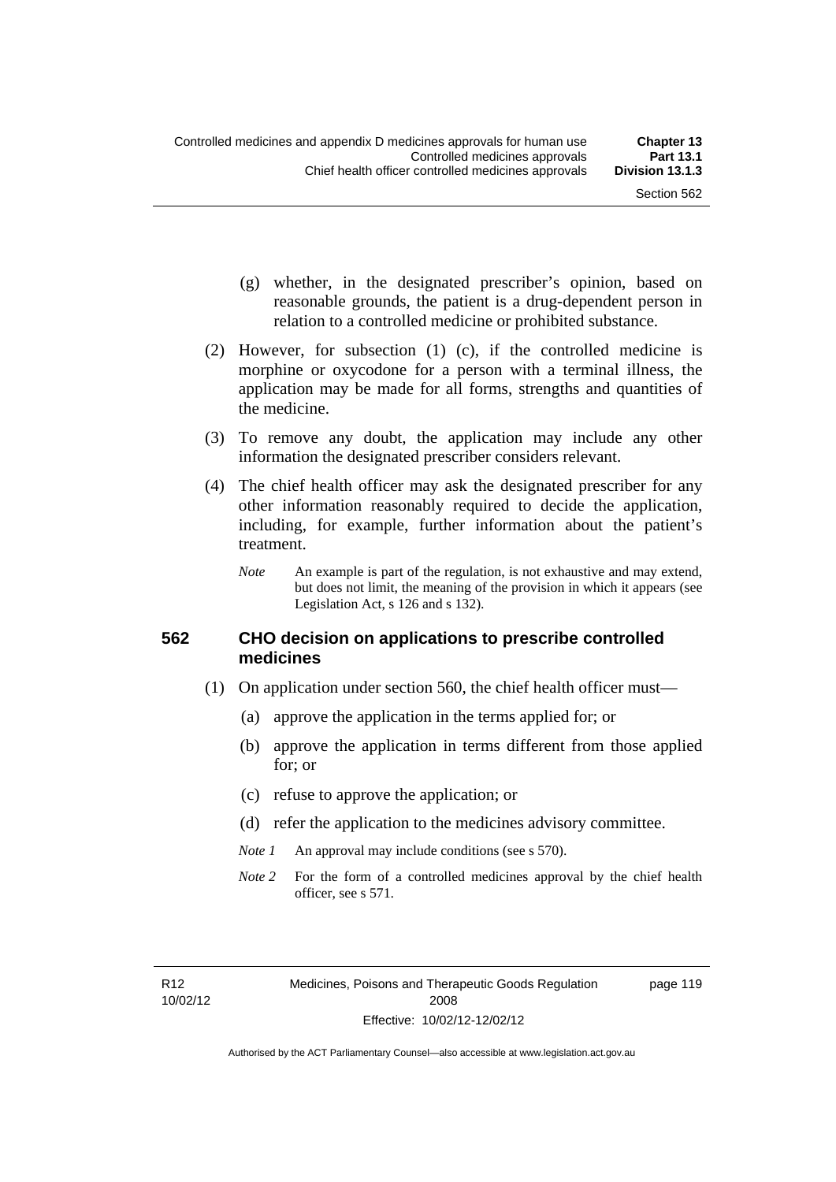(g) whether, in the designated prescriber's opinion, based on reasonable grounds, the patient is a drug-dependent person in relation to a controlled medicine or prohibited substance.

(2) However, for subsection (1) (c), if the controlled medicine is morphine or oxycodone for a person with a terminal illness, the application may be made for all forms, strengths and quantities of the medicine.

(3) To remove any doubt, the application may include any other information the designated prescriber considers relevant.

(4) The chief health officer may ask the designated prescriber for any other information reasonably required to decide the application, including, for example, further information about the patient's treatment.

*Note* An example is part of the regulation, is not exhaustive and may extend, but does not limit, the meaning of the provision in which it appears (see Legislation Act, s 126 and s 132).

## 562 CHO decision on applications to prescribe controlled medicines

(1) On application under section 560, the chief health officer must—

(a) approve the application in the terms applied for; or

(b) approve the application in terms different from those applied for; or

(c) refuse to approve the application; or

(d) refer the application to the medicines advisory committee.

*Note 1* An approval may include conditions (see s 570).

*Note 2* For the form of a controlled medicines approval by the chief health officer, see s 571.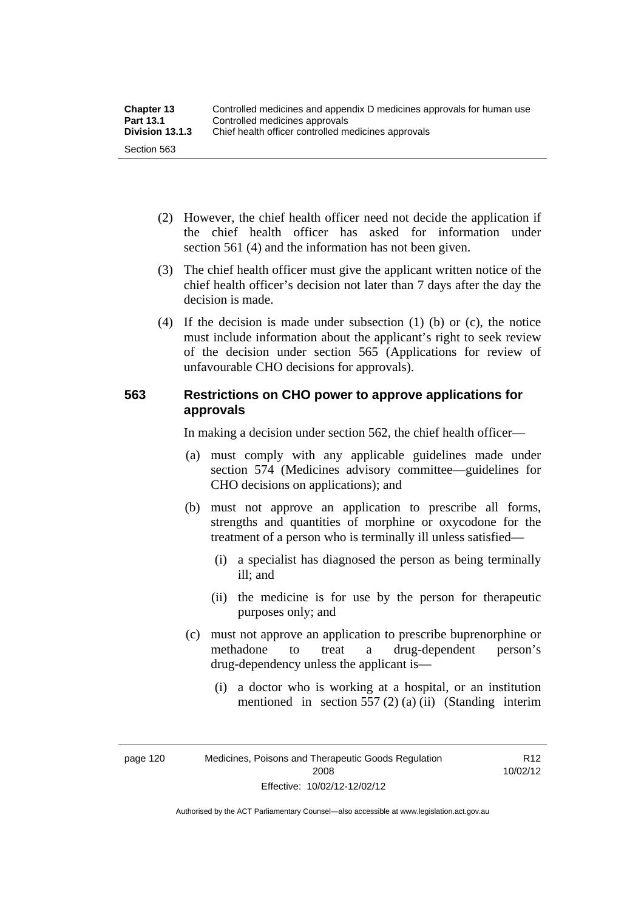(2) However, the chief health officer need not decide the application if the chief health officer has asked for information under section 561 (4) and the information has not been given.

(3) The chief health officer must give the applicant written notice of the chief health officer's decision not later than 7 days after the day the decision is made.

(4) If the decision is made under subsection (1) (b) or (c), the notice must include information about the applicant's right to seek review of the decision under section 565 (Applications for review of unfavourable CHO decisions for approvals).

### 563 Restrictions on CHO power to approve applications for approvals

In making a decision under section 562, the chief health officer—

(a) must comply with any applicable guidelines made under section 574 (Medicines advisory committee—guidelines for CHO decisions on applications); and

(b) must not approve an application to prescribe all forms, strengths and quantities of morphine or oxycodone for the treatment of a person who is terminally ill unless satisfied—

(i) a specialist has diagnosed the person as being terminally ill; and

(ii) the medicine is for use by the person for therapeutic purposes only; and

(c) must not approve an application to prescribe buprenorphine or methadone to treat a drug-dependent person's drug-dependency unless the applicant is—

(i) a doctor who is working at a hospital, or an institution mentioned in section 557 (2) (a) (ii) (Standing interim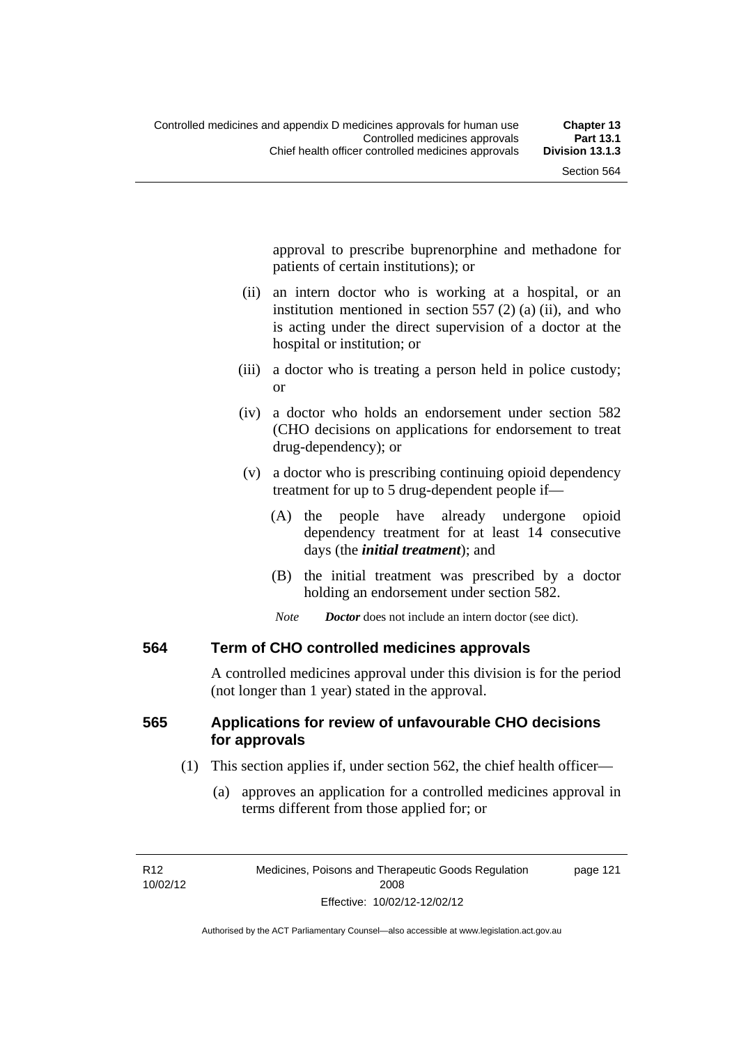approval to prescribe buprenorphine and methadone for patients of certain institutions); or

(ii) an intern doctor who is working at a hospital, or an institution mentioned in section 557 (2) (a) (ii), and who is acting under the direct supervision of a doctor at the hospital or institution; or

(iii) a doctor who is treating a person held in police custody; or

(iv) a doctor who holds an endorsement under section 582 (CHO decisions on applications for endorsement to treat drug-dependency); or

(v) a doctor who is prescribing continuing opioid dependency treatment for up to 5 drug-dependent people if—

(A) the people have already undergone opioid dependency treatment for at least 14 consecutive days (the ***initial treatment***); and

(B) the initial treatment was prescribed by a doctor holding an endorsement under section 582.

*Note* ***Doctor*** does not include an intern doctor (see dict).

### 564 Term of CHO controlled medicines approvals

A controlled medicines approval under this division is for the period (not longer than 1 year) stated in the approval.

### 565 Applications for review of unfavourable CHO decisions for approvals

(1) This section applies if, under section 562, the chief health officer—

(a) approves an application for a controlled medicines approval in terms different from those applied for; or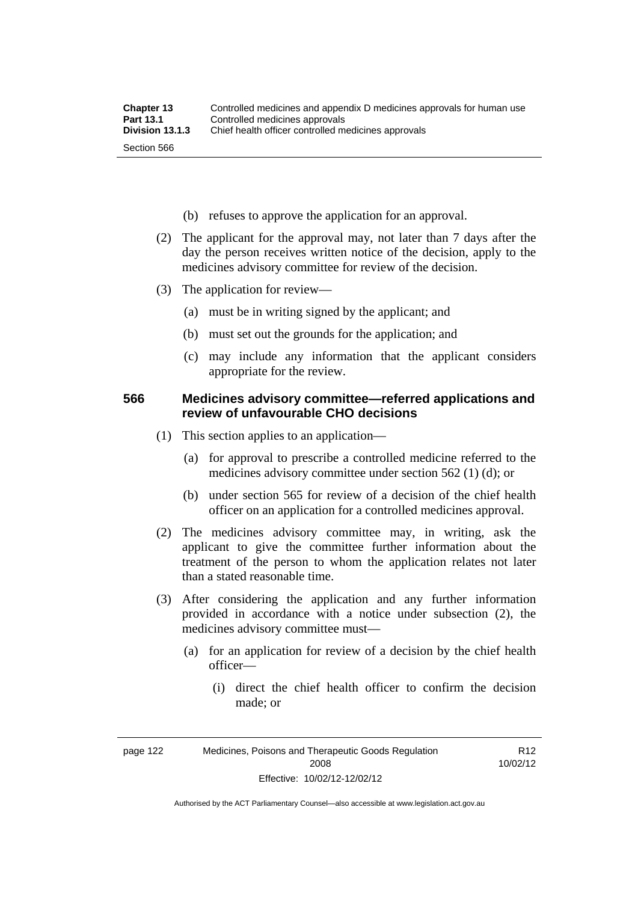(b) refuses to approve the application for an approval.

(2) The applicant for the approval may, not later than 7 days after the day the person receives written notice of the decision, apply to the medicines advisory committee for review of the decision.

(3) The application for review—

(a) must be in writing signed by the applicant; and

(b) must set out the grounds for the application; and

(c) may include any information that the applicant considers appropriate for the review.

### 566 Medicines advisory committee—referred applications and review of unfavourable CHO decisions

(1) This section applies to an application—

(a) for approval to prescribe a controlled medicine referred to the medicines advisory committee under section 562 (1) (d); or

(b) under section 565 for review of a decision of the chief health officer on an application for a controlled medicines approval.

(2) The medicines advisory committee may, in writing, ask the applicant to give the committee further information about the treatment of the person to whom the application relates not later than a stated reasonable time.

(3) After considering the application and any further information provided in accordance with a notice under subsection (2), the medicines advisory committee must—

(a) for an application for review of a decision by the chief health officer—

(i) direct the chief health officer to confirm the decision made; or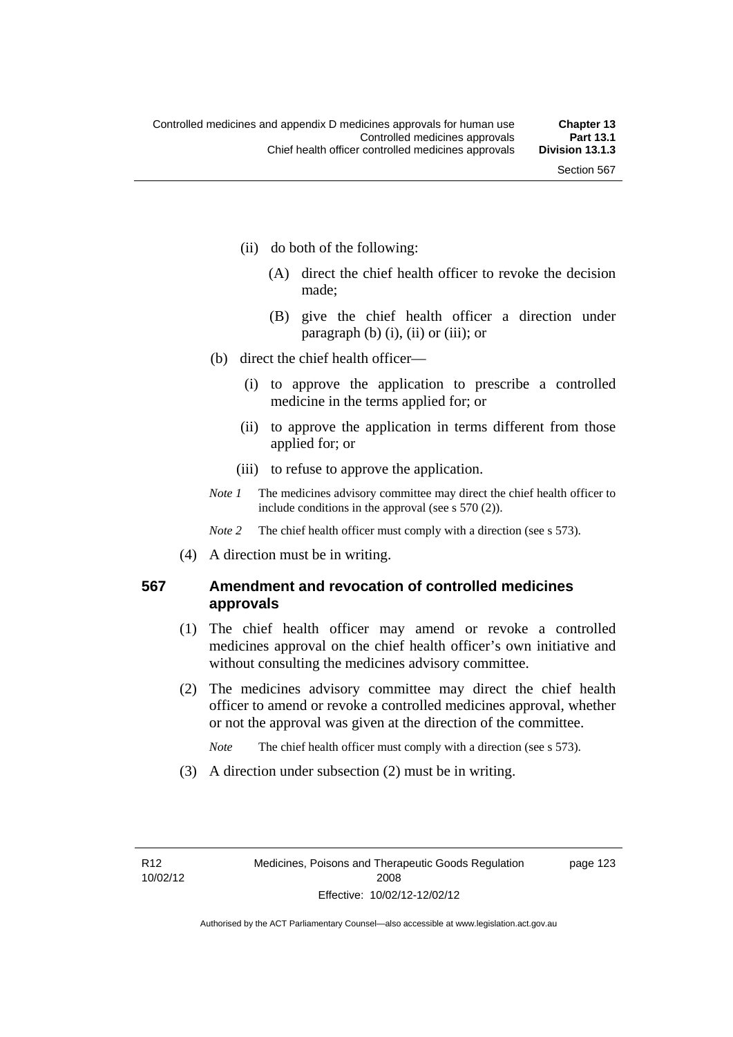(ii) do both of the following:

(A) direct the chief health officer to revoke the decision made;

(B) give the chief health officer a direction under paragraph (b) (i), (ii) or (iii); or

(b) direct the chief health officer—

(i) to approve the application to prescribe a controlled medicine in the terms applied for; or

(ii) to approve the application in terms different from those applied for; or

(iii) to refuse to approve the application.

*Note 1* The medicines advisory committee may direct the chief health officer to include conditions in the approval (see s 570 (2)).

*Note 2* The chief health officer must comply with a direction (see s 573).

(4) A direction must be in writing.

## 567 Amendment and revocation of controlled medicines approvals

(1) The chief health officer may amend or revoke a controlled medicines approval on the chief health officer's own initiative and without consulting the medicines advisory committee.

(2) The medicines advisory committee may direct the chief health officer to amend or revoke a controlled medicines approval, whether or not the approval was given at the direction of the committee.

*Note* The chief health officer must comply with a direction (see s 573).

(3) A direction under subsection (2) must be in writing.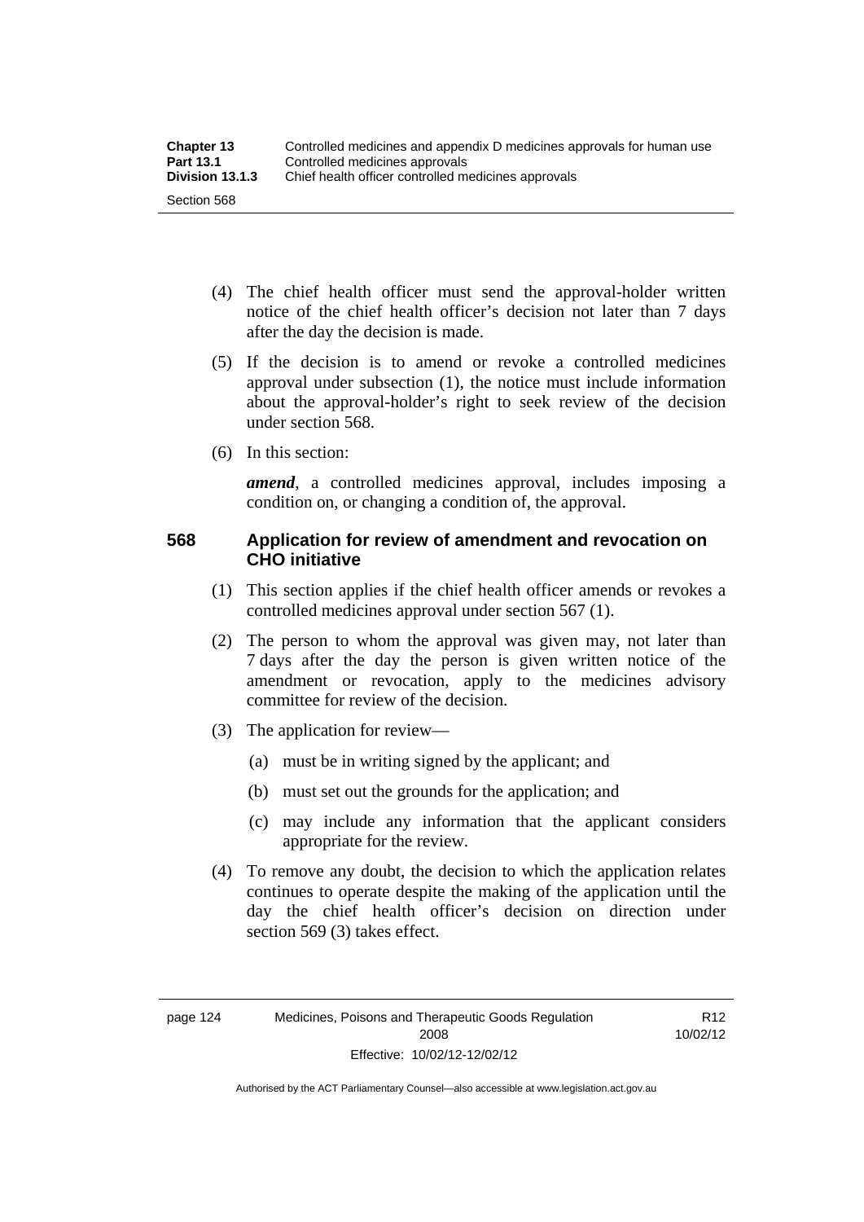(4) The chief health officer must send the approval-holder written notice of the chief health officer's decision not later than 7 days after the day the decision is made.

(5) If the decision is to amend or revoke a controlled medicines approval under subsection (1), the notice must include information about the approval-holder's right to seek review of the decision under section 568.

(6) In this section:

***amend***, a controlled medicines approval, includes imposing a condition on, or changing a condition of, the approval.

### 568 Application for review of amendment and revocation on CHO initiative

(1) This section applies if the chief health officer amends or revokes a controlled medicines approval under section 567 (1).

(2) The person to whom the approval was given may, not later than 7 days after the day the person is given written notice of the amendment or revocation, apply to the medicines advisory committee for review of the decision.

(3) The application for review—

(a) must be in writing signed by the applicant; and

(b) must set out the grounds for the application; and

(c) may include any information that the applicant considers appropriate for the review.

(4) To remove any doubt, the decision to which the application relates continues to operate despite the making of the application until the day the chief health officer's decision on direction under section 569 (3) takes effect.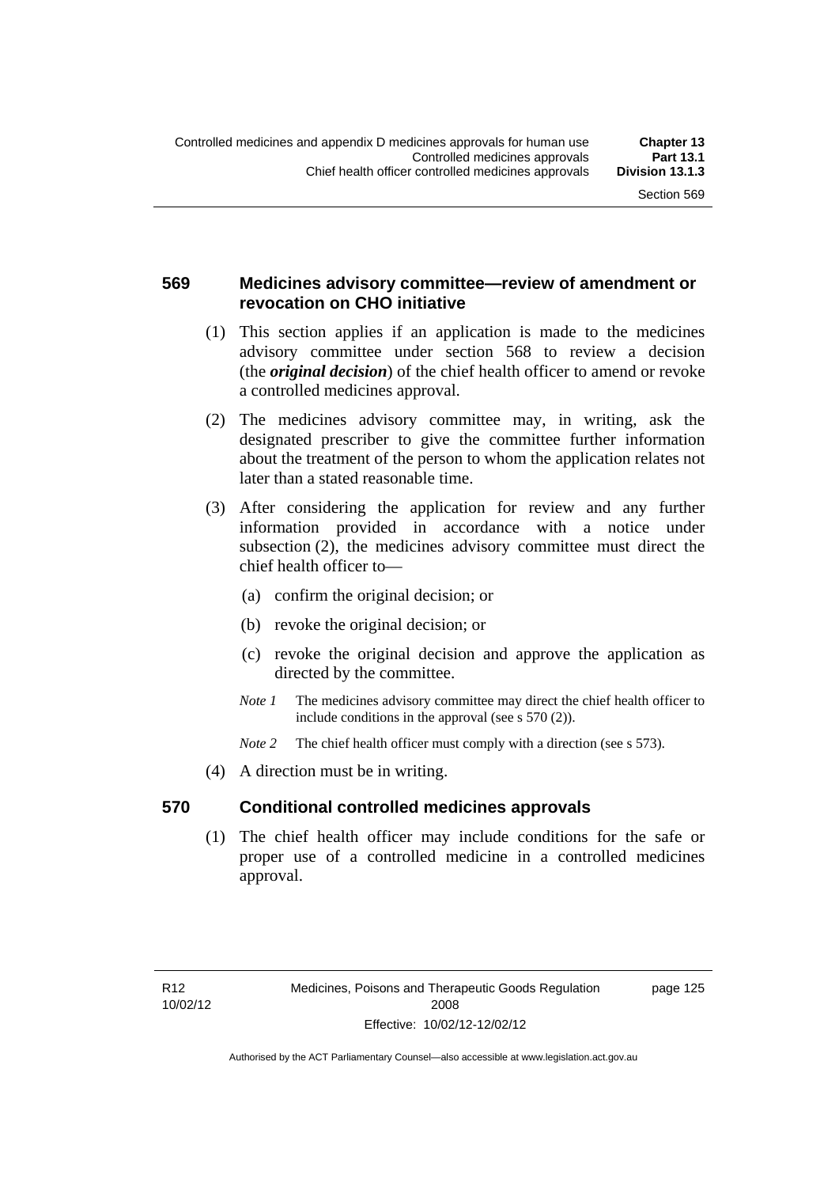## 569 Medicines advisory committee—review of amendment or revocation on CHO initiative

(1) This section applies if an application is made to the medicines advisory committee under section 568 to review a decision (the ***original decision***) of the chief health officer to amend or revoke a controlled medicines approval.

(2) The medicines advisory committee may, in writing, ask the designated prescriber to give the committee further information about the treatment of the person to whom the application relates not later than a stated reasonable time.

(3) After considering the application for review and any further information provided in accordance with a notice under subsection (2), the medicines advisory committee must direct the chief health officer to—

(a) confirm the original decision; or

(b) revoke the original decision; or

(c) revoke the original decision and approve the application as directed by the committee.

*Note 1* The medicines advisory committee may direct the chief health officer to include conditions in the approval (see s 570 (2)).

*Note 2* The chief health officer must comply with a direction (see s 573).

(4) A direction must be in writing.

## 570 Conditional controlled medicines approvals

(1) The chief health officer may include conditions for the safe or proper use of a controlled medicine in a controlled medicines approval.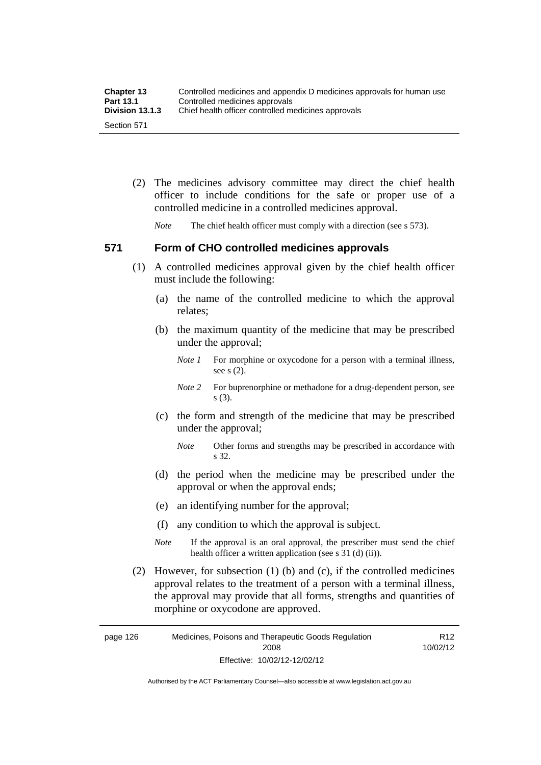(2) The medicines advisory committee may direct the chief health officer to include conditions for the safe or proper use of a controlled medicine in a controlled medicines approval.

*Note* The chief health officer must comply with a direction (see s 573).

## 571 Form of CHO controlled medicines approvals

(1) A controlled medicines approval given by the chief health officer must include the following:

(a) the name of the controlled medicine to which the approval relates;

(b) the maximum quantity of the medicine that may be prescribed under the approval;

*Note 1* For morphine or oxycodone for a person with a terminal illness, see s (2).

*Note 2* For buprenorphine or methadone for a drug-dependent person, see s (3).

(c) the form and strength of the medicine that may be prescribed under the approval;

*Note* Other forms and strengths may be prescribed in accordance with s 32.

(d) the period when the medicine may be prescribed under the approval or when the approval ends;

(e) an identifying number for the approval;

(f) any condition to which the approval is subject.

*Note* If the approval is an oral approval, the prescriber must send the chief health officer a written application (see s 31 (d) (ii)).

(2) However, for subsection (1) (b) and (c), if the controlled medicines approval relates to the treatment of a person with a terminal illness, the approval may provide that all forms, strengths and quantities of morphine or oxycodone are approved.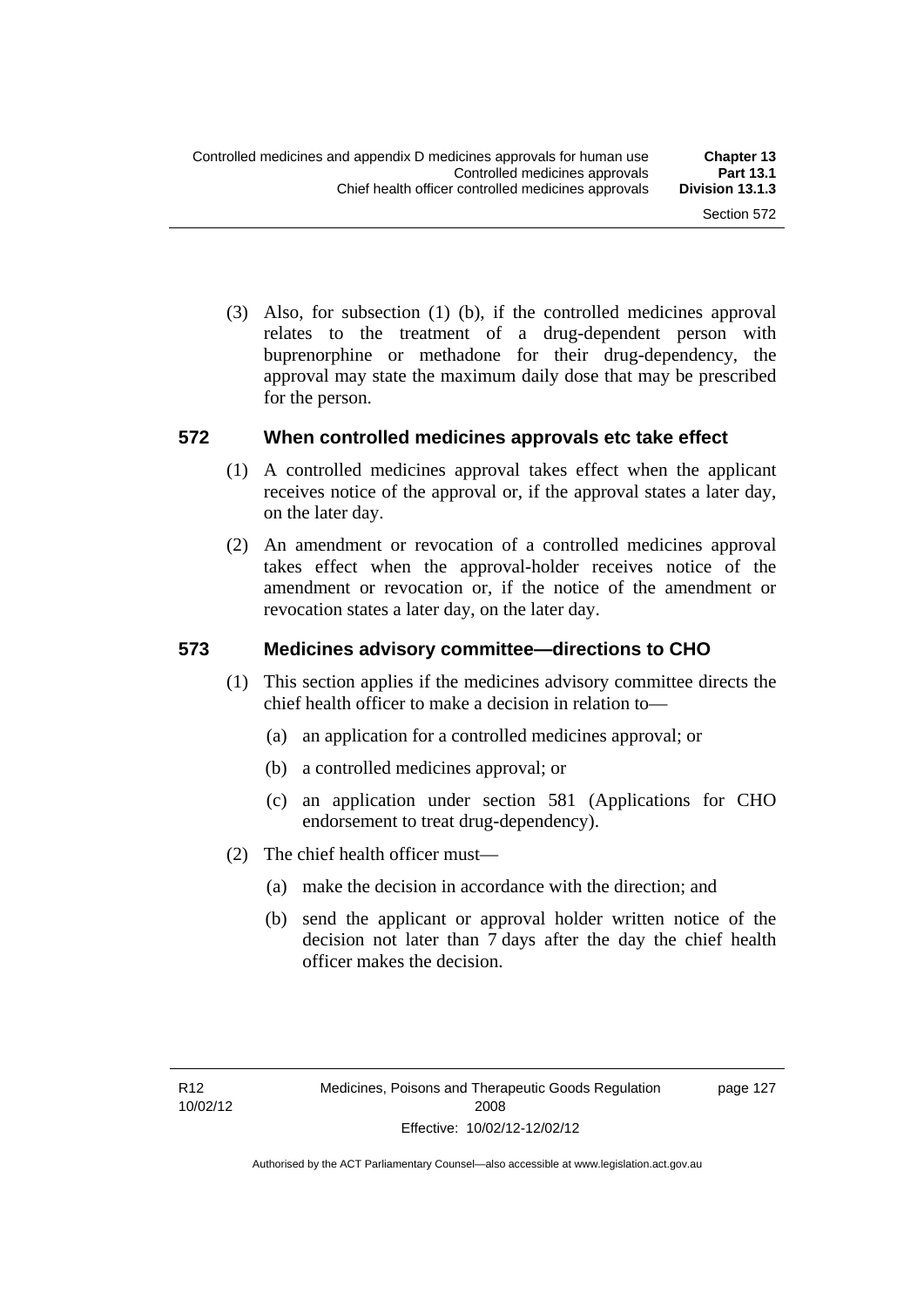(3) Also, for subsection (1) (b), if the controlled medicines approval relates to the treatment of a drug-dependent person with buprenorphine or methadone for their drug-dependency, the approval may state the maximum daily dose that may be prescribed for the person.

## 572 When controlled medicines approvals etc take effect

(1) A controlled medicines approval takes effect when the applicant receives notice of the approval or, if the approval states a later day, on the later day.

(2) An amendment or revocation of a controlled medicines approval takes effect when the approval-holder receives notice of the amendment or revocation or, if the notice of the amendment or revocation states a later day, on the later day.

## 573 Medicines advisory committee—directions to CHO

(1) This section applies if the medicines advisory committee directs the chief health officer to make a decision in relation to—

(a) an application for a controlled medicines approval; or

(b) a controlled medicines approval; or

(c) an application under section 581 (Applications for CHO endorsement to treat drug-dependency).

(2) The chief health officer must—

(a) make the decision in accordance with the direction; and

(b) send the applicant or approval holder written notice of the decision not later than 7 days after the day the chief health officer makes the decision.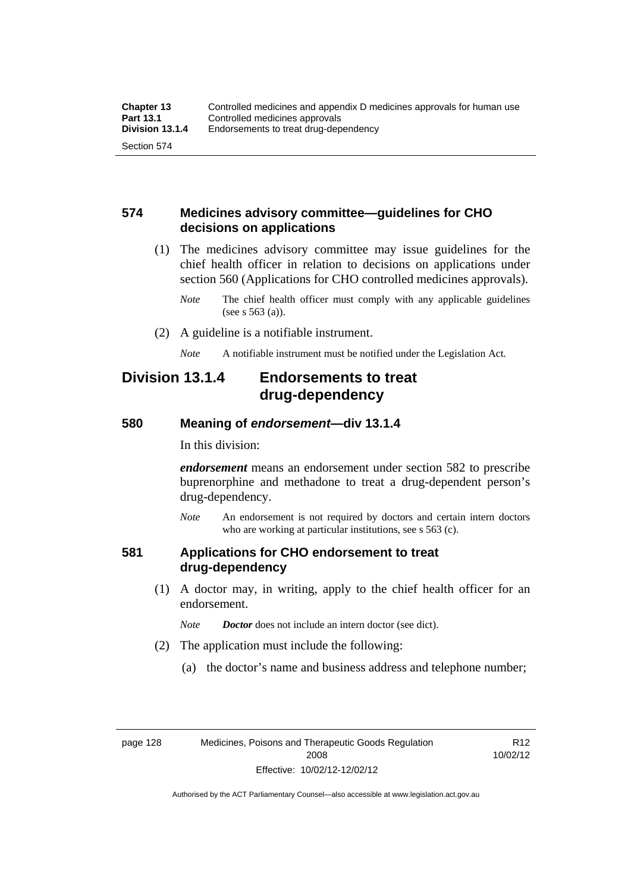### 574 Medicines advisory committee—guidelines for CHO decisions on applications

(1) The medicines advisory committee may issue guidelines for the chief health officer in relation to decisions on applications under section 560 (Applications for CHO controlled medicines approvals).

*Note* The chief health officer must comply with any applicable guidelines (see s 563 (a)).

(2) A guideline is a notifiable instrument.

*Note* A notifiable instrument must be notified under the Legislation Act.

## Division 13.1.4 Endorsements to treat drug-dependency

### 580 Meaning of *endorsement*—div 13.1.4

In this division:

***endorsement*** means an endorsement under section 582 to prescribe buprenorphine and methadone to treat a drug-dependent person's drug-dependency.

*Note* An endorsement is not required by doctors and certain intern doctors who are working at particular institutions, see s 563 (c).

### 581 Applications for CHO endorsement to treat drug-dependency

(1) A doctor may, in writing, apply to the chief health officer for an endorsement.

*Note* ***Doctor*** does not include an intern doctor (see dict).

(2) The application must include the following:

(a) the doctor's name and business address and telephone number;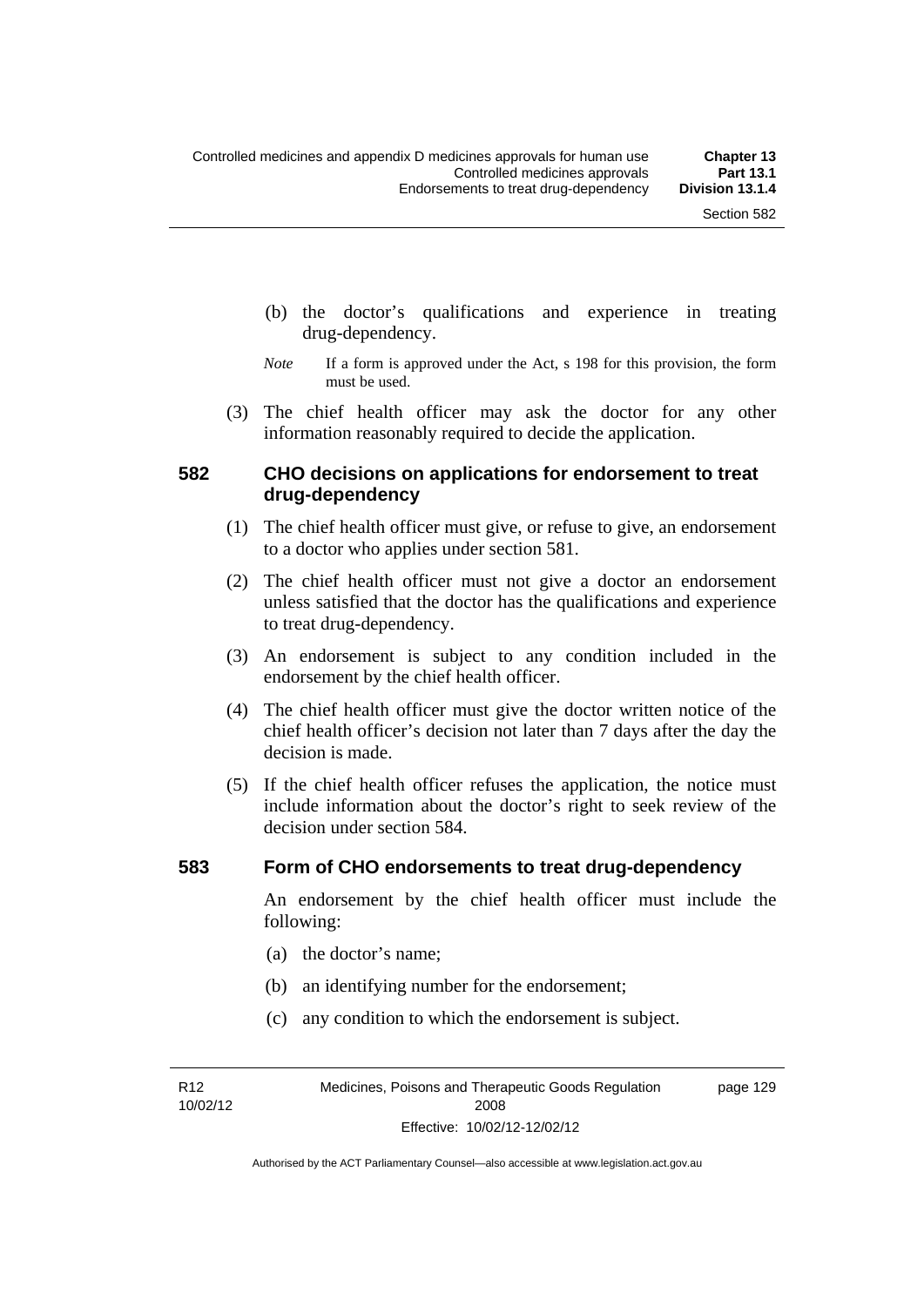(b) the doctor's qualifications and experience in treating drug-dependency.

*Note* If a form is approved under the Act, s 198 for this provision, the form must be used.

(3) The chief health officer may ask the doctor for any other information reasonably required to decide the application.

### 582 CHO decisions on applications for endorsement to treat drug-dependency

(1) The chief health officer must give, or refuse to give, an endorsement to a doctor who applies under section 581.

(2) The chief health officer must not give a doctor an endorsement unless satisfied that the doctor has the qualifications and experience to treat drug-dependency.

(3) An endorsement is subject to any condition included in the endorsement by the chief health officer.

(4) The chief health officer must give the doctor written notice of the chief health officer's decision not later than 7 days after the day the decision is made.

(5) If the chief health officer refuses the application, the notice must include information about the doctor's right to seek review of the decision under section 584.

### 583 Form of CHO endorsements to treat drug-dependency

An endorsement by the chief health officer must include the following:

(a) the doctor's name;

(b) an identifying number for the endorsement;

(c) any condition to which the endorsement is subject.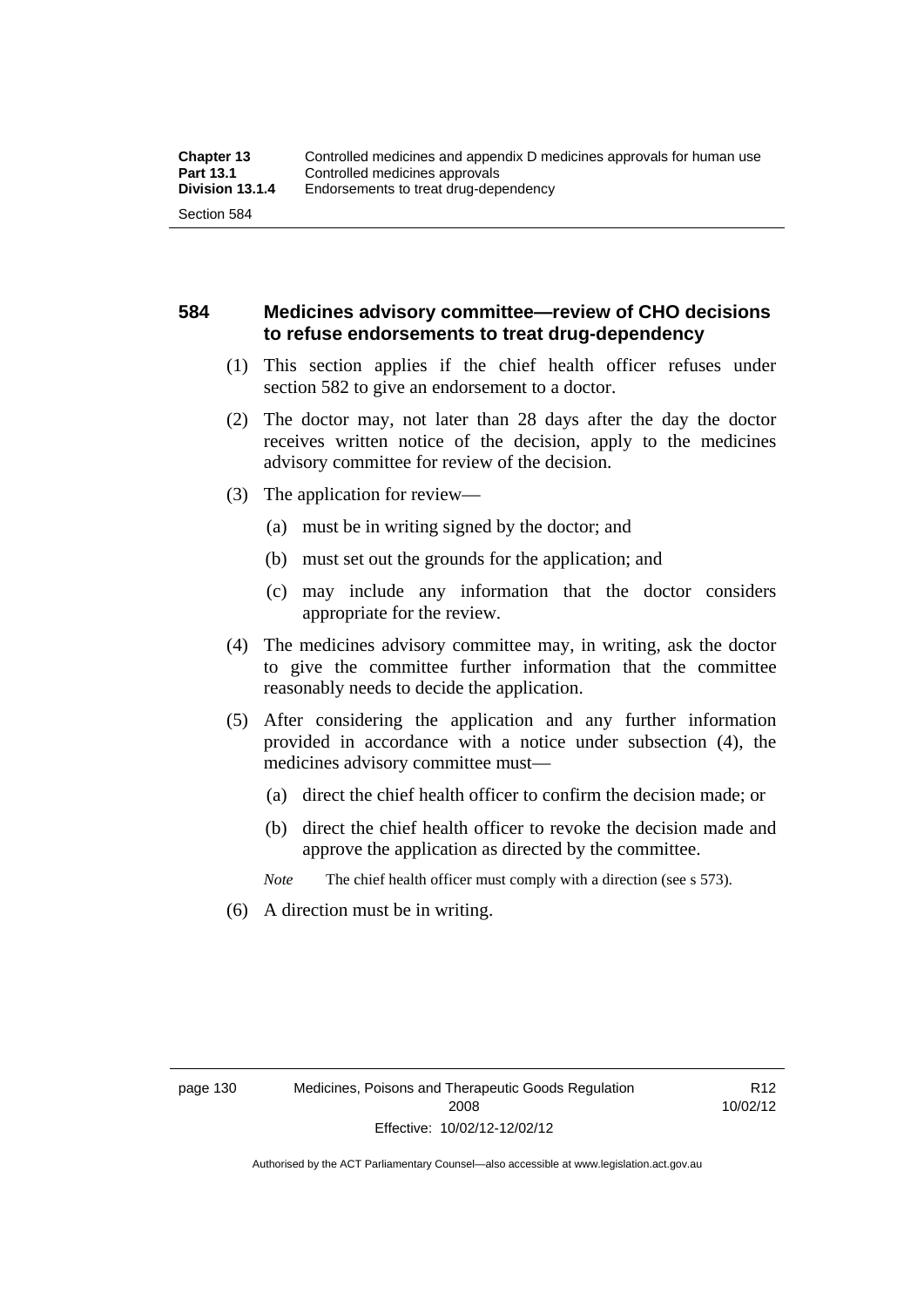## 584 Medicines advisory committee—review of CHO decisions to refuse endorsements to treat drug-dependency

(1) This section applies if the chief health officer refuses under section 582 to give an endorsement to a doctor.

(2) The doctor may, not later than 28 days after the day the doctor receives written notice of the decision, apply to the medicines advisory committee for review of the decision.

(3) The application for review—

(a) must be in writing signed by the doctor; and

(b) must set out the grounds for the application; and

(c) may include any information that the doctor considers appropriate for the review.

(4) The medicines advisory committee may, in writing, ask the doctor to give the committee further information that the committee reasonably needs to decide the application.

(5) After considering the application and any further information provided in accordance with a notice under subsection (4), the medicines advisory committee must—

(a) direct the chief health officer to confirm the decision made; or

(b) direct the chief health officer to revoke the decision made and approve the application as directed by the committee.

*Note* The chief health officer must comply with a direction (see s 573).

(6) A direction must be in writing.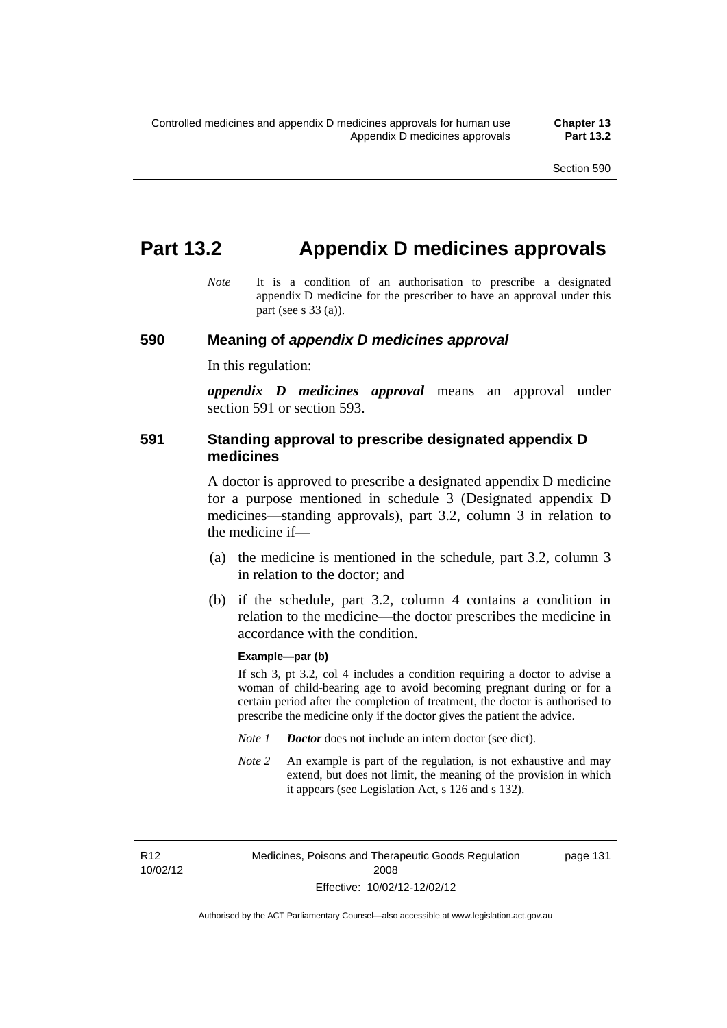# Part 13.2 Appendix D medicines approvals

*Note* It is a condition of an authorisation to prescribe a designated appendix D medicine for the prescriber to have an approval under this part (see s 33 (a)).

## 590 Meaning of *appendix D medicines approval*

In this regulation:

***appendix D medicines approval*** means an approval under section 591 or section 593.

## 591 Standing approval to prescribe designated appendix D medicines

A doctor is approved to prescribe a designated appendix D medicine for a purpose mentioned in schedule 3 (Designated appendix D medicines—standing approvals), part 3.2, column 3 in relation to the medicine if—

(a) the medicine is mentioned in the schedule, part 3.2, column 3 in relation to the doctor; and

(b) if the schedule, part 3.2, column 4 contains a condition in relation to the medicine—the doctor prescribes the medicine in accordance with the condition.

**Example—par (b)**

If sch 3, pt 3.2, col 4 includes a condition requiring a doctor to advise a woman of child-bearing age to avoid becoming pregnant during or for a certain period after the completion of treatment, the doctor is authorised to prescribe the medicine only if the doctor gives the patient the advice.

*Note 1* ***Doctor*** does not include an intern doctor (see dict).

*Note 2* An example is part of the regulation, is not exhaustive and may extend, but does not limit, the meaning of the provision in which it appears (see Legislation Act, s 126 and s 132).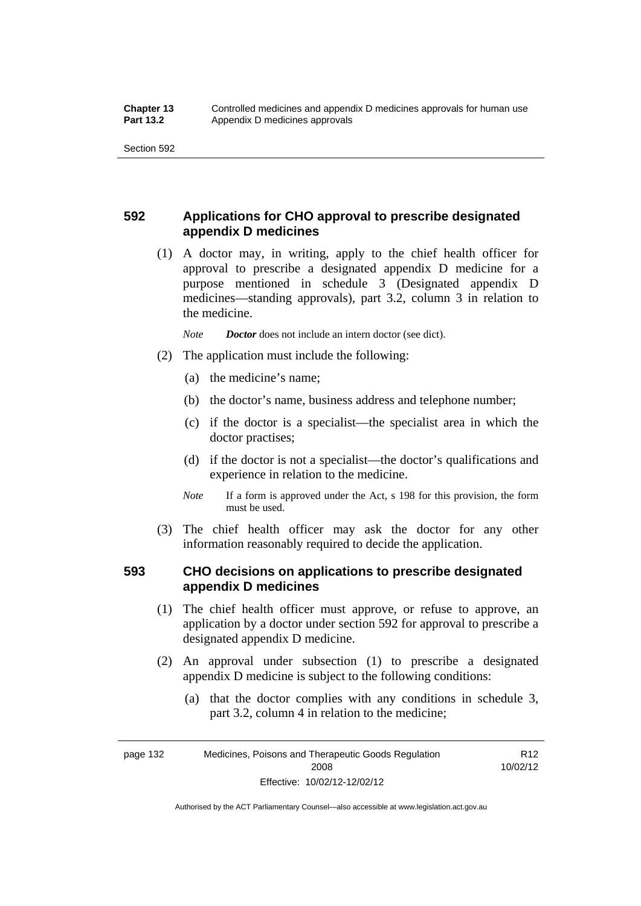## 592 Applications for CHO approval to prescribe designated appendix D medicines

(1) A doctor may, in writing, apply to the chief health officer for approval to prescribe a designated appendix D medicine for a purpose mentioned in schedule 3 (Designated appendix D medicines—standing approvals), part 3.2, column 3 in relation to the medicine.

*Note* ***Doctor*** does not include an intern doctor (see dict).

(2) The application must include the following:

(a) the medicine's name;

(b) the doctor's name, business address and telephone number;

(c) if the doctor is a specialist—the specialist area in which the doctor practises;

(d) if the doctor is not a specialist—the doctor's qualifications and experience in relation to the medicine.

*Note* If a form is approved under the Act, s 198 for this provision, the form must be used.

(3) The chief health officer may ask the doctor for any other information reasonably required to decide the application.

## 593 CHO decisions on applications to prescribe designated appendix D medicines

(1) The chief health officer must approve, or refuse to approve, an application by a doctor under section 592 for approval to prescribe a designated appendix D medicine.

(2) An approval under subsection (1) to prescribe a designated appendix D medicine is subject to the following conditions:

(a) that the doctor complies with any conditions in schedule 3, part 3.2, column 4 in relation to the medicine;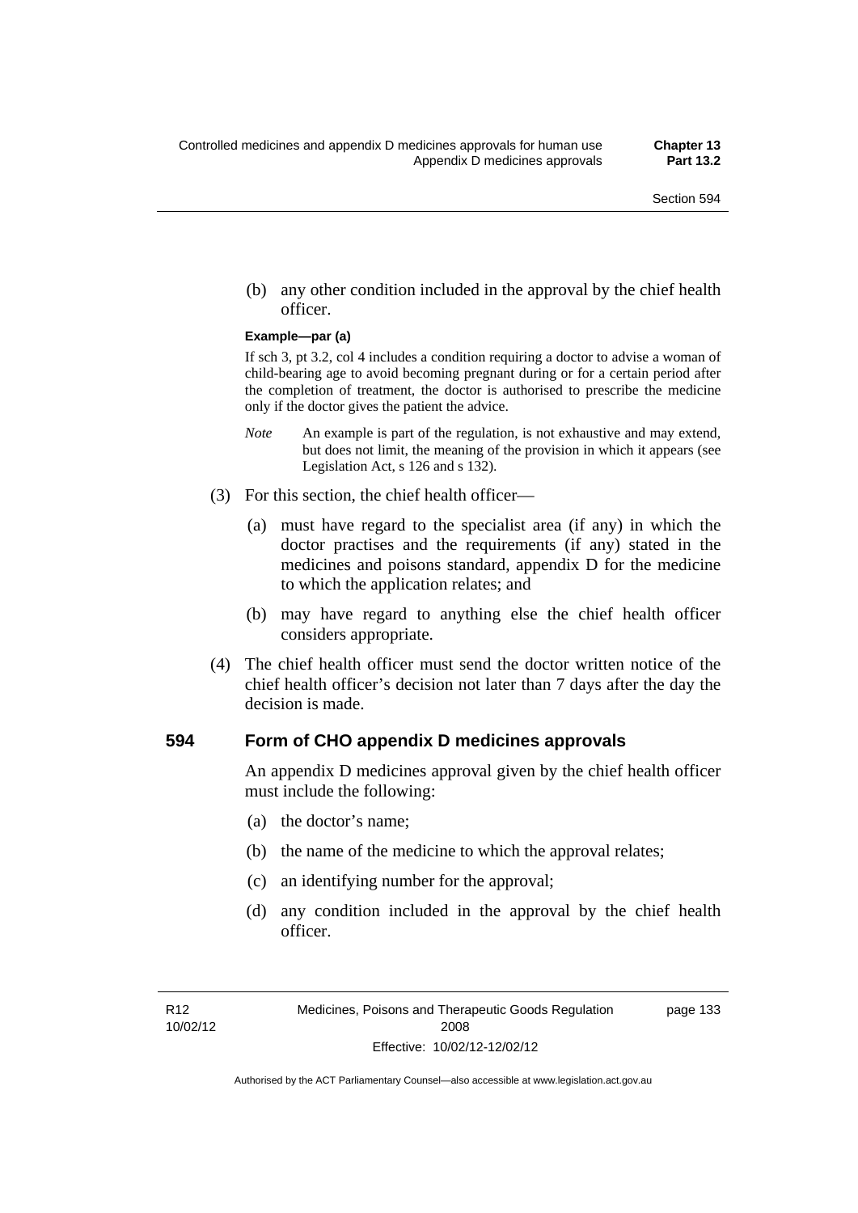(b) any other condition included in the approval by the chief health officer.

**Example—par (a)**

If sch 3, pt 3.2, col 4 includes a condition requiring a doctor to advise a woman of child-bearing age to avoid becoming pregnant during or for a certain period after the completion of treatment, the doctor is authorised to prescribe the medicine only if the doctor gives the patient the advice.

*Note* An example is part of the regulation, is not exhaustive and may extend, but does not limit, the meaning of the provision in which it appears (see Legislation Act, s 126 and s 132).

(3) For this section, the chief health officer—

(a) must have regard to the specialist area (if any) in which the doctor practises and the requirements (if any) stated in the medicines and poisons standard, appendix D for the medicine to which the application relates; and

(b) may have regard to anything else the chief health officer considers appropriate.

(4) The chief health officer must send the doctor written notice of the chief health officer's decision not later than 7 days after the day the decision is made.

## 594 Form of CHO appendix D medicines approvals

An appendix D medicines approval given by the chief health officer must include the following:

(a) the doctor's name;

(b) the name of the medicine to which the approval relates;

(c) an identifying number for the approval;

(d) any condition included in the approval by the chief health officer.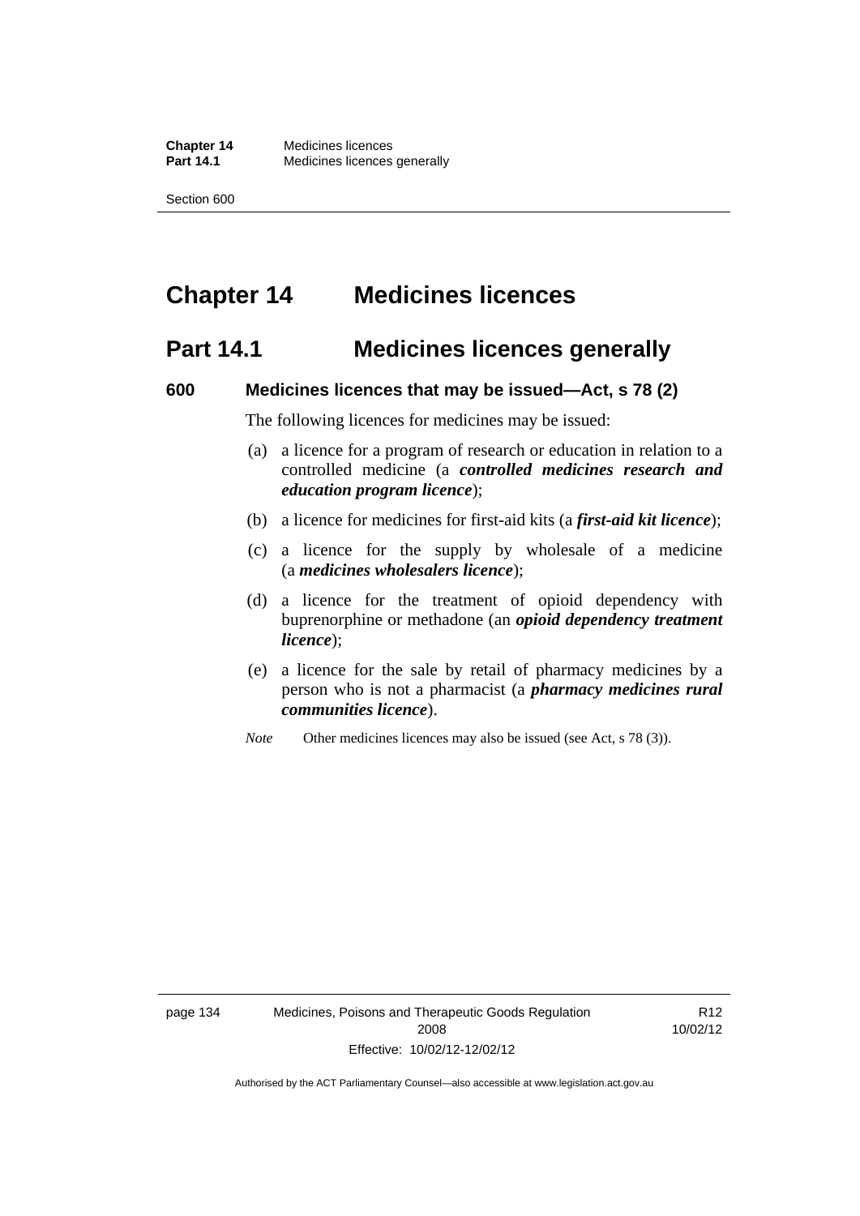# Chapter 14 Medicines licences

## Part 14.1 Medicines licences generally

### 600 Medicines licences that may be issued—Act, s 78 (2)

The following licences for medicines may be issued:

(a) a licence for a program of research or education in relation to a controlled medicine (a ***controlled medicines research and education program licence***);

(b) a licence for medicines for first-aid kits (a ***first-aid kit licence***);

(c) a licence for the supply by wholesale of a medicine (a ***medicines wholesalers licence***);

(d) a licence for the treatment of opioid dependency with buprenorphine or methadone (an ***opioid dependency treatment licence***);

(e) a licence for the sale by retail of pharmacy medicines by a person who is not a pharmacist (a ***pharmacy medicines rural communities licence***).

*Note* Other medicines licences may also be issued (see Act, s 78 (3)).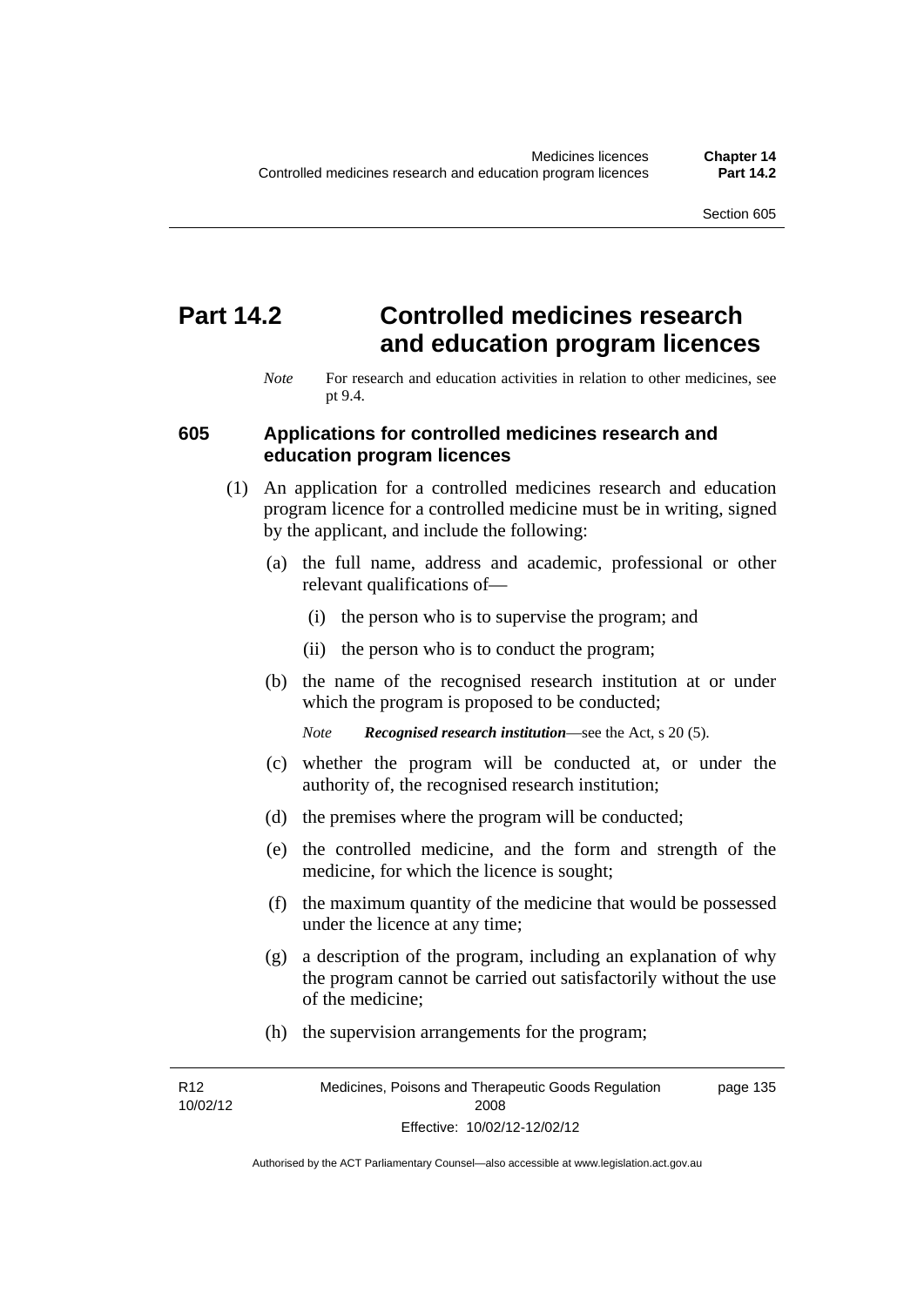# Part 14.2 Controlled medicines research and education program licences

*Note* For research and education activities in relation to other medicines, see pt 9.4.

### 605 Applications for controlled medicines research and education program licences

(1) An application for a controlled medicines research and education program licence for a controlled medicine must be in writing, signed by the applicant, and include the following:

(a) the full name, address and academic, professional or other relevant qualifications of—

(i) the person who is to supervise the program; and

(ii) the person who is to conduct the program;

(b) the name of the recognised research institution at or under which the program is proposed to be conducted;

*Note* ***Recognised research institution***—see the Act, s 20 (5).

(c) whether the program will be conducted at, or under the authority of, the recognised research institution;

(d) the premises where the program will be conducted;

(e) the controlled medicine, and the form and strength of the medicine, for which the licence is sought;

(f) the maximum quantity of the medicine that would be possessed under the licence at any time;

(g) a description of the program, including an explanation of why the program cannot be carried out satisfactorily without the use of the medicine;

(h) the supervision arrangements for the program;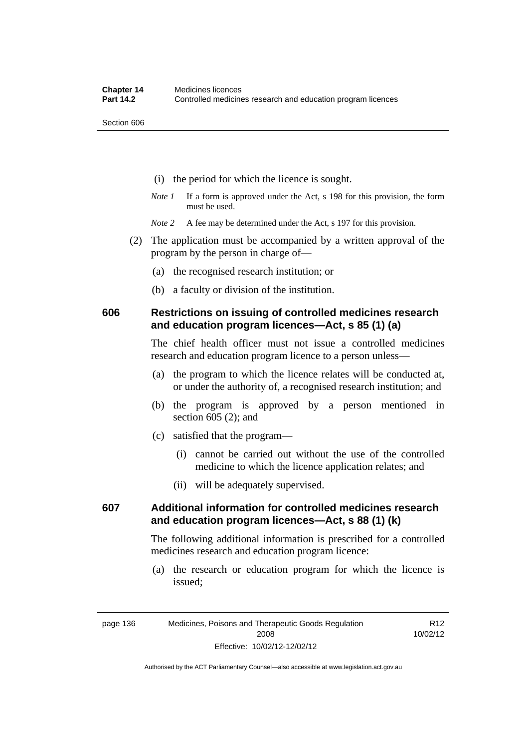(i) the period for which the licence is sought.

*Note 1* If a form is approved under the Act, s 198 for this provision, the form must be used.

*Note 2* A fee may be determined under the Act, s 197 for this provision.

(2) The application must be accompanied by a written approval of the program by the person in charge of—

(a) the recognised research institution; or

(b) a faculty or division of the institution.

## 606 Restrictions on issuing of controlled medicines research and education program licences—Act, s 85 (1) (a)

The chief health officer must not issue a controlled medicines research and education program licence to a person unless—

(a) the program to which the licence relates will be conducted at, or under the authority of, a recognised research institution; and

(b) the program is approved by a person mentioned in section 605 (2); and

(c) satisfied that the program—

(i) cannot be carried out without the use of the controlled medicine to which the licence application relates; and

(ii) will be adequately supervised.

## 607 Additional information for controlled medicines research and education program licences—Act, s 88 (1) (k)

The following additional information is prescribed for a controlled medicines research and education program licence:

(a) the research or education program for which the licence is issued;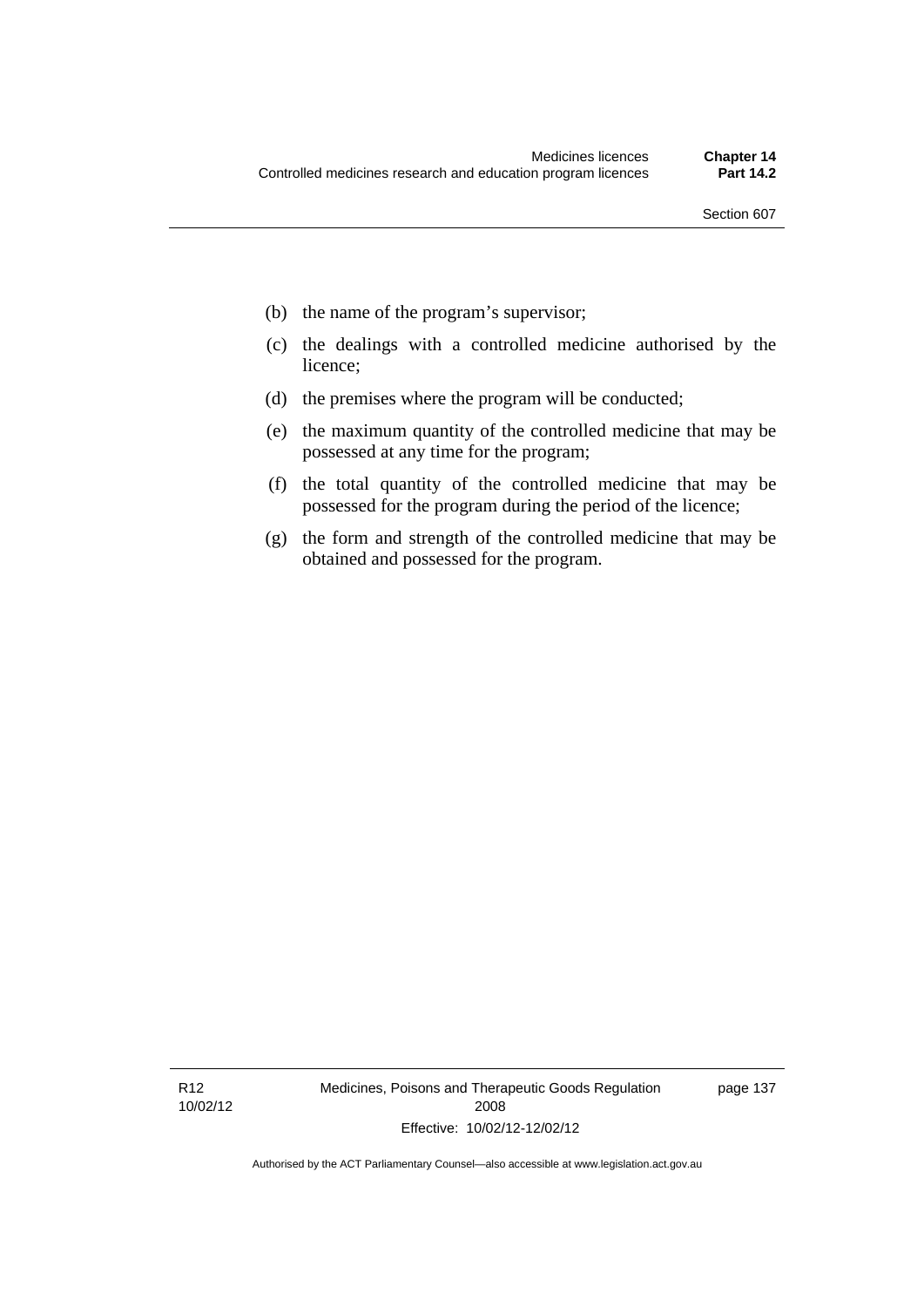(b) the name of the program's supervisor;

(c) the dealings with a controlled medicine authorised by the licence;

(d) the premises where the program will be conducted;

(e) the maximum quantity of the controlled medicine that may be possessed at any time for the program;

(f) the total quantity of the controlled medicine that may be possessed for the program during the period of the licence;

(g) the form and strength of the controlled medicine that may be obtained and possessed for the program.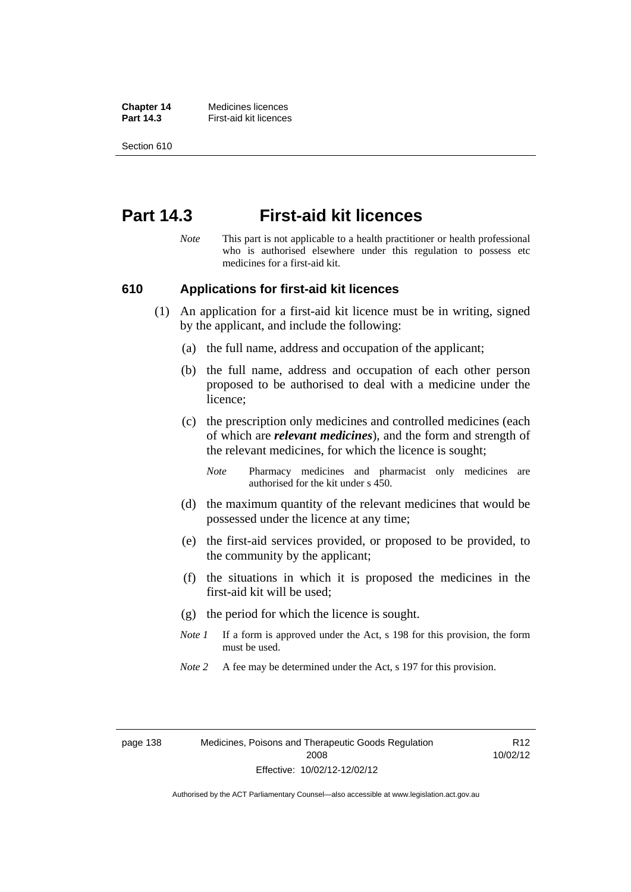# Part 14.3 First-aid kit licences

*Note* This part is not applicable to a health practitioner or health professional who is authorised elsewhere under this regulation to possess etc medicines for a first-aid kit.

## 610 Applications for first-aid kit licences

(1) An application for a first-aid kit licence must be in writing, signed by the applicant, and include the following:

(a) the full name, address and occupation of the applicant;

(b) the full name, address and occupation of each other person proposed to be authorised to deal with a medicine under the licence;

(c) the prescription only medicines and controlled medicines (each of which are ***relevant medicines***), and the form and strength of the relevant medicines, for which the licence is sought;

*Note* Pharmacy medicines and pharmacist only medicines are authorised for the kit under s 450.

(d) the maximum quantity of the relevant medicines that would be possessed under the licence at any time;

(e) the first-aid services provided, or proposed to be provided, to the community by the applicant;

(f) the situations in which it is proposed the medicines in the first-aid kit will be used;

(g) the period for which the licence is sought.

*Note 1* If a form is approved under the Act, s 198 for this provision, the form must be used.

*Note 2* A fee may be determined under the Act, s 197 for this provision.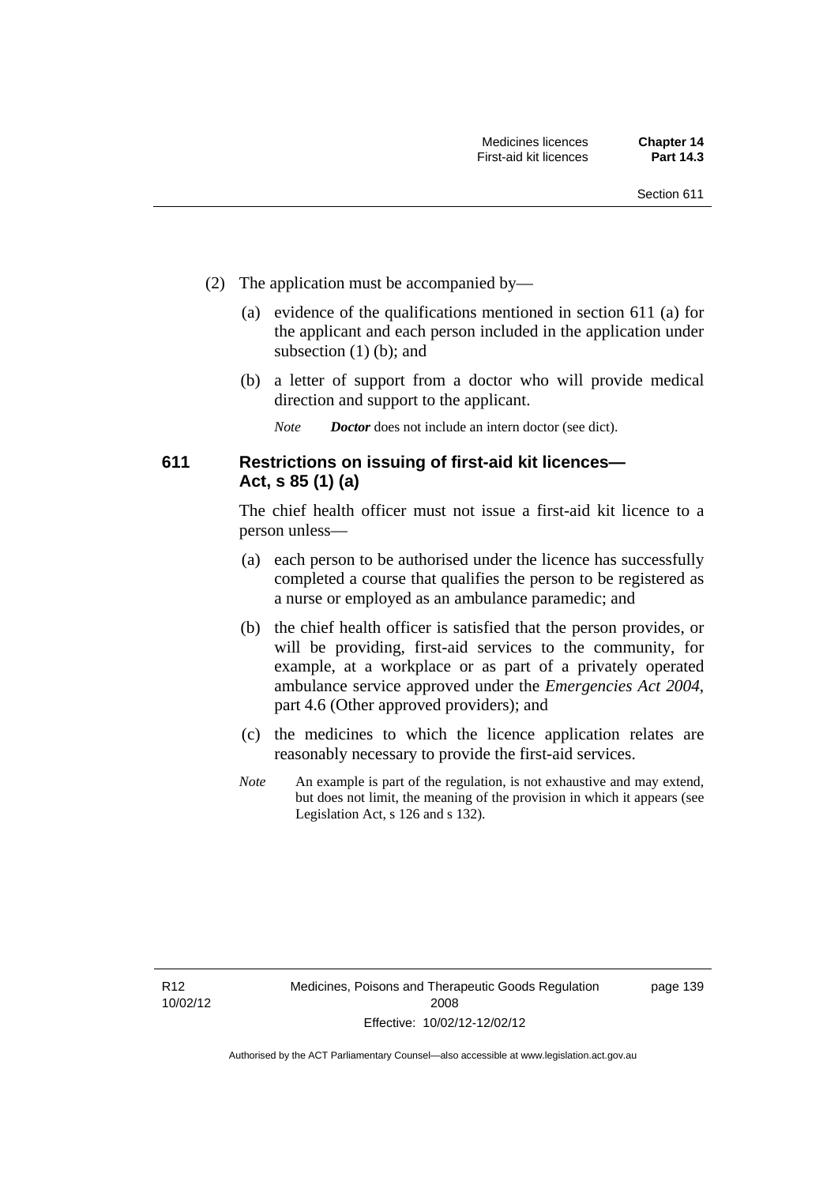(2) The application must be accompanied by—

(a) evidence of the qualifications mentioned in section 611 (a) for the applicant and each person included in the application under subsection (1) (b); and

(b) a letter of support from a doctor who will provide medical direction and support to the applicant.

*Note* ***Doctor*** does not include an intern doctor (see dict).

### 611 Restrictions on issuing of first-aid kit licences—Act, s 85 (1) (a)

The chief health officer must not issue a first-aid kit licence to a person unless—

(a) each person to be authorised under the licence has successfully completed a course that qualifies the person to be registered as a nurse or employed as an ambulance paramedic; and

(b) the chief health officer is satisfied that the person provides, or will be providing, first-aid services to the community, for example, at a workplace or as part of a privately operated ambulance service approved under the *Emergencies Act 2004*, part 4.6 (Other approved providers); and

(c) the medicines to which the licence application relates are reasonably necessary to provide the first-aid services.

*Note* An example is part of the regulation, is not exhaustive and may extend, but does not limit, the meaning of the provision in which it appears (see Legislation Act, s 126 and s 132).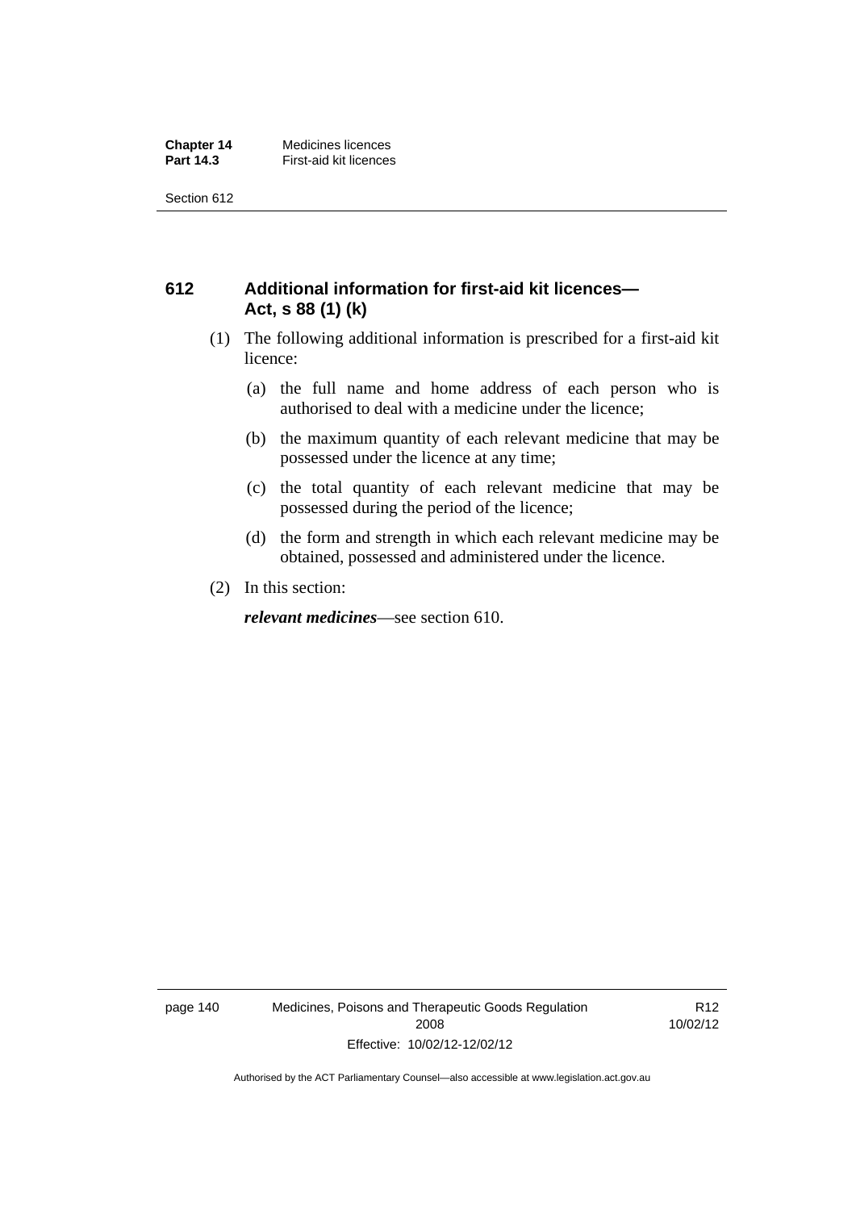## 612 Additional information for first-aid kit licences—Act, s 88 (1) (k)

(1) The following additional information is prescribed for a first-aid kit licence:

(a) the full name and home address of each person who is authorised to deal with a medicine under the licence;

(b) the maximum quantity of each relevant medicine that may be possessed under the licence at any time;

(c) the total quantity of each relevant medicine that may be possessed during the period of the licence;

(d) the form and strength in which each relevant medicine may be obtained, possessed and administered under the licence.

(2) In this section:

***relevant medicines***—see section 610.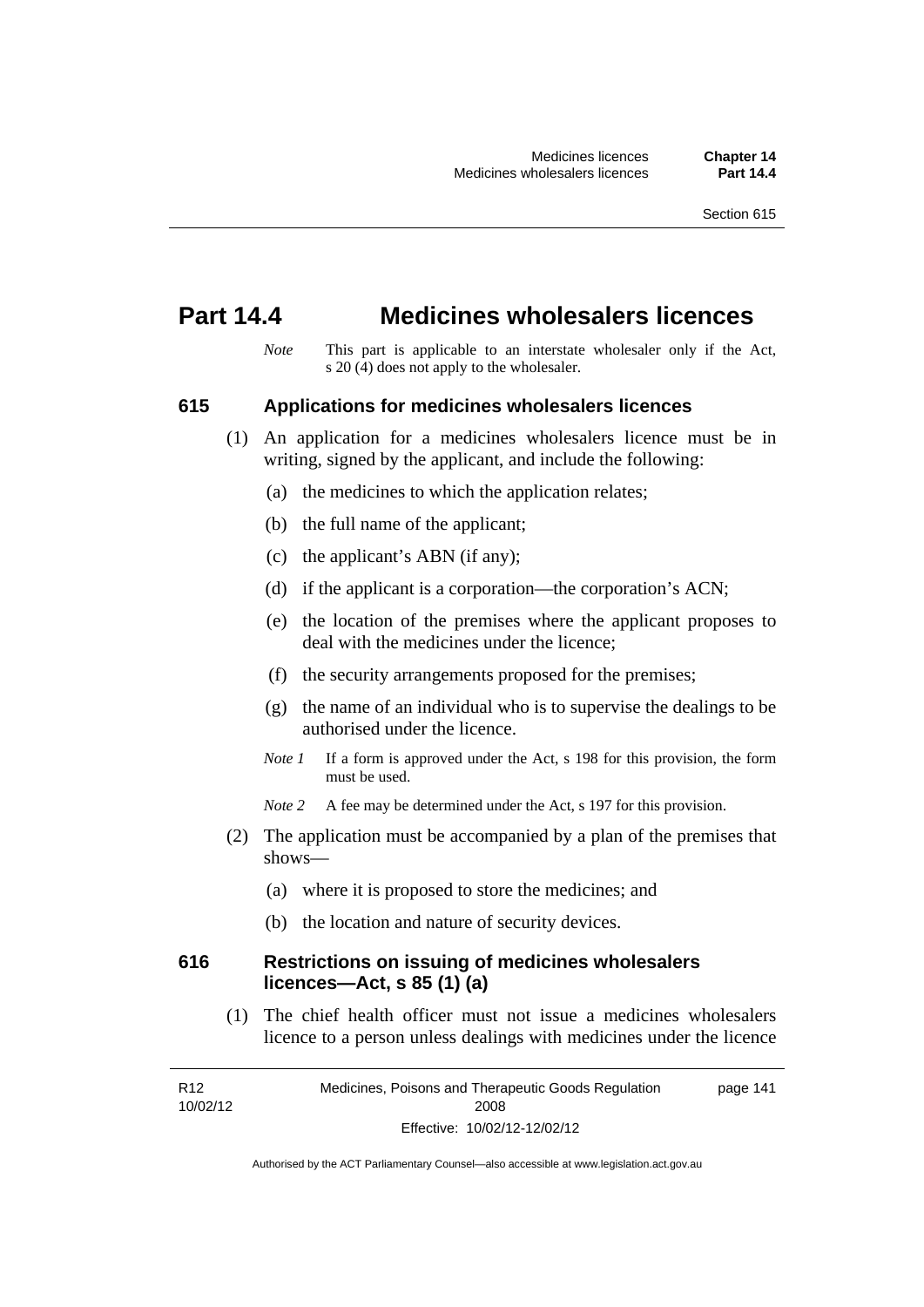# Part 14.4 Medicines wholesalers licences

*Note* This part is applicable to an interstate wholesaler only if the Act, s 20 (4) does not apply to the wholesaler.

## 615 Applications for medicines wholesalers licences

(1) An application for a medicines wholesalers licence must be in writing, signed by the applicant, and include the following:

(a) the medicines to which the application relates;

(b) the full name of the applicant;

(c) the applicant's ABN (if any);

(d) if the applicant is a corporation—the corporation's ACN;

(e) the location of the premises where the applicant proposes to deal with the medicines under the licence;

(f) the security arrangements proposed for the premises;

(g) the name of an individual who is to supervise the dealings to be authorised under the licence.

*Note 1* If a form is approved under the Act, s 198 for this provision, the form must be used.

*Note 2* A fee may be determined under the Act, s 197 for this provision.

(2) The application must be accompanied by a plan of the premises that shows—

(a) where it is proposed to store the medicines; and

(b) the location and nature of security devices.

## 616 Restrictions on issuing of medicines wholesalers licences—Act, s 85 (1) (a)

(1) The chief health officer must not issue a medicines wholesalers licence to a person unless dealings with medicines under the licence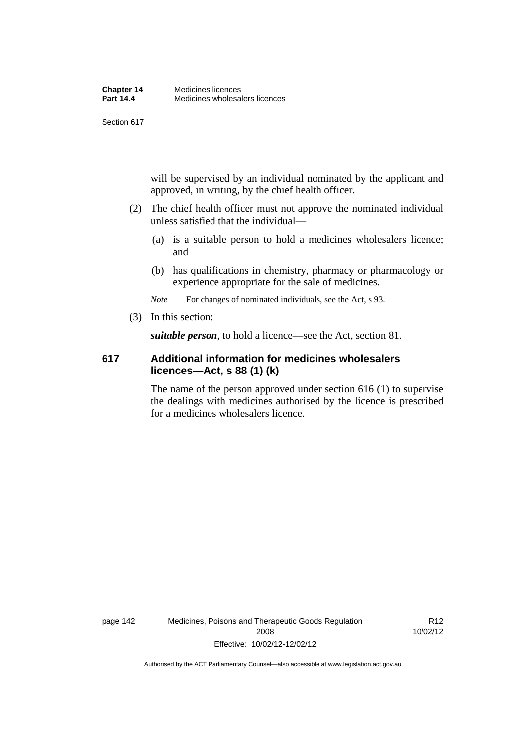will be supervised by an individual nominated by the applicant and approved, in writing, by the chief health officer.

(2) The chief health officer must not approve the nominated individual unless satisfied that the individual—

(a) is a suitable person to hold a medicines wholesalers licence; and

(b) has qualifications in chemistry, pharmacy or pharmacology or experience appropriate for the sale of medicines.

*Note* For changes of nominated individuals, see the Act, s 93.

(3) In this section:

***suitable person***, to hold a licence—see the Act, section 81.

## 617 Additional information for medicines wholesalers licences—Act, s 88 (1) (k)

The name of the person approved under section 616 (1) to supervise the dealings with medicines authorised by the licence is prescribed for a medicines wholesalers licence.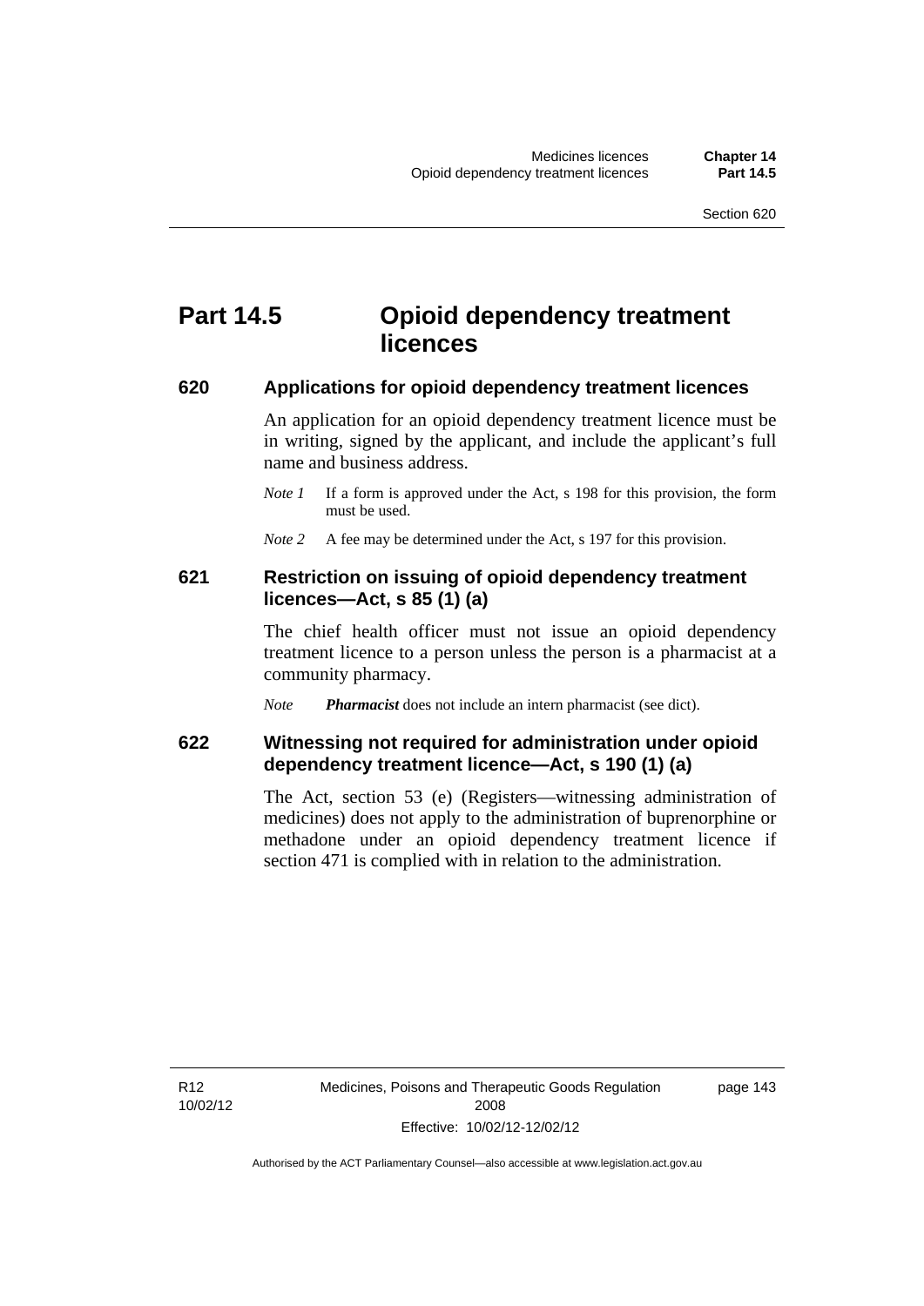# Part 14.5 Opioid dependency treatment licences

## 620 Applications for opioid dependency treatment licences

An application for an opioid dependency treatment licence must be in writing, signed by the applicant, and include the applicant's full name and business address.

*Note 1* If a form is approved under the Act, s 198 for this provision, the form must be used.

*Note 2* A fee may be determined under the Act, s 197 for this provision.

## 621 Restriction on issuing of opioid dependency treatment licences—Act, s 85 (1) (a)

The chief health officer must not issue an opioid dependency treatment licence to a person unless the person is a pharmacist at a community pharmacy.

*Note* ***Pharmacist*** does not include an intern pharmacist (see dict).

## 622 Witnessing not required for administration under opioid dependency treatment licence—Act, s 190 (1) (a)

The Act, section 53 (e) (Registers—witnessing administration of medicines) does not apply to the administration of buprenorphine or methadone under an opioid dependency treatment licence if section 471 is complied with in relation to the administration.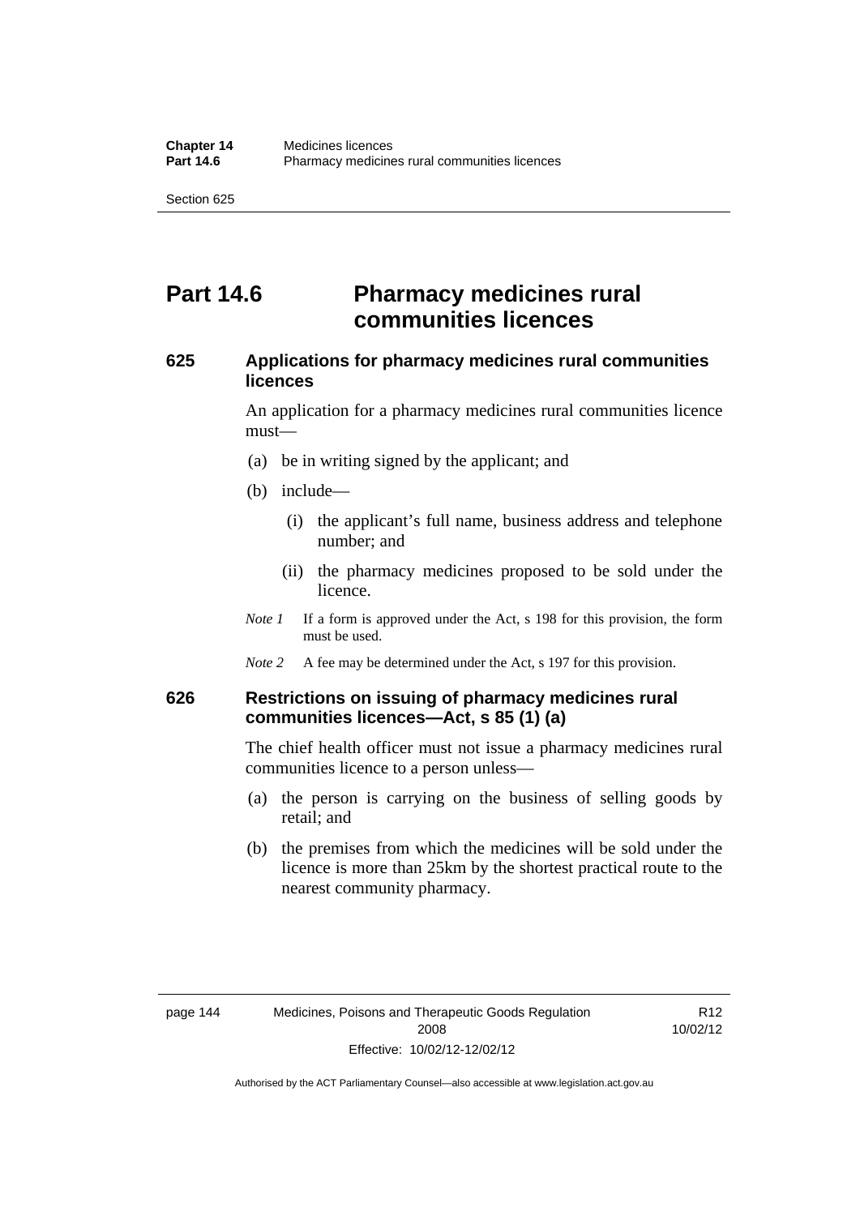# Part 14.6 Pharmacy medicines rural communities licences

## 625 Applications for pharmacy medicines rural communities licences

An application for a pharmacy medicines rural communities licence must—

(a) be in writing signed by the applicant; and

(b) include—

(i) the applicant's full name, business address and telephone number; and

(ii) the pharmacy medicines proposed to be sold under the licence.

*Note 1* If a form is approved under the Act, s 198 for this provision, the form must be used.

*Note 2* A fee may be determined under the Act, s 197 for this provision.

## 626 Restrictions on issuing of pharmacy medicines rural communities licences—Act, s 85 (1) (a)

The chief health officer must not issue a pharmacy medicines rural communities licence to a person unless—

(a) the person is carrying on the business of selling goods by retail; and

(b) the premises from which the medicines will be sold under the licence is more than 25km by the shortest practical route to the nearest community pharmacy.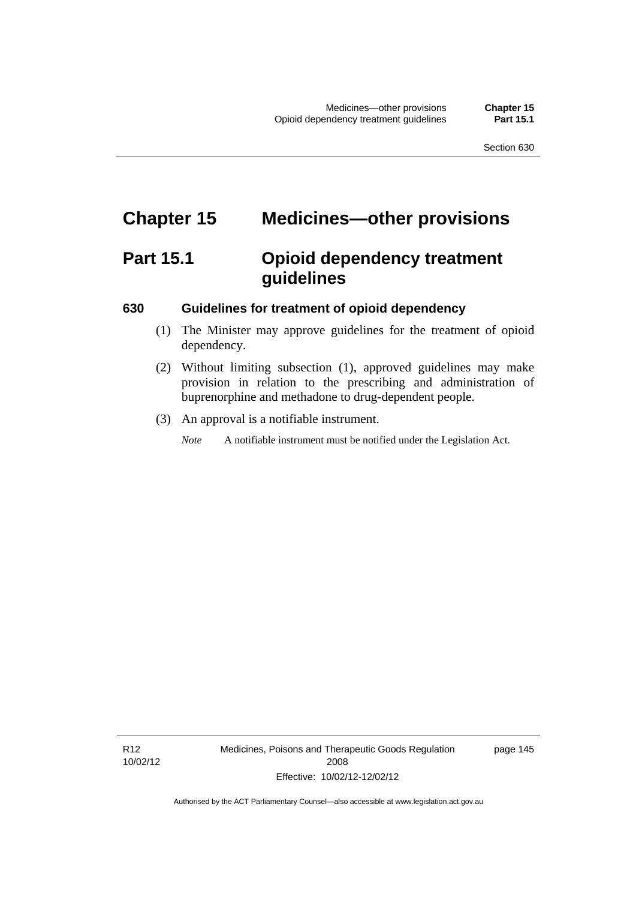# Chapter 15 Medicines—other provisions

## Part 15.1 Opioid dependency treatment guidelines

### 630 Guidelines for treatment of opioid dependency

(1) The Minister may approve guidelines for the treatment of opioid dependency.

(2) Without limiting subsection (1), approved guidelines may make provision in relation to the prescribing and administration of buprenorphine and methadone to drug-dependent people.

(3) An approval is a notifiable instrument.

*Note* A notifiable instrument must be notified under the Legislation Act.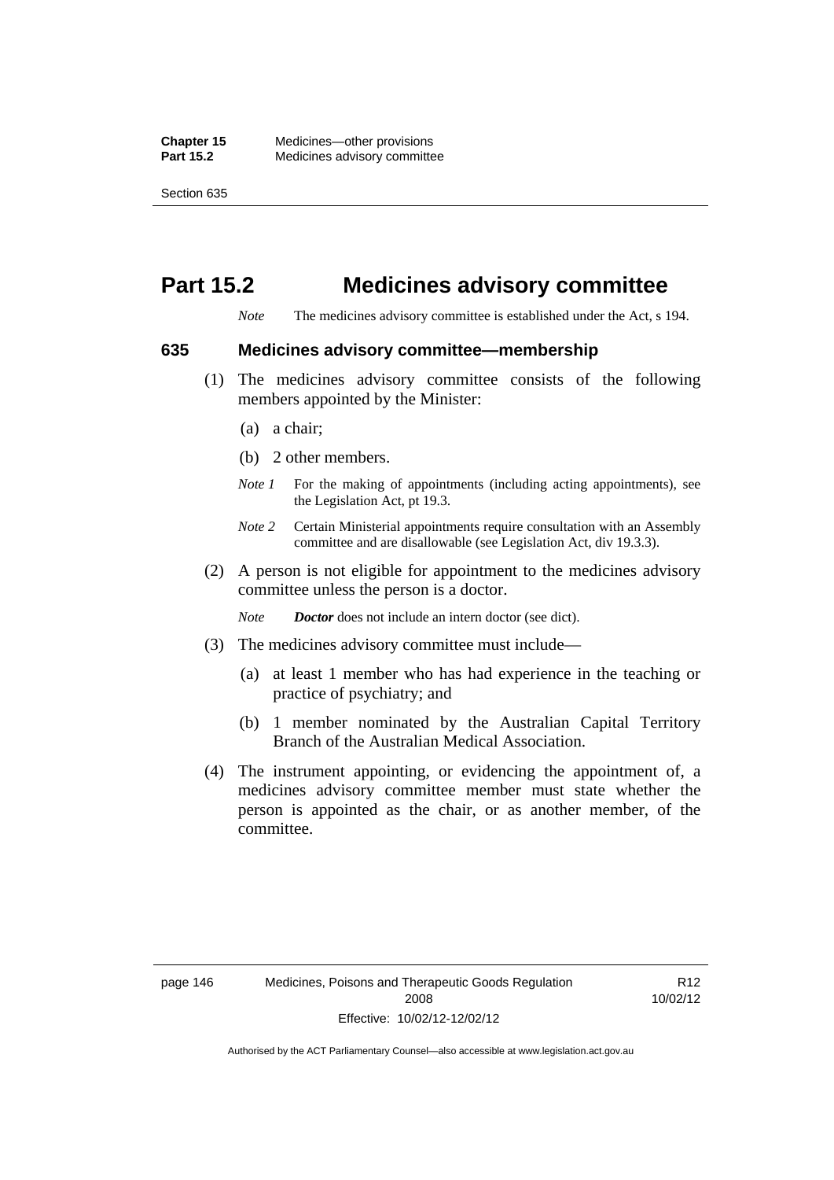# Part 15.2 Medicines advisory committee

*Note* The medicines advisory committee is established under the Act, s 194.

## 635 Medicines advisory committee—membership

(1) The medicines advisory committee consists of the following members appointed by the Minister:

(a) a chair;

(b) 2 other members.

*Note 1* For the making of appointments (including acting appointments), see the Legislation Act, pt 19.3.

*Note 2* Certain Ministerial appointments require consultation with an Assembly committee and are disallowable (see Legislation Act, div 19.3.3).

(2) A person is not eligible for appointment to the medicines advisory committee unless the person is a doctor.

*Note* ***Doctor*** does not include an intern doctor (see dict).

(3) The medicines advisory committee must include—

(a) at least 1 member who has had experience in the teaching or practice of psychiatry; and

(b) 1 member nominated by the Australian Capital Territory Branch of the Australian Medical Association.

(4) The instrument appointing, or evidencing the appointment of, a medicines advisory committee member must state whether the person is appointed as the chair, or as another member, of the committee.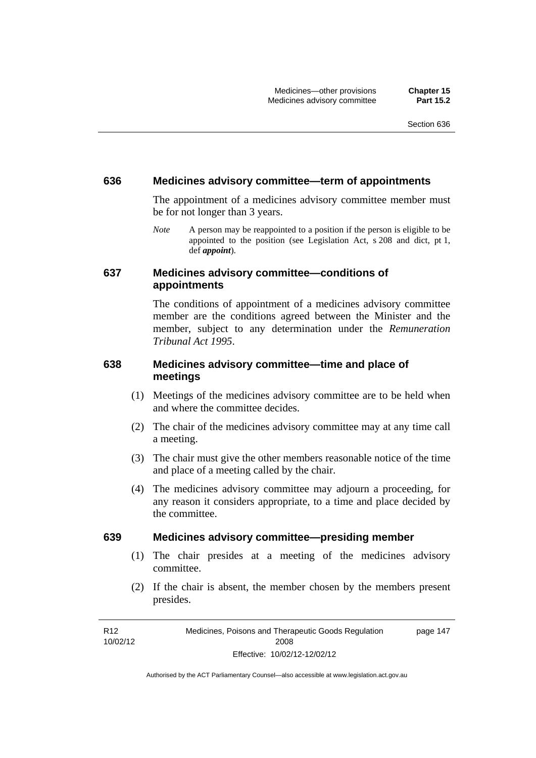### 636 Medicines advisory committee—term of appointments

The appointment of a medicines advisory committee member must be for not longer than 3 years.

*Note* A person may be reappointed to a position if the person is eligible to be appointed to the position (see Legislation Act, s 208 and dict, pt 1, def ***appoint***).

### 637 Medicines advisory committee—conditions of appointments

The conditions of appointment of a medicines advisory committee member are the conditions agreed between the Minister and the member, subject to any determination under the *Remuneration Tribunal Act 1995*.

### 638 Medicines advisory committee—time and place of meetings

(1) Meetings of the medicines advisory committee are to be held when and where the committee decides.

(2) The chair of the medicines advisory committee may at any time call a meeting.

(3) The chair must give the other members reasonable notice of the time and place of a meeting called by the chair.

(4) The medicines advisory committee may adjourn a proceeding, for any reason it considers appropriate, to a time and place decided by the committee.

### 639 Medicines advisory committee—presiding member

(1) The chair presides at a meeting of the medicines advisory committee.

(2) If the chair is absent, the member chosen by the members present presides.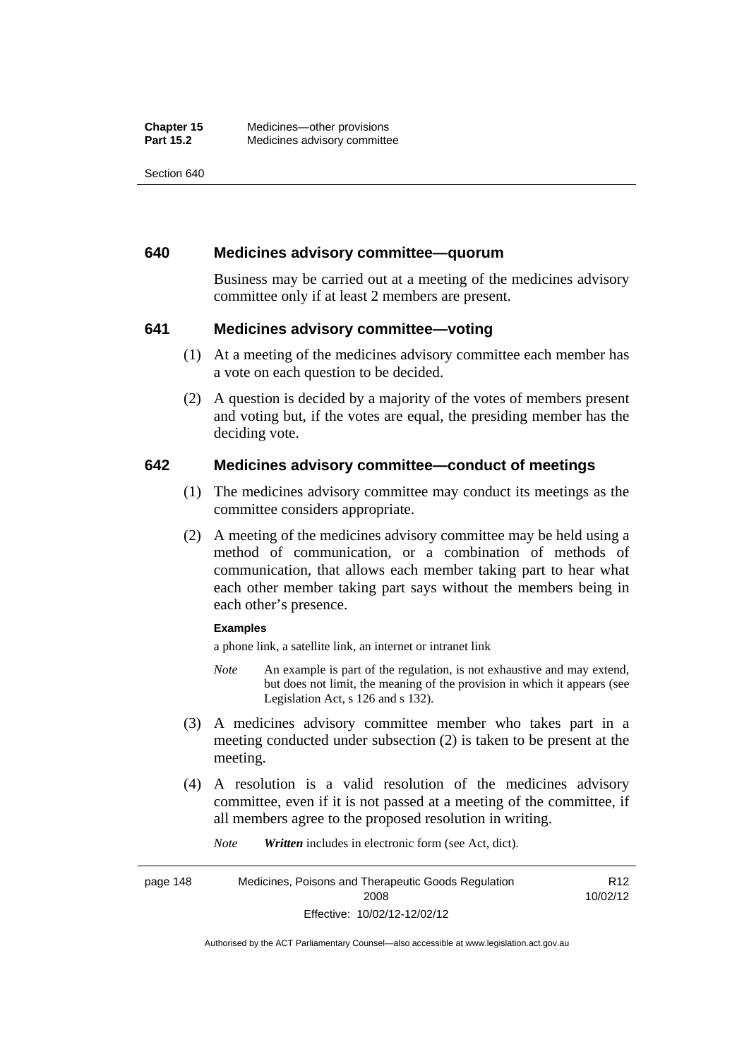## 640 Medicines advisory committee—quorum

Business may be carried out at a meeting of the medicines advisory committee only if at least 2 members are present.

## 641 Medicines advisory committee—voting

(1) At a meeting of the medicines advisory committee each member has a vote on each question to be decided.

(2) A question is decided by a majority of the votes of members present and voting but, if the votes are equal, the presiding member has the deciding vote.

## 642 Medicines advisory committee—conduct of meetings

(1) The medicines advisory committee may conduct its meetings as the committee considers appropriate.

(2) A meeting of the medicines advisory committee may be held using a method of communication, or a combination of methods of communication, that allows each member taking part to hear what each other member taking part says without the members being in each other's presence.

**Examples**

a phone link, a satellite link, an internet or intranet link

*Note* An example is part of the regulation, is not exhaustive and may extend, but does not limit, the meaning of the provision in which it appears (see Legislation Act, s 126 and s 132).

(3) A medicines advisory committee member who takes part in a meeting conducted under subsection (2) is taken to be present at the meeting.

(4) A resolution is a valid resolution of the medicines advisory committee, even if it is not passed at a meeting of the committee, if all members agree to the proposed resolution in writing.

*Note* ***Written*** includes in electronic form (see Act, dict).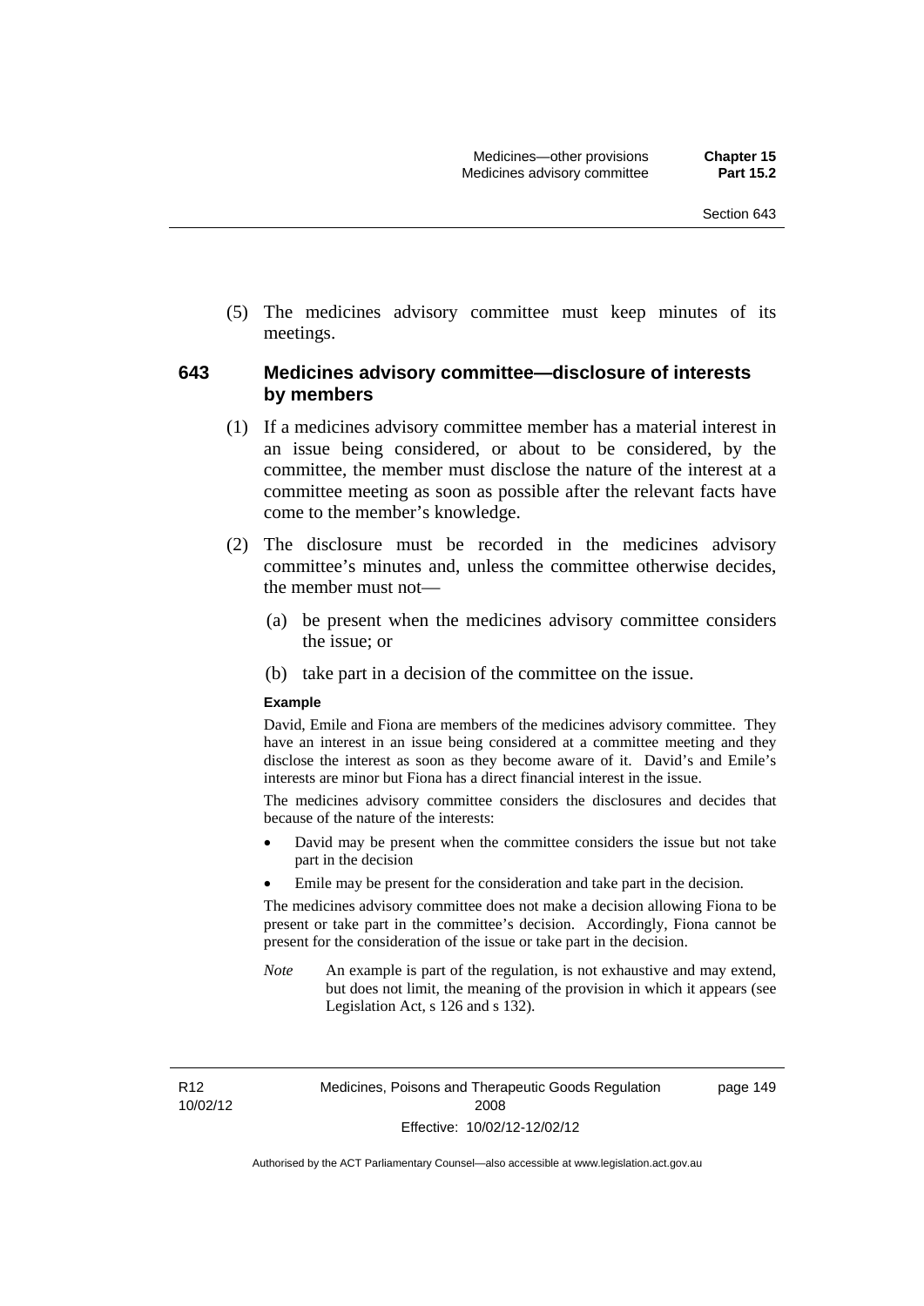(5) The medicines advisory committee must keep minutes of its meetings.

### 643 Medicines advisory committee—disclosure of interests by members

(1) If a medicines advisory committee member has a material interest in an issue being considered, or about to be considered, by the committee, the member must disclose the nature of the interest at a committee meeting as soon as possible after the relevant facts have come to the member's knowledge.

(2) The disclosure must be recorded in the medicines advisory committee's minutes and, unless the committee otherwise decides, the member must not—

(a) be present when the medicines advisory committee considers the issue; or

(b) take part in a decision of the committee on the issue.

**Example**

David, Emile and Fiona are members of the medicines advisory committee. They have an interest in an issue being considered at a committee meeting and they disclose the interest as soon as they become aware of it. David's and Emile's interests are minor but Fiona has a direct financial interest in the issue.

The medicines advisory committee considers the disclosures and decides that because of the nature of the interests:

- David may be present when the committee considers the issue but not take part in the decision
- Emile may be present for the consideration and take part in the decision.

The medicines advisory committee does not make a decision allowing Fiona to be present or take part in the committee's decision. Accordingly, Fiona cannot be present for the consideration of the issue or take part in the decision.

*Note* An example is part of the regulation, is not exhaustive and may extend, but does not limit, the meaning of the provision in which it appears (see Legislation Act, s 126 and s 132).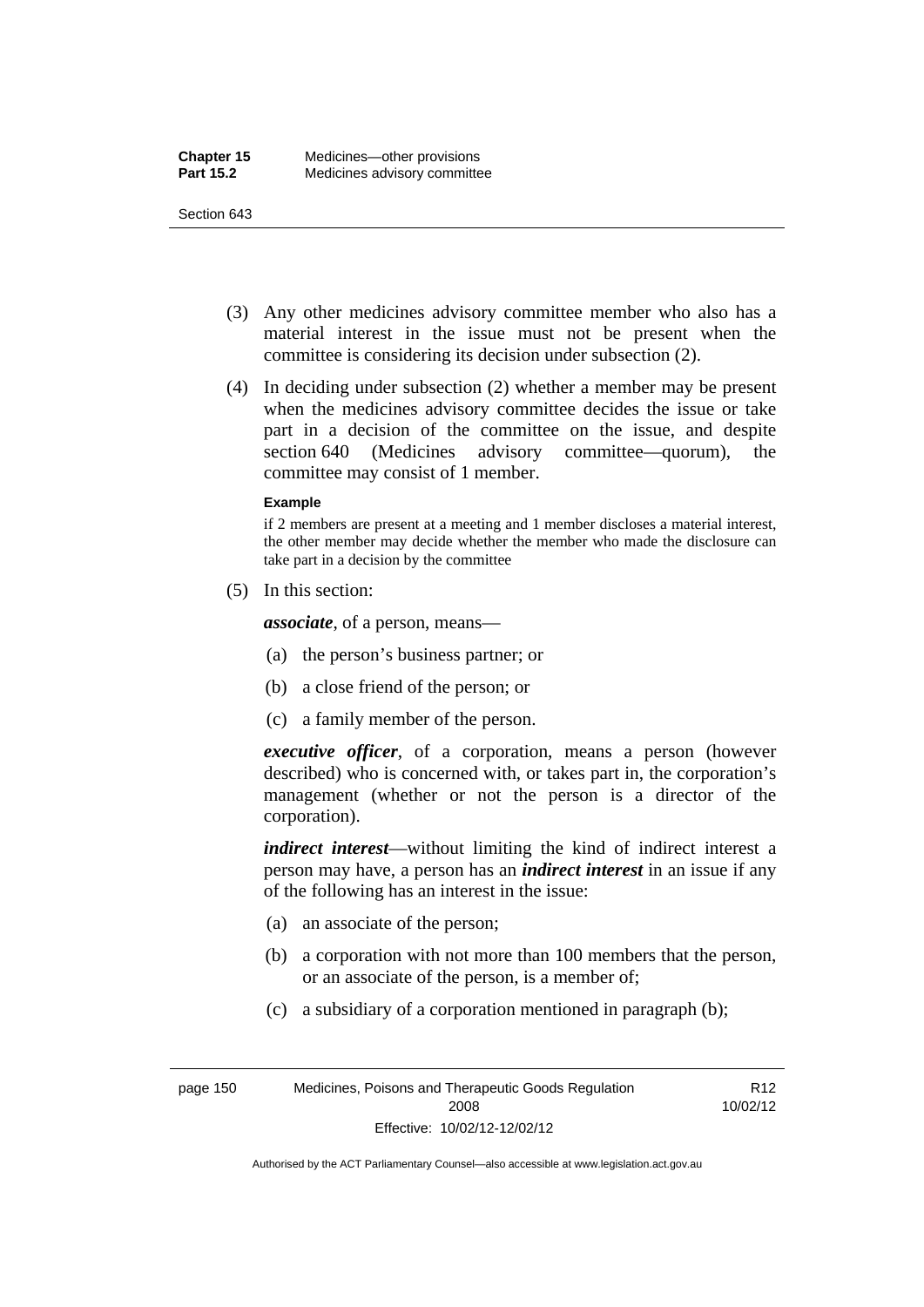(3) Any other medicines advisory committee member who also has a material interest in the issue must not be present when the committee is considering its decision under subsection (2).

(4) In deciding under subsection (2) whether a member may be present when the medicines advisory committee decides the issue or take part in a decision of the committee on the issue, and despite section 640 (Medicines advisory committee—quorum), the committee may consist of 1 member.

**Example**

if 2 members are present at a meeting and 1 member discloses a material interest, the other member may decide whether the member who made the disclosure can take part in a decision by the committee

(5) In this section:

***associate***, of a person, means—

(a) the person's business partner; or

(b) a close friend of the person; or

(c) a family member of the person.

***executive officer***, of a corporation, means a person (however described) who is concerned with, or takes part in, the corporation's management (whether or not the person is a director of the corporation).

***indirect interest***—without limiting the kind of indirect interest a person may have, a person has an ***indirect interest*** in an issue if any of the following has an interest in the issue:

(a) an associate of the person;

(b) a corporation with not more than 100 members that the person, or an associate of the person, is a member of;

(c) a subsidiary of a corporation mentioned in paragraph (b);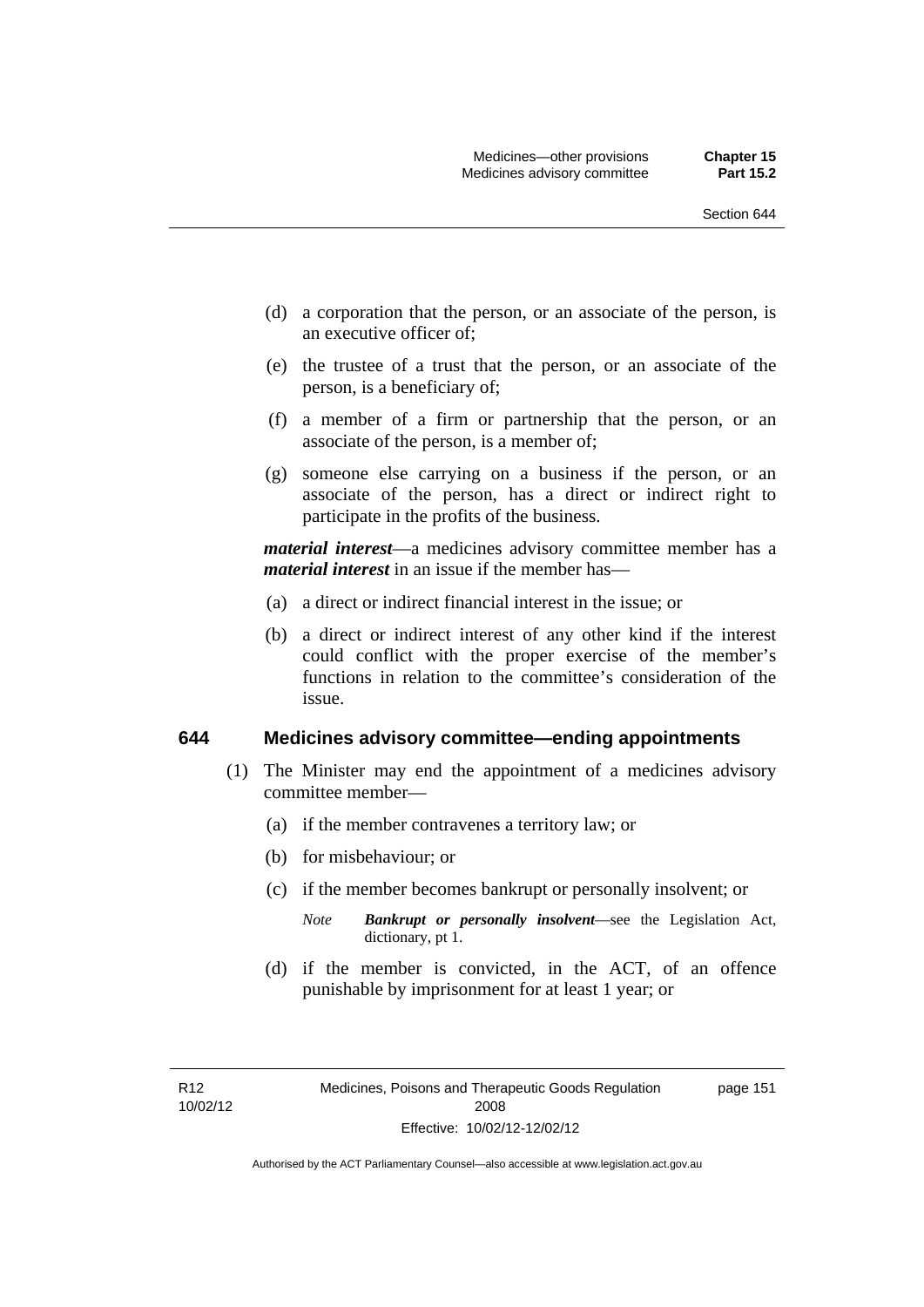(d) a corporation that the person, or an associate of the person, is an executive officer of;

(e) the trustee of a trust that the person, or an associate of the person, is a beneficiary of;

(f) a member of a firm or partnership that the person, or an associate of the person, is a member of;

(g) someone else carrying on a business if the person, or an associate of the person, has a direct or indirect right to participate in the profits of the business.

***material interest***—a medicines advisory committee member has a ***material interest*** in an issue if the member has—

(a) a direct or indirect financial interest in the issue; or

(b) a direct or indirect interest of any other kind if the interest could conflict with the proper exercise of the member's functions in relation to the committee's consideration of the issue.

### 644 Medicines advisory committee—ending appointments

(1) The Minister may end the appointment of a medicines advisory committee member—

(a) if the member contravenes a territory law; or

(b) for misbehaviour; or

(c) if the member becomes bankrupt or personally insolvent; or

*Note* ***Bankrupt or personally insolvent***—see the Legislation Act, dictionary, pt 1.

(d) if the member is convicted, in the ACT, of an offence punishable by imprisonment for at least 1 year; or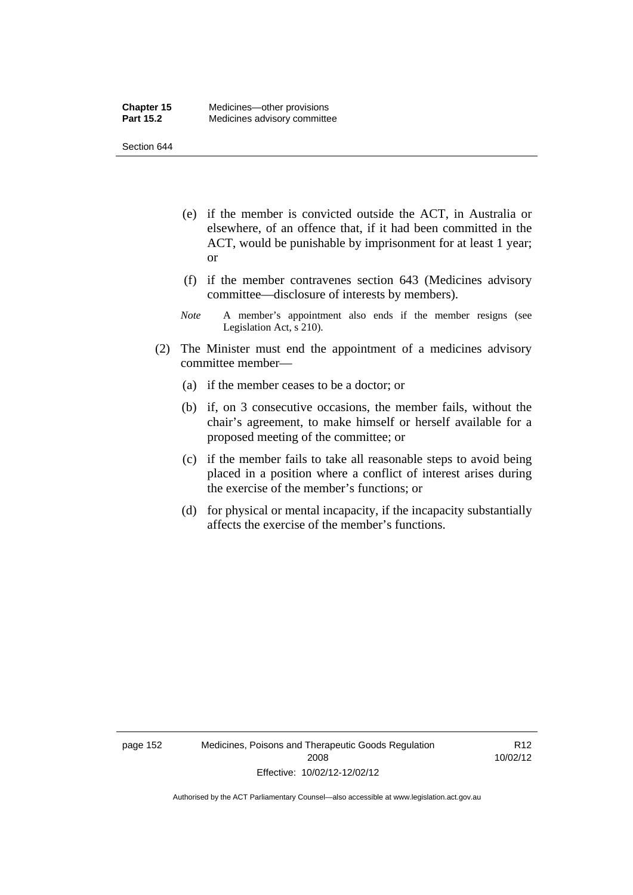(e) if the member is convicted outside the ACT, in Australia or elsewhere, of an offence that, if it had been committed in the ACT, would be punishable by imprisonment for at least 1 year; or

(f) if the member contravenes section 643 (Medicines advisory committee—disclosure of interests by members).

*Note* A member's appointment also ends if the member resigns (see Legislation Act, s 210).

(2) The Minister must end the appointment of a medicines advisory committee member—

(a) if the member ceases to be a doctor; or

(b) if, on 3 consecutive occasions, the member fails, without the chair's agreement, to make himself or herself available for a proposed meeting of the committee; or

(c) if the member fails to take all reasonable steps to avoid being placed in a position where a conflict of interest arises during the exercise of the member's functions; or

(d) for physical or mental incapacity, if the incapacity substantially affects the exercise of the member's functions.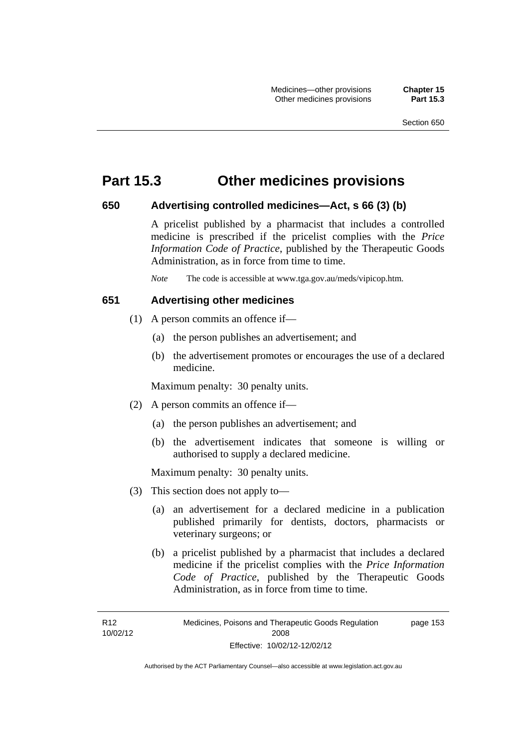# Part 15.3 Other medicines provisions

## 650 Advertising controlled medicines—Act, s 66 (3) (b)

A pricelist published by a pharmacist that includes a controlled medicine is prescribed if the pricelist complies with the *Price Information Code of Practice*, published by the Therapeutic Goods Administration, as in force from time to time.

*Note* The code is accessible at www.tga.gov.au/meds/vipicop.htm.

## 651 Advertising other medicines

(1) A person commits an offence if—

(a) the person publishes an advertisement; and

(b) the advertisement promotes or encourages the use of a declared medicine.

Maximum penalty: 30 penalty units.

(2) A person commits an offence if—

(a) the person publishes an advertisement; and

(b) the advertisement indicates that someone is willing or authorised to supply a declared medicine.

Maximum penalty: 30 penalty units.

(3) This section does not apply to—

(a) an advertisement for a declared medicine in a publication published primarily for dentists, doctors, pharmacists or veterinary surgeons; or

(b) a pricelist published by a pharmacist that includes a declared medicine if the pricelist complies with the *Price Information Code of Practice*, published by the Therapeutic Goods Administration, as in force from time to time.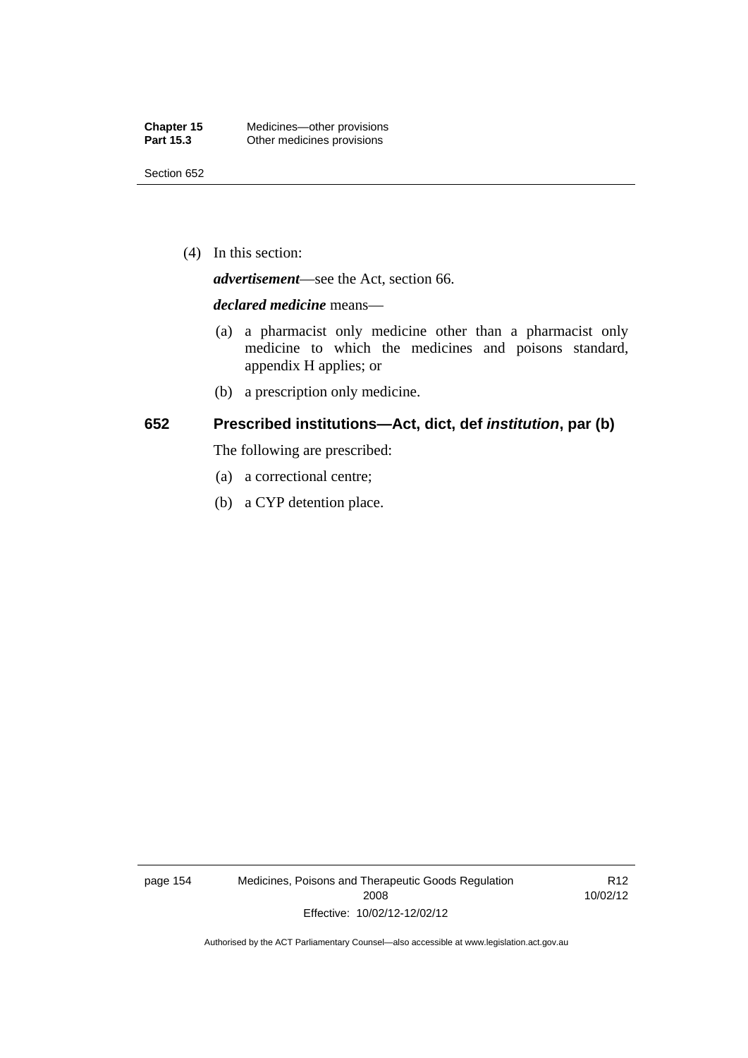(4) In this section:

***advertisement***—see the Act, section 66.

***declared medicine*** means—

(a) a pharmacist only medicine other than a pharmacist only medicine to which the medicines and poisons standard, appendix H applies; or

(b) a prescription only medicine.

## 652 Prescribed institutions—Act, dict, def *institution*, par (b)

The following are prescribed:

(a) a correctional centre;

(b) a CYP detention place.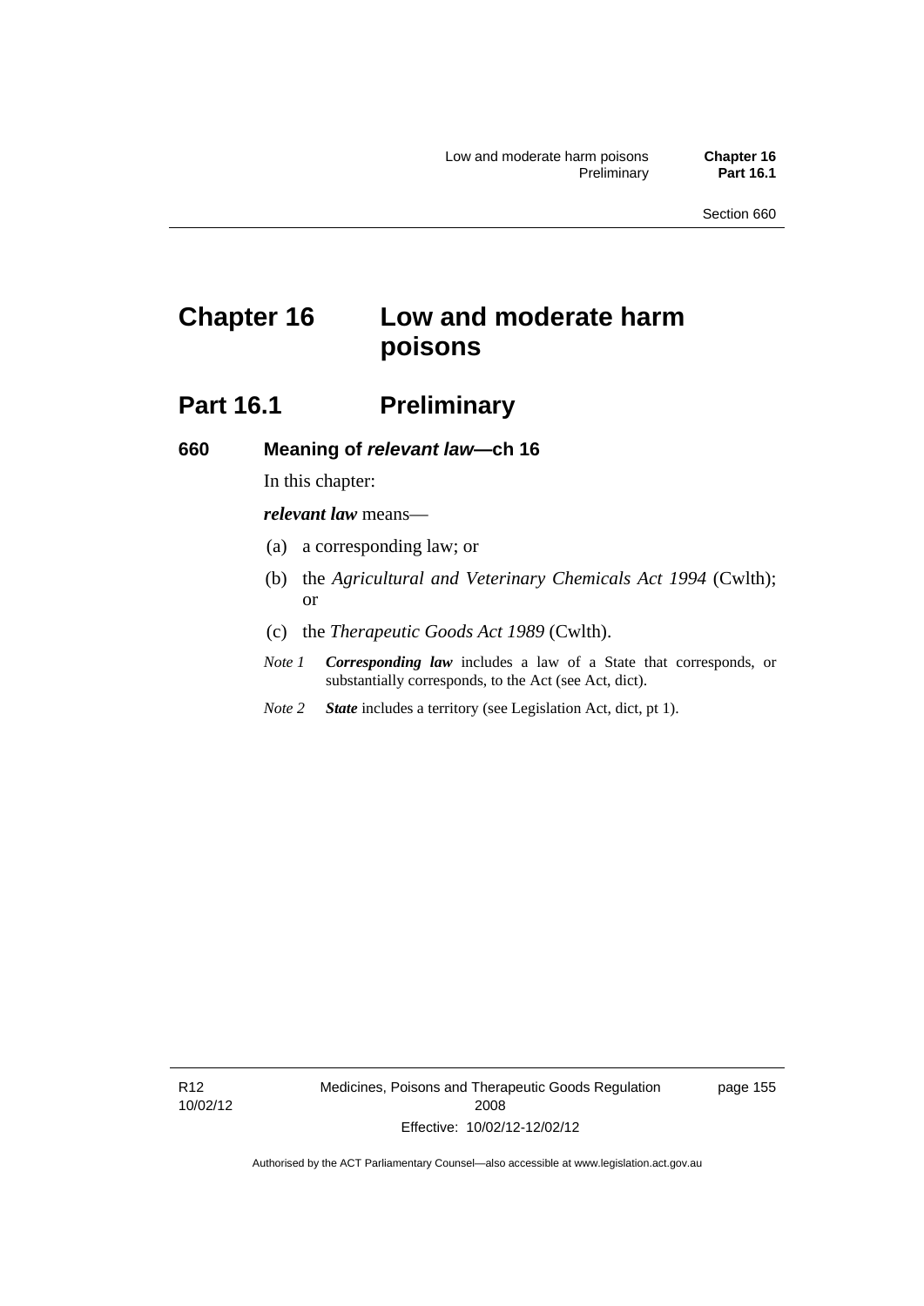# Chapter 16 Low and moderate harm poisons

## Part 16.1 Preliminary

### 660 Meaning of *relevant law*—ch 16

In this chapter:

***relevant law*** means—

(a) a corresponding law; or

(b) the *Agricultural and Veterinary Chemicals Act 1994* (Cwlth); or

(c) the *Therapeutic Goods Act 1989* (Cwlth).

*Note 1* ***Corresponding law*** includes a law of a State that corresponds, or substantially corresponds, to the Act (see Act, dict).

*Note 2* ***State*** includes a territory (see Legislation Act, dict, pt 1).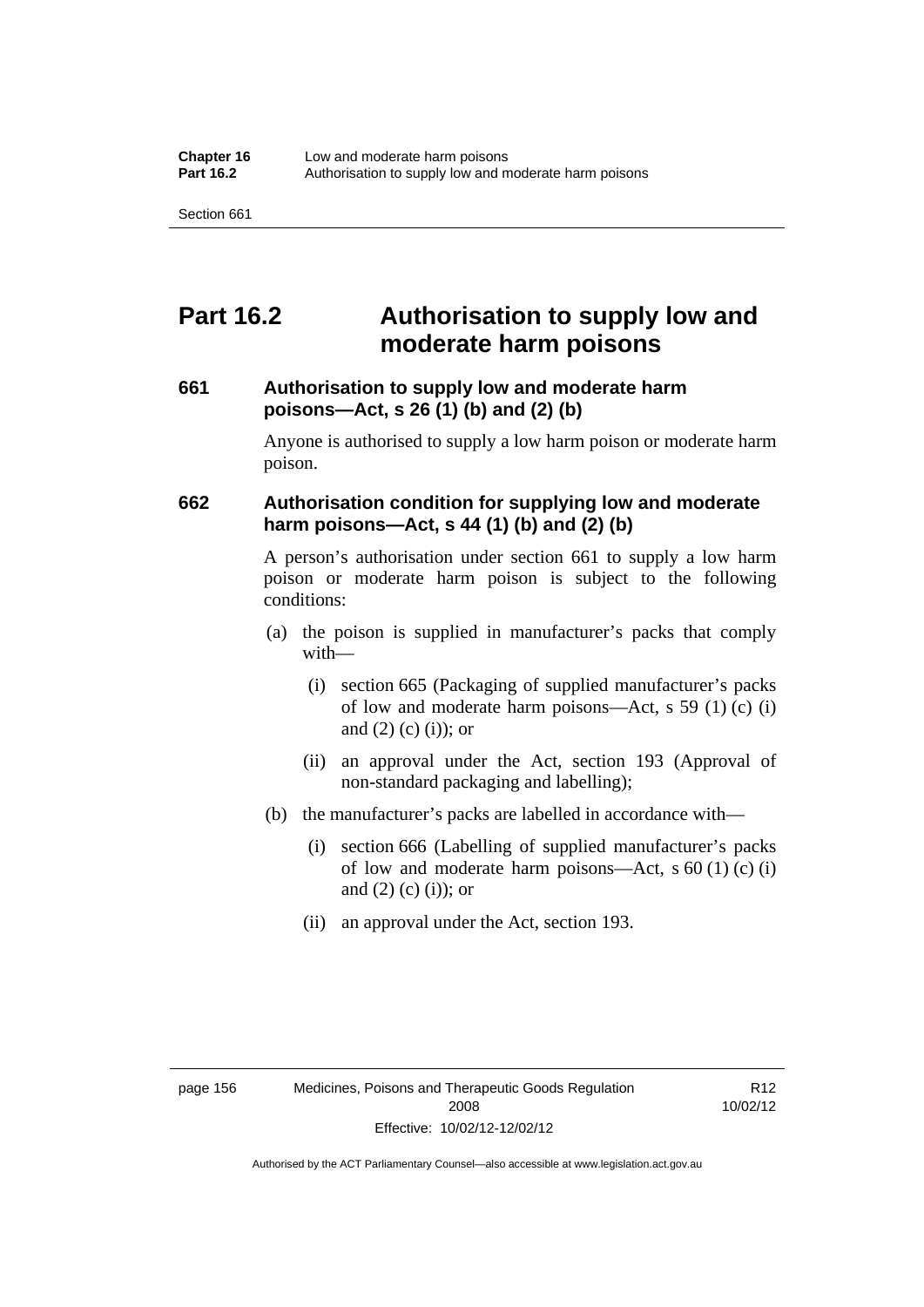# Part 16.2 Authorisation to supply low and moderate harm poisons

### 661 Authorisation to supply low and moderate harm poisons—Act, s 26 (1) (b) and (2) (b)

Anyone is authorised to supply a low harm poison or moderate harm poison.

### 662 Authorisation condition for supplying low and moderate harm poisons—Act, s 44 (1) (b) and (2) (b)

A person's authorisation under section 661 to supply a low harm poison or moderate harm poison is subject to the following conditions:

(a) the poison is supplied in manufacturer's packs that comply with—

  (i) section 665 (Packaging of supplied manufacturer's packs of low and moderate harm poisons—Act, s 59 (1) (c) (i) and (2) (c) (i)); or

  (ii) an approval under the Act, section 193 (Approval of non-standard packaging and labelling);

(b) the manufacturer's packs are labelled in accordance with—

  (i) section 666 (Labelling of supplied manufacturer's packs of low and moderate harm poisons—Act, s 60 (1) (c) (i) and (2) (c) (i)); or

  (ii) an approval under the Act, section 193.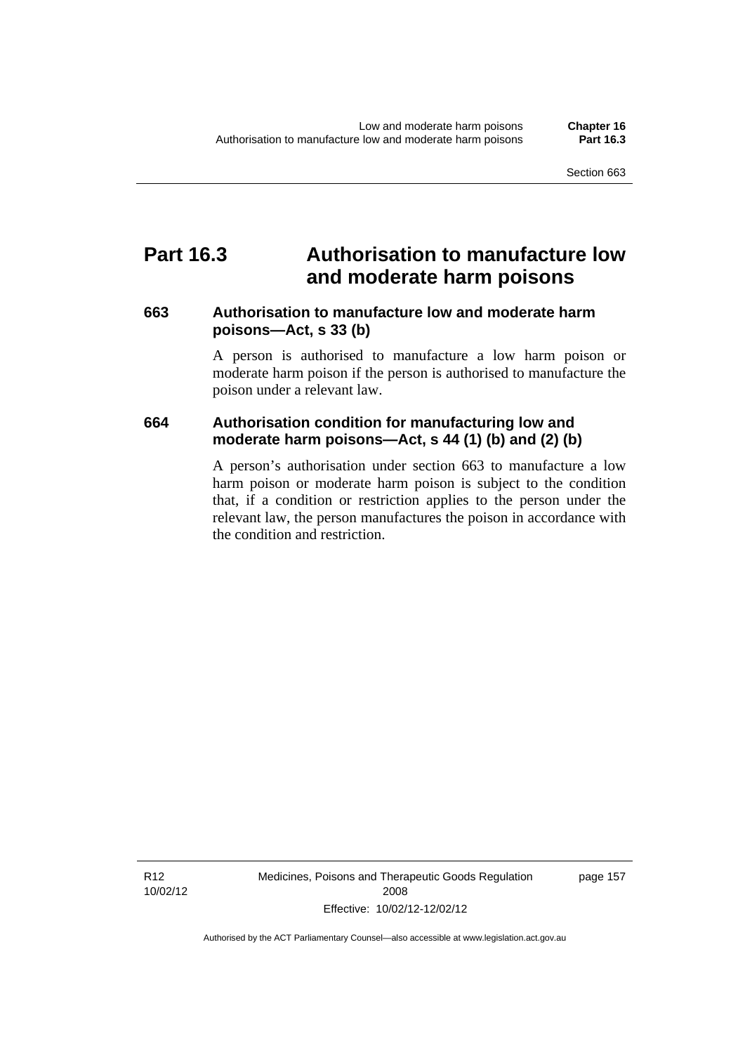# Part 16.3 Authorisation to manufacture low and moderate harm poisons

### 663 Authorisation to manufacture low and moderate harm poisons—Act, s 33 (b)

A person is authorised to manufacture a low harm poison or moderate harm poison if the person is authorised to manufacture the poison under a relevant law.

### 664 Authorisation condition for manufacturing low and moderate harm poisons—Act, s 44 (1) (b) and (2) (b)

A person's authorisation under section 663 to manufacture a low harm poison or moderate harm poison is subject to the condition that, if a condition or restriction applies to the person under the relevant law, the person manufactures the poison in accordance with the condition and restriction.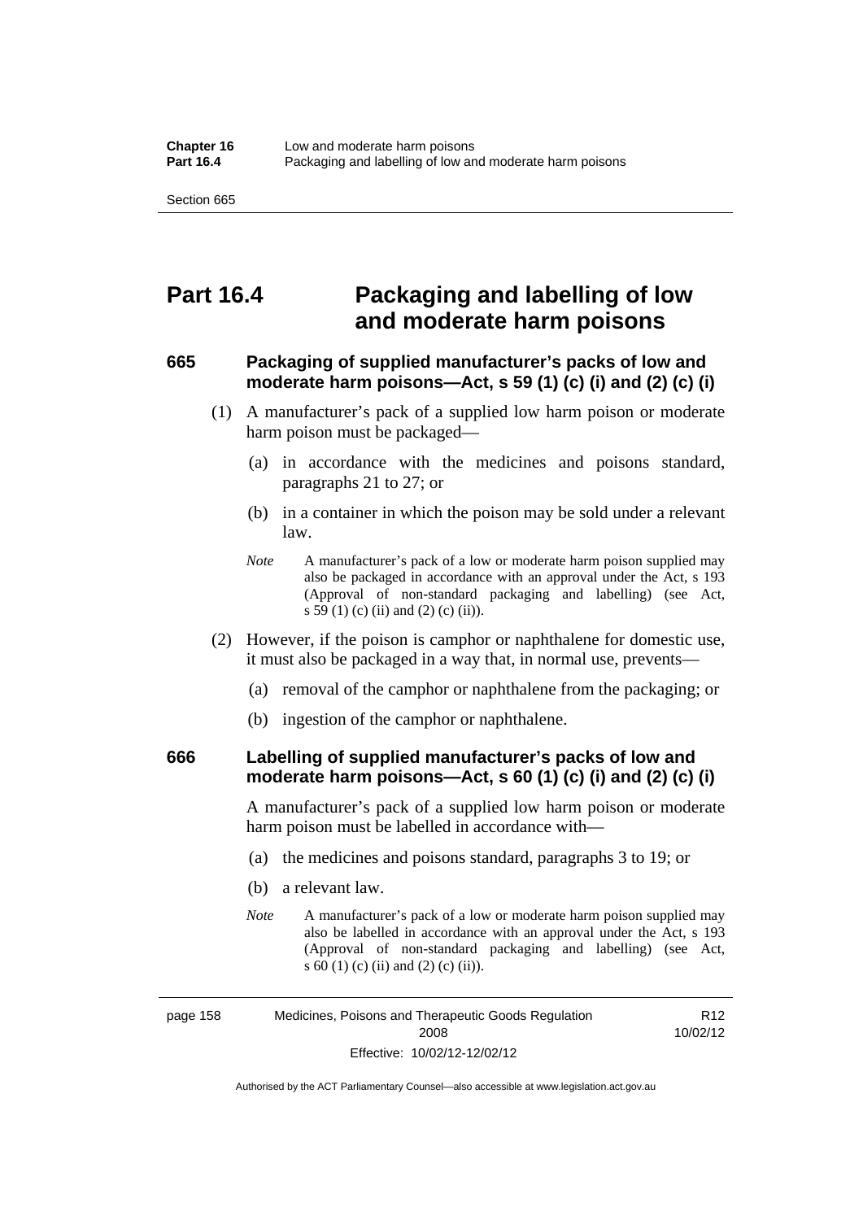# Part 16.4 Packaging and labelling of low and moderate harm poisons

## 665 Packaging of supplied manufacturer's packs of low and moderate harm poisons—Act, s 59 (1) (c) (i) and (2) (c) (i)

(1) A manufacturer's pack of a supplied low harm poison or moderate harm poison must be packaged—

(a) in accordance with the medicines and poisons standard, paragraphs 21 to 27; or

(b) in a container in which the poison may be sold under a relevant law.

*Note* A manufacturer's pack of a low or moderate harm poison supplied may also be packaged in accordance with an approval under the Act, s 193 (Approval of non-standard packaging and labelling) (see Act, s 59 (1) (c) (ii) and (2) (c) (ii)).

(2) However, if the poison is camphor or naphthalene for domestic use, it must also be packaged in a way that, in normal use, prevents—

(a) removal of the camphor or naphthalene from the packaging; or

(b) ingestion of the camphor or naphthalene.

## 666 Labelling of supplied manufacturer's packs of low and moderate harm poisons—Act, s 60 (1) (c) (i) and (2) (c) (i)

A manufacturer's pack of a supplied low harm poison or moderate harm poison must be labelled in accordance with—

(a) the medicines and poisons standard, paragraphs 3 to 19; or

(b) a relevant law.

*Note* A manufacturer's pack of a low or moderate harm poison supplied may also be labelled in accordance with an approval under the Act, s 193 (Approval of non-standard packaging and labelling) (see Act, s 60 (1) (c) (ii) and (2) (c) (ii)).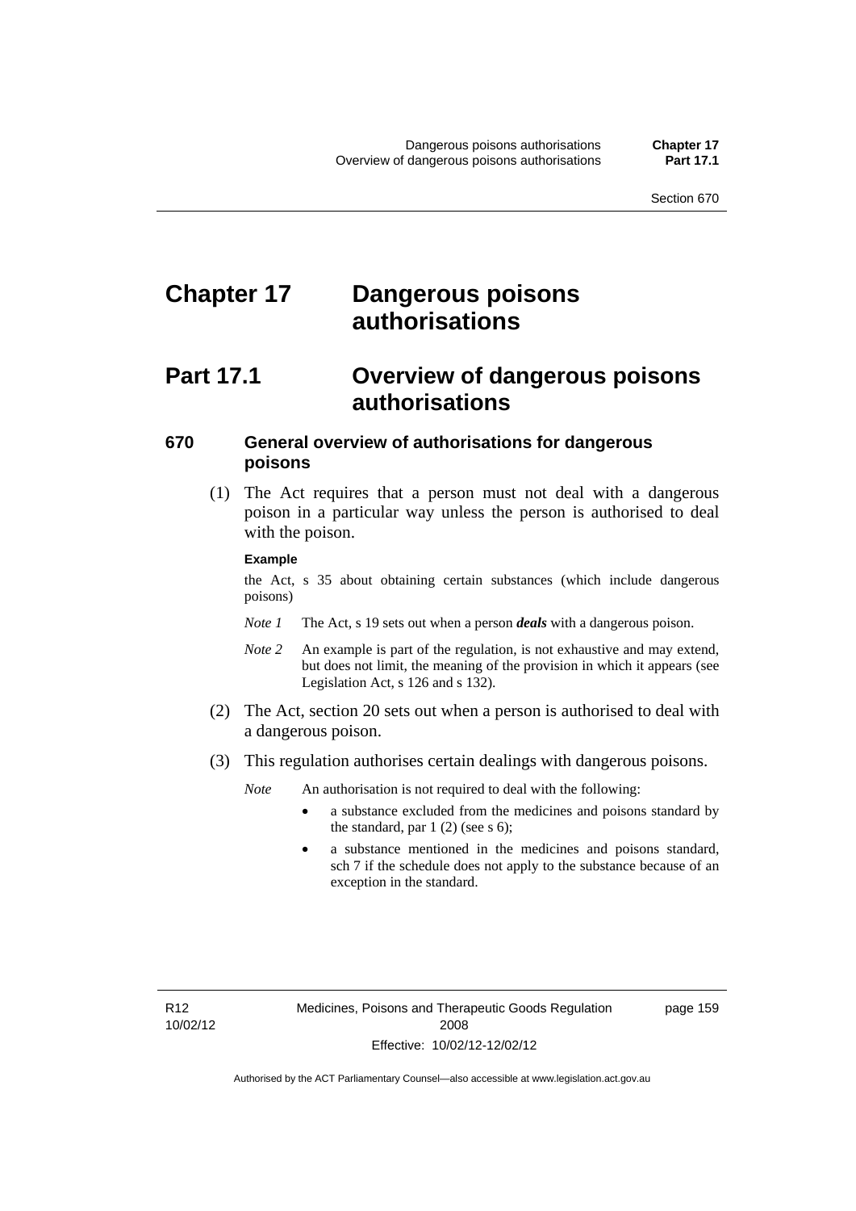# Chapter 17 Dangerous poisons authorisations

## Part 17.1 Overview of dangerous poisons authorisations

### 670 General overview of authorisations for dangerous poisons

(1) The Act requires that a person must not deal with a dangerous poison in a particular way unless the person is authorised to deal with the poison.

**Example**

the Act, s 35 about obtaining certain substances (which include dangerous poisons)

*Note 1* The Act, s 19 sets out when a person ***deals*** with a dangerous poison.

*Note 2* An example is part of the regulation, is not exhaustive and may extend, but does not limit, the meaning of the provision in which it appears (see Legislation Act, s 126 and s 132).

(2) The Act, section 20 sets out when a person is authorised to deal with a dangerous poison.

(3) This regulation authorises certain dealings with dangerous poisons.

*Note* An authorisation is not required to deal with the following:

- a substance excluded from the medicines and poisons standard by the standard, par 1 (2) (see s 6);
- a substance mentioned in the medicines and poisons standard, sch 7 if the schedule does not apply to the substance because of an exception in the standard.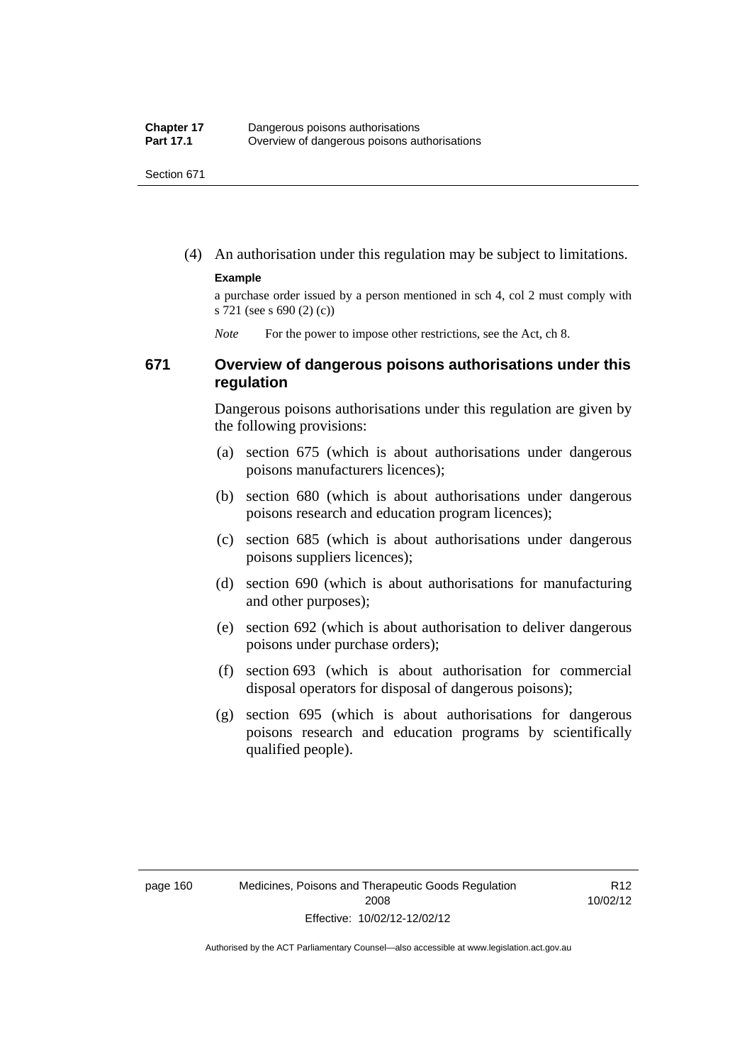(4) An authorisation under this regulation may be subject to limitations.

**Example**

a purchase order issued by a person mentioned in sch 4, col 2 must comply with s 721 (see s 690 (2) (c))

*Note* For the power to impose other restrictions, see the Act, ch 8.

### 671 Overview of dangerous poisons authorisations under this regulation

Dangerous poisons authorisations under this regulation are given by the following provisions:

(a) section 675 (which is about authorisations under dangerous poisons manufacturers licences);

(b) section 680 (which is about authorisations under dangerous poisons research and education program licences);

(c) section 685 (which is about authorisations under dangerous poisons suppliers licences);

(d) section 690 (which is about authorisations for manufacturing and other purposes);

(e) section 692 (which is about authorisation to deliver dangerous poisons under purchase orders);

(f) section 693 (which is about authorisation for commercial disposal operators for disposal of dangerous poisons);

(g) section 695 (which is about authorisations for dangerous poisons research and education programs by scientifically qualified people).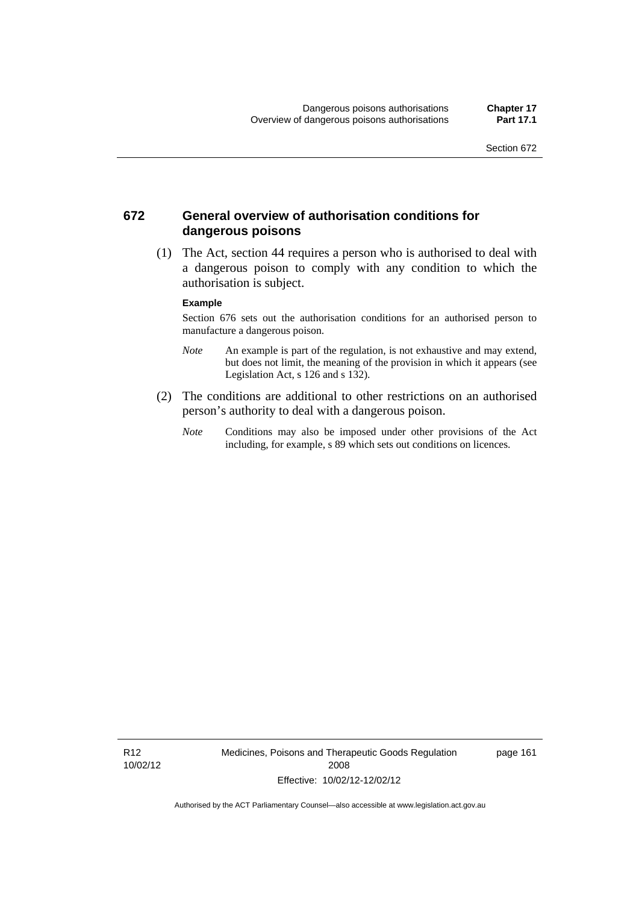## 672 General overview of authorisation conditions for dangerous poisons

(1) The Act, section 44 requires a person who is authorised to deal with a dangerous poison to comply with any condition to which the authorisation is subject.

**Example**

Section 676 sets out the authorisation conditions for an authorised person to manufacture a dangerous poison.

*Note* An example is part of the regulation, is not exhaustive and may extend, but does not limit, the meaning of the provision in which it appears (see Legislation Act, s 126 and s 132).

(2) The conditions are additional to other restrictions on an authorised person's authority to deal with a dangerous poison.

*Note* Conditions may also be imposed under other provisions of the Act including, for example, s 89 which sets out conditions on licences.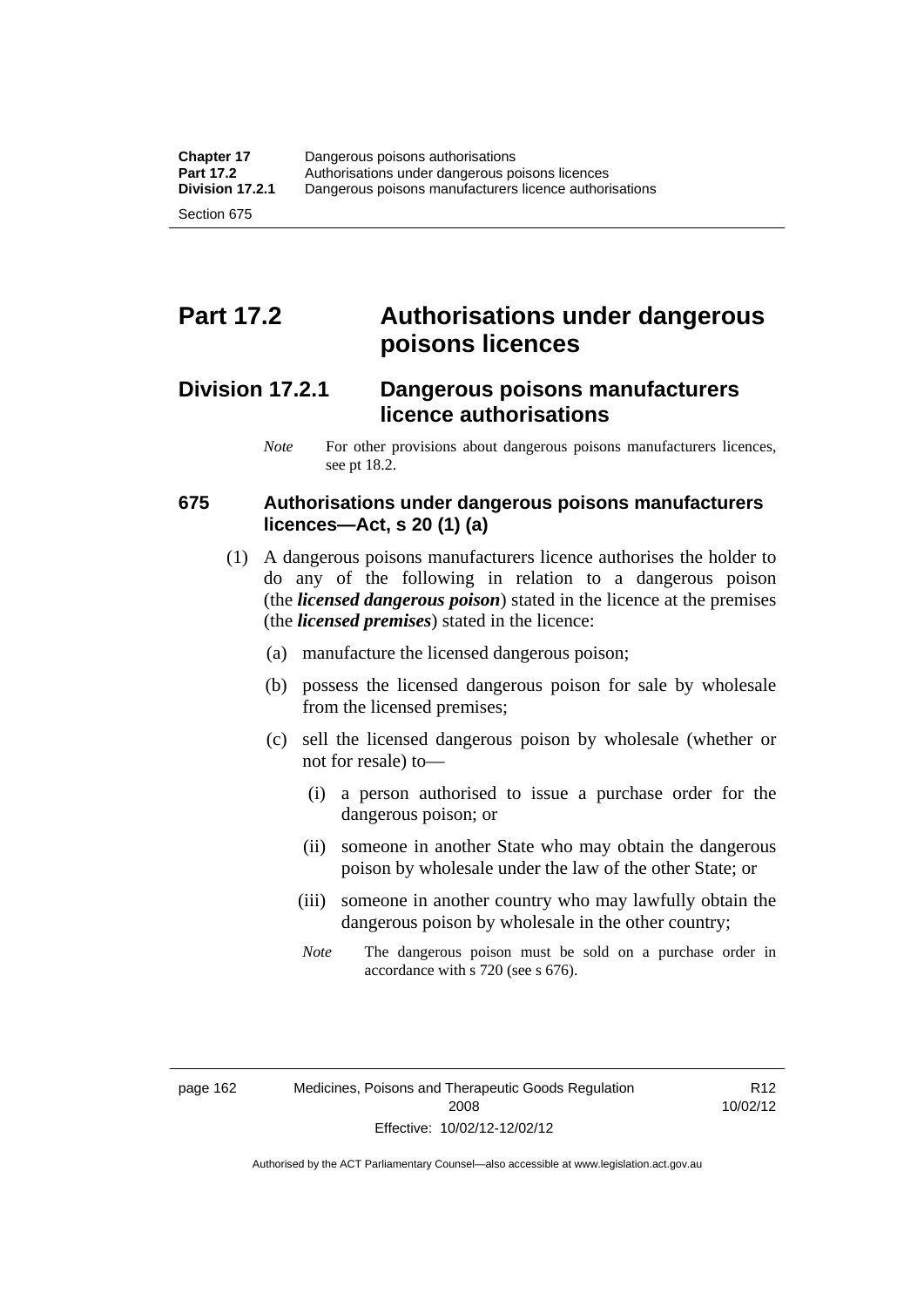# Part 17.2 Authorisations under dangerous poisons licences

## Division 17.2.1 Dangerous poisons manufacturers licence authorisations

*Note* For other provisions about dangerous poisons manufacturers licences, see pt 18.2.

### 675 Authorisations under dangerous poisons manufacturers licences—Act, s 20 (1) (a)

(1) A dangerous poisons manufacturers licence authorises the holder to do any of the following in relation to a dangerous poison (the ***licensed dangerous poison***) stated in the licence at the premises (the ***licensed premises***) stated in the licence:

(a) manufacture the licensed dangerous poison;

(b) possess the licensed dangerous poison for sale by wholesale from the licensed premises;

(c) sell the licensed dangerous poison by wholesale (whether or not for resale) to—

(i) a person authorised to issue a purchase order for the dangerous poison; or

(ii) someone in another State who may obtain the dangerous poison by wholesale under the law of the other State; or

(iii) someone in another country who may lawfully obtain the dangerous poison by wholesale in the other country;

*Note* The dangerous poison must be sold on a purchase order in accordance with s 720 (see s 676).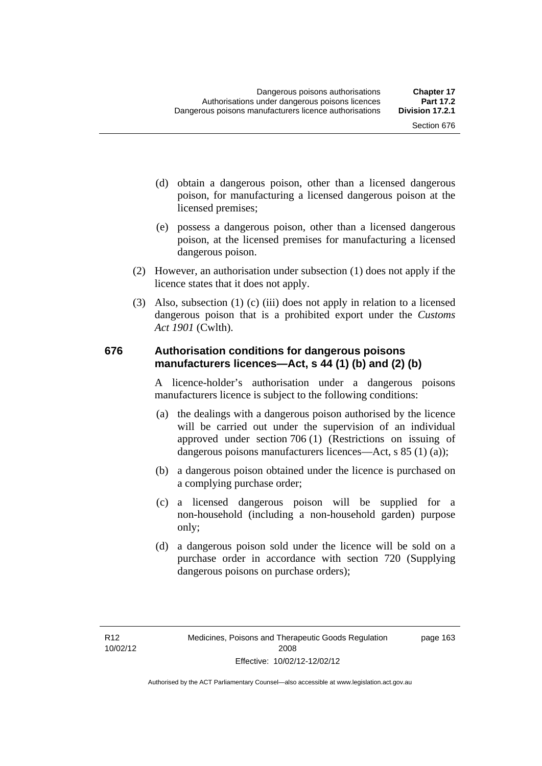(d) obtain a dangerous poison, other than a licensed dangerous poison, for manufacturing a licensed dangerous poison at the licensed premises;

(e) possess a dangerous poison, other than a licensed dangerous poison, at the licensed premises for manufacturing a licensed dangerous poison.

(2) However, an authorisation under subsection (1) does not apply if the licence states that it does not apply.

(3) Also, subsection (1) (c) (iii) does not apply in relation to a licensed dangerous poison that is a prohibited export under the *Customs Act 1901* (Cwlth).

### 676 Authorisation conditions for dangerous poisons manufacturers licences—Act, s 44 (1) (b) and (2) (b)

A licence-holder's authorisation under a dangerous poisons manufacturers licence is subject to the following conditions:

(a) the dealings with a dangerous poison authorised by the licence will be carried out under the supervision of an individual approved under section 706 (1) (Restrictions on issuing of dangerous poisons manufacturers licences—Act, s 85 (1) (a));

(b) a dangerous poison obtained under the licence is purchased on a complying purchase order;

(c) a licensed dangerous poison will be supplied for a non-household (including a non-household garden) purpose only;

(d) a dangerous poison sold under the licence will be sold on a purchase order in accordance with section 720 (Supplying dangerous poisons on purchase orders);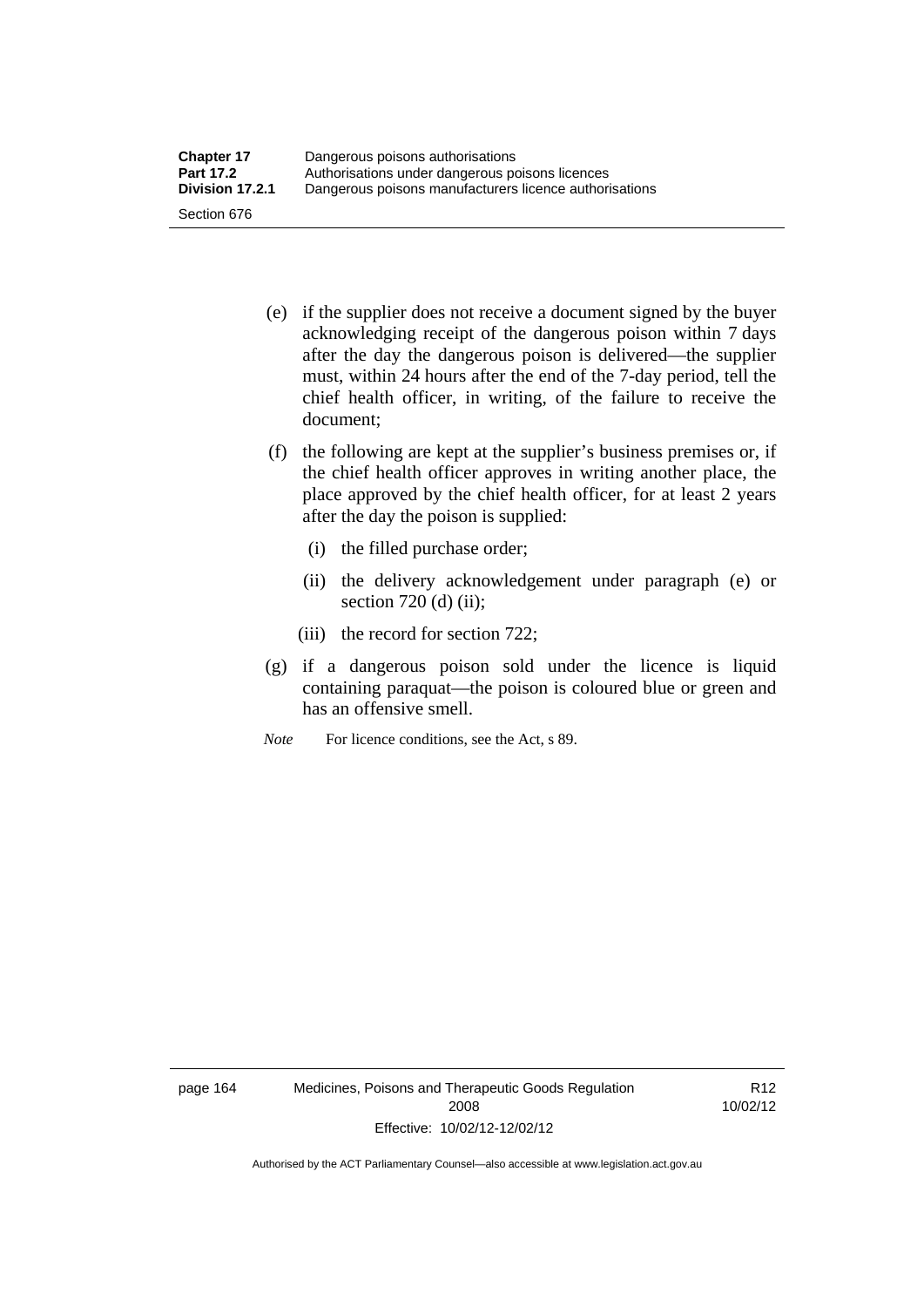(e) if the supplier does not receive a document signed by the buyer acknowledging receipt of the dangerous poison within 7 days after the day the dangerous poison is delivered—the supplier must, within 24 hours after the end of the 7-day period, tell the chief health officer, in writing, of the failure to receive the document;

(f) the following are kept at the supplier's business premises or, if the chief health officer approves in writing another place, the place approved by the chief health officer, for at least 2 years after the day the poison is supplied:

  (i) the filled purchase order;

  (ii) the delivery acknowledgement under paragraph (e) or section 720 (d) (ii);

  (iii) the record for section 722;

(g) if a dangerous poison sold under the licence is liquid containing paraquat—the poison is coloured blue or green and has an offensive smell.

*Note* For licence conditions, see the Act, s 89.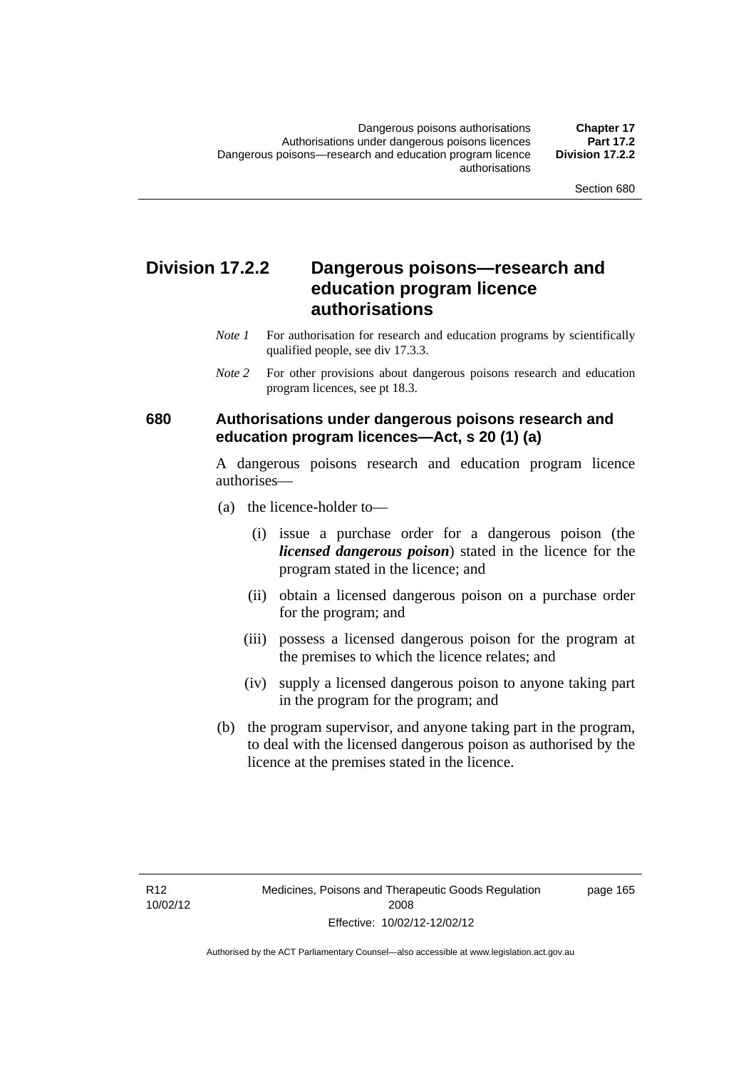## Division 17.2.2 Dangerous poisons—research and education program licence authorisations

*Note 1* For authorisation for research and education programs by scientifically qualified people, see div 17.3.3.

*Note 2* For other provisions about dangerous poisons research and education program licences, see pt 18.3.

### 680 Authorisations under dangerous poisons research and education program licences—Act, s 20 (1) (a)

A dangerous poisons research and education program licence authorises—

(a) the licence-holder to—

(i) issue a purchase order for a dangerous poison (the ***licensed dangerous poison***) stated in the licence for the program stated in the licence; and

(ii) obtain a licensed dangerous poison on a purchase order for the program; and

(iii) possess a licensed dangerous poison for the program at the premises to which the licence relates; and

(iv) supply a licensed dangerous poison to anyone taking part in the program for the program; and

(b) the program supervisor, and anyone taking part in the program, to deal with the licensed dangerous poison as authorised by the licence at the premises stated in the licence.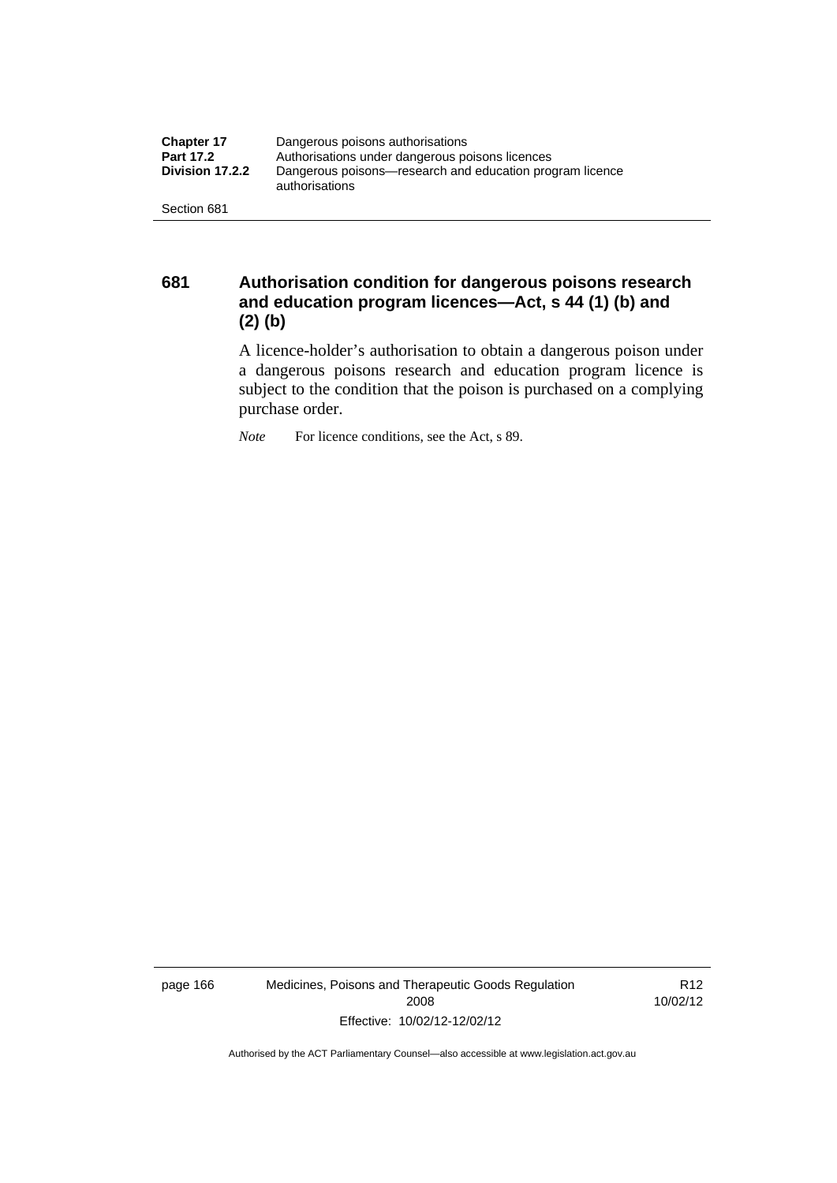## 681 Authorisation condition for dangerous poisons research and education program licences—Act, s 44 (1) (b) and (2) (b)

A licence-holder's authorisation to obtain a dangerous poison under a dangerous poisons research and education program licence is subject to the condition that the poison is purchased on a complying purchase order.

*Note* For licence conditions, see the Act, s 89.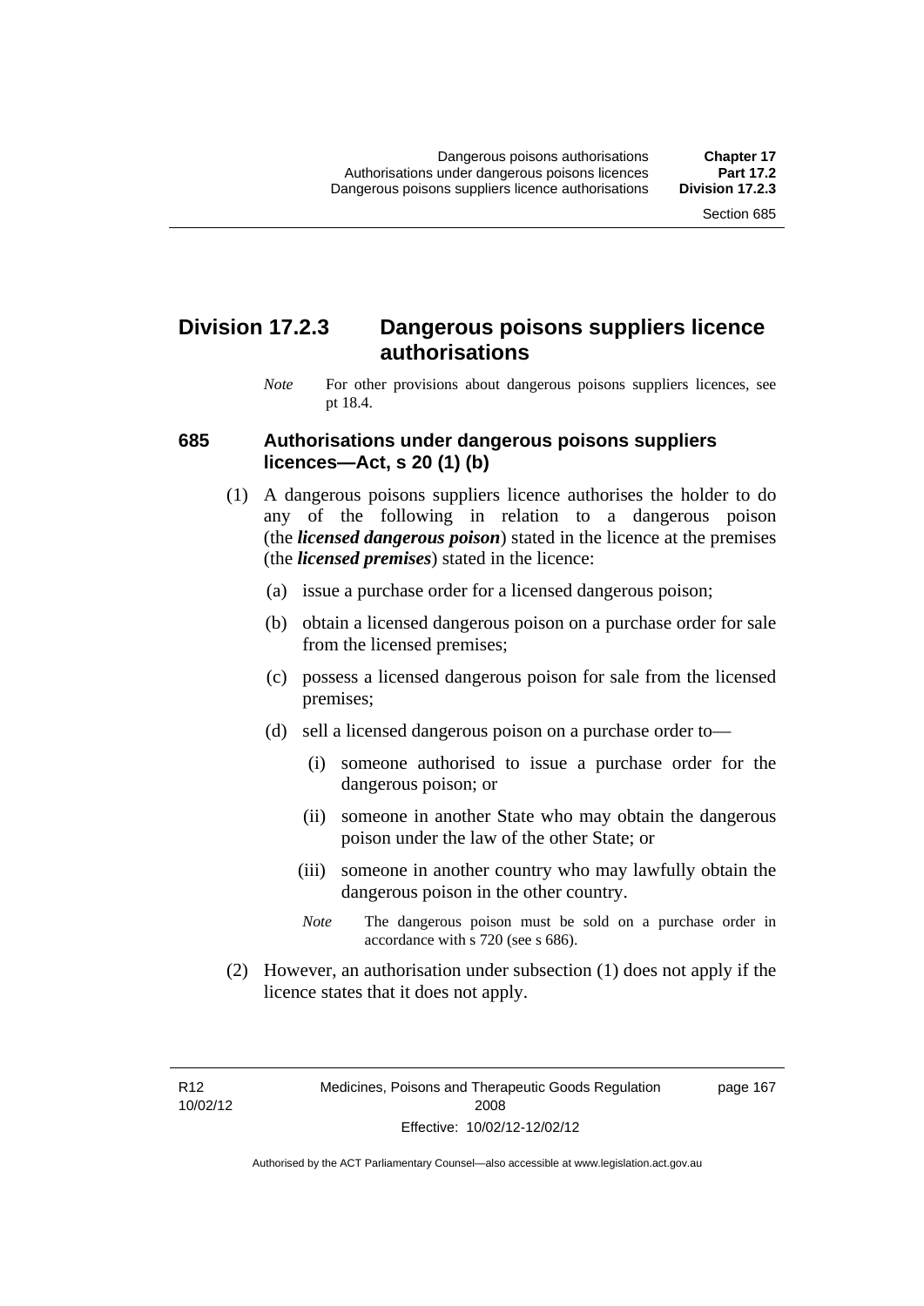## Division 17.2.3 Dangerous poisons suppliers licence authorisations

*Note* For other provisions about dangerous poisons suppliers licences, see pt 18.4.

### 685 Authorisations under dangerous poisons suppliers licences—Act, s 20 (1) (b)

(1) A dangerous poisons suppliers licence authorises the holder to do any of the following in relation to a dangerous poison (the ***licensed dangerous poison***) stated in the licence at the premises (the ***licensed premises***) stated in the licence:

(a) issue a purchase order for a licensed dangerous poison;

(b) obtain a licensed dangerous poison on a purchase order for sale from the licensed premises;

(c) possess a licensed dangerous poison for sale from the licensed premises;

(d) sell a licensed dangerous poison on a purchase order to—

(i) someone authorised to issue a purchase order for the dangerous poison; or

(ii) someone in another State who may obtain the dangerous poison under the law of the other State; or

(iii) someone in another country who may lawfully obtain the dangerous poison in the other country.

*Note* The dangerous poison must be sold on a purchase order in accordance with s 720 (see s 686).

(2) However, an authorisation under subsection (1) does not apply if the licence states that it does not apply.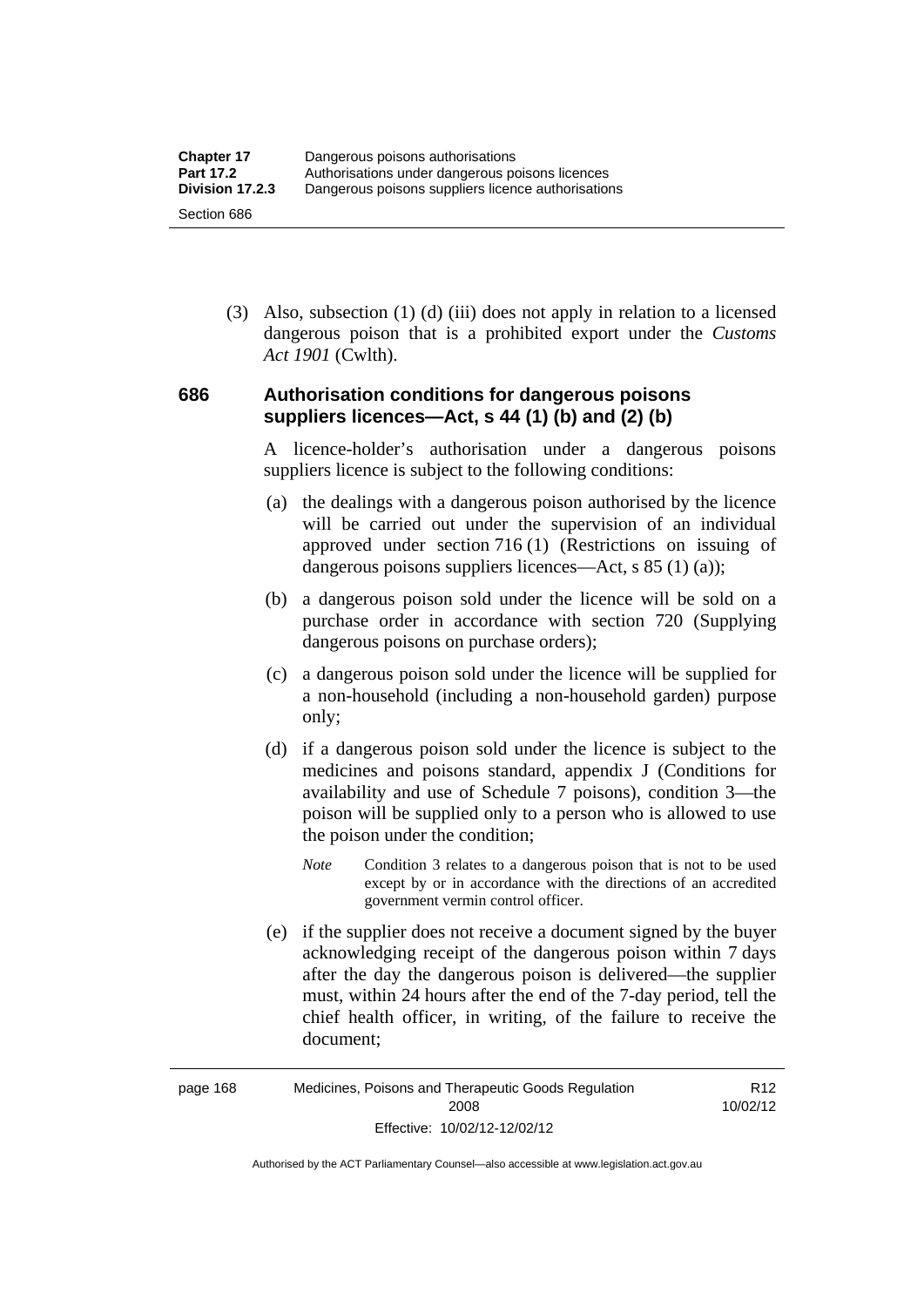(3) Also, subsection (1) (d) (iii) does not apply in relation to a licensed dangerous poison that is a prohibited export under the *Customs Act 1901* (Cwlth).

### 686 Authorisation conditions for dangerous poisons suppliers licences—Act, s 44 (1) (b) and (2) (b)

A licence-holder's authorisation under a dangerous poisons suppliers licence is subject to the following conditions:

(a) the dealings with a dangerous poison authorised by the licence will be carried out under the supervision of an individual approved under section 716 (1) (Restrictions on issuing of dangerous poisons suppliers licences—Act, s 85 (1) (a));

(b) a dangerous poison sold under the licence will be sold on a purchase order in accordance with section 720 (Supplying dangerous poisons on purchase orders);

(c) a dangerous poison sold under the licence will be supplied for a non-household (including a non-household garden) purpose only;

(d) if a dangerous poison sold under the licence is subject to the medicines and poisons standard, appendix J (Conditions for availability and use of Schedule 7 poisons), condition 3—the poison will be supplied only to a person who is allowed to use the poison under the condition;

*Note* Condition 3 relates to a dangerous poison that is not to be used except by or in accordance with the directions of an accredited government vermin control officer.

(e) if the supplier does not receive a document signed by the buyer acknowledging receipt of the dangerous poison within 7 days after the day the dangerous poison is delivered—the supplier must, within 24 hours after the end of the 7-day period, tell the chief health officer, in writing, of the failure to receive the document;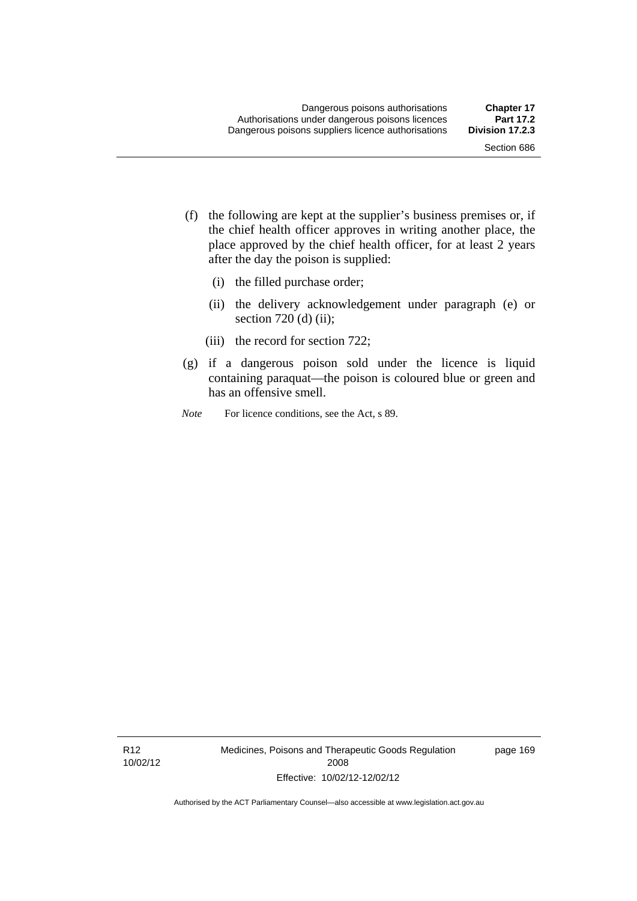(f) the following are kept at the supplier's business premises or, if the chief health officer approves in writing another place, the place approved by the chief health officer, for at least 2 years after the day the poison is supplied:

  (i) the filled purchase order;

  (ii) the delivery acknowledgement under paragraph (e) or section 720 (d) (ii);

  (iii) the record for section 722;

(g) if a dangerous poison sold under the licence is liquid containing paraquat—the poison is coloured blue or green and has an offensive smell.

*Note* For licence conditions, see the Act, s 89.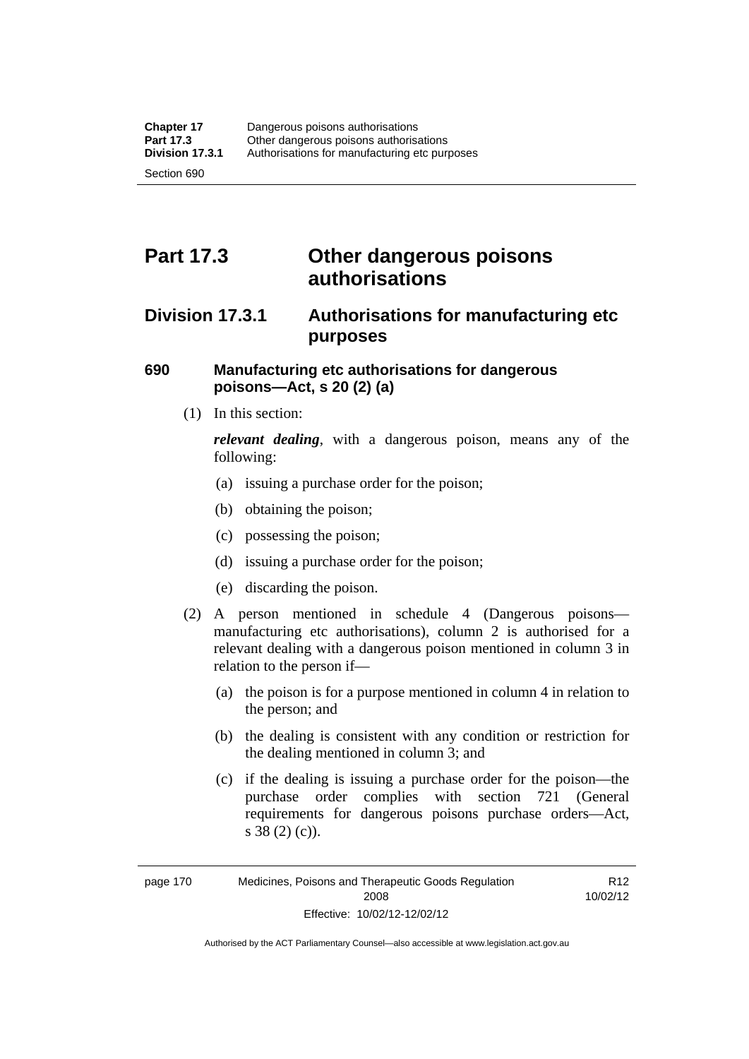# Part 17.3 Other dangerous poisons authorisations

## Division 17.3.1 Authorisations for manufacturing etc purposes

### 690 Manufacturing etc authorisations for dangerous poisons—Act, s 20 (2) (a)

(1) In this section:

***relevant dealing***, with a dangerous poison, means any of the following:

(a) issuing a purchase order for the poison;

(b) obtaining the poison;

(c) possessing the poison;

(d) issuing a purchase order for the poison;

(e) discarding the poison.

(2) A person mentioned in schedule 4 (Dangerous poisons—manufacturing etc authorisations), column 2 is authorised for a relevant dealing with a dangerous poison mentioned in column 3 in relation to the person if—

(a) the poison is for a purpose mentioned in column 4 in relation to the person; and

(b) the dealing is consistent with any condition or restriction for the dealing mentioned in column 3; and

(c) if the dealing is issuing a purchase order for the poison—the purchase order complies with section 721 (General requirements for dangerous poisons purchase orders—Act, s 38 (2) (c)).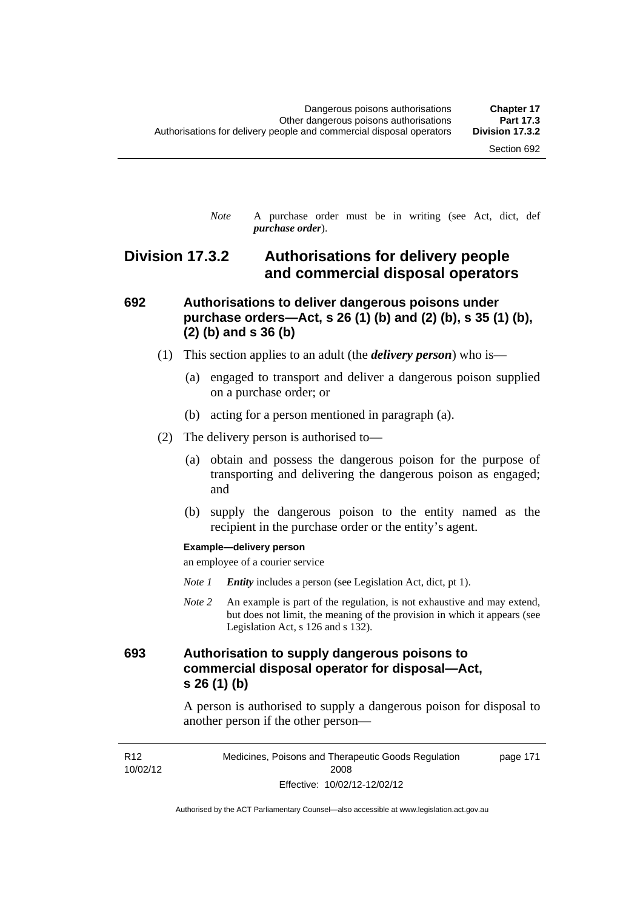*Note* A purchase order must be in writing (see Act, dict, def ***purchase order***).

## Division 17.3.2 Authorisations for delivery people and commercial disposal operators

### 692 Authorisations to deliver dangerous poisons under purchase orders—Act, s 26 (1) (b) and (2) (b), s 35 (1) (b), (2) (b) and s 36 (b)

(1) This section applies to an adult (the ***delivery person***) who is—

(a) engaged to transport and deliver a dangerous poison supplied on a purchase order; or

(b) acting for a person mentioned in paragraph (a).

(2) The delivery person is authorised to—

(a) obtain and possess the dangerous poison for the purpose of transporting and delivering the dangerous poison as engaged; and

(b) supply the dangerous poison to the entity named as the recipient in the purchase order or the entity's agent.

**Example—delivery person**

an employee of a courier service

*Note 1* ***Entity*** includes a person (see Legislation Act, dict, pt 1).

*Note 2* An example is part of the regulation, is not exhaustive and may extend, but does not limit, the meaning of the provision in which it appears (see Legislation Act, s 126 and s 132).

### 693 Authorisation to supply dangerous poisons to commercial disposal operator for disposal—Act, s 26 (1) (b)

A person is authorised to supply a dangerous poison for disposal to another person if the other person—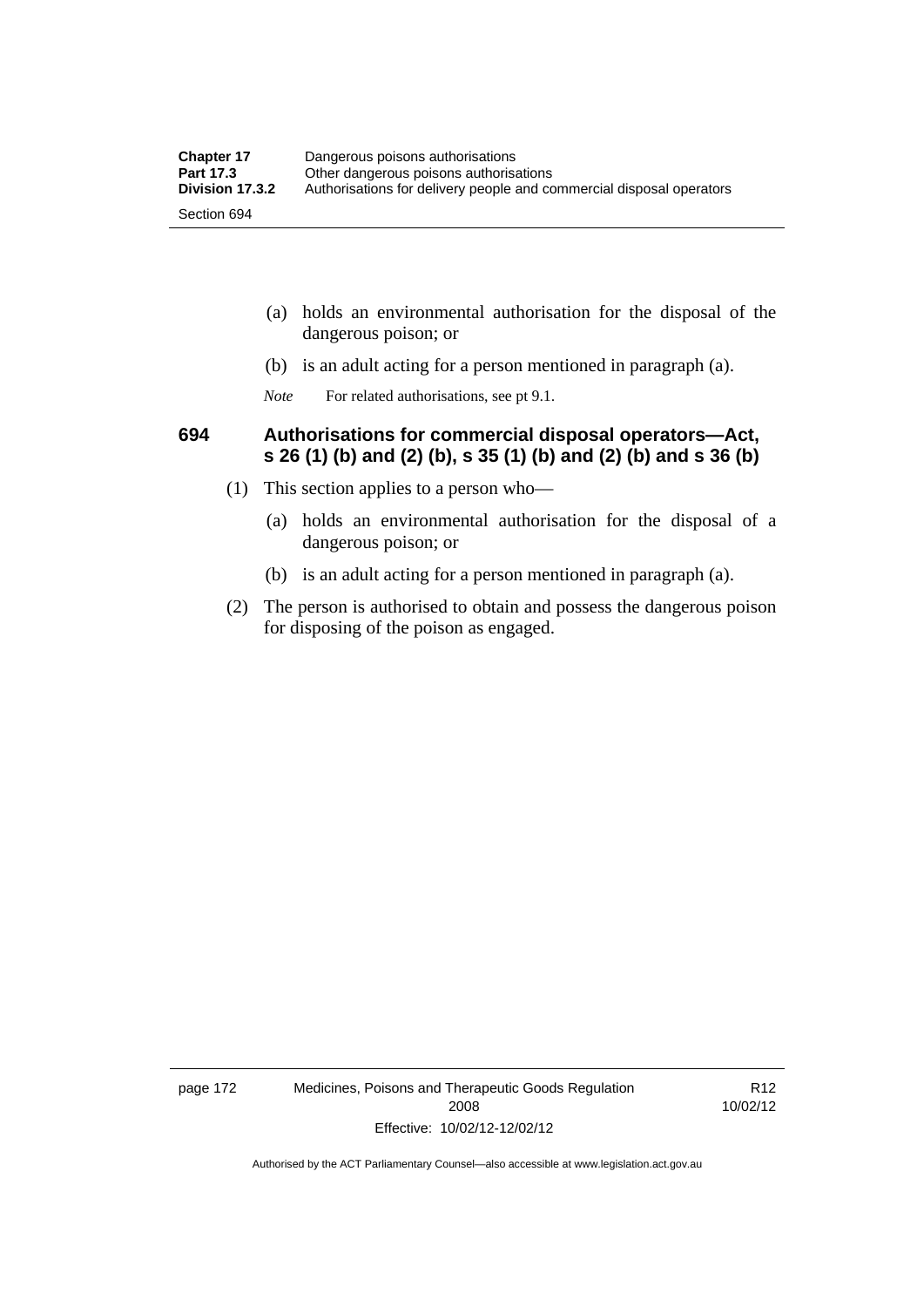(a) holds an environmental authorisation for the disposal of the dangerous poison; or

(b) is an adult acting for a person mentioned in paragraph (a).

*Note* For related authorisations, see pt 9.1.

### 694 Authorisations for commercial disposal operators—Act, s 26 (1) (b) and (2) (b), s 35 (1) (b) and (2) (b) and s 36 (b)

(1) This section applies to a person who—

(a) holds an environmental authorisation for the disposal of a dangerous poison; or

(b) is an adult acting for a person mentioned in paragraph (a).

(2) The person is authorised to obtain and possess the dangerous poison for disposing of the poison as engaged.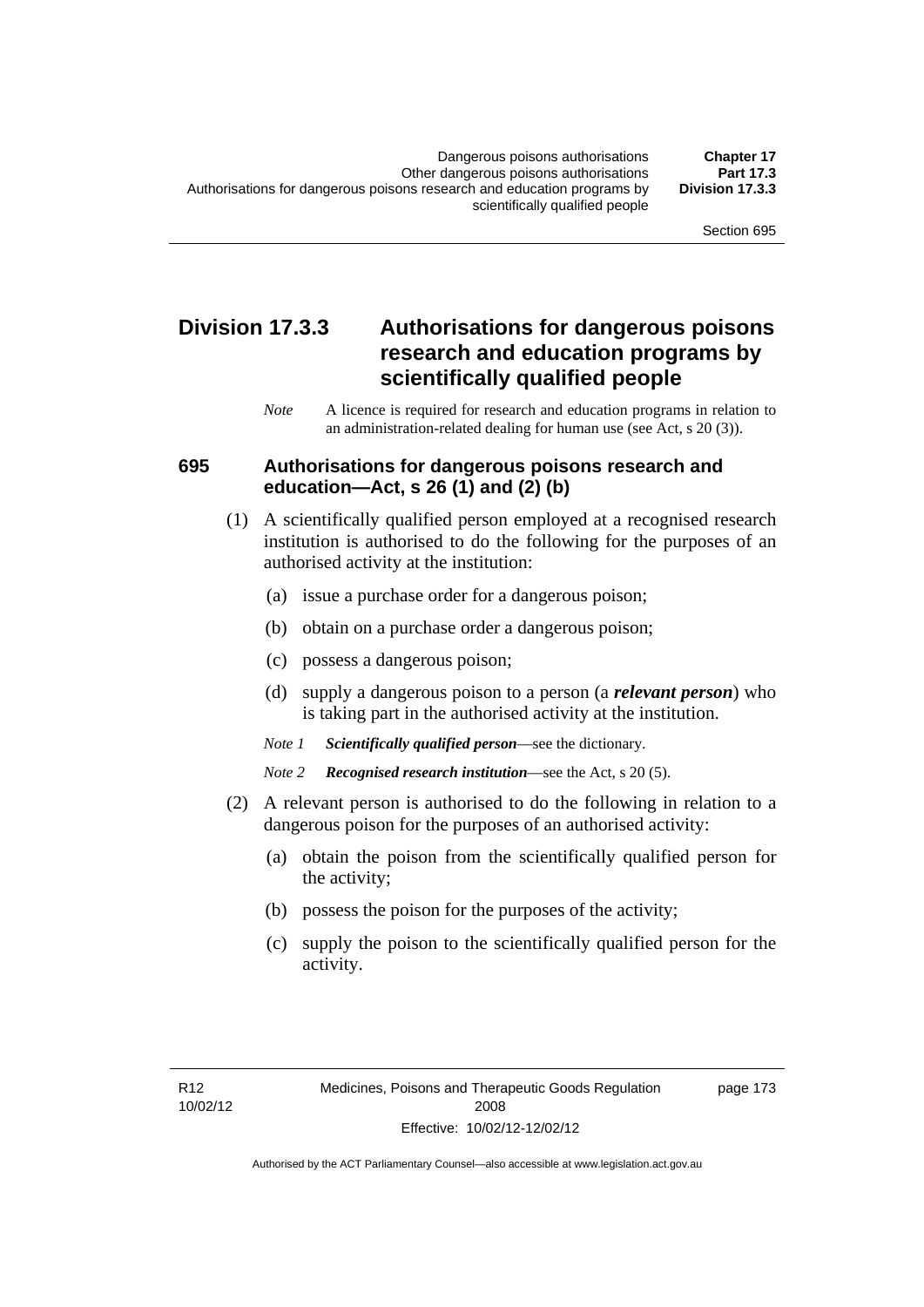## Division 17.3.3 Authorisations for dangerous poisons research and education programs by scientifically qualified people

*Note* A licence is required for research and education programs in relation to an administration-related dealing for human use (see Act, s 20 (3)).

### 695 Authorisations for dangerous poisons research and education—Act, s 26 (1) and (2) (b)

(1) A scientifically qualified person employed at a recognised research institution is authorised to do the following for the purposes of an authorised activity at the institution:

(a) issue a purchase order for a dangerous poison;

(b) obtain on a purchase order a dangerous poison;

(c) possess a dangerous poison;

(d) supply a dangerous poison to a person (a ***relevant person***) who is taking part in the authorised activity at the institution.

*Note 1* ***Scientifically qualified person***—see the dictionary.

*Note 2* ***Recognised research institution***—see the Act, s 20 (5).

(2) A relevant person is authorised to do the following in relation to a dangerous poison for the purposes of an authorised activity:

(a) obtain the poison from the scientifically qualified person for the activity;

(b) possess the poison for the purposes of the activity;

(c) supply the poison to the scientifically qualified person for the activity.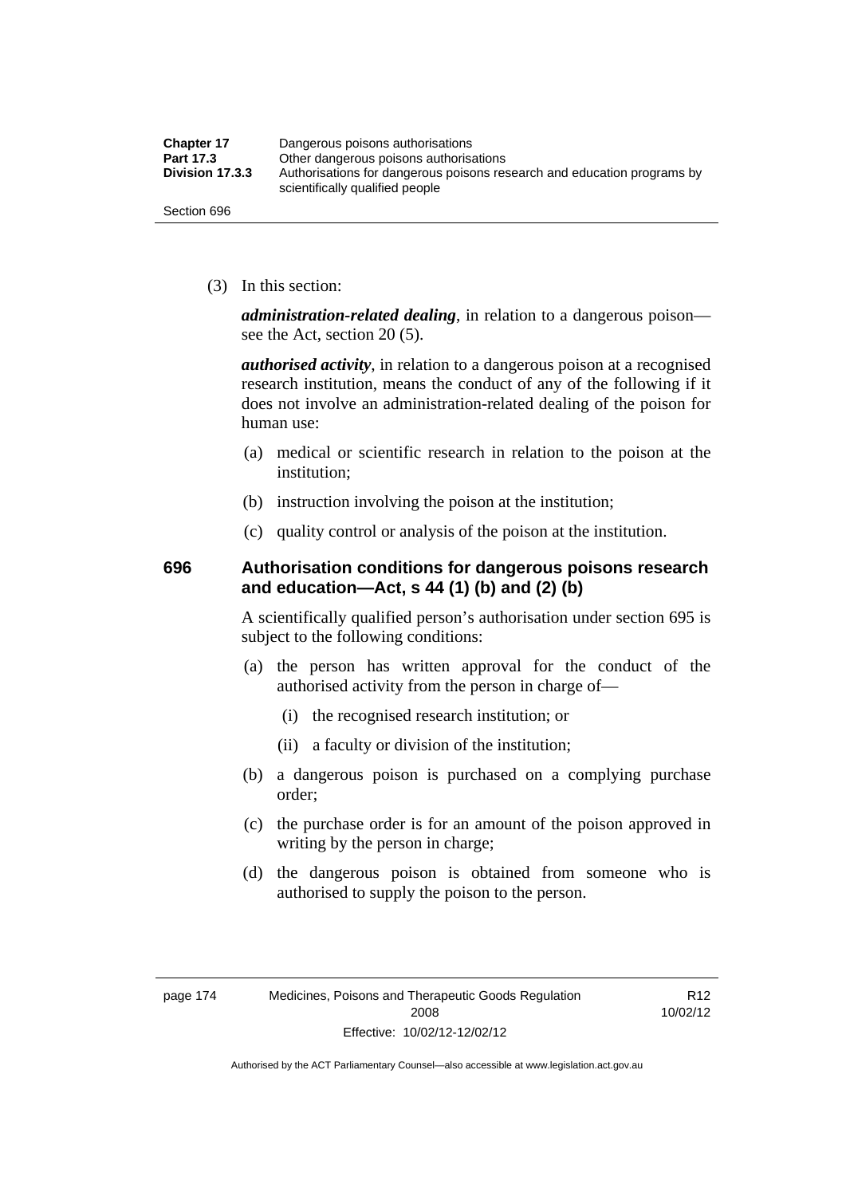(3) In this section:

***administration-related dealing***, in relation to a dangerous poison—see the Act, section 20 (5).

***authorised activity***, in relation to a dangerous poison at a recognised research institution, means the conduct of any of the following if it does not involve an administration-related dealing of the poison for human use:

(a) medical or scientific research in relation to the poison at the institution;

(b) instruction involving the poison at the institution;

(c) quality control or analysis of the poison at the institution.

### 696 Authorisation conditions for dangerous poisons research and education—Act, s 44 (1) (b) and (2) (b)

A scientifically qualified person's authorisation under section 695 is subject to the following conditions:

(a) the person has written approval for the conduct of the authorised activity from the person in charge of—

(i) the recognised research institution; or

(ii) a faculty or division of the institution;

(b) a dangerous poison is purchased on a complying purchase order;

(c) the purchase order is for an amount of the poison approved in writing by the person in charge;

(d) the dangerous poison is obtained from someone who is authorised to supply the poison to the person.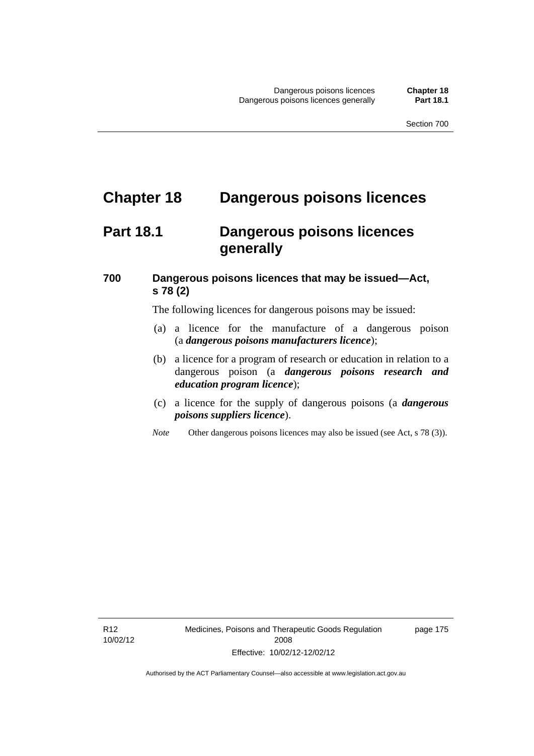# Chapter 18 Dangerous poisons licences

## Part 18.1 Dangerous poisons licences generally

### 700 Dangerous poisons licences that may be issued—Act, s 78 (2)

The following licences for dangerous poisons may be issued:

(a) a licence for the manufacture of a dangerous poison (a ***dangerous poisons manufacturers licence***);

(b) a licence for a program of research or education in relation to a dangerous poison (a ***dangerous poisons research and education program licence***);

(c) a licence for the supply of dangerous poisons (a ***dangerous poisons suppliers licence***).

*Note* Other dangerous poisons licences may also be issued (see Act, s 78 (3)).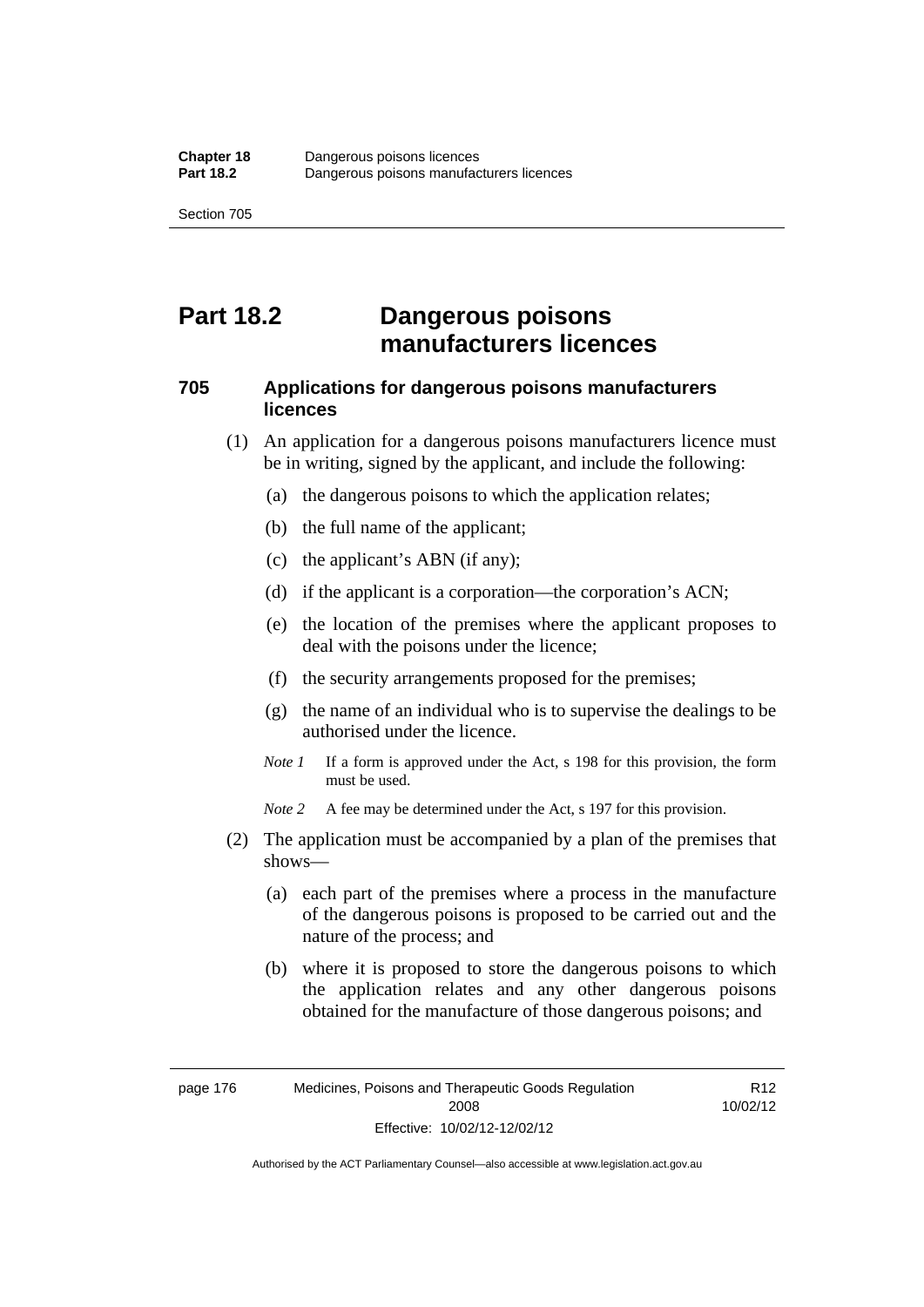# Part 18.2 Dangerous poisons manufacturers licences

### 705 Applications for dangerous poisons manufacturers licences

(1) An application for a dangerous poisons manufacturers licence must be in writing, signed by the applicant, and include the following:

(a) the dangerous poisons to which the application relates;

(b) the full name of the applicant;

(c) the applicant's ABN (if any);

(d) if the applicant is a corporation—the corporation's ACN;

(e) the location of the premises where the applicant proposes to deal with the poisons under the licence;

(f) the security arrangements proposed for the premises;

(g) the name of an individual who is to supervise the dealings to be authorised under the licence.

*Note 1* If a form is approved under the Act, s 198 for this provision, the form must be used.

*Note 2* A fee may be determined under the Act, s 197 for this provision.

(2) The application must be accompanied by a plan of the premises that shows—

(a) each part of the premises where a process in the manufacture of the dangerous poisons is proposed to be carried out and the nature of the process; and

(b) where it is proposed to store the dangerous poisons to which the application relates and any other dangerous poisons obtained for the manufacture of those dangerous poisons; and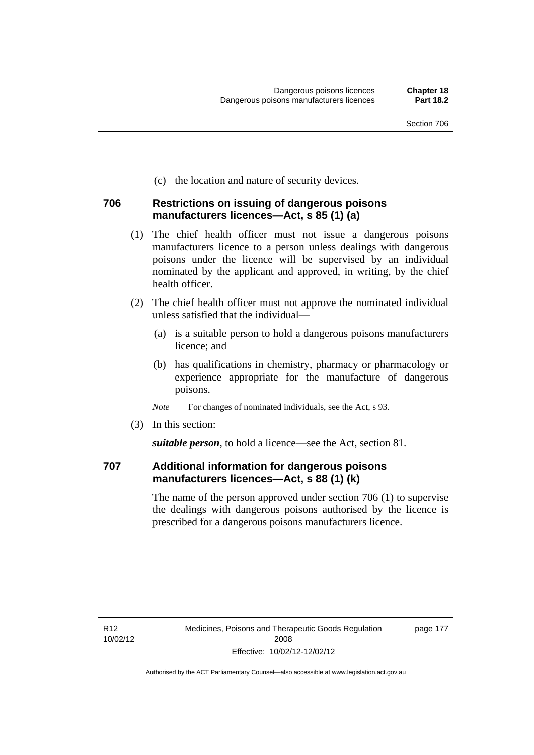(c) the location and nature of security devices.

### 706 Restrictions on issuing of dangerous poisons manufacturers licences—Act, s 85 (1) (a)

(1) The chief health officer must not issue a dangerous poisons manufacturers licence to a person unless dealings with dangerous poisons under the licence will be supervised by an individual nominated by the applicant and approved, in writing, by the chief health officer.

(2) The chief health officer must not approve the nominated individual unless satisfied that the individual—

(a) is a suitable person to hold a dangerous poisons manufacturers licence; and

(b) has qualifications in chemistry, pharmacy or pharmacology or experience appropriate for the manufacture of dangerous poisons.

*Note* For changes of nominated individuals, see the Act, s 93.

(3) In this section:

***suitable person***, to hold a licence—see the Act, section 81.

### 707 Additional information for dangerous poisons manufacturers licences—Act, s 88 (1) (k)

The name of the person approved under section 706 (1) to supervise the dealings with dangerous poisons authorised by the licence is prescribed for a dangerous poisons manufacturers licence.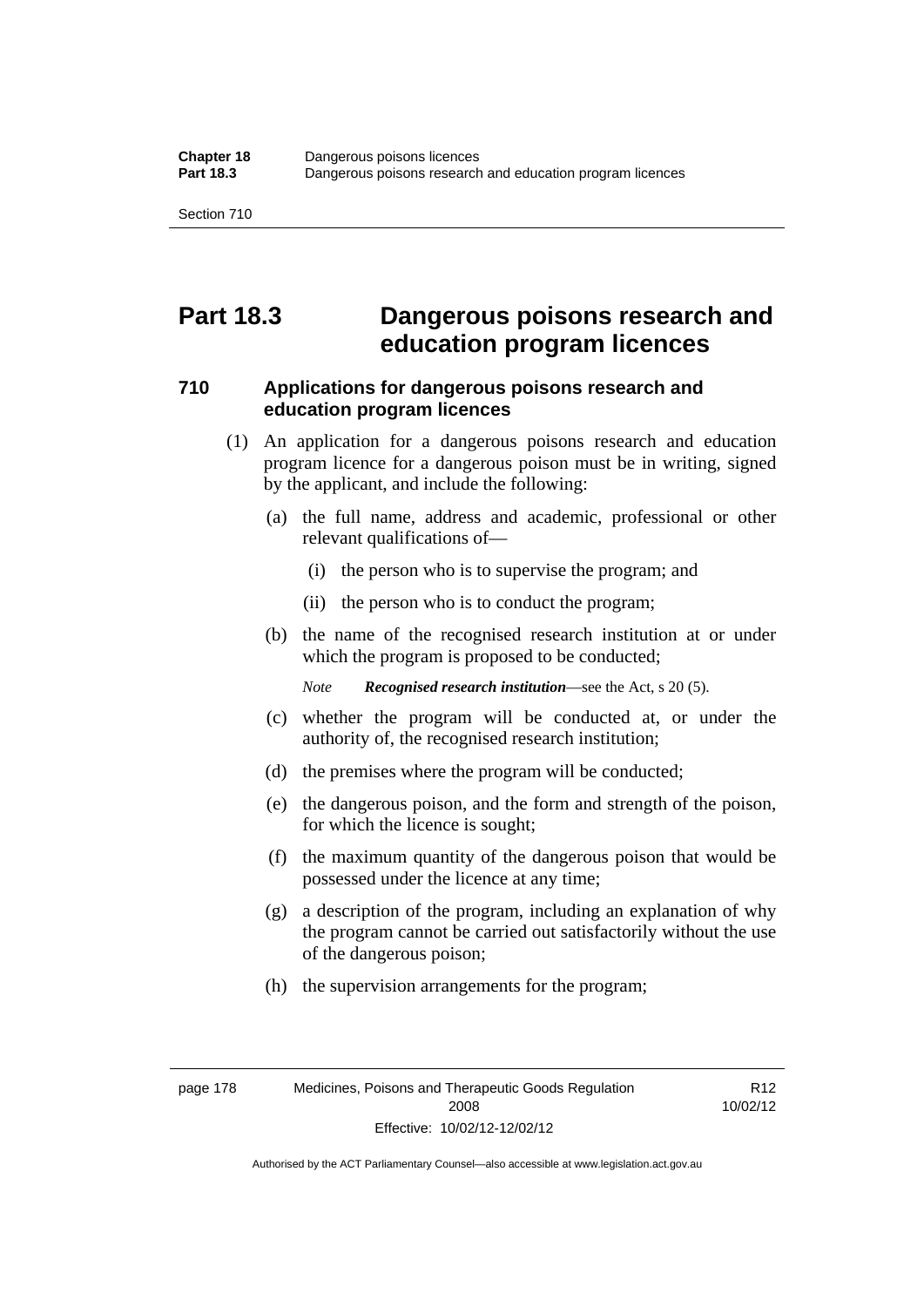# Part 18.3 Dangerous poisons research and education program licences

## 710 Applications for dangerous poisons research and education program licences

(1) An application for a dangerous poisons research and education program licence for a dangerous poison must be in writing, signed by the applicant, and include the following:

(a) the full name, address and academic, professional or other relevant qualifications of—

(i) the person who is to supervise the program; and

(ii) the person who is to conduct the program;

(b) the name of the recognised research institution at or under which the program is proposed to be conducted;

*Note* ***Recognised research institution***—see the Act, s 20 (5).

(c) whether the program will be conducted at, or under the authority of, the recognised research institution;

(d) the premises where the program will be conducted;

(e) the dangerous poison, and the form and strength of the poison, for which the licence is sought;

(f) the maximum quantity of the dangerous poison that would be possessed under the licence at any time;

(g) a description of the program, including an explanation of why the program cannot be carried out satisfactorily without the use of the dangerous poison;

(h) the supervision arrangements for the program;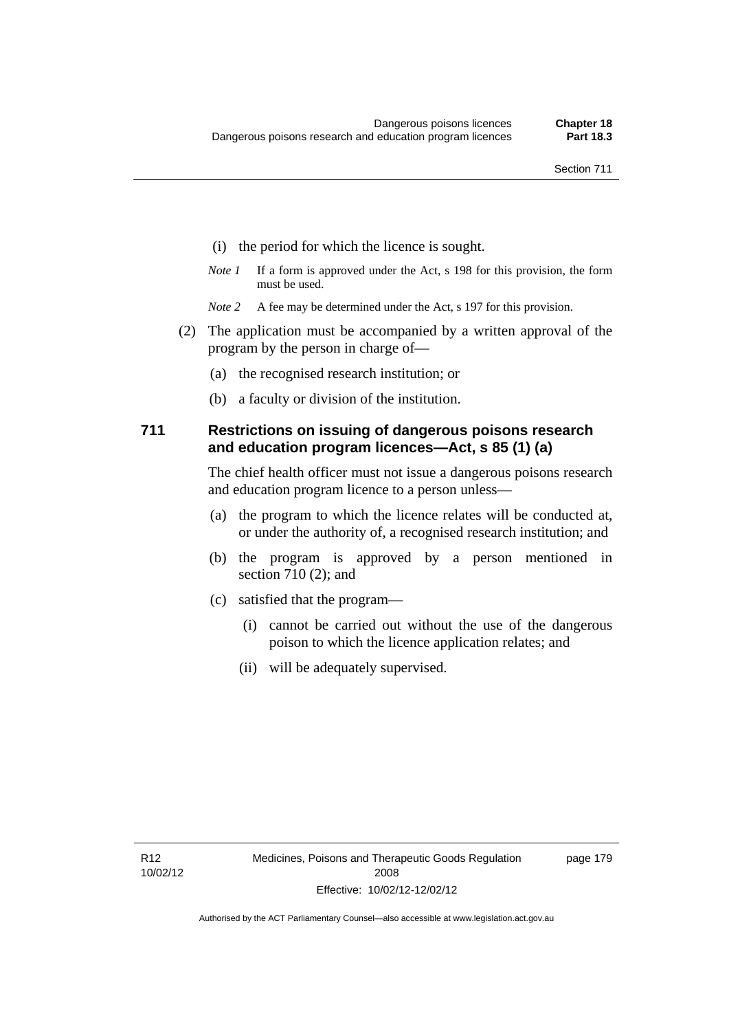(i) the period for which the licence is sought.

*Note 1* If a form is approved under the Act, s 198 for this provision, the form must be used.

*Note 2* A fee may be determined under the Act, s 197 for this provision.

(2) The application must be accompanied by a written approval of the program by the person in charge of—

(a) the recognised research institution; or

(b) a faculty or division of the institution.

## 711 Restrictions on issuing of dangerous poisons research and education program licences—Act, s 85 (1) (a)

The chief health officer must not issue a dangerous poisons research and education program licence to a person unless—

(a) the program to which the licence relates will be conducted at, or under the authority of, a recognised research institution; and

(b) the program is approved by a person mentioned in section 710 (2); and

(c) satisfied that the program—

(i) cannot be carried out without the use of the dangerous poison to which the licence application relates; and

(ii) will be adequately supervised.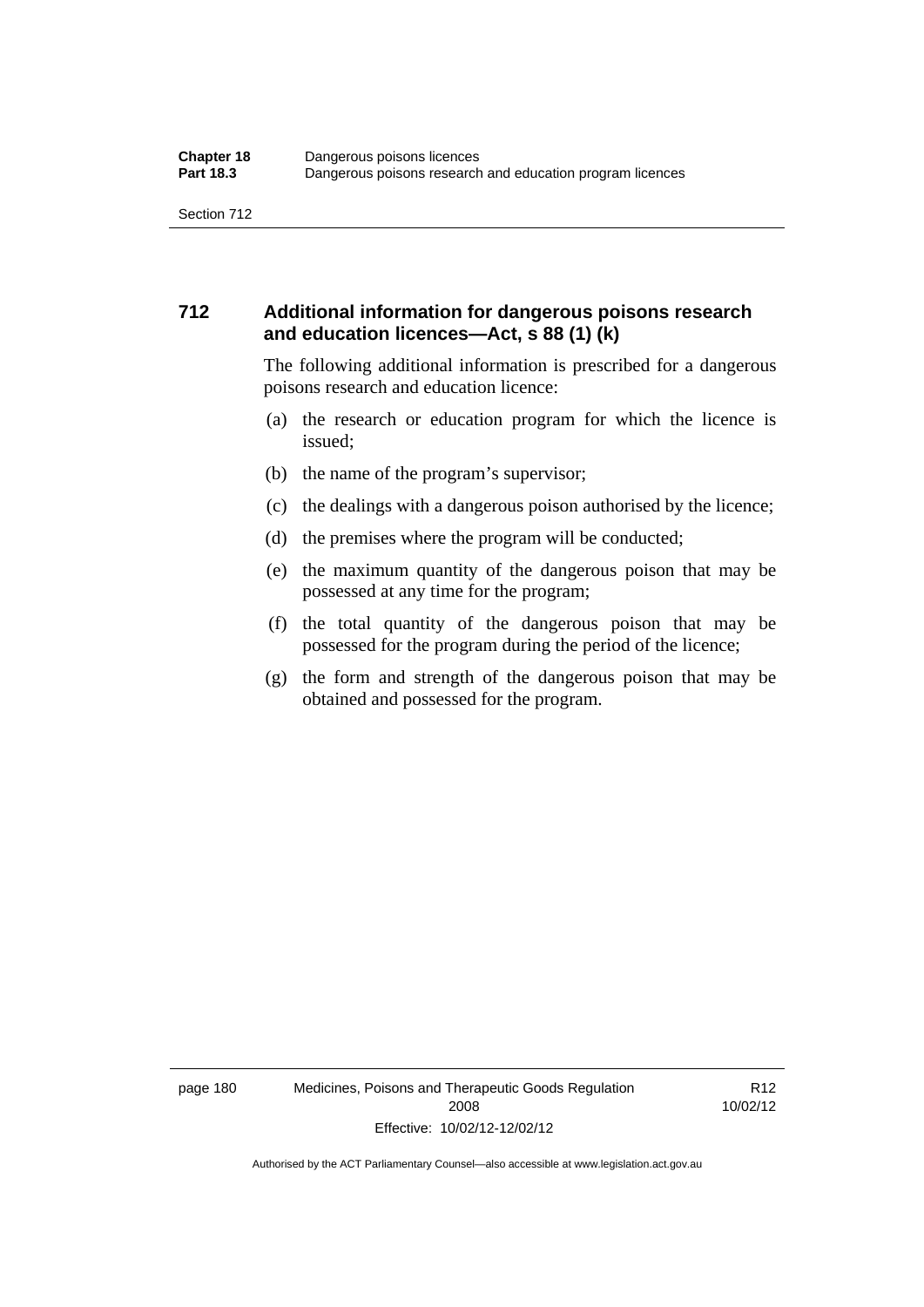## 712 Additional information for dangerous poisons research and education licences—Act, s 88 (1) (k)

The following additional information is prescribed for a dangerous poisons research and education licence:

(a) the research or education program for which the licence is issued;

(b) the name of the program's supervisor;

(c) the dealings with a dangerous poison authorised by the licence;

(d) the premises where the program will be conducted;

(e) the maximum quantity of the dangerous poison that may be possessed at any time for the program;

(f) the total quantity of the dangerous poison that may be possessed for the program during the period of the licence;

(g) the form and strength of the dangerous poison that may be obtained and possessed for the program.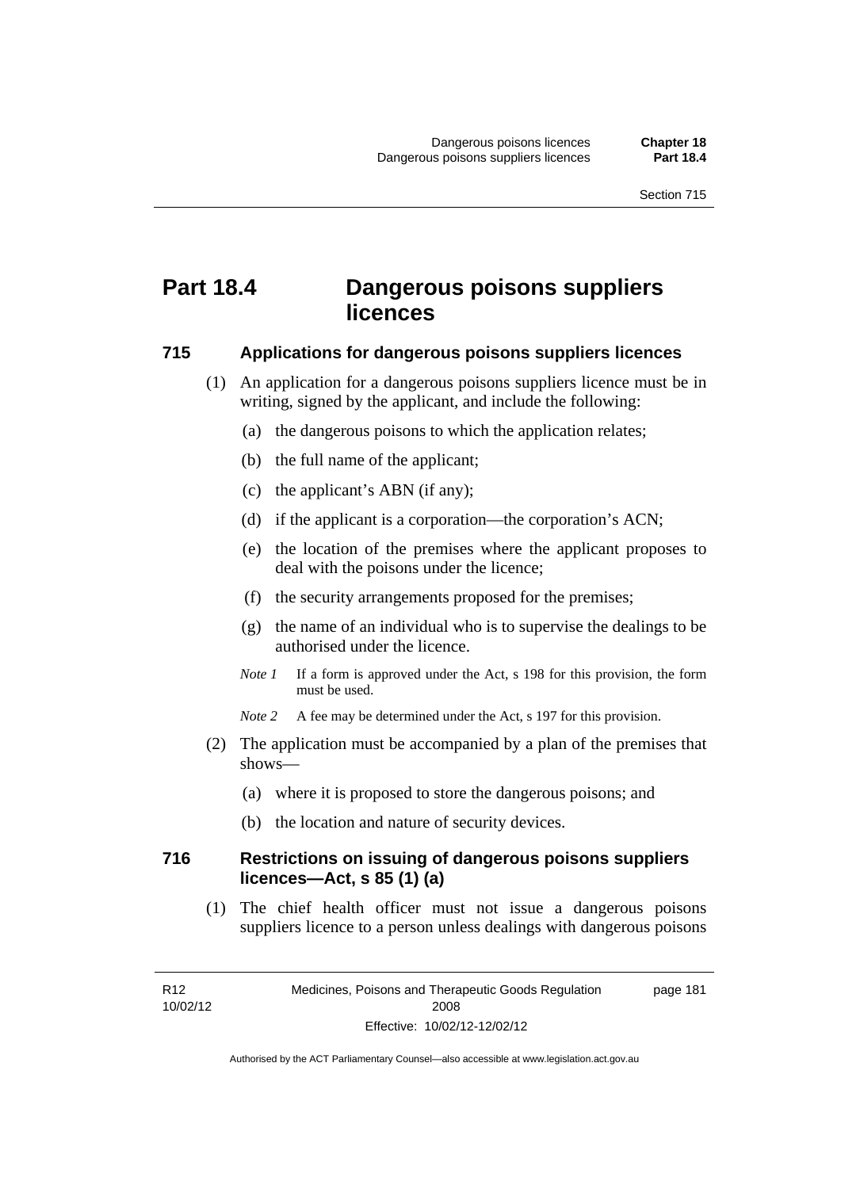# Part 18.4 Dangerous poisons suppliers licences

### 715 Applications for dangerous poisons suppliers licences

(1) An application for a dangerous poisons suppliers licence must be in writing, signed by the applicant, and include the following:

(a) the dangerous poisons to which the application relates;

(b) the full name of the applicant;

(c) the applicant's ABN (if any);

(d) if the applicant is a corporation—the corporation's ACN;

(e) the location of the premises where the applicant proposes to deal with the poisons under the licence;

(f) the security arrangements proposed for the premises;

(g) the name of an individual who is to supervise the dealings to be authorised under the licence.

*Note 1* If a form is approved under the Act, s 198 for this provision, the form must be used.

*Note 2* A fee may be determined under the Act, s 197 for this provision.

(2) The application must be accompanied by a plan of the premises that shows—

(a) where it is proposed to store the dangerous poisons; and

(b) the location and nature of security devices.

### 716 Restrictions on issuing of dangerous poisons suppliers licences—Act, s 85 (1) (a)

(1) The chief health officer must not issue a dangerous poisons suppliers licence to a person unless dealings with dangerous poisons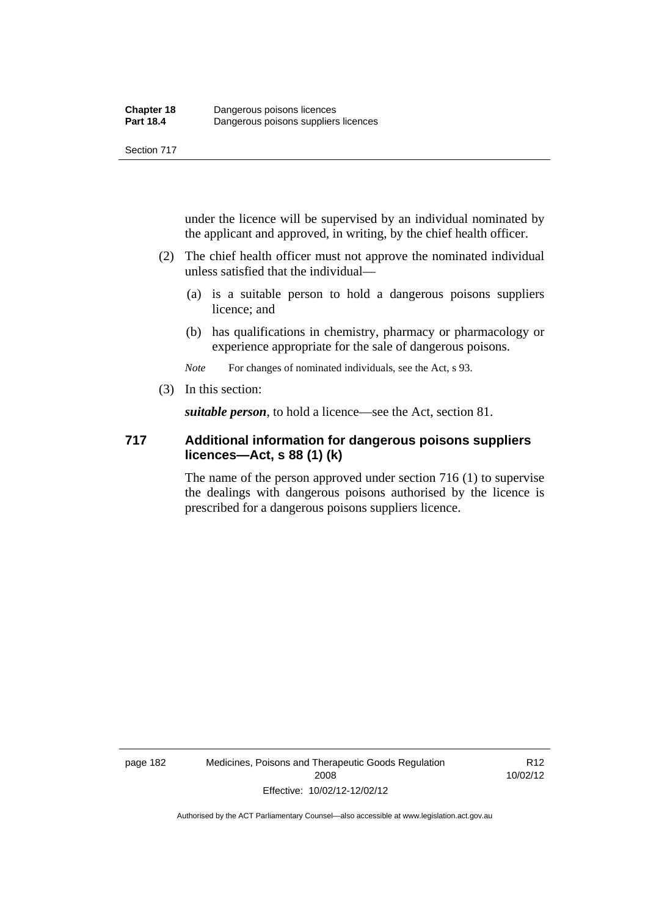under the licence will be supervised by an individual nominated by the applicant and approved, in writing, by the chief health officer.

(2) The chief health officer must not approve the nominated individual unless satisfied that the individual—

(a) is a suitable person to hold a dangerous poisons suppliers licence; and

(b) has qualifications in chemistry, pharmacy or pharmacology or experience appropriate for the sale of dangerous poisons.

*Note* For changes of nominated individuals, see the Act, s 93.

(3) In this section:

***suitable person***, to hold a licence—see the Act, section 81.

### 717 Additional information for dangerous poisons suppliers licences—Act, s 88 (1) (k)

The name of the person approved under section 716 (1) to supervise the dealings with dangerous poisons authorised by the licence is prescribed for a dangerous poisons suppliers licence.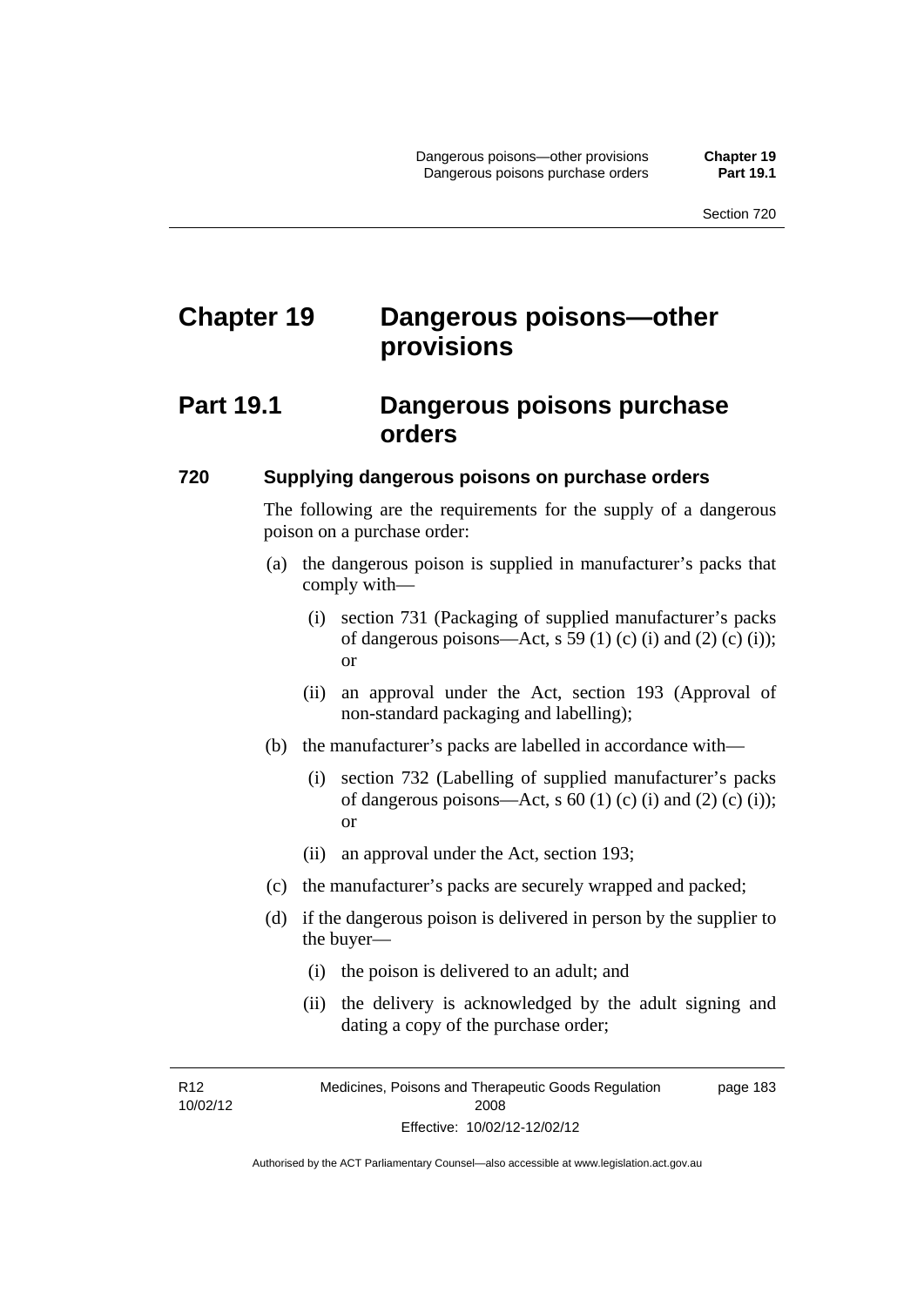# Chapter 19 Dangerous poisons—other provisions

## Part 19.1 Dangerous poisons purchase orders

### 720 Supplying dangerous poisons on purchase orders

The following are the requirements for the supply of a dangerous poison on a purchase order:

(a) the dangerous poison is supplied in manufacturer's packs that comply with—

(i) section 731 (Packaging of supplied manufacturer's packs of dangerous poisons—Act, s 59 (1) (c) (i) and (2) (c) (i)); or

(ii) an approval under the Act, section 193 (Approval of non-standard packaging and labelling);

(b) the manufacturer's packs are labelled in accordance with—

(i) section 732 (Labelling of supplied manufacturer's packs of dangerous poisons—Act, s 60 (1) (c) (i) and (2) (c) (i)); or

(ii) an approval under the Act, section 193;

(c) the manufacturer's packs are securely wrapped and packed;

(d) if the dangerous poison is delivered in person by the supplier to the buyer—

(i) the poison is delivered to an adult; and

(ii) the delivery is acknowledged by the adult signing and dating a copy of the purchase order;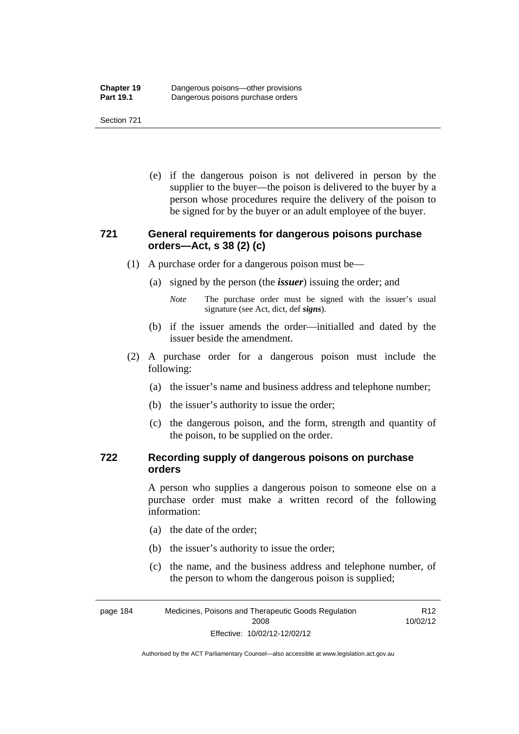(e) if the dangerous poison is not delivered in person by the supplier to the buyer—the poison is delivered to the buyer by a person whose procedures require the delivery of the poison to be signed for by the buyer or an adult employee of the buyer.

## 721 General requirements for dangerous poisons purchase orders—Act, s 38 (2) (c)

(1) A purchase order for a dangerous poison must be—

(a) signed by the person (the ***issuer***) issuing the order; and

*Note* The purchase order must be signed with the issuer's usual signature (see Act, dict, def ***signs***).

(b) if the issuer amends the order—initialled and dated by the issuer beside the amendment.

(2) A purchase order for a dangerous poison must include the following:

(a) the issuer's name and business address and telephone number;

(b) the issuer's authority to issue the order;

(c) the dangerous poison, and the form, strength and quantity of the poison, to be supplied on the order.

## 722 Recording supply of dangerous poisons on purchase orders

A person who supplies a dangerous poison to someone else on a purchase order must make a written record of the following information:

(a) the date of the order;

(b) the issuer's authority to issue the order;

(c) the name, and the business address and telephone number, of the person to whom the dangerous poison is supplied;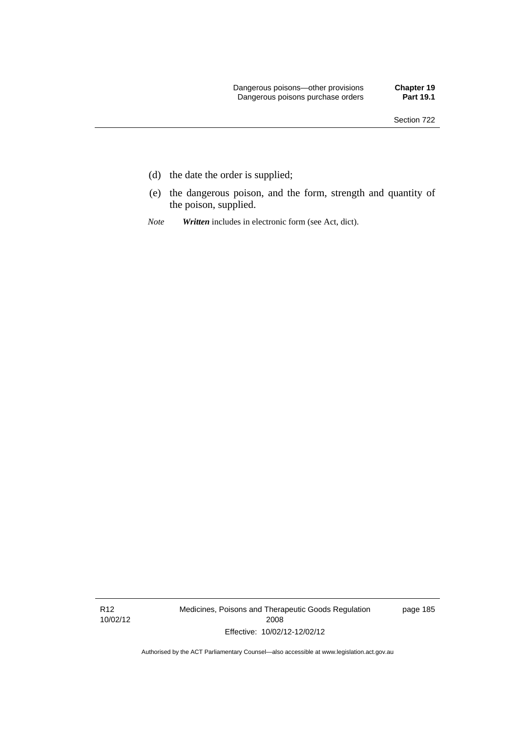(d) the date the order is supplied;

(e) the dangerous poison, and the form, strength and quantity of the poison, supplied.

*Note* ***Written*** includes in electronic form (see Act, dict).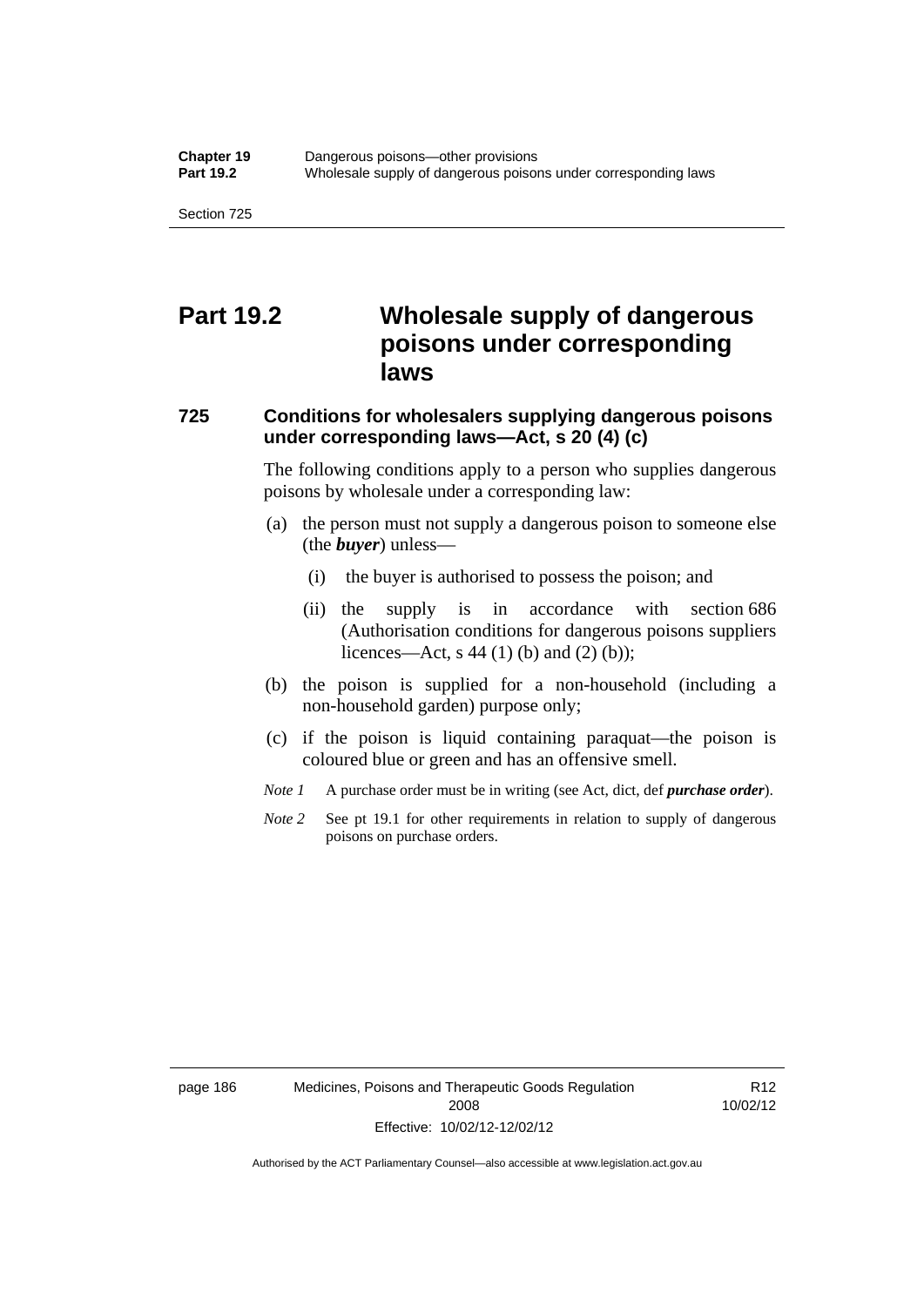# Part 19.2 Wholesale supply of dangerous poisons under corresponding laws

### 725 Conditions for wholesalers supplying dangerous poisons under corresponding laws—Act, s 20 (4) (c)

The following conditions apply to a person who supplies dangerous poisons by wholesale under a corresponding law:

(a) the person must not supply a dangerous poison to someone else (the ***buyer***) unless—

(i) the buyer is authorised to possess the poison; and

(ii) the supply is in accordance with section 686 (Authorisation conditions for dangerous poisons suppliers licences—Act, s 44 (1) (b) and (2) (b));

(b) the poison is supplied for a non-household (including a non-household garden) purpose only;

(c) if the poison is liquid containing paraquat—the poison is coloured blue or green and has an offensive smell.

*Note 1* A purchase order must be in writing (see Act, dict, def ***purchase order***).

*Note 2* See pt 19.1 for other requirements in relation to supply of dangerous poisons on purchase orders.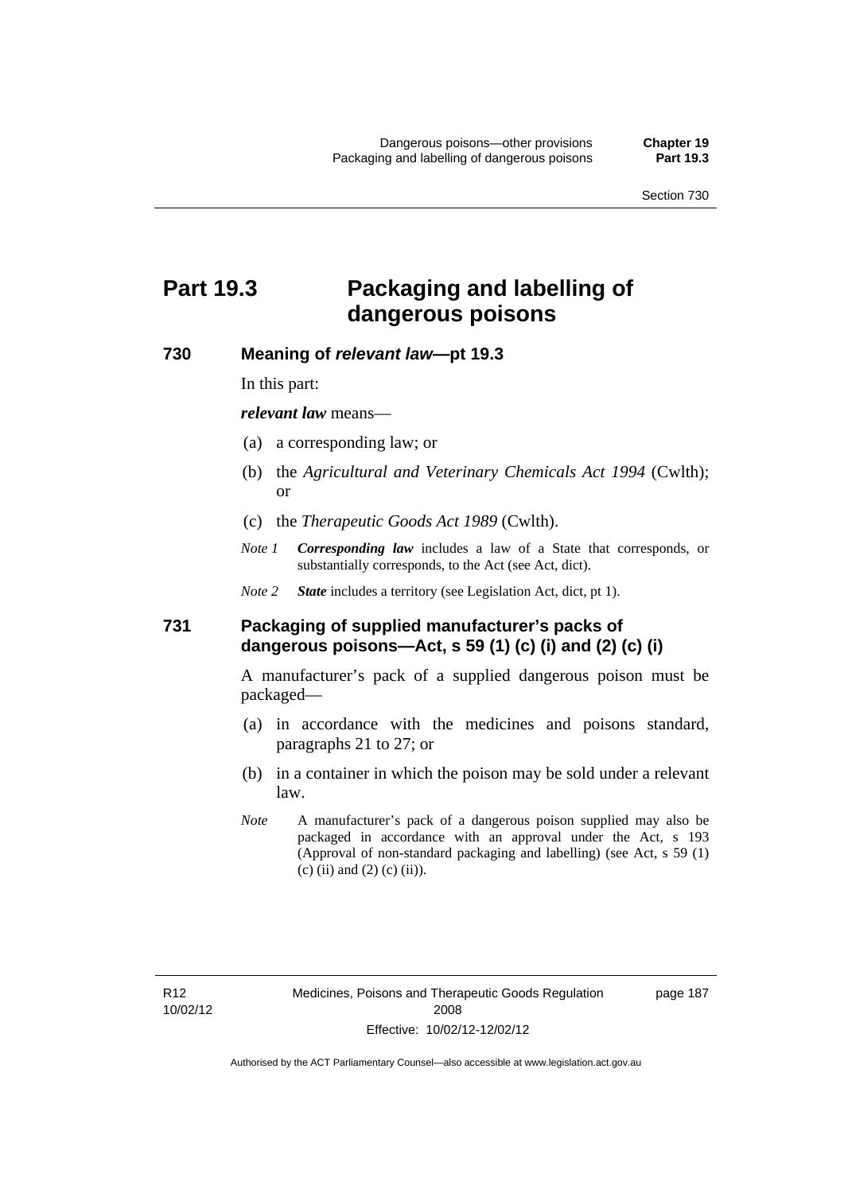# Part 19.3 Packaging and labelling of dangerous poisons

## 730 Meaning of *relevant law*—pt 19.3

In this part:

***relevant law*** means—

(a) a corresponding law; or

(b) the *Agricultural and Veterinary Chemicals Act 1994* (Cwlth); or

(c) the *Therapeutic Goods Act 1989* (Cwlth).

*Note 1* ***Corresponding law*** includes a law of a State that corresponds, or substantially corresponds, to the Act (see Act, dict).

*Note 2* ***State*** includes a territory (see Legislation Act, dict, pt 1).

## 731 Packaging of supplied manufacturer's packs of dangerous poisons—Act, s 59 (1) (c) (i) and (2) (c) (i)

A manufacturer's pack of a supplied dangerous poison must be packaged—

(a) in accordance with the medicines and poisons standard, paragraphs 21 to 27; or

(b) in a container in which the poison may be sold under a relevant law.

*Note* A manufacturer's pack of a dangerous poison supplied may also be packaged in accordance with an approval under the Act, s 193 (Approval of non-standard packaging and labelling) (see Act, s 59 (1) (c) (ii) and (2) (c) (ii)).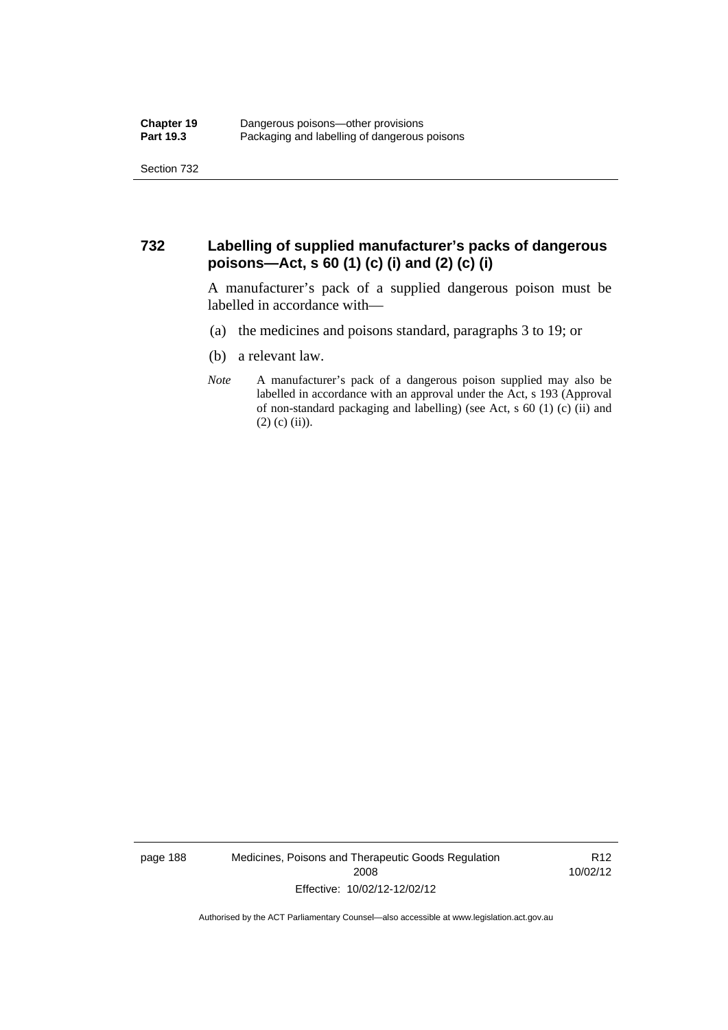## 732 Labelling of supplied manufacturer's packs of dangerous poisons—Act, s 60 (1) (c) (i) and (2) (c) (i)

A manufacturer's pack of a supplied dangerous poison must be labelled in accordance with—

(a) the medicines and poisons standard, paragraphs 3 to 19; or

(b) a relevant law.

*Note* A manufacturer's pack of a dangerous poison supplied may also be labelled in accordance with an approval under the Act, s 193 (Approval of non-standard packaging and labelling) (see Act, s 60 (1) (c) (ii) and (2) (c) (ii)).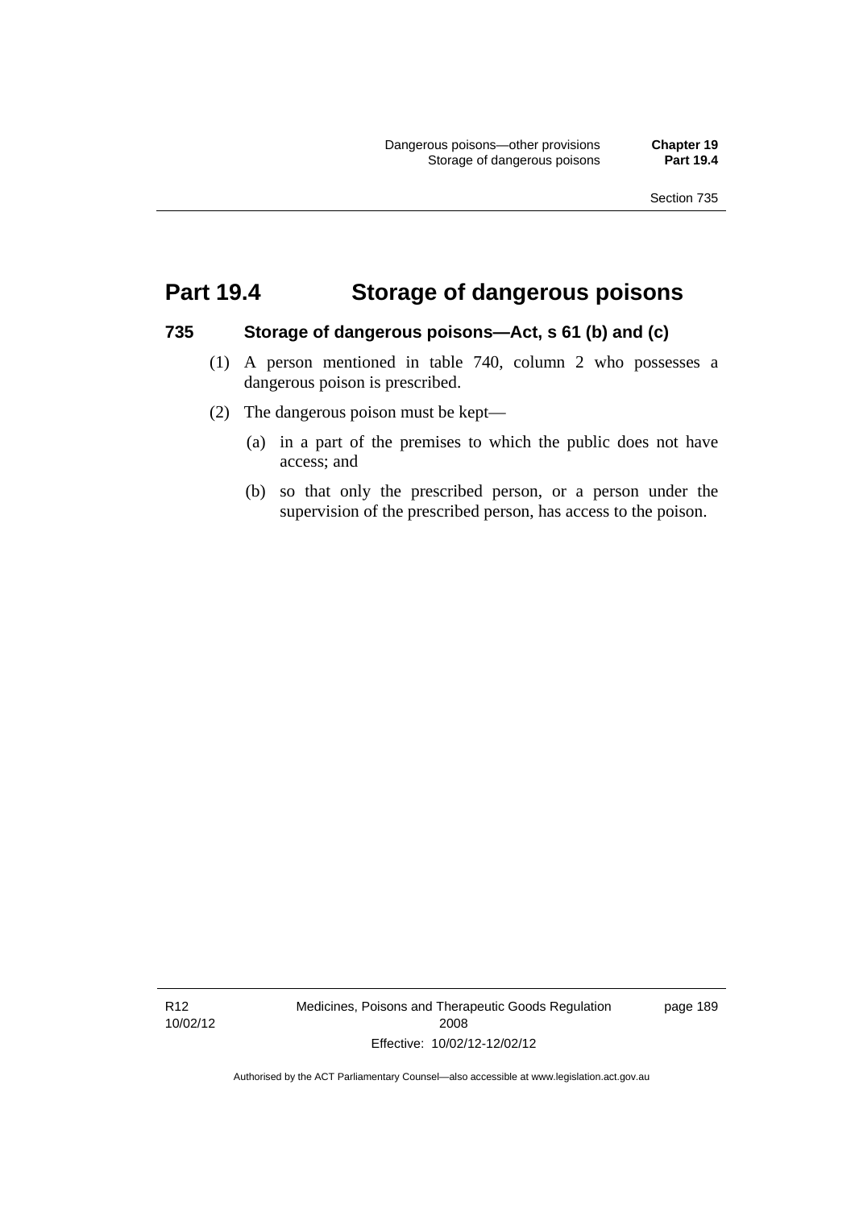# Part 19.4 Storage of dangerous poisons

## 735 Storage of dangerous poisons—Act, s 61 (b) and (c)

(1) A person mentioned in table 740, column 2 who possesses a dangerous poison is prescribed.

(2) The dangerous poison must be kept—

(a) in a part of the premises to which the public does not have access; and

(b) so that only the prescribed person, or a person under the supervision of the prescribed person, has access to the poison.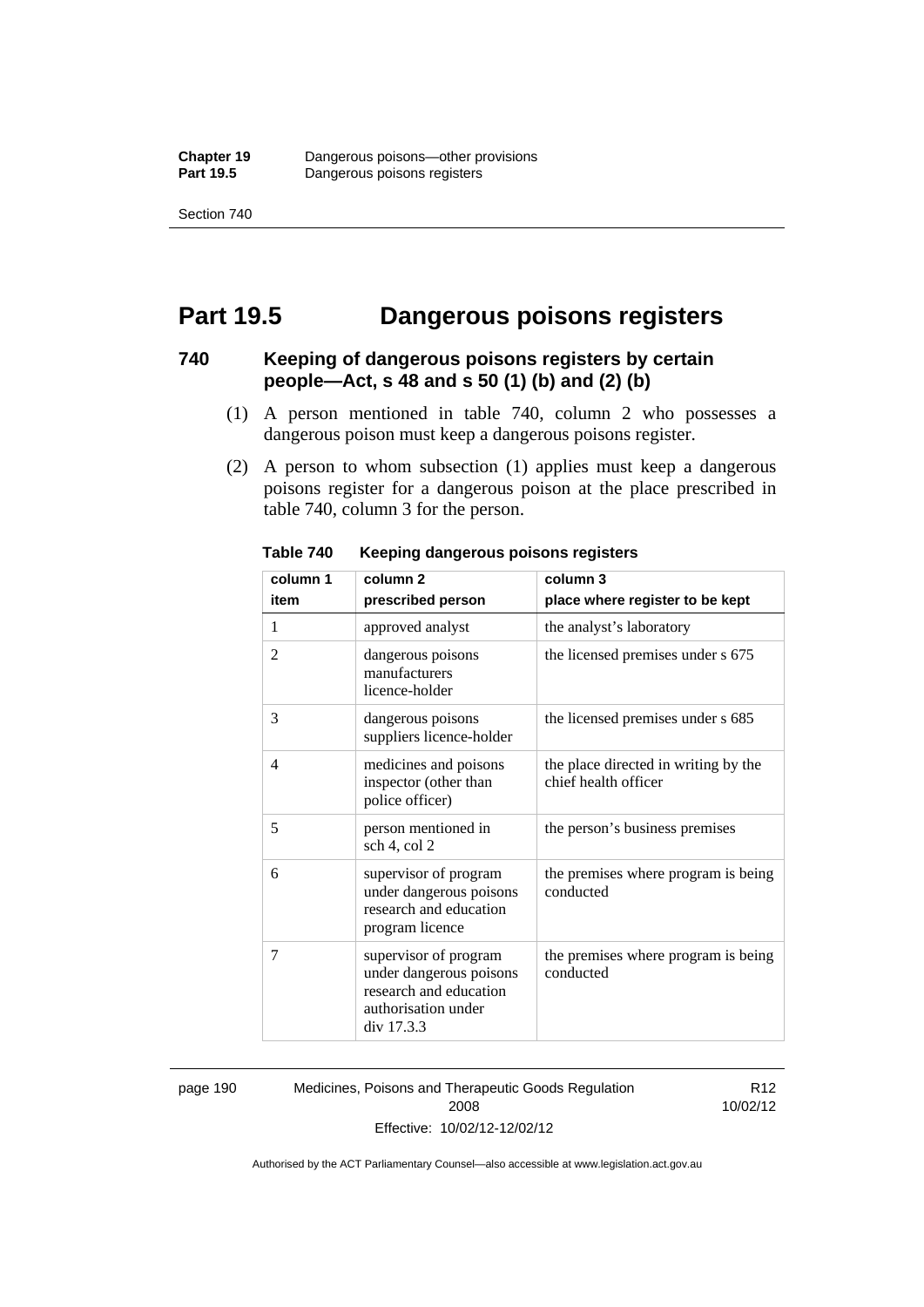# Part 19.5 Dangerous poisons registers

### 740 Keeping of dangerous poisons registers by certain people—Act, s 48 and s 50 (1) (b) and (2) (b)

(1) A person mentioned in table 740, column 2 who possesses a dangerous poison must keep a dangerous poisons register.

(2) A person to whom subsection (1) applies must keep a dangerous poisons register for a dangerous poison at the place prescribed in table 740, column 3 for the person.

**Table 740 Keeping dangerous poisons registers**

| column 1<br>item | column 2<br>prescribed person | column 3<br>place where register to be kept |
|---|---|---|
| 1 | approved analyst | the analyst's laboratory |
| 2 | dangerous poisons manufacturers licence-holder | the licensed premises under s 675 |
| 3 | dangerous poisons suppliers licence-holder | the licensed premises under s 685 |
| 4 | medicines and poisons inspector (other than police officer) | the place directed in writing by the chief health officer |
| 5 | person mentioned in sch 4, col 2 | the person's business premises |
| 6 | supervisor of program under dangerous poisons research and education program licence | the premises where program is being conducted |
| 7 | supervisor of program under dangerous poisons research and education authorisation under div 17.3.3 | the premises where program is being conducted |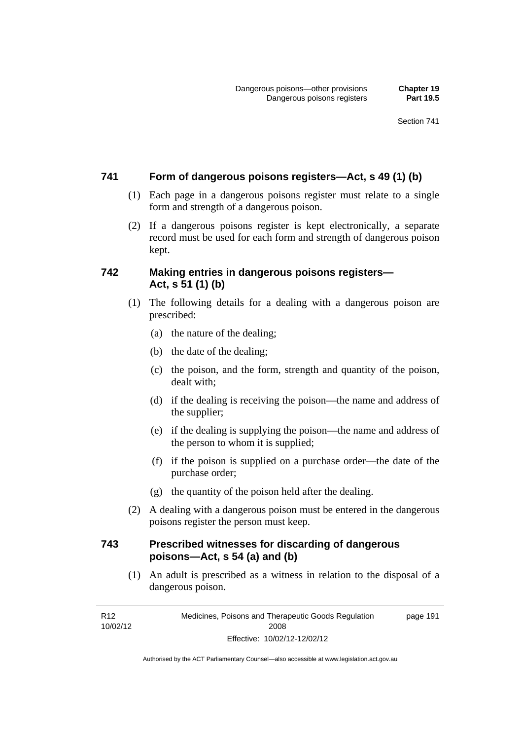## 741 Form of dangerous poisons registers—Act, s 49 (1) (b)

(1) Each page in a dangerous poisons register must relate to a single form and strength of a dangerous poison.

(2) If a dangerous poisons register is kept electronically, a separate record must be used for each form and strength of dangerous poison kept.

## 742 Making entries in dangerous poisons registers—Act, s 51 (1) (b)

(1) The following details for a dealing with a dangerous poison are prescribed:

(a) the nature of the dealing;

(b) the date of the dealing;

(c) the poison, and the form, strength and quantity of the poison, dealt with;

(d) if the dealing is receiving the poison—the name and address of the supplier;

(e) if the dealing is supplying the poison—the name and address of the person to whom it is supplied;

(f) if the poison is supplied on a purchase order—the date of the purchase order;

(g) the quantity of the poison held after the dealing.

(2) A dealing with a dangerous poison must be entered in the dangerous poisons register the person must keep.

## 743 Prescribed witnesses for discarding of dangerous poisons—Act, s 54 (a) and (b)

(1) An adult is prescribed as a witness in relation to the disposal of a dangerous poison.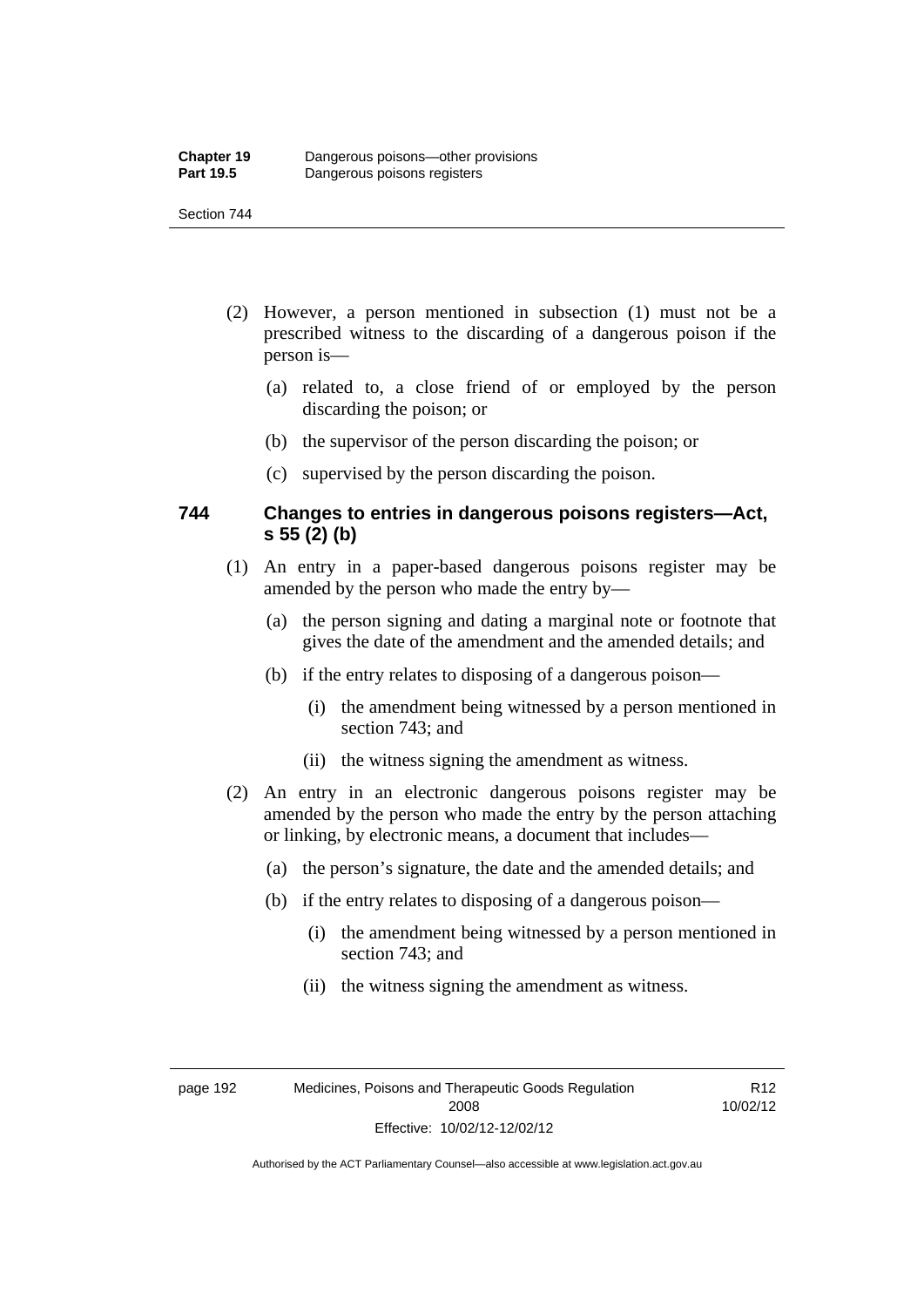(2) However, a person mentioned in subsection (1) must not be a prescribed witness to the discarding of a dangerous poison if the person is—

(a) related to, a close friend of or employed by the person discarding the poison; or

(b) the supervisor of the person discarding the poison; or

(c) supervised by the person discarding the poison.

### 744 Changes to entries in dangerous poisons registers—Act, s 55 (2) (b)

(1) An entry in a paper-based dangerous poisons register may be amended by the person who made the entry by—

(a) the person signing and dating a marginal note or footnote that gives the date of the amendment and the amended details; and

(b) if the entry relates to disposing of a dangerous poison—

(i) the amendment being witnessed by a person mentioned in section 743; and

(ii) the witness signing the amendment as witness.

(2) An entry in an electronic dangerous poisons register may be amended by the person who made the entry by the person attaching or linking, by electronic means, a document that includes—

(a) the person's signature, the date and the amended details; and

(b) if the entry relates to disposing of a dangerous poison—

(i) the amendment being witnessed by a person mentioned in section 743; and

(ii) the witness signing the amendment as witness.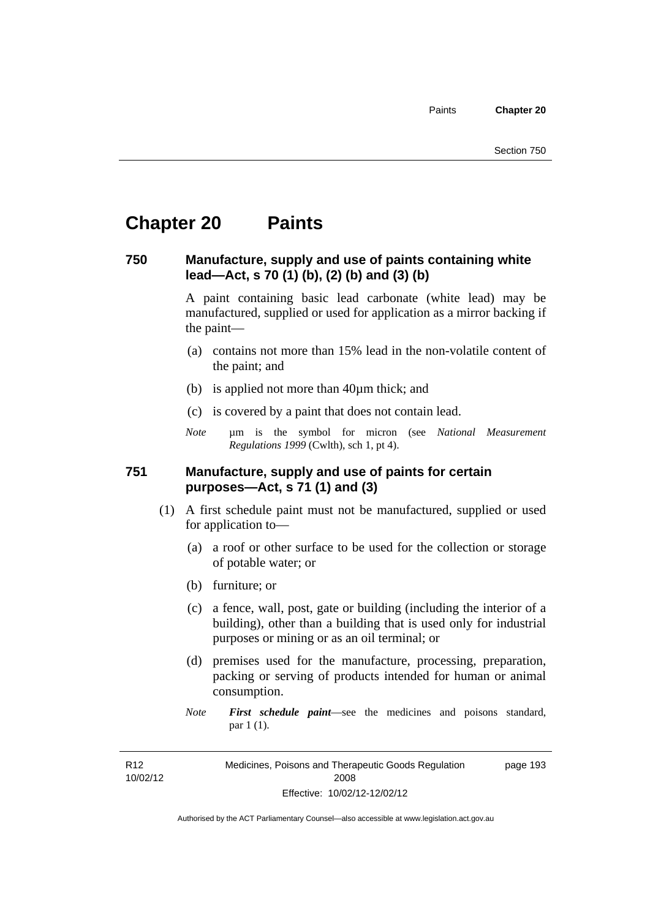# Chapter 20 Paints

## 750 Manufacture, supply and use of paints containing white lead—Act, s 70 (1) (b), (2) (b) and (3) (b)

A paint containing basic lead carbonate (white lead) may be manufactured, supplied or used for application as a mirror backing if the paint—

(a) contains not more than 15% lead in the non-volatile content of the paint; and

(b) is applied not more than 40µm thick; and

(c) is covered by a paint that does not contain lead.

*Note* µm is the symbol for micron (see *National Measurement Regulations 1999* (Cwlth), sch 1, pt 4).

## 751 Manufacture, supply and use of paints for certain purposes—Act, s 71 (1) and (3)

(1) A first schedule paint must not be manufactured, supplied or used for application to—

(a) a roof or other surface to be used for the collection or storage of potable water; or

(b) furniture; or

(c) a fence, wall, post, gate or building (including the interior of a building), other than a building that is used only for industrial purposes or mining or as an oil terminal; or

(d) premises used for the manufacture, processing, preparation, packing or serving of products intended for human or animal consumption.

*Note* ***First schedule paint***—see the medicines and poisons standard, par 1 (1).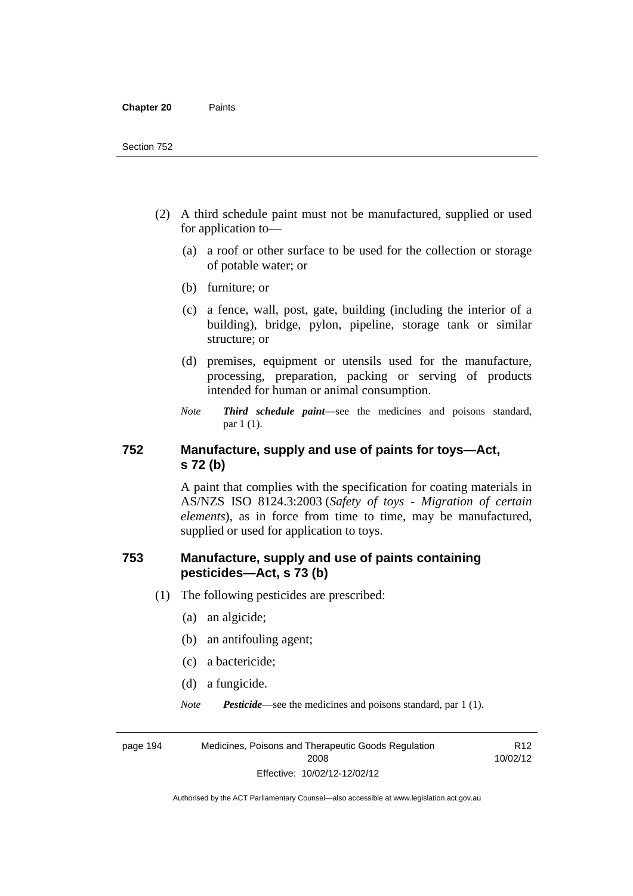(2) A third schedule paint must not be manufactured, supplied or used for application to—

(a) a roof or other surface to be used for the collection or storage of potable water; or

(b) furniture; or

(c) a fence, wall, post, gate, building (including the interior of a building), bridge, pylon, pipeline, storage tank or similar structure; or

(d) premises, equipment or utensils used for the manufacture, processing, preparation, packing or serving of products intended for human or animal consumption.

*Note* ***Third schedule paint***—see the medicines and poisons standard, par 1 (1).

## 752 Manufacture, supply and use of paints for toys—Act, s 72 (b)

A paint that complies with the specification for coating materials in AS/NZS ISO 8124.3:2003 (*Safety of toys - Migration of certain elements*), as in force from time to time, may be manufactured, supplied or used for application to toys.

## 753 Manufacture, supply and use of paints containing pesticides—Act, s 73 (b)

(1) The following pesticides are prescribed:

(a) an algicide;

(b) an antifouling agent;

(c) a bactericide;

(d) a fungicide.

*Note* ***Pesticide***—see the medicines and poisons standard, par 1 (1).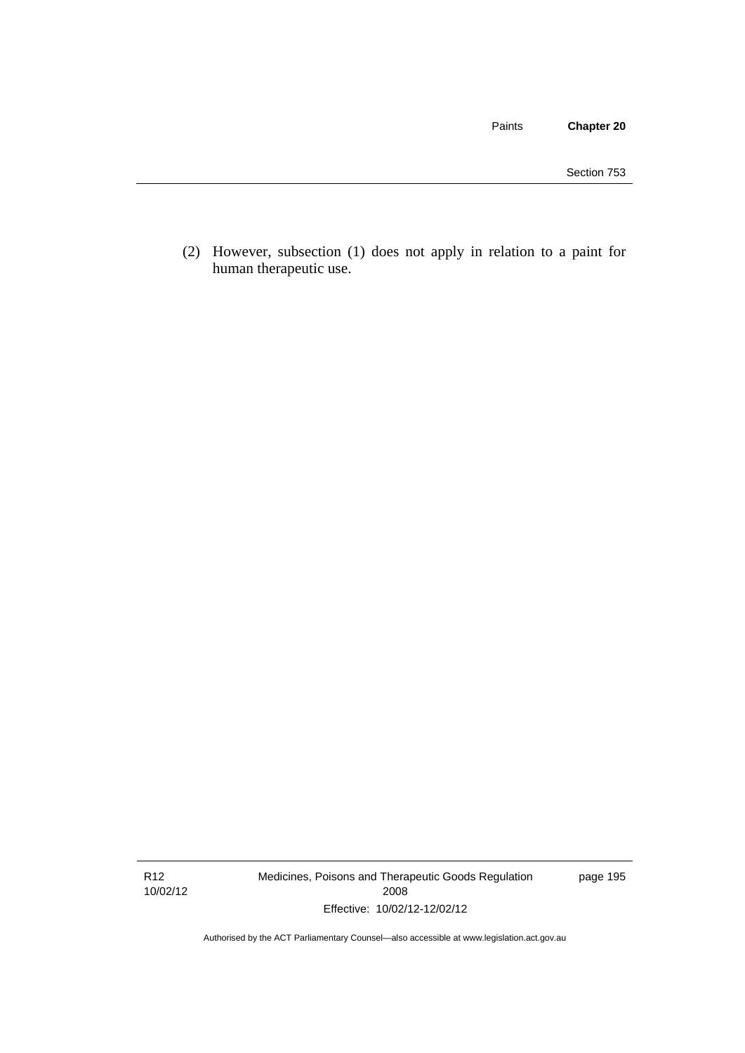(2) However, subsection (1) does not apply in relation to a paint for human therapeutic use.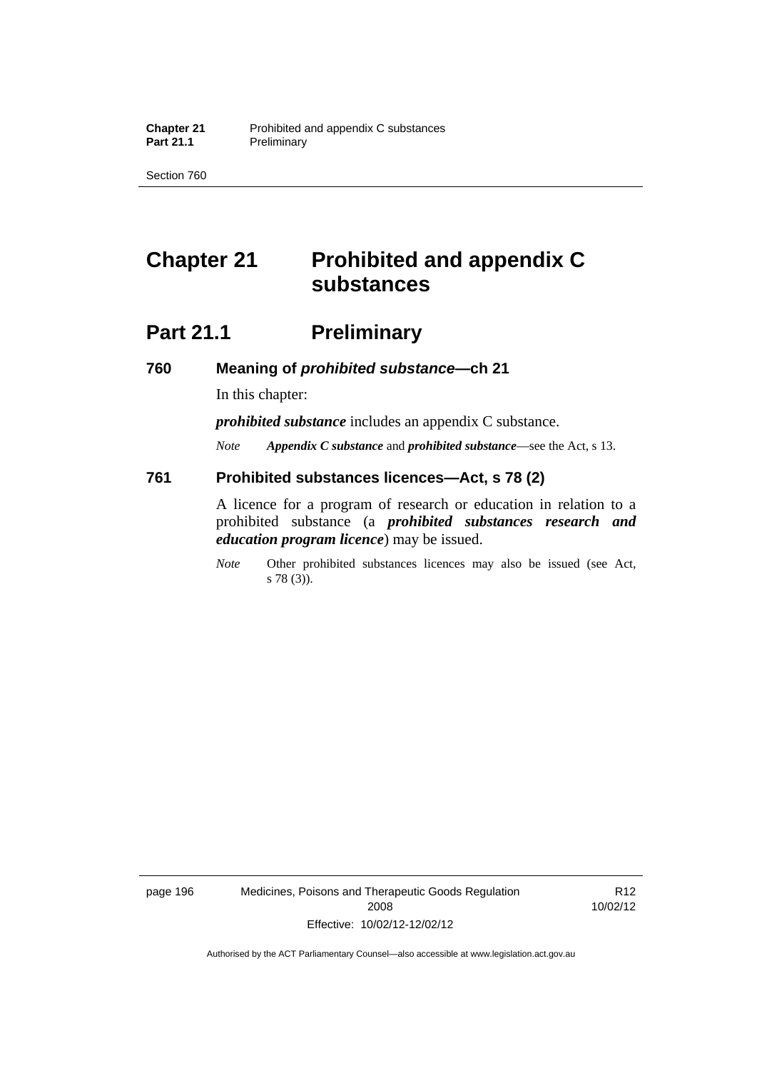# Chapter 21 Prohibited and appendix C substances

## Part 21.1 Preliminary

### 760 Meaning of *prohibited substance*—ch 21

In this chapter:

***prohibited substance*** includes an appendix C substance.

*Note* ***Appendix C substance*** and ***prohibited substance***—see the Act, s 13.

### 761 Prohibited substances licences—Act, s 78 (2)

A licence for a program of research or education in relation to a prohibited substance (a ***prohibited substances research and education program licence***) may be issued.

*Note* Other prohibited substances licences may also be issued (see Act, s 78 (3)).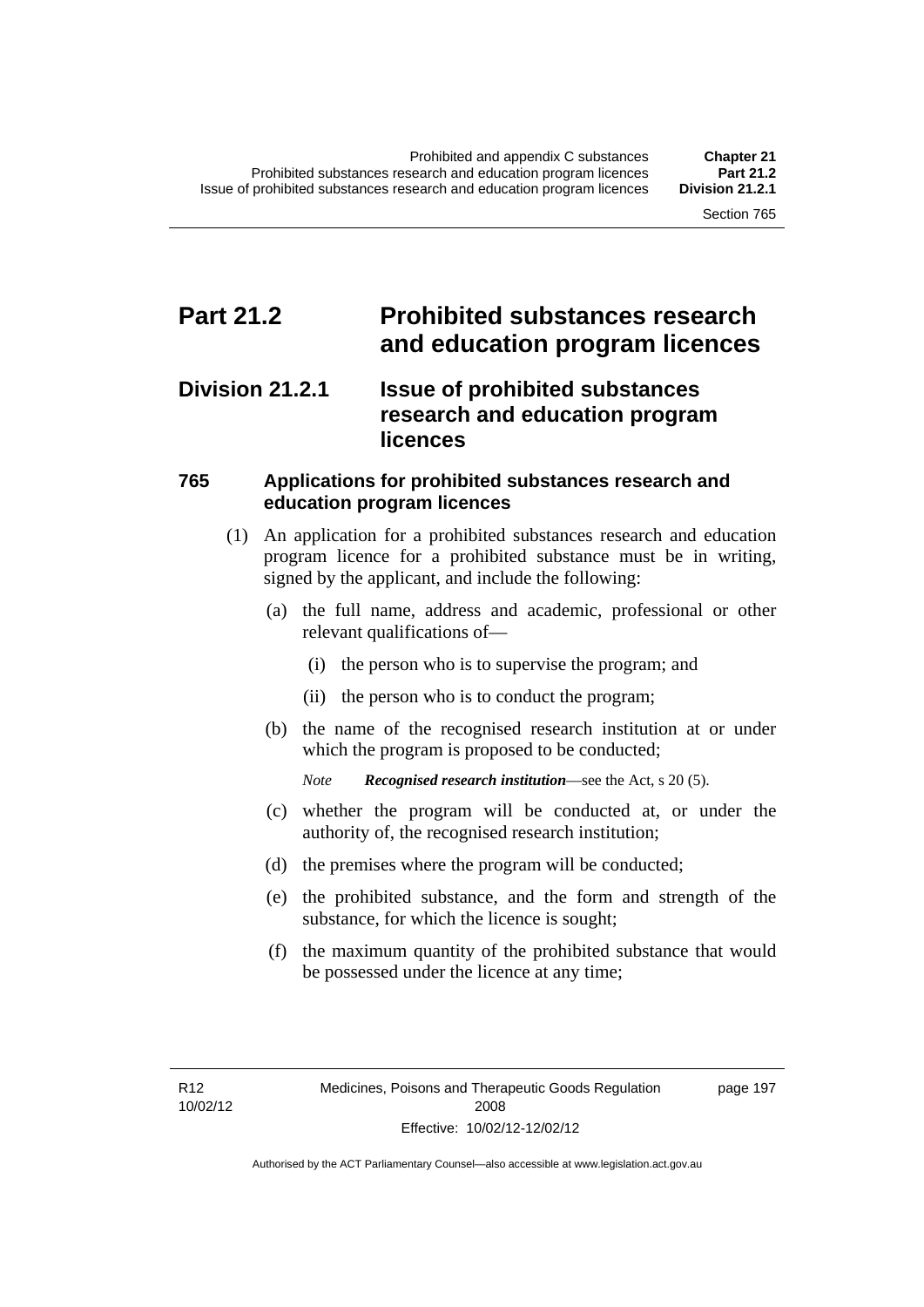# Part 21.2 Prohibited substances research and education program licences

## Division 21.2.1 Issue of prohibited substances research and education program licences

### 765 Applications for prohibited substances research and education program licences

(1) An application for a prohibited substances research and education program licence for a prohibited substance must be in writing, signed by the applicant, and include the following:

(a) the full name, address and academic, professional or other relevant qualifications of—

(i) the person who is to supervise the program; and

(ii) the person who is to conduct the program;

(b) the name of the recognised research institution at or under which the program is proposed to be conducted;

*Note* ***Recognised research institution***—see the Act, s 20 (5).

(c) whether the program will be conducted at, or under the authority of, the recognised research institution;

(d) the premises where the program will be conducted;

(e) the prohibited substance, and the form and strength of the substance, for which the licence is sought;

(f) the maximum quantity of the prohibited substance that would be possessed under the licence at any time;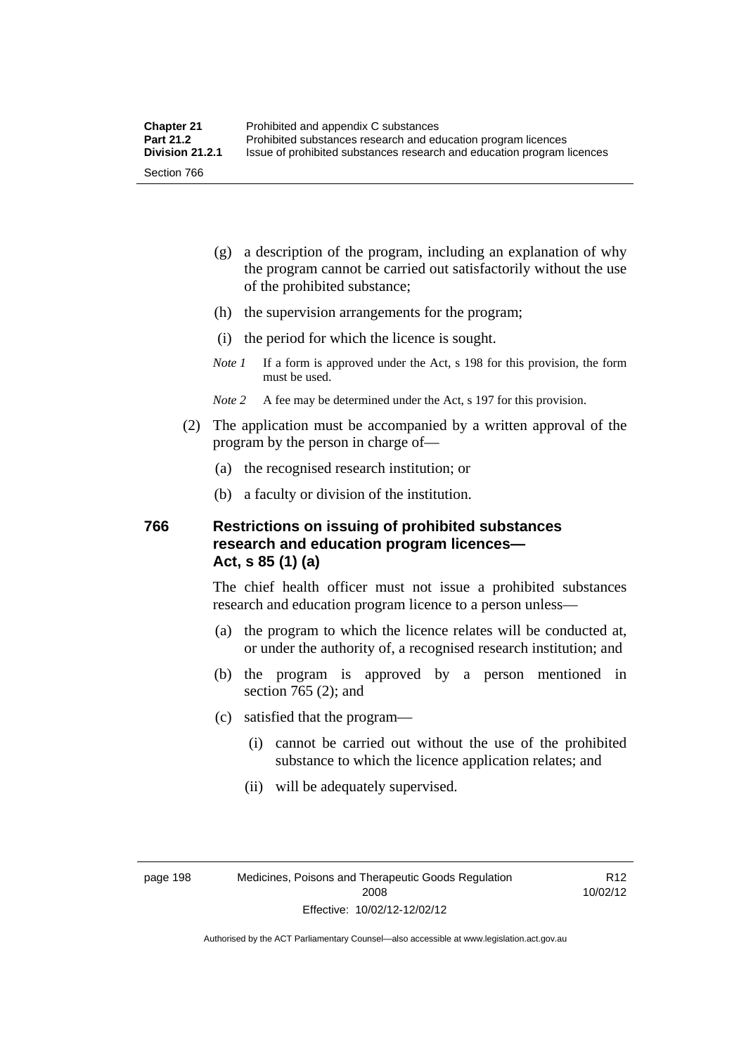(g) a description of the program, including an explanation of why the program cannot be carried out satisfactorily without the use of the prohibited substance;

(h) the supervision arrangements for the program;

(i) the period for which the licence is sought.

*Note 1* If a form is approved under the Act, s 198 for this provision, the form must be used.

*Note 2* A fee may be determined under the Act, s 197 for this provision.

(2) The application must be accompanied by a written approval of the program by the person in charge of—

(a) the recognised research institution; or

(b) a faculty or division of the institution.

### 766 Restrictions on issuing of prohibited substances research and education program licences—Act, s 85 (1) (a)

The chief health officer must not issue a prohibited substances research and education program licence to a person unless—

(a) the program to which the licence relates will be conducted at, or under the authority of, a recognised research institution; and

(b) the program is approved by a person mentioned in section 765 (2); and

(c) satisfied that the program—

(i) cannot be carried out without the use of the prohibited substance to which the licence application relates; and

(ii) will be adequately supervised.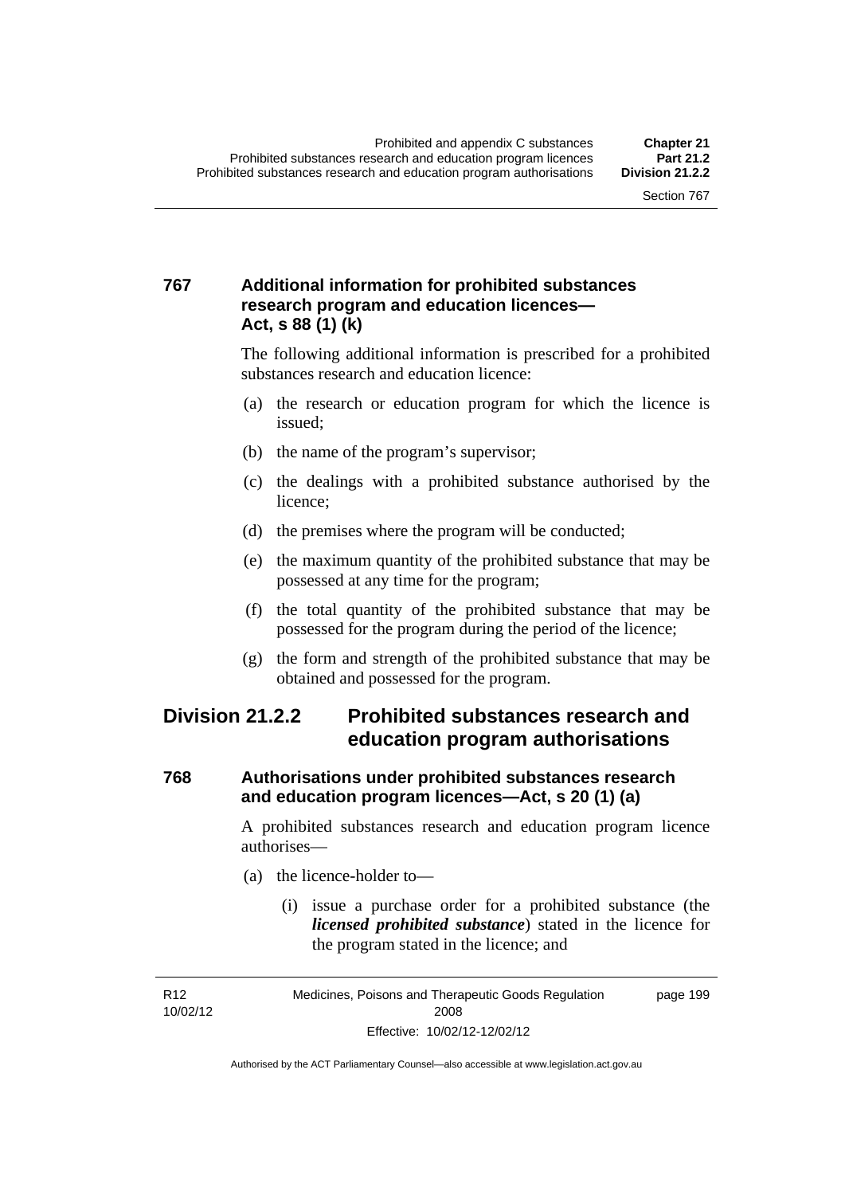### 767 Additional information for prohibited substances research program and education licences—Act, s 88 (1) (k)

The following additional information is prescribed for a prohibited substances research and education licence:

(a) the research or education program for which the licence is issued;

(b) the name of the program's supervisor;

(c) the dealings with a prohibited substance authorised by the licence;

(d) the premises where the program will be conducted;

(e) the maximum quantity of the prohibited substance that may be possessed at any time for the program;

(f) the total quantity of the prohibited substance that may be possessed for the program during the period of the licence;

(g) the form and strength of the prohibited substance that may be obtained and possessed for the program.

## Division 21.2.2 Prohibited substances research and education program authorisations

### 768 Authorisations under prohibited substances research and education program licences—Act, s 20 (1) (a)

A prohibited substances research and education program licence authorises—

(a) the licence-holder to—

(i) issue a purchase order for a prohibited substance (the ***licensed prohibited substance***) stated in the licence for the program stated in the licence; and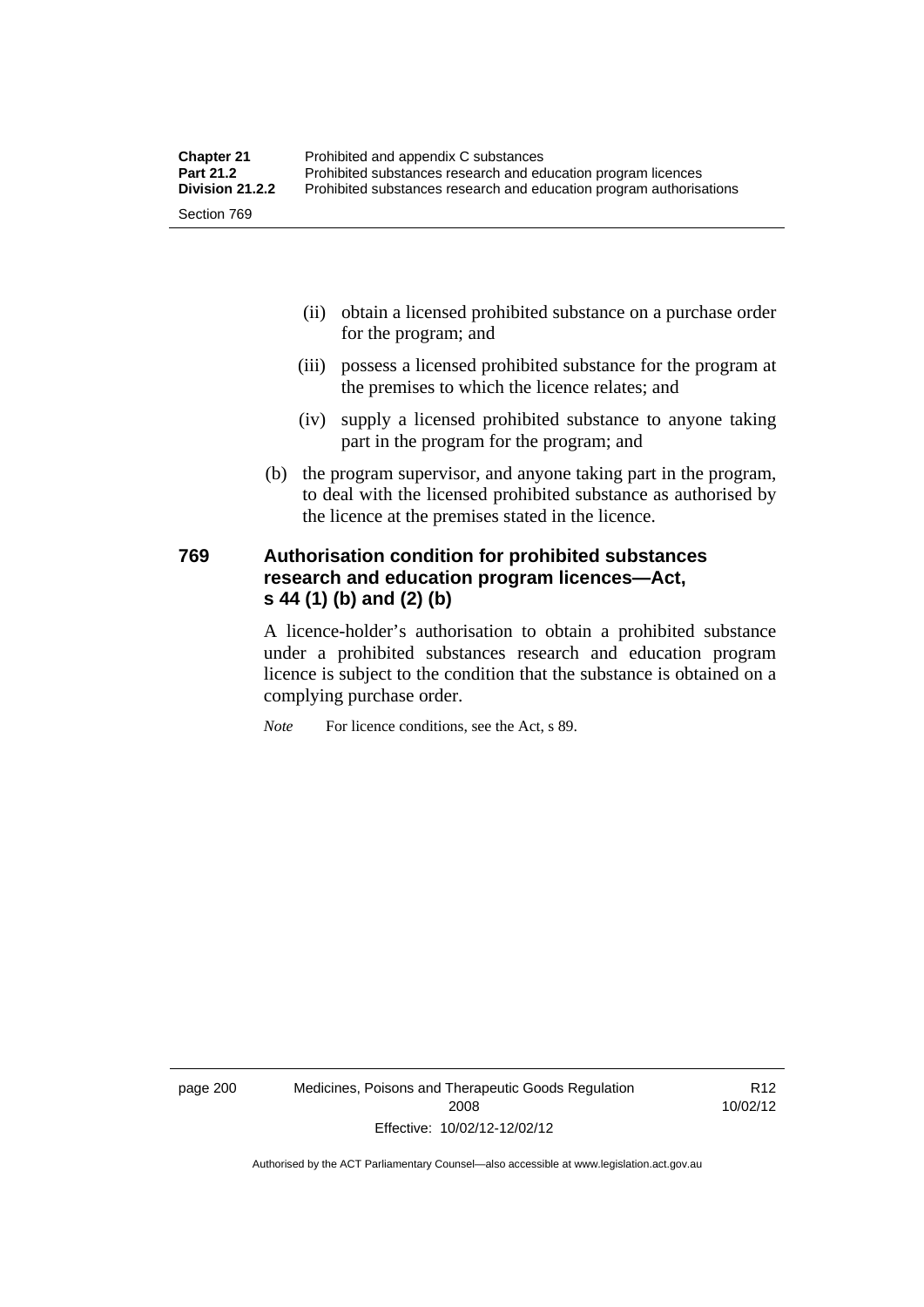(ii) obtain a licensed prohibited substance on a purchase order for the program; and

(iii) possess a licensed prohibited substance for the program at the premises to which the licence relates; and

(iv) supply a licensed prohibited substance to anyone taking part in the program for the program; and

(b) the program supervisor, and anyone taking part in the program, to deal with the licensed prohibited substance as authorised by the licence at the premises stated in the licence.

### 769 Authorisation condition for prohibited substances research and education program licences—Act, s 44 (1) (b) and (2) (b)

A licence-holder's authorisation to obtain a prohibited substance under a prohibited substances research and education program licence is subject to the condition that the substance is obtained on a complying purchase order.

*Note* For licence conditions, see the Act, s 89.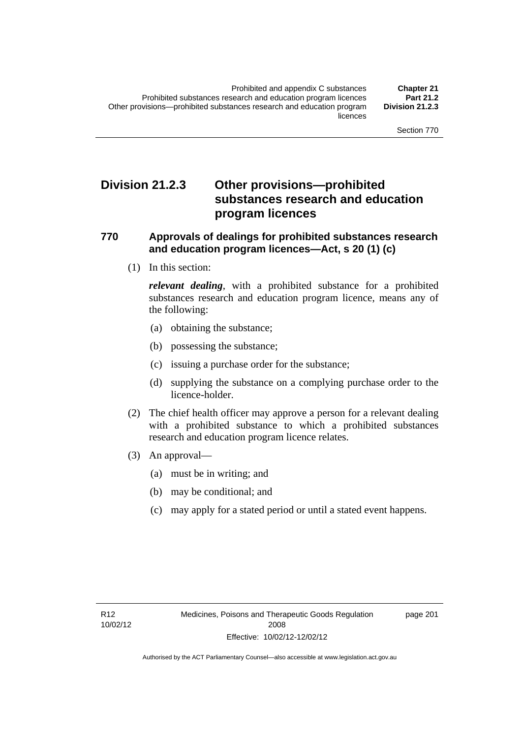## Division 21.2.3 Other provisions—prohibited substances research and education program licences

### 770 Approvals of dealings for prohibited substances research and education program licences—Act, s 20 (1) (c)

(1) In this section:

***relevant dealing***, with a prohibited substance for a prohibited substances research and education program licence, means any of the following:

(a) obtaining the substance;

(b) possessing the substance;

(c) issuing a purchase order for the substance;

(d) supplying the substance on a complying purchase order to the licence-holder.

(2) The chief health officer may approve a person for a relevant dealing with a prohibited substance to which a prohibited substances research and education program licence relates.

(3) An approval—

(a) must be in writing; and

(b) may be conditional; and

(c) may apply for a stated period or until a stated event happens.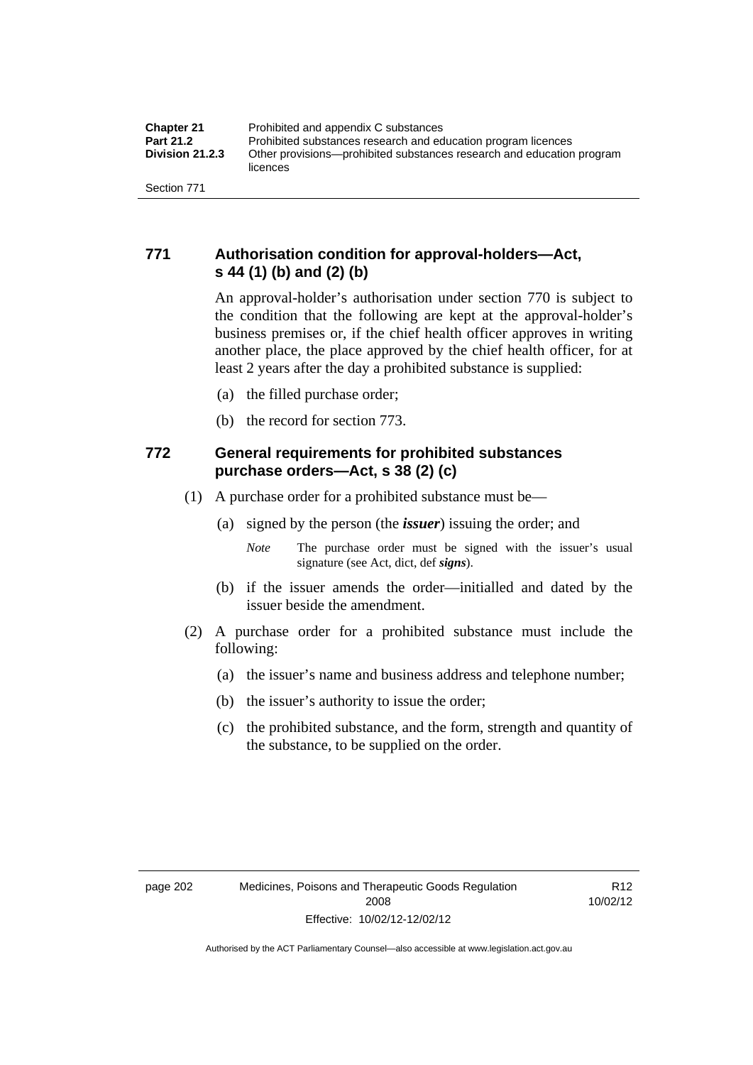## 771 Authorisation condition for approval-holders—Act, s 44 (1) (b) and (2) (b)

An approval-holder's authorisation under section 770 is subject to the condition that the following are kept at the approval-holder's business premises or, if the chief health officer approves in writing another place, the place approved by the chief health officer, for at least 2 years after the day a prohibited substance is supplied:

(a) the filled purchase order;

(b) the record for section 773.

## 772 General requirements for prohibited substances purchase orders—Act, s 38 (2) (c)

(1) A purchase order for a prohibited substance must be—

(a) signed by the person (the ***issuer***) issuing the order; and

*Note* The purchase order must be signed with the issuer's usual signature (see Act, dict, def ***signs***).

(b) if the issuer amends the order—initialled and dated by the issuer beside the amendment.

(2) A purchase order for a prohibited substance must include the following:

(a) the issuer's name and business address and telephone number;

(b) the issuer's authority to issue the order;

(c) the prohibited substance, and the form, strength and quantity of the substance, to be supplied on the order.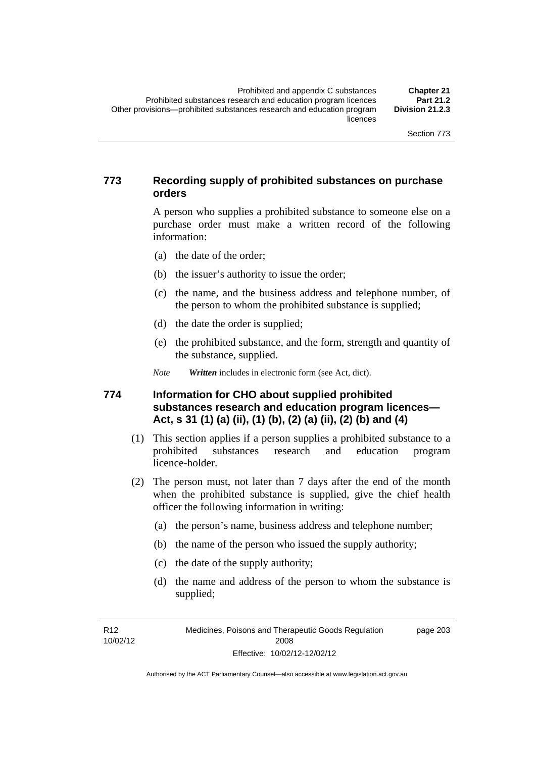### 773 Recording supply of prohibited substances on purchase orders

A person who supplies a prohibited substance to someone else on a purchase order must make a written record of the following information:

(a) the date of the order;

(b) the issuer's authority to issue the order;

(c) the name, and the business address and telephone number, of the person to whom the prohibited substance is supplied;

(d) the date the order is supplied;

(e) the prohibited substance, and the form, strength and quantity of the substance, supplied.

*Note* ***Written*** includes in electronic form (see Act, dict).

### 774 Information for CHO about supplied prohibited substances research and education program licences—Act, s 31 (1) (a) (ii), (1) (b), (2) (a) (ii), (2) (b) and (4)

(1) This section applies if a person supplies a prohibited substance to a prohibited substances research and education program licence-holder.

(2) The person must, not later than 7 days after the end of the month when the prohibited substance is supplied, give the chief health officer the following information in writing:

(a) the person's name, business address and telephone number;

(b) the name of the person who issued the supply authority;

(c) the date of the supply authority;

(d) the name and address of the person to whom the substance is supplied;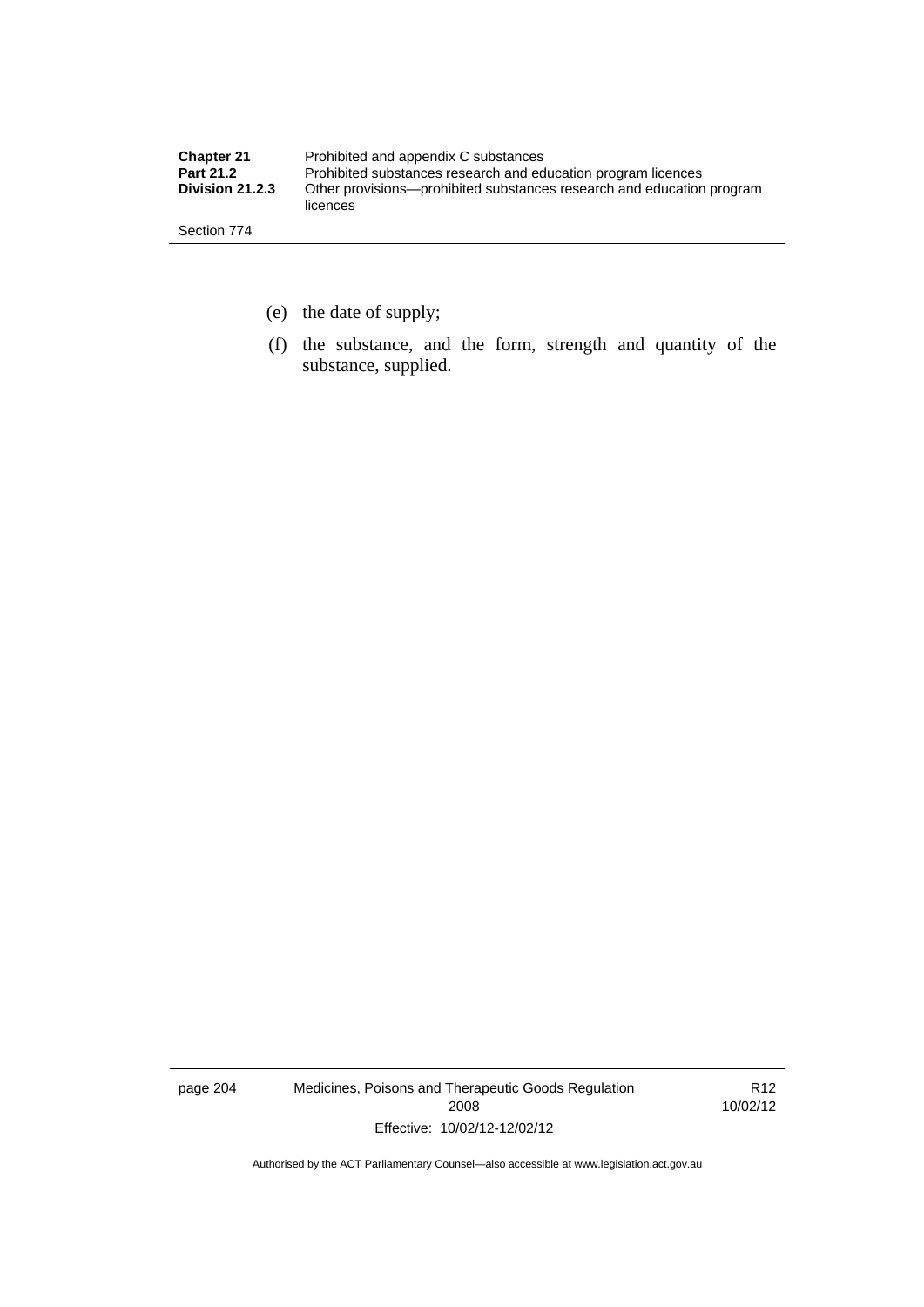(e) the date of supply;

(f) the substance, and the form, strength and quantity of the substance, supplied.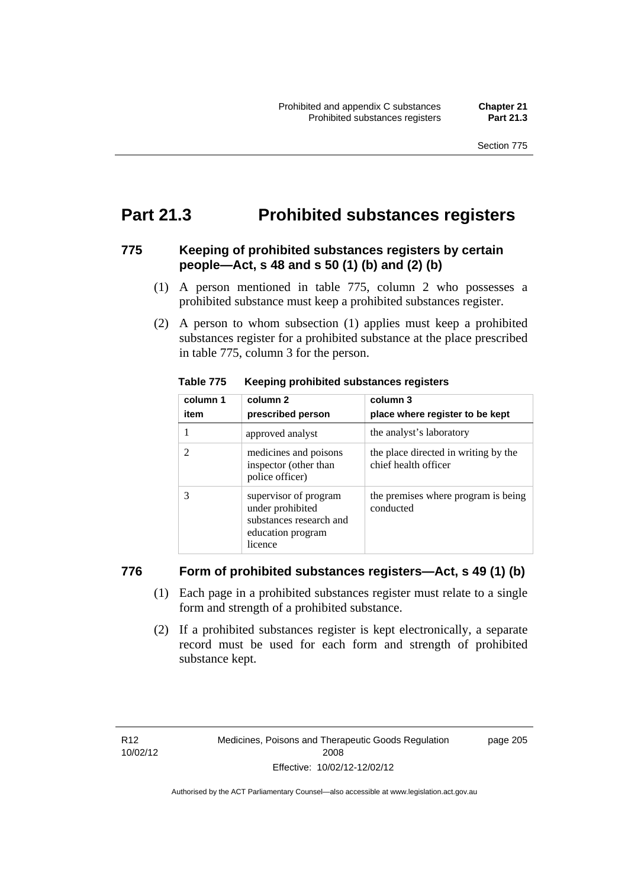# Part 21.3 Prohibited substances registers

## 775 Keeping of prohibited substances registers by certain people—Act, s 48 and s 50 (1) (b) and (2) (b)

(1) A person mentioned in table 775, column 2 who possesses a prohibited substance must keep a prohibited substances register.

(2) A person to whom subsection (1) applies must keep a prohibited substances register for a prohibited substance at the place prescribed in table 775, column 3 for the person.

**Table 775 Keeping prohibited substances registers**

| column 1<br>item | column 2<br>prescribed person | column 3<br>place where register to be kept |
|---|---|---|
| 1 | approved analyst | the analyst's laboratory |
| 2 | medicines and poisons inspector (other than police officer) | the place directed in writing by the chief health officer |
| 3 | supervisor of program under prohibited substances research and education program licence | the premises where program is being conducted |

## 776 Form of prohibited substances registers—Act, s 49 (1) (b)

(1) Each page in a prohibited substances register must relate to a single form and strength of a prohibited substance.

(2) If a prohibited substances register is kept electronically, a separate record must be used for each form and strength of prohibited substance kept.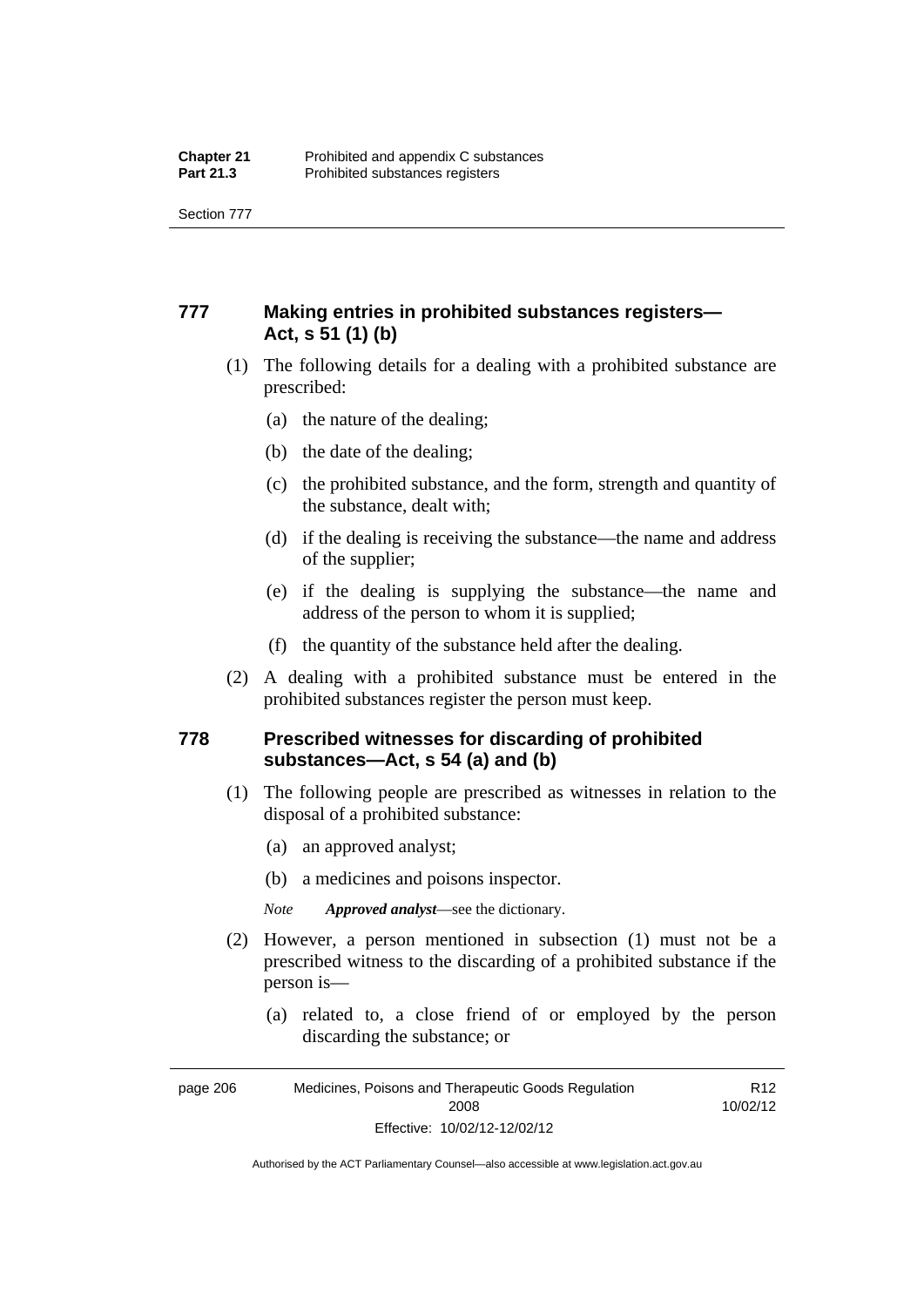## 777 Making entries in prohibited substances registers—Act, s 51 (1) (b)

(1) The following details for a dealing with a prohibited substance are prescribed:

- (a) the nature of the dealing;
- (b) the date of the dealing;
- (c) the prohibited substance, and the form, strength and quantity of the substance, dealt with;
- (d) if the dealing is receiving the substance—the name and address of the supplier;
- (e) if the dealing is supplying the substance—the name and address of the person to whom it is supplied;
- (f) the quantity of the substance held after the dealing.

(2) A dealing with a prohibited substance must be entered in the prohibited substances register the person must keep.

## 778 Prescribed witnesses for discarding of prohibited substances—Act, s 54 (a) and (b)

(1) The following people are prescribed as witnesses in relation to the disposal of a prohibited substance:

- (a) an approved analyst;
- (b) a medicines and poisons inspector.

*Note* ***Approved analyst***—see the dictionary.

(2) However, a person mentioned in subsection (1) must not be a prescribed witness to the discarding of a prohibited substance if the person is—

- (a) related to, a close friend of or employed by the person discarding the substance; or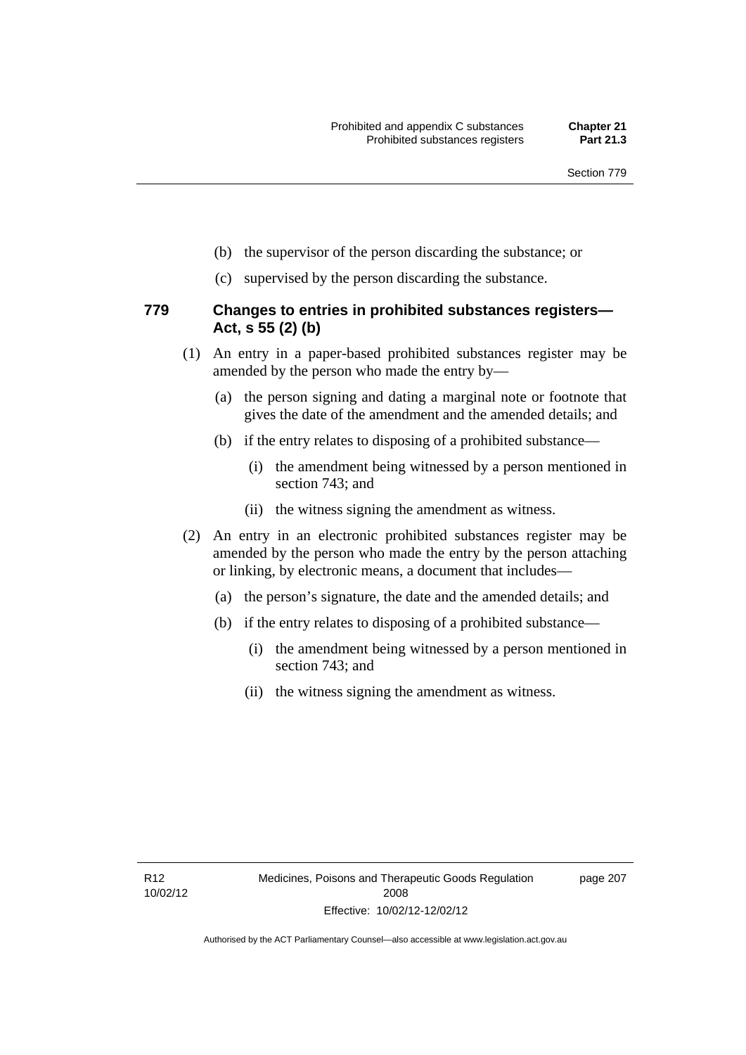(b) the supervisor of the person discarding the substance; or

(c) supervised by the person discarding the substance.

### 779 Changes to entries in prohibited substances registers—Act, s 55 (2) (b)

(1) An entry in a paper-based prohibited substances register may be amended by the person who made the entry by—

(a) the person signing and dating a marginal note or footnote that gives the date of the amendment and the amended details; and

(b) if the entry relates to disposing of a prohibited substance—

(i) the amendment being witnessed by a person mentioned in section 743; and

(ii) the witness signing the amendment as witness.

(2) An entry in an electronic prohibited substances register may be amended by the person who made the entry by the person attaching or linking, by electronic means, a document that includes—

(a) the person's signature, the date and the amended details; and

(b) if the entry relates to disposing of a prohibited substance—

(i) the amendment being witnessed by a person mentioned in section 743; and

(ii) the witness signing the amendment as witness.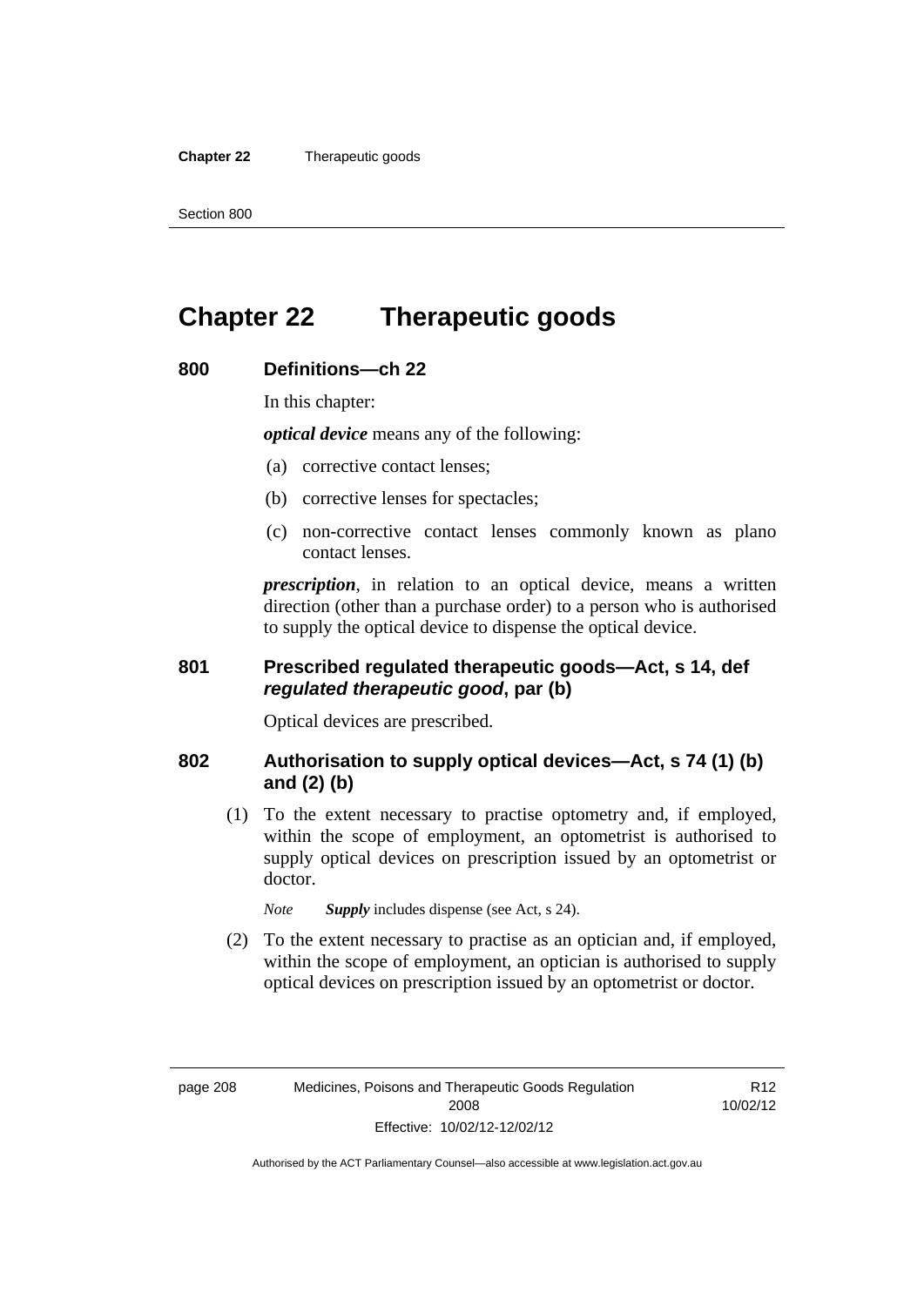# Chapter 22 Therapeutic goods

## 800 Definitions—ch 22

In this chapter:

***optical device*** means any of the following:

(a) corrective contact lenses;

(b) corrective lenses for spectacles;

(c) non-corrective contact lenses commonly known as plano contact lenses.

***prescription***, in relation to an optical device, means a written direction (other than a purchase order) to a person who is authorised to supply the optical device to dispense the optical device.

## 801 Prescribed regulated therapeutic goods—Act, s 14, def *regulated therapeutic good*, par (b)

Optical devices are prescribed.

## 802 Authorisation to supply optical devices—Act, s 74 (1) (b) and (2) (b)

(1) To the extent necessary to practise optometry and, if employed, within the scope of employment, an optometrist is authorised to supply optical devices on prescription issued by an optometrist or doctor.

*Note* ***Supply*** includes dispense (see Act, s 24).

(2) To the extent necessary to practise as an optician and, if employed, within the scope of employment, an optician is authorised to supply optical devices on prescription issued by an optometrist or doctor.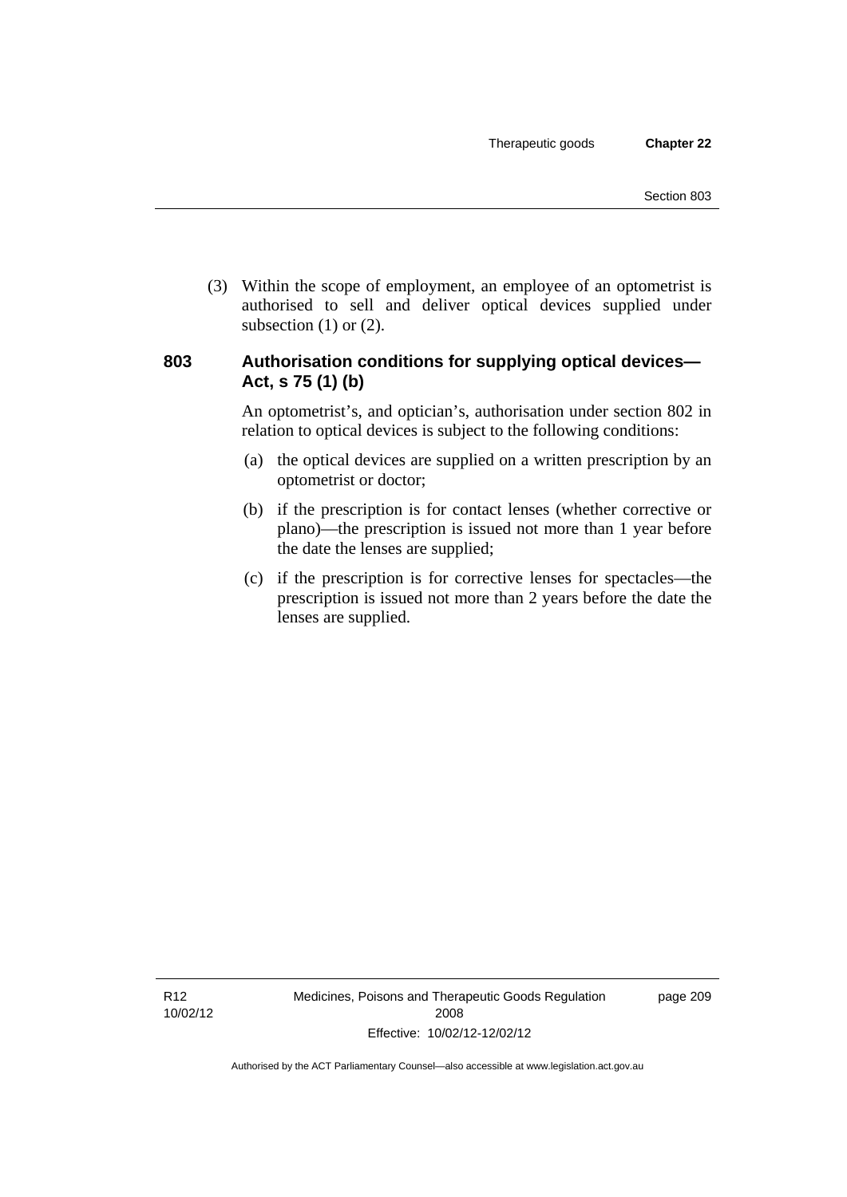(3) Within the scope of employment, an employee of an optometrist is authorised to sell and deliver optical devices supplied under subsection (1) or (2).

### 803 Authorisation conditions for supplying optical devices—Act, s 75 (1) (b)

An optometrist's, and optician's, authorisation under section 802 in relation to optical devices is subject to the following conditions:

(a) the optical devices are supplied on a written prescription by an optometrist or doctor;

(b) if the prescription is for contact lenses (whether corrective or plano)—the prescription is issued not more than 1 year before the date the lenses are supplied;

(c) if the prescription is for corrective lenses for spectacles—the prescription is issued not more than 2 years before the date the lenses are supplied.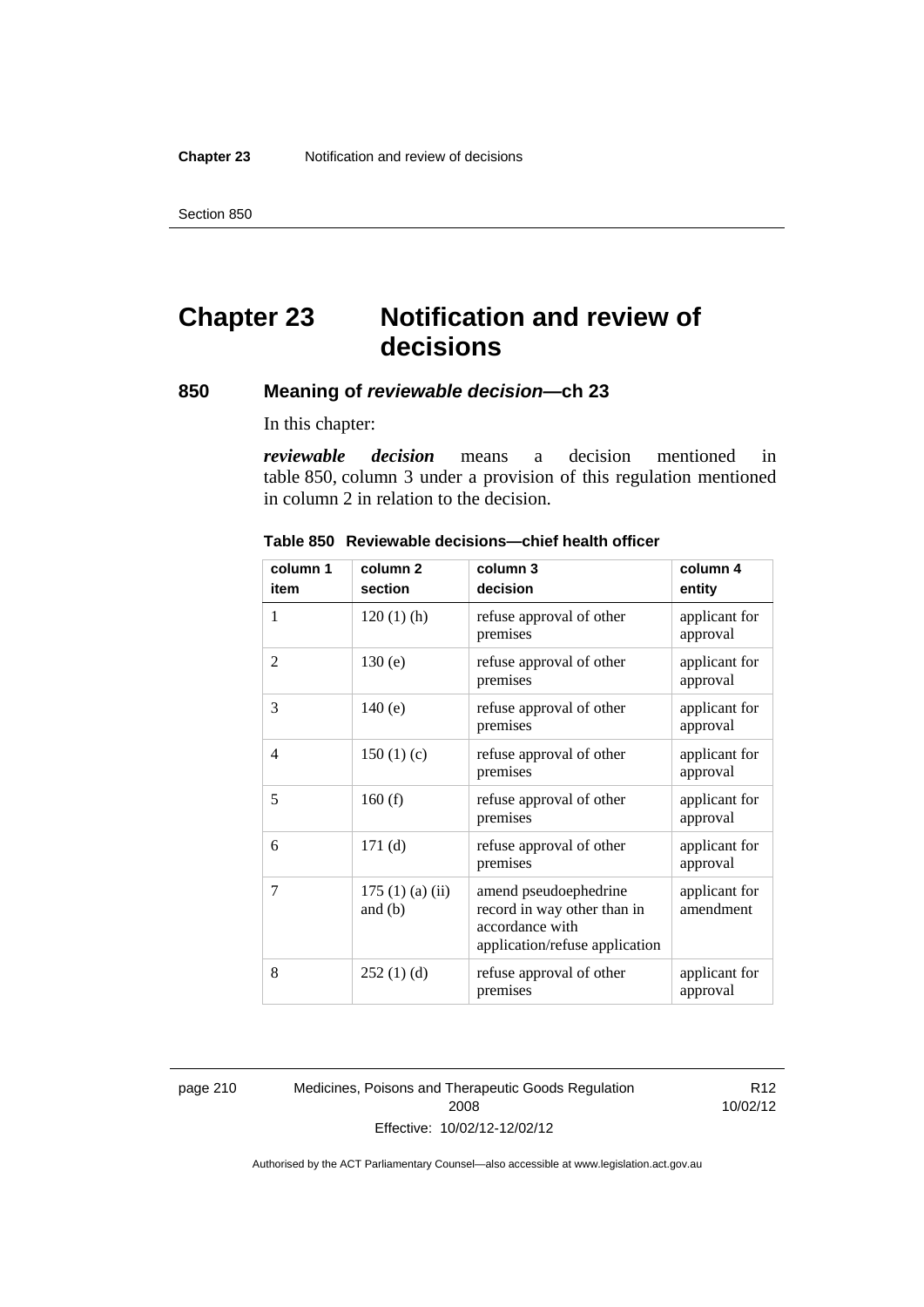# Chapter 23 Notification and review of decisions

## 850 Meaning of *reviewable decision*—ch 23

In this chapter:

***reviewable decision*** means a decision mentioned in table 850, column 3 under a provision of this regulation mentioned in column 2 in relation to the decision.

**Table 850 Reviewable decisions—chief health officer**

| column 1 item | column 2 section | column 3 decision | column 4 entity |
|---|---|---|---|
| 1 | 120 (1) (h) | refuse approval of other premises | applicant for approval |
| 2 | 130 (e) | refuse approval of other premises | applicant for approval |
| 3 | 140 (e) | refuse approval of other premises | applicant for approval |
| 4 | 150 (1) (c) | refuse approval of other premises | applicant for approval |
| 5 | 160 (f) | refuse approval of other premises | applicant for approval |
| 6 | 171 (d) | refuse approval of other premises | applicant for approval |
| 7 | 175 (1) (a) (ii) and (b) | amend pseudoephedrine record in way other than in accordance with application/refuse application | applicant for amendment |
| 8 | 252 (1) (d) | refuse approval of other premises | applicant for approval |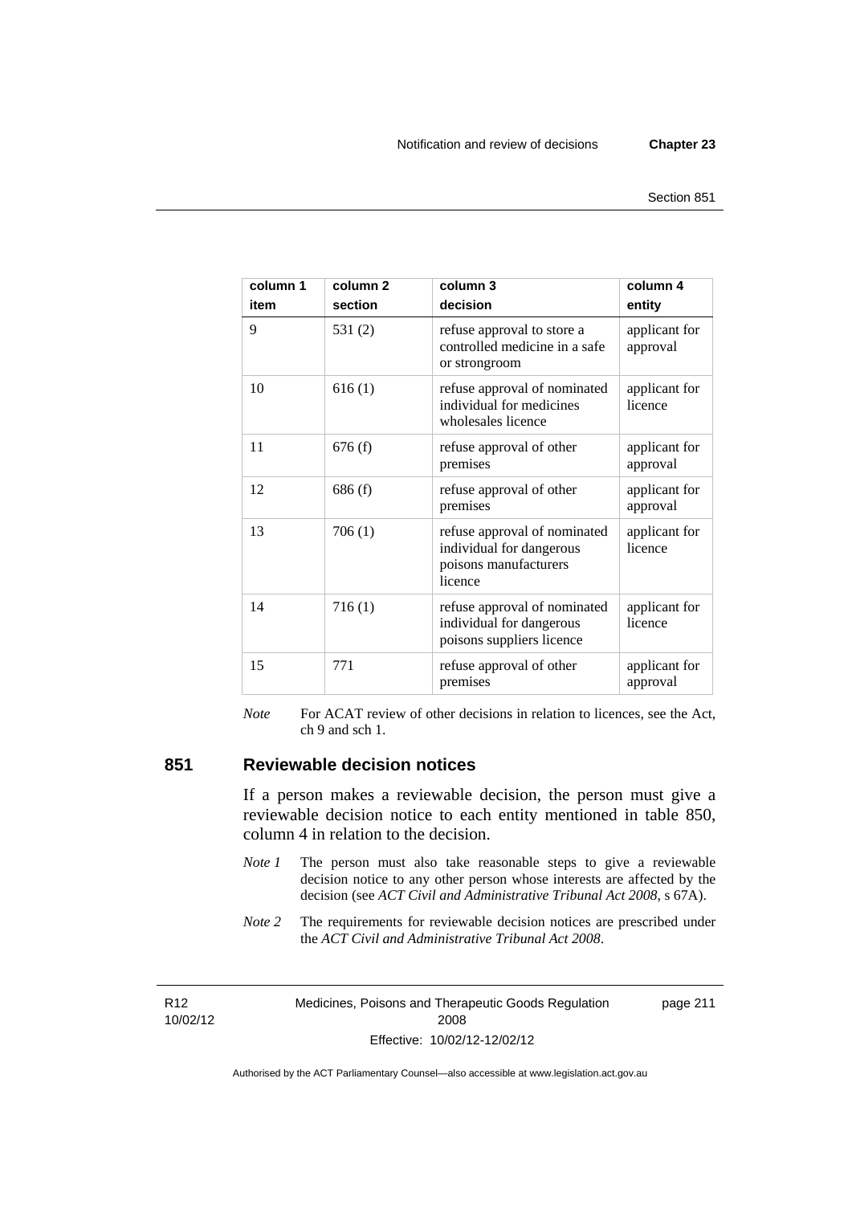| column 1 item | column 2 section | column 3 decision | column 4 entity |
|---|---|---|---|
| 9 | 531 (2) | refuse approval to store a controlled medicine in a safe or strongroom | applicant for approval |
| 10 | 616 (1) | refuse approval of nominated individual for medicines wholesales licence | applicant for licence |
| 11 | 676 (f) | refuse approval of other premises | applicant for approval |
| 12 | 686 (f) | refuse approval of other premises | applicant for approval |
| 13 | 706 (1) | refuse approval of nominated individual for dangerous poisons manufacturers licence | applicant for licence |
| 14 | 716 (1) | refuse approval of nominated individual for dangerous poisons suppliers licence | applicant for licence |
| 15 | 771 | refuse approval of other premises | applicant for approval |

*Note* For ACAT review of other decisions in relation to licences, see the Act, ch 9 and sch 1.

## 851 Reviewable decision notices

If a person makes a reviewable decision, the person must give a reviewable decision notice to each entity mentioned in table 850, column 4 in relation to the decision.

*Note 1* The person must also take reasonable steps to give a reviewable decision notice to any other person whose interests are affected by the decision (see *ACT Civil and Administrative Tribunal Act 2008*, s 67A).

*Note 2* The requirements for reviewable decision notices are prescribed under the *ACT Civil and Administrative Tribunal Act 2008*.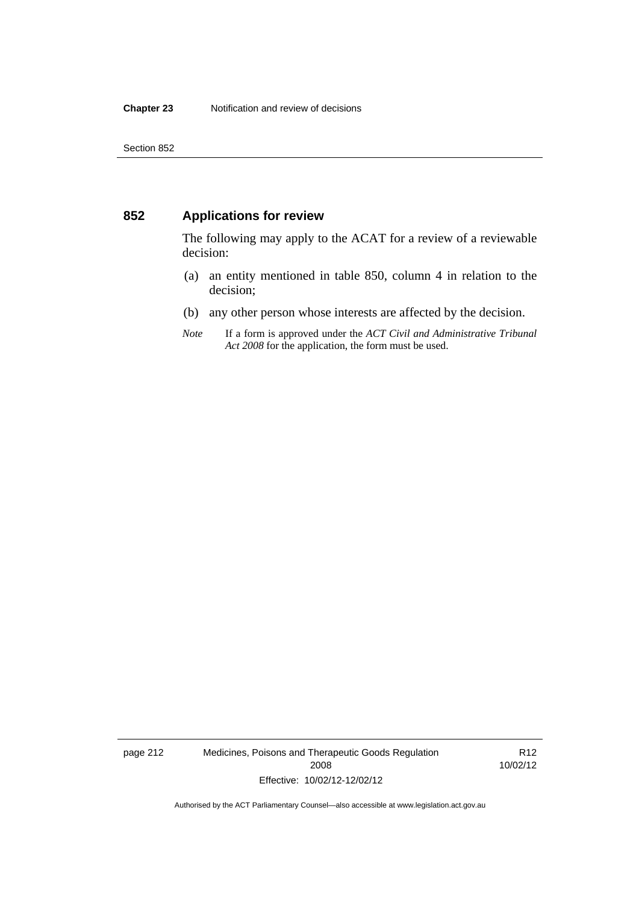## 852 Applications for review

The following may apply to the ACAT for a review of a reviewable decision:

(a) an entity mentioned in table 850, column 4 in relation to the decision;

(b) any other person whose interests are affected by the decision.

*Note* If a form is approved under the *ACT Civil and Administrative Tribunal Act 2008* for the application, the form must be used.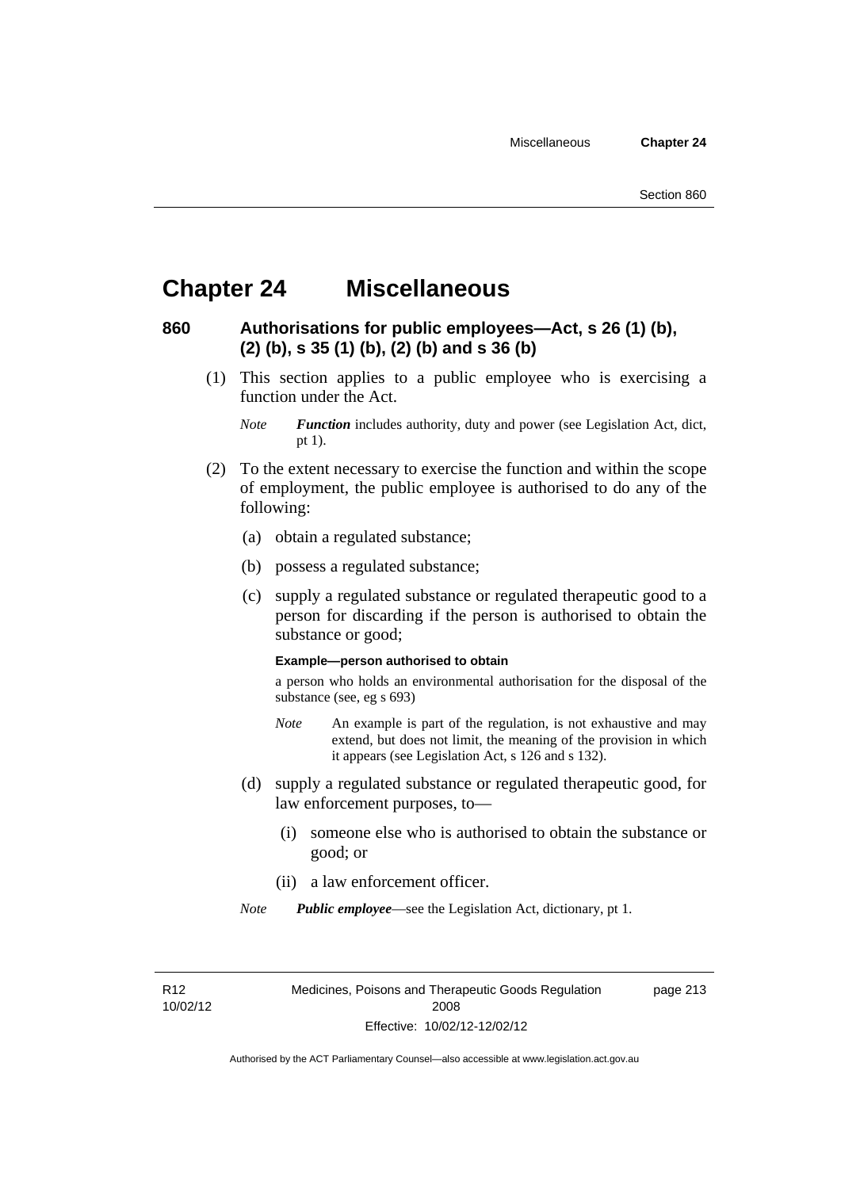# Chapter 24 Miscellaneous

## 860 Authorisations for public employees—Act, s 26 (1) (b), (2) (b), s 35 (1) (b), (2) (b) and s 36 (b)

(1) This section applies to a public employee who is exercising a function under the Act.

*Note* ***Function*** includes authority, duty and power (see Legislation Act, dict, pt 1).

(2) To the extent necessary to exercise the function and within the scope of employment, the public employee is authorised to do any of the following:

(a) obtain a regulated substance;

(b) possess a regulated substance;

(c) supply a regulated substance or regulated therapeutic good to a person for discarding if the person is authorised to obtain the substance or good;

**Example—person authorised to obtain**

a person who holds an environmental authorisation for the disposal of the substance (see, eg s 693)

*Note* An example is part of the regulation, is not exhaustive and may extend, but does not limit, the meaning of the provision in which it appears (see Legislation Act, s 126 and s 132).

(d) supply a regulated substance or regulated therapeutic good, for law enforcement purposes, to—

(i) someone else who is authorised to obtain the substance or good; or

(ii) a law enforcement officer.

*Note* ***Public employee***—see the Legislation Act, dictionary, pt 1.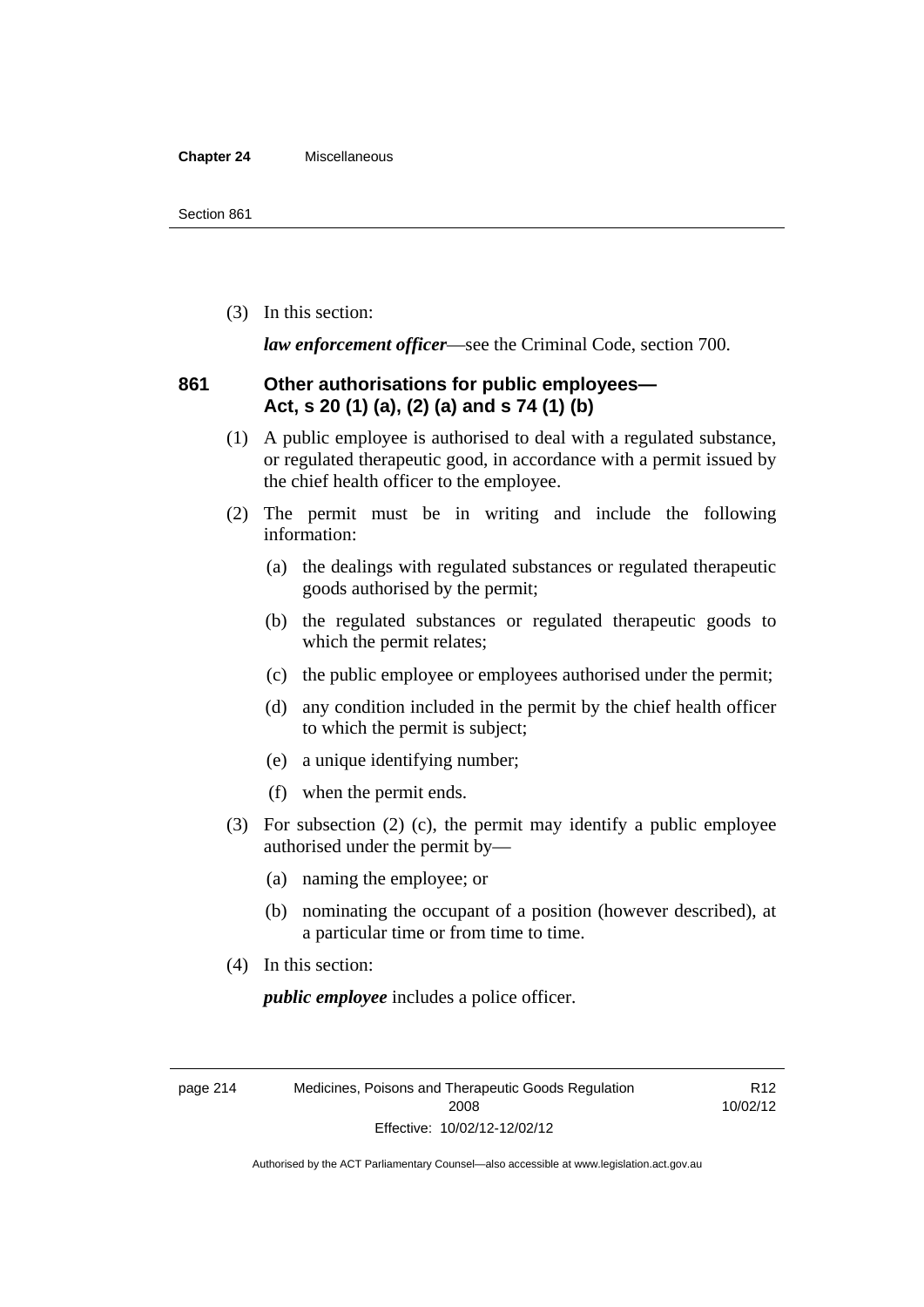(3) In this section:

***law enforcement officer***—see the Criminal Code, section 700.

## 861 Other authorisations for public employees—Act, s 20 (1) (a), (2) (a) and s 74 (1) (b)

(1) A public employee is authorised to deal with a regulated substance, or regulated therapeutic good, in accordance with a permit issued by the chief health officer to the employee.

(2) The permit must be in writing and include the following information:

(a) the dealings with regulated substances or regulated therapeutic goods authorised by the permit;

(b) the regulated substances or regulated therapeutic goods to which the permit relates;

(c) the public employee or employees authorised under the permit;

(d) any condition included in the permit by the chief health officer to which the permit is subject;

(e) a unique identifying number;

(f) when the permit ends.

(3) For subsection (2) (c), the permit may identify a public employee authorised under the permit by—

(a) naming the employee; or

(b) nominating the occupant of a position (however described), at a particular time or from time to time.

(4) In this section:

***public employee*** includes a police officer.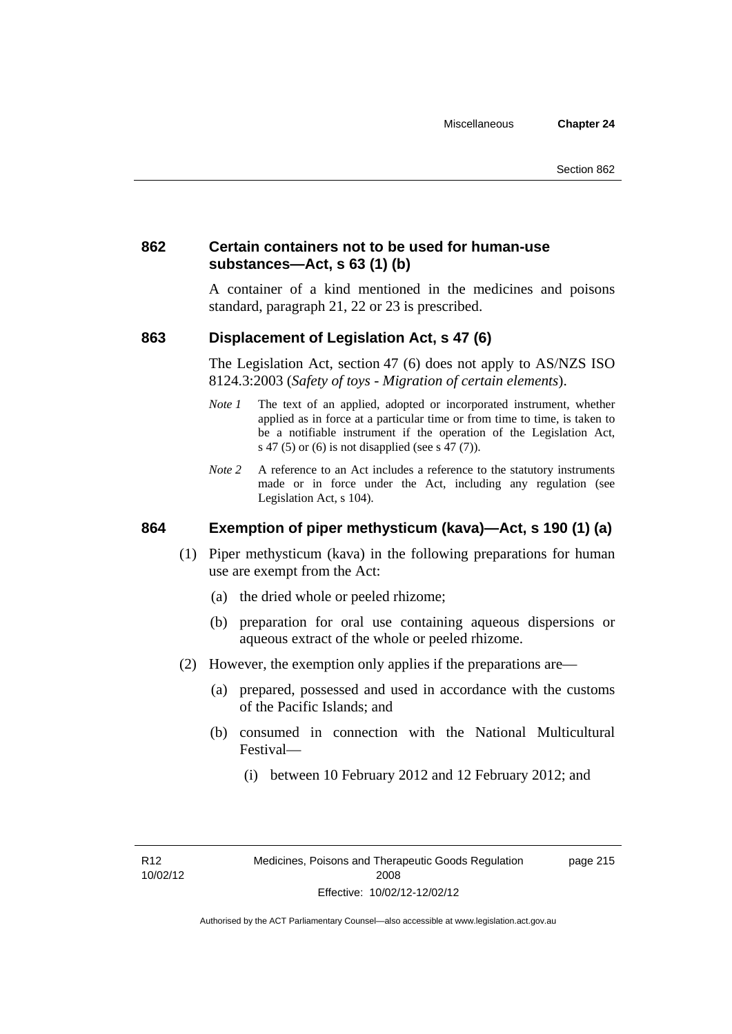### 862 Certain containers not to be used for human-use substances—Act, s 63 (1) (b)

A container of a kind mentioned in the medicines and poisons standard, paragraph 21, 22 or 23 is prescribed.

### 863 Displacement of Legislation Act, s 47 (6)

The Legislation Act, section 47 (6) does not apply to AS/NZS ISO 8124.3:2003 (*Safety of toys - Migration of certain elements*).

*Note 1* The text of an applied, adopted or incorporated instrument, whether applied as in force at a particular time or from time to time, is taken to be a notifiable instrument if the operation of the Legislation Act, s 47 (5) or (6) is not disapplied (see s 47 (7)).

*Note 2* A reference to an Act includes a reference to the statutory instruments made or in force under the Act, including any regulation (see Legislation Act, s 104).

### 864 Exemption of piper methysticum (kava)—Act, s 190 (1) (a)

(1) Piper methysticum (kava) in the following preparations for human use are exempt from the Act:

(a) the dried whole or peeled rhizome;

(b) preparation for oral use containing aqueous dispersions or aqueous extract of the whole or peeled rhizome.

(2) However, the exemption only applies if the preparations are—

(a) prepared, possessed and used in accordance with the customs of the Pacific Islands; and

(b) consumed in connection with the National Multicultural Festival—

(i) between 10 February 2012 and 12 February 2012; and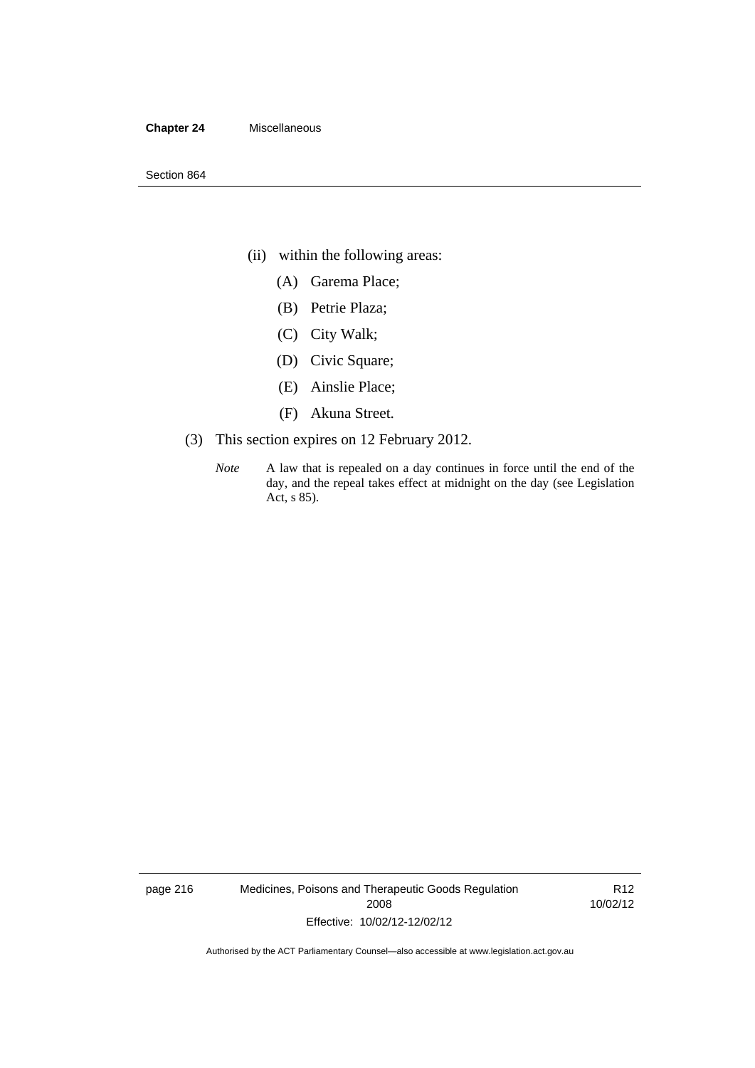(ii) within the following areas:

(A) Garema Place;

(B) Petrie Plaza;

(C) City Walk;

(D) Civic Square;

(E) Ainslie Place;

(F) Akuna Street.

(3) This section expires on 12 February 2012.

*Note* A law that is repealed on a day continues in force until the end of the day, and the repeal takes effect at midnight on the day (see Legislation Act, s 85).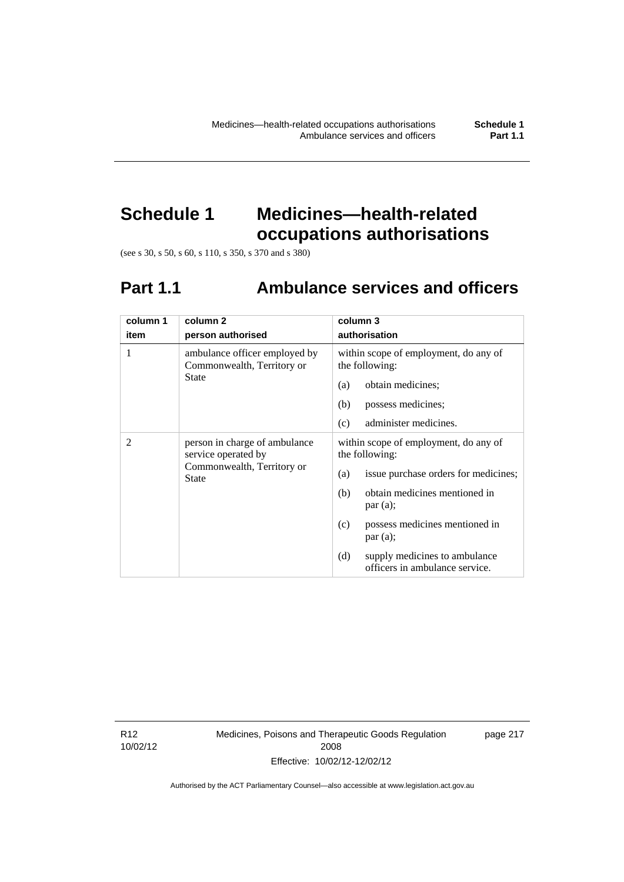# Schedule 1 Medicines—health-related occupations authorisations

(see s 30, s 50, s 60, s 110, s 350, s 370 and s 380)

## Part 1.1 Ambulance services and officers

| column 1<br>item | column 2<br>person authorised | column 3<br>authorisation |
|---|---|---|
| 1 | ambulance officer employed by Commonwealth, Territory or State | within scope of employment, do any of the following:<br>(a) obtain medicines;<br>(b) possess medicines;<br>(c) administer medicines. |
| 2 | person in charge of ambulance service operated by Commonwealth, Territory or State | within scope of employment, do any of the following:<br>(a) issue purchase orders for medicines;<br>(b) obtain medicines mentioned in par (a);<br>(c) possess medicines mentioned in par (a);<br>(d) supply medicines to ambulance officers in ambulance service. |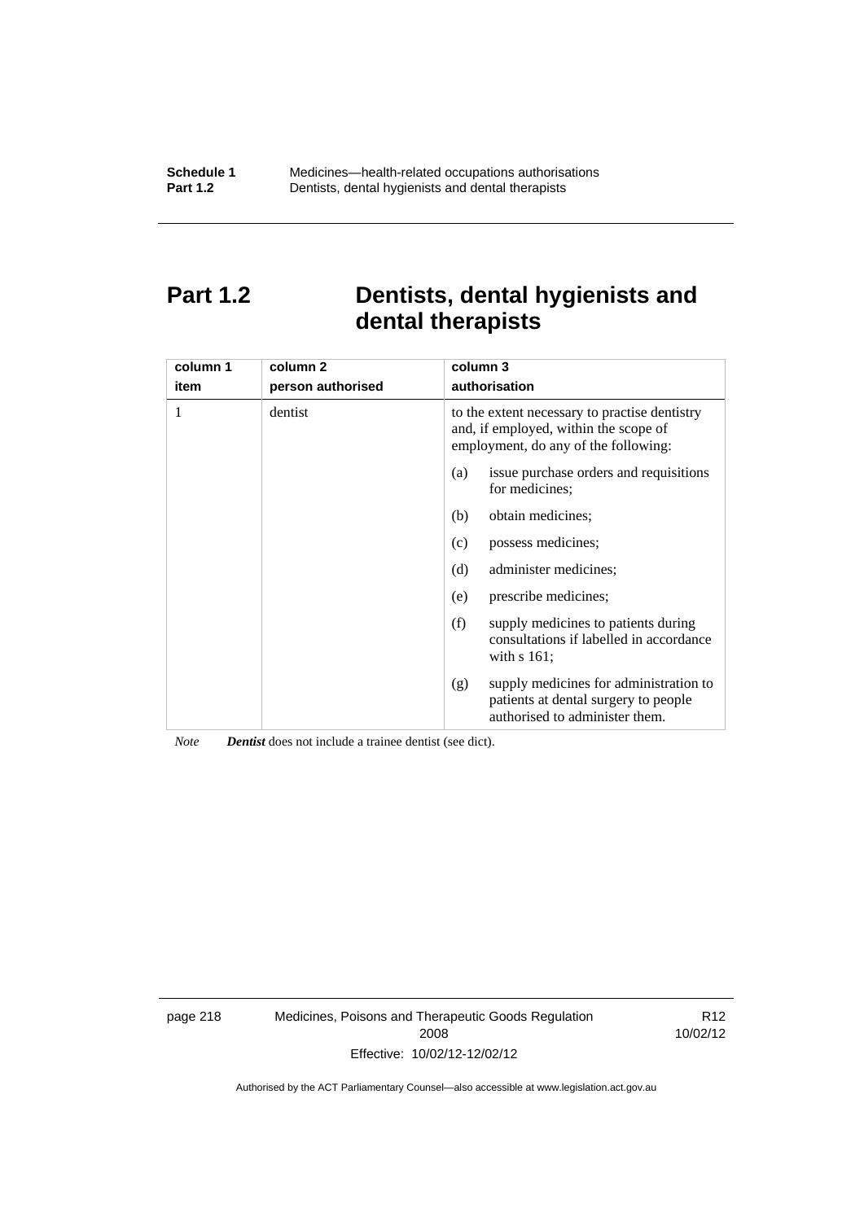# Part 1.2 Dentists, dental hygienists and dental therapists

| column 1<br>item | column 2<br>person authorised | column 3<br>authorisation |
|---|---|---|
| 1 | dentist | to the extent necessary to practise dentistry and, if employed, within the scope of employment, do any of the following:<br>(a) issue purchase orders and requisitions for medicines;<br>(b) obtain medicines;<br>(c) possess medicines;<br>(d) administer medicines;<br>(e) prescribe medicines;<br>(f) supply medicines to patients during consultations if labelled in accordance with s 161;<br>(g) supply medicines for administration to patients at dental surgery to people authorised to administer them. |

*Note* ***Dentist*** does not include a trainee dentist (see dict).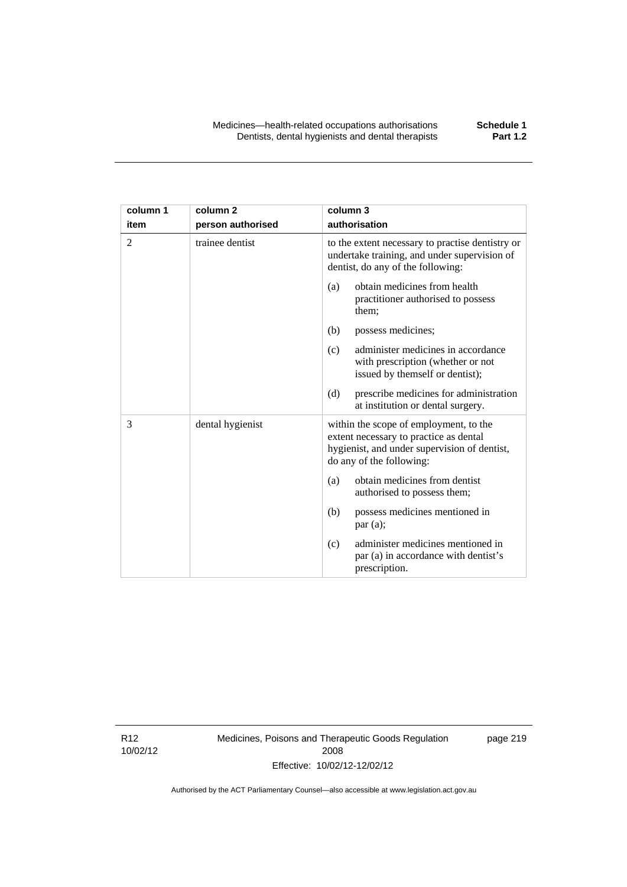| column 1<br>item | column 2<br>person authorised | column 3<br>authorisation |
|---|---|---|
| 2 | trainee dentist | to the extent necessary to practise dentistry or undertake training, and under supervision of dentist, do any of the following:<br>(a) obtain medicines from health practitioner authorised to possess them;<br>(b) possess medicines;<br>(c) administer medicines in accordance with prescription (whether or not issued by themself or dentist);<br>(d) prescribe medicines for administration at institution or dental surgery. |
| 3 | dental hygienist | within the scope of employment, to the extent necessary to practice as dental hygienist, and under supervision of dentist, do any of the following:<br>(a) obtain medicines from dentist authorised to possess them;<br>(b) possess medicines mentioned in par (a);<br>(c) administer medicines mentioned in par (a) in accordance with dentist's prescription. |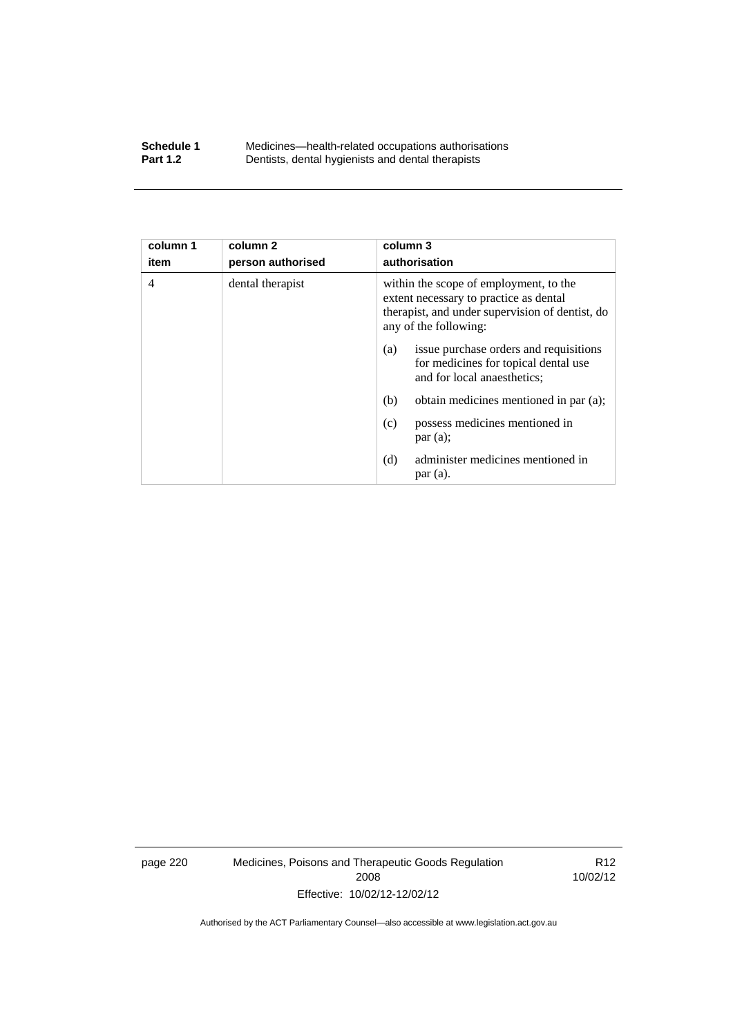| column 1<br>item | column 2<br>person authorised | column 3<br>authorisation |
|---|---|---|
| 4 | dental therapist | within the scope of employment, to the extent necessary to practice as dental therapist, and under supervision of dentist, do any of the following:<br>(a) issue purchase orders and requisitions for medicines for topical dental use and for local anaesthetics;<br>(b) obtain medicines mentioned in par (a);<br>(c) possess medicines mentioned in par (a);<br>(d) administer medicines mentioned in par (a). |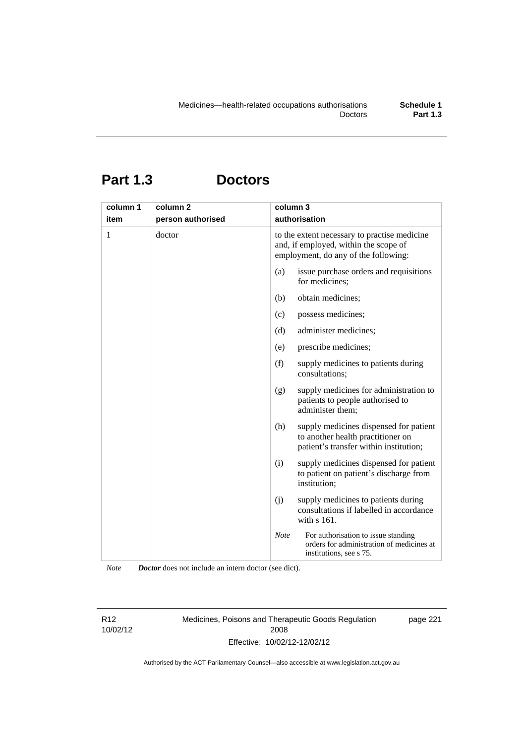## Part 1.3 Doctors

| column 1<br>item | column 2<br>person authorised | column 3<br>authorisation |
|---|---|---|
| 1 | doctor | to the extent necessary to practise medicine and, if employed, within the scope of employment, do any of the following:<br>(a) issue purchase orders and requisitions for medicines;<br>(b) obtain medicines;<br>(c) possess medicines;<br>(d) administer medicines;<br>(e) prescribe medicines;<br>(f) supply medicines to patients during consultations;<br>(g) supply medicines for administration to patients to people authorised to administer them;<br>(h) supply medicines dispensed for patient to another health practitioner on patient's transfer within institution;<br>(i) supply medicines dispensed for patient to patient on patient's discharge from institution;<br>(j) supply medicines to patients during consultations if labelled in accordance with s 161.<br>*Note* For authorisation to issue standing orders for administration of medicines at institutions, see s 75. |

*Note* ***Doctor*** does not include an intern doctor (see dict).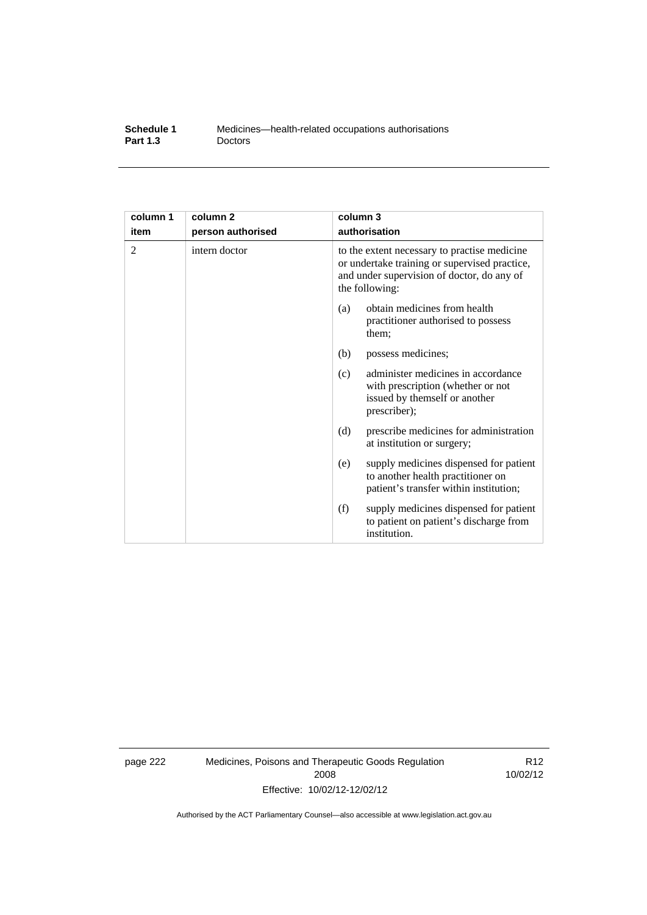| column 1<br>item | column 2<br>person authorised | column 3<br>authorisation |
|---|---|---|
| 2 | intern doctor | to the extent necessary to practise medicine or undertake training or supervised practice, and under supervision of doctor, do any of the following:<br>(a) obtain medicines from health practitioner authorised to possess them;<br>(b) possess medicines;<br>(c) administer medicines in accordance with prescription (whether or not issued by themself or another prescriber);<br>(d) prescribe medicines for administration at institution or surgery;<br>(e) supply medicines dispensed for patient to another health practitioner on patient's transfer within institution;<br>(f) supply medicines dispensed for patient to patient on patient's discharge from institution. |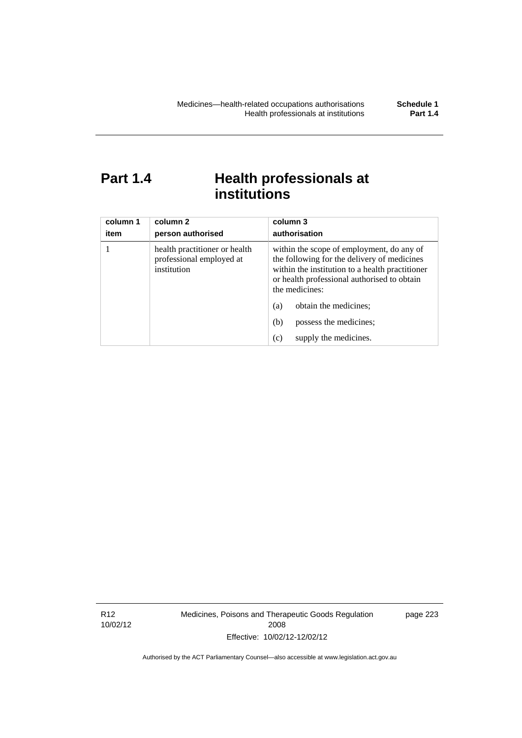# Part 1.4 Health professionals at institutions

| column 1<br>item | column 2<br>person authorised | column 3<br>authorisation |
|---|---|---|
| 1 | health practitioner or health professional employed at institution | within the scope of employment, do any of the following for the delivery of medicines within the institution to a health practitioner or health professional authorised to obtain the medicines:<br>(a) obtain the medicines;<br>(b) possess the medicines;<br>(c) supply the medicines. |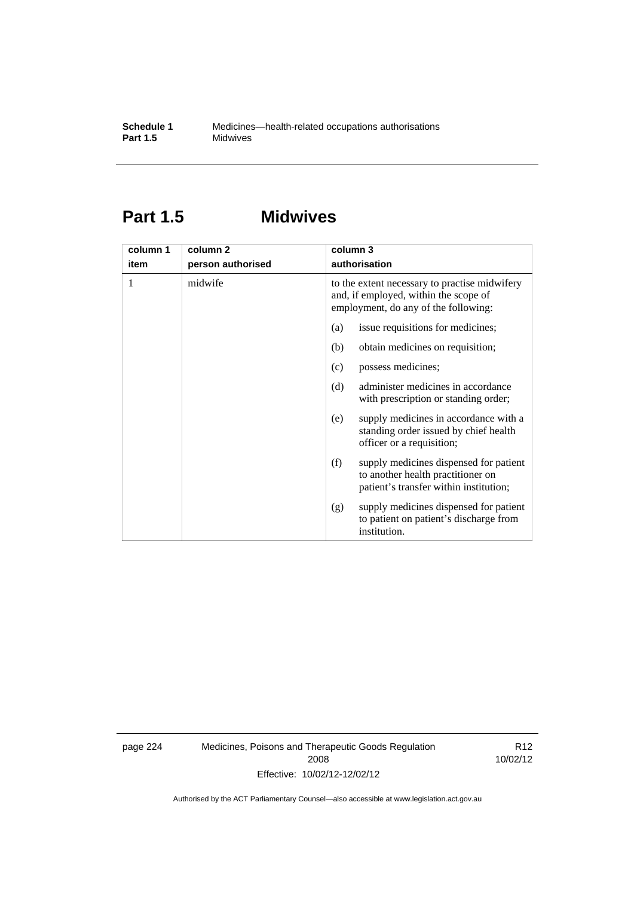# Part 1.5 Midwives

| column 1<br>item | column 2<br>person authorised | column 3<br>authorisation |
|---|---|---|
| 1 | midwife | to the extent necessary to practise midwifery and, if employed, within the scope of employment, do any of the following:<br>(a) issue requisitions for medicines;<br>(b) obtain medicines on requisition;<br>(c) possess medicines;<br>(d) administer medicines in accordance with prescription or standing order;<br>(e) supply medicines in accordance with a standing order issued by chief health officer or a requisition;<br>(f) supply medicines dispensed for patient to another health practitioner on patient's transfer within institution;<br>(g) supply medicines dispensed for patient to patient on patient's discharge from institution. |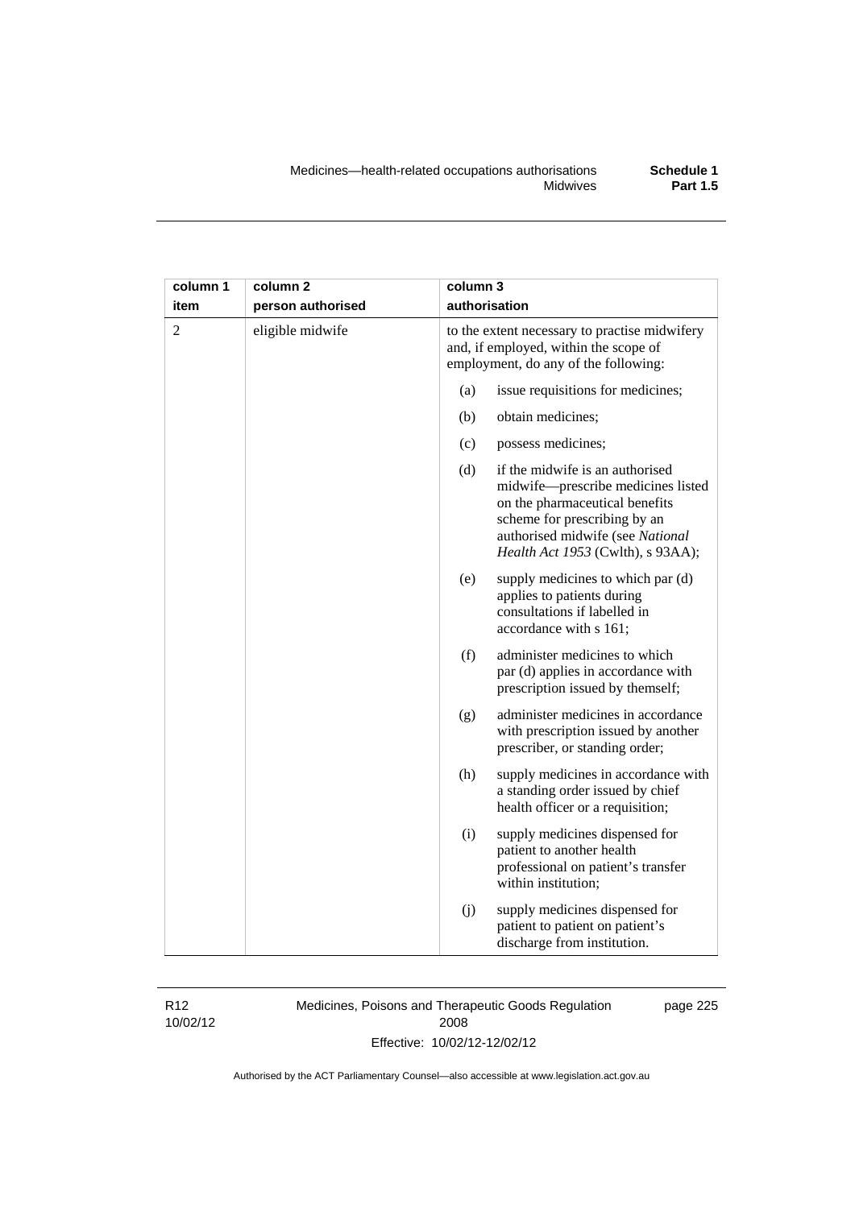| column 1 item | column 2 person authorised | column 3 authorisation |
|---|---|---|
| 2 | eligible midwife | to the extent necessary to practise midwifery and, if employed, within the scope of employment, do any of the following: |
| | | (a) issue requisitions for medicines; |
| | | (b) obtain medicines; |
| | | (c) possess medicines; |
| | | (d) if the midwife is an authorised midwife—prescribe medicines listed on the pharmaceutical benefits scheme for prescribing by an authorised midwife (see *National Health Act 1953* (Cwlth), s 93AA); |
| | | (e) supply medicines to which par (d) applies to patients during consultations if labelled in accordance with s 161; |
| | | (f) administer medicines to which par (d) applies in accordance with prescription issued by themself; |
| | | (g) administer medicines in accordance with prescription issued by another prescriber, or standing order; |
| | | (h) supply medicines in accordance with a standing order issued by chief health officer or a requisition; |
| | | (i) supply medicines dispensed for patient to another health professional on patient's transfer within institution; |
| | | (j) supply medicines dispensed for patient to patient on patient's discharge from institution. |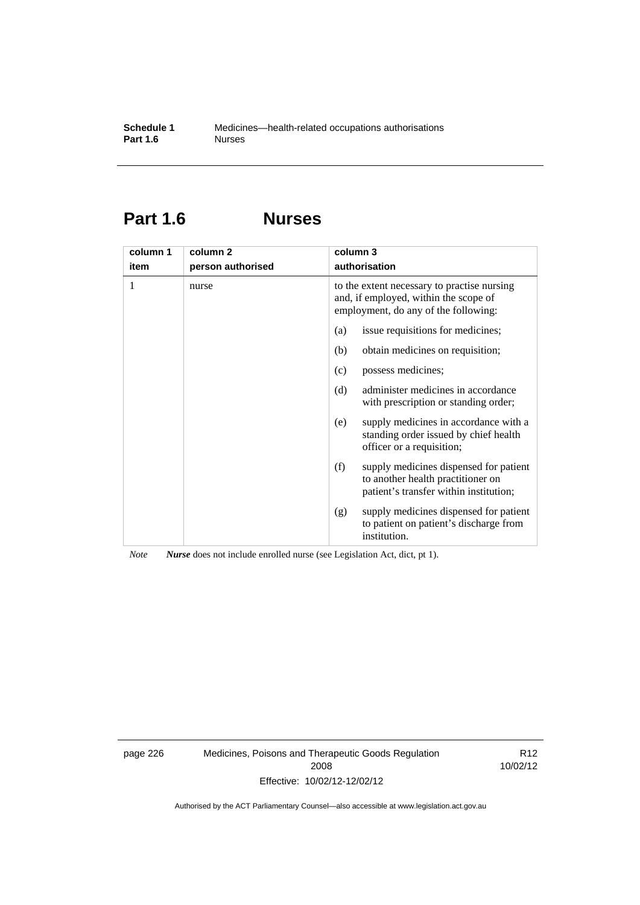# Part 1.6 Nurses

| column 1<br>item | column 2<br>person authorised | column 3<br>authorisation |
|---|---|---|
| 1 | nurse | to the extent necessary to practise nursing and, if employed, within the scope of employment, do any of the following:<br>(a) issue requisitions for medicines;<br>(b) obtain medicines on requisition;<br>(c) possess medicines;<br>(d) administer medicines in accordance with prescription or standing order;<br>(e) supply medicines in accordance with a standing order issued by chief health officer or a requisition;<br>(f) supply medicines dispensed for patient to another health practitioner on patient's transfer within institution;<br>(g) supply medicines dispensed for patient to patient on patient's discharge from institution. |

*Note* ***Nurse*** does not include enrolled nurse (see Legislation Act, dict, pt 1).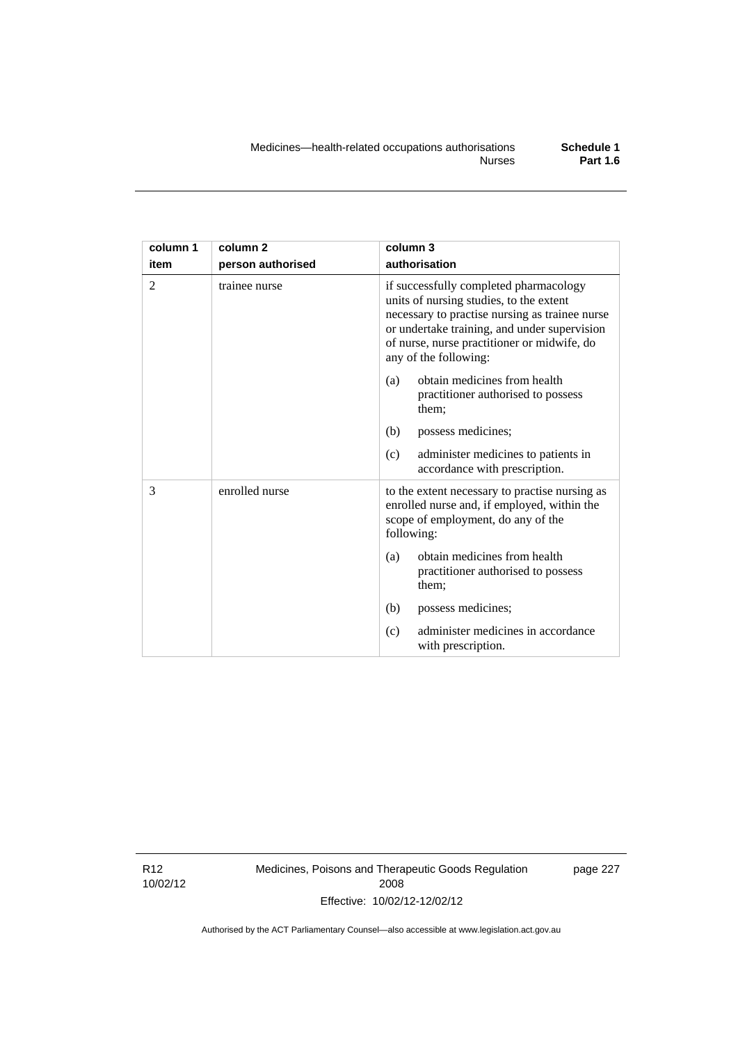| column 1 item | column 2 person authorised | column 3 authorisation |
|---|---|---|
| 2 | trainee nurse | if successfully completed pharmacology units of nursing studies, to the extent necessary to practise nursing as trainee nurse or undertake training, and under supervision of nurse, nurse practitioner or midwife, do any of the following:<br>(a) obtain medicines from health practitioner authorised to possess them;<br>(b) possess medicines;<br>(c) administer medicines to patients in accordance with prescription. |
| 3 | enrolled nurse | to the extent necessary to practise nursing as enrolled nurse and, if employed, within the scope of employment, do any of the following:<br>(a) obtain medicines from health practitioner authorised to possess them;<br>(b) possess medicines;<br>(c) administer medicines in accordance with prescription. |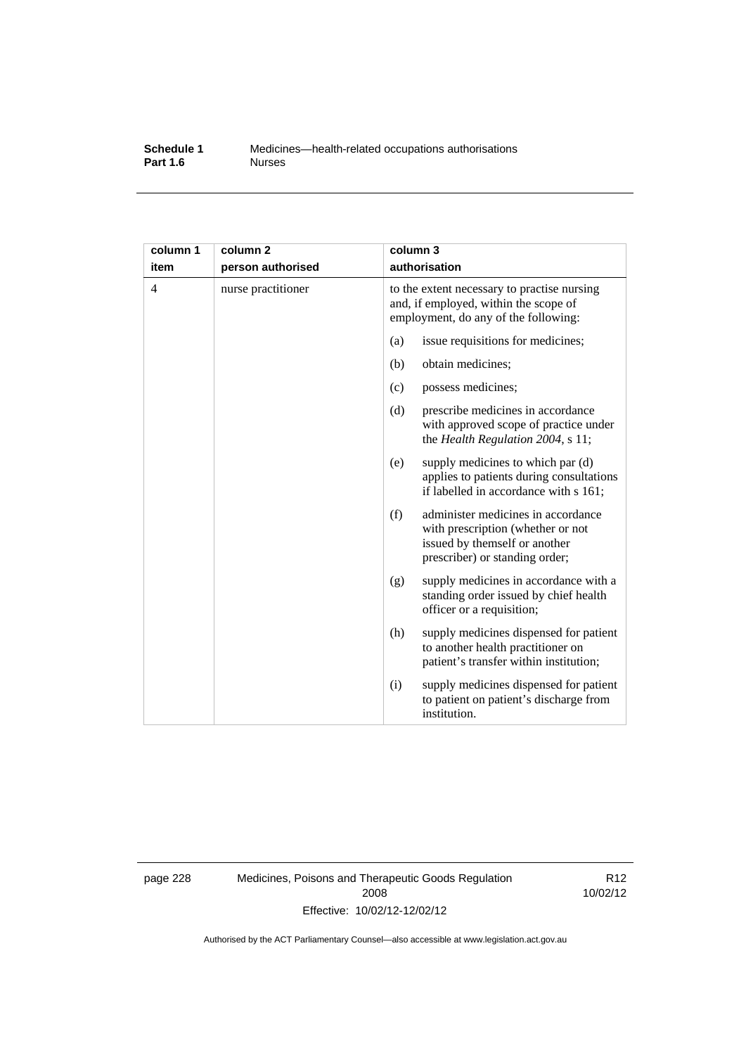| column 1 item | column 2 person authorised | column 3 authorisation |
|---|---|---|
| 4 | nurse practitioner | to the extent necessary to practise nursing and, if employed, within the scope of employment, do any of the following: |
| | | (a) issue requisitions for medicines; |
| | | (b) obtain medicines; |
| | | (c) possess medicines; |
| | | (d) prescribe medicines in accordance with approved scope of practice under the *Health Regulation 2004*, s 11; |
| | | (e) supply medicines to which par (d) applies to patients during consultations if labelled in accordance with s 161; |
| | | (f) administer medicines in accordance with prescription (whether or not issued by themself or another prescriber) or standing order; |
| | | (g) supply medicines in accordance with a standing order issued by chief health officer or a requisition; |
| | | (h) supply medicines dispensed for patient to another health practitioner on patient's transfer within institution; |
| | | (i) supply medicines dispensed for patient to patient on patient's discharge from institution. |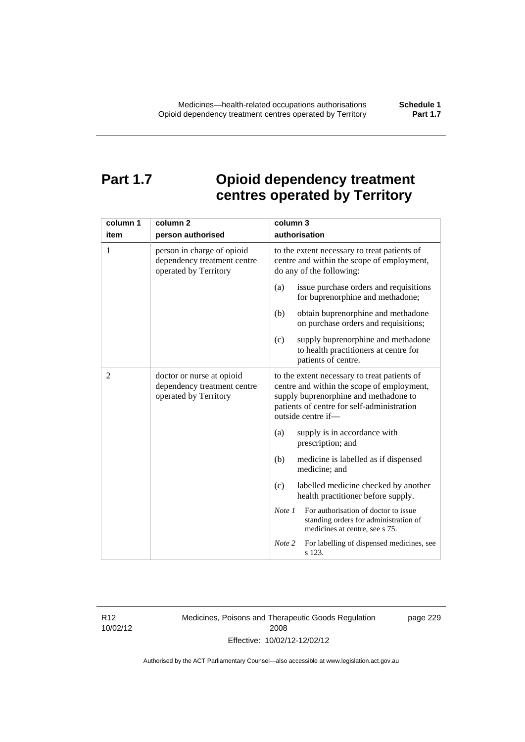# Part 1.7 Opioid dependency treatment centres operated by Territory

| column 1<br>item | column 2<br>person authorised | column 3<br>authorisation |
|---|---|---|
| 1 | person in charge of opioid dependency treatment centre operated by Territory | to the extent necessary to treat patients of centre and within the scope of employment, do any of the following:<br>(a) issue purchase orders and requisitions for buprenorphine and methadone;<br>(b) obtain buprenorphine and methadone on purchase orders and requisitions;<br>(c) supply buprenorphine and methadone to health practitioners at centre for patients of centre. |
| 2 | doctor or nurse at opioid dependency treatment centre operated by Territory | to the extent necessary to treat patients of centre and within the scope of employment, supply buprenorphine and methadone to patients of centre for self-administration outside centre if—<br>(a) supply is in accordance with prescription; and<br>(b) medicine is labelled as if dispensed medicine; and<br>(c) labelled medicine checked by another health practitioner before supply.<br>*Note 1* For authorisation of doctor to issue standing orders for administration of medicines at centre, see s 75.<br>*Note 2* For labelling of dispensed medicines, see s 123. |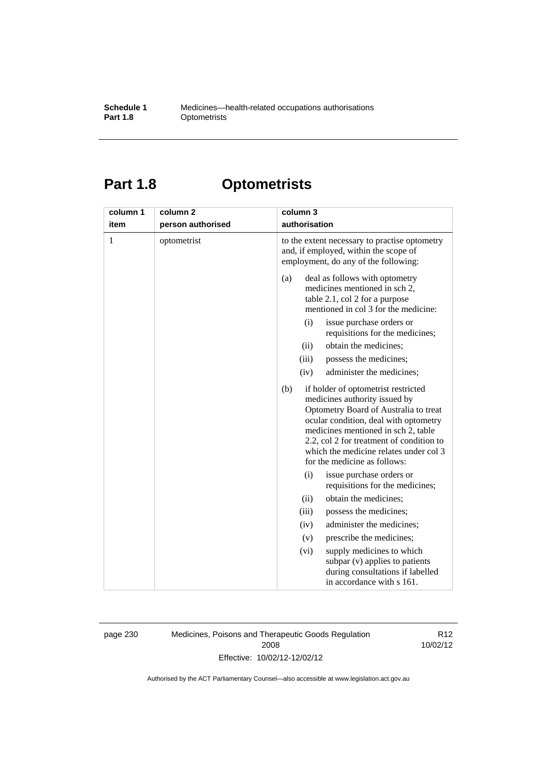# Part 1.8 Optometrists

| column 1<br>item | column 2<br>person authorised | column 3<br>authorisation |
|---|---|---|
| 1 | optometrist | to the extent necessary to practise optometry and, if employed, within the scope of employment, do any of the following:<br>(a) deal as follows with optometry medicines mentioned in sch 2, table 2.1, col 2 for a purpose mentioned in col 3 for the medicine:<br>(i) issue purchase orders or requisitions for the medicines;<br>(ii) obtain the medicines;<br>(iii) possess the medicines;<br>(iv) administer the medicines;<br>(b) if holder of optometrist restricted medicines authority issued by Optometry Board of Australia to treat ocular condition, deal with optometry medicines mentioned in sch 2, table 2.2, col 2 for treatment of condition to which the medicine relates under col 3 for the medicine as follows:<br>(i) issue purchase orders or requisitions for the medicines;<br>(ii) obtain the medicines;<br>(iii) possess the medicines;<br>(iv) administer the medicines;<br>(v) prescribe the medicines;<br>(vi) supply medicines to which subpar (v) applies to patients during consultations if labelled in accordance with s 161. |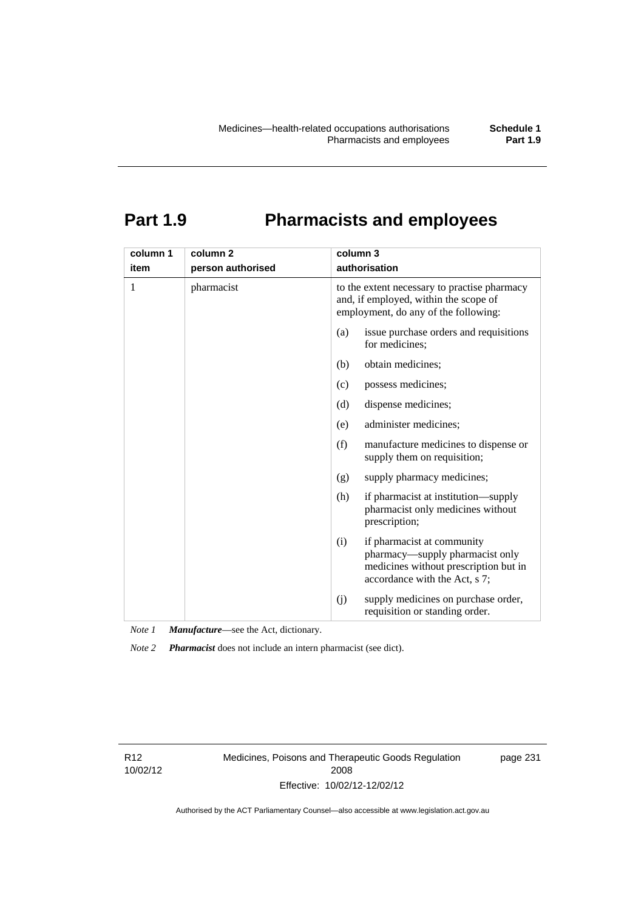# Part 1.9 Pharmacists and employees

| column 1<br>item | column 2<br>person authorised | column 3<br>authorisation |
|---|---|---|
| 1 | pharmacist | to the extent necessary to practise pharmacy and, if employed, within the scope of employment, do any of the following:<br>(a) issue purchase orders and requisitions for medicines;<br>(b) obtain medicines;<br>(c) possess medicines;<br>(d) dispense medicines;<br>(e) administer medicines;<br>(f) manufacture medicines to dispense or supply them on requisition;<br>(g) supply pharmacy medicines;<br>(h) if pharmacist at institution—supply pharmacist only medicines without prescription;<br>(i) if pharmacist at community pharmacy—supply pharmacist only medicines without prescription but in accordance with the Act, s 7;<br>(j) supply medicines on purchase order, requisition or standing order. |

*Note 1* ***Manufacture***—see the Act, dictionary.

*Note 2* ***Pharmacist*** does not include an intern pharmacist (see dict).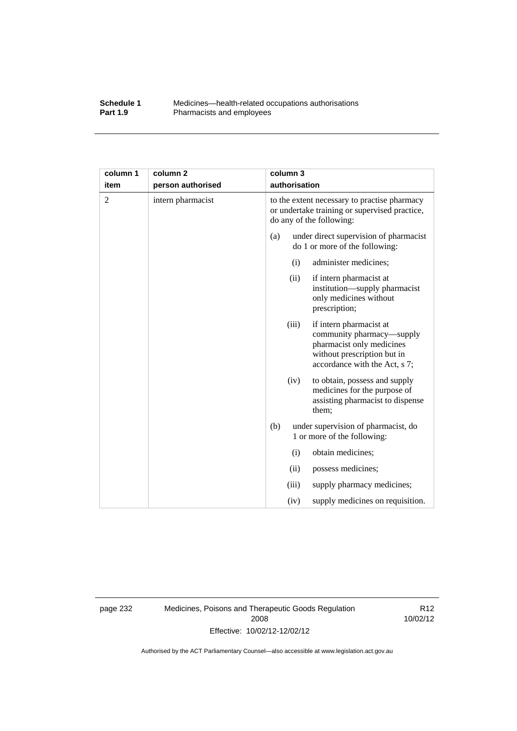| column 1 item | column 2 person authorised | column 3 authorisation |
|---|---|---|
| 2 | intern pharmacist | to the extent necessary to practise pharmacy or undertake training or supervised practice, do any of the following:<br>(a) under direct supervision of pharmacist do 1 or more of the following:<br>(i) administer medicines;<br>(ii) if intern pharmacist at institution—supply pharmacist only medicines without prescription;<br>(iii) if intern pharmacist at community pharmacy—supply pharmacist only medicines without prescription but in accordance with the Act, s 7;<br>(iv) to obtain, possess and supply medicines for the purpose of assisting pharmacist to dispense them;<br>(b) under supervision of pharmacist, do 1 or more of the following:<br>(i) obtain medicines;<br>(ii) possess medicines;<br>(iii) supply pharmacy medicines;<br>(iv) supply medicines on requisition. |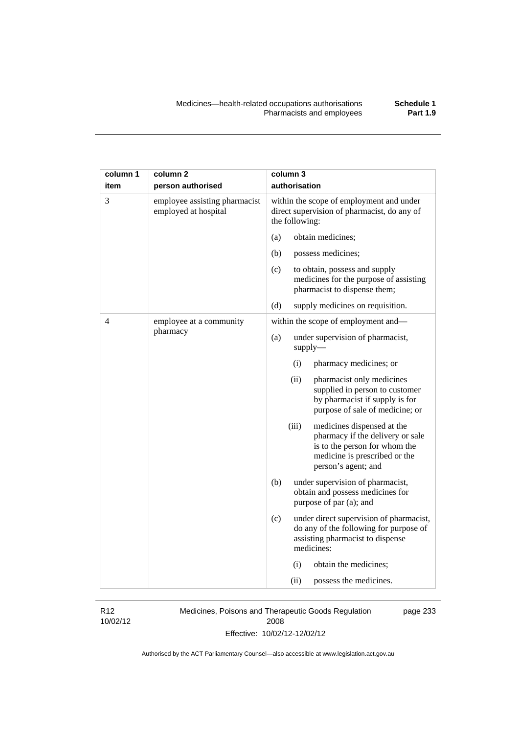| column 1 item | column 2 person authorised | column 3 authorisation |
| --- | --- | --- |
| 3 | employee assisting pharmacist employed at hospital | within the scope of employment and under direct supervision of pharmacist, do any of the following:<br>(a) obtain medicines;<br>(b) possess medicines;<br>(c) to obtain, possess and supply medicines for the purpose of assisting pharmacist to dispense them;<br>(d) supply medicines on requisition. |
| 4 | employee at a community pharmacy | within the scope of employment and—<br>(a) under supervision of pharmacist, supply—<br>(i) pharmacy medicines; or<br>(ii) pharmacist only medicines supplied in person to customer by pharmacist if supply is for purpose of sale of medicine; or<br>(iii) medicines dispensed at the pharmacy if the delivery or sale is to the person for whom the medicine is prescribed or the person's agent; and<br>(b) under supervision of pharmacist, obtain and possess medicines for purpose of par (a); and<br>(c) under direct supervision of pharmacist, do any of the following for purpose of assisting pharmacist to dispense medicines:<br>(i) obtain the medicines;<br>(ii) possess the medicines. |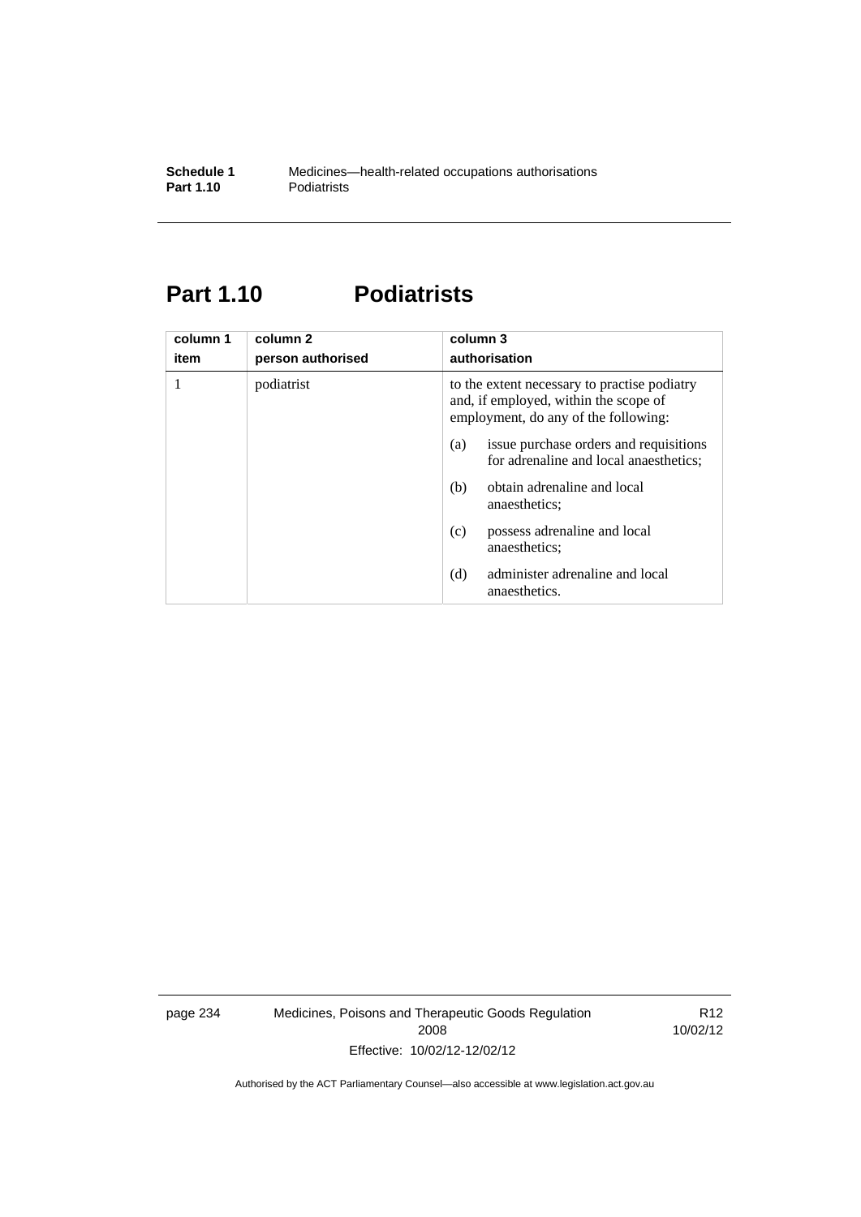# Part 1.10 Podiatrists

| column 1<br>item | column 2<br>person authorised | column 3<br>authorisation |
|---|---|---|
| 1 | podiatrist | to the extent necessary to practise podiatry and, if employed, within the scope of employment, do any of the following:<br>(a) issue purchase orders and requisitions for adrenaline and local anaesthetics;<br>(b) obtain adrenaline and local anaesthetics;<br>(c) possess adrenaline and local anaesthetics;<br>(d) administer adrenaline and local anaesthetics. |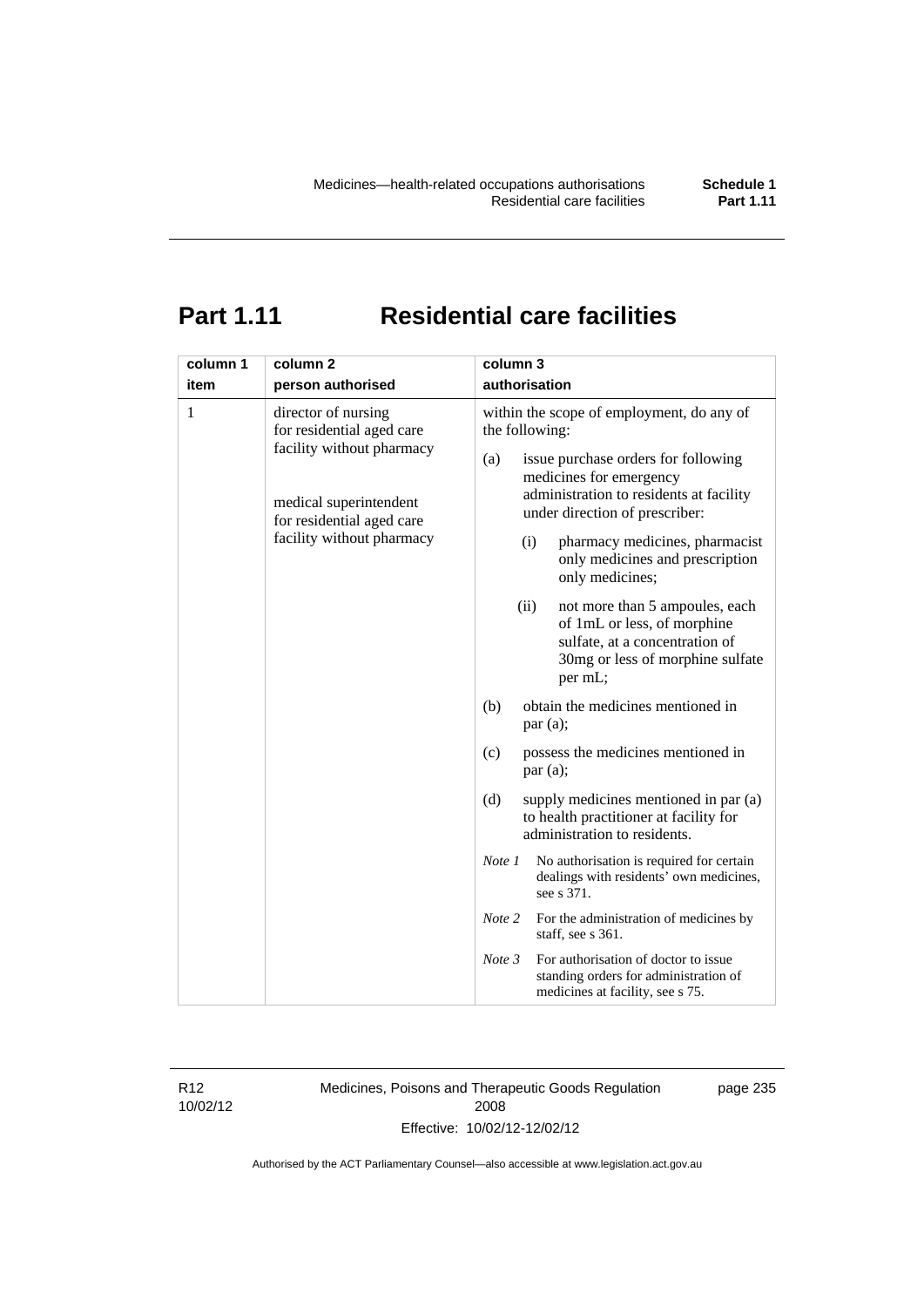# Part 1.11 Residential care facilities

| column 1<br>item | column 2<br>person authorised | column 3<br>authorisation |
|---|---|---|
| 1 | director of nursing for residential aged care facility without pharmacy<br><br>medical superintendent for residential aged care facility without pharmacy | within the scope of employment, do any of the following:<br>(a) issue purchase orders for following medicines for emergency administration to residents at facility under direction of prescriber:<br>(i) pharmacy medicines, pharmacist only medicines and prescription only medicines;<br>(ii) not more than 5 ampoules, each of 1mL or less, of morphine sulfate, at a concentration of 30mg or less of morphine sulfate per mL;<br>(b) obtain the medicines mentioned in par (a);<br>(c) possess the medicines mentioned in par (a);<br>(d) supply medicines mentioned in par (a) to health practitioner at facility for administration to residents.<br>*Note 1* No authorisation is required for certain dealings with residents' own medicines, see s 371.<br>*Note 2* For the administration of medicines by staff, see s 361.<br>*Note 3* For authorisation of doctor to issue standing orders for administration of medicines at facility, see s 75. |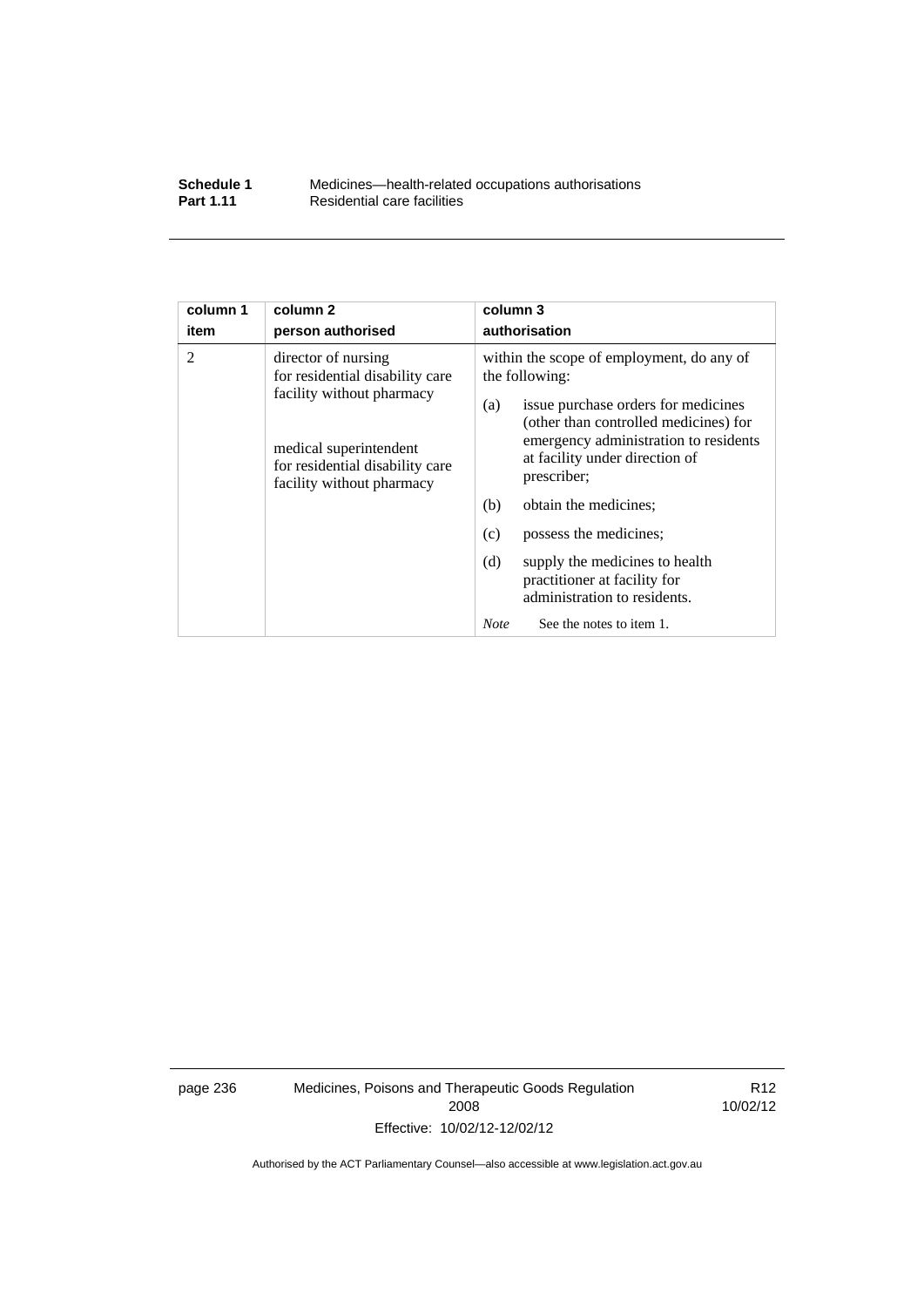| column 1 item | column 2 person authorised | column 3 authorisation |
|---|---|---|
| 2 | director of nursing for residential disability care facility without pharmacy<br><br>medical superintendent for residential disability care facility without pharmacy | within the scope of employment, do any of the following:<br>(a) issue purchase orders for medicines (other than controlled medicines) for emergency administration to residents at facility under direction of prescriber;<br>(b) obtain the medicines;<br>(c) possess the medicines;<br>(d) supply the medicines to health practitioner at facility for administration to residents.<br>*Note* See the notes to item 1. |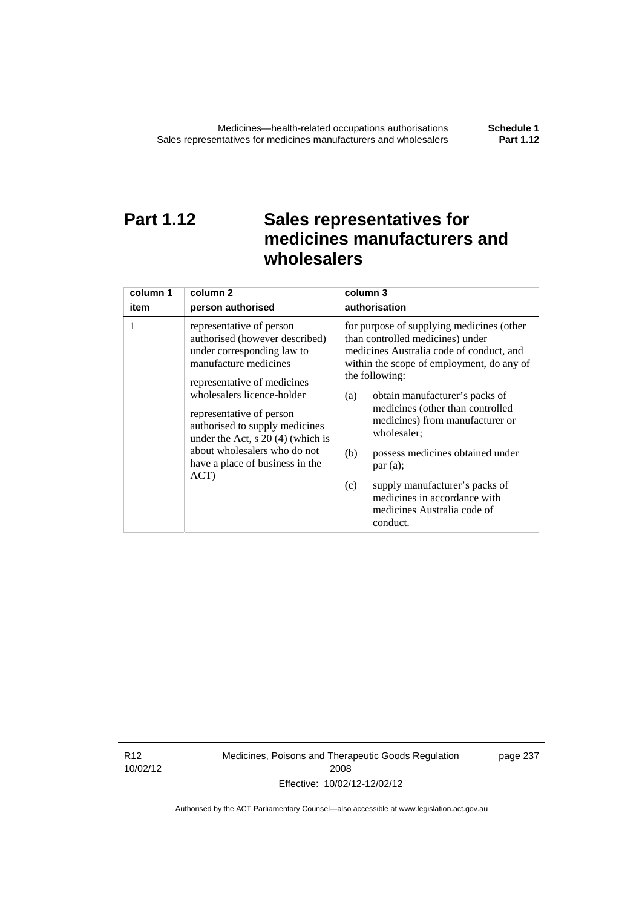# Part 1.12 Sales representatives for medicines manufacturers and wholesalers

| column 1<br>item | column 2<br>person authorised | column 3<br>authorisation |
|---|---|---|
| 1 | representative of person authorised (however described) under corresponding law to manufacture medicines<br><br>representative of medicines wholesalers licence-holder<br><br>representative of person authorised to supply medicines under the Act, s 20 (4) (which is about wholesalers who do not have a place of business in the ACT) | for purpose of supplying medicines (other than controlled medicines) under medicines Australia code of conduct, and within the scope of employment, do any of the following:<br><br>(a) obtain manufacturer's packs of medicines (other than controlled medicines) from manufacturer or wholesaler;<br><br>(b) possess medicines obtained under par (a);<br><br>(c) supply manufacturer's packs of medicines in accordance with medicines Australia code of conduct. |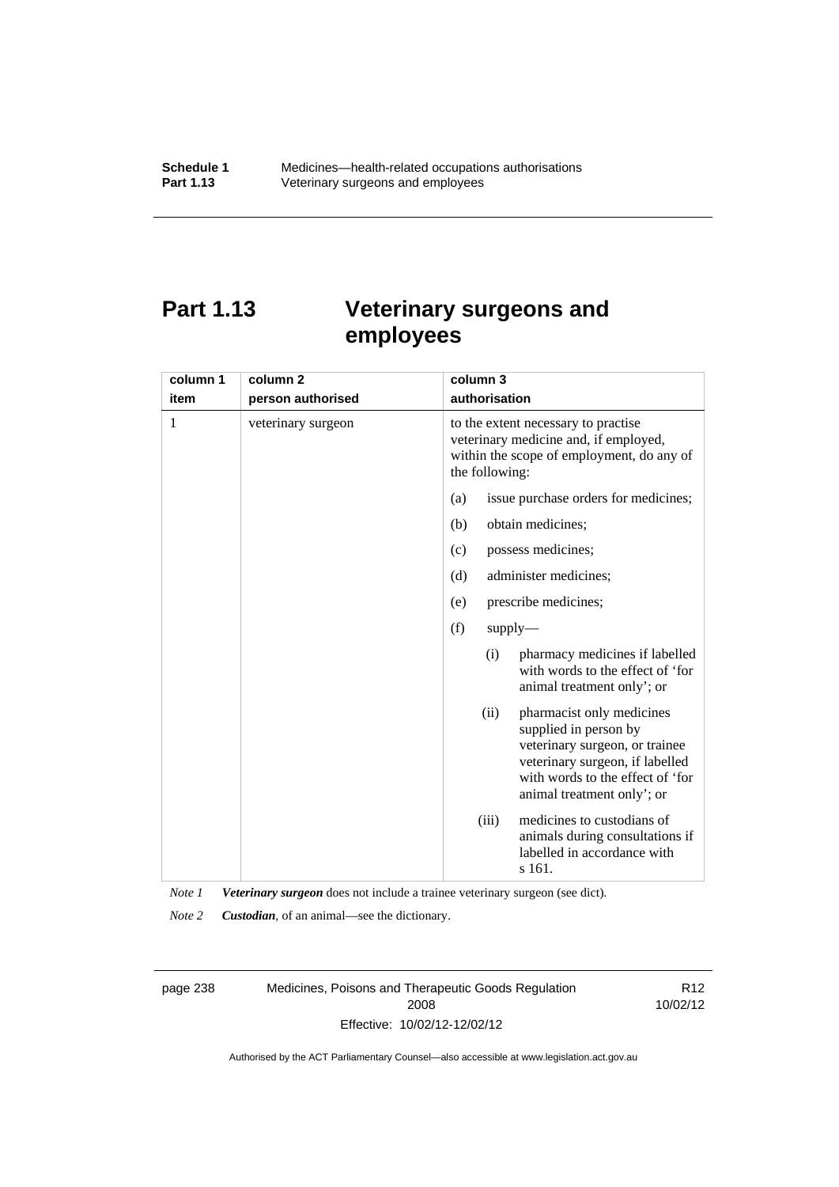# Part 1.13 Veterinary surgeons and employees

| column 1 item | column 2 person authorised | column 3 authorisation |
|---|---|---|
| 1 | veterinary surgeon | to the extent necessary to practise veterinary medicine and, if employed, within the scope of employment, do any of the following:<br>(a) issue purchase orders for medicines;<br>(b) obtain medicines;<br>(c) possess medicines;<br>(d) administer medicines;<br>(e) prescribe medicines;<br>(f) supply—<br>(i) pharmacy medicines if labelled with words to the effect of 'for animal treatment only'; or<br>(ii) pharmacist only medicines supplied in person by veterinary surgeon, or trainee veterinary surgeon, if labelled with words to the effect of 'for animal treatment only'; or<br>(iii) medicines to custodians of animals during consultations if labelled in accordance with s 161. |

*Note 1* ***Veterinary surgeon*** does not include a trainee veterinary surgeon (see dict).

*Note 2* ***Custodian***, of an animal—see the dictionary.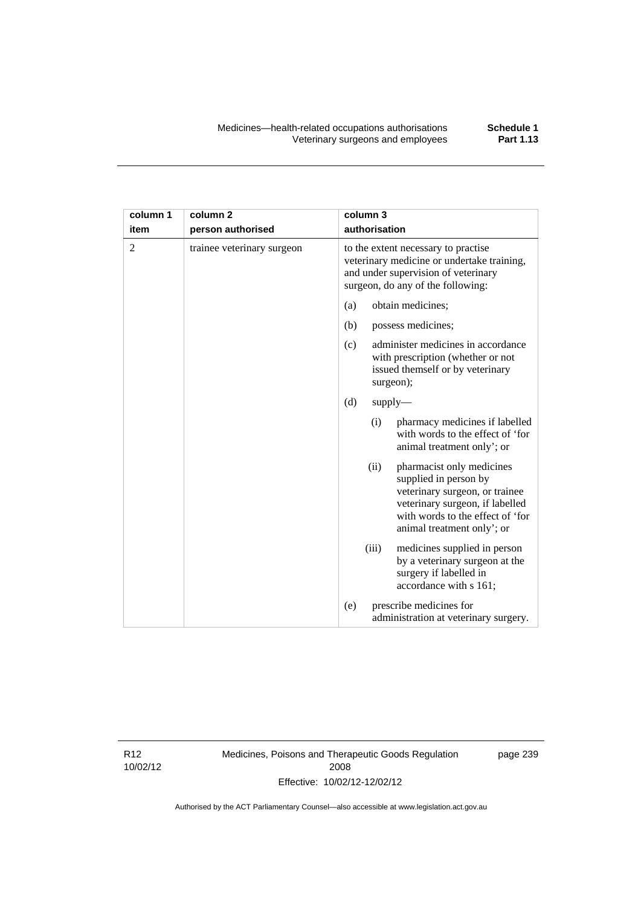| column 1<br>item | column 2<br>person authorised | column 3<br>authorisation |
|---|---|---|
| 2 | trainee veterinary surgeon | to the extent necessary to practise veterinary medicine or undertake training, and under supervision of veterinary surgeon, do any of the following:<br>(a) obtain medicines;<br>(b) possess medicines;<br>(c) administer medicines in accordance with prescription (whether or not issued themself or by veterinary surgeon);<br>(d) supply—<br>(i) pharmacy medicines if labelled with words to the effect of 'for animal treatment only'; or<br>(ii) pharmacist only medicines supplied in person by veterinary surgeon, or trainee veterinary surgeon, if labelled with words to the effect of 'for animal treatment only'; or<br>(iii) medicines supplied in person by a veterinary surgeon at the surgery if labelled in accordance with s 161;<br>(e) prescribe medicines for administration at veterinary surgery. |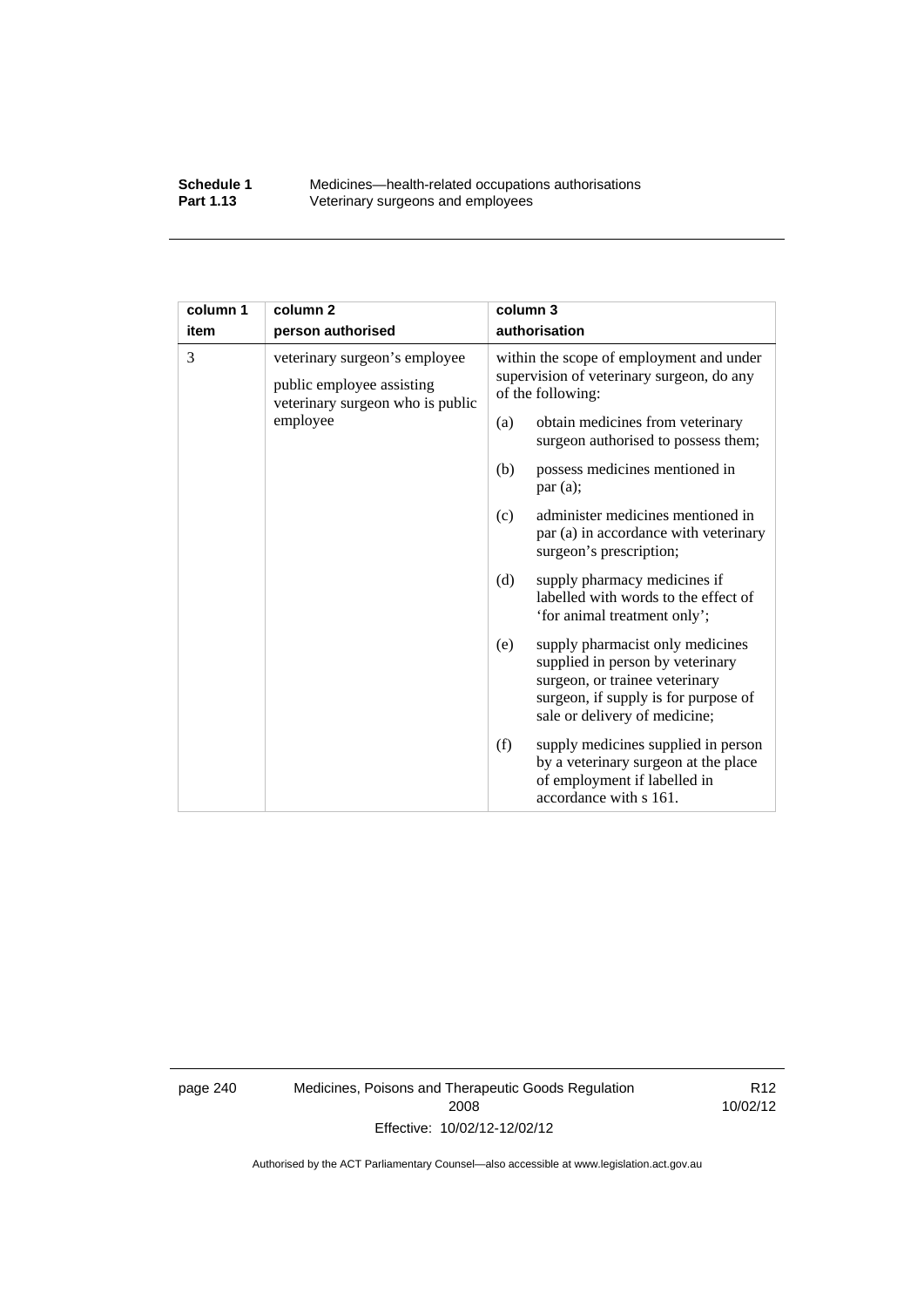| column 1 item | column 2 person authorised | column 3 authorisation |
|---|---|---|
| 3 | veterinary surgeon's employee<br>public employee assisting veterinary surgeon who is public employee | within the scope of employment and under supervision of veterinary surgeon, do any of the following:<br>(a) obtain medicines from veterinary surgeon authorised to possess them;<br>(b) possess medicines mentioned in par (a);<br>(c) administer medicines mentioned in par (a) in accordance with veterinary surgeon's prescription;<br>(d) supply pharmacy medicines if labelled with words to the effect of 'for animal treatment only';<br>(e) supply pharmacist only medicines supplied in person by veterinary surgeon, or trainee veterinary surgeon, if supply is for purpose of sale or delivery of medicine;<br>(f) supply medicines supplied in person by a veterinary surgeon at the place of employment if labelled in accordance with s 161. |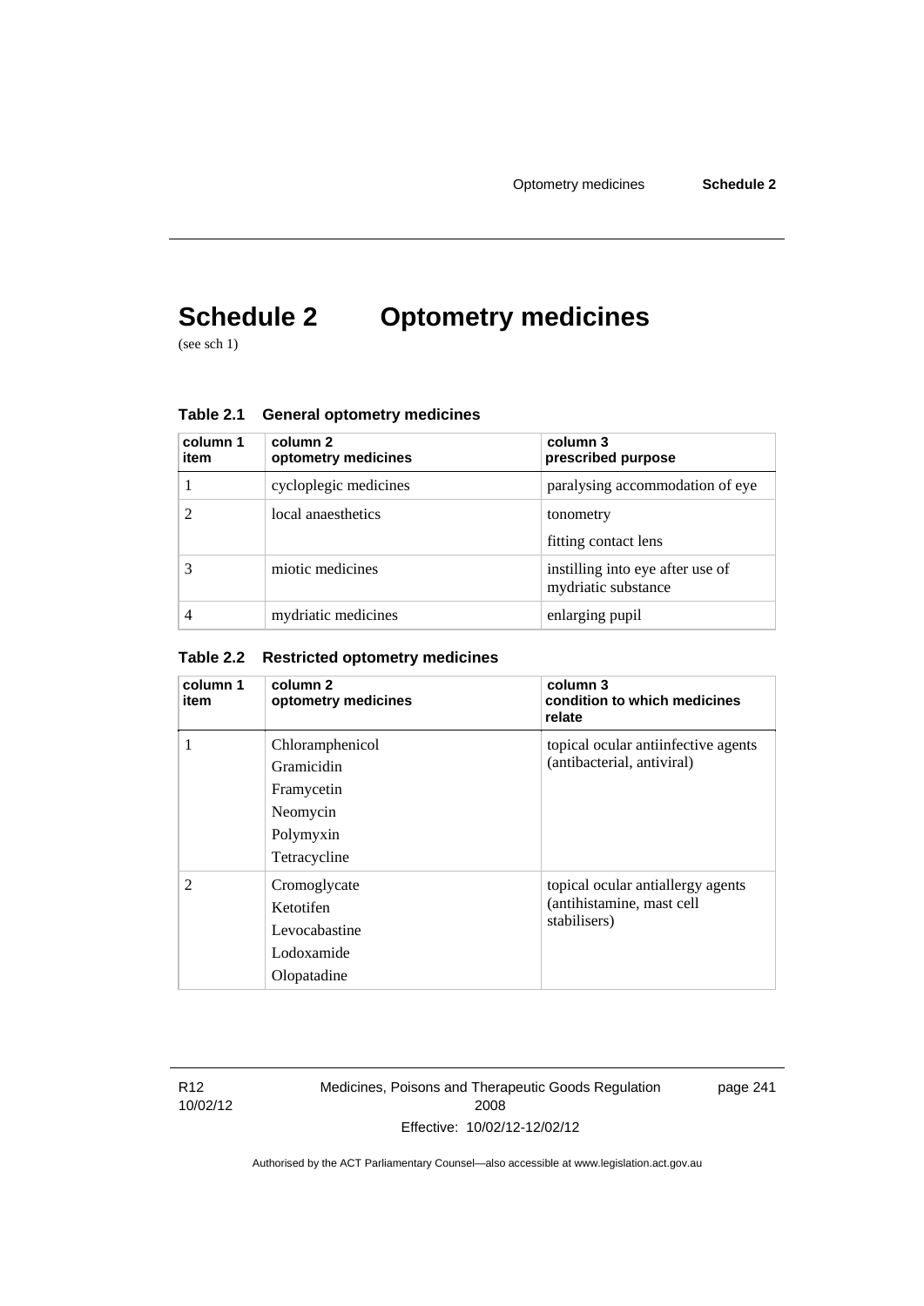# Schedule 2 Optometry medicines

(see sch 1)

### Table 2.1 General optometry medicines

| column 1 item | column 2 optometry medicines | column 3 prescribed purpose |
|---|---|---|
| 1 | cycloplegic medicines | paralysing accommodation of eye |
| 2 | local anaesthetics | tonometry<br>fitting contact lens |
| 3 | miotic medicines | instilling into eye after use of mydriatic substance |
| 4 | mydriatic medicines | enlarging pupil |

### Table 2.2 Restricted optometry medicines

| column 1 item | column 2 optometry medicines | column 3 condition to which medicines relate |
|---|---|---|
| 1 | Chloramphenicol<br>Gramicidin<br>Framycetin<br>Neomycin<br>Polymyxin<br>Tetracycline | topical ocular antiinfective agents (antibacterial, antiviral) |
| 2 | Cromoglycate<br>Ketotifen<br>Levocabastine<br>Lodoxamide<br>Olopatadine | topical ocular antiallergy agents (antihistamine, mast cell stabilisers) |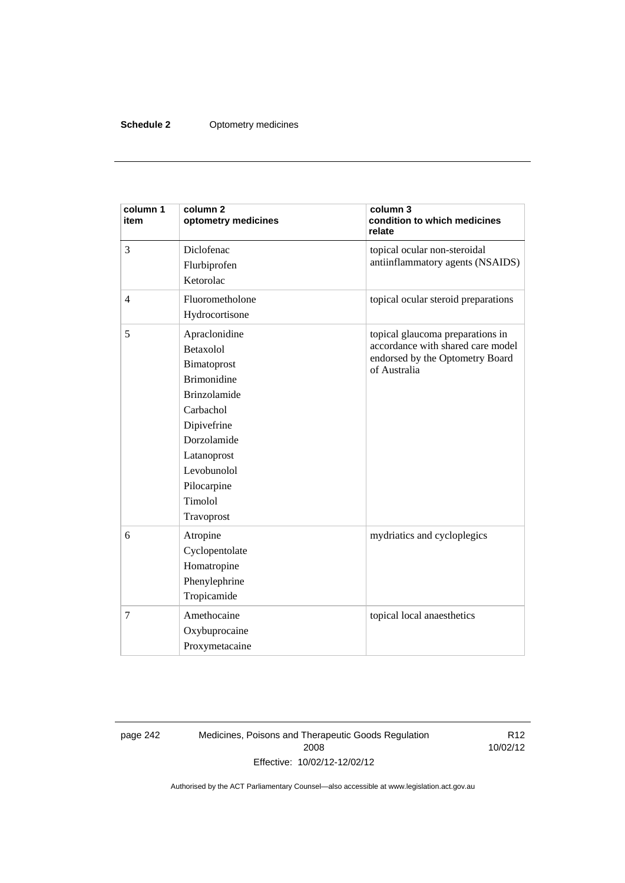| column 1 item | column 2 optometry medicines | column 3 condition to which medicines relate |
|---|---|---|
| 3 | Diclofenac<br>Flurbiprofen<br>Ketorolac | topical ocular non-steroidal antiinflammatory agents (NSAIDS) |
| 4 | Fluorometholone<br>Hydrocortisone | topical ocular steroid preparations |
| 5 | Apraclonidine<br>Betaxolol<br>Bimatoprost<br>Brimonidine<br>Brinzolamide<br>Carbachol<br>Dipivefrine<br>Dorzolamide<br>Latanoprost<br>Levobunolol<br>Pilocarpine<br>Timolol<br>Travoprost | topical glaucoma preparations in accordance with shared care model endorsed by the Optometry Board of Australia |
| 6 | Atropine<br>Cyclopentolate<br>Homatropine<br>Phenylephrine<br>Tropicamide | mydriatics and cycloplegics |
| 7 | Amethocaine<br>Oxybuprocaine<br>Proxymetacaine | topical local anaesthetics |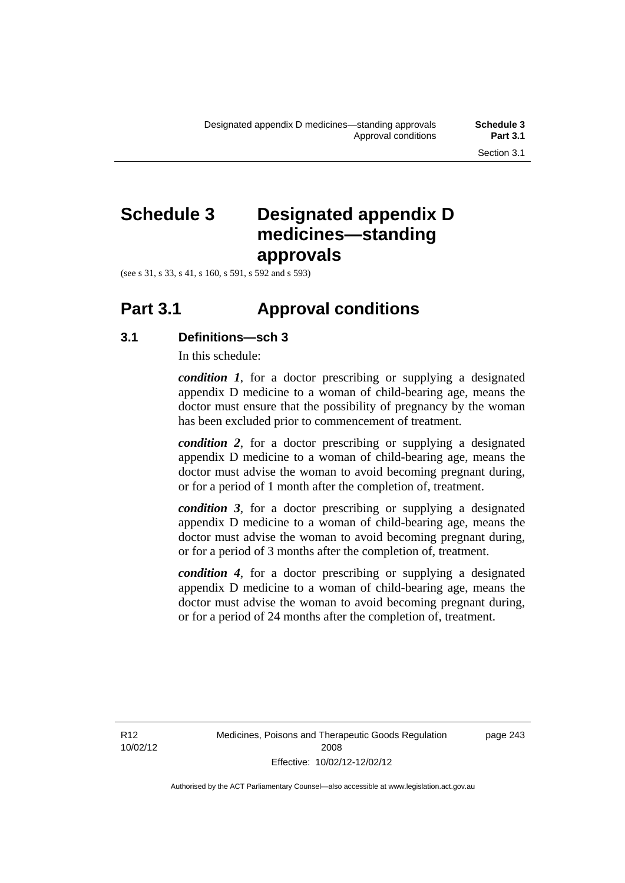# Schedule 3 Designated appendix D medicines—standing approvals

(see s 31, s 33, s 41, s 160, s 591, s 592 and s 593)

## Part 3.1 Approval conditions

### 3.1 Definitions—sch 3

In this schedule:

***condition 1***, for a doctor prescribing or supplying a designated appendix D medicine to a woman of child-bearing age, means the doctor must ensure that the possibility of pregnancy by the woman has been excluded prior to commencement of treatment.

***condition 2***, for a doctor prescribing or supplying a designated appendix D medicine to a woman of child-bearing age, means the doctor must advise the woman to avoid becoming pregnant during, or for a period of 1 month after the completion of, treatment.

***condition 3***, for a doctor prescribing or supplying a designated appendix D medicine to a woman of child-bearing age, means the doctor must advise the woman to avoid becoming pregnant during, or for a period of 3 months after the completion of, treatment.

***condition 4***, for a doctor prescribing or supplying a designated appendix D medicine to a woman of child-bearing age, means the doctor must advise the woman to avoid becoming pregnant during, or for a period of 24 months after the completion of, treatment.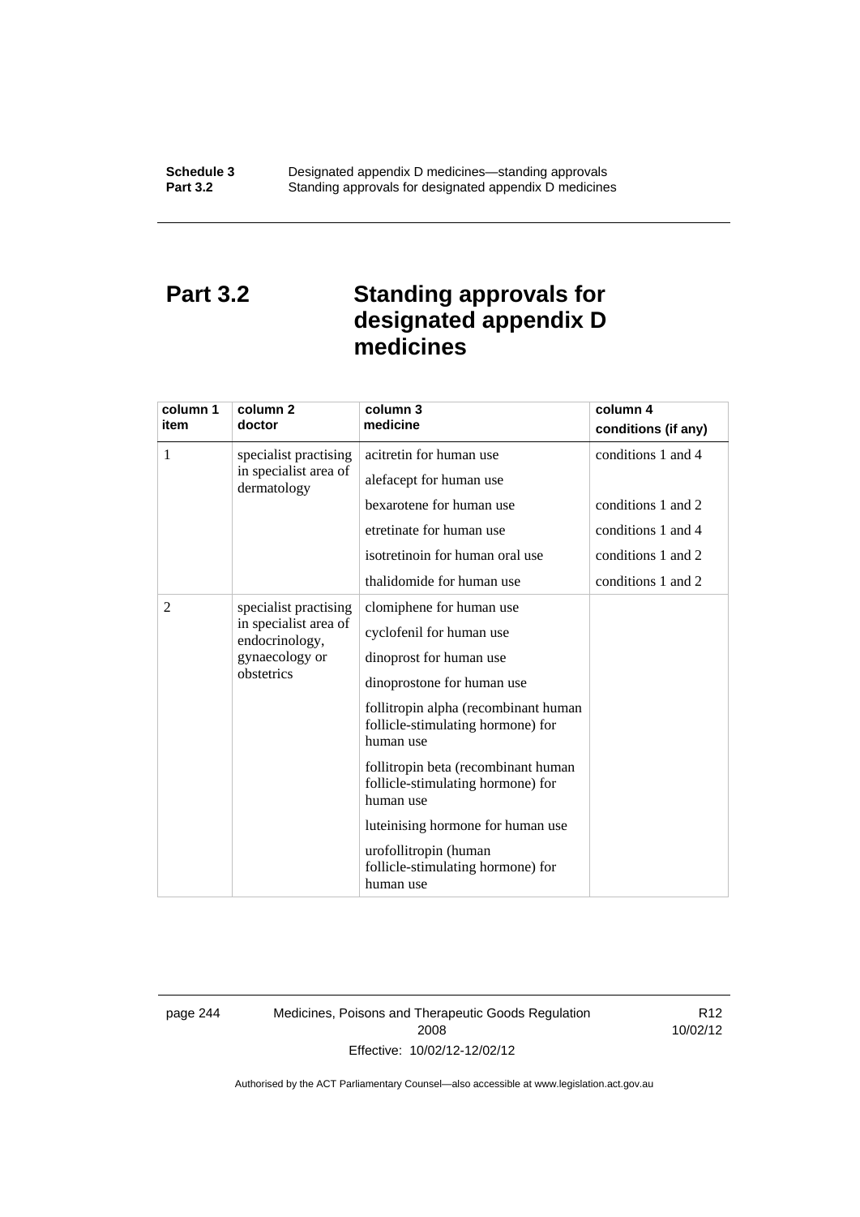# Part 3.2 Standing approvals for designated appendix D medicines

| column 1<br>item | column 2<br>doctor | column 3<br>medicine | column 4<br>conditions (if any) |
|---|---|---|---|
| 1 | specialist practising in specialist area of dermatology | acitretin for human use | conditions 1 and 4 |
| | | alefacept for human use | |
| | | bexarotene for human use | conditions 1 and 2 |
| | | etretinate for human use | conditions 1 and 4 |
| | | isotretinoin for human oral use | conditions 1 and 2 |
| | | thalidomide for human use | conditions 1 and 2 |
| 2 | specialist practising in specialist area of endocrinology, gynaecology or obstetrics | clomiphene for human use | |
| | | cyclofenil for human use | |
| | | dinoprost for human use | |
| | | dinoprostone for human use | |
| | | follitropin alpha (recombinant human follicle-stimulating hormone) for human use | |
| | | follitropin beta (recombinant human follicle-stimulating hormone) for human use | |
| | | luteinising hormone for human use | |
| | | urofollitropin (human follicle-stimulating hormone) for human use | |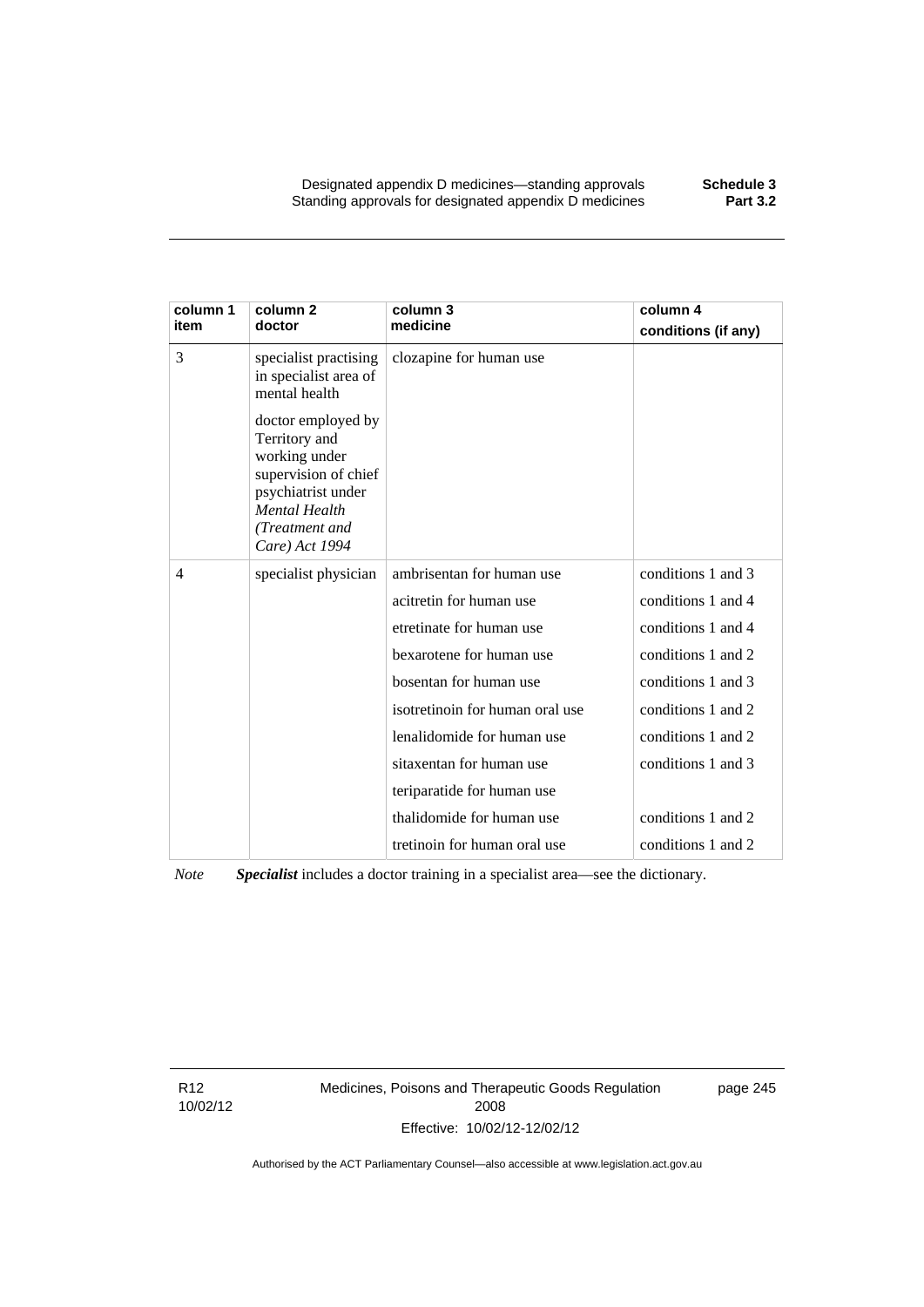| column 1 item | column 2 doctor | column 3 medicine | column 4 conditions (if any) |
|---|---|---|---|
| 3 | specialist practising in specialist area of mental health | clozapine for human use | |
| | doctor employed by Territory and working under supervision of chief psychiatrist under *Mental Health (Treatment and Care) Act 1994* | | |
| 4 | specialist physician | ambrisentan for human use | conditions 1 and 3 |
| | | acitretin for human use | conditions 1 and 4 |
| | | etretinate for human use | conditions 1 and 4 |
| | | bexarotene for human use | conditions 1 and 2 |
| | | bosentan for human use | conditions 1 and 3 |
| | | isotretinoin for human oral use | conditions 1 and 2 |
| | | lenalidomide for human use | conditions 1 and 2 |
| | | sitaxentan for human use | conditions 1 and 3 |
| | | teriparatide for human use | |
| | | thalidomide for human use | conditions 1 and 2 |
| | | tretinoin for human oral use | conditions 1 and 2 |

*Note* ***Specialist*** includes a doctor training in a specialist area—see the dictionary.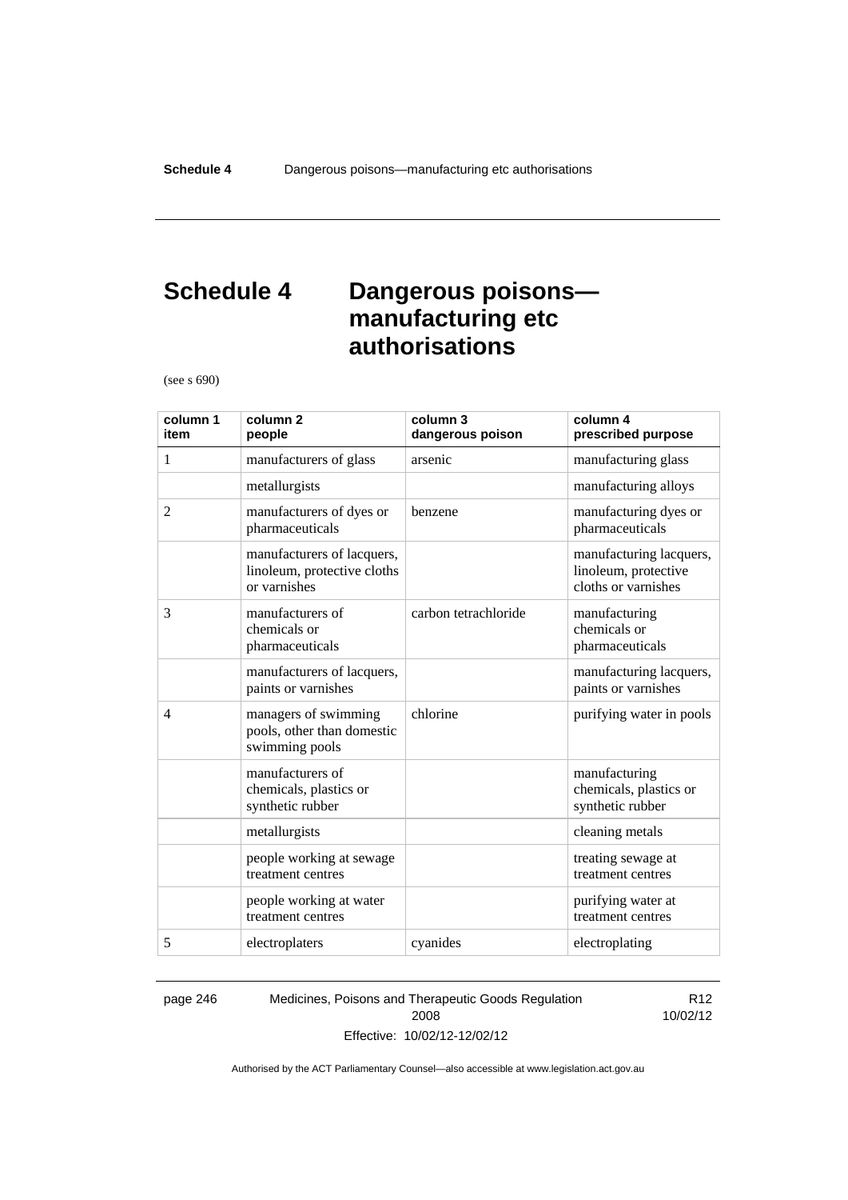# Schedule 4 Dangerous poisons—manufacturing etc authorisations

(see s 690)

| column 1 item | column 2 people | column 3 dangerous poison | column 4 prescribed purpose |
|---|---|---|---|
| 1 | manufacturers of glass | arsenic | manufacturing glass |
| | metallurgists | | manufacturing alloys |
| 2 | manufacturers of dyes or pharmaceuticals | benzene | manufacturing dyes or pharmaceuticals |
| | manufacturers of lacquers, linoleum, protective cloths or varnishes | | manufacturing lacquers, linoleum, protective cloths or varnishes |
| 3 | manufacturers of chemicals or pharmaceuticals | carbon tetrachloride | manufacturing chemicals or pharmaceuticals |
| | manufacturers of lacquers, paints or varnishes | | manufacturing lacquers, paints or varnishes |
| 4 | managers of swimming pools, other than domestic swimming pools | chlorine | purifying water in pools |
| | manufacturers of chemicals, plastics or synthetic rubber | | manufacturing chemicals, plastics or synthetic rubber |
| | metallurgists | | cleaning metals |
| | people working at sewage treatment centres | | treating sewage at treatment centres |
| | people working at water treatment centres | | purifying water at treatment centres |
| 5 | electroplaters | cyanides | electroplating |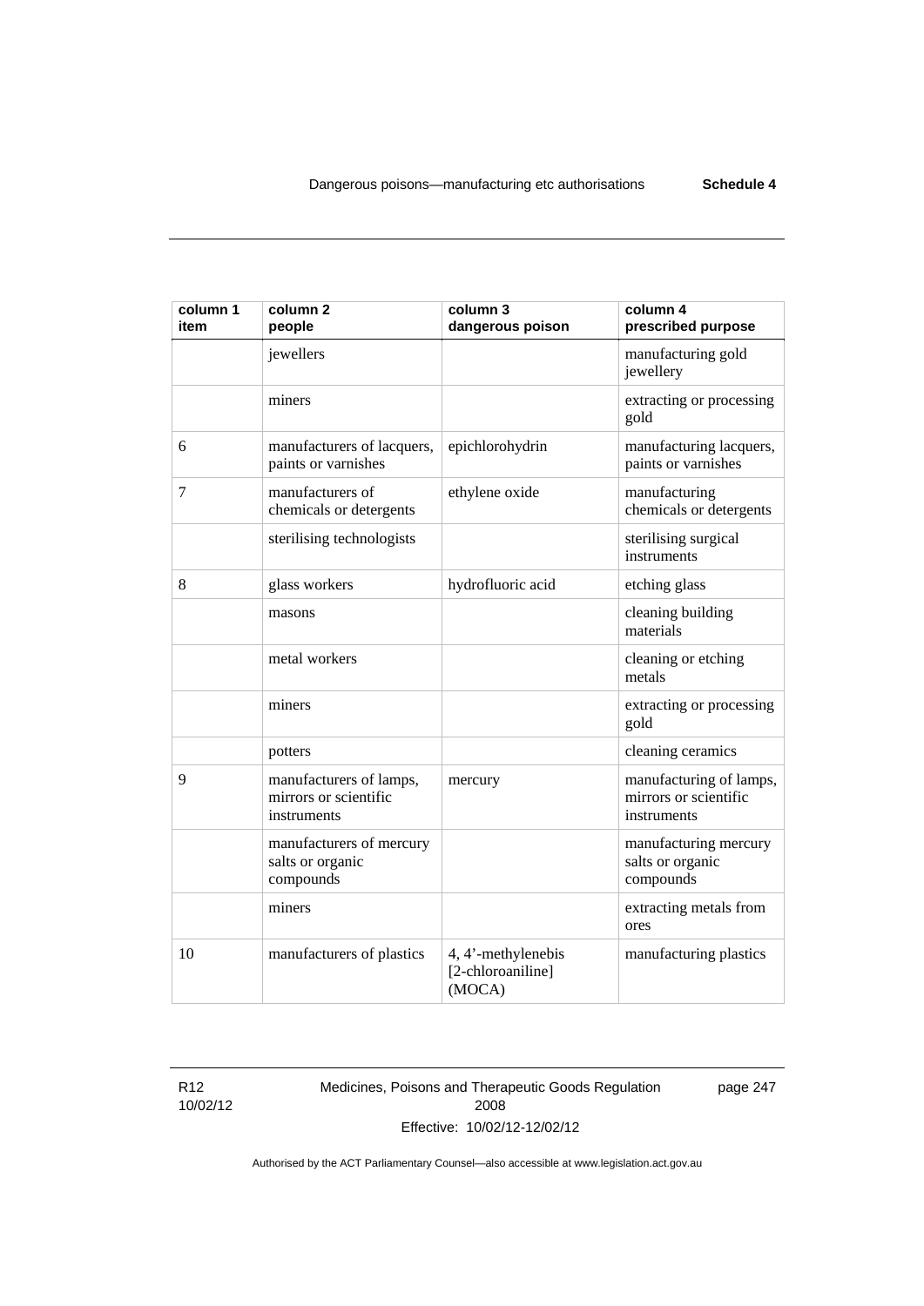| column 1 item | column 2 people | column 3 dangerous poison | column 4 prescribed purpose |
|---|---|---|---|
| | jewellers | | manufacturing gold jewellery |
| | miners | | extracting or processing gold |
| 6 | manufacturers of lacquers, paints or varnishes | epichlorohydrin | manufacturing lacquers, paints or varnishes |
| 7 | manufacturers of chemicals or detergents | ethylene oxide | manufacturing chemicals or detergents |
| | sterilising technologists | | sterilising surgical instruments |
| 8 | glass workers | hydrofluoric acid | etching glass |
| | masons | | cleaning building materials |
| | metal workers | | cleaning or etching metals |
| | miners | | extracting or processing gold |
| | potters | | cleaning ceramics |
| 9 | manufacturers of lamps, mirrors or scientific instruments | mercury | manufacturing of lamps, mirrors or scientific instruments |
| | manufacturers of mercury salts or organic compounds | | manufacturing mercury salts or organic compounds |
| | miners | | extracting metals from ores |
| 10 | manufacturers of plastics | 4, 4'-methylenebis [2-chloroaniline] (MOCA) | manufacturing plastics |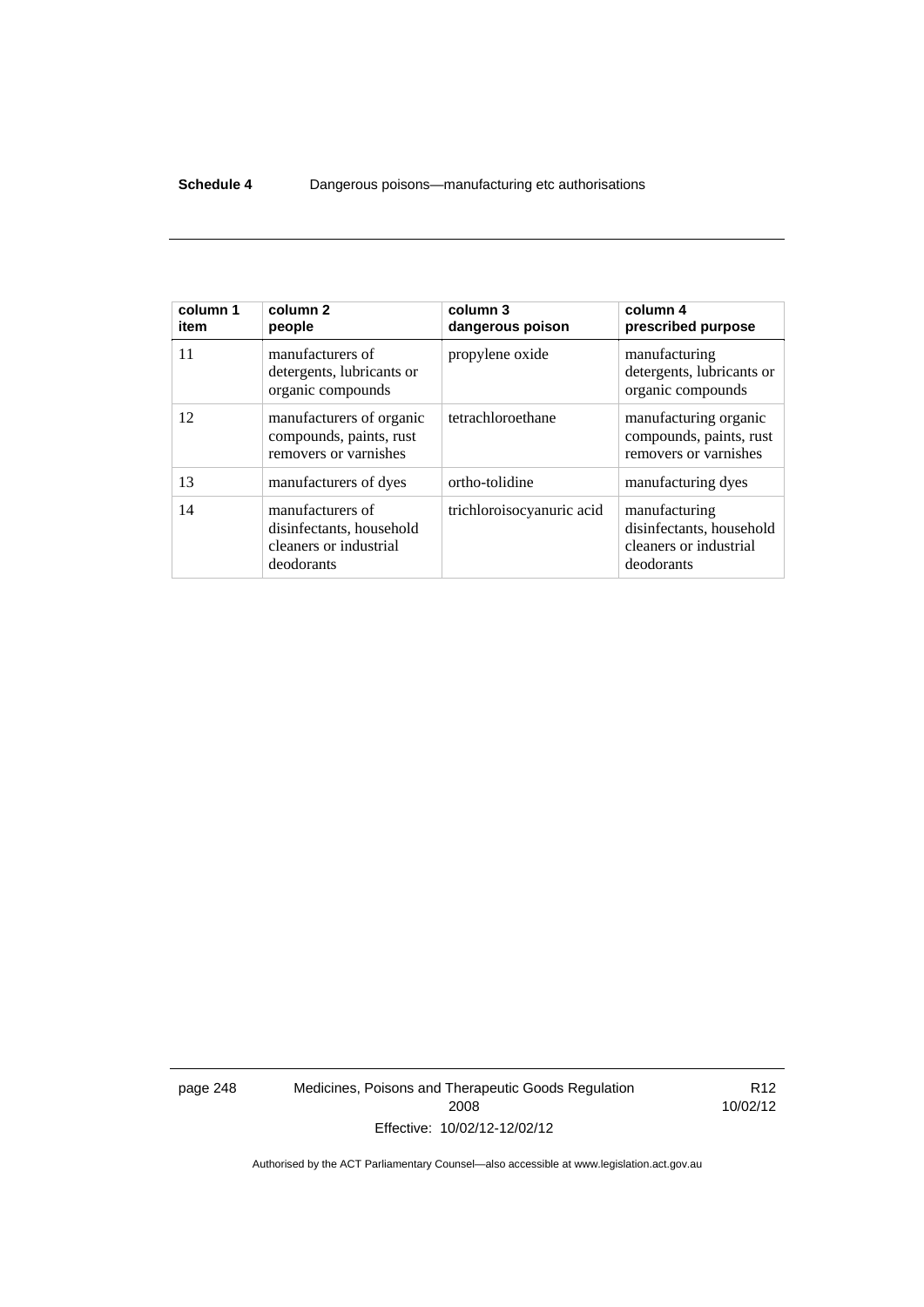| column 1 item | column 2 people | column 3 dangerous poison | column 4 prescribed purpose |
|---|---|---|---|
| 11 | manufacturers of detergents, lubricants or organic compounds | propylene oxide | manufacturing detergents, lubricants or organic compounds |
| 12 | manufacturers of organic compounds, paints, rust removers or varnishes | tetrachloroethane | manufacturing organic compounds, paints, rust removers or varnishes |
| 13 | manufacturers of dyes | ortho-tolidine | manufacturing dyes |
| 14 | manufacturers of disinfectants, household cleaners or industrial deodorants | trichloroisocyanuric acid | manufacturing disinfectants, household cleaners or industrial deodorants |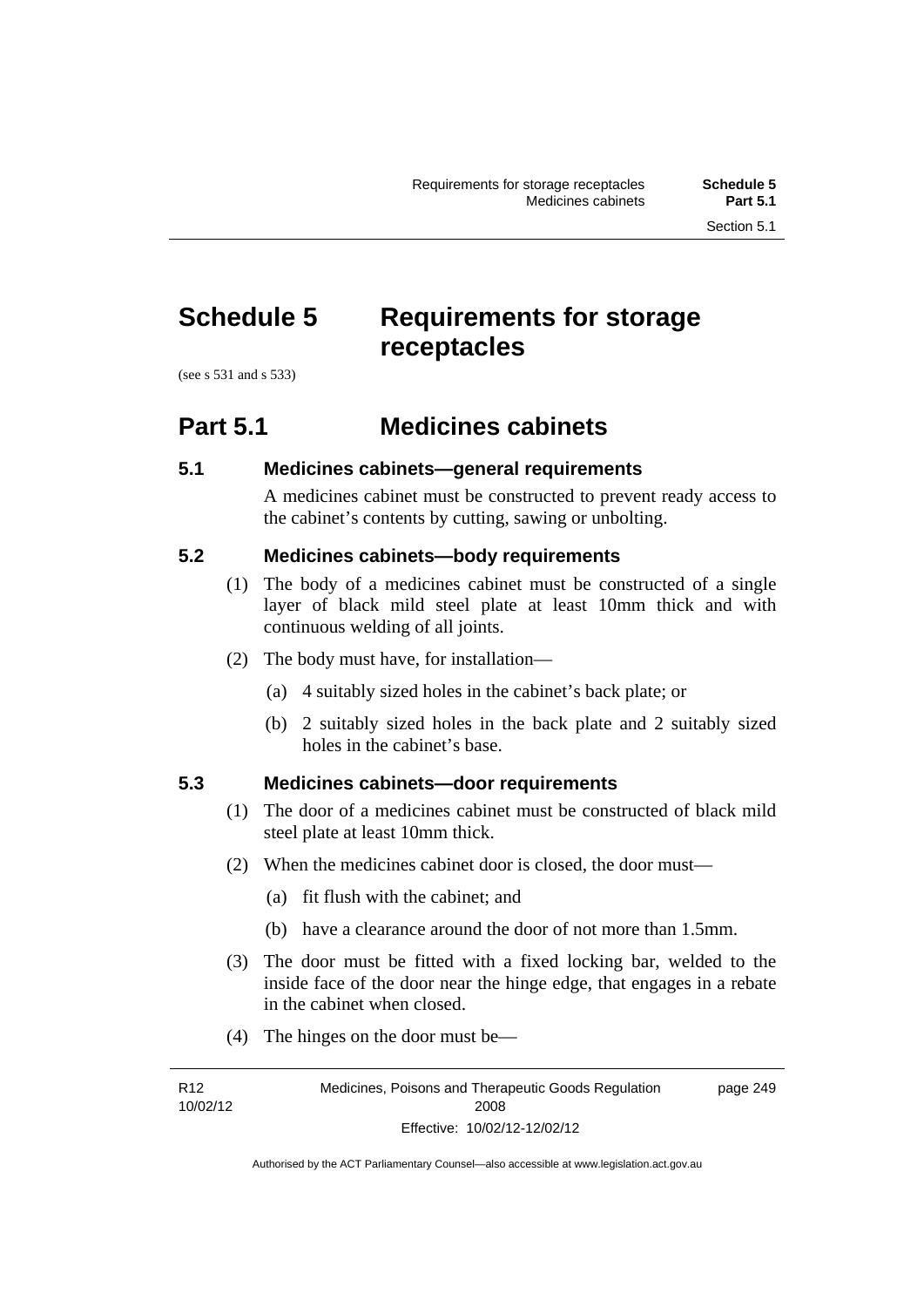# Schedule 5 Requirements for storage receptacles

(see s 531 and s 533)

## Part 5.1 Medicines cabinets

### 5.1 Medicines cabinets—general requirements

A medicines cabinet must be constructed to prevent ready access to the cabinet's contents by cutting, sawing or unbolting.

### 5.2 Medicines cabinets—body requirements

(1) The body of a medicines cabinet must be constructed of a single layer of black mild steel plate at least 10mm thick and with continuous welding of all joints.

(2) The body must have, for installation—

(a) 4 suitably sized holes in the cabinet's back plate; or

(b) 2 suitably sized holes in the back plate and 2 suitably sized holes in the cabinet's base.

### 5.3 Medicines cabinets—door requirements

(1) The door of a medicines cabinet must be constructed of black mild steel plate at least 10mm thick.

(2) When the medicines cabinet door is closed, the door must—

(a) fit flush with the cabinet; and

(b) have a clearance around the door of not more than 1.5mm.

(3) The door must be fitted with a fixed locking bar, welded to the inside face of the door near the hinge edge, that engages in a rebate in the cabinet when closed.

(4) The hinges on the door must be—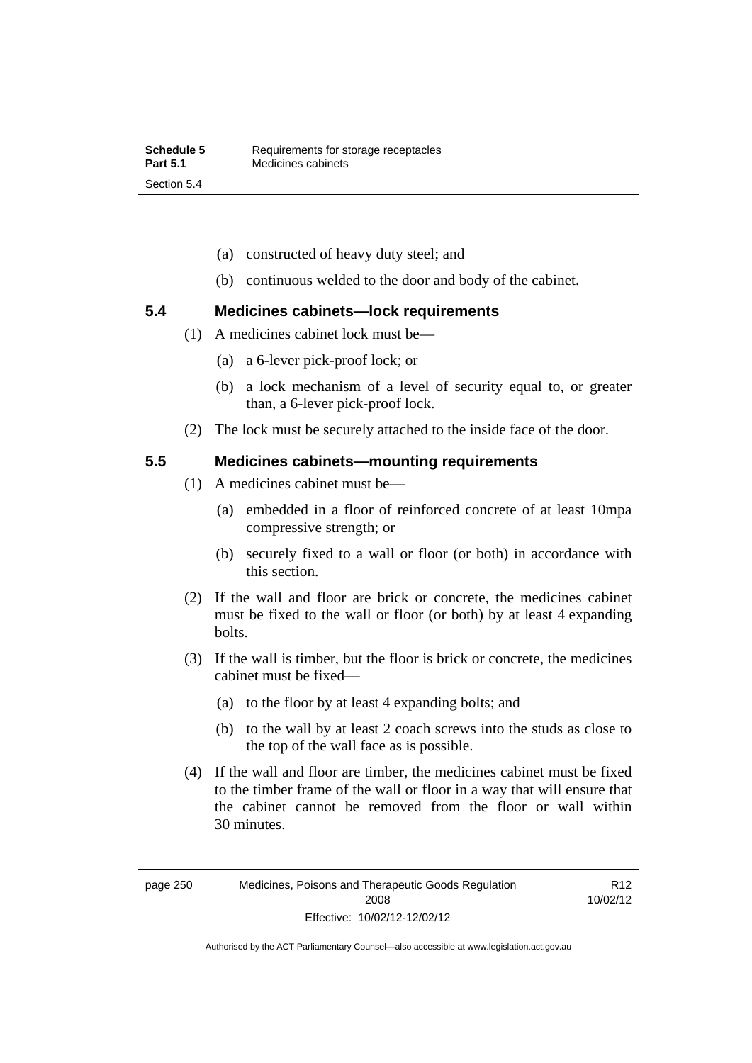(a) constructed of heavy duty steel; and

(b) continuous welded to the door and body of the cabinet.

### 5.4 Medicines cabinets—lock requirements

(1) A medicines cabinet lock must be—

(a) a 6-lever pick-proof lock; or

(b) a lock mechanism of a level of security equal to, or greater than, a 6-lever pick-proof lock.

(2) The lock must be securely attached to the inside face of the door.

### 5.5 Medicines cabinets—mounting requirements

(1) A medicines cabinet must be—

(a) embedded in a floor of reinforced concrete of at least 10mpa compressive strength; or

(b) securely fixed to a wall or floor (or both) in accordance with this section.

(2) If the wall and floor are brick or concrete, the medicines cabinet must be fixed to the wall or floor (or both) by at least 4 expanding bolts.

(3) If the wall is timber, but the floor is brick or concrete, the medicines cabinet must be fixed—

(a) to the floor by at least 4 expanding bolts; and

(b) to the wall by at least 2 coach screws into the studs as close to the top of the wall face as is possible.

(4) If the wall and floor are timber, the medicines cabinet must be fixed to the timber frame of the wall or floor in a way that will ensure that the cabinet cannot be removed from the floor or wall within 30 minutes.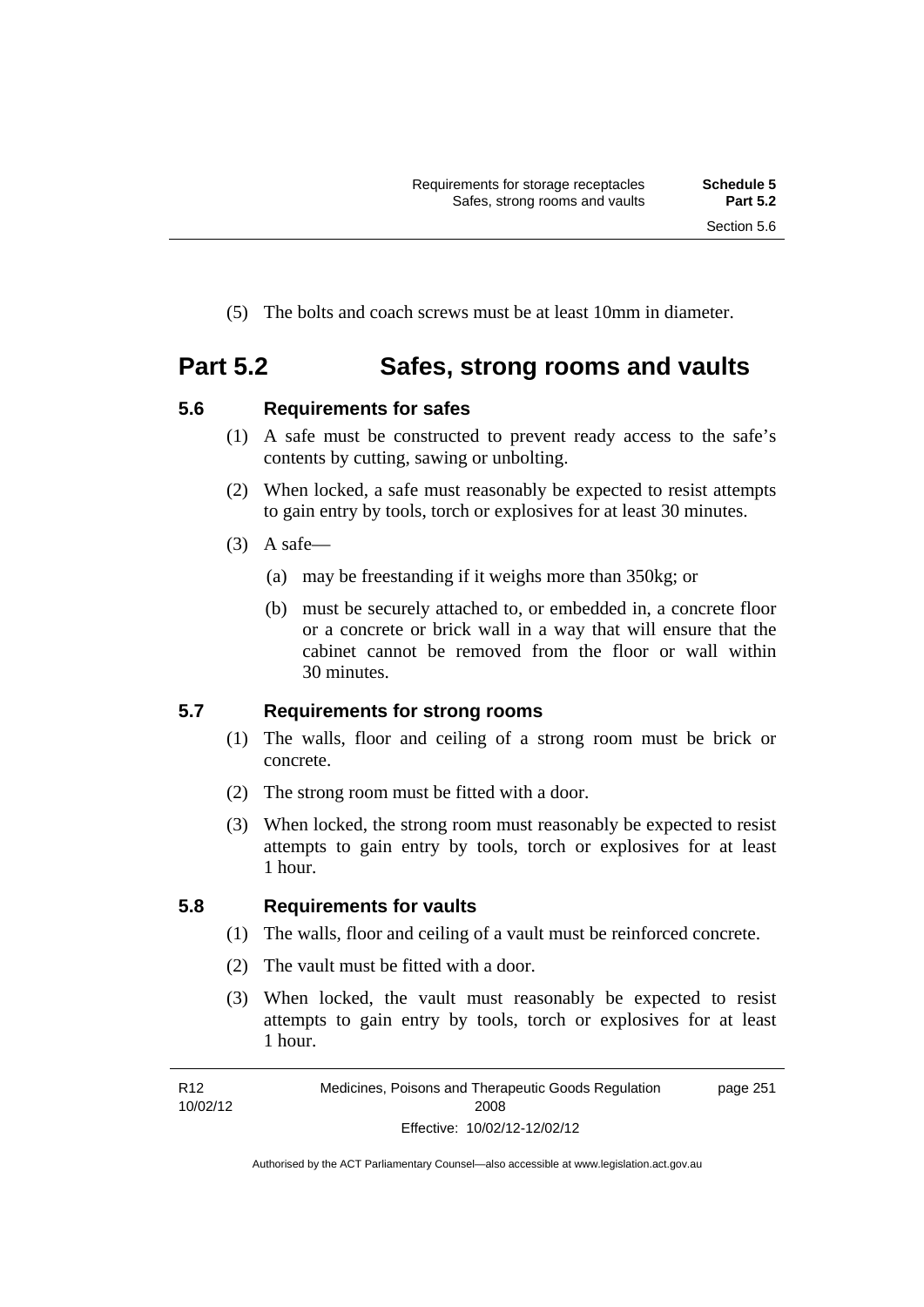(5) The bolts and coach screws must be at least 10mm in diameter.

## Part 5.2 Safes, strong rooms and vaults

### 5.6 Requirements for safes

(1) A safe must be constructed to prevent ready access to the safe's contents by cutting, sawing or unbolting.

(2) When locked, a safe must reasonably be expected to resist attempts to gain entry by tools, torch or explosives for at least 30 minutes.

(3) A safe—

(a) may be freestanding if it weighs more than 350kg; or

(b) must be securely attached to, or embedded in, a concrete floor or a concrete or brick wall in a way that will ensure that the cabinet cannot be removed from the floor or wall within 30 minutes.

### 5.7 Requirements for strong rooms

(1) The walls, floor and ceiling of a strong room must be brick or concrete.

(2) The strong room must be fitted with a door.

(3) When locked, the strong room must reasonably be expected to resist attempts to gain entry by tools, torch or explosives for at least 1 hour.

### 5.8 Requirements for vaults

(1) The walls, floor and ceiling of a vault must be reinforced concrete.

(2) The vault must be fitted with a door.

(3) When locked, the vault must reasonably be expected to resist attempts to gain entry by tools, torch or explosives for at least 1 hour.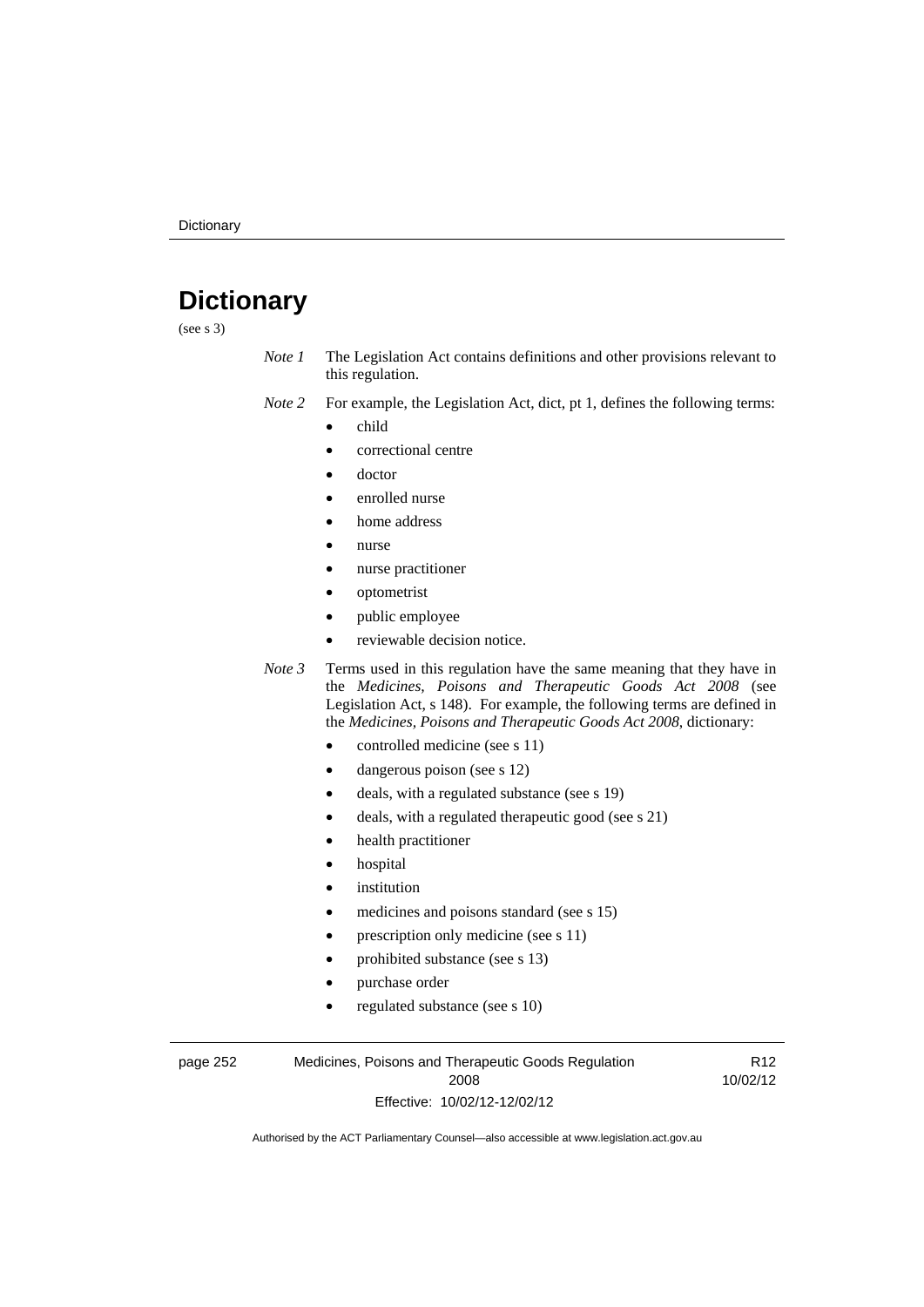# Dictionary

(see s 3)

*Note 1* The Legislation Act contains definitions and other provisions relevant to this regulation.

*Note 2* For example, the Legislation Act, dict, pt 1, defines the following terms:

- child
- correctional centre
- doctor
- enrolled nurse
- home address
- nurse
- nurse practitioner
- optometrist
- public employee
- reviewable decision notice.

*Note 3* Terms used in this regulation have the same meaning that they have in the *Medicines, Poisons and Therapeutic Goods Act 2008* (see Legislation Act, s 148). For example, the following terms are defined in the *Medicines, Poisons and Therapeutic Goods Act 2008*, dictionary:

- controlled medicine (see s 11)
- dangerous poison (see s 12)
- deals, with a regulated substance (see s 19)
- deals, with a regulated therapeutic good (see s 21)
- health practitioner
- hospital
- institution
- medicines and poisons standard (see s 15)
- prescription only medicine (see s 11)
- prohibited substance (see s 13)
- purchase order
- regulated substance (see s 10)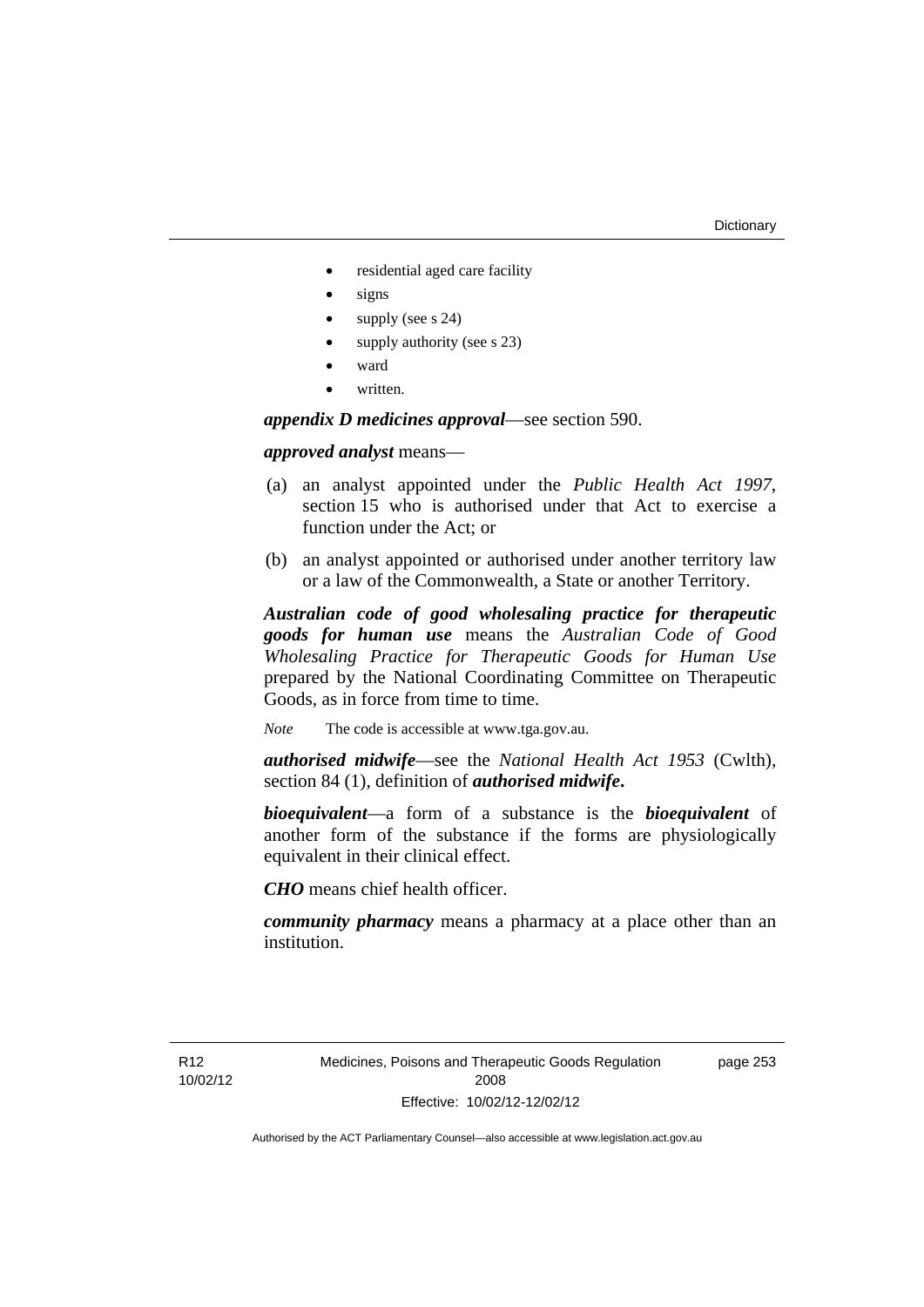- residential aged care facility
- signs
- supply (see s 24)
- supply authority (see s 23)
- ward
- written.

***appendix D medicines approval***—see section 590.

***approved analyst*** means—

(a) an analyst appointed under the *Public Health Act 1997*, section 15 who is authorised under that Act to exercise a function under the Act; or

(b) an analyst appointed or authorised under another territory law or a law of the Commonwealth, a State or another Territory.

***Australian code of good wholesaling practice for therapeutic goods for human use*** means the *Australian Code of Good Wholesaling Practice for Therapeutic Goods for Human Use* prepared by the National Coordinating Committee on Therapeutic Goods, as in force from time to time.

*Note* The code is accessible at www.tga.gov.au.

***authorised midwife***—see the *National Health Act 1953* (Cwlth), section 84 (1), definition of ***authorised midwife*.**

***bioequivalent***—a form of a substance is the ***bioequivalent*** of another form of the substance if the forms are physiologically equivalent in their clinical effect.

***CHO*** means chief health officer.

***community pharmacy*** means a pharmacy at a place other than an institution.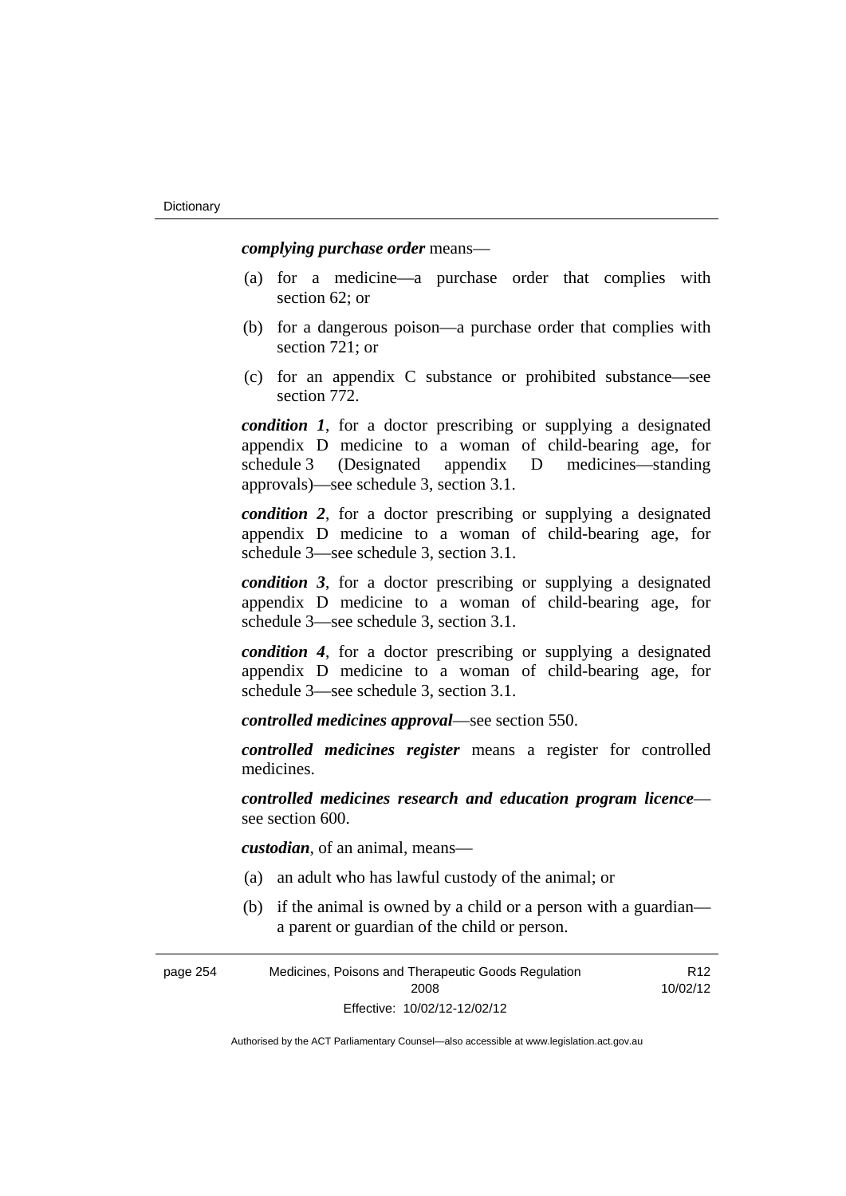***complying purchase order*** means—

(a) for a medicine—a purchase order that complies with section 62; or

(b) for a dangerous poison—a purchase order that complies with section 721; or

(c) for an appendix C substance or prohibited substance—see section 772.

***condition 1***, for a doctor prescribing or supplying a designated appendix D medicine to a woman of child-bearing age, for schedule 3 (Designated appendix D medicines—standing approvals)—see schedule 3, section 3.1.

***condition 2***, for a doctor prescribing or supplying a designated appendix D medicine to a woman of child-bearing age, for schedule 3—see schedule 3, section 3.1.

***condition 3***, for a doctor prescribing or supplying a designated appendix D medicine to a woman of child-bearing age, for schedule 3—see schedule 3, section 3.1.

***condition 4***, for a doctor prescribing or supplying a designated appendix D medicine to a woman of child-bearing age, for schedule 3—see schedule 3, section 3.1.

***controlled medicines approval***—see section 550.

***controlled medicines register*** means a register for controlled medicines.

***controlled medicines research and education program licence***—see section 600.

***custodian***, of an animal, means—

(a) an adult who has lawful custody of the animal; or

(b) if the animal is owned by a child or a person with a guardian—a parent or guardian of the child or person.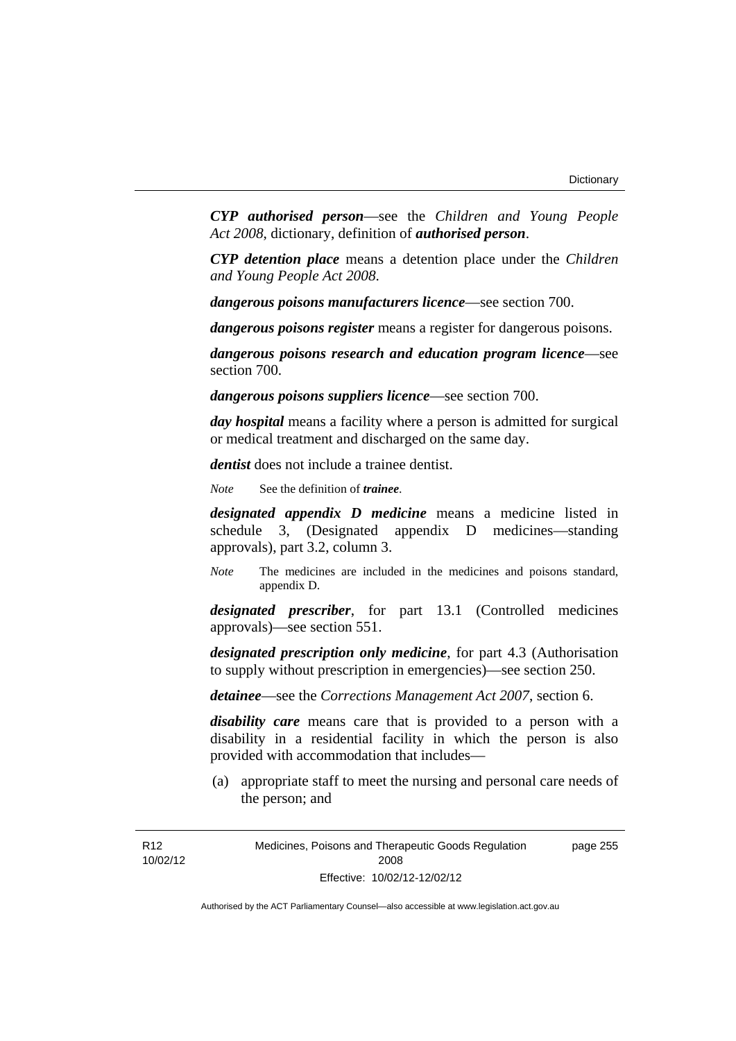***CYP authorised person***—see the *Children and Young People Act 2008*, dictionary, definition of ***authorised person***.

***CYP detention place*** means a detention place under the *Children and Young People Act 2008*.

***dangerous poisons manufacturers licence***—see section 700.

***dangerous poisons register*** means a register for dangerous poisons.

***dangerous poisons research and education program licence***—see section 700.

***dangerous poisons suppliers licence***—see section 700.

***day hospital*** means a facility where a person is admitted for surgical or medical treatment and discharged on the same day.

***dentist*** does not include a trainee dentist.

*Note* See the definition of ***trainee***.

***designated appendix D medicine*** means a medicine listed in schedule 3, (Designated appendix D medicines—standing approvals), part 3.2, column 3.

*Note* The medicines are included in the medicines and poisons standard, appendix D.

***designated prescriber***, for part 13.1 (Controlled medicines approvals)—see section 551.

***designated prescription only medicine***, for part 4.3 (Authorisation to supply without prescription in emergencies)—see section 250.

***detainee***—see the *Corrections Management Act 2007*, section 6.

***disability care*** means care that is provided to a person with a disability in a residential facility in which the person is also provided with accommodation that includes—

(a) appropriate staff to meet the nursing and personal care needs of the person; and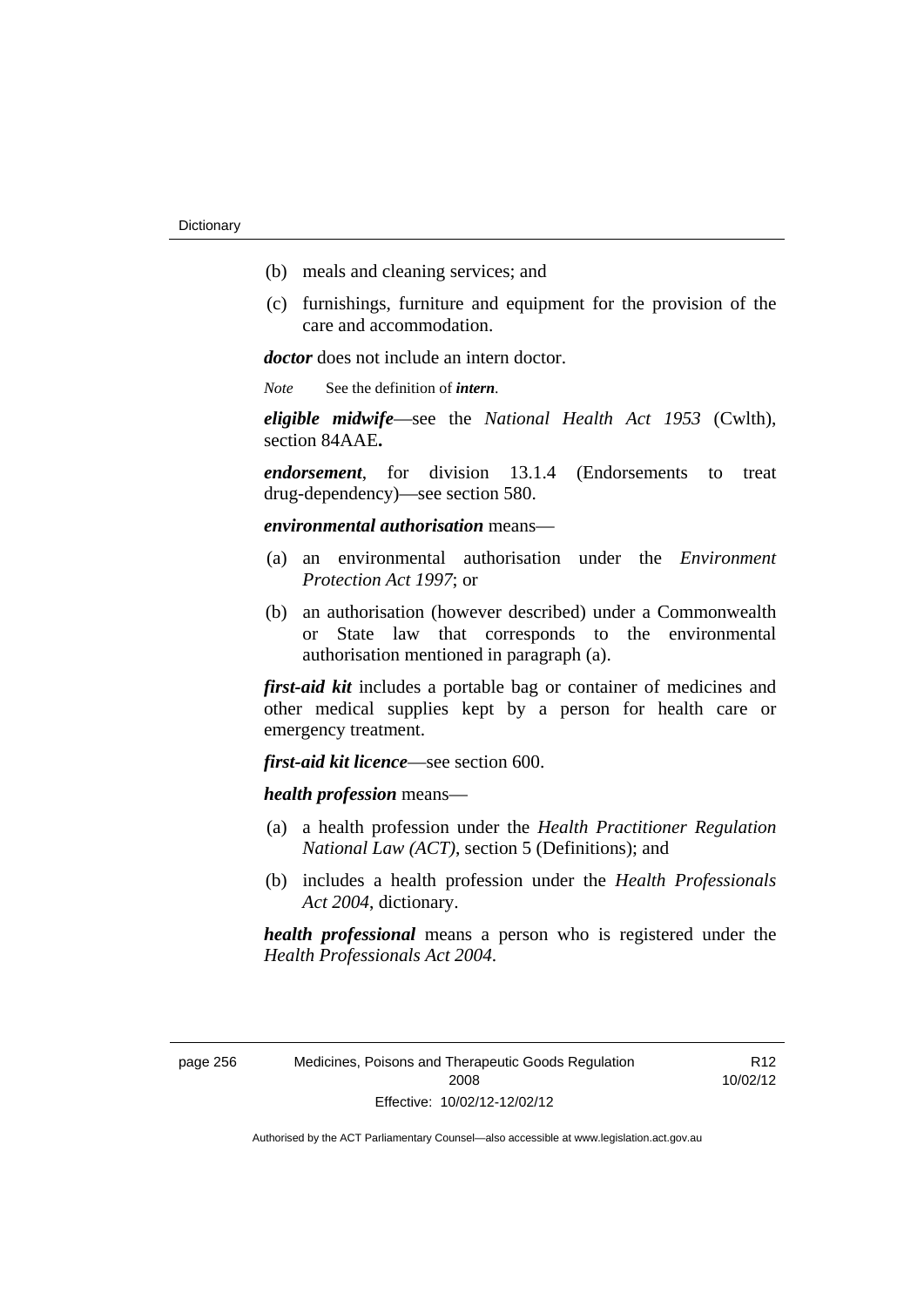- (b) meals and cleaning services; and
- (c) furnishings, furniture and equipment for the provision of the care and accommodation.

***doctor*** does not include an intern doctor.

*Note* See the definition of ***intern***.

***eligible midwife***—see the *National Health Act 1953* (Cwlth), section 84AAE**.**

***endorsement***, for division 13.1.4 (Endorsements to treat drug-dependency)—see section 580.

***environmental authorisation*** means—

- (a) an environmental authorisation under the *Environment Protection Act 1997*; or
- (b) an authorisation (however described) under a Commonwealth or State law that corresponds to the environmental authorisation mentioned in paragraph (a).

***first-aid kit*** includes a portable bag or container of medicines and other medical supplies kept by a person for health care or emergency treatment.

***first-aid kit licence***—see section 600.

***health profession*** means—

- (a) a health profession under the *Health Practitioner Regulation National Law (ACT)*, section 5 (Definitions); and
- (b) includes a health profession under the *Health Professionals Act 2004*, dictionary.

***health professional*** means a person who is registered under the *Health Professionals Act 2004*.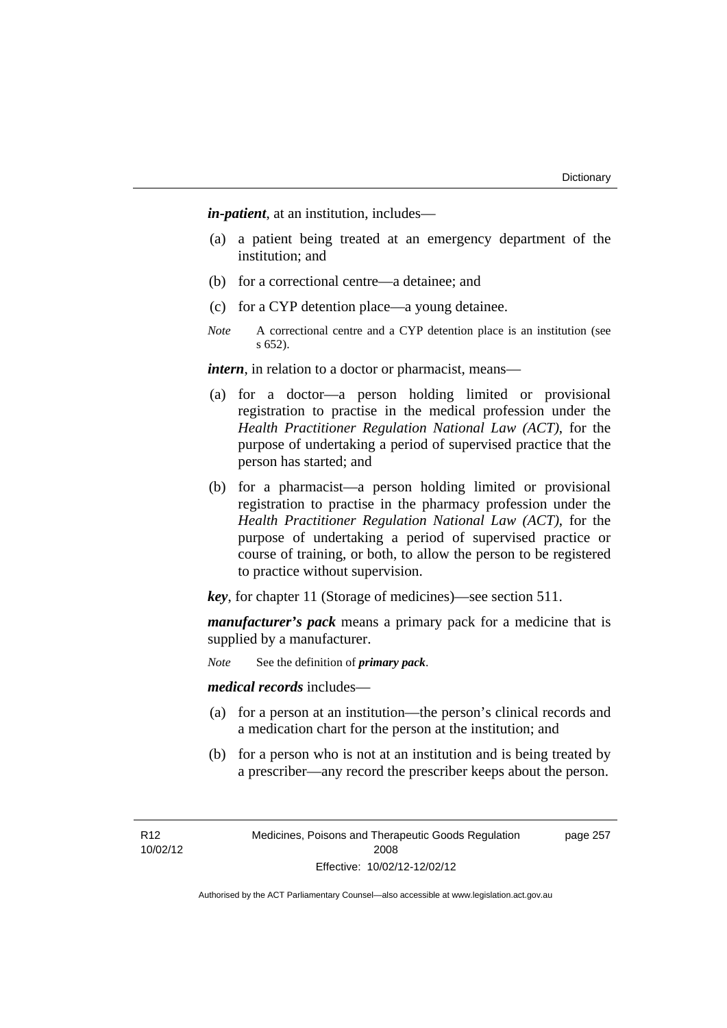***in-patient***, at an institution, includes—

(a) a patient being treated at an emergency department of the institution; and

(b) for a correctional centre—a detainee; and

(c) for a CYP detention place—a young detainee.

*Note* A correctional centre and a CYP detention place is an institution (see s 652).

***intern***, in relation to a doctor or pharmacist, means—

(a) for a doctor—a person holding limited or provisional registration to practise in the medical profession under the *Health Practitioner Regulation National Law (ACT)*, for the purpose of undertaking a period of supervised practice that the person has started; and

(b) for a pharmacist—a person holding limited or provisional registration to practise in the pharmacy profession under the *Health Practitioner Regulation National Law (ACT)*, for the purpose of undertaking a period of supervised practice or course of training, or both, to allow the person to be registered to practice without supervision.

***key***, for chapter 11 (Storage of medicines)—see section 511.

***manufacturer's pack*** means a primary pack for a medicine that is supplied by a manufacturer.

*Note* See the definition of ***primary pack***.

***medical records*** includes—

(a) for a person at an institution—the person's clinical records and a medication chart for the person at the institution; and

(b) for a person who is not at an institution and is being treated by a prescriber—any record the prescriber keeps about the person.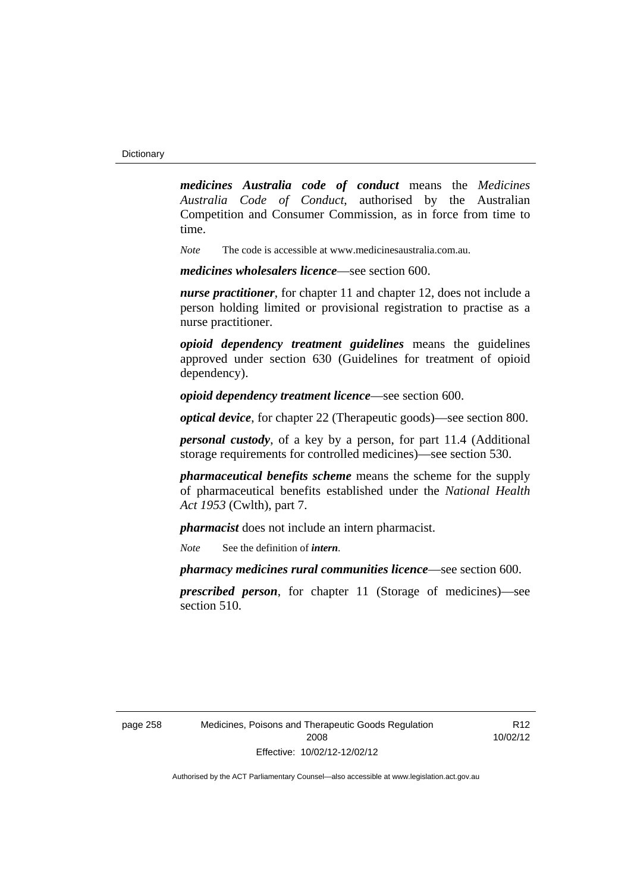***medicines Australia code of conduct*** means the *Medicines Australia Code of Conduct*, authorised by the Australian Competition and Consumer Commission, as in force from time to time.

*Note* The code is accessible at www.medicinesaustralia.com.au.

***medicines wholesalers licence***—see section 600.

***nurse practitioner***, for chapter 11 and chapter 12, does not include a person holding limited or provisional registration to practise as a nurse practitioner.

***opioid dependency treatment guidelines*** means the guidelines approved under section 630 (Guidelines for treatment of opioid dependency).

***opioid dependency treatment licence***—see section 600.

***optical device***, for chapter 22 (Therapeutic goods)—see section 800.

***personal custody***, of a key by a person, for part 11.4 (Additional storage requirements for controlled medicines)—see section 530.

***pharmaceutical benefits scheme*** means the scheme for the supply of pharmaceutical benefits established under the *National Health Act 1953* (Cwlth), part 7.

***pharmacist*** does not include an intern pharmacist.

*Note* See the definition of ***intern***.

***pharmacy medicines rural communities licence***—see section 600.

***prescribed person***, for chapter 11 (Storage of medicines)—see section 510.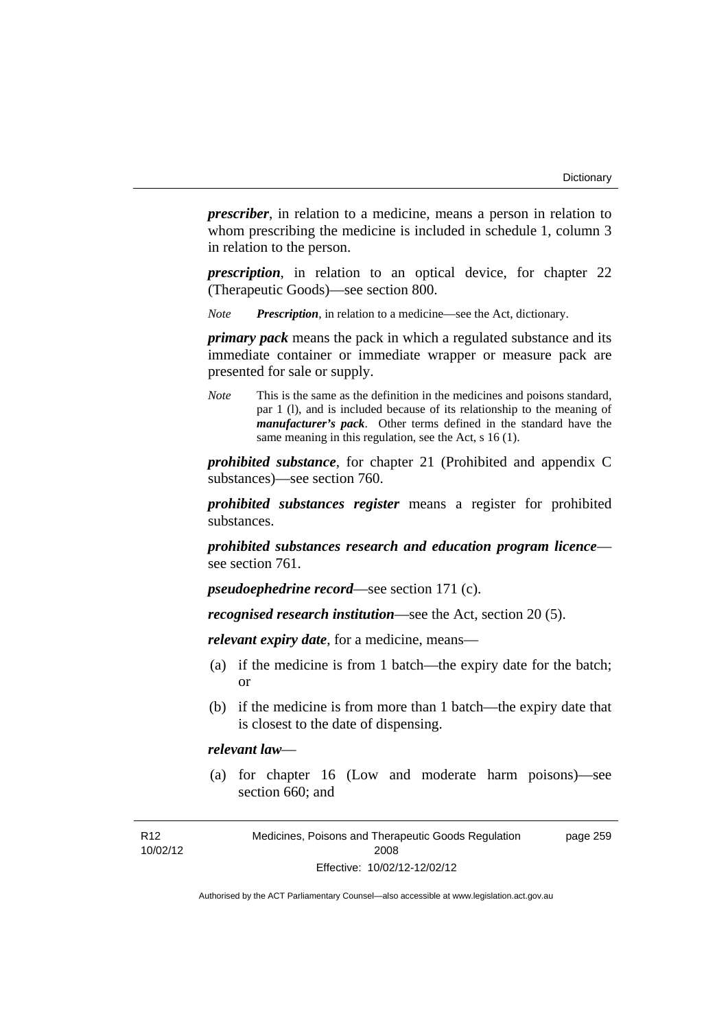***prescriber***, in relation to a medicine, means a person in relation to whom prescribing the medicine is included in schedule 1, column 3 in relation to the person.

***prescription***, in relation to an optical device, for chapter 22 (Therapeutic Goods)—see section 800.

*Note* ***Prescription***, in relation to a medicine—see the Act, dictionary.

***primary pack*** means the pack in which a regulated substance and its immediate container or immediate wrapper or measure pack are presented for sale or supply.

*Note* This is the same as the definition in the medicines and poisons standard, par 1 (l), and is included because of its relationship to the meaning of ***manufacturer's pack***. Other terms defined in the standard have the same meaning in this regulation, see the Act, s 16 (1).

***prohibited substance***, for chapter 21 (Prohibited and appendix C substances)—see section 760.

***prohibited substances register*** means a register for prohibited substances.

***prohibited substances research and education program licence***—see section 761.

***pseudoephedrine record***—see section 171 (c).

***recognised research institution***—see the Act, section 20 (5).

***relevant expiry date***, for a medicine, means—

(a) if the medicine is from 1 batch—the expiry date for the batch; or

(b) if the medicine is from more than 1 batch—the expiry date that is closest to the date of dispensing.

***relevant law***—

(a) for chapter 16 (Low and moderate harm poisons)—see section 660; and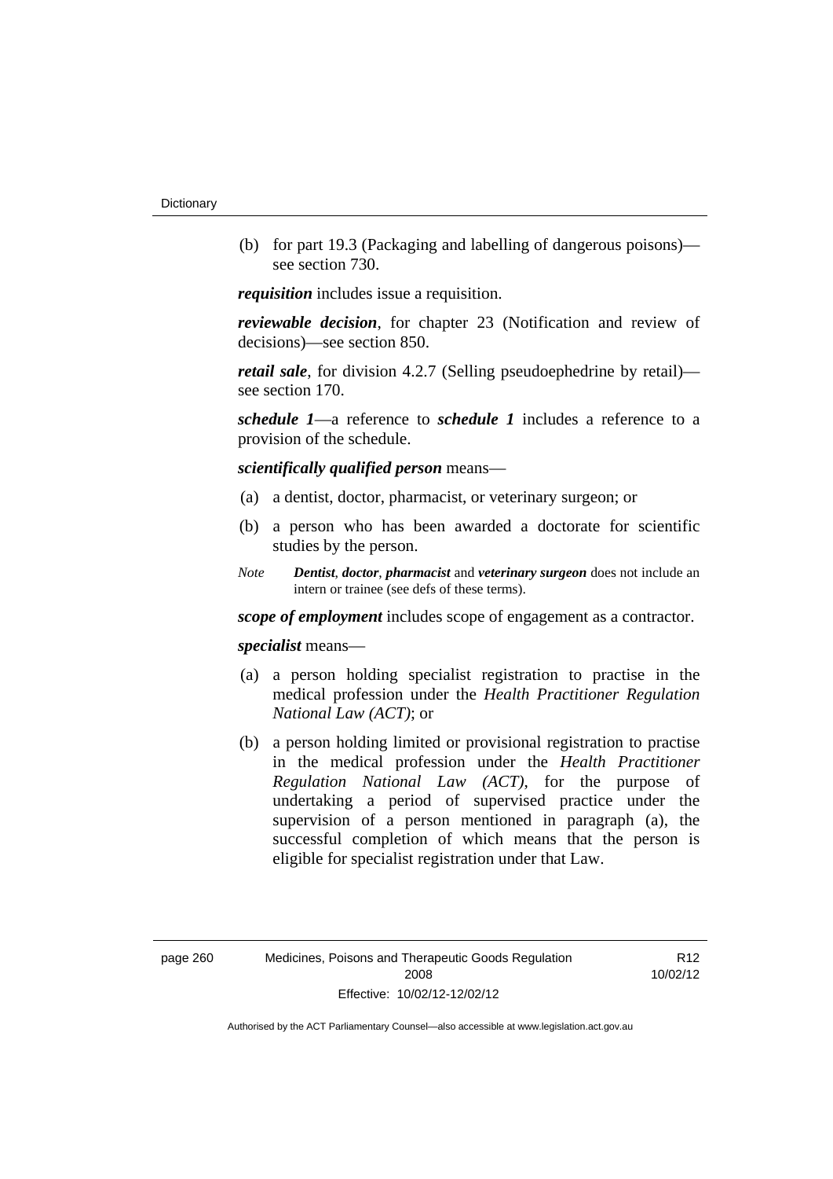(b) for part 19.3 (Packaging and labelling of dangerous poisons)—see section 730.

***requisition*** includes issue a requisition.

***reviewable decision***, for chapter 23 (Notification and review of decisions)—see section 850.

***retail sale***, for division 4.2.7 (Selling pseudoephedrine by retail)—see section 170.

***schedule 1***—a reference to ***schedule 1*** includes a reference to a provision of the schedule.

***scientifically qualified person*** means—

(a) a dentist, doctor, pharmacist, or veterinary surgeon; or

(b) a person who has been awarded a doctorate for scientific studies by the person.

*Note* ***Dentist***, ***doctor***, ***pharmacist*** and ***veterinary surgeon*** does not include an intern or trainee (see defs of these terms).

***scope of employment*** includes scope of engagement as a contractor.

***specialist*** means—

(a) a person holding specialist registration to practise in the medical profession under the *Health Practitioner Regulation National Law (ACT)*; or

(b) a person holding limited or provisional registration to practise in the medical profession under the *Health Practitioner Regulation National Law (ACT)*, for the purpose of undertaking a period of supervised practice under the supervision of a person mentioned in paragraph (a), the successful completion of which means that the person is eligible for specialist registration under that Law.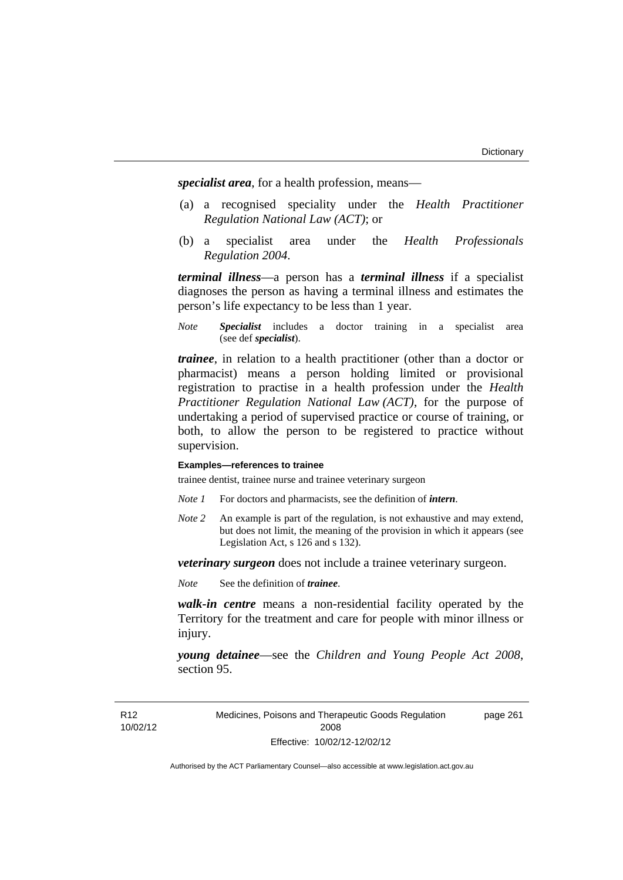***specialist area***, for a health profession, means—

(a) a recognised speciality under the *Health Practitioner Regulation National Law (ACT)*; or

(b) a specialist area under the *Health Professionals Regulation 2004*.

***terminal illness***—a person has a ***terminal illness*** if a specialist diagnoses the person as having a terminal illness and estimates the person's life expectancy to be less than 1 year.

*Note* ***Specialist*** includes a doctor training in a specialist area (see def ***specialist***).

***trainee***, in relation to a health practitioner (other than a doctor or pharmacist) means a person holding limited or provisional registration to practise in a health profession under the *Health Practitioner Regulation National Law (ACT)*, for the purpose of undertaking a period of supervised practice or course of training, or both, to allow the person to be registered to practice without supervision.

**Examples—references to trainee**

trainee dentist, trainee nurse and trainee veterinary surgeon

*Note 1* For doctors and pharmacists, see the definition of ***intern***.

*Note 2* An example is part of the regulation, is not exhaustive and may extend, but does not limit, the meaning of the provision in which it appears (see Legislation Act, s 126 and s 132).

***veterinary surgeon*** does not include a trainee veterinary surgeon.

*Note* See the definition of ***trainee***.

***walk-in centre*** means a non-residential facility operated by the Territory for the treatment and care for people with minor illness or injury.

***young detainee***—see the *Children and Young People Act 2008*, section 95.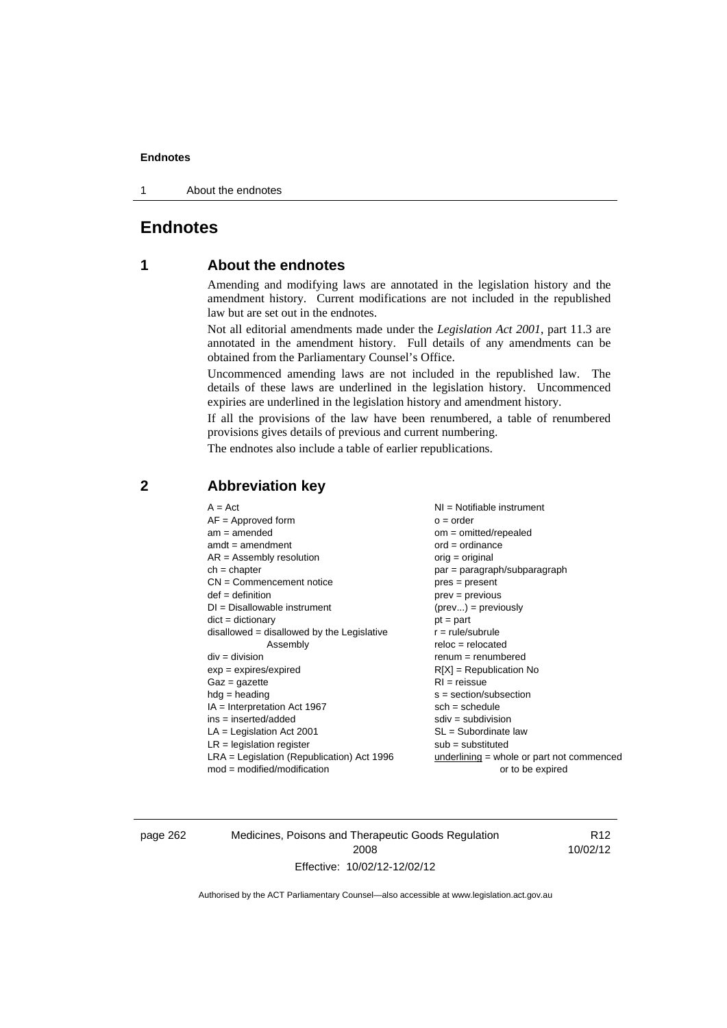# Endnotes

## 1 About the endnotes

Amending and modifying laws are annotated in the legislation history and the amendment history. Current modifications are not included in the republished law but are set out in the endnotes.

Not all editorial amendments made under the *Legislation Act 2001*, part 11.3 are annotated in the amendment history. Full details of any amendments can be obtained from the Parliamentary Counsel's Office.

Uncommenced amending laws are not included in the republished law. The details of these laws are underlined in the legislation history. Uncommenced expiries are underlined in the legislation history and amendment history.

If all the provisions of the law have been renumbered, a table of renumbered provisions gives details of previous and current numbering.

The endnotes also include a table of earlier republications.

## 2 Abbreviation key

A = Act
AF = Approved form
am = amended
amdt = amendment
AR = Assembly resolution
ch = chapter
CN = Commencement notice
def = definition
DI = Disallowable instrument
dict = dictionary
disallowed = disallowed by the Legislative Assembly
div = division
exp = expires/expired
Gaz = gazette
hdg = heading
IA = Interpretation Act 1967
ins = inserted/added
LA = Legislation Act 2001
LR = legislation register
LRA = Legislation (Republication) Act 1996
mod = modified/modification
NI = Notifiable instrument
o = order
om = omitted/repealed
ord = ordinance
orig = original
par = paragraph/subparagraph
pres = present
prev = previous
(prev...) = previously
pt = part
r = rule/subrule
reloc = relocated
renum = renumbered
R[X] = Republication No
RI = reissue
s = section/subsection
sch = schedule
sdiv = subdivision
SL = Subordinate law
sub = substituted
<u>underlining</u> = whole or part not commenced or to be expired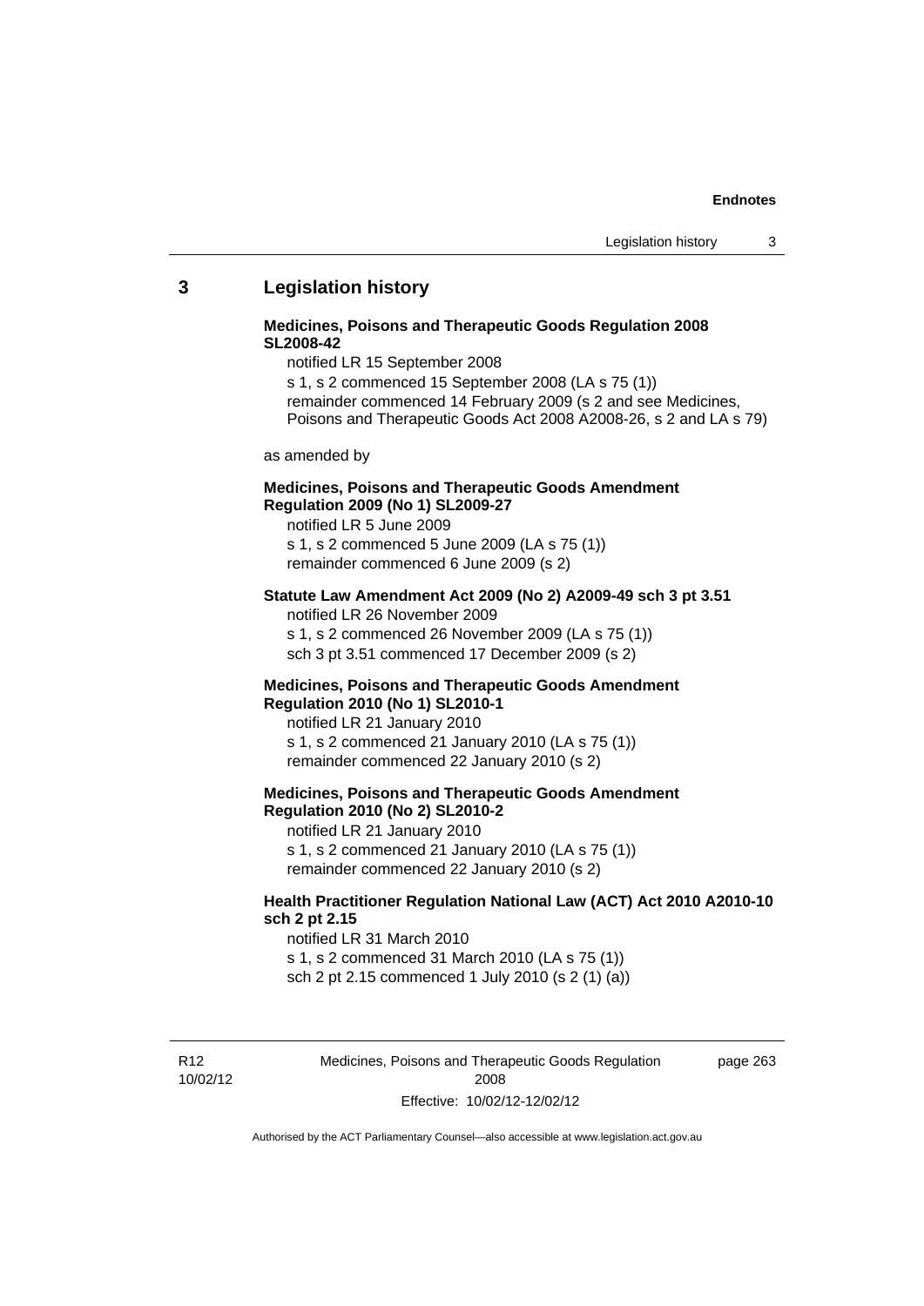## 3 Legislation history

**Medicines, Poisons and Therapeutic Goods Regulation 2008 SL2008-42**

notified LR 15 September 2008

s 1, s 2 commenced 15 September 2008 (LA s 75 (1))

remainder commenced 14 February 2009 (s 2 and see Medicines, Poisons and Therapeutic Goods Act 2008 A2008-26, s 2 and LA s 79)

as amended by

**Medicines, Poisons and Therapeutic Goods Amendment Regulation 2009 (No 1) SL2009-27**

notified LR 5 June 2009

s 1, s 2 commenced 5 June 2009 (LA s 75 (1))

remainder commenced 6 June 2009 (s 2)

**Statute Law Amendment Act 2009 (No 2) A2009-49 sch 3 pt 3.51**

notified LR 26 November 2009

s 1, s 2 commenced 26 November 2009 (LA s 75 (1))

sch 3 pt 3.51 commenced 17 December 2009 (s 2)

**Medicines, Poisons and Therapeutic Goods Amendment Regulation 2010 (No 1) SL2010-1**

notified LR 21 January 2010

s 1, s 2 commenced 21 January 2010 (LA s 75 (1))

remainder commenced 22 January 2010 (s 2)

**Medicines, Poisons and Therapeutic Goods Amendment Regulation 2010 (No 2) SL2010-2**

notified LR 21 January 2010

s 1, s 2 commenced 21 January 2010 (LA s 75 (1))

remainder commenced 22 January 2010 (s 2)

**Health Practitioner Regulation National Law (ACT) Act 2010 A2010-10 sch 2 pt 2.15**

notified LR 31 March 2010

s 1, s 2 commenced 31 March 2010 (LA s 75 (1))

sch 2 pt 2.15 commenced 1 July 2010 (s 2 (1) (a))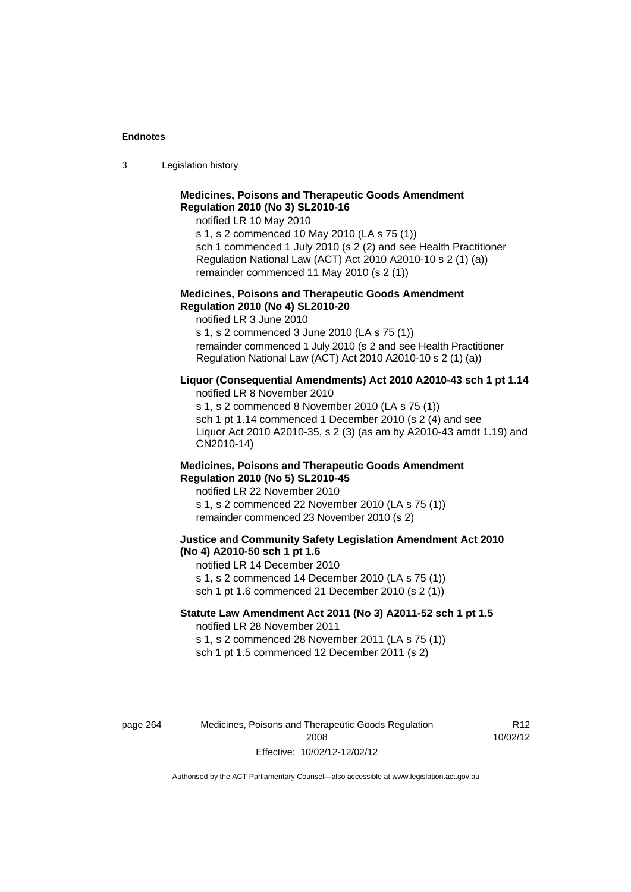**Medicines, Poisons and Therapeutic Goods Amendment Regulation 2010 (No 3) SL2010-16**

notified LR 10 May 2010

s 1, s 2 commenced 10 May 2010 (LA s 75 (1))

sch 1 commenced 1 July 2010 (s 2 (2) and see Health Practitioner Regulation National Law (ACT) Act 2010 A2010-10 s 2 (1) (a))

remainder commenced 11 May 2010 (s 2 (1))

**Medicines, Poisons and Therapeutic Goods Amendment Regulation 2010 (No 4) SL2010-20**

notified LR 3 June 2010

s 1, s 2 commenced 3 June 2010 (LA s 75 (1))

remainder commenced 1 July 2010 (s 2 and see Health Practitioner Regulation National Law (ACT) Act 2010 A2010-10 s 2 (1) (a))

**Liquor (Consequential Amendments) Act 2010 A2010-43 sch 1 pt 1.14**

notified LR 8 November 2010

s 1, s 2 commenced 8 November 2010 (LA s 75 (1))

sch 1 pt 1.14 commenced 1 December 2010 (s 2 (4) and see Liquor Act 2010 A2010-35, s 2 (3) (as am by A2010-43 amdt 1.19) and CN2010-14)

**Medicines, Poisons and Therapeutic Goods Amendment Regulation 2010 (No 5) SL2010-45**

notified LR 22 November 2010

s 1, s 2 commenced 22 November 2010 (LA s 75 (1))

remainder commenced 23 November 2010 (s 2)

**Justice and Community Safety Legislation Amendment Act 2010 (No 4) A2010-50 sch 1 pt 1.6**

notified LR 14 December 2010

s 1, s 2 commenced 14 December 2010 (LA s 75 (1))

sch 1 pt 1.6 commenced 21 December 2010 (s 2 (1))

**Statute Law Amendment Act 2011 (No 3) A2011-52 sch 1 pt 1.5**

notified LR 28 November 2011

s 1, s 2 commenced 28 November 2011 (LA s 75 (1))

sch 1 pt 1.5 commenced 12 December 2011 (s 2)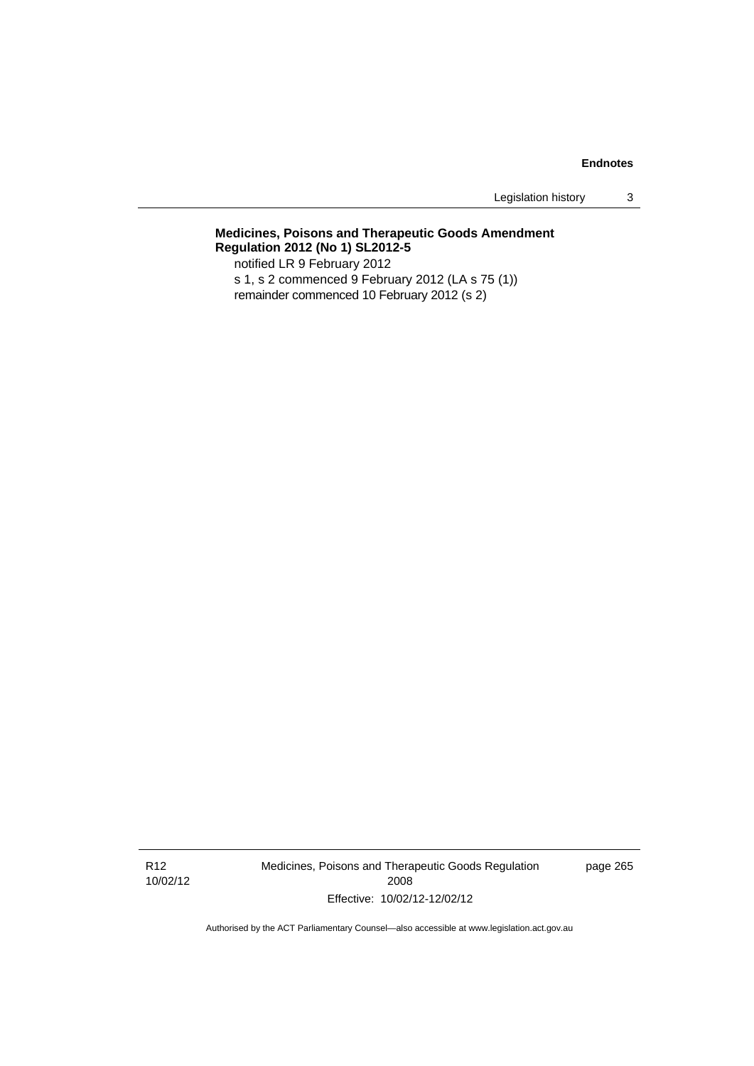**Medicines, Poisons and Therapeutic Goods Amendment Regulation 2012 (No 1) SL2012-5**

notified LR 9 February 2012

s 1, s 2 commenced 9 February 2012 (LA s 75 (1))

remainder commenced 10 February 2012 (s 2)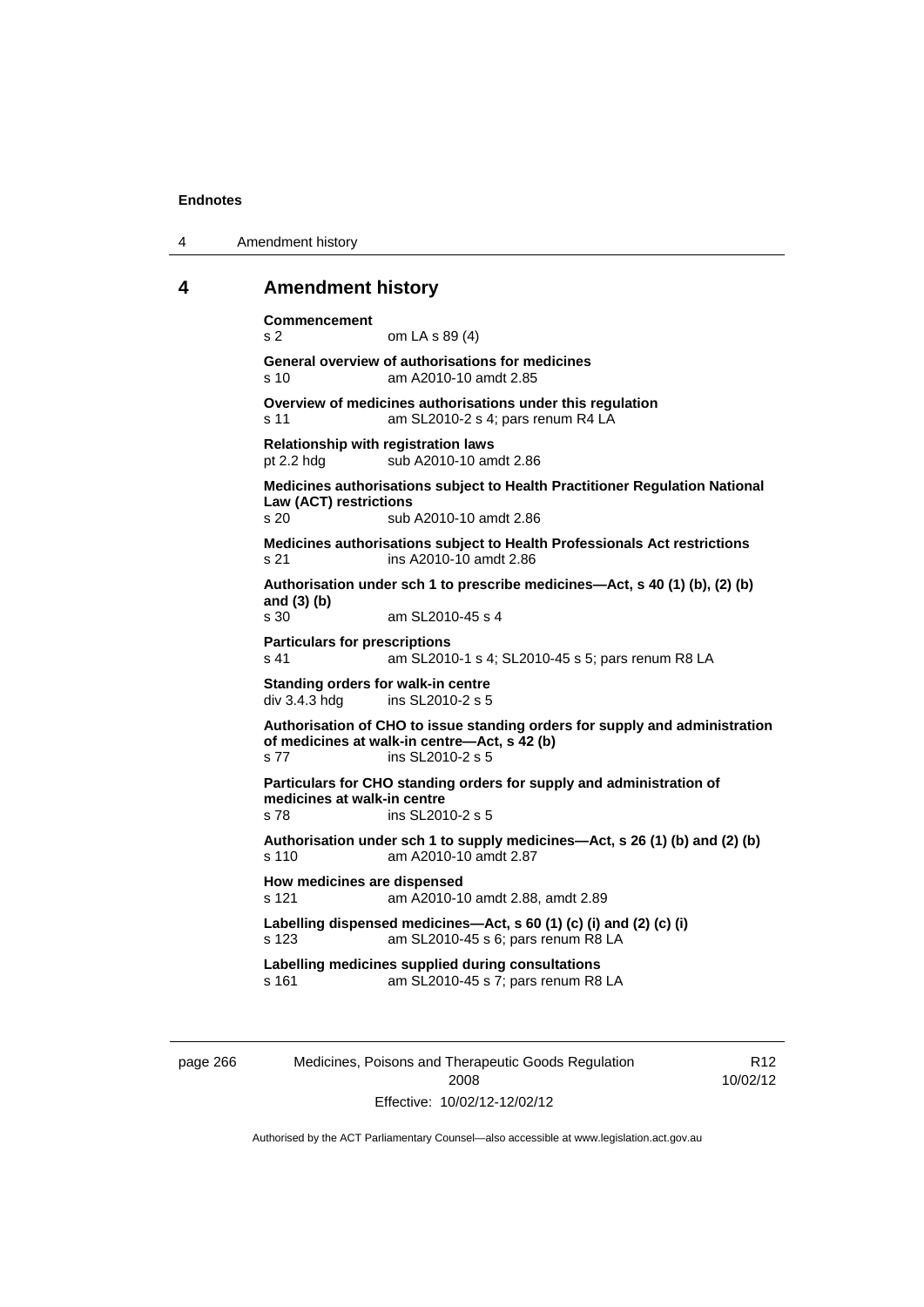## 4 Amendment history

**Commencement**
s 2 om LA s 89 (4)

**General overview of authorisations for medicines**
s 10 am A2010-10 amdt 2.85

**Overview of medicines authorisations under this regulation**
s 11 am SL2010-2 s 4; pars renum R4 LA

**Relationship with registration laws**
pt 2.2 hdg sub A2010-10 amdt 2.86

**Medicines authorisations subject to Health Practitioner Regulation National Law (ACT) restrictions**
s 20 sub A2010-10 amdt 2.86

**Medicines authorisations subject to Health Professionals Act restrictions**
s 21 ins A2010-10 amdt 2.86

**Authorisation under sch 1 to prescribe medicines—Act, s 40 (1) (b), (2) (b) and (3) (b)**
s 30 am SL2010-45 s 4

**Particulars for prescriptions**
s 41 am SL2010-1 s 4; SL2010-45 s 5; pars renum R8 LA

**Standing orders for walk-in centre**
div 3.4.3 hdg ins SL2010-2 s 5

**Authorisation of CHO to issue standing orders for supply and administration of medicines at walk-in centre—Act, s 42 (b)**
s 77 ins SL2010-2 s 5

**Particulars for CHO standing orders for supply and administration of medicines at walk-in centre**
s 78 ins SL2010-2 s 5

**Authorisation under sch 1 to supply medicines—Act, s 26 (1) (b) and (2) (b)**
s 110 am A2010-10 amdt 2.87

**How medicines are dispensed**
s 121 am A2010-10 amdt 2.88, amdt 2.89

**Labelling dispensed medicines—Act, s 60 (1) (c) (i) and (2) (c) (i)**
s 123 am SL2010-45 s 6; pars renum R8 LA

**Labelling medicines supplied during consultations**
s 161 am SL2010-45 s 7; pars renum R8 LA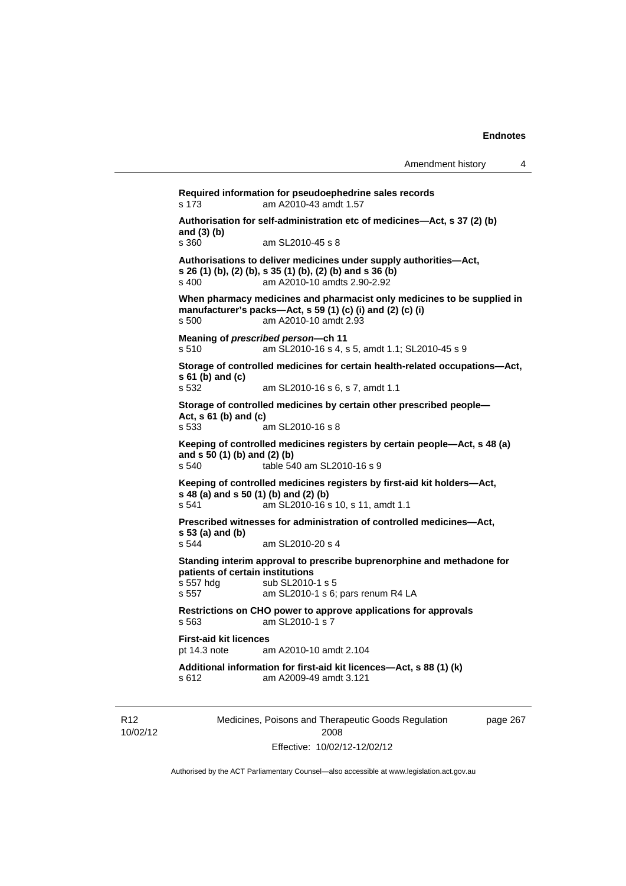**Required information for pseudoephedrine sales records**
s 173 am A2010-43 amdt 1.57

**Authorisation for self-administration etc of medicines—Act, s 37 (2) (b) and (3) (b)**
s 360 am SL2010-45 s 8

**Authorisations to deliver medicines under supply authorities—Act, s 26 (1) (b), (2) (b), s 35 (1) (b), (2) (b) and s 36 (b)**
s 400 am A2010-10 amdts 2.90-2.92

**When pharmacy medicines and pharmacist only medicines to be supplied in manufacturer's packs—Act, s 59 (1) (c) (i) and (2) (c) (i)**
s 500 am A2010-10 amdt 2.93

**Meaning of *prescribed person*—ch 11**
s 510 am SL2010-16 s 4, s 5, amdt 1.1; SL2010-45 s 9

**Storage of controlled medicines for certain health-related occupations—Act, s 61 (b) and (c)**
s 532 am SL2010-16 s 6, s 7, amdt 1.1

**Storage of controlled medicines by certain other prescribed people—Act, s 61 (b) and (c)**
s 533 am SL2010-16 s 8

**Keeping of controlled medicines registers by certain people—Act, s 48 (a) and s 50 (1) (b) and (2) (b)**
s 540 table 540 am SL2010-16 s 9

**Keeping of controlled medicines registers by first-aid kit holders—Act, s 48 (a) and s 50 (1) (b) and (2) (b)**
s 541 am SL2010-16 s 10, s 11, amdt 1.1

**Prescribed witnesses for administration of controlled medicines—Act, s 53 (a) and (b)**
s 544 am SL2010-20 s 4

**Standing interim approval to prescribe buprenorphine and methadone for patients of certain institutions**
s 557 hdg sub SL2010-1 s 5
s 557 am SL2010-1 s 6; pars renum R4 LA

**Restrictions on CHO power to approve applications for approvals**
s 563 am SL2010-1 s 7

**First-aid kit licences**
pt 14.3 note am A2010-10 amdt 2.104

**Additional information for first-aid kit licences—Act, s 88 (1) (k)**
s 612 am A2009-49 amdt 3.121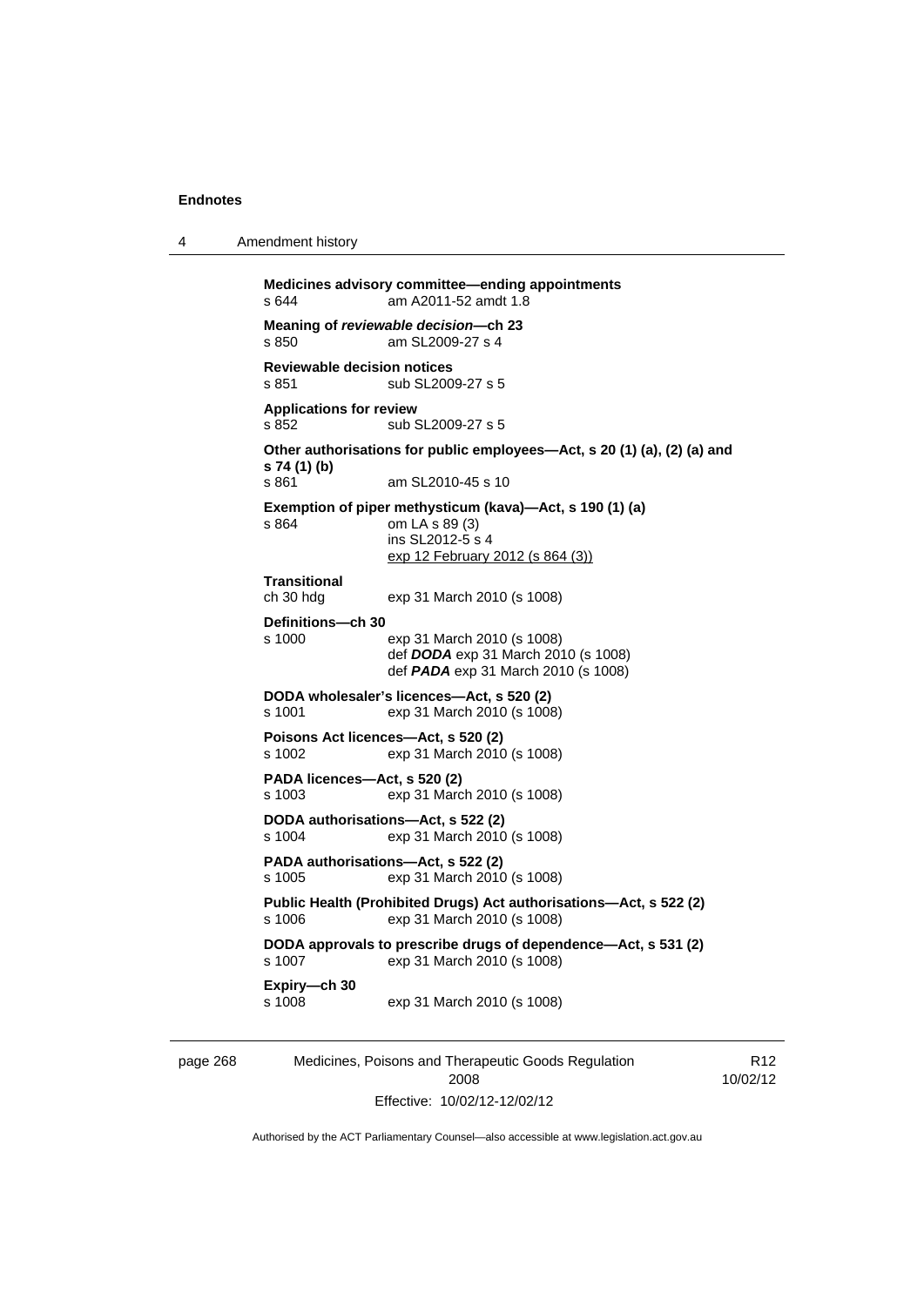**Medicines advisory committee—ending appointments**
s 644 am A2011-52 amdt 1.8

**Meaning of *reviewable decision*—ch 23**
s 850 am SL2009-27 s 4

**Reviewable decision notices**
s 851 sub SL2009-27 s 5

**Applications for review**
s 852 sub SL2009-27 s 5

**Other authorisations for public employees—Act, s 20 (1) (a), (2) (a) and s 74 (1) (b)**
s 861 am SL2010-45 s 10

**Exemption of piper methysticum (kava)—Act, s 190 (1) (a)**
s 864 om LA s 89 (3)
ins SL2012-5 s 4
<u>exp 12 February 2012 (s 864 (3))</u>

**Transitional**
ch 30 hdg exp 31 March 2010 (s 1008)

**Definitions—ch 30**
s 1000 exp 31 March 2010 (s 1008)
def ***DODA*** exp 31 March 2010 (s 1008)
def ***PADA*** exp 31 March 2010 (s 1008)

**DODA wholesaler's licences—Act, s 520 (2)**
s 1001 exp 31 March 2010 (s 1008)

**Poisons Act licences—Act, s 520 (2)**
s 1002 exp 31 March 2010 (s 1008)

**PADA licences—Act, s 520 (2)**
s 1003 exp 31 March 2010 (s 1008)

**DODA authorisations—Act, s 522 (2)**
s 1004 exp 31 March 2010 (s 1008)

**PADA authorisations—Act, s 522 (2)**
s 1005 exp 31 March 2010 (s 1008)

**Public Health (Prohibited Drugs) Act authorisations—Act, s 522 (2)**
s 1006 exp 31 March 2010 (s 1008)

**DODA approvals to prescribe drugs of dependence—Act, s 531 (2)**
s 1007 exp 31 March 2010 (s 1008)

**Expiry—ch 30**
s 1008 exp 31 March 2010 (s 1008)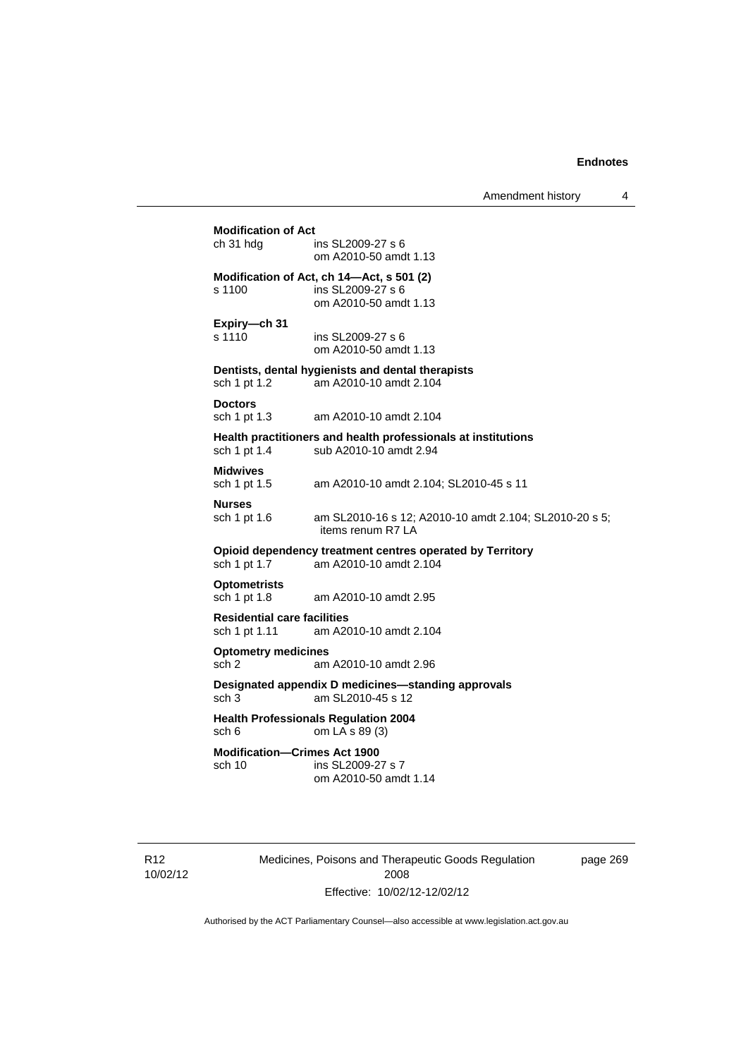**Modification of Act**

ch 31 hdg ins SL2009-27 s 6
om A2010-50 amdt 1.13

**Modification of Act, ch 14—Act, s 501 (2)**

s 1100 ins SL2009-27 s 6
om A2010-50 amdt 1.13

**Expiry—ch 31**

s 1110 ins SL2009-27 s 6
om A2010-50 amdt 1.13

**Dentists, dental hygienists and dental therapists**

sch 1 pt 1.2 am A2010-10 amdt 2.104

**Doctors**

sch 1 pt 1.3 am A2010-10 amdt 2.104

**Health practitioners and health professionals at institutions**

sch 1 pt 1.4 sub A2010-10 amdt 2.94

**Midwives**

sch 1 pt 1.5 am A2010-10 amdt 2.104; SL2010-45 s 11

**Nurses**

sch 1 pt 1.6 am SL2010-16 s 12; A2010-10 amdt 2.104; SL2010-20 s 5; items renum R7 LA

**Opioid dependency treatment centres operated by Territory**

sch 1 pt 1.7 am A2010-10 amdt 2.104

**Optometrists**

sch 1 pt 1.8 am A2010-10 amdt 2.95

**Residential care facilities**

sch 1 pt 1.11 am A2010-10 amdt 2.104

**Optometry medicines**

sch 2 am A2010-10 amdt 2.96

**Designated appendix D medicines—standing approvals**

sch 3 am SL2010-45 s 12

**Health Professionals Regulation 2004**

sch 6 om LA s 89 (3)

**Modification—Crimes Act 1900**

sch 10 ins SL2009-27 s 7
om A2010-50 amdt 1.14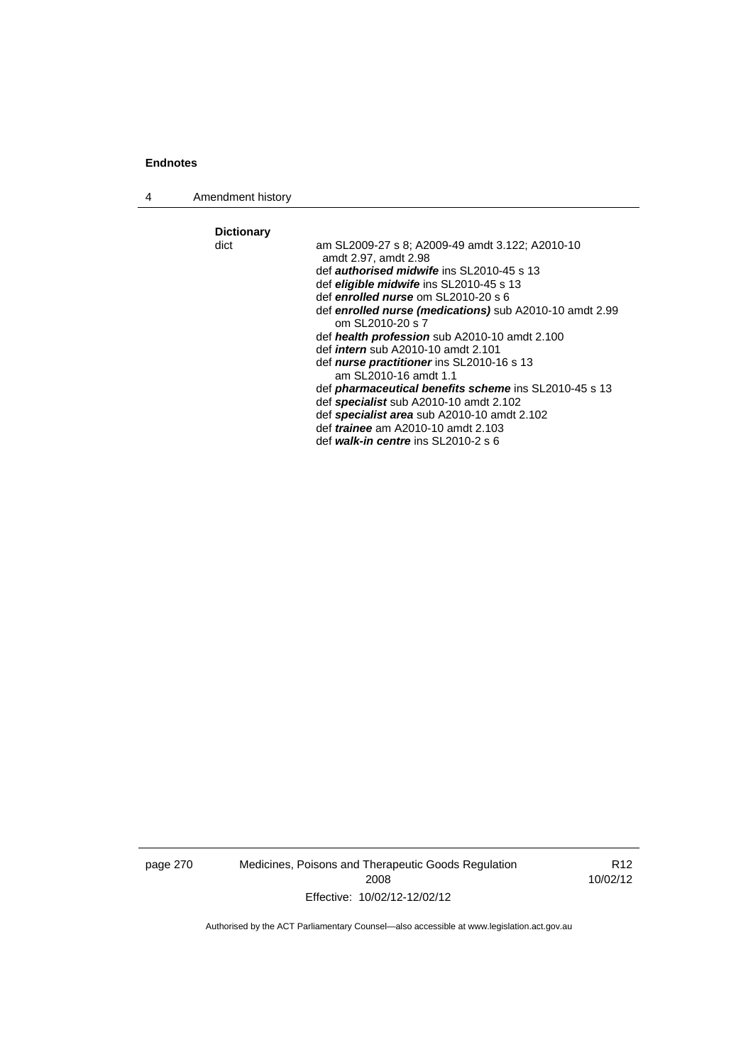**Dictionary**

dict am SL2009-27 s 8; A2009-49 amdt 3.122; A2010-10 amdt 2.97, amdt 2.98

def ***authorised midwife*** ins SL2010-45 s 13

def ***eligible midwife*** ins SL2010-45 s 13

def ***enrolled nurse*** om SL2010-20 s 6

def ***enrolled nurse (medications)*** sub A2010-10 amdt 2.99 om SL2010-20 s 7

def ***health profession*** sub A2010-10 amdt 2.100

def ***intern*** sub A2010-10 amdt 2.101

def ***nurse practitioner*** ins SL2010-16 s 13 am SL2010-16 amdt 1.1

def ***pharmaceutical benefits scheme*** ins SL2010-45 s 13

def ***specialist*** sub A2010-10 amdt 2.102

def ***specialist area*** sub A2010-10 amdt 2.102

def ***trainee*** am A2010-10 amdt 2.103

def ***walk-in centre*** ins SL2010-2 s 6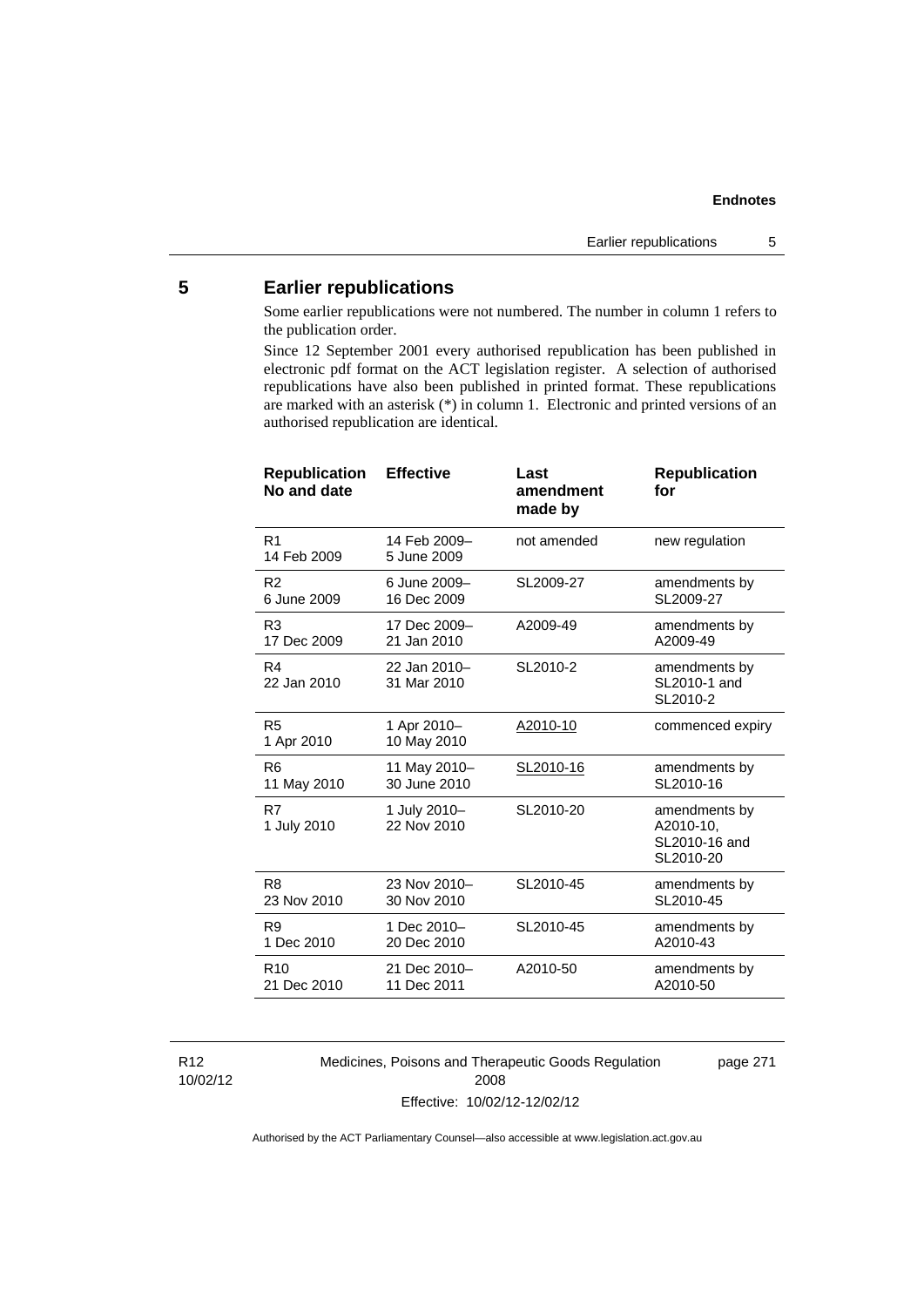## 5 Earlier republications

Some earlier republications were not numbered. The number in column 1 refers to the publication order.

Since 12 September 2001 every authorised republication has been published in electronic pdf format on the ACT legislation register. A selection of authorised republications have also been published in printed format. These republications are marked with an asterisk (*) in column 1. Electronic and printed versions of an authorised republication are identical.

| Republication No and date | Effective | Last amendment made by | Republication for |
|---|---|---|---|
| R1<br>14 Feb 2009 | 14 Feb 2009–<br>5 June 2009 | not amended | new regulation |
| R2<br>6 June 2009 | 6 June 2009–<br>16 Dec 2009 | SL2009-27 | amendments by SL2009-27 |
| R3<br>17 Dec 2009 | 17 Dec 2009–<br>21 Jan 2010 | A2009-49 | amendments by A2009-49 |
| R4<br>22 Jan 2010 | 22 Jan 2010–<br>31 Mar 2010 | SL2010-2 | amendments by SL2010-1 and SL2010-2 |
| R5<br>1 Apr 2010 | 1 Apr 2010–<br>10 May 2010 | A2010-10 | commenced expiry |
| R6<br>11 May 2010 | 11 May 2010–<br>30 June 2010 | SL2010-16 | amendments by SL2010-16 |
| R7<br>1 July 2010 | 1 July 2010–<br>22 Nov 2010 | SL2010-20 | amendments by A2010-10, SL2010-16 and SL2010-20 |
| R8<br>23 Nov 2010 | 23 Nov 2010–<br>30 Nov 2010 | SL2010-45 | amendments by SL2010-45 |
| R9<br>1 Dec 2010 | 1 Dec 2010–<br>20 Dec 2010 | SL2010-45 | amendments by A2010-43 |
| R10<br>21 Dec 2010 | 21 Dec 2010–<br>11 Dec 2011 | A2010-50 | amendments by A2010-50 |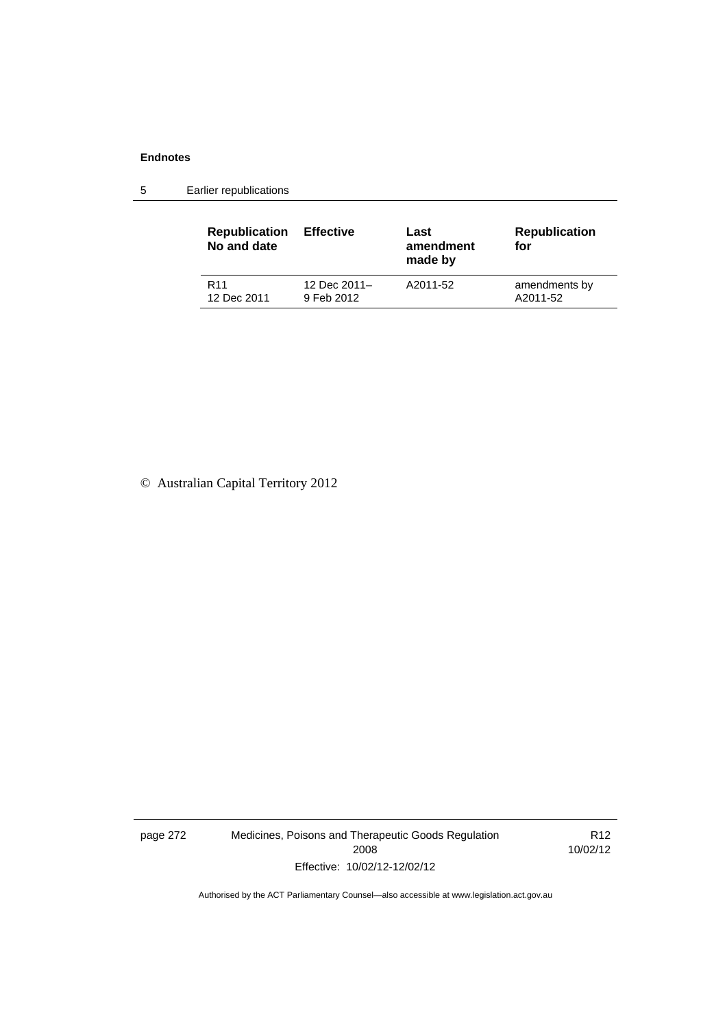5 Earlier republications

| Republication No and date | Effective | Last amendment made by | Republication for |
| --- | --- | --- | --- |
| R11 12 Dec 2011 | 12 Dec 2011– 9 Feb 2012 | A2011-52 | amendments by A2011-52 |

© Australian Capital Territory 2012